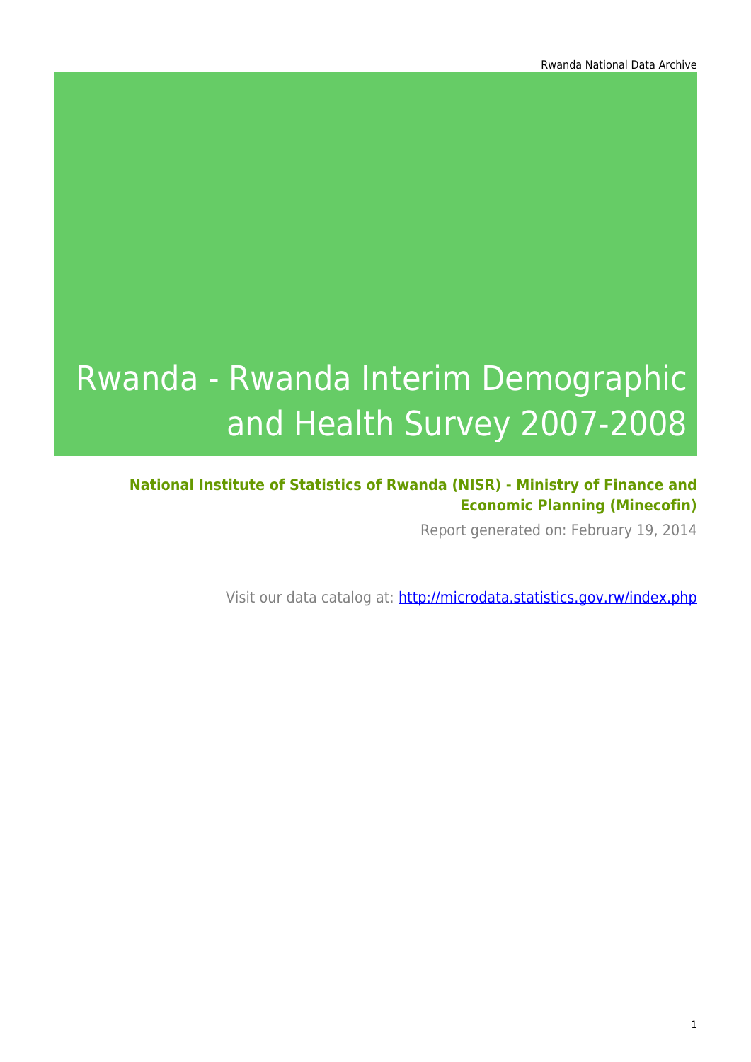# Rwanda - Rwanda Interim Demographic and Health Survey 2007-2008

**National Institute of Statistics of Rwanda (NISR) - Ministry of Finance and Economic Planning (Minecofin)**

Report generated on: February 19, 2014

Visit our data catalog at: [http://microdata.statistics.gov.rw/index.php](http://microdata.statistics.gov.rw/index.php)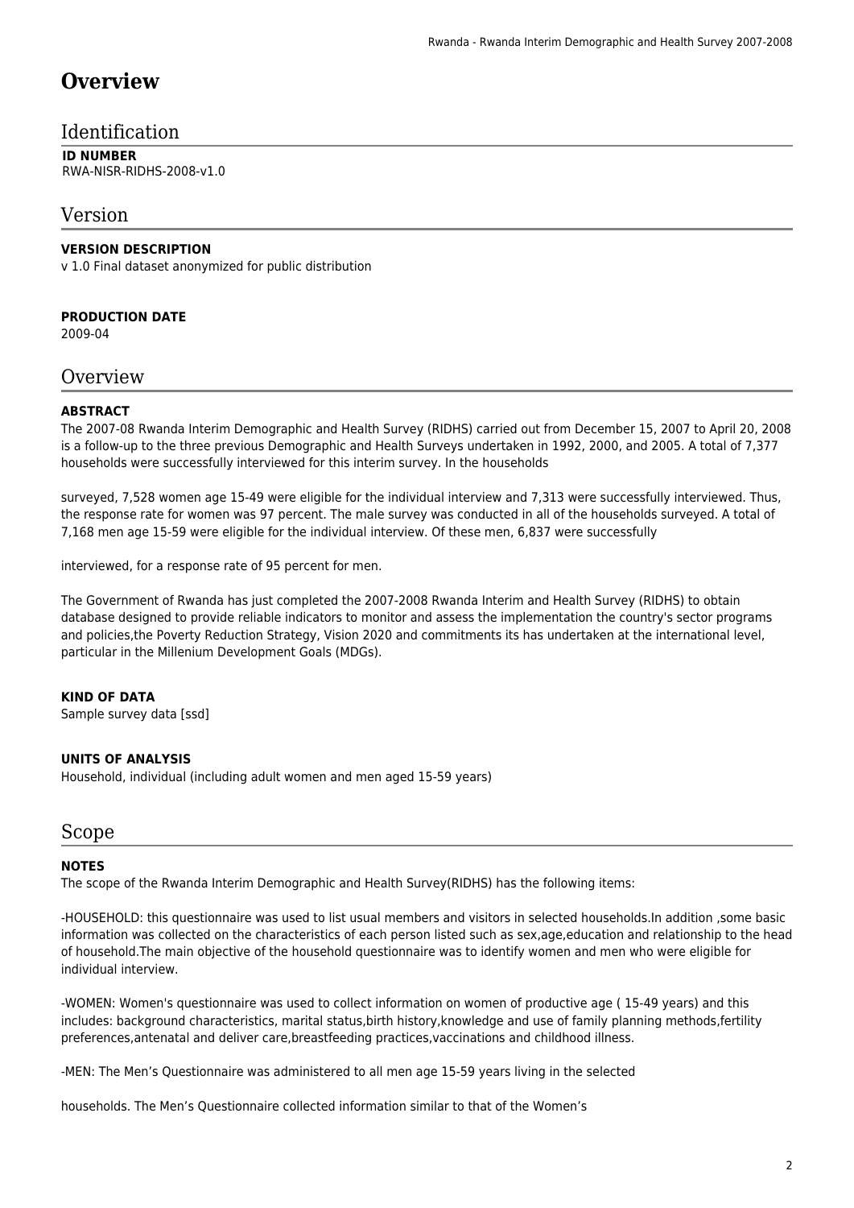# Overview

## Identification

**ID NUMBER**
RWA-NISR-RIDHS-2008-v1.0

## Version

**VERSION DESCRIPTION**
v 1.0 Final dataset anonymized for public distribution

**PRODUCTION DATE**
2009-04

## Overview

**ABSTRACT**
The 2007-08 Rwanda Interim Demographic and Health Survey (RIDHS) carried out from December 15, 2007 to April 20, 2008 is a follow-up to the three previous Demographic and Health Surveys undertaken in 1992, 2000, and 2005. A total of 7,377 households were successfully interviewed for this interim survey. In the households

surveyed, 7,528 women age 15-49 were eligible for the individual interview and 7,313 were successfully interviewed. Thus, the response rate for women was 97 percent. The male survey was conducted in all of the households surveyed. A total of 7,168 men age 15-59 were eligible for the individual interview. Of these men, 6,837 were successfully

interviewed, for a response rate of 95 percent for men.

The Government of Rwanda has just completed the 2007-2008 Rwanda Interim and Health Survey (RIDHS) to obtain database designed to provide reliable indicators to monitor and assess the implementation the country's sector programs and policies,the Poverty Reduction Strategy, Vision 2020 and commitments its has undertaken at the international level, particular in the Millenium Development Goals (MDGs).

**KIND OF DATA**
Sample survey data [ssd]

**UNITS OF ANALYSIS**
Household, individual (including adult women and men aged 15-59 years)

## Scope

**NOTES**
The scope of the Rwanda Interim Demographic and Health Survey(RIDHS) has the following items:

-HOUSEHOLD: this questionnaire was used to list usual members and visitors in selected households.In addition ,some basic information was collected on the characteristics of each person listed such as sex,age,education and relationship to the head of household.The main objective of the household questionnaire was to identify women and men who were eligible for individual interview.

-WOMEN: Women's questionnaire was used to collect information on women of productive age ( 15-49 years) and this includes: background characteristics, marital status,birth history,knowledge and use of family planning methods,fertility preferences,antenatal and deliver care,breastfeeding practices,vaccinations and childhood illness.

-MEN: The Men's Questionnaire was administered to all men age 15-59 years living in the selected

households. The Men's Questionnaire collected information similar to that of the Women's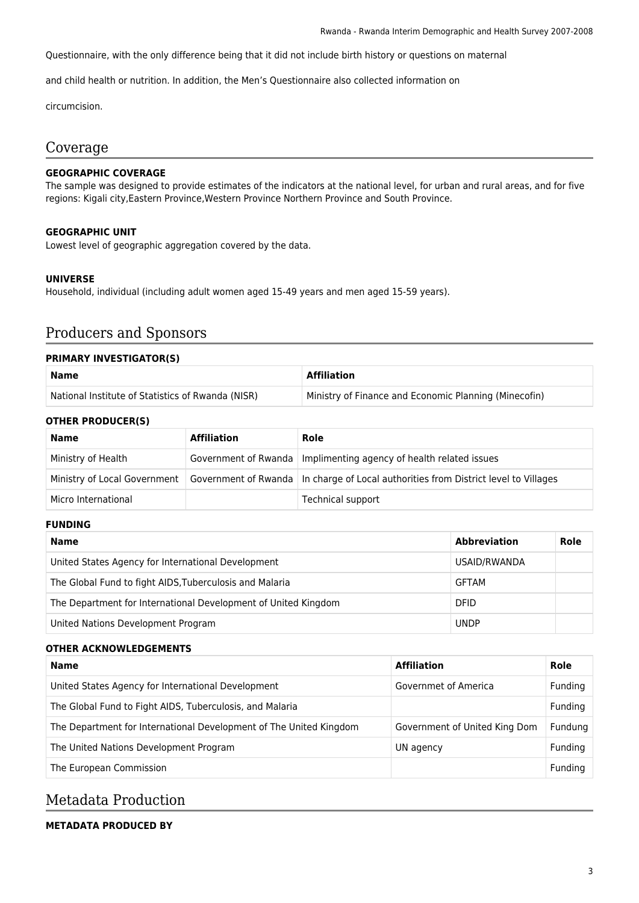Questionnaire, with the only difference being that it did not include birth history or questions on maternal

and child health or nutrition. In addition, the Men's Questionnaire also collected information on

circumcision.

## Coverage

**GEOGRAPHIC COVERAGE**
The sample was designed to provide estimates of the indicators at the national level, for urban and rural areas, and for five regions: Kigali city,Eastern Province,Western Province Northern Province and South Province.

**GEOGRAPHIC UNIT**
Lowest level of geographic aggregation covered by the data.

**UNIVERSE**
Household, individual (including adult women aged 15-49 years and men aged 15-59 years).

## Producers and Sponsors

**PRIMARY INVESTIGATOR(S)**

| Name | Affiliation |
|---|---|
| National Institute of Statistics of Rwanda (NISR) | Ministry of Finance and Economic Planning (Minecofin) |

**OTHER PRODUCER(S)**

| Name | Affiliation | Role |
|---|---|---|
| Ministry of Health | Government of Rwanda | Implimenting agency of health related issues |
| Ministry of Local Government | Government of Rwanda | In charge of Local authorities from District level to Villages |
| Micro International | | Technical support |

**FUNDING**

| Name | Abbreviation | Role |
|---|---|---|
| United States Agency for International Development | USAID/RWANDA | |
| The Global Fund to fight AIDS,Tuberculosis and Malaria | GFTAM | |
| The Department for International Development of United Kingdom | DFID | |
| United Nations Development Program | UNDP | |

**OTHER ACKNOWLEDGEMENTS**

| Name | Affiliation | Role |
|---|---|---|
| United States Agency for International Development | Governmet of America | Funding |
| The Global Fund to Fight AIDS, Tuberculosis, and Malaria | | Funding |
| The Department for International Development of The United Kingdom | Government of United King Dom | Fundung |
| The United Nations Development Program | UN agency | Funding |
| The European Commission | | Funding |

## Metadata Production

**METADATA PRODUCED BY**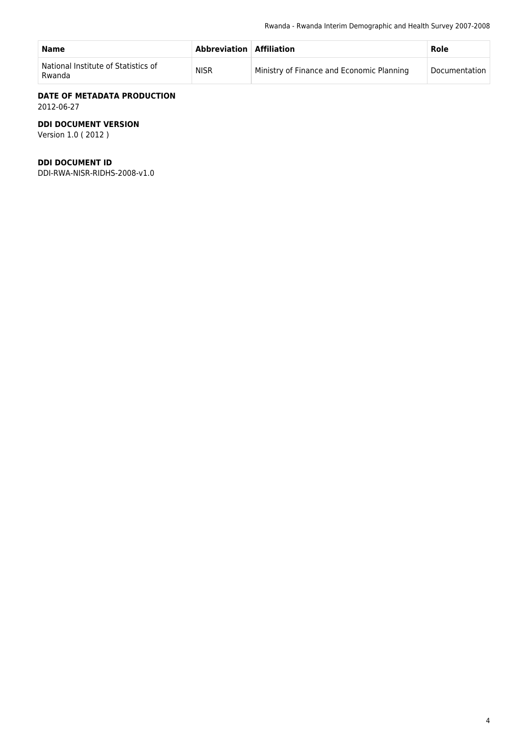| Name | Abbreviation | Affiliation | Role |
| --- | --- | --- | --- |
| National Institute of Statistics of Rwanda | NISR | Ministry of Finance and Economic Planning | Documentation |

### DATE OF METADATA PRODUCTION

2012-06-27

### DDI DOCUMENT VERSION

Version 1.0 ( 2012 )

### DDI DOCUMENT ID

DDI-RWA-NISR-RIDHS-2008-v1.0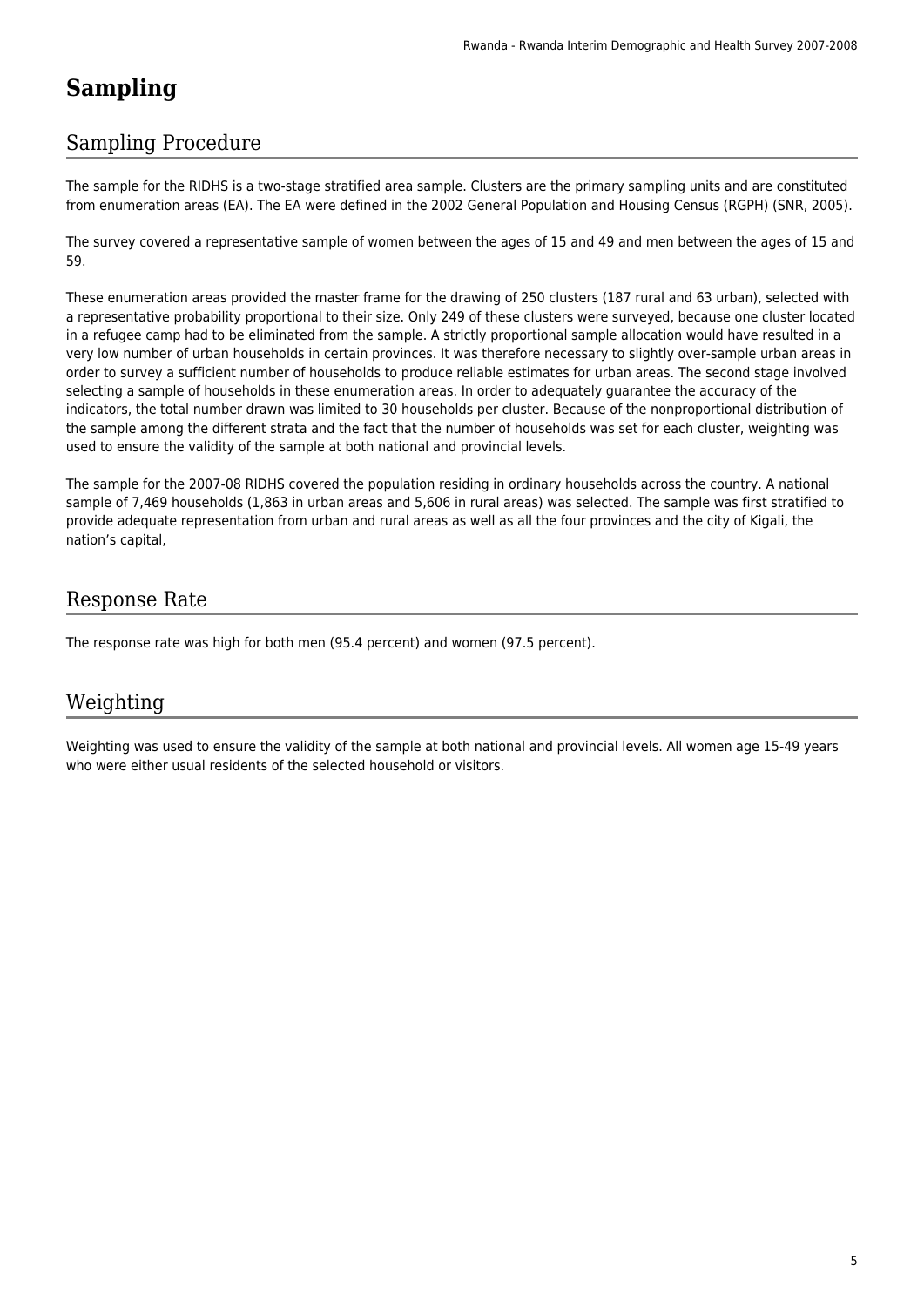# Sampling

## Sampling Procedure

The sample for the RIDHS is a two-stage stratified area sample. Clusters are the primary sampling units and are constituted from enumeration areas (EA). The EA were defined in the 2002 General Population and Housing Census (RGPH) (SNR, 2005).

The survey covered a representative sample of women between the ages of 15 and 49 and men between the ages of 15 and 59.

These enumeration areas provided the master frame for the drawing of 250 clusters (187 rural and 63 urban), selected with a representative probability proportional to their size. Only 249 of these clusters were surveyed, because one cluster located in a refugee camp had to be eliminated from the sample. A strictly proportional sample allocation would have resulted in a very low number of urban households in certain provinces. It was therefore necessary to slightly over-sample urban areas in order to survey a sufficient number of households to produce reliable estimates for urban areas. The second stage involved selecting a sample of households in these enumeration areas. In order to adequately guarantee the accuracy of the indicators, the total number drawn was limited to 30 households per cluster. Because of the nonproportional distribution of the sample among the different strata and the fact that the number of households was set for each cluster, weighting was used to ensure the validity of the sample at both national and provincial levels.

The sample for the 2007-08 RIDHS covered the population residing in ordinary households across the country. A national sample of 7,469 households (1,863 in urban areas and 5,606 in rural areas) was selected. The sample was first stratified to provide adequate representation from urban and rural areas as well as all the four provinces and the city of Kigali, the nation's capital,

## Response Rate

The response rate was high for both men (95.4 percent) and women (97.5 percent).

## Weighting

Weighting was used to ensure the validity of the sample at both national and provincial levels. All women age 15-49 years who were either usual residents of the selected household or visitors.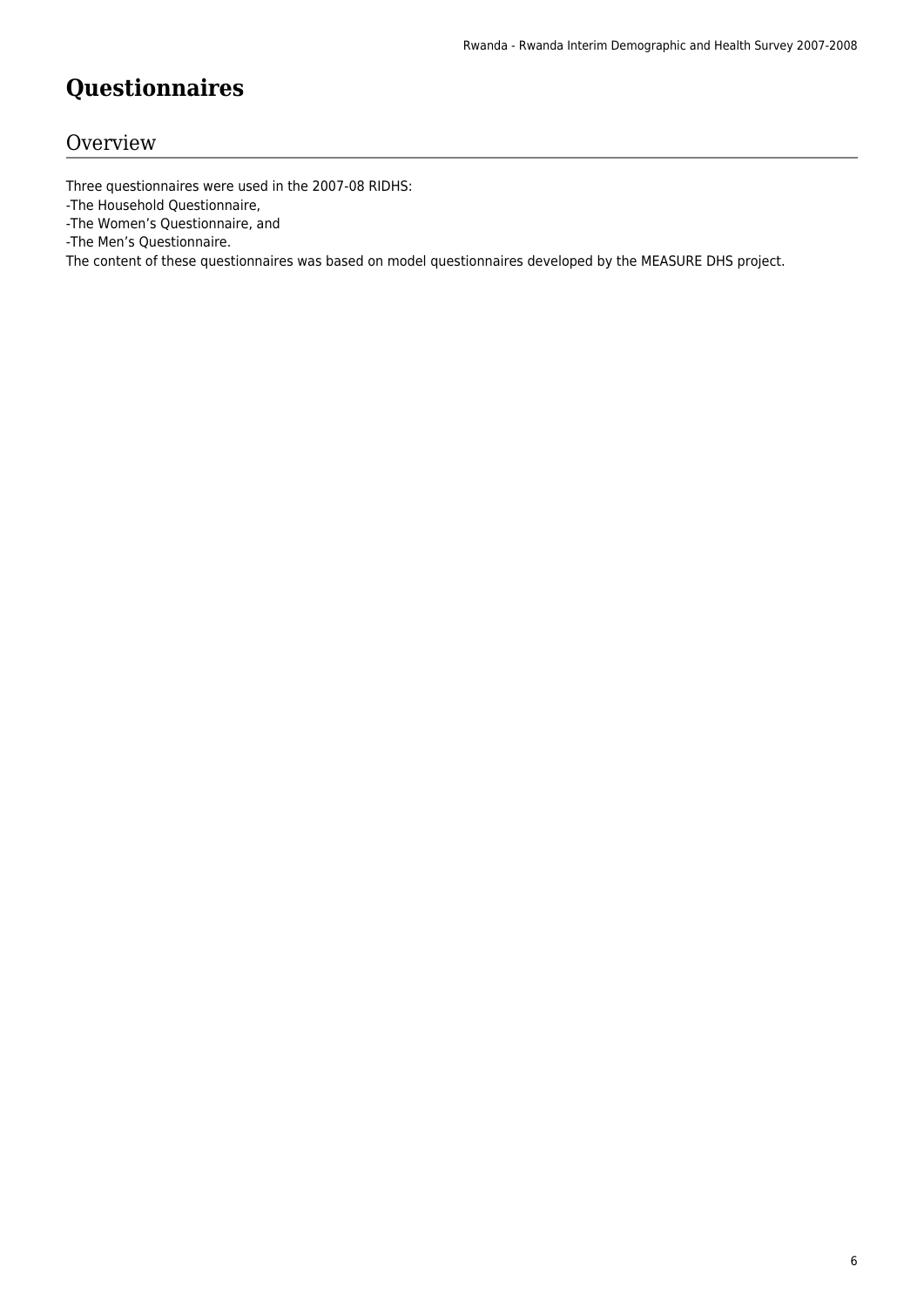# Questionnaires

## Overview

Three questionnaires were used in the 2007-08 RIDHS:
-The Household Questionnaire,
-The Women’s Questionnaire, and
-The Men’s Questionnaire.
The content of these questionnaires was based on model questionnaires developed by the MEASURE DHS project.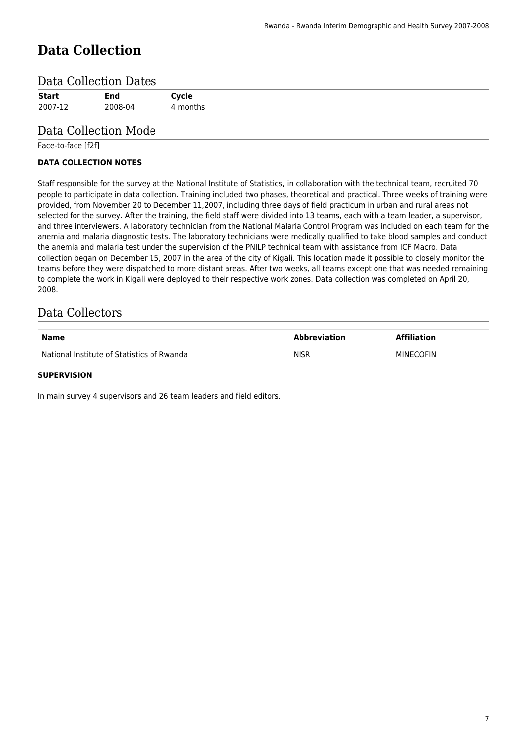# Data Collection

## Data Collection Dates

| Start | End | Cycle |
| --- | --- | --- |
| 2007-12 | 2008-04 | 4 months |

## Data Collection Mode

Face-to-face [f2f]

### DATA COLLECTION NOTES

Staff responsible for the survey at the National Institute of Statistics, in collaboration with the technical team, recruited 70 people to participate in data collection. Training included two phases, theoretical and practical. Three weeks of training were provided, from November 20 to December 11,2007, including three days of field practicum in urban and rural areas not selected for the survey. After the training, the field staff were divided into 13 teams, each with a team leader, a supervisor, and three interviewers. A laboratory technician from the National Malaria Control Program was included on each team for the anemia and malaria diagnostic tests. The laboratory technicians were medically qualified to take blood samples and conduct the anemia and malaria test under the supervision of the PNILP technical team with assistance from ICF Macro. Data collection began on December 15, 2007 in the area of the city of Kigali. This location made it possible to closely monitor the teams before they were dispatched to more distant areas. After two weeks, all teams except one that was needed remaining to complete the work in Kigali were deployed to their respective work zones. Data collection was completed on April 20, 2008.

## Data Collectors

| Name | Abbreviation | Affiliation |
| --- | --- | --- |
| National Institute of Statistics of Rwanda | NISR | MINECOFIN |

### SUPERVISION

In main survey 4 supervisors and 26 team leaders and field editors.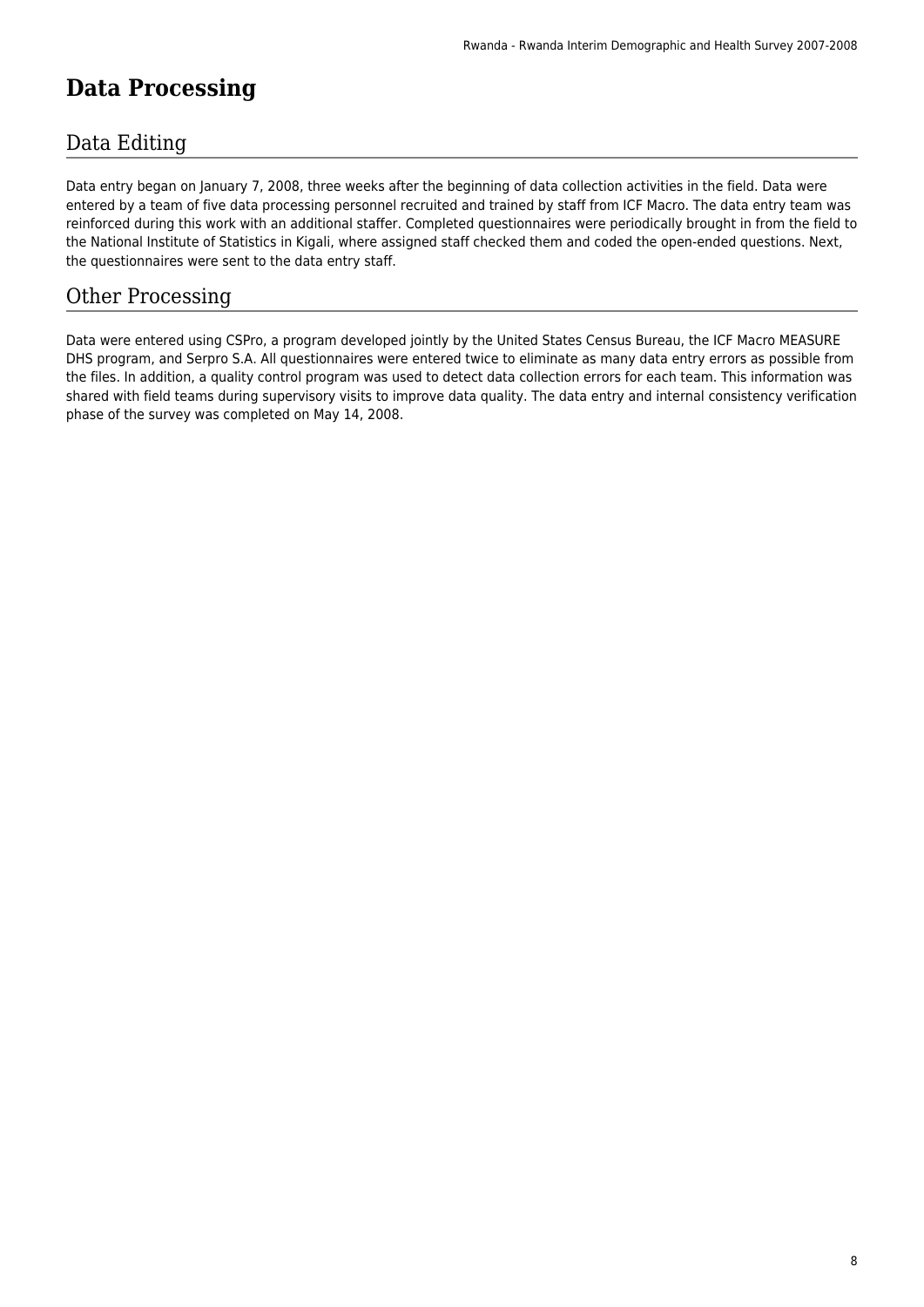# Data Processing

## Data Editing

Data entry began on January 7, 2008, three weeks after the beginning of data collection activities in the field. Data were entered by a team of five data processing personnel recruited and trained by staff from ICF Macro. The data entry team was reinforced during this work with an additional staffer. Completed questionnaires were periodically brought in from the field to the National Institute of Statistics in Kigali, where assigned staff checked them and coded the open-ended questions. Next, the questionnaires were sent to the data entry staff.

## Other Processing

Data were entered using CSPro, a program developed jointly by the United States Census Bureau, the ICF Macro MEASURE DHS program, and Serpro S.A. All questionnaires were entered twice to eliminate as many data entry errors as possible from the files. In addition, a quality control program was used to detect data collection errors for each team. This information was shared with field teams during supervisory visits to improve data quality. The data entry and internal consistency verification phase of the survey was completed on May 14, 2008.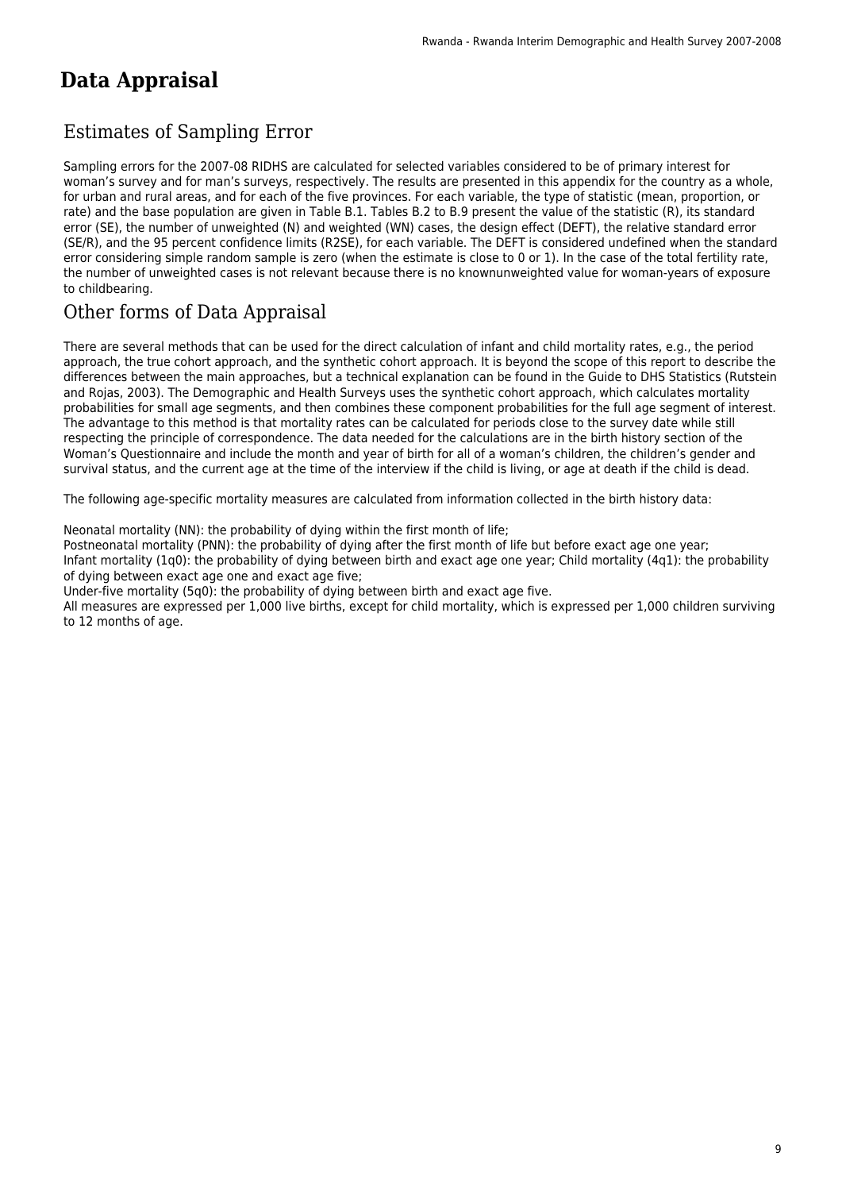# Data Appraisal

## Estimates of Sampling Error

Sampling errors for the 2007-08 RIDHS are calculated for selected variables considered to be of primary interest for woman's survey and for man's surveys, respectively. The results are presented in this appendix for the country as a whole, for urban and rural areas, and for each of the five provinces. For each variable, the type of statistic (mean, proportion, or rate) and the base population are given in Table B.1. Tables B.2 to B.9 present the value of the statistic (R), its standard error (SE), the number of unweighted (N) and weighted (WN) cases, the design effect (DEFT), the relative standard error (SE/R), and the 95 percent confidence limits (R2SE), for each variable. The DEFT is considered undefined when the standard error considering simple random sample is zero (when the estimate is close to 0 or 1). In the case of the total fertility rate, the number of unweighted cases is not relevant because there is no knownunweighted value for woman-years of exposure to childbearing.

## Other forms of Data Appraisal

There are several methods that can be used for the direct calculation of infant and child mortality rates, e.g., the period approach, the true cohort approach, and the synthetic cohort approach. It is beyond the scope of this report to describe the differences between the main approaches, but a technical explanation can be found in the Guide to DHS Statistics (Rutstein and Rojas, 2003). The Demographic and Health Surveys uses the synthetic cohort approach, which calculates mortality probabilities for small age segments, and then combines these component probabilities for the full age segment of interest. The advantage to this method is that mortality rates can be calculated for periods close to the survey date while still respecting the principle of correspondence. The data needed for the calculations are in the birth history section of the Woman's Questionnaire and include the month and year of birth for all of a woman's children, the children's gender and survival status, and the current age at the time of the interview if the child is living, or age at death if the child is dead.

The following age-specific mortality measures are calculated from information collected in the birth history data:

Neonatal mortality (NN): the probability of dying within the first month of life;
Postneonatal mortality (PNN): the probability of dying after the first month of life but before exact age one year;
Infant mortality ($_1q_0$): the probability of dying between birth and exact age one year; Child mortality ($_4q_1$): the probability of dying between exact age one and exact age five;
Under-five mortality ($_5q_0$): the probability of dying between birth and exact age five.
All measures are expressed per 1,000 live births, except for child mortality, which is expressed per 1,000 children surviving to 12 months of age.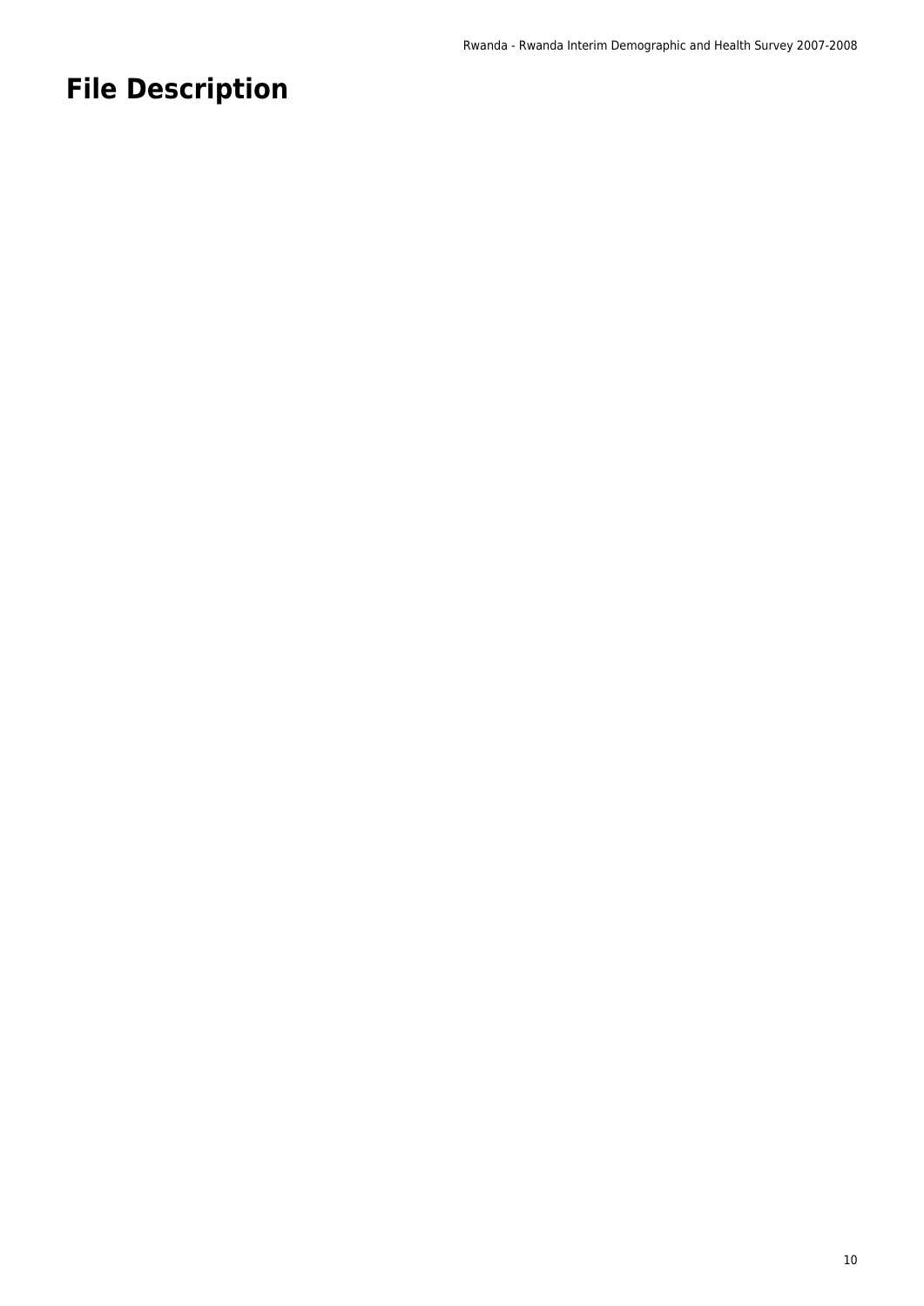# File Description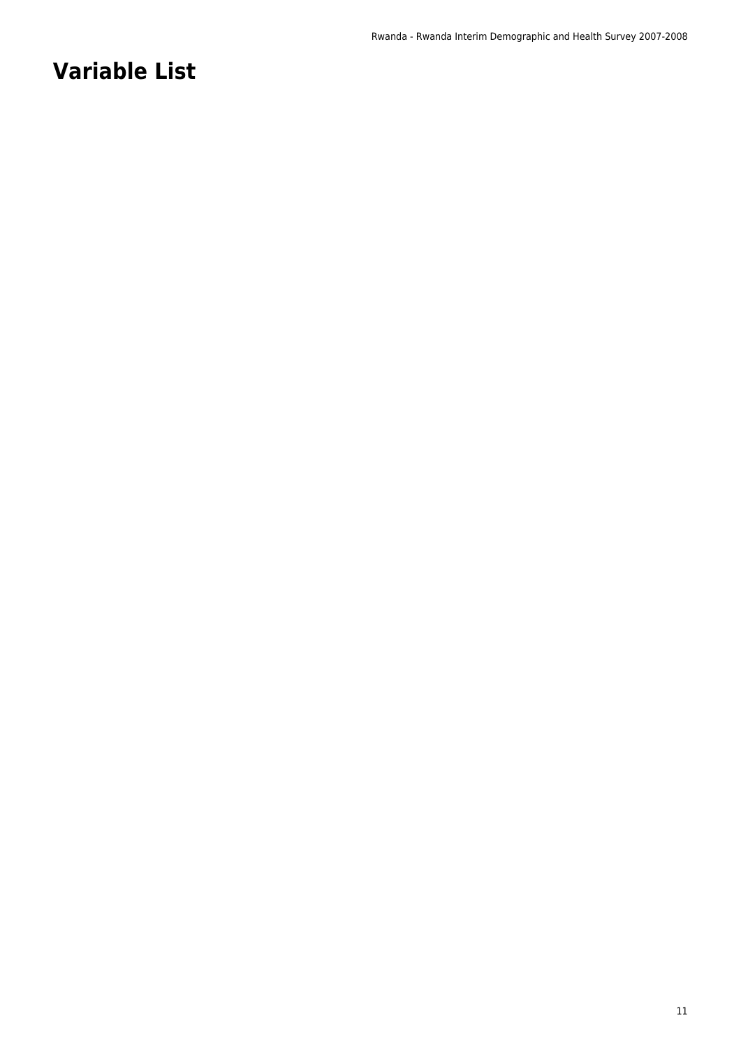# Variable List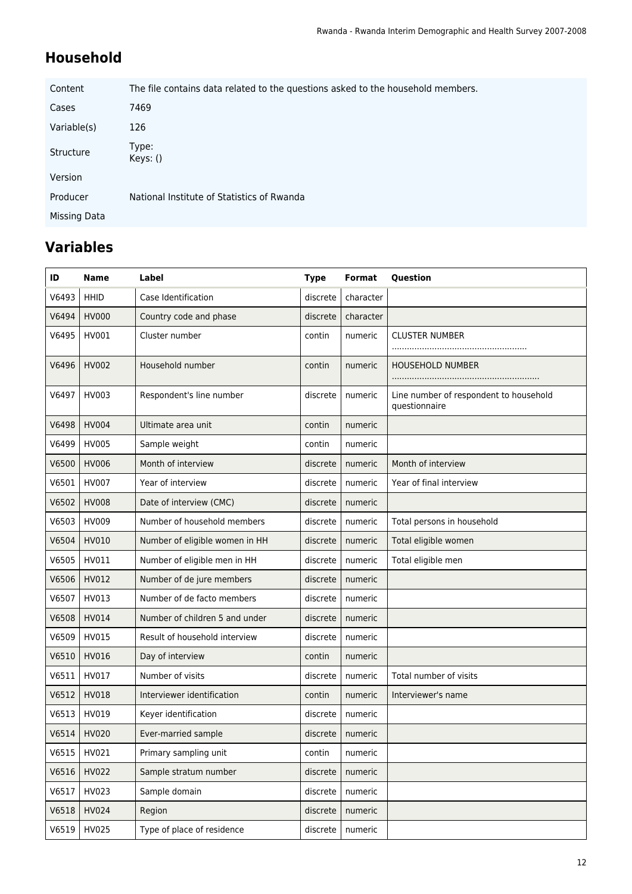## Household

| | |
|---|---|
| Content | The file contains data related to the questions asked to the household members. |
| Cases | 7469 |
| Variable(s) | 126 |
| Structure | Type:<br>Keys: () |
| Version | |
| Producer | National Institute of Statistics of Rwanda |
| Missing Data | |

## Variables

| ID | Name | Label | Type | Format | Question |
|---|---|---|---|---|---|
| V6493 | HHID | Case Identification | discrete | character | |
| V6494 | HV000 | Country code and phase | discrete | character | |
| V6495 | HV001 | Cluster number | contin | numeric | CLUSTER NUMBER ...................................................... |
| V6496 | HV002 | Household number | contin | numeric | HOUSEHOLD NUMBER .......................................................... |
| V6497 | HV003 | Respondent's line number | discrete | numeric | Line number of respondent to household questionnaire |
| V6498 | HV004 | Ultimate area unit | contin | numeric | |
| V6499 | HV005 | Sample weight | contin | numeric | |
| V6500 | HV006 | Month of interview | discrete | numeric | Month of interview |
| V6501 | HV007 | Year of interview | discrete | numeric | Year of final interview |
| V6502 | HV008 | Date of interview (CMC) | discrete | numeric | |
| V6503 | HV009 | Number of household members | discrete | numeric | Total persons in household |
| V6504 | HV010 | Number of eligible women in HH | discrete | numeric | Total eligible women |
| V6505 | HV011 | Number of eligible men in HH | discrete | numeric | Total eligible men |
| V6506 | HV012 | Number of de jure members | discrete | numeric | |
| V6507 | HV013 | Number of de facto members | discrete | numeric | |
| V6508 | HV014 | Number of children 5 and under | discrete | numeric | |
| V6509 | HV015 | Result of household interview | discrete | numeric | |
| V6510 | HV016 | Day of interview | contin | numeric | |
| V6511 | HV017 | Number of visits | discrete | numeric | Total number of visits |
| V6512 | HV018 | Interviewer identification | contin | numeric | Interviewer's name |
| V6513 | HV019 | Keyer identification | discrete | numeric | |
| V6514 | HV020 | Ever-married sample | discrete | numeric | |
| V6515 | HV021 | Primary sampling unit | contin | numeric | |
| V6516 | HV022 | Sample stratum number | discrete | numeric | |
| V6517 | HV023 | Sample domain | discrete | numeric | |
| V6518 | HV024 | Region | discrete | numeric | |
| V6519 | HV025 | Type of place of residence | discrete | numeric | |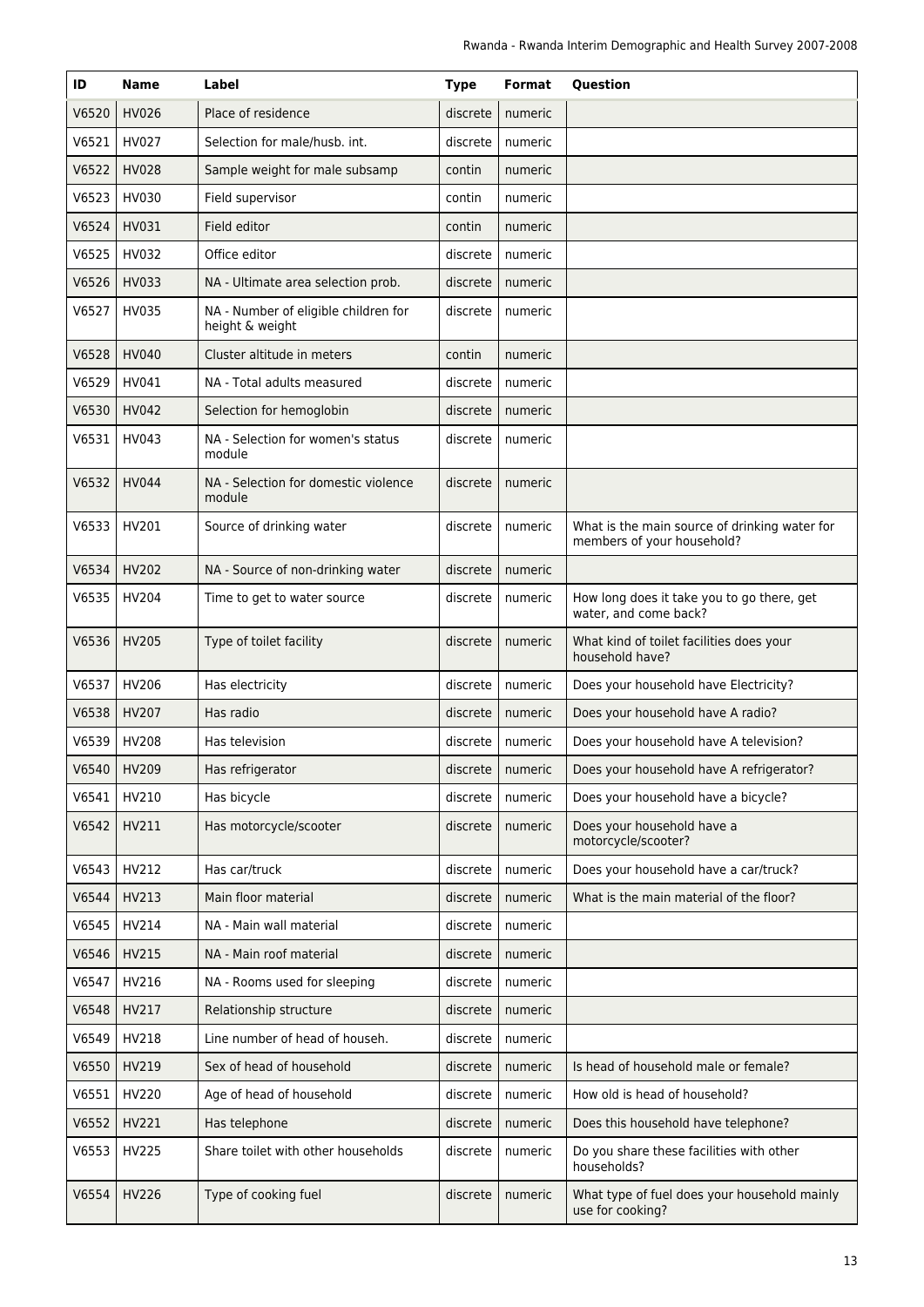| ID | Name | Label | Type | Format | Question |
|---|---|---|---|---|---|
| V6520 | HV026 | Place of residence | discrete | numeric | |
| V6521 | HV027 | Selection for male/husb. int. | discrete | numeric | |
| V6522 | HV028 | Sample weight for male subsamp | contin | numeric | |
| V6523 | HV030 | Field supervisor | contin | numeric | |
| V6524 | HV031 | Field editor | contin | numeric | |
| V6525 | HV032 | Office editor | discrete | numeric | |
| V6526 | HV033 | NA - Ultimate area selection prob. | discrete | numeric | |
| V6527 | HV035 | NA - Number of eligible children for height & weight | discrete | numeric | |
| V6528 | HV040 | Cluster altitude in meters | contin | numeric | |
| V6529 | HV041 | NA - Total adults measured | discrete | numeric | |
| V6530 | HV042 | Selection for hemoglobin | discrete | numeric | |
| V6531 | HV043 | NA - Selection for women's status module | discrete | numeric | |
| V6532 | HV044 | NA - Selection for domestic violence module | discrete | numeric | |
| V6533 | HV201 | Source of drinking water | discrete | numeric | What is the main source of drinking water for members of your household? |
| V6534 | HV202 | NA - Source of non-drinking water | discrete | numeric | |
| V6535 | HV204 | Time to get to water source | discrete | numeric | How long does it take you to go there, get water, and come back? |
| V6536 | HV205 | Type of toilet facility | discrete | numeric | What kind of toilet facilities does your household have? |
| V6537 | HV206 | Has electricity | discrete | numeric | Does your household have Electricity? |
| V6538 | HV207 | Has radio | discrete | numeric | Does your household have A radio? |
| V6539 | HV208 | Has television | discrete | numeric | Does your household have A television? |
| V6540 | HV209 | Has refrigerator | discrete | numeric | Does your household have A refrigerator? |
| V6541 | HV210 | Has bicycle | discrete | numeric | Does your household have a bicycle? |
| V6542 | HV211 | Has motorcycle/scooter | discrete | numeric | Does your household have a motorcycle/scooter? |
| V6543 | HV212 | Has car/truck | discrete | numeric | Does your household have a car/truck? |
| V6544 | HV213 | Main floor material | discrete | numeric | What is the main material of the floor? |
| V6545 | HV214 | NA - Main wall material | discrete | numeric | |
| V6546 | HV215 | NA - Main roof material | discrete | numeric | |
| V6547 | HV216 | NA - Rooms used for sleeping | discrete | numeric | |
| V6548 | HV217 | Relationship structure | discrete | numeric | |
| V6549 | HV218 | Line number of head of househ. | discrete | numeric | |
| V6550 | HV219 | Sex of head of household | discrete | numeric | Is head of household male or female? |
| V6551 | HV220 | Age of head of household | discrete | numeric | How old is head of household? |
| V6552 | HV221 | Has telephone | discrete | numeric | Does this household have telephone? |
| V6553 | HV225 | Share toilet with other households | discrete | numeric | Do you share these facilities with other households? |
| V6554 | HV226 | Type of cooking fuel | discrete | numeric | What type of fuel does your household mainly use for cooking? |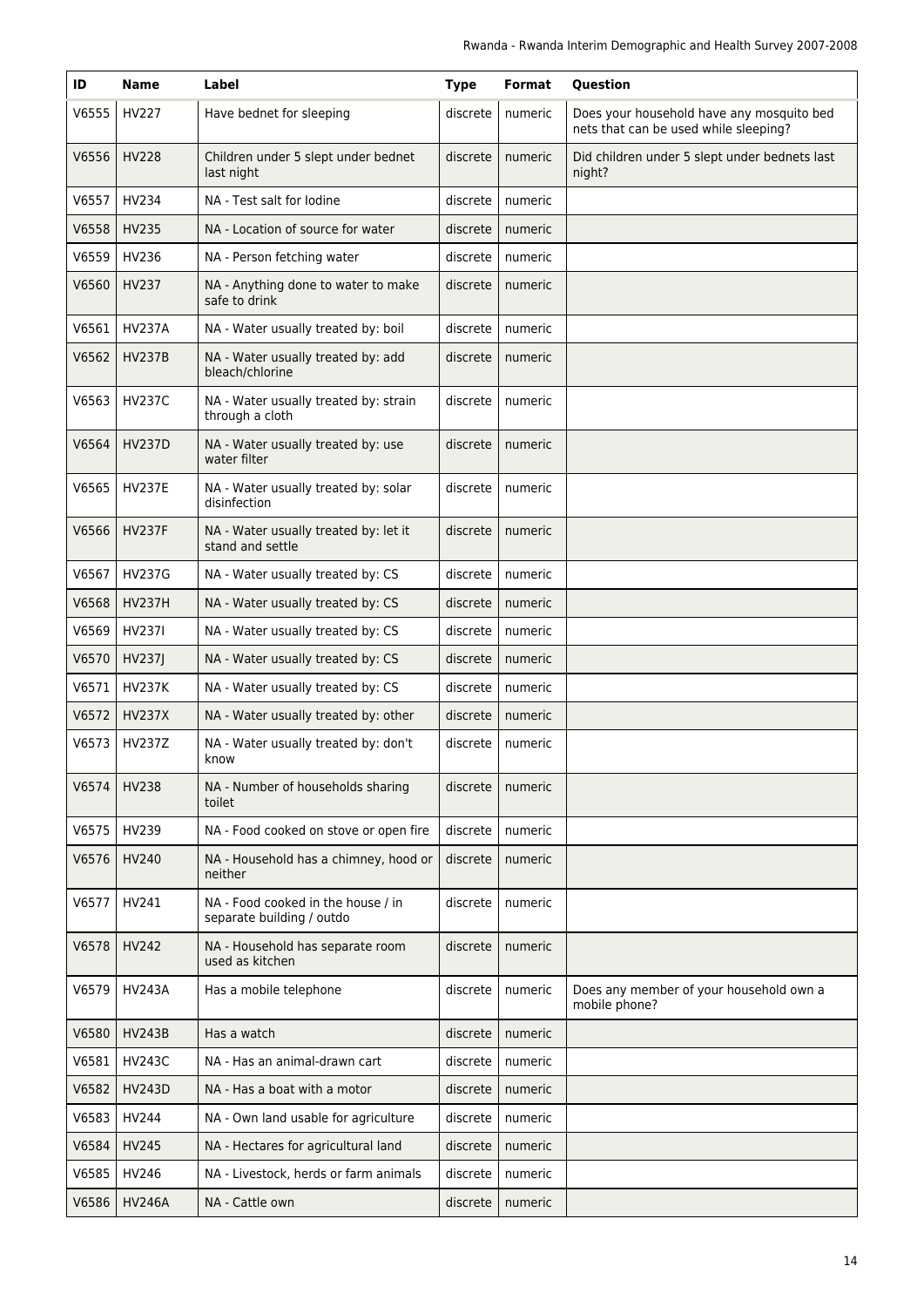| ID | Name | Label | Type | Format | Question |
|---|---|---|---|---|---|
| V6555 | HV227 | Have bednet for sleeping | discrete | numeric | Does your household have any mosquito bed nets that can be used while sleeping? |
| V6556 | HV228 | Children under 5 slept under bednet last night | discrete | numeric | Did children under 5 slept under bednets last night? |
| V6557 | HV234 | NA - Test salt for Iodine | discrete | numeric | |
| V6558 | HV235 | NA - Location of source for water | discrete | numeric | |
| V6559 | HV236 | NA - Person fetching water | discrete | numeric | |
| V6560 | HV237 | NA - Anything done to water to make safe to drink | discrete | numeric | |
| V6561 | HV237A | NA - Water usually treated by: boil | discrete | numeric | |
| V6562 | HV237B | NA - Water usually treated by: add bleach/chlorine | discrete | numeric | |
| V6563 | HV237C | NA - Water usually treated by: strain through a cloth | discrete | numeric | |
| V6564 | HV237D | NA - Water usually treated by: use water filter | discrete | numeric | |
| V6565 | HV237E | NA - Water usually treated by: solar disinfection | discrete | numeric | |
| V6566 | HV237F | NA - Water usually treated by: let it stand and settle | discrete | numeric | |
| V6567 | HV237G | NA - Water usually treated by: CS | discrete | numeric | |
| V6568 | HV237H | NA - Water usually treated by: CS | discrete | numeric | |
| V6569 | HV237I | NA - Water usually treated by: CS | discrete | numeric | |
| V6570 | HV237J | NA - Water usually treated by: CS | discrete | numeric | |
| V6571 | HV237K | NA - Water usually treated by: CS | discrete | numeric | |
| V6572 | HV237X | NA - Water usually treated by: other | discrete | numeric | |
| V6573 | HV237Z | NA - Water usually treated by: don't know | discrete | numeric | |
| V6574 | HV238 | NA - Number of households sharing toilet | discrete | numeric | |
| V6575 | HV239 | NA - Food cooked on stove or open fire | discrete | numeric | |
| V6576 | HV240 | NA - Household has a chimney, hood or neither | discrete | numeric | |
| V6577 | HV241 | NA - Food cooked in the house / in separate building / outdo | discrete | numeric | |
| V6578 | HV242 | NA - Household has separate room used as kitchen | discrete | numeric | |
| V6579 | HV243A | Has a mobile telephone | discrete | numeric | Does any member of your household own a mobile phone? |
| V6580 | HV243B | Has a watch | discrete | numeric | |
| V6581 | HV243C | NA - Has an animal-drawn cart | discrete | numeric | |
| V6582 | HV243D | NA - Has a boat with a motor | discrete | numeric | |
| V6583 | HV244 | NA - Own land usable for agriculture | discrete | numeric | |
| V6584 | HV245 | NA - Hectares for agricultural land | discrete | numeric | |
| V6585 | HV246 | NA - Livestock, herds or farm animals | discrete | numeric | |
| V6586 | HV246A | NA - Cattle own | discrete | numeric | |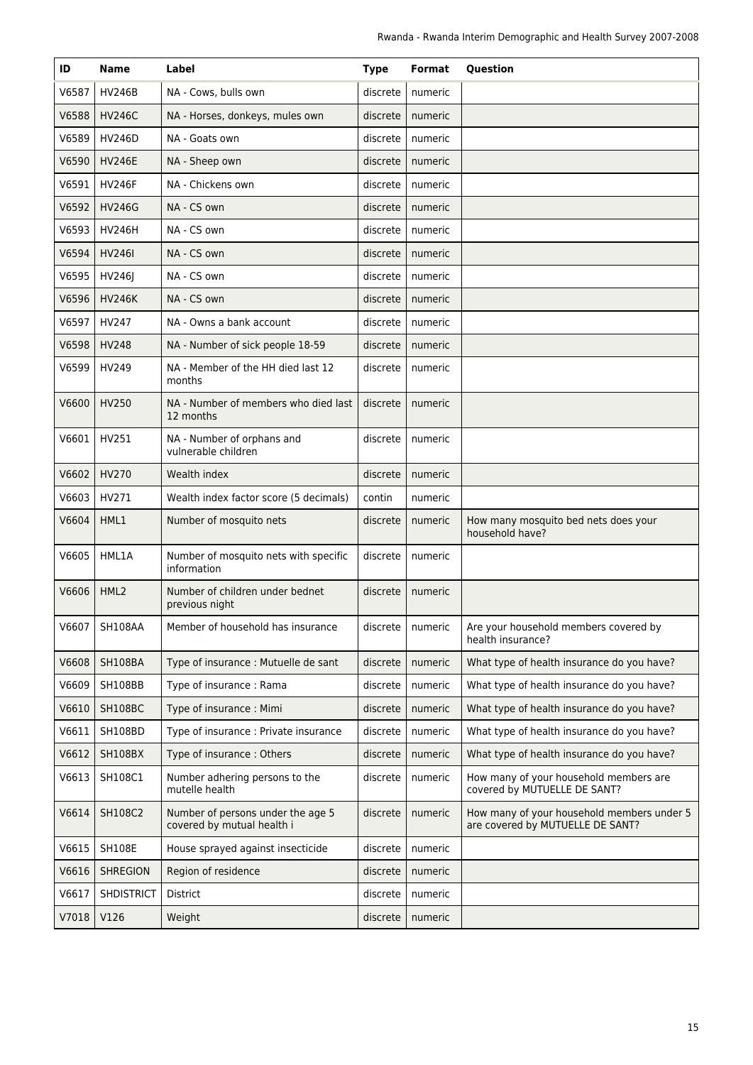| ID | Name | Label | Type | Format | Question |
|---|---|---|---|---|---|
| V6587 | HV246B | NA - Cows, bulls own | discrete | numeric | |
| V6588 | HV246C | NA - Horses, donkeys, mules own | discrete | numeric | |
| V6589 | HV246D | NA - Goats own | discrete | numeric | |
| V6590 | HV246E | NA - Sheep own | discrete | numeric | |
| V6591 | HV246F | NA - Chickens own | discrete | numeric | |
| V6592 | HV246G | NA - CS own | discrete | numeric | |
| V6593 | HV246H | NA - CS own | discrete | numeric | |
| V6594 | HV246I | NA - CS own | discrete | numeric | |
| V6595 | HV246J | NA - CS own | discrete | numeric | |
| V6596 | HV246K | NA - CS own | discrete | numeric | |
| V6597 | HV247 | NA - Owns a bank account | discrete | numeric | |
| V6598 | HV248 | NA - Number of sick people 18-59 | discrete | numeric | |
| V6599 | HV249 | NA - Member of the HH died last 12 months | discrete | numeric | |
| V6600 | HV250 | NA - Number of members who died last 12 months | discrete | numeric | |
| V6601 | HV251 | NA - Number of orphans and vulnerable children | discrete | numeric | |
| V6602 | HV270 | Wealth index | discrete | numeric | |
| V6603 | HV271 | Wealth index factor score (5 decimals) | contin | numeric | |
| V6604 | HML1 | Number of mosquito nets | discrete | numeric | How many mosquito bed nets does your household have? |
| V6605 | HML1A | Number of mosquito nets with specific information | discrete | numeric | |
| V6606 | HML2 | Number of children under bednet previous night | discrete | numeric | |
| V6607 | SH108AA | Member of household has insurance | discrete | numeric | Are your household members covered by health insurance? |
| V6608 | SH108BA | Type of insurance : Mutuelle de sant | discrete | numeric | What type of health insurance do you have? |
| V6609 | SH108BB | Type of insurance : Rama | discrete | numeric | What type of health insurance do you have? |
| V6610 | SH108BC | Type of insurance : Mimi | discrete | numeric | What type of health insurance do you have? |
| V6611 | SH108BD | Type of insurance : Private insurance | discrete | numeric | What type of health insurance do you have? |
| V6612 | SH108BX | Type of insurance : Others | discrete | numeric | What type of health insurance do you have? |
| V6613 | SH108C1 | Number adhering persons to the mutelle health | discrete | numeric | How many of your household members are covered by MUTUELLE DE SANT? |
| V6614 | SH108C2 | Number of persons under the age 5 covered by mutual health i | discrete | numeric | How many of your household members under 5 are covered by MUTUELLE DE SANT? |
| V6615 | SH108E | House sprayed against insecticide | discrete | numeric | |
| V6616 | SHREGION | Region of residence | discrete | numeric | |
| V6617 | SHDISTRICT | District | discrete | numeric | |
| V7018 | V126 | Weight | discrete | numeric | |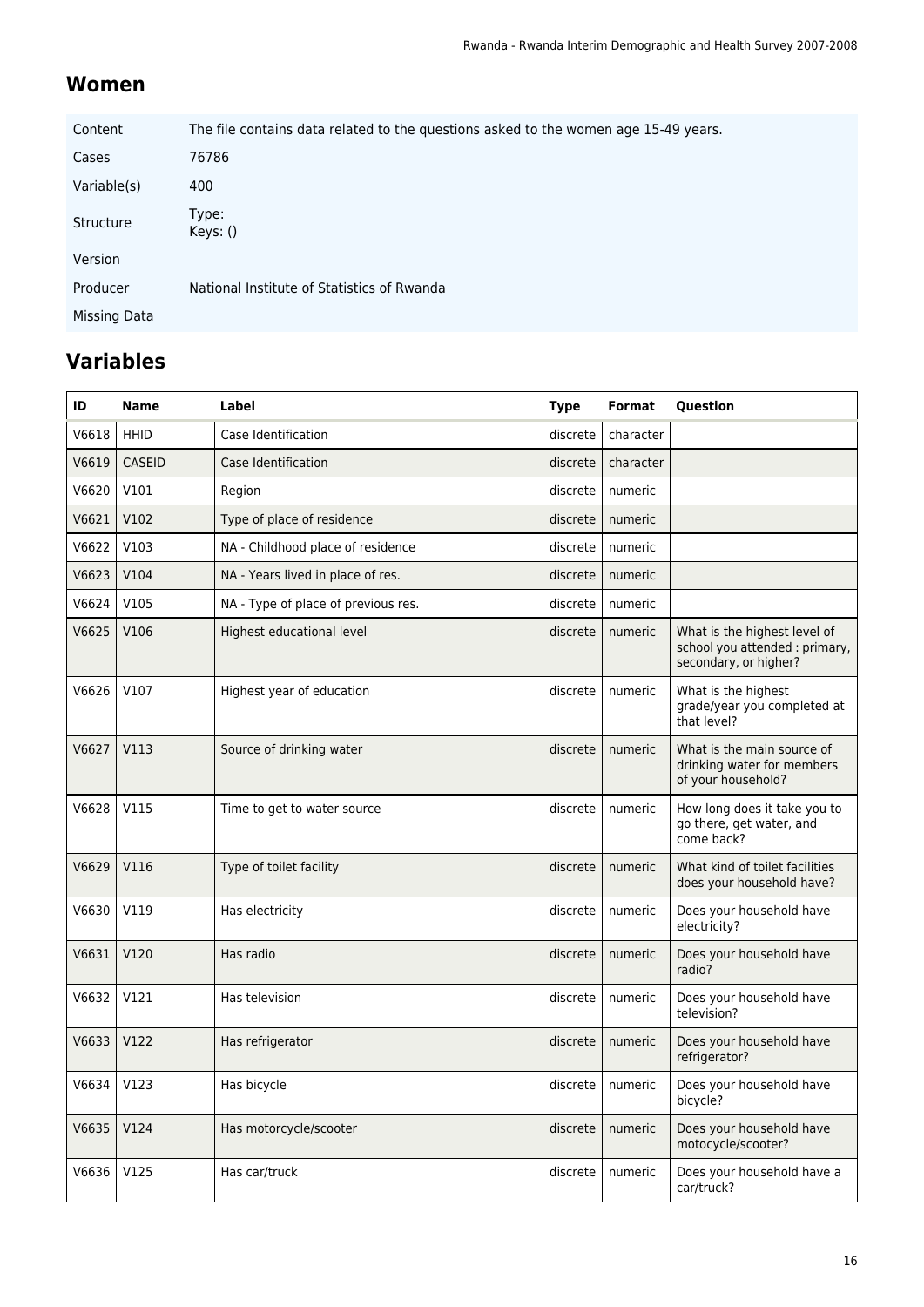## Women

| | |
|---|---|
| Content | The file contains data related to the questions asked to the women age 15-49 years. |
| Cases | 76786 |
| Variable(s) | 400 |
| Structure | Type:<br>Keys: () |
| Version | |
| Producer | National Institute of Statistics of Rwanda |
| Missing Data | |

## Variables

| ID | Name | Label | Type | Format | Question |
|---|---|---|---|---|---|
| V6618 | HHID | Case Identification | discrete | character | |
| V6619 | CASEID | Case Identification | discrete | character | |
| V6620 | V101 | Region | discrete | numeric | |
| V6621 | V102 | Type of place of residence | discrete | numeric | |
| V6622 | V103 | NA - Childhood place of residence | discrete | numeric | |
| V6623 | V104 | NA - Years lived in place of res. | discrete | numeric | |
| V6624 | V105 | NA - Type of place of previous res. | discrete | numeric | |
| V6625 | V106 | Highest educational level | discrete | numeric | What is the highest level of school you attended : primary, secondary, or higher? |
| V6626 | V107 | Highest year of education | discrete | numeric | What is the highest grade/year you completed at that level? |
| V6627 | V113 | Source of drinking water | discrete | numeric | What is the main source of drinking water for members of your household? |
| V6628 | V115 | Time to get to water source | discrete | numeric | How long does it take you to go there, get water, and come back? |
| V6629 | V116 | Type of toilet facility | discrete | numeric | What kind of toilet facilities does your household have? |
| V6630 | V119 | Has electricity | discrete | numeric | Does your household have electricity? |
| V6631 | V120 | Has radio | discrete | numeric | Does your household have radio? |
| V6632 | V121 | Has television | discrete | numeric | Does your household have television? |
| V6633 | V122 | Has refrigerator | discrete | numeric | Does your household have refrigerator? |
| V6634 | V123 | Has bicycle | discrete | numeric | Does your household have bicycle? |
| V6635 | V124 | Has motorcycle/scooter | discrete | numeric | Does your household have motocycle/scooter? |
| V6636 | V125 | Has car/truck | discrete | numeric | Does your household have a car/truck? |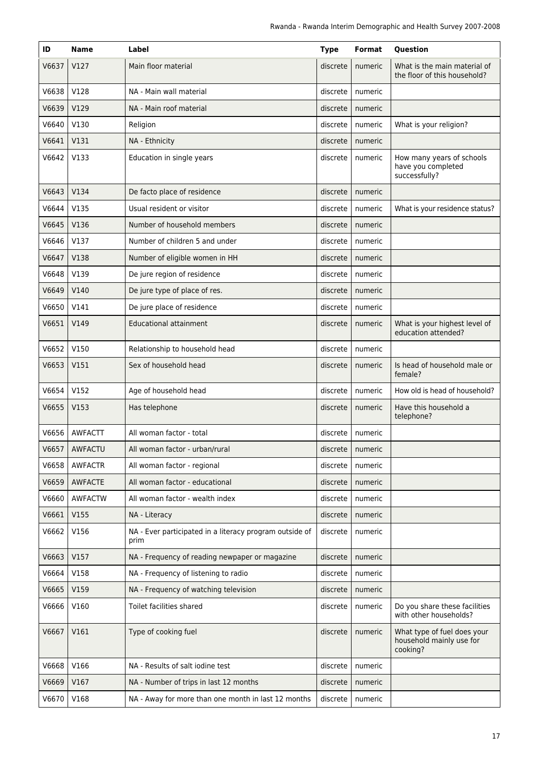| ID | Name | Label | Type | Format | Question |
|---|---|---|---|---|---|
| V6637 | V127 | Main floor material | discrete | numeric | What is the main material of the floor of this household? |
| V6638 | V128 | NA - Main wall material | discrete | numeric | |
| V6639 | V129 | NA - Main roof material | discrete | numeric | |
| V6640 | V130 | Religion | discrete | numeric | What is your religion? |
| V6641 | V131 | NA - Ethnicity | discrete | numeric | |
| V6642 | V133 | Education in single years | discrete | numeric | How many years of schools have you completed successfully? |
| V6643 | V134 | De facto place of residence | discrete | numeric | |
| V6644 | V135 | Usual resident or visitor | discrete | numeric | What is your residence status? |
| V6645 | V136 | Number of household members | discrete | numeric | |
| V6646 | V137 | Number of children 5 and under | discrete | numeric | |
| V6647 | V138 | Number of eligible women in HH | discrete | numeric | |
| V6648 | V139 | De jure region of residence | discrete | numeric | |
| V6649 | V140 | De jure type of place of res. | discrete | numeric | |
| V6650 | V141 | De jure place of residence | discrete | numeric | |
| V6651 | V149 | Educational attainment | discrete | numeric | What is your highest level of education attended? |
| V6652 | V150 | Relationship to household head | discrete | numeric | |
| V6653 | V151 | Sex of household head | discrete | numeric | Is head of household male or female? |
| V6654 | V152 | Age of household head | discrete | numeric | How old is head of household? |
| V6655 | V153 | Has telephone | discrete | numeric | Have this household a telephone? |
| V6656 | AWFACTT | All woman factor - total | discrete | numeric | |
| V6657 | AWFACTU | All woman factor - urban/rural | discrete | numeric | |
| V6658 | AWFACTR | All woman factor - regional | discrete | numeric | |
| V6659 | AWFACTE | All woman factor - educational | discrete | numeric | |
| V6660 | AWFACTW | All woman factor - wealth index | discrete | numeric | |
| V6661 | V155 | NA - Literacy | discrete | numeric | |
| V6662 | V156 | NA - Ever participated in a literacy program outside of prim | discrete | numeric | |
| V6663 | V157 | NA - Frequency of reading newpaper or magazine | discrete | numeric | |
| V6664 | V158 | NA - Frequency of listening to radio | discrete | numeric | |
| V6665 | V159 | NA - Frequency of watching television | discrete | numeric | |
| V6666 | V160 | Toilet facilities shared | discrete | numeric | Do you share these facilities with other households? |
| V6667 | V161 | Type of cooking fuel | discrete | numeric | What type of fuel does your household mainly use for cooking? |
| V6668 | V166 | NA - Results of salt iodine test | discrete | numeric | |
| V6669 | V167 | NA - Number of trips in last 12 months | discrete | numeric | |
| V6670 | V168 | NA - Away for more than one month in last 12 months | discrete | numeric | |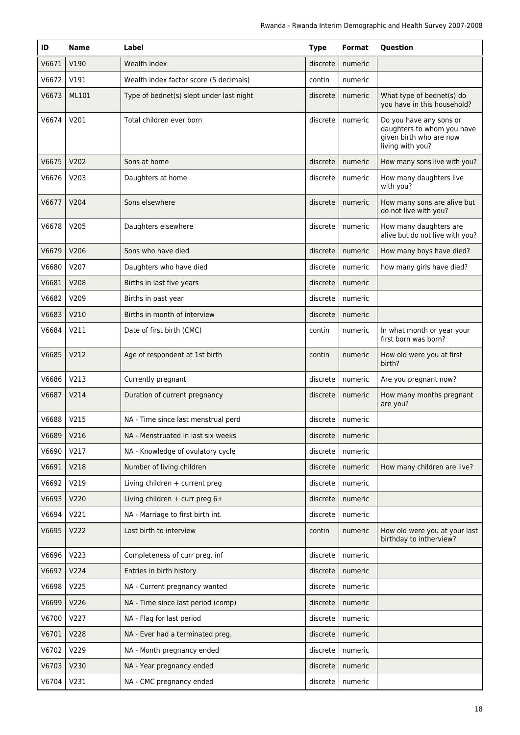| ID | Name | Label | Type | Format | Question |
|---|---|---|---|---|---|
| V6671 | V190 | Wealth index | discrete | numeric | |
| V6672 | V191 | Wealth index factor score (5 decimals) | contin | numeric | |
| V6673 | ML101 | Type of bednet(s) slept under last night | discrete | numeric | What type of bednet(s) do you have in this household? |
| V6674 | V201 | Total children ever born | discrete | numeric | Do you have any sons or daughters to whom you have given birth who are now living with you? |
| V6675 | V202 | Sons at home | discrete | numeric | How many sons live with you? |
| V6676 | V203 | Daughters at home | discrete | numeric | How many daughters live with you? |
| V6677 | V204 | Sons elsewhere | discrete | numeric | How many sons are alive but do not live with you? |
| V6678 | V205 | Daughters elsewhere | discrete | numeric | How many daughters are alive but do not live with you? |
| V6679 | V206 | Sons who have died | discrete | numeric | How many boys have died? |
| V6680 | V207 | Daughters who have died | discrete | numeric | how many girls have died? |
| V6681 | V208 | Births in last five years | discrete | numeric | |
| V6682 | V209 | Births in past year | discrete | numeric | |
| V6683 | V210 | Births in month of interview | discrete | numeric | |
| V6684 | V211 | Date of first birth (CMC) | contin | numeric | In what month or year your first born was born? |
| V6685 | V212 | Age of respondent at 1st birth | contin | numeric | How old were you at first birth? |
| V6686 | V213 | Currently pregnant | discrete | numeric | Are you pregnant now? |
| V6687 | V214 | Duration of current pregnancy | discrete | numeric | How many months pregnant are you? |
| V6688 | V215 | NA - Time since last menstrual perd | discrete | numeric | |
| V6689 | V216 | NA - Menstruated in last six weeks | discrete | numeric | |
| V6690 | V217 | NA - Knowledge of ovulatory cycle | discrete | numeric | |
| V6691 | V218 | Number of living children | discrete | numeric | How many children are live? |
| V6692 | V219 | Living children + current preg | discrete | numeric | |
| V6693 | V220 | Living children + curr preg 6+ | discrete | numeric | |
| V6694 | V221 | NA - Marriage to first birth int. | discrete | numeric | |
| V6695 | V222 | Last birth to interview | contin | numeric | How old were you at your last birthday to interview? |
| V6696 | V223 | Completeness of curr preg. inf | discrete | numeric | |
| V6697 | V224 | Entries in birth history | discrete | numeric | |
| V6698 | V225 | NA - Current pregnancy wanted | discrete | numeric | |
| V6699 | V226 | NA - Time since last period (comp) | discrete | numeric | |
| V6700 | V227 | NA - Flag for last period | discrete | numeric | |
| V6701 | V228 | NA - Ever had a terminated preg. | discrete | numeric | |
| V6702 | V229 | NA - Month pregnancy ended | discrete | numeric | |
| V6703 | V230 | NA - Year pregnancy ended | discrete | numeric | |
| V6704 | V231 | NA - CMC pregnancy ended | discrete | numeric | |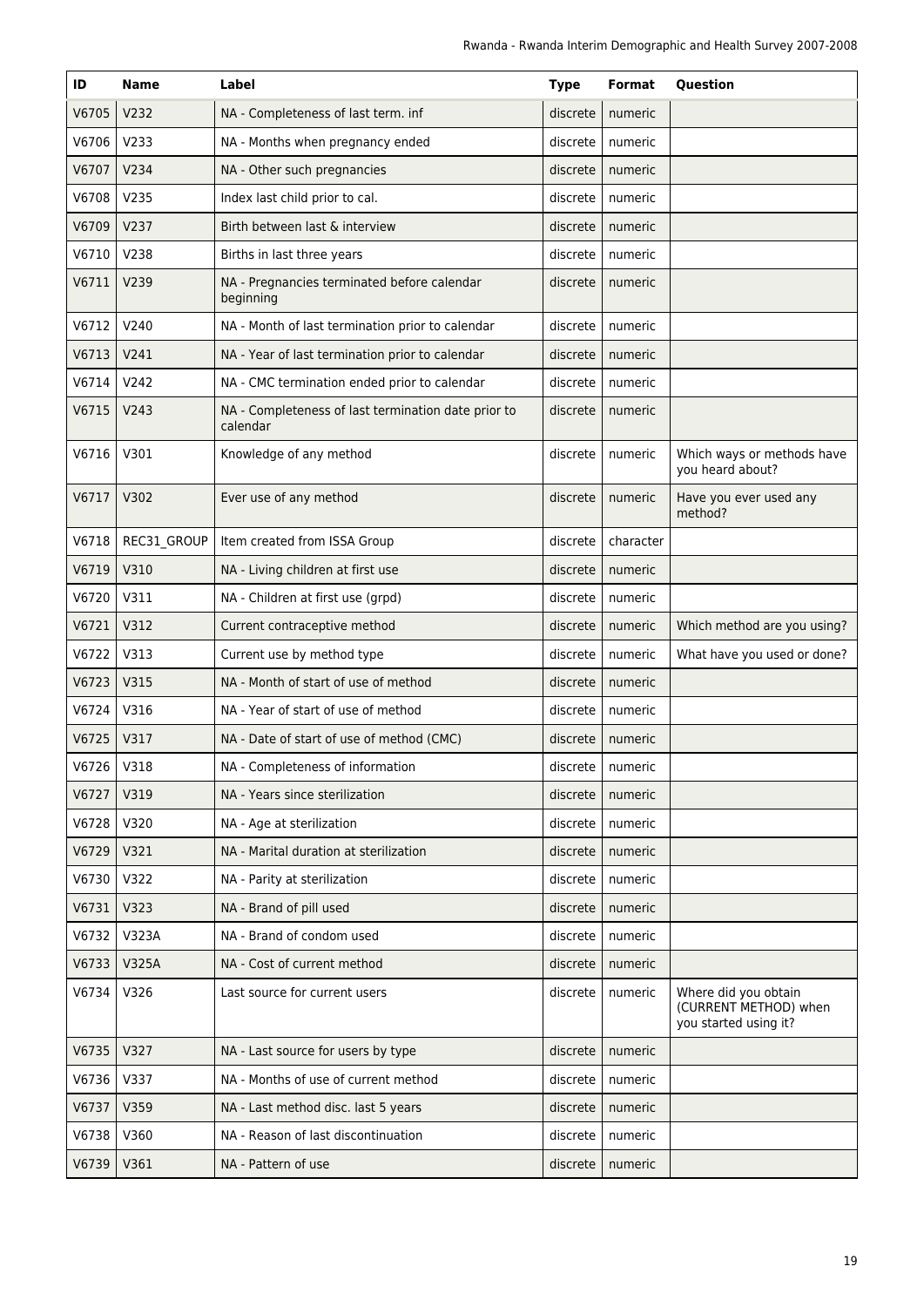| ID | Name | Label | Type | Format | Question |
|---|---|---|---|---|---|
| V6705 | V232 | NA - Completeness of last term. inf | discrete | numeric | |
| V6706 | V233 | NA - Months when pregnancy ended | discrete | numeric | |
| V6707 | V234 | NA - Other such pregnancies | discrete | numeric | |
| V6708 | V235 | Index last child prior to cal. | discrete | numeric | |
| V6709 | V237 | Birth between last & interview | discrete | numeric | |
| V6710 | V238 | Births in last three years | discrete | numeric | |
| V6711 | V239 | NA - Pregnancies terminated before calendar beginning | discrete | numeric | |
| V6712 | V240 | NA - Month of last termination prior to calendar | discrete | numeric | |
| V6713 | V241 | NA - Year of last termination prior to calendar | discrete | numeric | |
| V6714 | V242 | NA - CMC termination ended prior to calendar | discrete | numeric | |
| V6715 | V243 | NA - Completeness of last termination date prior to calendar | discrete | numeric | |
| V6716 | V301 | Knowledge of any method | discrete | numeric | Which ways or methods have you heard about? |
| V6717 | V302 | Ever use of any method | discrete | numeric | Have you ever used any method? |
| V6718 | REC31_GROUP | Item created from ISSA Group | discrete | character | |
| V6719 | V310 | NA - Living children at first use | discrete | numeric | |
| V6720 | V311 | NA - Children at first use (grpd) | discrete | numeric | |
| V6721 | V312 | Current contraceptive method | discrete | numeric | Which method are you using? |
| V6722 | V313 | Current use by method type | discrete | numeric | What have you used or done? |
| V6723 | V315 | NA - Month of start of use of method | discrete | numeric | |
| V6724 | V316 | NA - Year of start of use of method | discrete | numeric | |
| V6725 | V317 | NA - Date of start of use of method (CMC) | discrete | numeric | |
| V6726 | V318 | NA - Completeness of information | discrete | numeric | |
| V6727 | V319 | NA - Years since sterilization | discrete | numeric | |
| V6728 | V320 | NA - Age at sterilization | discrete | numeric | |
| V6729 | V321 | NA - Marital duration at sterilization | discrete | numeric | |
| V6730 | V322 | NA - Parity at sterilization | discrete | numeric | |
| V6731 | V323 | NA - Brand of pill used | discrete | numeric | |
| V6732 | V323A | NA - Brand of condom used | discrete | numeric | |
| V6733 | V325A | NA - Cost of current method | discrete | numeric | |
| V6734 | V326 | Last source for current users | discrete | numeric | Where did you obtain (CURRENT METHOD) when you started using it? |
| V6735 | V327 | NA - Last source for users by type | discrete | numeric | |
| V6736 | V337 | NA - Months of use of current method | discrete | numeric | |
| V6737 | V359 | NA - Last method disc. last 5 years | discrete | numeric | |
| V6738 | V360 | NA - Reason of last discontinuation | discrete | numeric | |
| V6739 | V361 | NA - Pattern of use | discrete | numeric | |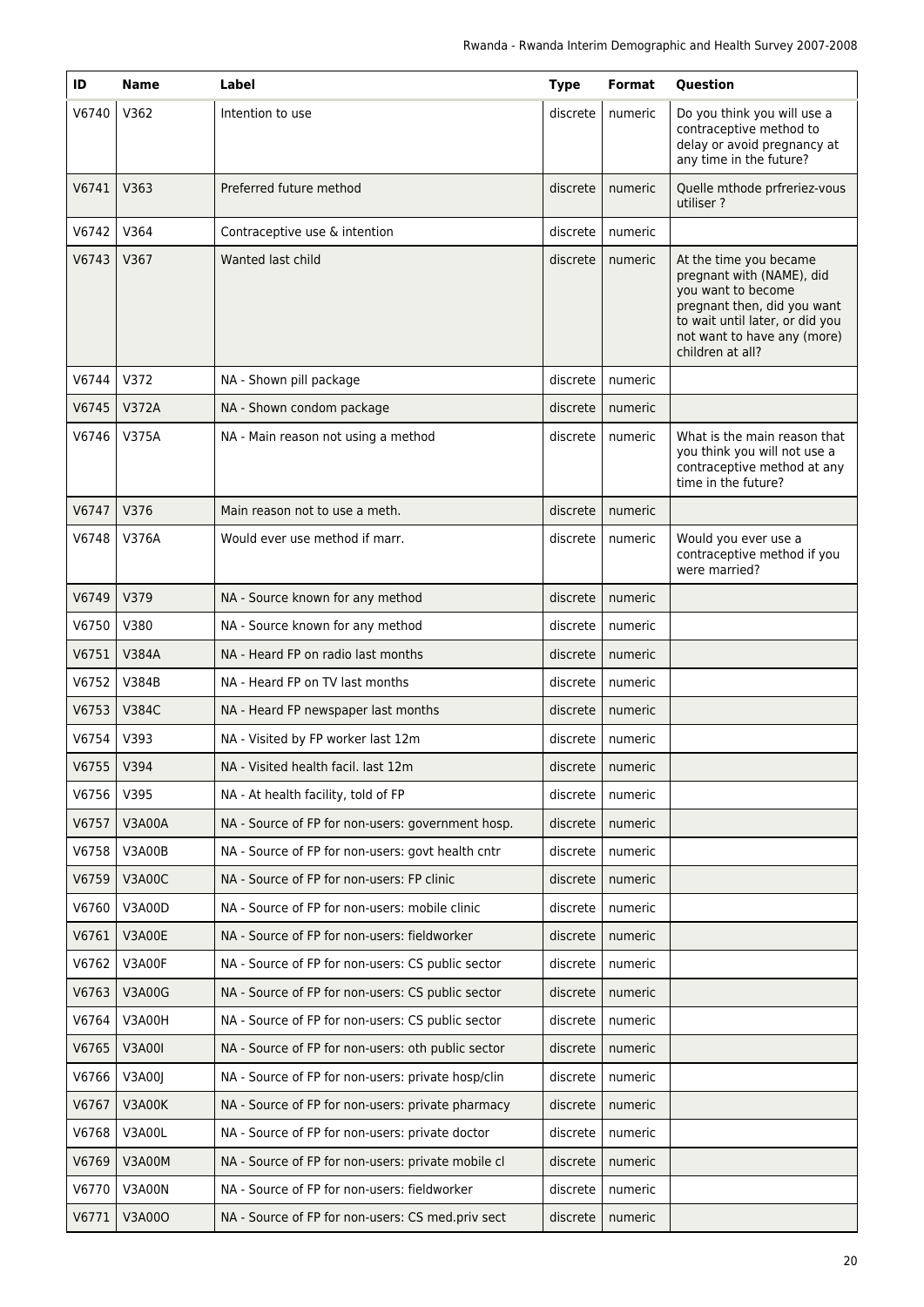| ID | Name | Label | Type | Format | Question |
|---|---|---|---|---|---|
| V6740 | V362 | Intention to use | discrete | numeric | Do you think you will use a contraceptive method to delay or avoid pregnancy at any time in the future? |
| V6741 | V363 | Preferred future method | discrete | numeric | Quelle mthode prfreriez-vous utiliser ? |
| V6742 | V364 | Contraceptive use & intention | discrete | numeric | |
| V6743 | V367 | Wanted last child | discrete | numeric | At the time you became pregnant with (NAME), did you want to become pregnant then, did you want to wait until later, or did you not want to have any (more) children at all? |
| V6744 | V372 | NA - Shown pill package | discrete | numeric | |
| V6745 | V372A | NA - Shown condom package | discrete | numeric | |
| V6746 | V375A | NA - Main reason not using a method | discrete | numeric | What is the main reason that you think you will not use a contraceptive method at any time in the future? |
| V6747 | V376 | Main reason not to use a meth. | discrete | numeric | |
| V6748 | V376A | Would ever use method if marr. | discrete | numeric | Would you ever use a contraceptive method if you were married? |
| V6749 | V379 | NA - Source known for any method | discrete | numeric | |
| V6750 | V380 | NA - Source known for any method | discrete | numeric | |
| V6751 | V384A | NA - Heard FP on radio last months | discrete | numeric | |
| V6752 | V384B | NA - Heard FP on TV last months | discrete | numeric | |
| V6753 | V384C | NA - Heard FP newspaper last months | discrete | numeric | |
| V6754 | V393 | NA - Visited by FP worker last 12m | discrete | numeric | |
| V6755 | V394 | NA - Visited health facil. last 12m | discrete | numeric | |
| V6756 | V395 | NA - At health facility, told of FP | discrete | numeric | |
| V6757 | V3A00A | NA - Source of FP for non-users: government hosp. | discrete | numeric | |
| V6758 | V3A00B | NA - Source of FP for non-users: govt health cntr | discrete | numeric | |
| V6759 | V3A00C | NA - Source of FP for non-users: FP clinic | discrete | numeric | |
| V6760 | V3A00D | NA - Source of FP for non-users: mobile clinic | discrete | numeric | |
| V6761 | V3A00E | NA - Source of FP for non-users: fieldworker | discrete | numeric | |
| V6762 | V3A00F | NA - Source of FP for non-users: CS public sector | discrete | numeric | |
| V6763 | V3A00G | NA - Source of FP for non-users: CS public sector | discrete | numeric | |
| V6764 | V3A00H | NA - Source of FP for non-users: CS public sector | discrete | numeric | |
| V6765 | V3A00I | NA - Source of FP for non-users: oth public sector | discrete | numeric | |
| V6766 | V3A00J | NA - Source of FP for non-users: private hosp/clin | discrete | numeric | |
| V6767 | V3A00K | NA - Source of FP for non-users: private pharmacy | discrete | numeric | |
| V6768 | V3A00L | NA - Source of FP for non-users: private doctor | discrete | numeric | |
| V6769 | V3A00M | NA - Source of FP for non-users: private mobile cl | discrete | numeric | |
| V6770 | V3A00N | NA - Source of FP for non-users: fieldworker | discrete | numeric | |
| V6771 | V3A00O | NA - Source of FP for non-users: CS med.priv sect | discrete | numeric | |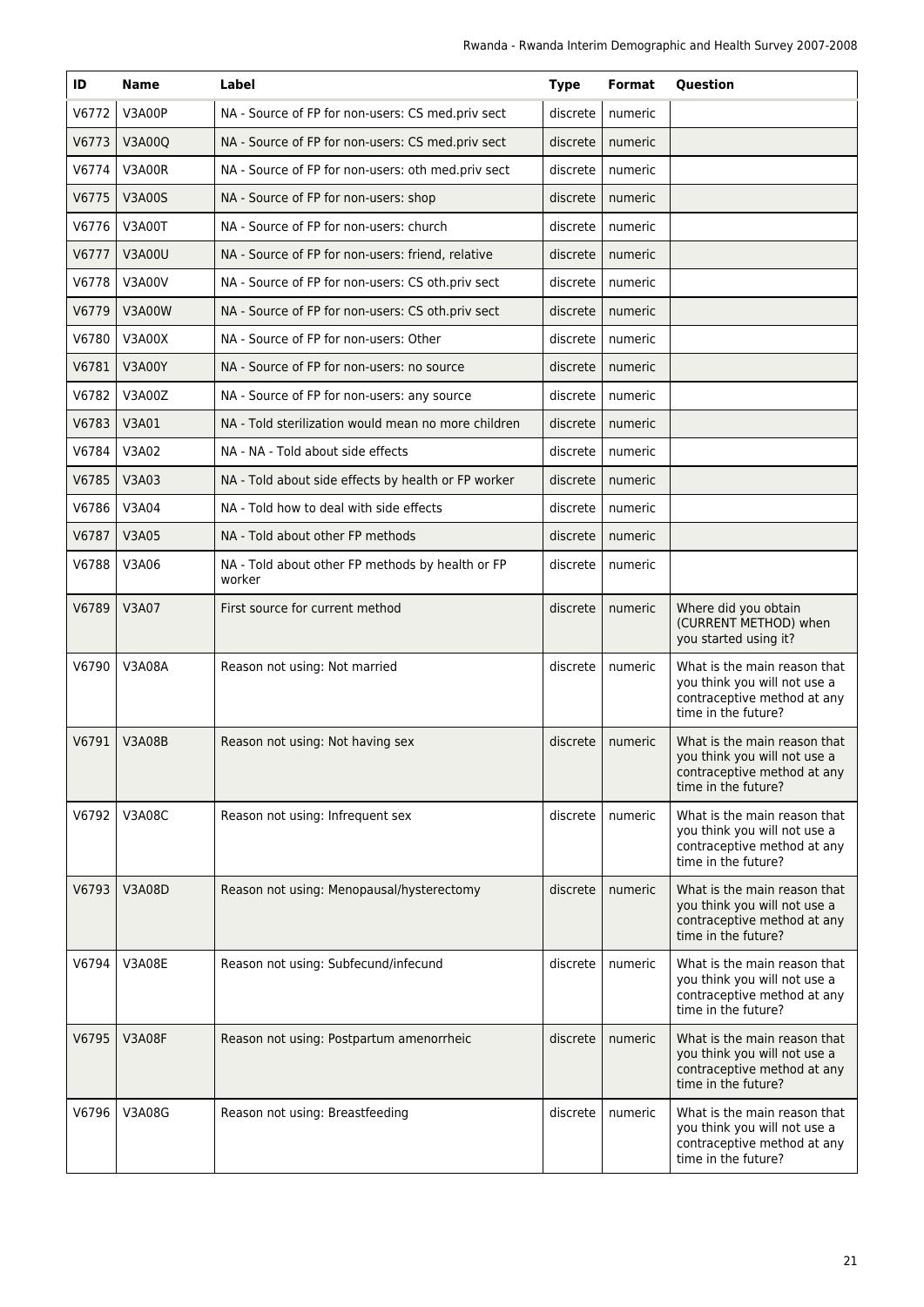| ID | Name | Label | Type | Format | Question |
|---|---|---|---|---|---|
| V6772 | V3A00P | NA - Source of FP for non-users: CS med.priv sect | discrete | numeric | |
| V6773 | V3A00Q | NA - Source of FP for non-users: CS med.priv sect | discrete | numeric | |
| V6774 | V3A00R | NA - Source of FP for non-users: oth med.priv sect | discrete | numeric | |
| V6775 | V3A00S | NA - Source of FP for non-users: shop | discrete | numeric | |
| V6776 | V3A00T | NA - Source of FP for non-users: church | discrete | numeric | |
| V6777 | V3A00U | NA - Source of FP for non-users: friend, relative | discrete | numeric | |
| V6778 | V3A00V | NA - Source of FP for non-users: CS oth.priv sect | discrete | numeric | |
| V6779 | V3A00W | NA - Source of FP for non-users: CS oth.priv sect | discrete | numeric | |
| V6780 | V3A00X | NA - Source of FP for non-users: Other | discrete | numeric | |
| V6781 | V3A00Y | NA - Source of FP for non-users: no source | discrete | numeric | |
| V6782 | V3A00Z | NA - Source of FP for non-users: any source | discrete | numeric | |
| V6783 | V3A01 | NA - Told sterilization would mean no more children | discrete | numeric | |
| V6784 | V3A02 | NA - NA - Told about side effects | discrete | numeric | |
| V6785 | V3A03 | NA - Told about side effects by health or FP worker | discrete | numeric | |
| V6786 | V3A04 | NA - Told how to deal with side effects | discrete | numeric | |
| V6787 | V3A05 | NA - Told about other FP methods | discrete | numeric | |
| V6788 | V3A06 | NA - Told about other FP methods by health or FP worker | discrete | numeric | |
| V6789 | V3A07 | First source for current method | discrete | numeric | Where did you obtain (CURRENT METHOD) when you started using it? |
| V6790 | V3A08A | Reason not using: Not married | discrete | numeric | What is the main reason that you think you will not use a contraceptive method at any time in the future? |
| V6791 | V3A08B | Reason not using: Not having sex | discrete | numeric | What is the main reason that you think you will not use a contraceptive method at any time in the future? |
| V6792 | V3A08C | Reason not using: Infrequent sex | discrete | numeric | What is the main reason that you think you will not use a contraceptive method at any time in the future? |
| V6793 | V3A08D | Reason not using: Menopausal/hysterectomy | discrete | numeric | What is the main reason that you think you will not use a contraceptive method at any time in the future? |
| V6794 | V3A08E | Reason not using: Subfecund/infecund | discrete | numeric | What is the main reason that you think you will not use a contraceptive method at any time in the future? |
| V6795 | V3A08F | Reason not using: Postpartum amenorrheic | discrete | numeric | What is the main reason that you think you will not use a contraceptive method at any time in the future? |
| V6796 | V3A08G | Reason not using: Breastfeeding | discrete | numeric | What is the main reason that you think you will not use a contraceptive method at any time in the future? |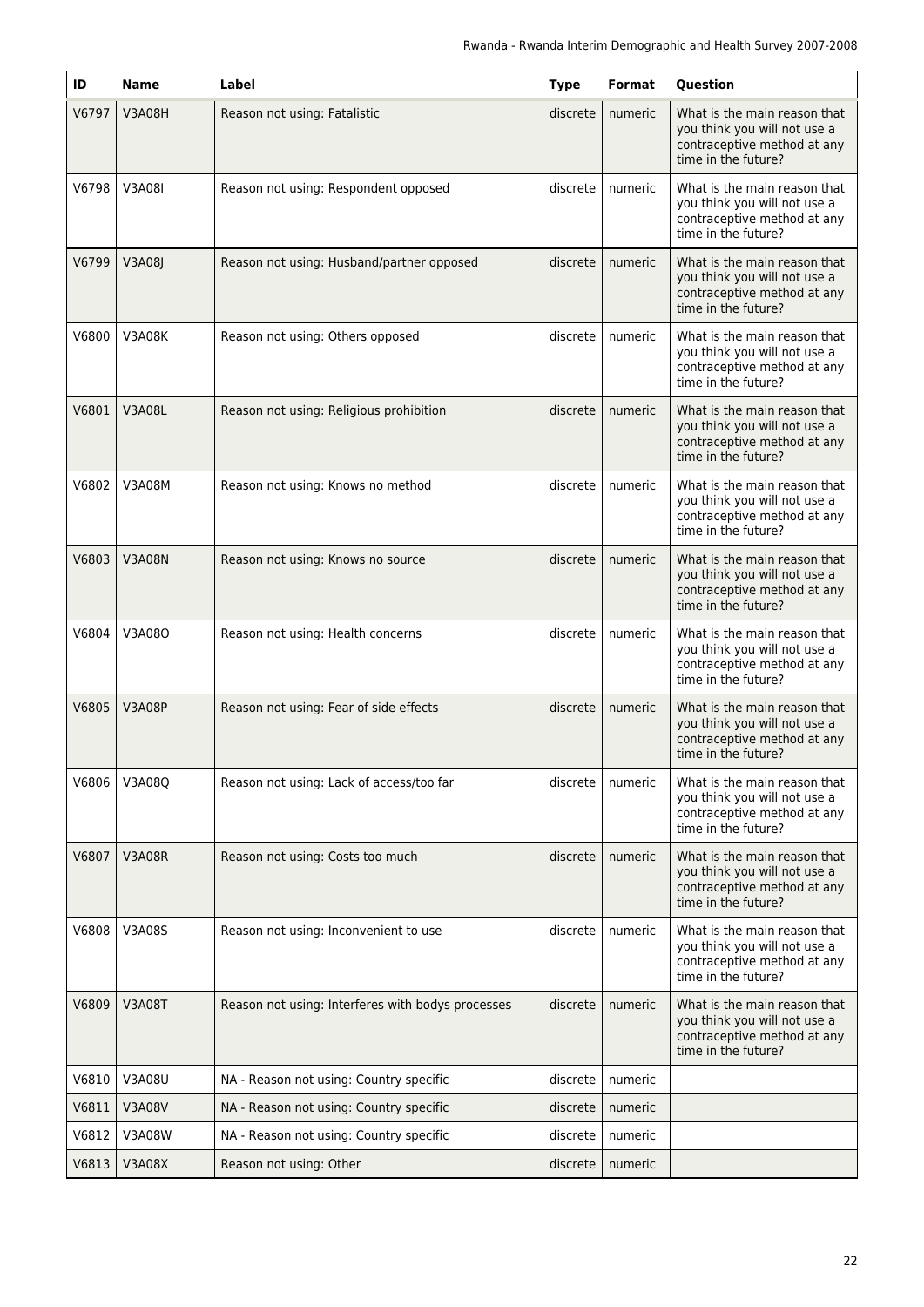| ID | Name | Label | Type | Format | Question |
|---|---|---|---|---|---|
| V6797 | V3A08H | Reason not using: Fatalistic | discrete | numeric | What is the main reason that you think you will not use a contraceptive method at any time in the future? |
| V6798 | V3A08I | Reason not using: Respondent opposed | discrete | numeric | What is the main reason that you think you will not use a contraceptive method at any time in the future? |
| V6799 | V3A08J | Reason not using: Husband/partner opposed | discrete | numeric | What is the main reason that you think you will not use a contraceptive method at any time in the future? |
| V6800 | V3A08K | Reason not using: Others opposed | discrete | numeric | What is the main reason that you think you will not use a contraceptive method at any time in the future? |
| V6801 | V3A08L | Reason not using: Religious prohibition | discrete | numeric | What is the main reason that you think you will not use a contraceptive method at any time in the future? |
| V6802 | V3A08M | Reason not using: Knows no method | discrete | numeric | What is the main reason that you think you will not use a contraceptive method at any time in the future? |
| V6803 | V3A08N | Reason not using: Knows no source | discrete | numeric | What is the main reason that you think you will not use a contraceptive method at any time in the future? |
| V6804 | V3A08O | Reason not using: Health concerns | discrete | numeric | What is the main reason that you think you will not use a contraceptive method at any time in the future? |
| V6805 | V3A08P | Reason not using: Fear of side effects | discrete | numeric | What is the main reason that you think you will not use a contraceptive method at any time in the future? |
| V6806 | V3A08Q | Reason not using: Lack of access/too far | discrete | numeric | What is the main reason that you think you will not use a contraceptive method at any time in the future? |
| V6807 | V3A08R | Reason not using: Costs too much | discrete | numeric | What is the main reason that you think you will not use a contraceptive method at any time in the future? |
| V6808 | V3A08S | Reason not using: Inconvenient to use | discrete | numeric | What is the main reason that you think you will not use a contraceptive method at any time in the future? |
| V6809 | V3A08T | Reason not using: Interferes with bodys processes | discrete | numeric | What is the main reason that you think you will not use a contraceptive method at any time in the future? |
| V6810 | V3A08U | NA - Reason not using: Country specific | discrete | numeric | |
| V6811 | V3A08V | NA - Reason not using: Country specific | discrete | numeric | |
| V6812 | V3A08W | NA - Reason not using: Country specific | discrete | numeric | |
| V6813 | V3A08X | Reason not using: Other | discrete | numeric | |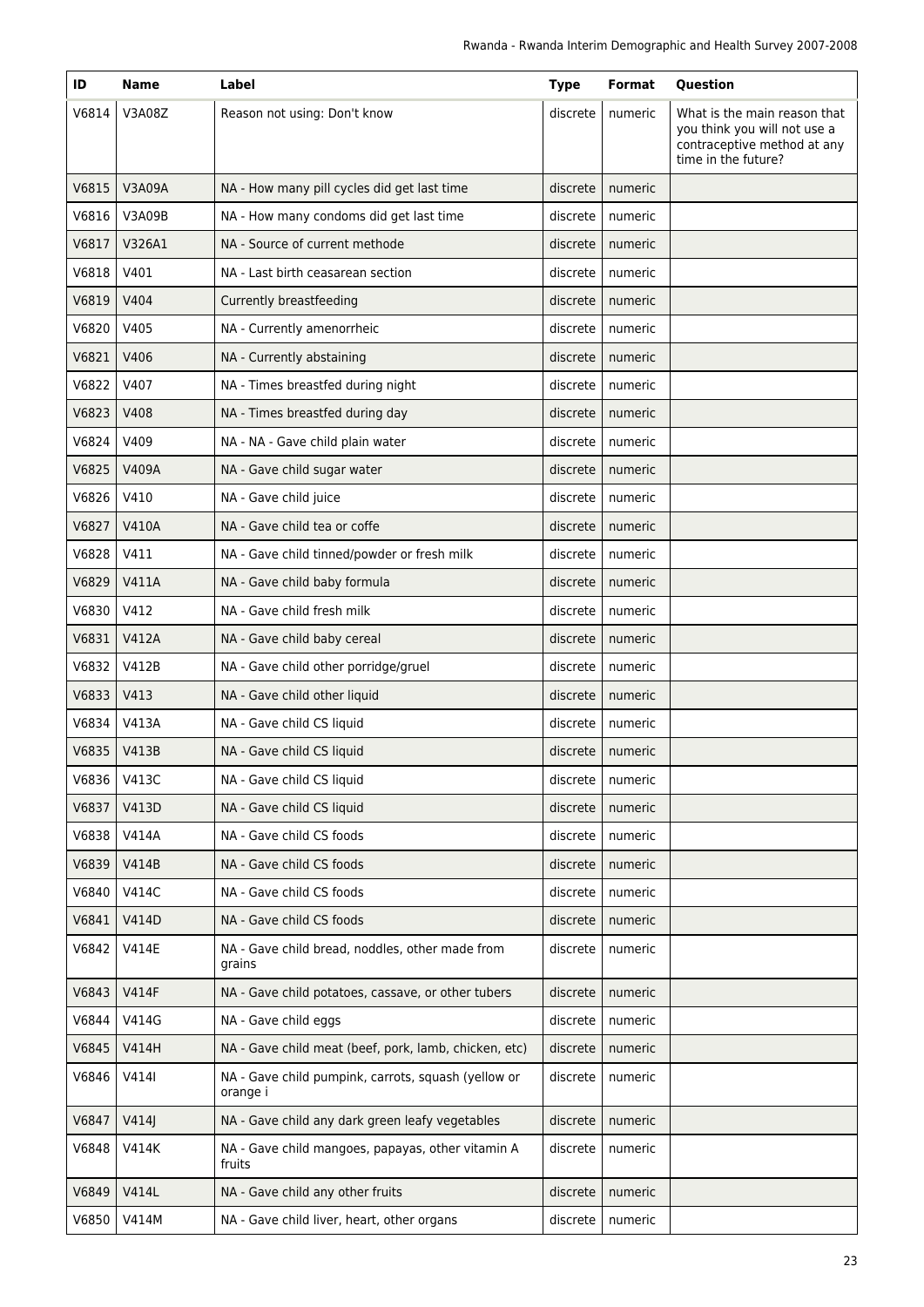| ID | Name | Label | Type | Format | Question |
|---|---|---|---|---|---|
| V6814 | V3A08Z | Reason not using: Don't know | discrete | numeric | What is the main reason that you think you will not use a contraceptive method at any time in the future? |
| V6815 | V3A09A | NA - How many pill cycles did get last time | discrete | numeric | |
| V6816 | V3A09B | NA - How many condoms did get last time | discrete | numeric | |
| V6817 | V326A1 | NA - Source of current methode | discrete | numeric | |
| V6818 | V401 | NA - Last birth ceasarean section | discrete | numeric | |
| V6819 | V404 | Currently breastfeeding | discrete | numeric | |
| V6820 | V405 | NA - Currently amenorrheic | discrete | numeric | |
| V6821 | V406 | NA - Currently abstaining | discrete | numeric | |
| V6822 | V407 | NA - Times breastfed during night | discrete | numeric | |
| V6823 | V408 | NA - Times breastfed during day | discrete | numeric | |
| V6824 | V409 | NA - NA - Gave child plain water | discrete | numeric | |
| V6825 | V409A | NA - Gave child sugar water | discrete | numeric | |
| V6826 | V410 | NA - Gave child juice | discrete | numeric | |
| V6827 | V410A | NA - Gave child tea or coffe | discrete | numeric | |
| V6828 | V411 | NA - Gave child tinned/powder or fresh milk | discrete | numeric | |
| V6829 | V411A | NA - Gave child baby formula | discrete | numeric | |
| V6830 | V412 | NA - Gave child fresh milk | discrete | numeric | |
| V6831 | V412A | NA - Gave child baby cereal | discrete | numeric | |
| V6832 | V412B | NA - Gave child other porridge/gruel | discrete | numeric | |
| V6833 | V413 | NA - Gave child other liquid | discrete | numeric | |
| V6834 | V413A | NA - Gave child CS liquid | discrete | numeric | |
| V6835 | V413B | NA - Gave child CS liquid | discrete | numeric | |
| V6836 | V413C | NA - Gave child CS liquid | discrete | numeric | |
| V6837 | V413D | NA - Gave child CS liquid | discrete | numeric | |
| V6838 | V414A | NA - Gave child CS foods | discrete | numeric | |
| V6839 | V414B | NA - Gave child CS foods | discrete | numeric | |
| V6840 | V414C | NA - Gave child CS foods | discrete | numeric | |
| V6841 | V414D | NA - Gave child CS foods | discrete | numeric | |
| V6842 | V414E | NA - Gave child bread, noddles, other made from grains | discrete | numeric | |
| V6843 | V414F | NA - Gave child potatoes, cassave, or other tubers | discrete | numeric | |
| V6844 | V414G | NA - Gave child eggs | discrete | numeric | |
| V6845 | V414H | NA - Gave child meat (beef, pork, lamb, chicken, etc) | discrete | numeric | |
| V6846 | V414I | NA - Gave child pumpink, carrots, squash (yellow or orange i | discrete | numeric | |
| V6847 | V414J | NA - Gave child any dark green leafy vegetables | discrete | numeric | |
| V6848 | V414K | NA - Gave child mangoes, papayas, other vitamin A fruits | discrete | numeric | |
| V6849 | V414L | NA - Gave child any other fruits | discrete | numeric | |
| V6850 | V414M | NA - Gave child liver, heart, other organs | discrete | numeric | |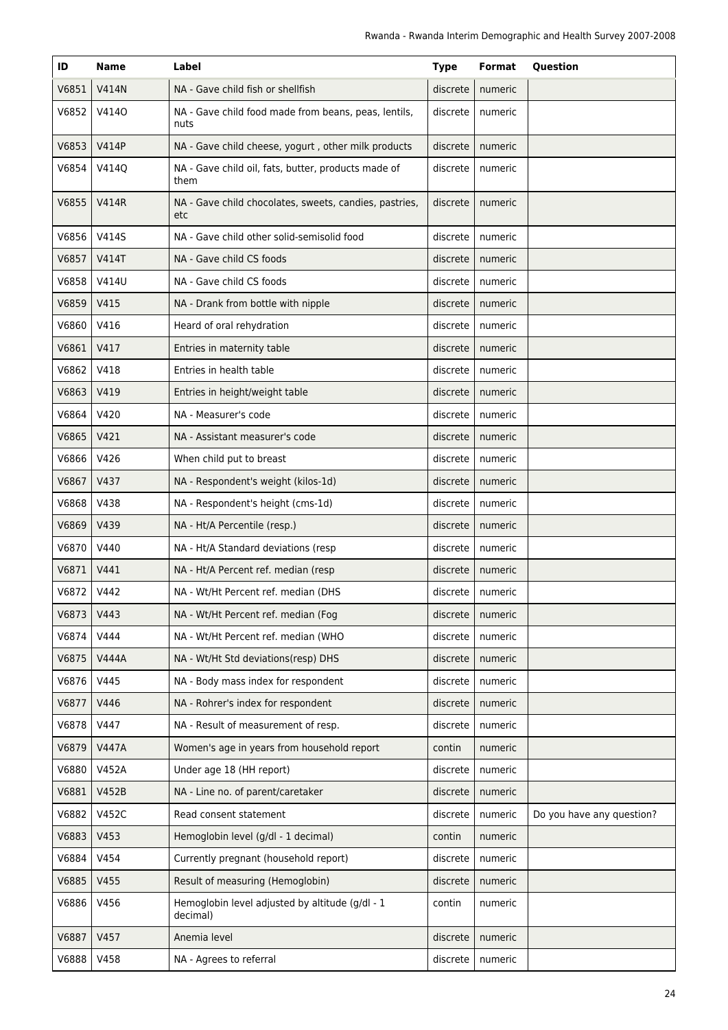| ID | Name | Label | Type | Format | Question |
|---|---|---|---|---|---|
| V6851 | V414N | NA - Gave child fish or shellfish | discrete | numeric | |
| V6852 | V414O | NA - Gave child food made from beans, peas, lentils, nuts | discrete | numeric | |
| V6853 | V414P | NA - Gave child cheese, yogurt , other milk products | discrete | numeric | |
| V6854 | V414Q | NA - Gave child oil, fats, butter, products made of them | discrete | numeric | |
| V6855 | V414R | NA - Gave child chocolates, sweets, candies, pastries, etc | discrete | numeric | |
| V6856 | V414S | NA - Gave child other solid-semisolid food | discrete | numeric | |
| V6857 | V414T | NA - Gave child CS foods | discrete | numeric | |
| V6858 | V414U | NA - Gave child CS foods | discrete | numeric | |
| V6859 | V415 | NA - Drank from bottle with nipple | discrete | numeric | |
| V6860 | V416 | Heard of oral rehydration | discrete | numeric | |
| V6861 | V417 | Entries in maternity table | discrete | numeric | |
| V6862 | V418 | Entries in health table | discrete | numeric | |
| V6863 | V419 | Entries in height/weight table | discrete | numeric | |
| V6864 | V420 | NA - Measurer's code | discrete | numeric | |
| V6865 | V421 | NA - Assistant measurer's code | discrete | numeric | |
| V6866 | V426 | When child put to breast | discrete | numeric | |
| V6867 | V437 | NA - Respondent's weight (kilos-1d) | discrete | numeric | |
| V6868 | V438 | NA - Respondent's height (cms-1d) | discrete | numeric | |
| V6869 | V439 | NA - Ht/A Percentile (resp.) | discrete | numeric | |
| V6870 | V440 | NA - Ht/A Standard deviations (resp | discrete | numeric | |
| V6871 | V441 | NA - Ht/A Percent ref. median (resp | discrete | numeric | |
| V6872 | V442 | NA - Wt/Ht Percent ref. median (DHS | discrete | numeric | |
| V6873 | V443 | NA - Wt/Ht Percent ref. median (Fog | discrete | numeric | |
| V6874 | V444 | NA - Wt/Ht Percent ref. median (WHO | discrete | numeric | |
| V6875 | V444A | NA - Wt/Ht Std deviations(resp) DHS | discrete | numeric | |
| V6876 | V445 | NA - Body mass index for respondent | discrete | numeric | |
| V6877 | V446 | NA - Rohrer's index for respondent | discrete | numeric | |
| V6878 | V447 | NA - Result of measurement of resp. | discrete | numeric | |
| V6879 | V447A | Women's age in years from household report | contin | numeric | |
| V6880 | V452A | Under age 18 (HH report) | discrete | numeric | |
| V6881 | V452B | NA - Line no. of parent/caretaker | discrete | numeric | |
| V6882 | V452C | Read consent statement | discrete | numeric | Do you have any question? |
| V6883 | V453 | Hemoglobin level (g/dl - 1 decimal) | contin | numeric | |
| V6884 | V454 | Currently pregnant (household report) | discrete | numeric | |
| V6885 | V455 | Result of measuring (Hemoglobin) | discrete | numeric | |
| V6886 | V456 | Hemoglobin level adjusted by altitude (g/dl - 1 decimal) | contin | numeric | |
| V6887 | V457 | Anemia level | discrete | numeric | |
| V6888 | V458 | NA - Agrees to referral | discrete | numeric | |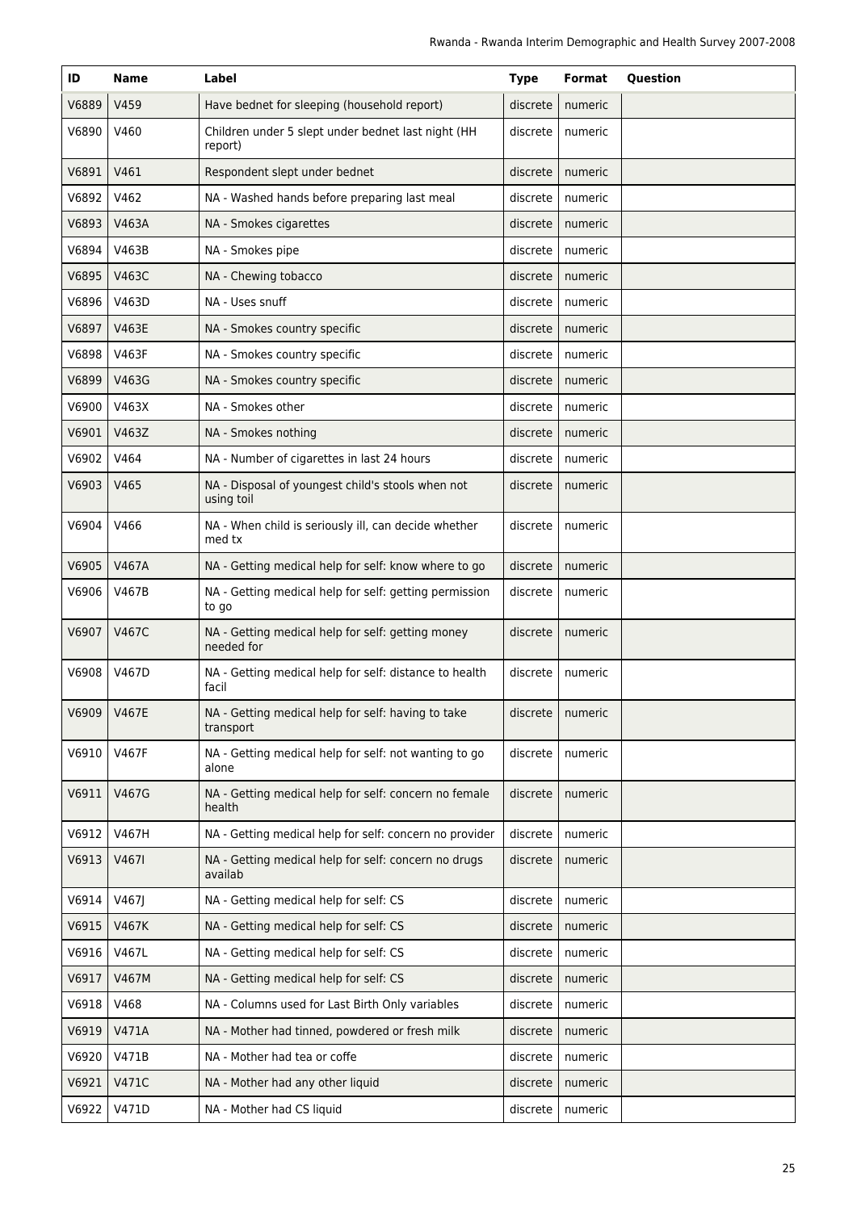| ID | Name | Label | Type | Format | Question |
| --- | --- | --- | --- | --- | --- |
| V6889 | V459 | Have bednet for sleeping (household report) | discrete | numeric | |
| V6890 | V460 | Children under 5 slept under bednet last night (HH report) | discrete | numeric | |
| V6891 | V461 | Respondent slept under bednet | discrete | numeric | |
| V6892 | V462 | NA - Washed hands before preparing last meal | discrete | numeric | |
| V6893 | V463A | NA - Smokes cigarettes | discrete | numeric | |
| V6894 | V463B | NA - Smokes pipe | discrete | numeric | |
| V6895 | V463C | NA - Chewing tobacco | discrete | numeric | |
| V6896 | V463D | NA - Uses snuff | discrete | numeric | |
| V6897 | V463E | NA - Smokes country specific | discrete | numeric | |
| V6898 | V463F | NA - Smokes country specific | discrete | numeric | |
| V6899 | V463G | NA - Smokes country specific | discrete | numeric | |
| V6900 | V463X | NA - Smokes other | discrete | numeric | |
| V6901 | V463Z | NA - Smokes nothing | discrete | numeric | |
| V6902 | V464 | NA - Number of cigarettes in last 24 hours | discrete | numeric | |
| V6903 | V465 | NA - Disposal of youngest child's stools when not using toil | discrete | numeric | |
| V6904 | V466 | NA - When child is seriously ill, can decide whether med tx | discrete | numeric | |
| V6905 | V467A | NA - Getting medical help for self: know where to go | discrete | numeric | |
| V6906 | V467B | NA - Getting medical help for self: getting permission to go | discrete | numeric | |
| V6907 | V467C | NA - Getting medical help for self: getting money needed for | discrete | numeric | |
| V6908 | V467D | NA - Getting medical help for self: distance to health facil | discrete | numeric | |
| V6909 | V467E | NA - Getting medical help for self: having to take transport | discrete | numeric | |
| V6910 | V467F | NA - Getting medical help for self: not wanting to go alone | discrete | numeric | |
| V6911 | V467G | NA - Getting medical help for self: concern no female health | discrete | numeric | |
| V6912 | V467H | NA - Getting medical help for self: concern no provider | discrete | numeric | |
| V6913 | V467I | NA - Getting medical help for self: concern no drugs availab | discrete | numeric | |
| V6914 | V467J | NA - Getting medical help for self: CS | discrete | numeric | |
| V6915 | V467K | NA - Getting medical help for self: CS | discrete | numeric | |
| V6916 | V467L | NA - Getting medical help for self: CS | discrete | numeric | |
| V6917 | V467M | NA - Getting medical help for self: CS | discrete | numeric | |
| V6918 | V468 | NA - Columns used for Last Birth Only variables | discrete | numeric | |
| V6919 | V471A | NA - Mother had tinned, powdered or fresh milk | discrete | numeric | |
| V6920 | V471B | NA - Mother had tea or coffe | discrete | numeric | |
| V6921 | V471C | NA - Mother had any other liquid | discrete | numeric | |
| V6922 | V471D | NA - Mother had CS liquid | discrete | numeric | |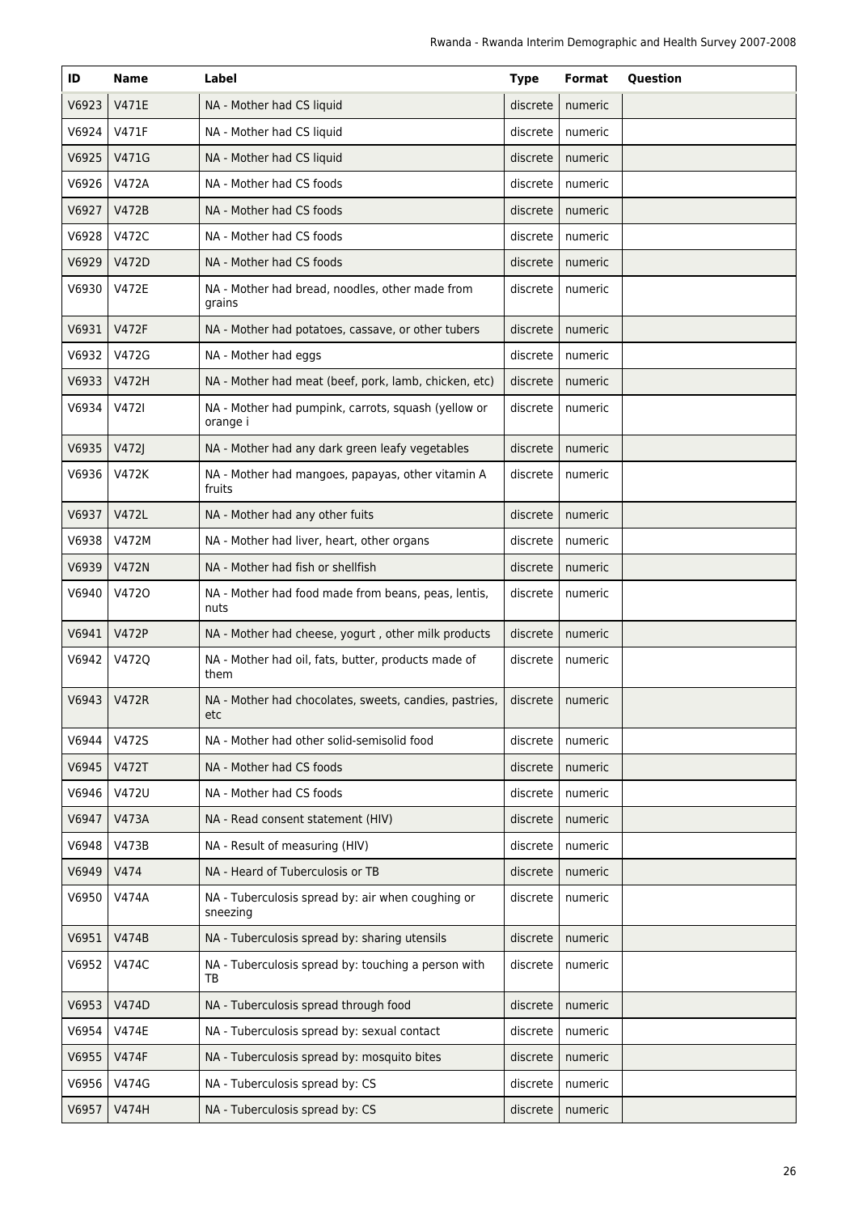| ID | Name | Label | Type | Format | Question |
|---|---|---|---|---|---|
| V6923 | V471E | NA - Mother had CS liquid | discrete | numeric | |
| V6924 | V471F | NA - Mother had CS liquid | discrete | numeric | |
| V6925 | V471G | NA - Mother had CS liquid | discrete | numeric | |
| V6926 | V472A | NA - Mother had CS foods | discrete | numeric | |
| V6927 | V472B | NA - Mother had CS foods | discrete | numeric | |
| V6928 | V472C | NA - Mother had CS foods | discrete | numeric | |
| V6929 | V472D | NA - Mother had CS foods | discrete | numeric | |
| V6930 | V472E | NA - Mother had bread, noodles, other made from grains | discrete | numeric | |
| V6931 | V472F | NA - Mother had potatoes, cassave, or other tubers | discrete | numeric | |
| V6932 | V472G | NA - Mother had eggs | discrete | numeric | |
| V6933 | V472H | NA - Mother had meat (beef, pork, lamb, chicken, etc) | discrete | numeric | |
| V6934 | V472I | NA - Mother had pumpink, carrots, squash (yellow or orange i | discrete | numeric | |
| V6935 | V472J | NA - Mother had any dark green leafy vegetables | discrete | numeric | |
| V6936 | V472K | NA - Mother had mangoes, papayas, other vitamin A fruits | discrete | numeric | |
| V6937 | V472L | NA - Mother had any other fuits | discrete | numeric | |
| V6938 | V472M | NA - Mother had liver, heart, other organs | discrete | numeric | |
| V6939 | V472N | NA - Mother had fish or shellfish | discrete | numeric | |
| V6940 | V472O | NA - Mother had food made from beans, peas, lentis, nuts | discrete | numeric | |
| V6941 | V472P | NA - Mother had cheese, yogurt , other milk products | discrete | numeric | |
| V6942 | V472Q | NA - Mother had oil, fats, butter, products made of them | discrete | numeric | |
| V6943 | V472R | NA - Mother had chocolates, sweets, candies, pastries, etc | discrete | numeric | |
| V6944 | V472S | NA - Mother had other solid-semisolid food | discrete | numeric | |
| V6945 | V472T | NA - Mother had CS foods | discrete | numeric | |
| V6946 | V472U | NA - Mother had CS foods | discrete | numeric | |
| V6947 | V473A | NA - Read consent statement (HIV) | discrete | numeric | |
| V6948 | V473B | NA - Result of measuring (HIV) | discrete | numeric | |
| V6949 | V474 | NA - Heard of Tuberculosis or TB | discrete | numeric | |
| V6950 | V474A | NA - Tuberculosis spread by: air when coughing or sneezing | discrete | numeric | |
| V6951 | V474B | NA - Tuberculosis spread by: sharing utensils | discrete | numeric | |
| V6952 | V474C | NA - Tuberculosis spread by: touching a person with TB | discrete | numeric | |
| V6953 | V474D | NA - Tuberculosis spread through food | discrete | numeric | |
| V6954 | V474E | NA - Tuberculosis spread by: sexual contact | discrete | numeric | |
| V6955 | V474F | NA - Tuberculosis spread by: mosquito bites | discrete | numeric | |
| V6956 | V474G | NA - Tuberculosis spread by: CS | discrete | numeric | |
| V6957 | V474H | NA - Tuberculosis spread by: CS | discrete | numeric | |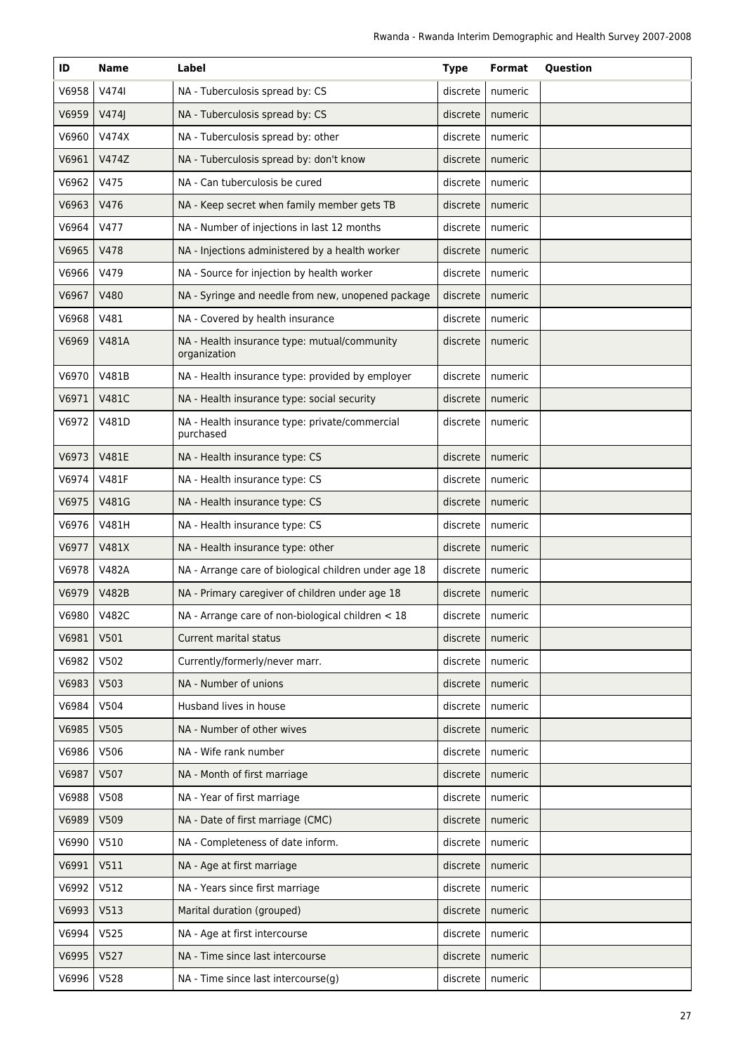| ID | Name | Label | Type | Format | Question |
|---|---|---|---|---|---|
| V6958 | V474I | NA - Tuberculosis spread by: CS | discrete | numeric | |
| V6959 | V474J | NA - Tuberculosis spread by: CS | discrete | numeric | |
| V6960 | V474X | NA - Tuberculosis spread by: other | discrete | numeric | |
| V6961 | V474Z | NA - Tuberculosis spread by: don't know | discrete | numeric | |
| V6962 | V475 | NA - Can tuberculosis be cured | discrete | numeric | |
| V6963 | V476 | NA - Keep secret when family member gets TB | discrete | numeric | |
| V6964 | V477 | NA - Number of injections in last 12 months | discrete | numeric | |
| V6965 | V478 | NA - Injections administered by a health worker | discrete | numeric | |
| V6966 | V479 | NA - Source for injection by health worker | discrete | numeric | |
| V6967 | V480 | NA - Syringe and needle from new, unopened package | discrete | numeric | |
| V6968 | V481 | NA - Covered by health insurance | discrete | numeric | |
| V6969 | V481A | NA - Health insurance type: mutual/community organization | discrete | numeric | |
| V6970 | V481B | NA - Health insurance type: provided by employer | discrete | numeric | |
| V6971 | V481C | NA - Health insurance type: social security | discrete | numeric | |
| V6972 | V481D | NA - Health insurance type: private/commercial purchased | discrete | numeric | |
| V6973 | V481E | NA - Health insurance type: CS | discrete | numeric | |
| V6974 | V481F | NA - Health insurance type: CS | discrete | numeric | |
| V6975 | V481G | NA - Health insurance type: CS | discrete | numeric | |
| V6976 | V481H | NA - Health insurance type: CS | discrete | numeric | |
| V6977 | V481X | NA - Health insurance type: other | discrete | numeric | |
| V6978 | V482A | NA - Arrange care of biological children under age 18 | discrete | numeric | |
| V6979 | V482B | NA - Primary caregiver of children under age 18 | discrete | numeric | |
| V6980 | V482C | NA - Arrange care of non-biological children < 18 | discrete | numeric | |
| V6981 | V501 | Current marital status | discrete | numeric | |
| V6982 | V502 | Currently/formerly/never marr. | discrete | numeric | |
| V6983 | V503 | NA - Number of unions | discrete | numeric | |
| V6984 | V504 | Husband lives in house | discrete | numeric | |
| V6985 | V505 | NA - Number of other wives | discrete | numeric | |
| V6986 | V506 | NA - Wife rank number | discrete | numeric | |
| V6987 | V507 | NA - Month of first marriage | discrete | numeric | |
| V6988 | V508 | NA - Year of first marriage | discrete | numeric | |
| V6989 | V509 | NA - Date of first marriage (CMC) | discrete | numeric | |
| V6990 | V510 | NA - Completeness of date inform. | discrete | numeric | |
| V6991 | V511 | NA - Age at first marriage | discrete | numeric | |
| V6992 | V512 | NA - Years since first marriage | discrete | numeric | |
| V6993 | V513 | Marital duration (grouped) | discrete | numeric | |
| V6994 | V525 | NA - Age at first intercourse | discrete | numeric | |
| V6995 | V527 | NA - Time since last intercourse | discrete | numeric | |
| V6996 | V528 | NA - Time since last intercourse(g) | discrete | numeric | |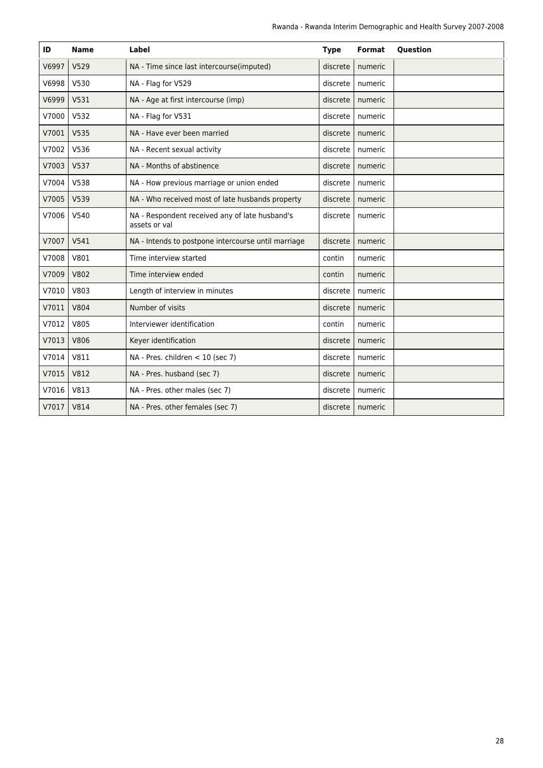| ID | Name | Label | Type | Format | Question |
|---|---|---|---|---|---|
| V6997 | V529 | NA - Time since last intercourse(imputed) | discrete | numeric | |
| V6998 | V530 | NA - Flag for V529 | discrete | numeric | |
| V6999 | V531 | NA - Age at first intercourse (imp) | discrete | numeric | |
| V7000 | V532 | NA - Flag for V531 | discrete | numeric | |
| V7001 | V535 | NA - Have ever been married | discrete | numeric | |
| V7002 | V536 | NA - Recent sexual activity | discrete | numeric | |
| V7003 | V537 | NA - Months of abstinence | discrete | numeric | |
| V7004 | V538 | NA - How previous marriage or union ended | discrete | numeric | |
| V7005 | V539 | NA - Who received most of late husbands property | discrete | numeric | |
| V7006 | V540 | NA - Respondent received any of late husband's assets or val | discrete | numeric | |
| V7007 | V541 | NA - Intends to postpone intercourse until marriage | discrete | numeric | |
| V7008 | V801 | Time interview started | contin | numeric | |
| V7009 | V802 | Time interview ended | contin | numeric | |
| V7010 | V803 | Length of interview in minutes | discrete | numeric | |
| V7011 | V804 | Number of visits | discrete | numeric | |
| V7012 | V805 | Interviewer identification | contin | numeric | |
| V7013 | V806 | Keyer identification | discrete | numeric | |
| V7014 | V811 | NA - Pres. children < 10 (sec 7) | discrete | numeric | |
| V7015 | V812 | NA - Pres. husband (sec 7) | discrete | numeric | |
| V7016 | V813 | NA - Pres. other males (sec 7) | discrete | numeric | |
| V7017 | V814 | NA - Pres. other females (sec 7) | discrete | numeric | |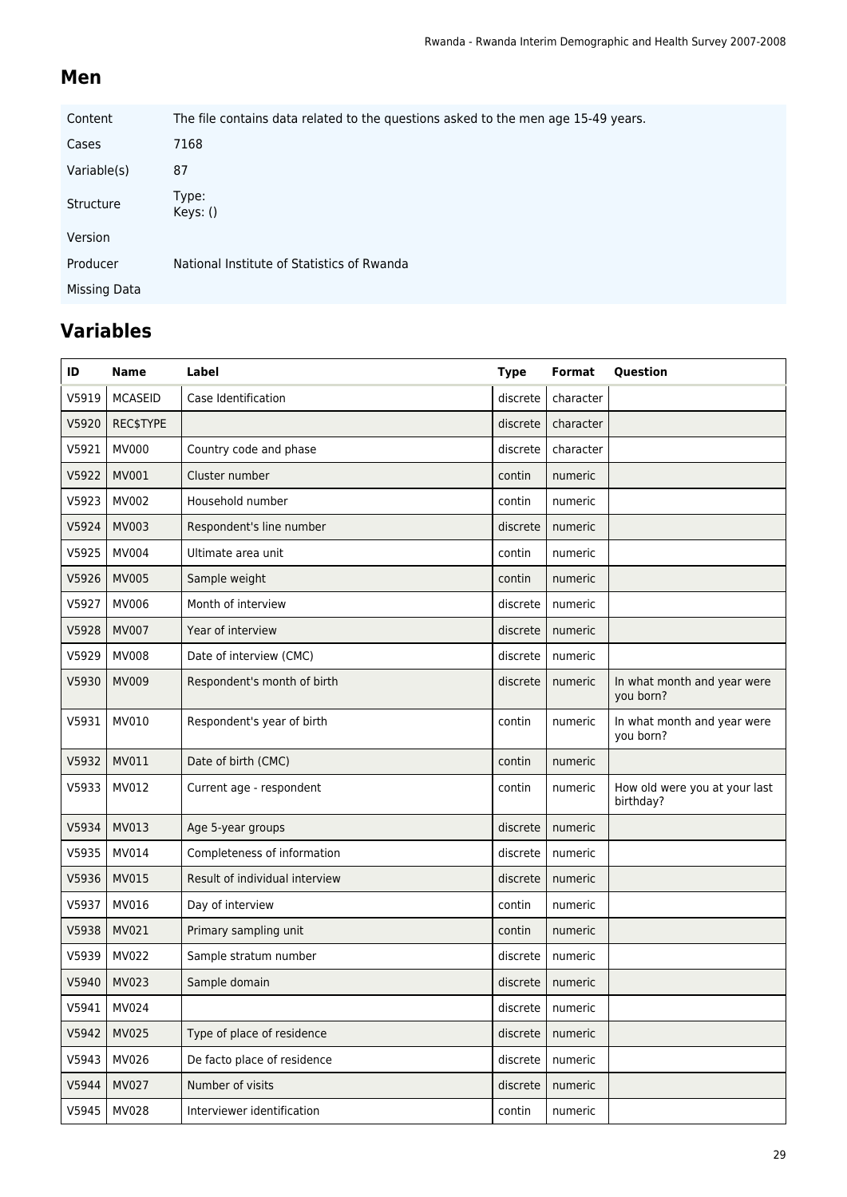## Men

| | |
|---|---|
| Content | The file contains data related to the questions asked to the men age 15-49 years. |
| Cases | 7168 |
| Variable(s) | 87 |
| Structure | Type: <br> Keys: () |
| Version | |
| Producer | National Institute of Statistics of Rwanda |
| Missing Data | |

## Variables

| ID | Name | Label | Type | Format | Question |
|---|---|---|---|---|---|
| V5919 | MCASEID | Case Identification | discrete | character | |
| V5920 | REC$TYPE | | discrete | character | |
| V5921 | MV000 | Country code and phase | discrete | character | |
| V5922 | MV001 | Cluster number | contin | numeric | |
| V5923 | MV002 | Household number | contin | numeric | |
| V5924 | MV003 | Respondent's line number | discrete | numeric | |
| V5925 | MV004 | Ultimate area unit | contin | numeric | |
| V5926 | MV005 | Sample weight | contin | numeric | |
| V5927 | MV006 | Month of interview | discrete | numeric | |
| V5928 | MV007 | Year of interview | discrete | numeric | |
| V5929 | MV008 | Date of interview (CMC) | discrete | numeric | |
| V5930 | MV009 | Respondent's month of birth | discrete | numeric | In what month and year were you born? |
| V5931 | MV010 | Respondent's year of birth | contin | numeric | In what month and year were you born? |
| V5932 | MV011 | Date of birth (CMC) | contin | numeric | |
| V5933 | MV012 | Current age - respondent | contin | numeric | How old were you at your last birthday? |
| V5934 | MV013 | Age 5-year groups | discrete | numeric | |
| V5935 | MV014 | Completeness of information | discrete | numeric | |
| V5936 | MV015 | Result of individual interview | discrete | numeric | |
| V5937 | MV016 | Day of interview | contin | numeric | |
| V5938 | MV021 | Primary sampling unit | contin | numeric | |
| V5939 | MV022 | Sample stratum number | discrete | numeric | |
| V5940 | MV023 | Sample domain | discrete | numeric | |
| V5941 | MV024 | | discrete | numeric | |
| V5942 | MV025 | Type of place of residence | discrete | numeric | |
| V5943 | MV026 | De facto place of residence | discrete | numeric | |
| V5944 | MV027 | Number of visits | discrete | numeric | |
| V5945 | MV028 | Interviewer identification | contin | numeric | |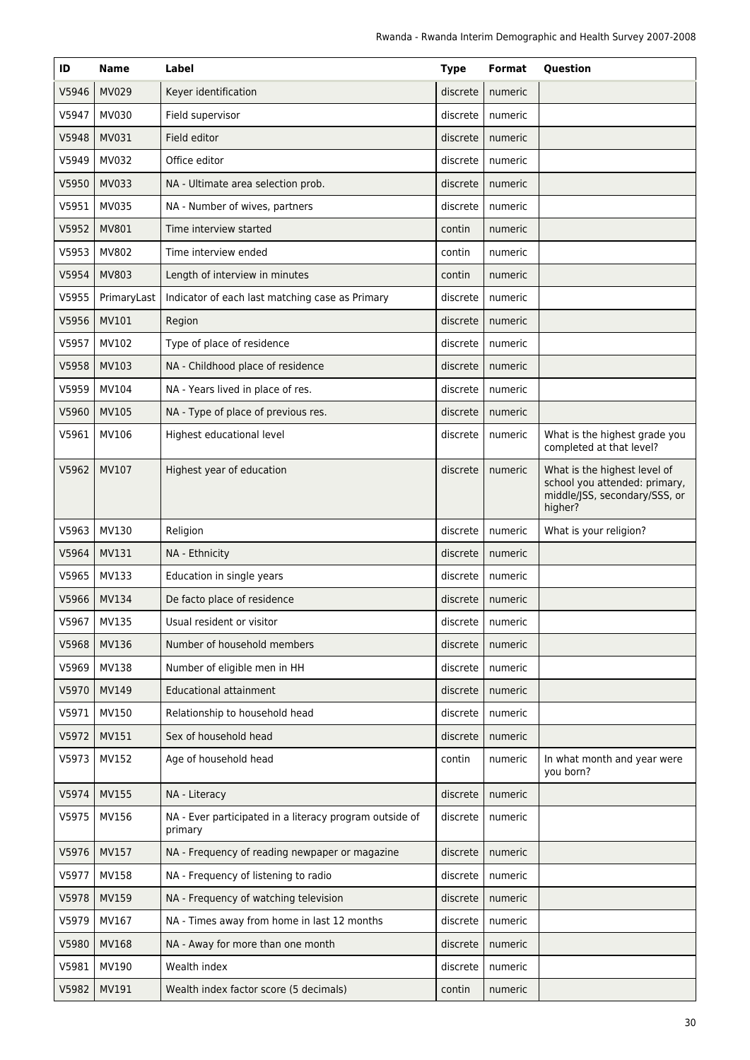| ID | Name | Label | Type | Format | Question |
|---|---|---|---|---|---|
| V5946 | MV029 | Keyer identification | discrete | numeric | |
| V5947 | MV030 | Field supervisor | discrete | numeric | |
| V5948 | MV031 | Field editor | discrete | numeric | |
| V5949 | MV032 | Office editor | discrete | numeric | |
| V5950 | MV033 | NA - Ultimate area selection prob. | discrete | numeric | |
| V5951 | MV035 | NA - Number of wives, partners | discrete | numeric | |
| V5952 | MV801 | Time interview started | contin | numeric | |
| V5953 | MV802 | Time interview ended | contin | numeric | |
| V5954 | MV803 | Length of interview in minutes | contin | numeric | |
| V5955 | PrimaryLast | Indicator of each last matching case as Primary | discrete | numeric | |
| V5956 | MV101 | Region | discrete | numeric | |
| V5957 | MV102 | Type of place of residence | discrete | numeric | |
| V5958 | MV103 | NA - Childhood place of residence | discrete | numeric | |
| V5959 | MV104 | NA - Years lived in place of res. | discrete | numeric | |
| V5960 | MV105 | NA - Type of place of previous res. | discrete | numeric | |
| V5961 | MV106 | Highest educational level | discrete | numeric | What is the highest grade you completed at that level? |
| V5962 | MV107 | Highest year of education | discrete | numeric | What is the highest level of school you attended: primary, middle/JSS, secondary/SSS, or higher? |
| V5963 | MV130 | Religion | discrete | numeric | What is your religion? |
| V5964 | MV131 | NA - Ethnicity | discrete | numeric | |
| V5965 | MV133 | Education in single years | discrete | numeric | |
| V5966 | MV134 | De facto place of residence | discrete | numeric | |
| V5967 | MV135 | Usual resident or visitor | discrete | numeric | |
| V5968 | MV136 | Number of household members | discrete | numeric | |
| V5969 | MV138 | Number of eligible men in HH | discrete | numeric | |
| V5970 | MV149 | Educational attainment | discrete | numeric | |
| V5971 | MV150 | Relationship to household head | discrete | numeric | |
| V5972 | MV151 | Sex of household head | discrete | numeric | |
| V5973 | MV152 | Age of household head | contin | numeric | In what month and year were you born? |
| V5974 | MV155 | NA - Literacy | discrete | numeric | |
| V5975 | MV156 | NA - Ever participated in a literacy program outside of primary | discrete | numeric | |
| V5976 | MV157 | NA - Frequency of reading newpaper or magazine | discrete | numeric | |
| V5977 | MV158 | NA - Frequency of listening to radio | discrete | numeric | |
| V5978 | MV159 | NA - Frequency of watching television | discrete | numeric | |
| V5979 | MV167 | NA - Times away from home in last 12 months | discrete | numeric | |
| V5980 | MV168 | NA - Away for more than one month | discrete | numeric | |
| V5981 | MV190 | Wealth index | discrete | numeric | |
| V5982 | MV191 | Wealth index factor score (5 decimals) | contin | numeric | |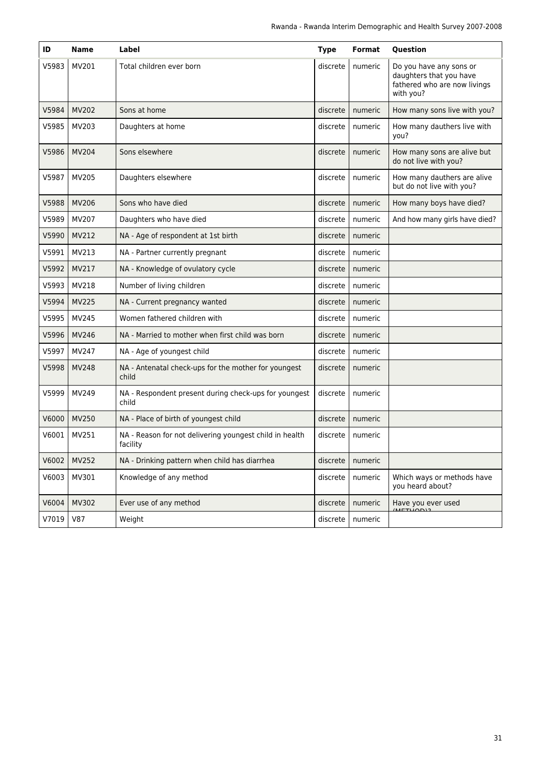| ID | Name | Label | Type | Format | Question |
|---|---|---|---|---|---|
| V5983 | MV201 | Total children ever born | discrete | numeric | Do you have any sons or daughters that you have fathered who are now livings with you? |
| V5984 | MV202 | Sons at home | discrete | numeric | How many sons live with you? |
| V5985 | MV203 | Daughters at home | discrete | numeric | How many dauthers live with you? |
| V5986 | MV204 | Sons elsewhere | discrete | numeric | How many sons are alive but do not live with you? |
| V5987 | MV205 | Daughters elsewhere | discrete | numeric | How many dauthers are alive but do not live with you? |
| V5988 | MV206 | Sons who have died | discrete | numeric | How many boys have died? |
| V5989 | MV207 | Daughters who have died | discrete | numeric | And how many girls have died? |
| V5990 | MV212 | NA - Age of respondent at 1st birth | discrete | numeric | |
| V5991 | MV213 | NA - Partner currently pregnant | discrete | numeric | |
| V5992 | MV217 | NA - Knowledge of ovulatory cycle | discrete | numeric | |
| V5993 | MV218 | Number of living children | discrete | numeric | |
| V5994 | MV225 | NA - Current pregnancy wanted | discrete | numeric | |
| V5995 | MV245 | Women fathered children with | discrete | numeric | |
| V5996 | MV246 | NA - Married to mother when first child was born | discrete | numeric | |
| V5997 | MV247 | NA - Age of youngest child | discrete | numeric | |
| V5998 | MV248 | NA - Antenatal check-ups for the mother for youngest child | discrete | numeric | |
| V5999 | MV249 | NA - Respondent present during check-ups for youngest child | discrete | numeric | |
| V6000 | MV250 | NA - Place of birth of youngest child | discrete | numeric | |
| V6001 | MV251 | NA - Reason for not delivering youngest child in health facility | discrete | numeric | |
| V6002 | MV252 | NA - Drinking pattern when child has diarrhea | discrete | numeric | |
| V6003 | MV301 | Knowledge of any method | discrete | numeric | Which ways or methods have you heard about? |
| V6004 | MV302 | Ever use of any method | discrete | numeric | Have you ever used (METHOD)? |
| V7019 | V87 | Weight | discrete | numeric | |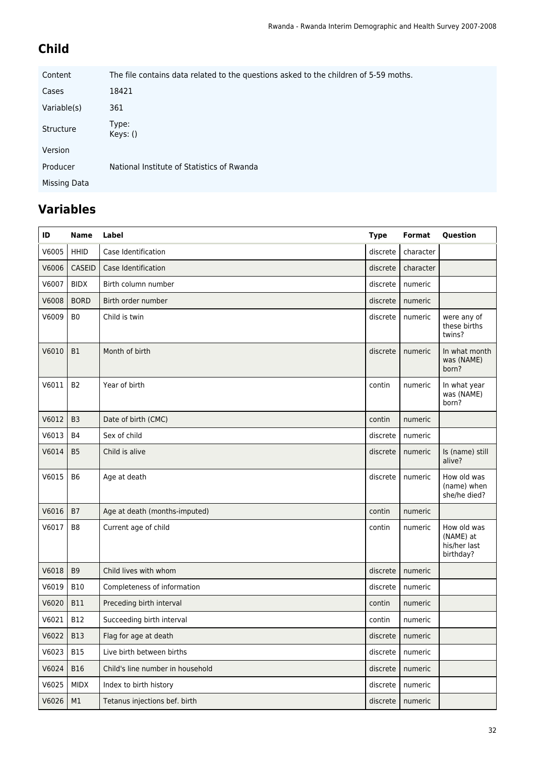## Child

| | |
|---|---|
| Content | The file contains data related to the questions asked to the children of 5-59 moths. |
| Cases | 18421 |
| Variable(s) | 361 |
| Structure | Type: Keys: () |
| Version | |
| Producer | National Institute of Statistics of Rwanda |
| Missing Data | |

## Variables

| ID | Name | Label | Type | Format | Question |
|---|---|---|---|---|---|
| V6005 | HHID | Case Identification | discrete | character | |
| V6006 | CASEID | Case Identification | discrete | character | |
| V6007 | BIDX | Birth column number | discrete | numeric | |
| V6008 | BORD | Birth order number | discrete | numeric | |
| V6009 | B0 | Child is twin | discrete | numeric | were any of these births twins? |
| V6010 | B1 | Month of birth | discrete | numeric | In what month was (NAME) born? |
| V6011 | B2 | Year of birth | contin | numeric | In what year was (NAME) born? |
| V6012 | B3 | Date of birth (CMC) | contin | numeric | |
| V6013 | B4 | Sex of child | discrete | numeric | |
| V6014 | B5 | Child is alive | discrete | numeric | Is (name) still alive? |
| V6015 | B6 | Age at death | discrete | numeric | How old was (name) when she/he died? |
| V6016 | B7 | Age at death (months-imputed) | contin | numeric | |
| V6017 | B8 | Current age of child | contin | numeric | How old was (NAME) at his/her last birthday? |
| V6018 | B9 | Child lives with whom | discrete | numeric | |
| V6019 | B10 | Completeness of information | discrete | numeric | |
| V6020 | B11 | Preceding birth interval | contin | numeric | |
| V6021 | B12 | Succeeding birth interval | contin | numeric | |
| V6022 | B13 | Flag for age at death | discrete | numeric | |
| V6023 | B15 | Live birth between births | discrete | numeric | |
| V6024 | B16 | Child's line number in household | discrete | numeric | |
| V6025 | MIDX | Index to birth history | discrete | numeric | |
| V6026 | M1 | Tetanus injections bef. birth | discrete | numeric | |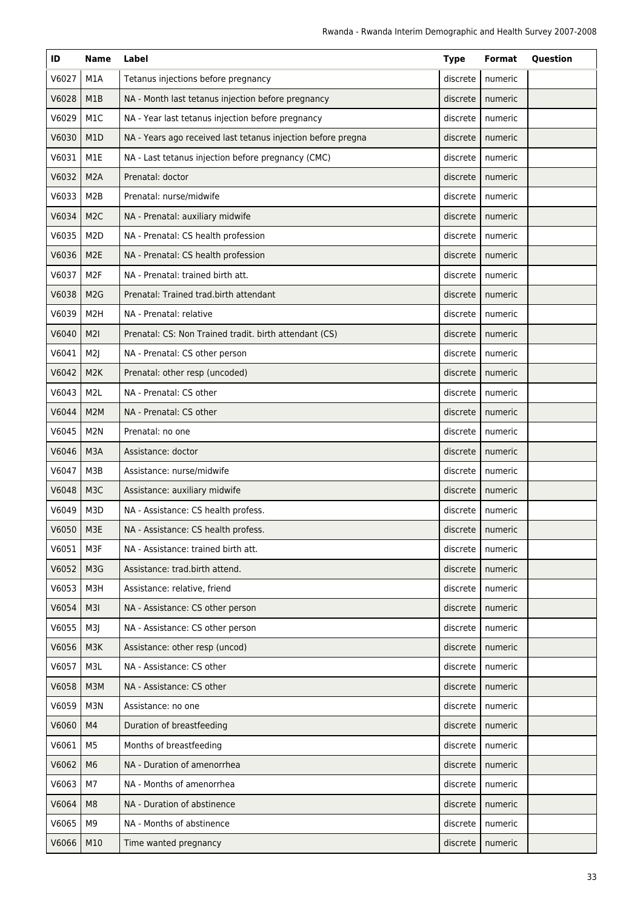| ID | Name | Label | Type | Format | Question |
|---|---|---|---|---|---|
| V6027 | M1A | Tetanus injections before pregnancy | discrete | numeric | |
| V6028 | M1B | NA - Month last tetanus injection before pregnancy | discrete | numeric | |
| V6029 | M1C | NA - Year last tetanus injection before pregnancy | discrete | numeric | |
| V6030 | M1D | NA - Years ago received last tetanus injection before pregna | discrete | numeric | |
| V6031 | M1E | NA - Last tetanus injection before pregnancy (CMC) | discrete | numeric | |
| V6032 | M2A | Prenatal: doctor | discrete | numeric | |
| V6033 | M2B | Prenatal: nurse/midwife | discrete | numeric | |
| V6034 | M2C | NA - Prenatal: auxiliary midwife | discrete | numeric | |
| V6035 | M2D | NA - Prenatal: CS health profession | discrete | numeric | |
| V6036 | M2E | NA - Prenatal: CS health profession | discrete | numeric | |
| V6037 | M2F | NA - Prenatal: trained birth att. | discrete | numeric | |
| V6038 | M2G | Prenatal: Trained trad.birth attendant | discrete | numeric | |
| V6039 | M2H | NA - Prenatal: relative | discrete | numeric | |
| V6040 | M2I | Prenatal: CS: Non Trained tradit. birth attendant (CS) | discrete | numeric | |
| V6041 | M2J | NA - Prenatal: CS other person | discrete | numeric | |
| V6042 | M2K | Prenatal: other resp (uncoded) | discrete | numeric | |
| V6043 | M2L | NA - Prenatal: CS other | discrete | numeric | |
| V6044 | M2M | NA - Prenatal: CS other | discrete | numeric | |
| V6045 | M2N | Prenatal: no one | discrete | numeric | |
| V6046 | M3A | Assistance: doctor | discrete | numeric | |
| V6047 | M3B | Assistance: nurse/midwife | discrete | numeric | |
| V6048 | M3C | Assistance: auxiliary midwife | discrete | numeric | |
| V6049 | M3D | NA - Assistance: CS health profess. | discrete | numeric | |
| V6050 | M3E | NA - Assistance: CS health profess. | discrete | numeric | |
| V6051 | M3F | NA - Assistance: trained birth att. | discrete | numeric | |
| V6052 | M3G | Assistance: trad.birth attend. | discrete | numeric | |
| V6053 | M3H | Assistance: relative, friend | discrete | numeric | |
| V6054 | M3I | NA - Assistance: CS other person | discrete | numeric | |
| V6055 | M3J | NA - Assistance: CS other person | discrete | numeric | |
| V6056 | M3K | Assistance: other resp (uncod) | discrete | numeric | |
| V6057 | M3L | NA - Assistance: CS other | discrete | numeric | |
| V6058 | M3M | NA - Assistance: CS other | discrete | numeric | |
| V6059 | M3N | Assistance: no one | discrete | numeric | |
| V6060 | M4 | Duration of breastfeeding | discrete | numeric | |
| V6061 | M5 | Months of breastfeeding | discrete | numeric | |
| V6062 | M6 | NA - Duration of amenorrhea | discrete | numeric | |
| V6063 | M7 | NA - Months of amenorrhea | discrete | numeric | |
| V6064 | M8 | NA - Duration of abstinence | discrete | numeric | |
| V6065 | M9 | NA - Months of abstinence | discrete | numeric | |
| V6066 | M10 | Time wanted pregnancy | discrete | numeric | |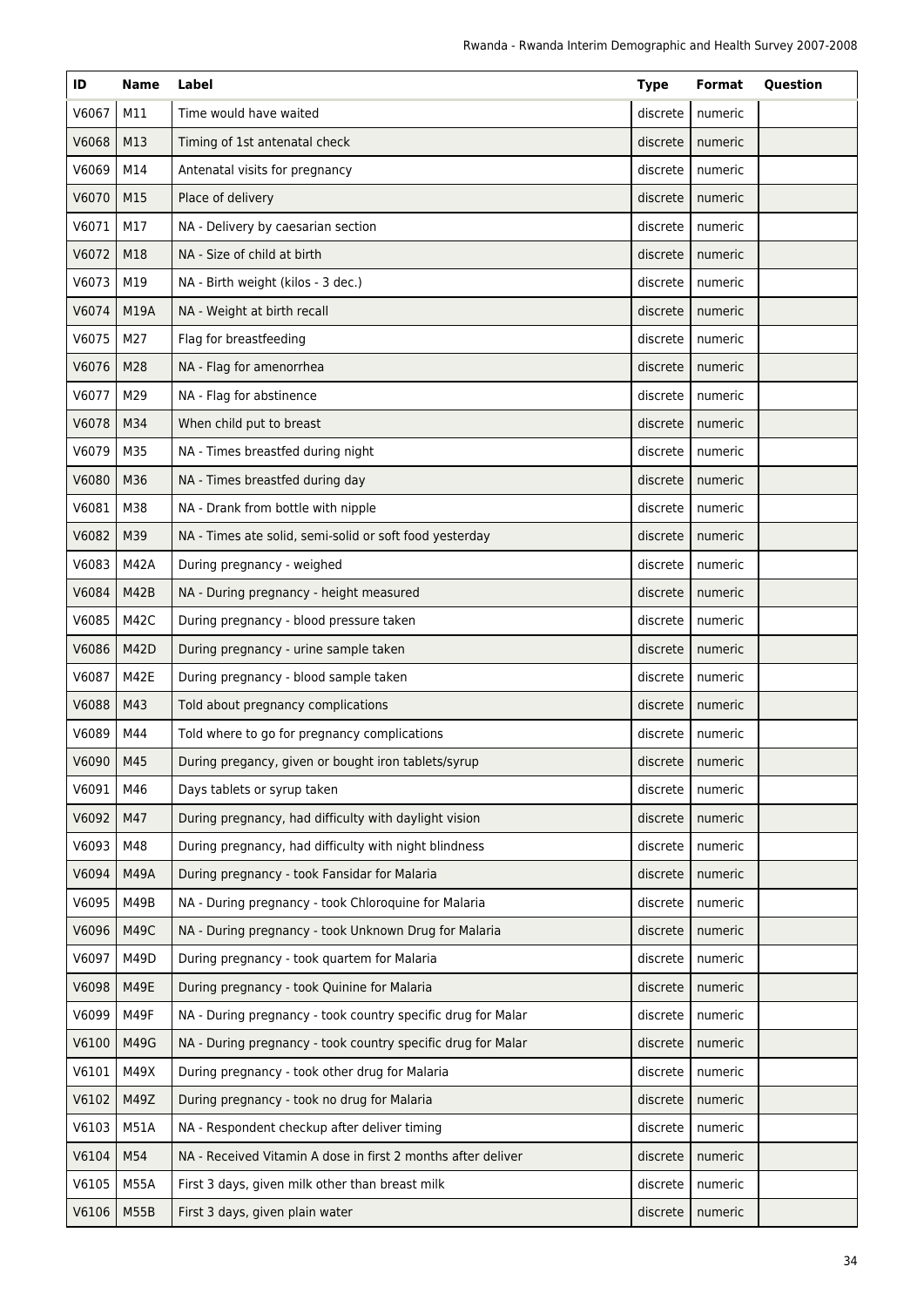| ID | Name | Label | Type | Format | Question |
|---|---|---|---|---|---|
| V6067 | M11 | Time would have waited | discrete | numeric | |
| V6068 | M13 | Timing of 1st antenatal check | discrete | numeric | |
| V6069 | M14 | Antenatal visits for pregnancy | discrete | numeric | |
| V6070 | M15 | Place of delivery | discrete | numeric | |
| V6071 | M17 | NA - Delivery by caesarian section | discrete | numeric | |
| V6072 | M18 | NA - Size of child at birth | discrete | numeric | |
| V6073 | M19 | NA - Birth weight (kilos - 3 dec.) | discrete | numeric | |
| V6074 | M19A | NA - Weight at birth recall | discrete | numeric | |
| V6075 | M27 | Flag for breastfeeding | discrete | numeric | |
| V6076 | M28 | NA - Flag for amenorrhea | discrete | numeric | |
| V6077 | M29 | NA - Flag for abstinence | discrete | numeric | |
| V6078 | M34 | When child put to breast | discrete | numeric | |
| V6079 | M35 | NA - Times breastfed during night | discrete | numeric | |
| V6080 | M36 | NA - Times breastfed during day | discrete | numeric | |
| V6081 | M38 | NA - Drank from bottle with nipple | discrete | numeric | |
| V6082 | M39 | NA - Times ate solid, semi-solid or soft food yesterday | discrete | numeric | |
| V6083 | M42A | During pregnancy - weighed | discrete | numeric | |
| V6084 | M42B | NA - During pregnancy - height measured | discrete | numeric | |
| V6085 | M42C | During pregnancy - blood pressure taken | discrete | numeric | |
| V6086 | M42D | During pregnancy - urine sample taken | discrete | numeric | |
| V6087 | M42E | During pregnancy - blood sample taken | discrete | numeric | |
| V6088 | M43 | Told about pregnancy complications | discrete | numeric | |
| V6089 | M44 | Told where to go for pregnancy complications | discrete | numeric | |
| V6090 | M45 | During pregancy, given or bought iron tablets/syrup | discrete | numeric | |
| V6091 | M46 | Days tablets or syrup taken | discrete | numeric | |
| V6092 | M47 | During pregnancy, had difficulty with daylight vision | discrete | numeric | |
| V6093 | M48 | During pregnancy, had difficulty with night blindness | discrete | numeric | |
| V6094 | M49A | During pregnancy - took Fansidar for Malaria | discrete | numeric | |
| V6095 | M49B | NA - During pregnancy - took Chloroquine for Malaria | discrete | numeric | |
| V6096 | M49C | NA - During pregnancy - took Unknown Drug for Malaria | discrete | numeric | |
| V6097 | M49D | During pregnancy - took quartem for Malaria | discrete | numeric | |
| V6098 | M49E | During pregnancy - took Quinine for Malaria | discrete | numeric | |
| V6099 | M49F | NA - During pregnancy - took country specific drug for Malar | discrete | numeric | |
| V6100 | M49G | NA - During pregnancy - took country specific drug for Malar | discrete | numeric | |
| V6101 | M49X | During pregnancy - took other drug for Malaria | discrete | numeric | |
| V6102 | M49Z | During pregnancy - took no drug for Malaria | discrete | numeric | |
| V6103 | M51A | NA - Respondent checkup after deliver timing | discrete | numeric | |
| V6104 | M54 | NA - Received Vitamin A dose in first 2 months after deliver | discrete | numeric | |
| V6105 | M55A | First 3 days, given milk other than breast milk | discrete | numeric | |
| V6106 | M55B | First 3 days, given plain water | discrete | numeric | |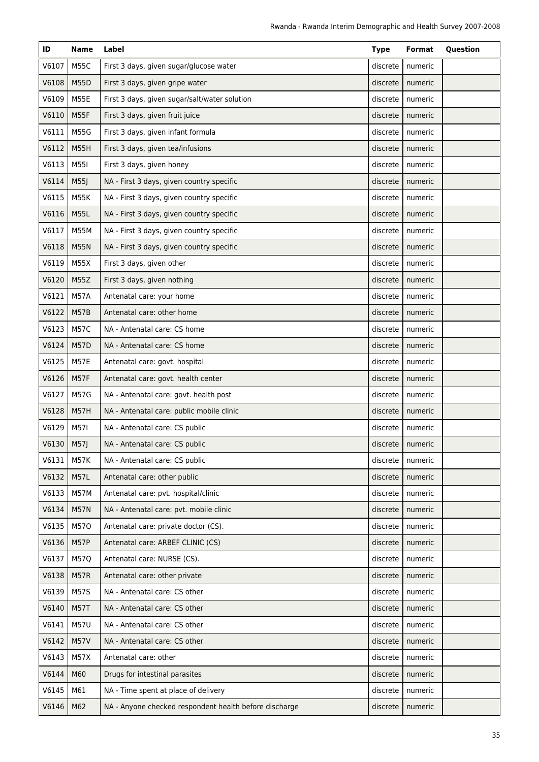| ID | Name | Label | Type | Format | Question |
|---|---|---|---|---|---|
| V6107 | M55C | First 3 days, given sugar/glucose water | discrete | numeric | |
| V6108 | M55D | First 3 days, given gripe water | discrete | numeric | |
| V6109 | M55E | First 3 days, given sugar/salt/water solution | discrete | numeric | |
| V6110 | M55F | First 3 days, given fruit juice | discrete | numeric | |
| V6111 | M55G | First 3 days, given infant formula | discrete | numeric | |
| V6112 | M55H | First 3 days, given tea/infusions | discrete | numeric | |
| V6113 | M55I | First 3 days, given honey | discrete | numeric | |
| V6114 | M55J | NA - First 3 days, given country specific | discrete | numeric | |
| V6115 | M55K | NA - First 3 days, given country specific | discrete | numeric | |
| V6116 | M55L | NA - First 3 days, given country specific | discrete | numeric | |
| V6117 | M55M | NA - First 3 days, given country specific | discrete | numeric | |
| V6118 | M55N | NA - First 3 days, given country specific | discrete | numeric | |
| V6119 | M55X | First 3 days, given other | discrete | numeric | |
| V6120 | M55Z | First 3 days, given nothing | discrete | numeric | |
| V6121 | M57A | Antenatal care: your home | discrete | numeric | |
| V6122 | M57B | Antenatal care: other home | discrete | numeric | |
| V6123 | M57C | NA - Antenatal care: CS home | discrete | numeric | |
| V6124 | M57D | NA - Antenatal care: CS home | discrete | numeric | |
| V6125 | M57E | Antenatal care: govt. hospital | discrete | numeric | |
| V6126 | M57F | Antenatal care: govt. health center | discrete | numeric | |
| V6127 | M57G | NA - Antenatal care: govt. health post | discrete | numeric | |
| V6128 | M57H | NA - Antenatal care: public mobile clinic | discrete | numeric | |
| V6129 | M57I | NA - Antenatal care: CS public | discrete | numeric | |
| V6130 | M57J | NA - Antenatal care: CS public | discrete | numeric | |
| V6131 | M57K | NA - Antenatal care: CS public | discrete | numeric | |
| V6132 | M57L | Antenatal care: other public | discrete | numeric | |
| V6133 | M57M | Antenatal care: pvt. hospital/clinic | discrete | numeric | |
| V6134 | M57N | NA - Antenatal care: pvt. mobile clinic | discrete | numeric | |
| V6135 | M57O | Antenatal care: private doctor (CS). | discrete | numeric | |
| V6136 | M57P | Antenatal care: ARBEF CLINIC (CS) | discrete | numeric | |
| V6137 | M57Q | Antenatal care: NURSE (CS). | discrete | numeric | |
| V6138 | M57R | Antenatal care: other private | discrete | numeric | |
| V6139 | M57S | NA - Antenatal care: CS other | discrete | numeric | |
| V6140 | M57T | NA - Antenatal care: CS other | discrete | numeric | |
| V6141 | M57U | NA - Antenatal care: CS other | discrete | numeric | |
| V6142 | M57V | NA - Antenatal care: CS other | discrete | numeric | |
| V6143 | M57X | Antenatal care: other | discrete | numeric | |
| V6144 | M60 | Drugs for intestinal parasites | discrete | numeric | |
| V6145 | M61 | NA - Time spent at place of delivery | discrete | numeric | |
| V6146 | M62 | NA - Anyone checked respondent health before discharge | discrete | numeric | |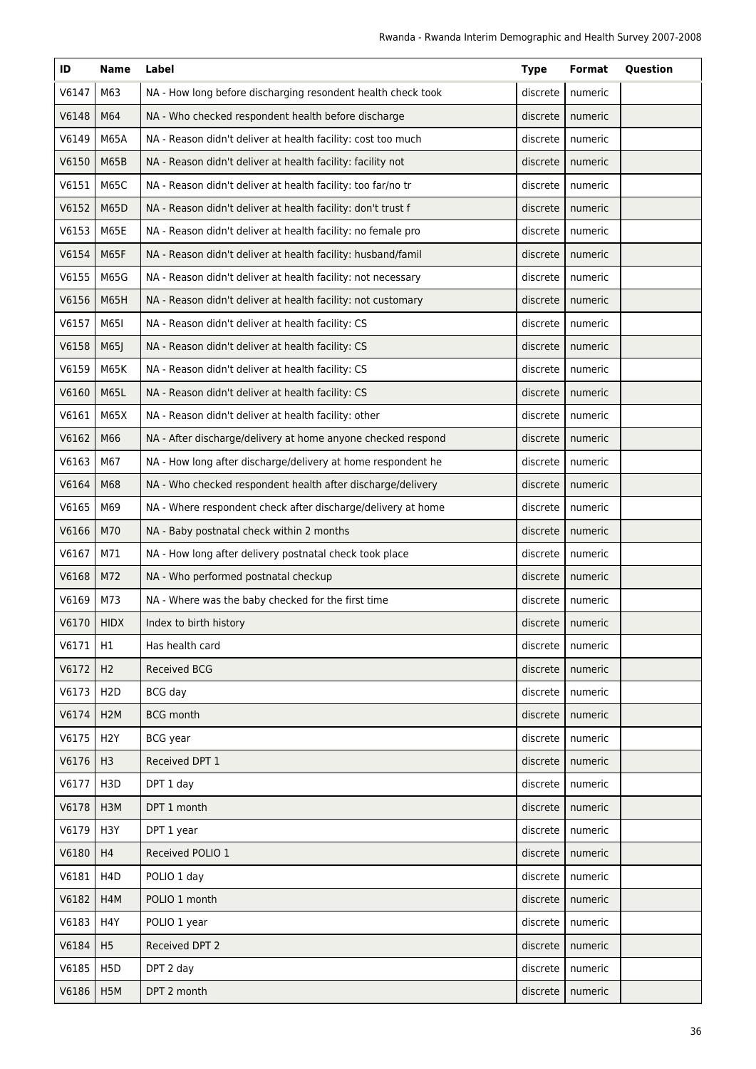| ID | Name | Label | Type | Format | Question |
|---|---|---|---|---|---|
| V6147 | M63 | NA - How long before discharging resondent health check took | discrete | numeric | |
| V6148 | M64 | NA - Who checked respondent health before discharge | discrete | numeric | |
| V6149 | M65A | NA - Reason didn't deliver at health facility: cost too much | discrete | numeric | |
| V6150 | M65B | NA - Reason didn't deliver at health facility: facility not | discrete | numeric | |
| V6151 | M65C | NA - Reason didn't deliver at health facility: too far/no tr | discrete | numeric | |
| V6152 | M65D | NA - Reason didn't deliver at health facility: don't trust f | discrete | numeric | |
| V6153 | M65E | NA - Reason didn't deliver at health facility: no female pro | discrete | numeric | |
| V6154 | M65F | NA - Reason didn't deliver at health facility: husband/famil | discrete | numeric | |
| V6155 | M65G | NA - Reason didn't deliver at health facility: not necessary | discrete | numeric | |
| V6156 | M65H | NA - Reason didn't deliver at health facility: not customary | discrete | numeric | |
| V6157 | M65I | NA - Reason didn't deliver at health facility: CS | discrete | numeric | |
| V6158 | M65J | NA - Reason didn't deliver at health facility: CS | discrete | numeric | |
| V6159 | M65K | NA - Reason didn't deliver at health facility: CS | discrete | numeric | |
| V6160 | M65L | NA - Reason didn't deliver at health facility: CS | discrete | numeric | |
| V6161 | M65X | NA - Reason didn't deliver at health facility: other | discrete | numeric | |
| V6162 | M66 | NA - After discharge/delivery at home anyone checked respond | discrete | numeric | |
| V6163 | M67 | NA - How long after discharge/delivery at home respondent he | discrete | numeric | |
| V6164 | M68 | NA - Who checked respondent health after discharge/delivery | discrete | numeric | |
| V6165 | M69 | NA - Where respondent check after discharge/delivery at home | discrete | numeric | |
| V6166 | M70 | NA - Baby postnatal check within 2 months | discrete | numeric | |
| V6167 | M71 | NA - How long after delivery postnatal check took place | discrete | numeric | |
| V6168 | M72 | NA - Who performed postnatal checkup | discrete | numeric | |
| V6169 | M73 | NA - Where was the baby checked for the first time | discrete | numeric | |
| V6170 | HIDX | Index to birth history | discrete | numeric | |
| V6171 | H1 | Has health card | discrete | numeric | |
| V6172 | H2 | Received BCG | discrete | numeric | |
| V6173 | H2D | BCG day | discrete | numeric | |
| V6174 | H2M | BCG month | discrete | numeric | |
| V6175 | H2Y | BCG year | discrete | numeric | |
| V6176 | H3 | Received DPT 1 | discrete | numeric | |
| V6177 | H3D | DPT 1 day | discrete | numeric | |
| V6178 | H3M | DPT 1 month | discrete | numeric | |
| V6179 | H3Y | DPT 1 year | discrete | numeric | |
| V6180 | H4 | Received POLIO 1 | discrete | numeric | |
| V6181 | H4D | POLIO 1 day | discrete | numeric | |
| V6182 | H4M | POLIO 1 month | discrete | numeric | |
| V6183 | H4Y | POLIO 1 year | discrete | numeric | |
| V6184 | H5 | Received DPT 2 | discrete | numeric | |
| V6185 | H5D | DPT 2 day | discrete | numeric | |
| V6186 | H5M | DPT 2 month | discrete | numeric | |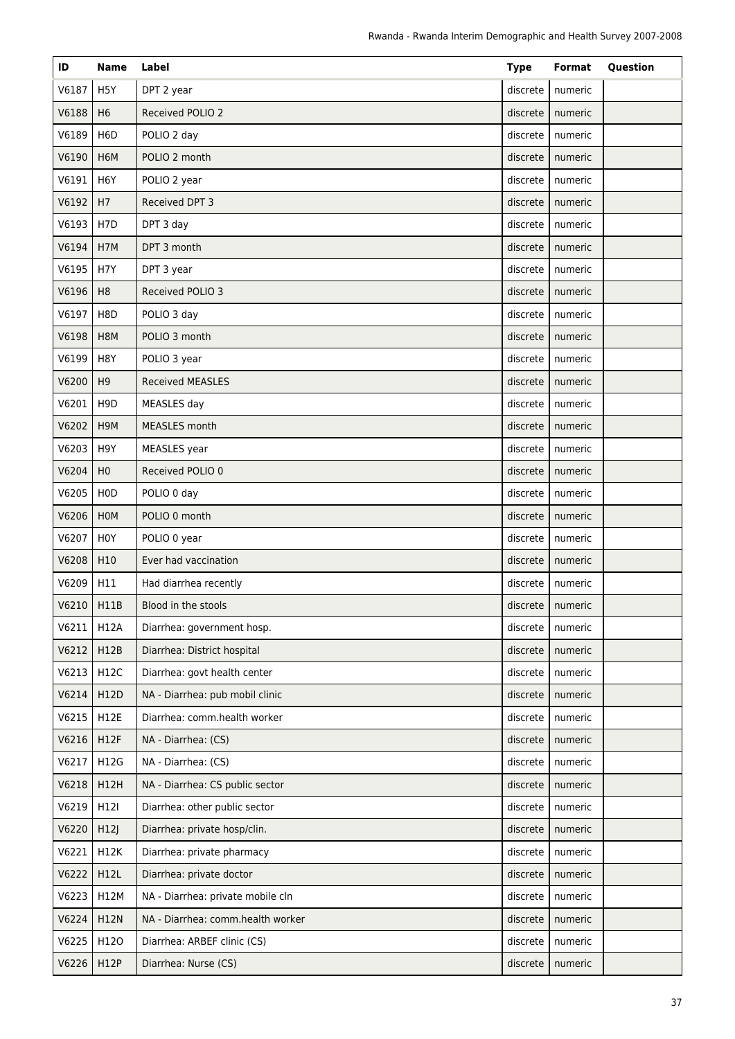| ID | Name | Label | Type | Format | Question |
|---|---|---|---|---|---|
| V6187 | H5Y | DPT 2 year | discrete | numeric | |
| V6188 | H6 | Received POLIO 2 | discrete | numeric | |
| V6189 | H6D | POLIO 2 day | discrete | numeric | |
| V6190 | H6M | POLIO 2 month | discrete | numeric | |
| V6191 | H6Y | POLIO 2 year | discrete | numeric | |
| V6192 | H7 | Received DPT 3 | discrete | numeric | |
| V6193 | H7D | DPT 3 day | discrete | numeric | |
| V6194 | H7M | DPT 3 month | discrete | numeric | |
| V6195 | H7Y | DPT 3 year | discrete | numeric | |
| V6196 | H8 | Received POLIO 3 | discrete | numeric | |
| V6197 | H8D | POLIO 3 day | discrete | numeric | |
| V6198 | H8M | POLIO 3 month | discrete | numeric | |
| V6199 | H8Y | POLIO 3 year | discrete | numeric | |
| V6200 | H9 | Received MEASLES | discrete | numeric | |
| V6201 | H9D | MEASLES day | discrete | numeric | |
| V6202 | H9M | MEASLES month | discrete | numeric | |
| V6203 | H9Y | MEASLES year | discrete | numeric | |
| V6204 | H0 | Received POLIO 0 | discrete | numeric | |
| V6205 | H0D | POLIO 0 day | discrete | numeric | |
| V6206 | H0M | POLIO 0 month | discrete | numeric | |
| V6207 | H0Y | POLIO 0 year | discrete | numeric | |
| V6208 | H10 | Ever had vaccination | discrete | numeric | |
| V6209 | H11 | Had diarrhea recently | discrete | numeric | |
| V6210 | H11B | Blood in the stools | discrete | numeric | |
| V6211 | H12A | Diarrhea: government hosp. | discrete | numeric | |
| V6212 | H12B | Diarrhea: District hospital | discrete | numeric | |
| V6213 | H12C | Diarrhea: govt health center | discrete | numeric | |
| V6214 | H12D | NA - Diarrhea: pub mobil clinic | discrete | numeric | |
| V6215 | H12E | Diarrhea: comm.health worker | discrete | numeric | |
| V6216 | H12F | NA - Diarrhea: (CS) | discrete | numeric | |
| V6217 | H12G | NA - Diarrhea: (CS) | discrete | numeric | |
| V6218 | H12H | NA - Diarrhea: CS public sector | discrete | numeric | |
| V6219 | H12I | Diarrhea: other public sector | discrete | numeric | |
| V6220 | H12J | Diarrhea: private hosp/clin. | discrete | numeric | |
| V6221 | H12K | Diarrhea: private pharmacy | discrete | numeric | |
| V6222 | H12L | Diarrhea: private doctor | discrete | numeric | |
| V6223 | H12M | NA - Diarrhea: private mobile cln | discrete | numeric | |
| V6224 | H12N | NA - Diarrhea: comm.health worker | discrete | numeric | |
| V6225 | H12O | Diarrhea: ARBEF clinic (CS) | discrete | numeric | |
| V6226 | H12P | Diarrhea: Nurse (CS) | discrete | numeric | |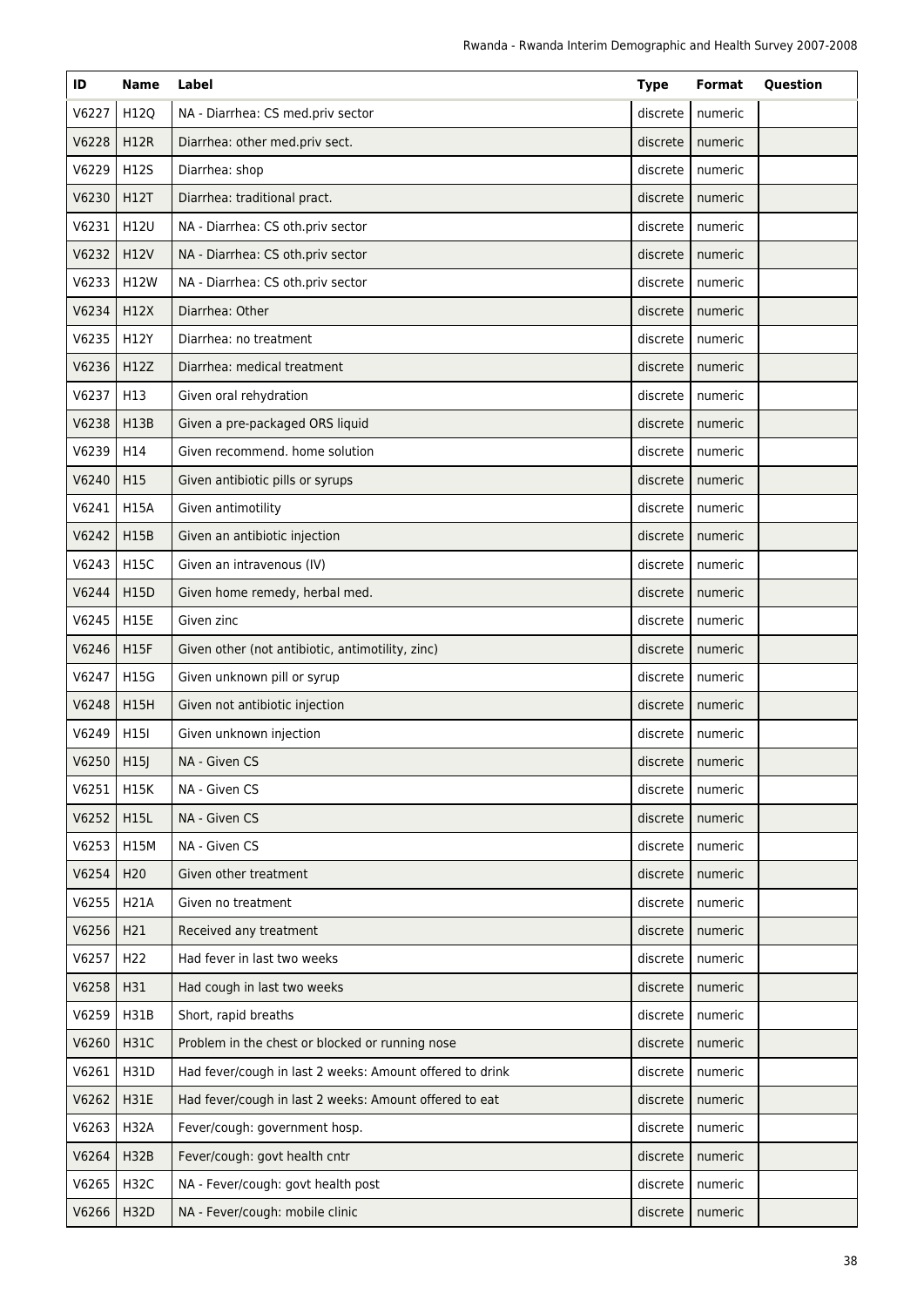| ID | Name | Label | Type | Format | Question |
|---|---|---|---|---|---|
| V6227 | H12Q | NA - Diarrhea: CS med.priv sector | discrete | numeric | |
| V6228 | H12R | Diarrhea: other med.priv sect. | discrete | numeric | |
| V6229 | H12S | Diarrhea: shop | discrete | numeric | |
| V6230 | H12T | Diarrhea: traditional pract. | discrete | numeric | |
| V6231 | H12U | NA - Diarrhea: CS oth.priv sector | discrete | numeric | |
| V6232 | H12V | NA - Diarrhea: CS oth.priv sector | discrete | numeric | |
| V6233 | H12W | NA - Diarrhea: CS oth.priv sector | discrete | numeric | |
| V6234 | H12X | Diarrhea: Other | discrete | numeric | |
| V6235 | H12Y | Diarrhea: no treatment | discrete | numeric | |
| V6236 | H12Z | Diarrhea: medical treatment | discrete | numeric | |
| V6237 | H13 | Given oral rehydration | discrete | numeric | |
| V6238 | H13B | Given a pre-packaged ORS liquid | discrete | numeric | |
| V6239 | H14 | Given recommend. home solution | discrete | numeric | |
| V6240 | H15 | Given antibiotic pills or syrups | discrete | numeric | |
| V6241 | H15A | Given antimotility | discrete | numeric | |
| V6242 | H15B | Given an antibiotic injection | discrete | numeric | |
| V6243 | H15C | Given an intravenous (IV) | discrete | numeric | |
| V6244 | H15D | Given home remedy, herbal med. | discrete | numeric | |
| V6245 | H15E | Given zinc | discrete | numeric | |
| V6246 | H15F | Given other (not antibiotic, antimotility, zinc) | discrete | numeric | |
| V6247 | H15G | Given unknown pill or syrup | discrete | numeric | |
| V6248 | H15H | Given not antibiotic injection | discrete | numeric | |
| V6249 | H15I | Given unknown injection | discrete | numeric | |
| V6250 | H15J | NA - Given CS | discrete | numeric | |
| V6251 | H15K | NA - Given CS | discrete | numeric | |
| V6252 | H15L | NA - Given CS | discrete | numeric | |
| V6253 | H15M | NA - Given CS | discrete | numeric | |
| V6254 | H20 | Given other treatment | discrete | numeric | |
| V6255 | H21A | Given no treatment | discrete | numeric | |
| V6256 | H21 | Received any treatment | discrete | numeric | |
| V6257 | H22 | Had fever in last two weeks | discrete | numeric | |
| V6258 | H31 | Had cough in last two weeks | discrete | numeric | |
| V6259 | H31B | Short, rapid breaths | discrete | numeric | |
| V6260 | H31C | Problem in the chest or blocked or running nose | discrete | numeric | |
| V6261 | H31D | Had fever/cough in last 2 weeks: Amount offered to drink | discrete | numeric | |
| V6262 | H31E | Had fever/cough in last 2 weeks: Amount offered to eat | discrete | numeric | |
| V6263 | H32A | Fever/cough: government hosp. | discrete | numeric | |
| V6264 | H32B | Fever/cough: govt health cntr | discrete | numeric | |
| V6265 | H32C | NA - Fever/cough: govt health post | discrete | numeric | |
| V6266 | H32D | NA - Fever/cough: mobile clinic | discrete | numeric | |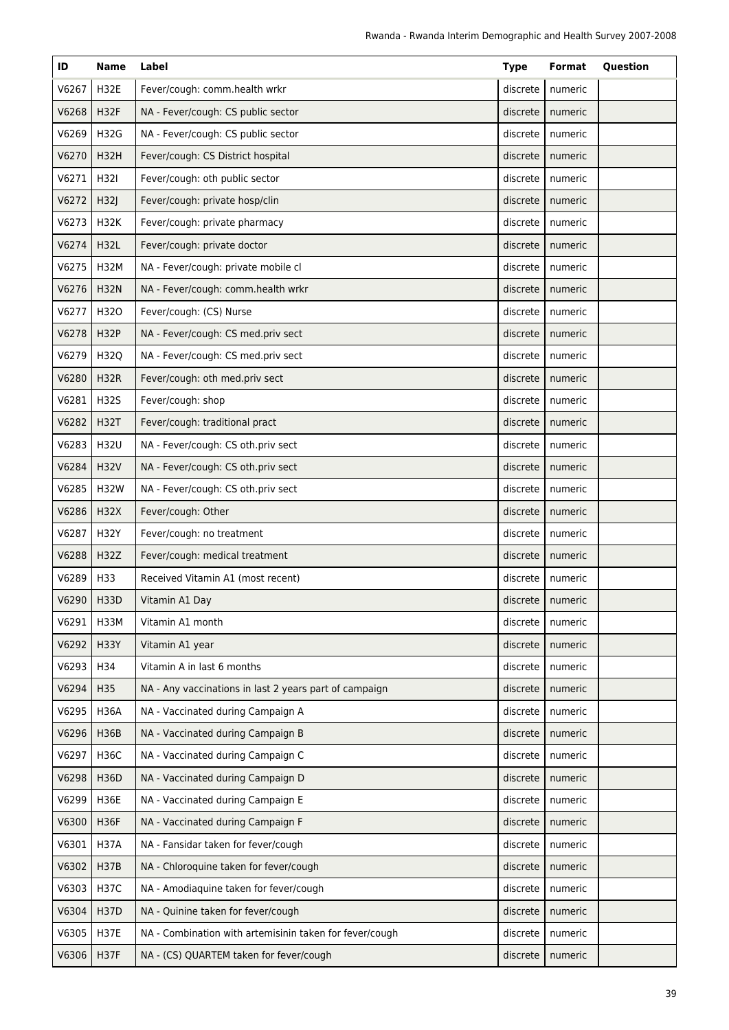| ID | Name | Label | Type | Format | Question |
|---|---|---|---|---|---|
| V6267 | H32E | Fever/cough: comm.health wrkr | discrete | numeric | |
| V6268 | H32F | NA - Fever/cough: CS public sector | discrete | numeric | |
| V6269 | H32G | NA - Fever/cough: CS public sector | discrete | numeric | |
| V6270 | H32H | Fever/cough: CS District hospital | discrete | numeric | |
| V6271 | H32I | Fever/cough: oth public sector | discrete | numeric | |
| V6272 | H32J | Fever/cough: private hosp/clin | discrete | numeric | |
| V6273 | H32K | Fever/cough: private pharmacy | discrete | numeric | |
| V6274 | H32L | Fever/cough: private doctor | discrete | numeric | |
| V6275 | H32M | NA - Fever/cough: private mobile cl | discrete | numeric | |
| V6276 | H32N | NA - Fever/cough: comm.health wrkr | discrete | numeric | |
| V6277 | H32O | Fever/cough: (CS) Nurse | discrete | numeric | |
| V6278 | H32P | NA - Fever/cough: CS med.priv sect | discrete | numeric | |
| V6279 | H32Q | NA - Fever/cough: CS med.priv sect | discrete | numeric | |
| V6280 | H32R | Fever/cough: oth med.priv sect | discrete | numeric | |
| V6281 | H32S | Fever/cough: shop | discrete | numeric | |
| V6282 | H32T | Fever/cough: traditional pract | discrete | numeric | |
| V6283 | H32U | NA - Fever/cough: CS oth.priv sect | discrete | numeric | |
| V6284 | H32V | NA - Fever/cough: CS oth.priv sect | discrete | numeric | |
| V6285 | H32W | NA - Fever/cough: CS oth.priv sect | discrete | numeric | |
| V6286 | H32X | Fever/cough: Other | discrete | numeric | |
| V6287 | H32Y | Fever/cough: no treatment | discrete | numeric | |
| V6288 | H32Z | Fever/cough: medical treatment | discrete | numeric | |
| V6289 | H33 | Received Vitamin A1 (most recent) | discrete | numeric | |
| V6290 | H33D | Vitamin A1 Day | discrete | numeric | |
| V6291 | H33M | Vitamin A1 month | discrete | numeric | |
| V6292 | H33Y | Vitamin A1 year | discrete | numeric | |
| V6293 | H34 | Vitamin A in last 6 months | discrete | numeric | |
| V6294 | H35 | NA - Any vaccinations in last 2 years part of campaign | discrete | numeric | |
| V6295 | H36A | NA - Vaccinated during Campaign A | discrete | numeric | |
| V6296 | H36B | NA - Vaccinated during Campaign B | discrete | numeric | |
| V6297 | H36C | NA - Vaccinated during Campaign C | discrete | numeric | |
| V6298 | H36D | NA - Vaccinated during Campaign D | discrete | numeric | |
| V6299 | H36E | NA - Vaccinated during Campaign E | discrete | numeric | |
| V6300 | H36F | NA - Vaccinated during Campaign F | discrete | numeric | |
| V6301 | H37A | NA - Fansidar taken for fever/cough | discrete | numeric | |
| V6302 | H37B | NA - Chloroquine taken for fever/cough | discrete | numeric | |
| V6303 | H37C | NA - Amodiaquine taken for fever/cough | discrete | numeric | |
| V6304 | H37D | NA - Quinine taken for fever/cough | discrete | numeric | |
| V6305 | H37E | NA - Combination with artemisinin taken for fever/cough | discrete | numeric | |
| V6306 | H37F | NA - (CS) QUARTEM taken for fever/cough | discrete | numeric | |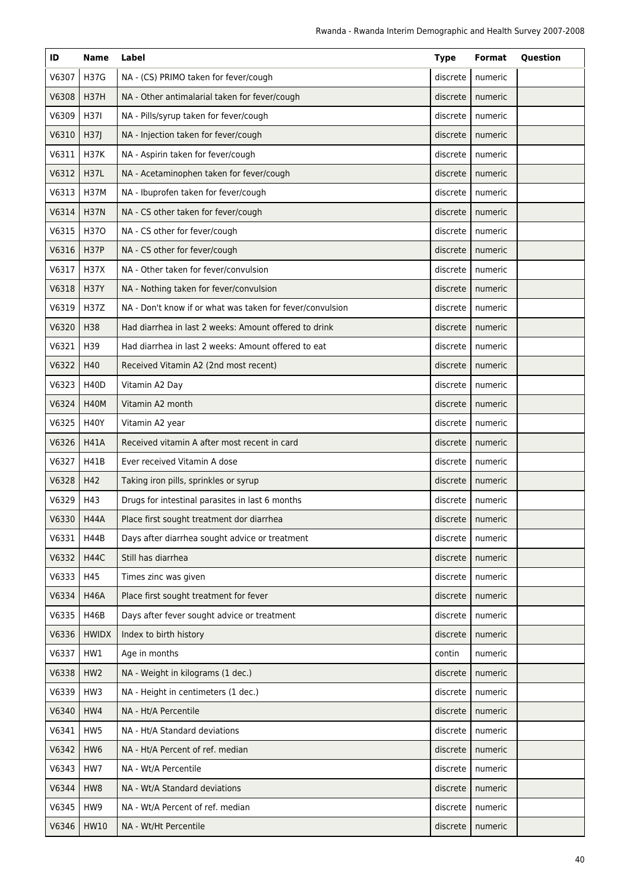| ID | Name | Label | Type | Format | Question |
| --- | --- | --- | --- | --- | --- |
| V6307 | H37G | NA - (CS) PRIMO taken for fever/cough | discrete | numeric | |
| V6308 | H37H | NA - Other antimalarial taken for fever/cough | discrete | numeric | |
| V6309 | H37I | NA - Pills/syrup taken for fever/cough | discrete | numeric | |
| V6310 | H37J | NA - Injection taken for fever/cough | discrete | numeric | |
| V6311 | H37K | NA - Aspirin taken for fever/cough | discrete | numeric | |
| V6312 | H37L | NA - Acetaminophen taken for fever/cough | discrete | numeric | |
| V6313 | H37M | NA - Ibuprofen taken for fever/cough | discrete | numeric | |
| V6314 | H37N | NA - CS other taken for fever/cough | discrete | numeric | |
| V6315 | H37O | NA - CS other for fever/cough | discrete | numeric | |
| V6316 | H37P | NA - CS other for fever/cough | discrete | numeric | |
| V6317 | H37X | NA - Other taken for fever/convulsion | discrete | numeric | |
| V6318 | H37Y | NA - Nothing taken for fever/convulsion | discrete | numeric | |
| V6319 | H37Z | NA - Don't know if or what was taken for fever/convulsion | discrete | numeric | |
| V6320 | H38 | Had diarrhea in last 2 weeks: Amount offered to drink | discrete | numeric | |
| V6321 | H39 | Had diarrhea in last 2 weeks: Amount offered to eat | discrete | numeric | |
| V6322 | H40 | Received Vitamin A2 (2nd most recent) | discrete | numeric | |
| V6323 | H40D | Vitamin A2 Day | discrete | numeric | |
| V6324 | H40M | Vitamin A2 month | discrete | numeric | |
| V6325 | H40Y | Vitamin A2 year | discrete | numeric | |
| V6326 | H41A | Received vitamin A after most recent in card | discrete | numeric | |
| V6327 | H41B | Ever received Vitamin A dose | discrete | numeric | |
| V6328 | H42 | Taking iron pills, sprinkles or syrup | discrete | numeric | |
| V6329 | H43 | Drugs for intestinal parasites in last 6 months | discrete | numeric | |
| V6330 | H44A | Place first sought treatment dor diarrhea | discrete | numeric | |
| V6331 | H44B | Days after diarrhea sought advice or treatment | discrete | numeric | |
| V6332 | H44C | Still has diarrhea | discrete | numeric | |
| V6333 | H45 | Times zinc was given | discrete | numeric | |
| V6334 | H46A | Place first sought treatment for fever | discrete | numeric | |
| V6335 | H46B | Days after fever sought advice or treatment | discrete | numeric | |
| V6336 | HWIDX | Index to birth history | discrete | numeric | |
| V6337 | HW1 | Age in months | contin | numeric | |
| V6338 | HW2 | NA - Weight in kilograms (1 dec.) | discrete | numeric | |
| V6339 | HW3 | NA - Height in centimeters (1 dec.) | discrete | numeric | |
| V6340 | HW4 | NA - Ht/A Percentile | discrete | numeric | |
| V6341 | HW5 | NA - Ht/A Standard deviations | discrete | numeric | |
| V6342 | HW6 | NA - Ht/A Percent of ref. median | discrete | numeric | |
| V6343 | HW7 | NA - Wt/A Percentile | discrete | numeric | |
| V6344 | HW8 | NA - Wt/A Standard deviations | discrete | numeric | |
| V6345 | HW9 | NA - Wt/A Percent of ref. median | discrete | numeric | |
| V6346 | HW10 | NA - Wt/Ht Percentile | discrete | numeric | |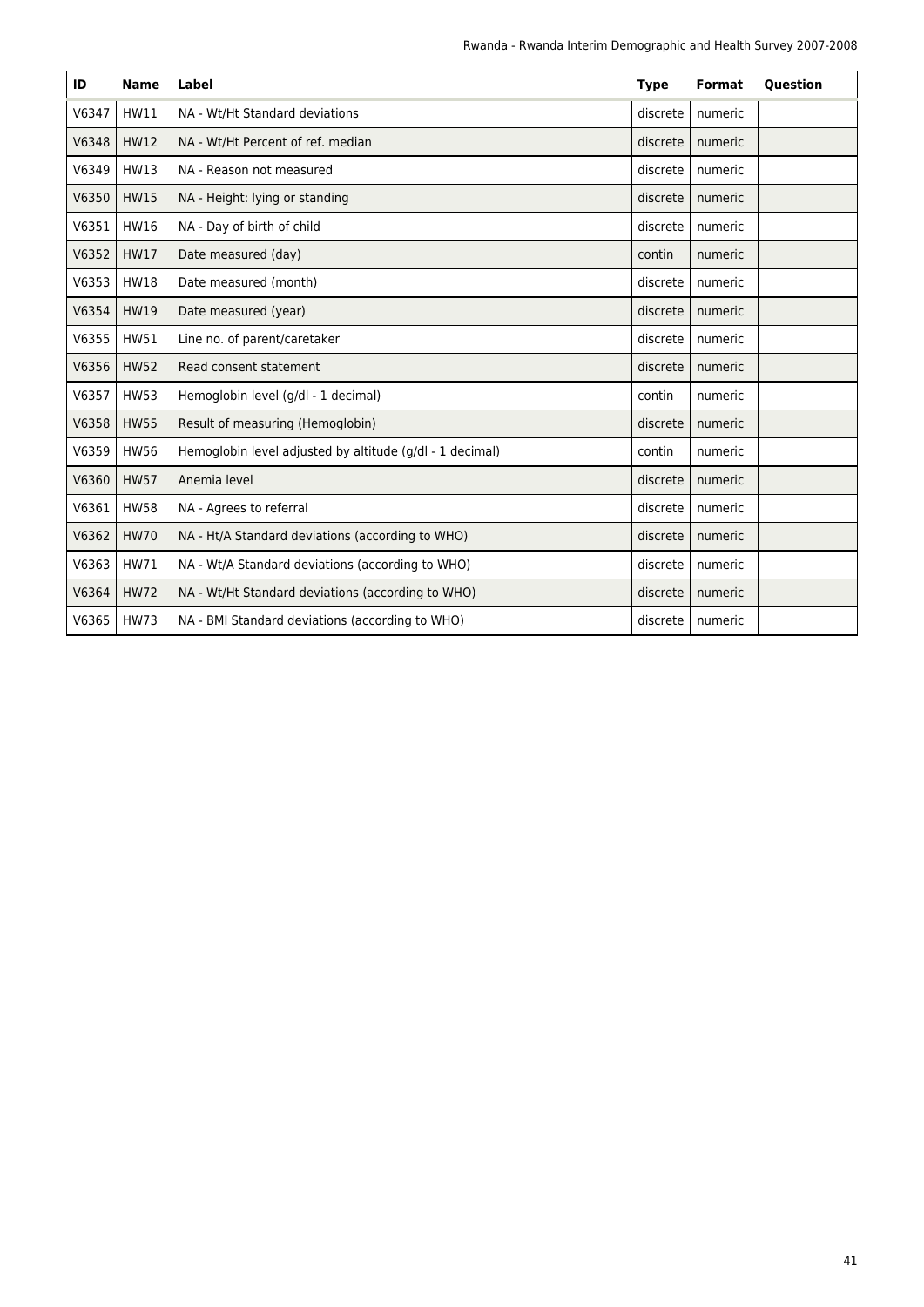| ID | Name | Label | Type | Format | Question |
|---|---|---|---|---|---|
| V6347 | HW11 | NA - Wt/Ht Standard deviations | discrete | numeric | |
| V6348 | HW12 | NA - Wt/Ht Percent of ref. median | discrete | numeric | |
| V6349 | HW13 | NA - Reason not measured | discrete | numeric | |
| V6350 | HW15 | NA - Height: lying or standing | discrete | numeric | |
| V6351 | HW16 | NA - Day of birth of child | discrete | numeric | |
| V6352 | HW17 | Date measured (day) | contin | numeric | |
| V6353 | HW18 | Date measured (month) | discrete | numeric | |
| V6354 | HW19 | Date measured (year) | discrete | numeric | |
| V6355 | HW51 | Line no. of parent/caretaker | discrete | numeric | |
| V6356 | HW52 | Read consent statement | discrete | numeric | |
| V6357 | HW53 | Hemoglobin level (g/dl - 1 decimal) | contin | numeric | |
| V6358 | HW55 | Result of measuring (Hemoglobin) | discrete | numeric | |
| V6359 | HW56 | Hemoglobin level adjusted by altitude (g/dl - 1 decimal) | contin | numeric | |
| V6360 | HW57 | Anemia level | discrete | numeric | |
| V6361 | HW58 | NA - Agrees to referral | discrete | numeric | |
| V6362 | HW70 | NA - Ht/A Standard deviations (according to WHO) | discrete | numeric | |
| V6363 | HW71 | NA - Wt/A Standard deviations (according to WHO) | discrete | numeric | |
| V6364 | HW72 | NA - Wt/Ht Standard deviations (according to WHO) | discrete | numeric | |
| V6365 | HW73 | NA - BMI Standard deviations (according to WHO) | discrete | numeric | |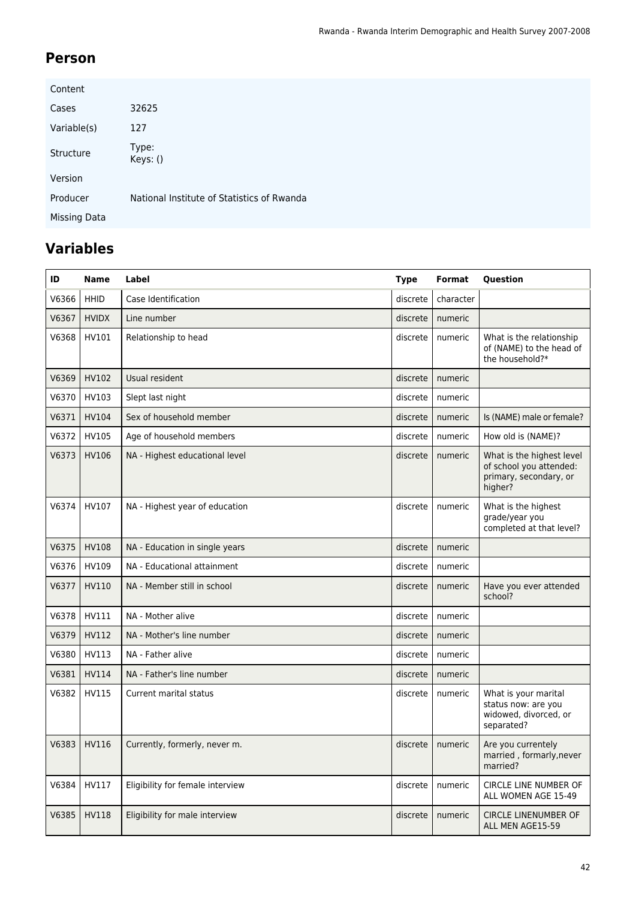## Person

| | |
|---|---|
| Content | |
| Cases | 32625 |
| Variable(s) | 127 |
| Structure | Type:<br>Keys: () |
| Version | |
| Producer | National Institute of Statistics of Rwanda |
| Missing Data | |

## Variables

| ID | Name | Label | Type | Format | Question |
|---|---|---|---|---|---|
| V6366 | HHID | Case Identification | discrete | character | |
| V6367 | HVIDX | Line number | discrete | numeric | |
| V6368 | HV101 | Relationship to head | discrete | numeric | What is the relationship of (NAME) to the head of the household?* |
| V6369 | HV102 | Usual resident | discrete | numeric | |
| V6370 | HV103 | Slept last night | discrete | numeric | |
| V6371 | HV104 | Sex of household member | discrete | numeric | Is (NAME) male or female? |
| V6372 | HV105 | Age of household members | discrete | numeric | How old is (NAME)? |
| V6373 | HV106 | NA - Highest educational level | discrete | numeric | What is the highest level of school you attended: primary, secondary, or higher? |
| V6374 | HV107 | NA - Highest year of education | discrete | numeric | What is the highest grade/year you completed at that level? |
| V6375 | HV108 | NA - Education in single years | discrete | numeric | |
| V6376 | HV109 | NA - Educational attainment | discrete | numeric | |
| V6377 | HV110 | NA - Member still in school | discrete | numeric | Have you ever attended school? |
| V6378 | HV111 | NA - Mother alive | discrete | numeric | |
| V6379 | HV112 | NA - Mother's line number | discrete | numeric | |
| V6380 | HV113 | NA - Father alive | discrete | numeric | |
| V6381 | HV114 | NA - Father's line number | discrete | numeric | |
| V6382 | HV115 | Current marital status | discrete | numeric | What is your marital status now: are you widowed, divorced, or separated? |
| V6383 | HV116 | Currently, formerly, never m. | discrete | numeric | Are you currentely married , formarly,never married? |
| V6384 | HV117 | Eligibility for female interview | discrete | numeric | CIRCLE LINE NUMBER OF ALL WOMEN AGE 15-49 |
| V6385 | HV118 | Eligibility for male interview | discrete | numeric | CIRCLE LINENUMBER OF ALL MEN AGE15-59 |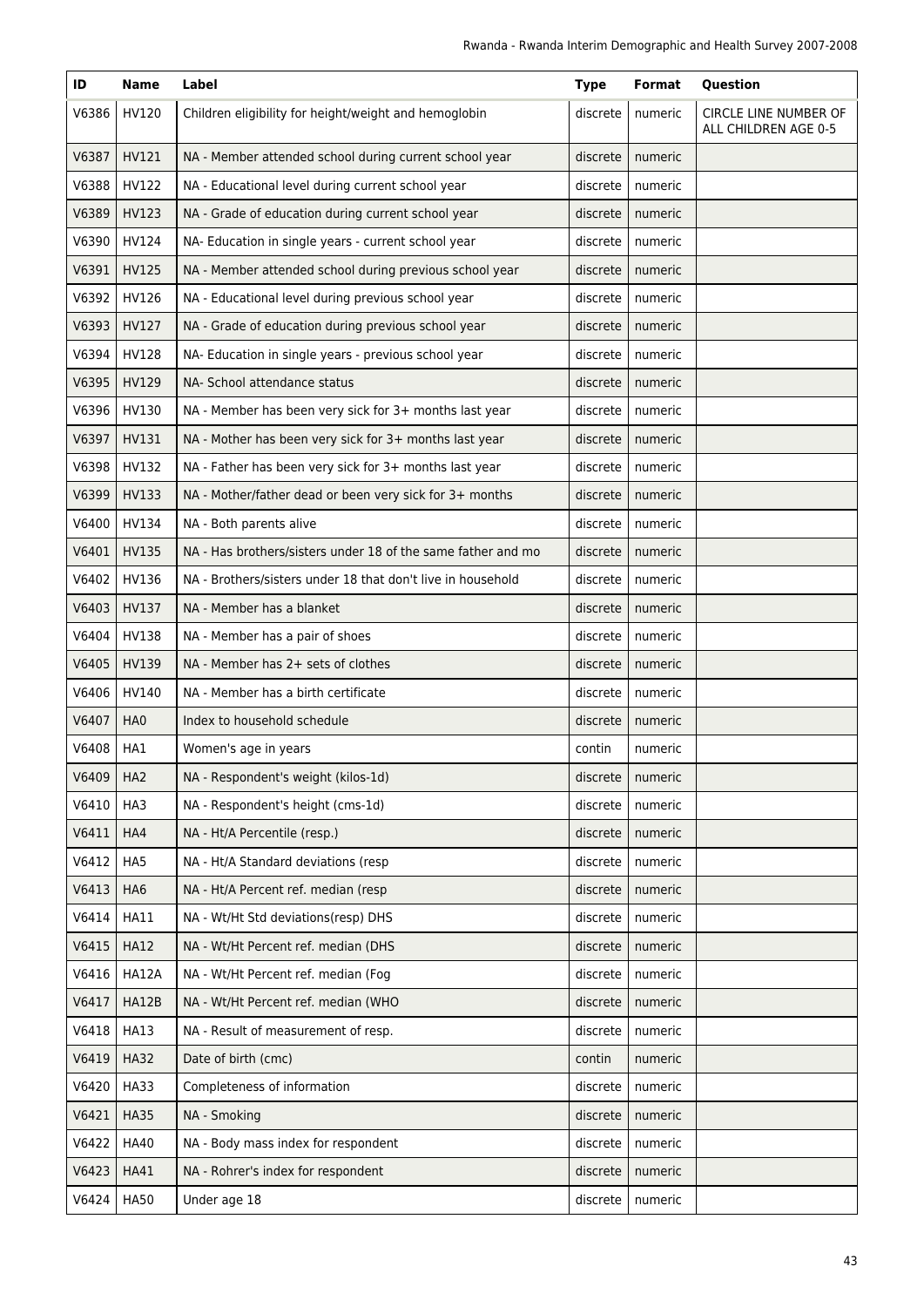| ID | Name | Label | Type | Format | Question |
|---|---|---|---|---|---|
| V6386 | HV120 | Children eligibility for height/weight and hemoglobin | discrete | numeric | CIRCLE LINE NUMBER OF ALL CHILDREN AGE 0-5 |
| V6387 | HV121 | NA - Member attended school during current school year | discrete | numeric | |
| V6388 | HV122 | NA - Educational level during current school year | discrete | numeric | |
| V6389 | HV123 | NA - Grade of education during current school year | discrete | numeric | |
| V6390 | HV124 | NA- Education in single years - current school year | discrete | numeric | |
| V6391 | HV125 | NA - Member attended school during previous school year | discrete | numeric | |
| V6392 | HV126 | NA - Educational level during previous school year | discrete | numeric | |
| V6393 | HV127 | NA - Grade of education during previous school year | discrete | numeric | |
| V6394 | HV128 | NA- Education in single years - previous school year | discrete | numeric | |
| V6395 | HV129 | NA- School attendance status | discrete | numeric | |
| V6396 | HV130 | NA - Member has been very sick for 3+ months last year | discrete | numeric | |
| V6397 | HV131 | NA - Mother has been very sick for 3+ months last year | discrete | numeric | |
| V6398 | HV132 | NA - Father has been very sick for 3+ months last year | discrete | numeric | |
| V6399 | HV133 | NA - Mother/father dead or been very sick for 3+ months | discrete | numeric | |
| V6400 | HV134 | NA - Both parents alive | discrete | numeric | |
| V6401 | HV135 | NA - Has brothers/sisters under 18 of the same father and mo | discrete | numeric | |
| V6402 | HV136 | NA - Brothers/sisters under 18 that don't live in household | discrete | numeric | |
| V6403 | HV137 | NA - Member has a blanket | discrete | numeric | |
| V6404 | HV138 | NA - Member has a pair of shoes | discrete | numeric | |
| V6405 | HV139 | NA - Member has 2+ sets of clothes | discrete | numeric | |
| V6406 | HV140 | NA - Member has a birth certificate | discrete | numeric | |
| V6407 | HA0 | Index to household schedule | discrete | numeric | |
| V6408 | HA1 | Women's age in years | contin | numeric | |
| V6409 | HA2 | NA - Respondent's weight (kilos-1d) | discrete | numeric | |
| V6410 | HA3 | NA - Respondent's height (cms-1d) | discrete | numeric | |
| V6411 | HA4 | NA - Ht/A Percentile (resp.) | discrete | numeric | |
| V6412 | HA5 | NA - Ht/A Standard deviations (resp | discrete | numeric | |
| V6413 | HA6 | NA - Ht/A Percent ref. median (resp | discrete | numeric | |
| V6414 | HA11 | NA - Wt/Ht Std deviations(resp) DHS | discrete | numeric | |
| V6415 | HA12 | NA - Wt/Ht Percent ref. median (DHS | discrete | numeric | |
| V6416 | HA12A | NA - Wt/Ht Percent ref. median (Fog | discrete | numeric | |
| V6417 | HA12B | NA - Wt/Ht Percent ref. median (WHO | discrete | numeric | |
| V6418 | HA13 | NA - Result of measurement of resp. | discrete | numeric | |
| V6419 | HA32 | Date of birth (cmc) | contin | numeric | |
| V6420 | HA33 | Completeness of information | discrete | numeric | |
| V6421 | HA35 | NA - Smoking | discrete | numeric | |
| V6422 | HA40 | NA - Body mass index for respondent | discrete | numeric | |
| V6423 | HA41 | NA - Rohrer's index for respondent | discrete | numeric | |
| V6424 | HA50 | Under age 18 | discrete | numeric | |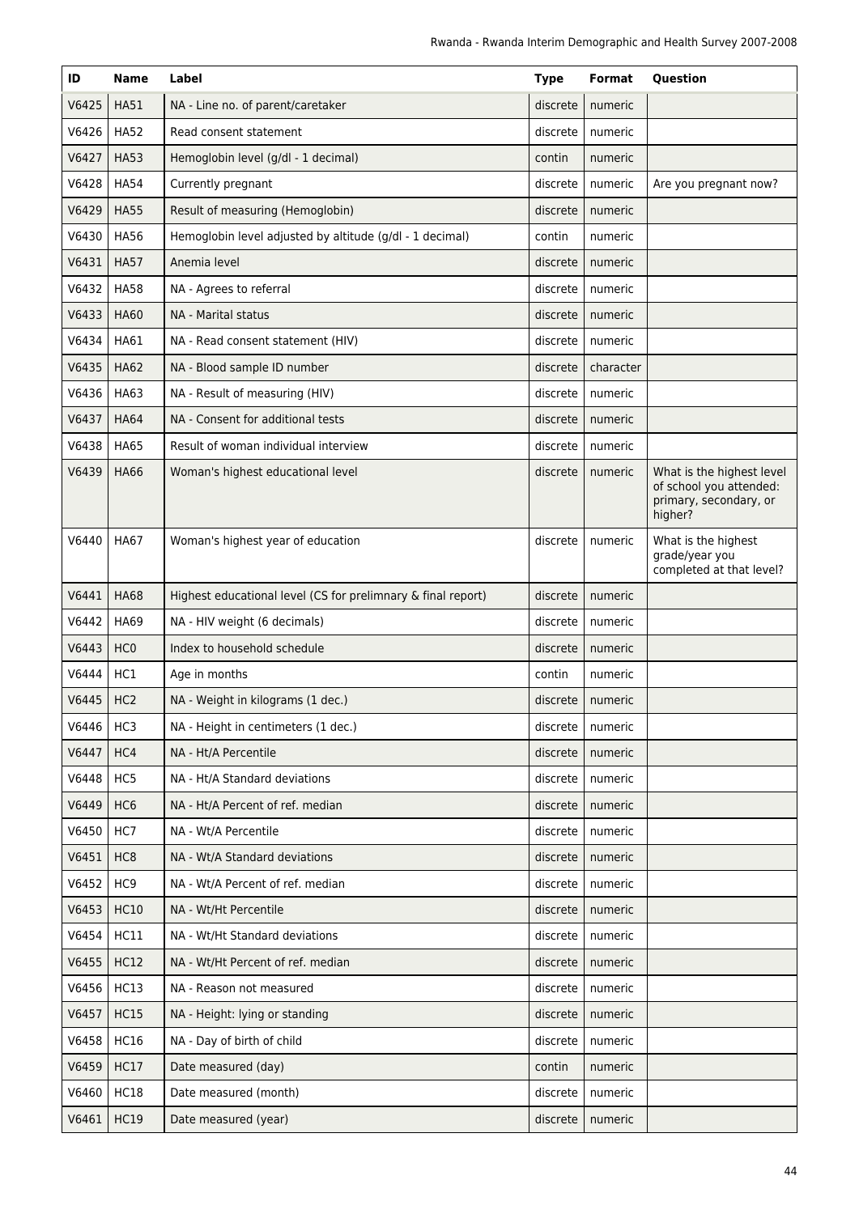| ID | Name | Label | Type | Format | Question |
| --- | --- | --- | --- | --- | --- |
| V6425 | HA51 | NA - Line no. of parent/caretaker | discrete | numeric | |
| V6426 | HA52 | Read consent statement | discrete | numeric | |
| V6427 | HA53 | Hemoglobin level (g/dl - 1 decimal) | contin | numeric | |
| V6428 | HA54 | Currently pregnant | discrete | numeric | Are you pregnant now? |
| V6429 | HA55 | Result of measuring (Hemoglobin) | discrete | numeric | |
| V6430 | HA56 | Hemoglobin level adjusted by altitude (g/dl - 1 decimal) | contin | numeric | |
| V6431 | HA57 | Anemia level | discrete | numeric | |
| V6432 | HA58 | NA - Agrees to referral | discrete | numeric | |
| V6433 | HA60 | NA - Marital status | discrete | numeric | |
| V6434 | HA61 | NA - Read consent statement (HIV) | discrete | numeric | |
| V6435 | HA62 | NA - Blood sample ID number | discrete | character | |
| V6436 | HA63 | NA - Result of measuring (HIV) | discrete | numeric | |
| V6437 | HA64 | NA - Consent for additional tests | discrete | numeric | |
| V6438 | HA65 | Result of woman individual interview | discrete | numeric | |
| V6439 | HA66 | Woman's highest educational level | discrete | numeric | What is the highest level of school you attended: primary, secondary, or higher? |
| V6440 | HA67 | Woman's highest year of education | discrete | numeric | What is the highest grade/year you completed at that level? |
| V6441 | HA68 | Highest educational level (CS for prelimnary & final report) | discrete | numeric | |
| V6442 | HA69 | NA - HIV weight (6 decimals) | discrete | numeric | |
| V6443 | HC0 | Index to household schedule | discrete | numeric | |
| V6444 | HC1 | Age in months | contin | numeric | |
| V6445 | HC2 | NA - Weight in kilograms (1 dec.) | discrete | numeric | |
| V6446 | HC3 | NA - Height in centimeters (1 dec.) | discrete | numeric | |
| V6447 | HC4 | NA - Ht/A Percentile | discrete | numeric | |
| V6448 | HC5 | NA - Ht/A Standard deviations | discrete | numeric | |
| V6449 | HC6 | NA - Ht/A Percent of ref. median | discrete | numeric | |
| V6450 | HC7 | NA - Wt/A Percentile | discrete | numeric | |
| V6451 | HC8 | NA - Wt/A Standard deviations | discrete | numeric | |
| V6452 | HC9 | NA - Wt/A Percent of ref. median | discrete | numeric | |
| V6453 | HC10 | NA - Wt/Ht Percentile | discrete | numeric | |
| V6454 | HC11 | NA - Wt/Ht Standard deviations | discrete | numeric | |
| V6455 | HC12 | NA - Wt/Ht Percent of ref. median | discrete | numeric | |
| V6456 | HC13 | NA - Reason not measured | discrete | numeric | |
| V6457 | HC15 | NA - Height: lying or standing | discrete | numeric | |
| V6458 | HC16 | NA - Day of birth of child | discrete | numeric | |
| V6459 | HC17 | Date measured (day) | contin | numeric | |
| V6460 | HC18 | Date measured (month) | discrete | numeric | |
| V6461 | HC19 | Date measured (year) | discrete | numeric | |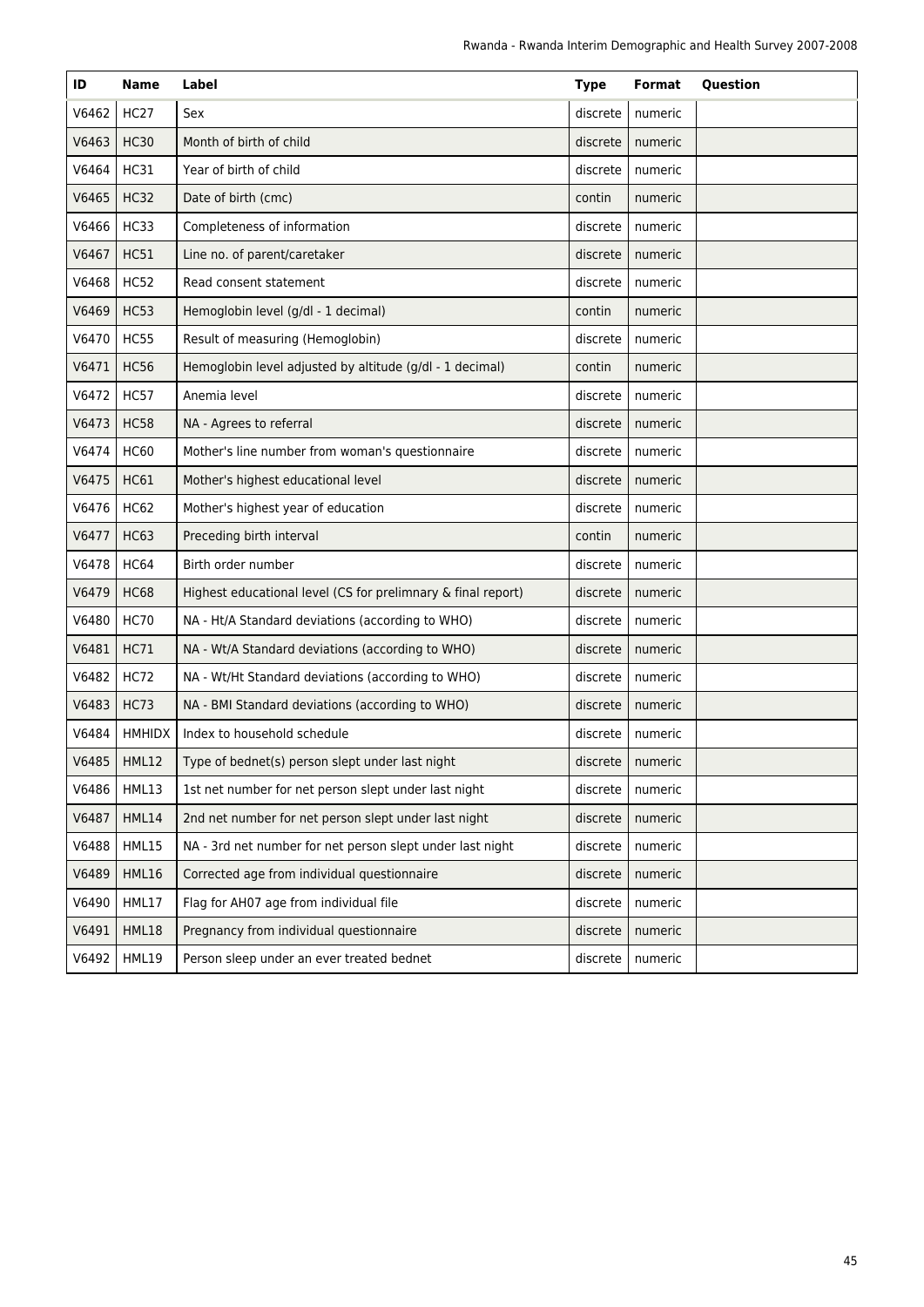| ID | Name | Label | Type | Format | Question |
| --- | --- | --- | --- | --- | --- |
| V6462 | HC27 | Sex | discrete | numeric | |
| V6463 | HC30 | Month of birth of child | discrete | numeric | |
| V6464 | HC31 | Year of birth of child | discrete | numeric | |
| V6465 | HC32 | Date of birth (cmc) | contin | numeric | |
| V6466 | HC33 | Completeness of information | discrete | numeric | |
| V6467 | HC51 | Line no. of parent/caretaker | discrete | numeric | |
| V6468 | HC52 | Read consent statement | discrete | numeric | |
| V6469 | HC53 | Hemoglobin level (g/dl - 1 decimal) | contin | numeric | |
| V6470 | HC55 | Result of measuring (Hemoglobin) | discrete | numeric | |
| V6471 | HC56 | Hemoglobin level adjusted by altitude (g/dl - 1 decimal) | contin | numeric | |
| V6472 | HC57 | Anemia level | discrete | numeric | |
| V6473 | HC58 | NA - Agrees to referral | discrete | numeric | |
| V6474 | HC60 | Mother's line number from woman's questionnaire | discrete | numeric | |
| V6475 | HC61 | Mother's highest educational level | discrete | numeric | |
| V6476 | HC62 | Mother's highest year of education | discrete | numeric | |
| V6477 | HC63 | Preceding birth interval | contin | numeric | |
| V6478 | HC64 | Birth order number | discrete | numeric | |
| V6479 | HC68 | Highest educational level (CS for prelimnary & final report) | discrete | numeric | |
| V6480 | HC70 | NA - Ht/A Standard deviations (according to WHO) | discrete | numeric | |
| V6481 | HC71 | NA - Wt/A Standard deviations (according to WHO) | discrete | numeric | |
| V6482 | HC72 | NA - Wt/Ht Standard deviations (according to WHO) | discrete | numeric | |
| V6483 | HC73 | NA - BMI Standard deviations (according to WHO) | discrete | numeric | |
| V6484 | HMHIDX | Index to household schedule | discrete | numeric | |
| V6485 | HML12 | Type of bednet(s) person slept under last night | discrete | numeric | |
| V6486 | HML13 | 1st net number for net person slept under last night | discrete | numeric | |
| V6487 | HML14 | 2nd net number for net person slept under last night | discrete | numeric | |
| V6488 | HML15 | NA - 3rd net number for net person slept under last night | discrete | numeric | |
| V6489 | HML16 | Corrected age from individual questionnaire | discrete | numeric | |
| V6490 | HML17 | Flag for AH07 age from individual file | discrete | numeric | |
| V6491 | HML18 | Pregnancy from individual questionnaire | discrete | numeric | |
| V6492 | HML19 | Person sleep under an ever treated bednet | discrete | numeric | |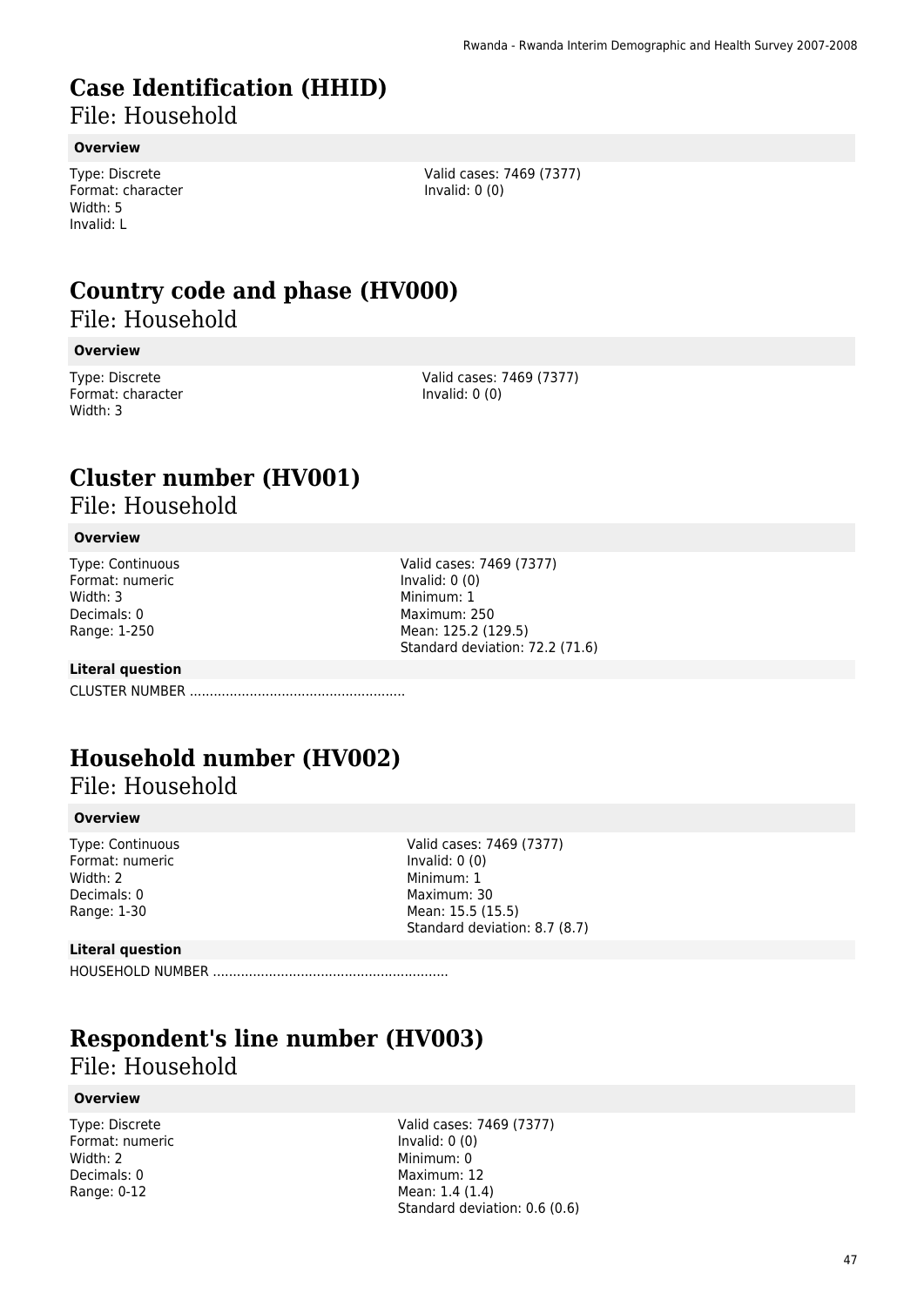# Case Identification (HHID)

File: Household

### Overview

Type: Discrete
Format: character
Width: 5
Invalid: L

Valid cases: 7469 (7377)
Invalid: 0 (0)

# Country code and phase (HV000)

File: Household

### Overview

Type: Discrete
Format: character
Width: 3

Valid cases: 7469 (7377)
Invalid: 0 (0)

# Cluster number (HV001)

File: Household

### Overview

Type: Continuous
Format: numeric
Width: 3
Decimals: 0
Range: 1-250

Valid cases: 7469 (7377)
Invalid: 0 (0)
Minimum: 1
Maximum: 250
Mean: 125.2 (129.5)
Standard deviation: 72.2 (71.6)

### Literal question

CLUSTER NUMBER ......................................................

# Household number (HV002)

File: Household

### Overview

Type: Continuous
Format: numeric
Width: 2
Decimals: 0
Range: 1-30

Valid cases: 7469 (7377)
Invalid: 0 (0)
Minimum: 1
Maximum: 30
Mean: 15.5 (15.5)
Standard deviation: 8.7 (8.7)

### Literal question

HOUSEHOLD NUMBER ..........................................................

# Respondent's line number (HV003)

File: Household

### Overview

Type: Discrete
Format: numeric
Width: 2
Decimals: 0
Range: 0-12

Valid cases: 7469 (7377)
Invalid: 0 (0)
Minimum: 0
Maximum: 12
Mean: 1.4 (1.4)
Standard deviation: 0.6 (0.6)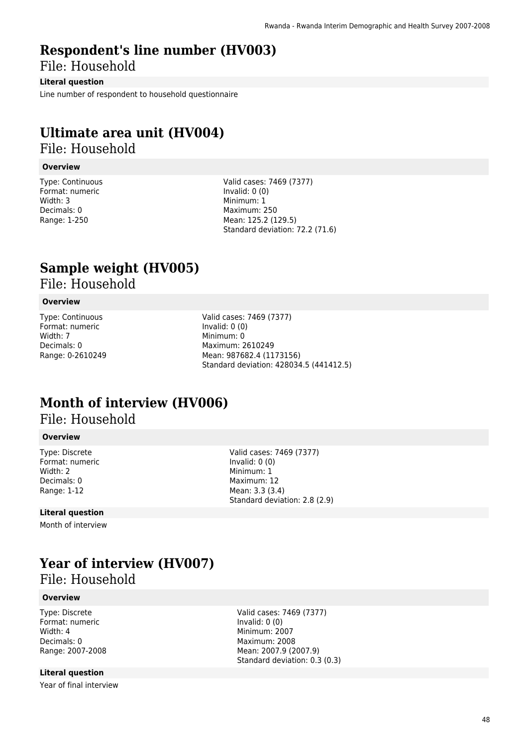# Respondent's line number (HV003)

File: Household

**Literal question**

Line number of respondent to household questionnaire

# Ultimate area unit (HV004)

File: Household

**Overview**

Type: Continuous
Format: numeric
Width: 3
Decimals: 0
Range: 1-250

Valid cases: 7469 (7377)
Invalid: 0 (0)
Minimum: 1
Maximum: 250
Mean: 125.2 (129.5)
Standard deviation: 72.2 (71.6)

# Sample weight (HV005)

File: Household

**Overview**

Type: Continuous
Format: numeric
Width: 7
Decimals: 0
Range: 0-2610249

Valid cases: 7469 (7377)
Invalid: 0 (0)
Minimum: 0
Maximum: 2610249
Mean: 987682.4 (1173156)
Standard deviation: 428034.5 (441412.5)

# Month of interview (HV006)

File: Household

**Overview**

Type: Discrete
Format: numeric
Width: 2
Decimals: 0
Range: 1-12

Valid cases: 7469 (7377)
Invalid: 0 (0)
Minimum: 1
Maximum: 12
Mean: 3.3 (3.4)
Standard deviation: 2.8 (2.9)

**Literal question**

Month of interview

# Year of interview (HV007)

File: Household

**Overview**

Type: Discrete
Format: numeric
Width: 4
Decimals: 0
Range: 2007-2008

Valid cases: 7469 (7377)
Invalid: 0 (0)
Minimum: 2007
Maximum: 2008
Mean: 2007.9 (2007.9)
Standard deviation: 0.3 (0.3)

**Literal question**

Year of final interview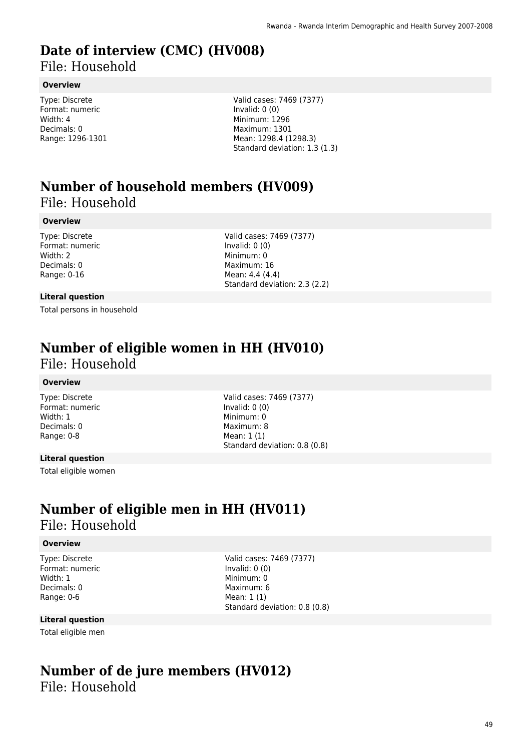# Date of interview (CMC) (HV008)

File: Household

### Overview

Type: Discrete
Format: numeric
Width: 4
Decimals: 0
Range: 1296-1301

Valid cases: 7469 (7377)
Invalid: 0 (0)
Minimum: 1296
Maximum: 1301
Mean: 1298.4 (1298.3)
Standard deviation: 1.3 (1.3)

# Number of household members (HV009)

File: Household

### Overview

Type: Discrete
Format: numeric
Width: 2
Decimals: 0
Range: 0-16

Valid cases: 7469 (7377)
Invalid: 0 (0)
Minimum: 0
Maximum: 16
Mean: 4.4 (4.4)
Standard deviation: 2.3 (2.2)

### Literal question

Total persons in household

# Number of eligible women in HH (HV010)

File: Household

### Overview

Type: Discrete
Format: numeric
Width: 1
Decimals: 0
Range: 0-8

Valid cases: 7469 (7377)
Invalid: 0 (0)
Minimum: 0
Maximum: 8
Mean: 1 (1)
Standard deviation: 0.8 (0.8)

### Literal question

Total eligible women

# Number of eligible men in HH (HV011)

File: Household

### Overview

Type: Discrete
Format: numeric
Width: 1
Decimals: 0
Range: 0-6

Valid cases: 7469 (7377)
Invalid: 0 (0)
Minimum: 0
Maximum: 6
Mean: 1 (1)
Standard deviation: 0.8 (0.8)

### Literal question

Total eligible men

# Number of de jure members (HV012)

File: Household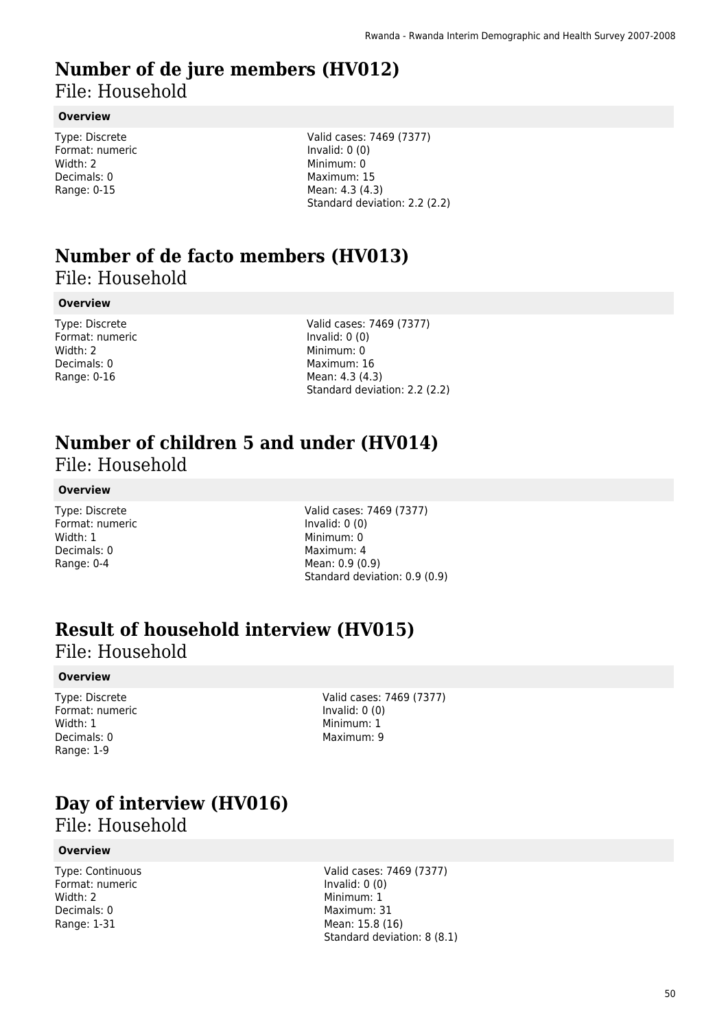# Number of de jure members (HV012)

File: Household

**Overview**

Type: Discrete
Format: numeric
Width: 2
Decimals: 0
Range: 0-15

Valid cases: 7469 (7377)
Invalid: 0 (0)
Minimum: 0
Maximum: 15
Mean: 4.3 (4.3)
Standard deviation: 2.2 (2.2)

# Number of de facto members (HV013)

File: Household

**Overview**

Type: Discrete
Format: numeric
Width: 2
Decimals: 0
Range: 0-16

Valid cases: 7469 (7377)
Invalid: 0 (0)
Minimum: 0
Maximum: 16
Mean: 4.3 (4.3)
Standard deviation: 2.2 (2.2)

# Number of children 5 and under (HV014)

File: Household

**Overview**

Type: Discrete
Format: numeric
Width: 1
Decimals: 0
Range: 0-4

Valid cases: 7469 (7377)
Invalid: 0 (0)
Minimum: 0
Maximum: 4
Mean: 0.9 (0.9)
Standard deviation: 0.9 (0.9)

# Result of household interview (HV015)

File: Household

**Overview**

Type: Discrete
Format: numeric
Width: 1
Decimals: 0
Range: 1-9

Valid cases: 7469 (7377)
Invalid: 0 (0)
Minimum: 1
Maximum: 9

# Day of interview (HV016)

File: Household

**Overview**

Type: Continuous
Format: numeric
Width: 2
Decimals: 0
Range: 1-31

Valid cases: 7469 (7377)
Invalid: 0 (0)
Minimum: 1
Maximum: 31
Mean: 15.8 (16)
Standard deviation: 8 (8.1)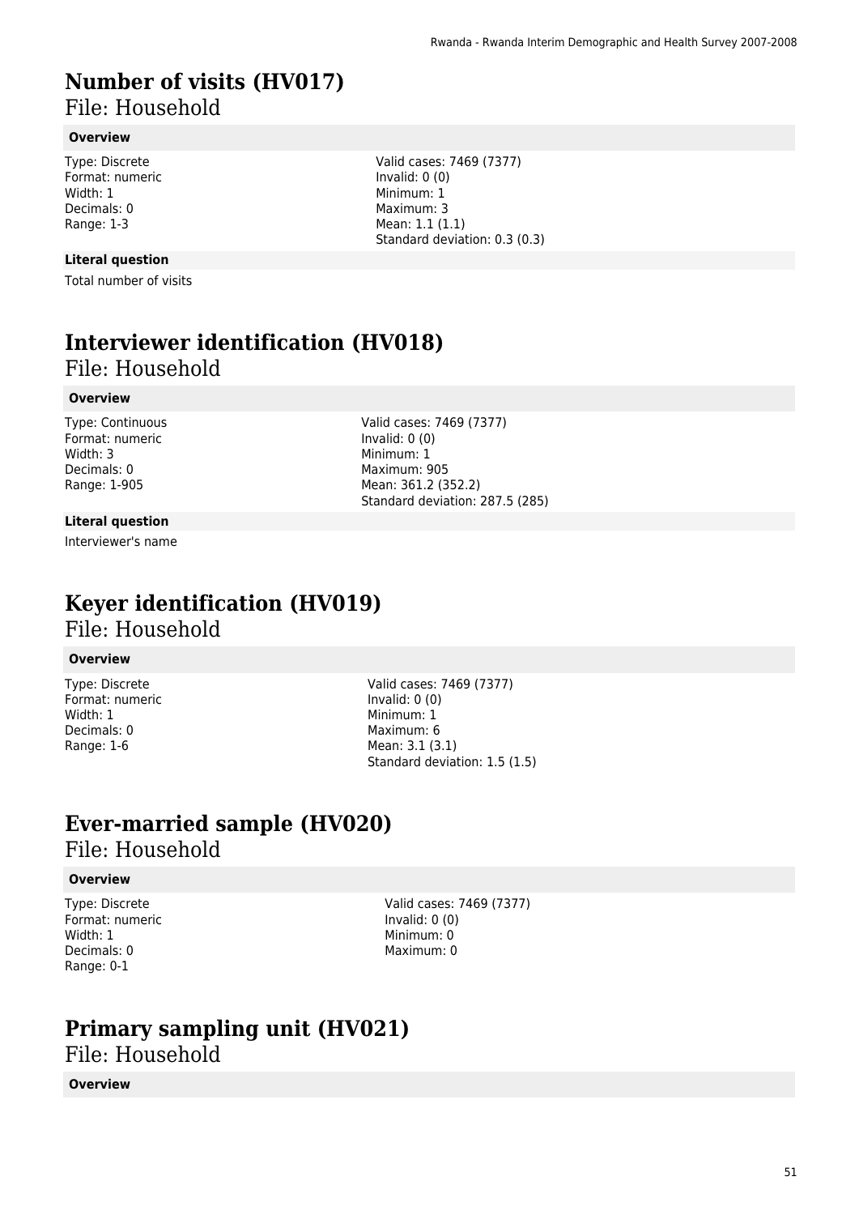# Number of visits (HV017)

File: Household

### Overview

Type: Discrete
Format: numeric
Width: 1
Decimals: 0
Range: 1-3

Valid cases: 7469 (7377)
Invalid: 0 (0)
Minimum: 1
Maximum: 3
Mean: 1.1 (1.1)
Standard deviation: 0.3 (0.3)

### Literal question

Total number of visits

# Interviewer identification (HV018)

File: Household

### Overview

Type: Continuous
Format: numeric
Width: 3
Decimals: 0
Range: 1-905

Valid cases: 7469 (7377)
Invalid: 0 (0)
Minimum: 1
Maximum: 905
Mean: 361.2 (352.2)
Standard deviation: 287.5 (285)

### Literal question

Interviewer's name

# Keyer identification (HV019)

File: Household

### Overview

Type: Discrete
Format: numeric
Width: 1
Decimals: 0
Range: 1-6

Valid cases: 7469 (7377)
Invalid: 0 (0)
Minimum: 1
Maximum: 6
Mean: 3.1 (3.1)
Standard deviation: 1.5 (1.5)

# Ever-married sample (HV020)

File: Household

### Overview

Type: Discrete
Format: numeric
Width: 1
Decimals: 0
Range: 0-1

Valid cases: 7469 (7377)
Invalid: 0 (0)
Minimum: 0
Maximum: 0

# Primary sampling unit (HV021)

File: Household

### Overview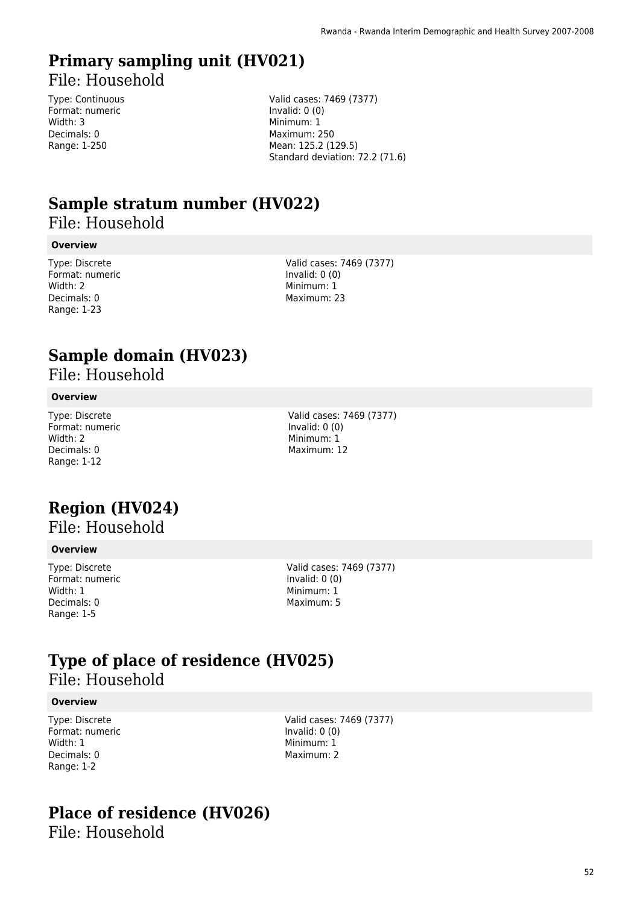# Primary sampling unit (HV021)

File: Household

Type: Continuous
Format: numeric
Width: 3
Decimals: 0
Range: 1-250

Valid cases: 7469 (7377)
Invalid: 0 (0)
Minimum: 1
Maximum: 250
Mean: 125.2 (129.5)
Standard deviation: 72.2 (71.6)

# Sample stratum number (HV022)

File: Household

**Overview**

Type: Discrete
Format: numeric
Width: 2
Decimals: 0
Range: 1-23

Valid cases: 7469 (7377)
Invalid: 0 (0)
Minimum: 1
Maximum: 23

# Sample domain (HV023)

File: Household

**Overview**

Type: Discrete
Format: numeric
Width: 2
Decimals: 0
Range: 1-12

Valid cases: 7469 (7377)
Invalid: 0 (0)
Minimum: 1
Maximum: 12

# Region (HV024)

File: Household

**Overview**

Type: Discrete
Format: numeric
Width: 1
Decimals: 0
Range: 1-5

Valid cases: 7469 (7377)
Invalid: 0 (0)
Minimum: 1
Maximum: 5

# Type of place of residence (HV025)

File: Household

**Overview**

Type: Discrete
Format: numeric
Width: 1
Decimals: 0
Range: 1-2

Valid cases: 7469 (7377)
Invalid: 0 (0)
Minimum: 1
Maximum: 2

# Place of residence (HV026)

File: Household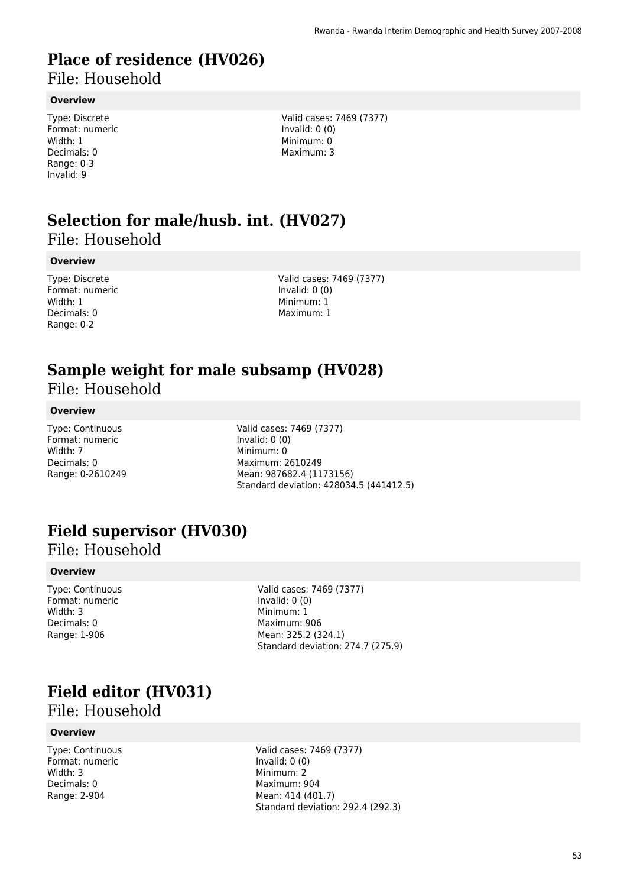# Place of residence (HV026)

File: Household

**Overview**

Type: Discrete
Format: numeric
Width: 1
Decimals: 0
Range: 0-3
Invalid: 9

Valid cases: 7469 (7377)
Invalid: 0 (0)
Minimum: 0
Maximum: 3

# Selection for male/husb. int. (HV027)

File: Household

**Overview**

Type: Discrete
Format: numeric
Width: 1
Decimals: 0
Range: 0-2

Valid cases: 7469 (7377)
Invalid: 0 (0)
Minimum: 1
Maximum: 1

# Sample weight for male subsamp (HV028)

File: Household

**Overview**

Type: Continuous
Format: numeric
Width: 7
Decimals: 0
Range: 0-2610249

Valid cases: 7469 (7377)
Invalid: 0 (0)
Minimum: 0
Maximum: 2610249
Mean: 987682.4 (1173156)
Standard deviation: 428034.5 (441412.5)

# Field supervisor (HV030)

File: Household

**Overview**

Type: Continuous
Format: numeric
Width: 3
Decimals: 0
Range: 1-906

Valid cases: 7469 (7377)
Invalid: 0 (0)
Minimum: 1
Maximum: 906
Mean: 325.2 (324.1)
Standard deviation: 274.7 (275.9)

# Field editor (HV031)

File: Household

**Overview**

Type: Continuous
Format: numeric
Width: 3
Decimals: 0
Range: 2-904

Valid cases: 7469 (7377)
Invalid: 0 (0)
Minimum: 2
Maximum: 904
Mean: 414 (401.7)
Standard deviation: 292.4 (292.3)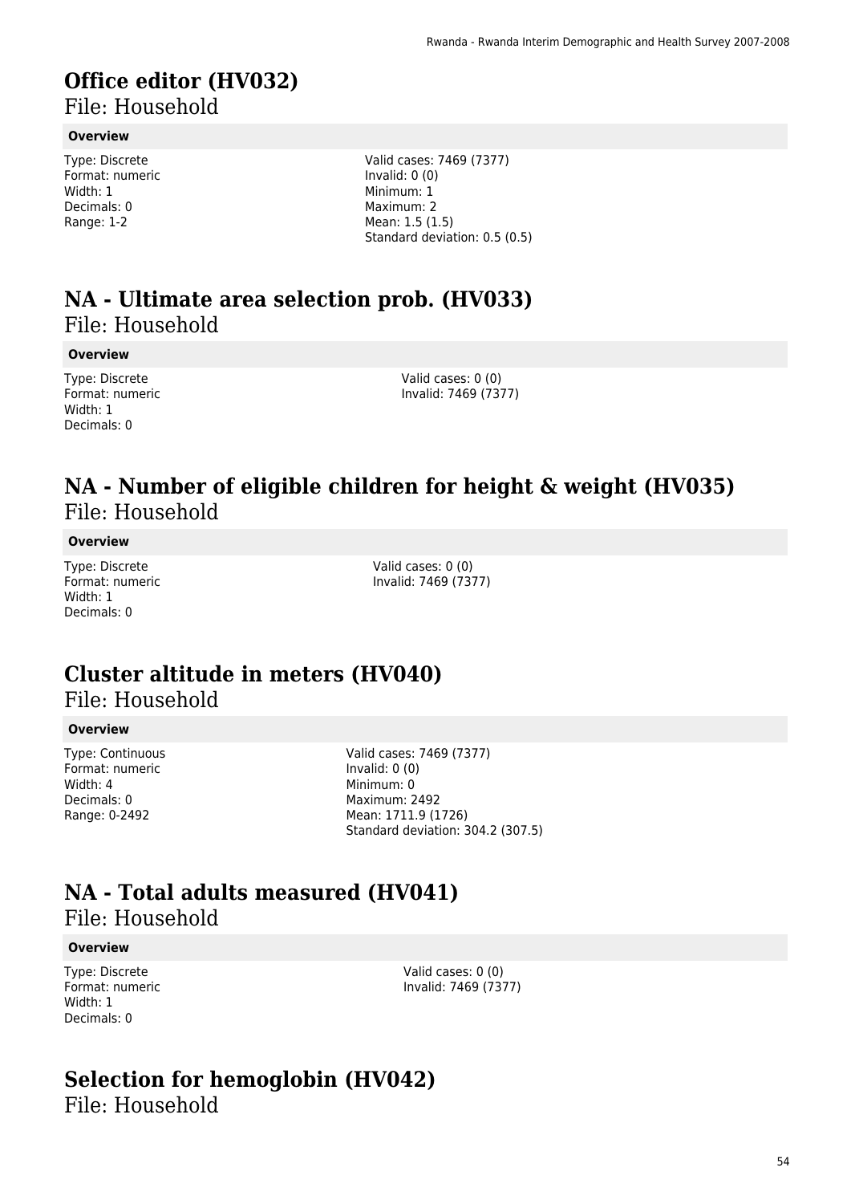# Office editor (HV032)

File: Household

**Overview**

Type: Discrete
Format: numeric
Width: 1
Decimals: 0
Range: 1-2

Valid cases: 7469 (7377)
Invalid: 0 (0)
Minimum: 1
Maximum: 2
Mean: 1.5 (1.5)
Standard deviation: 0.5 (0.5)

# NA - Ultimate area selection prob. (HV033)

File: Household

**Overview**

Type: Discrete
Format: numeric
Width: 1
Decimals: 0

Valid cases: 0 (0)
Invalid: 7469 (7377)

# NA - Number of eligible children for height & weight (HV035)

File: Household

**Overview**

Type: Discrete
Format: numeric
Width: 1
Decimals: 0

Valid cases: 0 (0)
Invalid: 7469 (7377)

# Cluster altitude in meters (HV040)

File: Household

**Overview**

Type: Continuous
Format: numeric
Width: 4
Decimals: 0
Range: 0-2492

Valid cases: 7469 (7377)
Invalid: 0 (0)
Minimum: 0
Maximum: 2492
Mean: 1711.9 (1726)
Standard deviation: 304.2 (307.5)

# NA - Total adults measured (HV041)

File: Household

**Overview**

Type: Discrete
Format: numeric
Width: 1
Decimals: 0

Valid cases: 0 (0)
Invalid: 7469 (7377)

# Selection for hemoglobin (HV042)

File: Household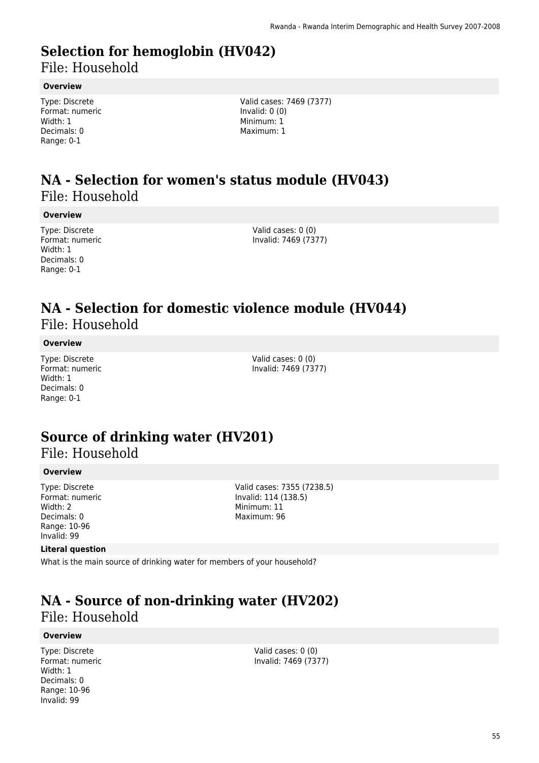# Selection for hemoglobin (HV042)

File: Household

**Overview**

Type: Discrete
Format: numeric
Width: 1
Decimals: 0
Range: 0-1

Valid cases: 7469 (7377)
Invalid: 0 (0)
Minimum: 1
Maximum: 1

# NA - Selection for women's status module (HV043)

File: Household

**Overview**

Type: Discrete
Format: numeric
Width: 1
Decimals: 0
Range: 0-1

Valid cases: 0 (0)
Invalid: 7469 (7377)

# NA - Selection for domestic violence module (HV044)

File: Household

**Overview**

Type: Discrete
Format: numeric
Width: 1
Decimals: 0
Range: 0-1

Valid cases: 0 (0)
Invalid: 7469 (7377)

# Source of drinking water (HV201)

File: Household

**Overview**

Type: Discrete
Format: numeric
Width: 2
Decimals: 0
Range: 10-96
Invalid: 99

Valid cases: 7355 (7238.5)
Invalid: 114 (138.5)
Minimum: 11
Maximum: 96

**Literal question**

What is the main source of drinking water for members of your household?

# NA - Source of non-drinking water (HV202)

File: Household

**Overview**

Type: Discrete
Format: numeric
Width: 1
Decimals: 0
Range: 10-96
Invalid: 99

Valid cases: 0 (0)
Invalid: 7469 (7377)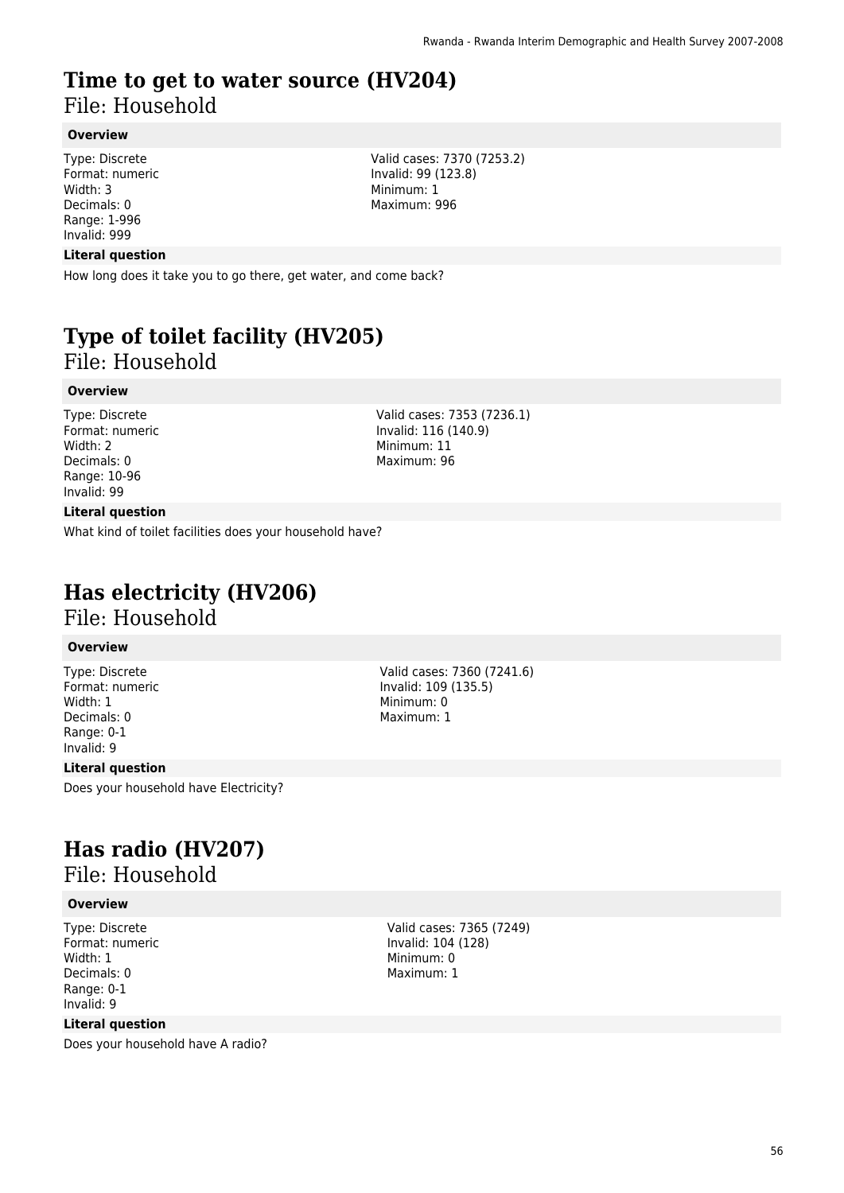# Time to get to water source (HV204)

File: Household

**Overview**

Type: Discrete
Format: numeric
Width: 3
Decimals: 0
Range: 1-996
Invalid: 999

Valid cases: 7370 (7253.2)
Invalid: 99 (123.8)
Minimum: 1
Maximum: 996

**Literal question**

How long does it take you to go there, get water, and come back?

# Type of toilet facility (HV205)

File: Household

**Overview**

Type: Discrete
Format: numeric
Width: 2
Decimals: 0
Range: 10-96
Invalid: 99

Valid cases: 7353 (7236.1)
Invalid: 116 (140.9)
Minimum: 11
Maximum: 96

**Literal question**

What kind of toilet facilities does your household have?

# Has electricity (HV206)

File: Household

**Overview**

Type: Discrete
Format: numeric
Width: 1
Decimals: 0
Range: 0-1
Invalid: 9

Valid cases: 7360 (7241.6)
Invalid: 109 (135.5)
Minimum: 0
Maximum: 1

**Literal question**

Does your household have Electricity?

# Has radio (HV207)

File: Household

**Overview**

Type: Discrete
Format: numeric
Width: 1
Decimals: 0
Range: 0-1
Invalid: 9

Valid cases: 7365 (7249)
Invalid: 104 (128)
Minimum: 0
Maximum: 1

**Literal question**

Does your household have A radio?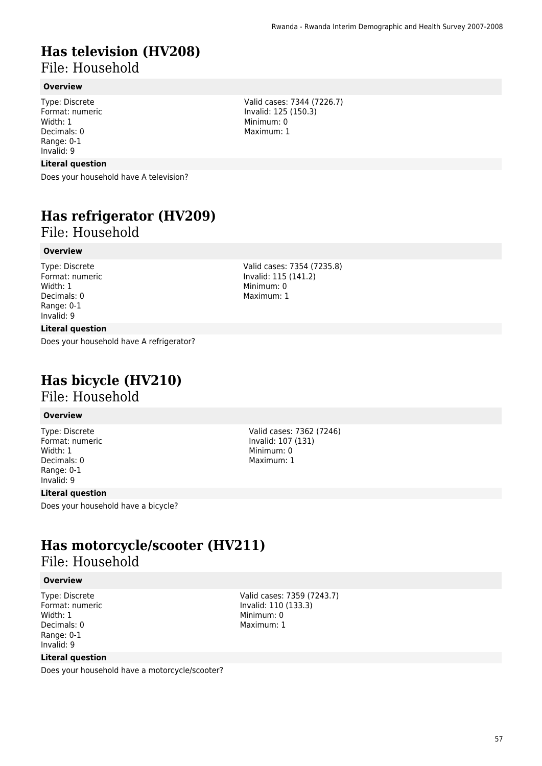# Has television (HV208)

File: Household

**Overview**

Type: Discrete
Format: numeric
Width: 1
Decimals: 0
Range: 0-1
Invalid: 9

Valid cases: 7344 (7226.7)
Invalid: 125 (150.3)
Minimum: 0
Maximum: 1

**Literal question**

Does your household have A television?

# Has refrigerator (HV209)

File: Household

**Overview**

Type: Discrete
Format: numeric
Width: 1
Decimals: 0
Range: 0-1
Invalid: 9

Valid cases: 7354 (7235.8)
Invalid: 115 (141.2)
Minimum: 0
Maximum: 1

**Literal question**

Does your household have A refrigerator?

# Has bicycle (HV210)

File: Household

**Overview**

Type: Discrete
Format: numeric
Width: 1
Decimals: 0
Range: 0-1
Invalid: 9

Valid cases: 7362 (7246)
Invalid: 107 (131)
Minimum: 0
Maximum: 1

**Literal question**

Does your household have a bicycle?

# Has motorcycle/scooter (HV211)

File: Household

**Overview**

Type: Discrete
Format: numeric
Width: 1
Decimals: 0
Range: 0-1
Invalid: 9

Valid cases: 7359 (7243.7)
Invalid: 110 (133.3)
Minimum: 0
Maximum: 1

**Literal question**

Does your household have a motorcycle/scooter?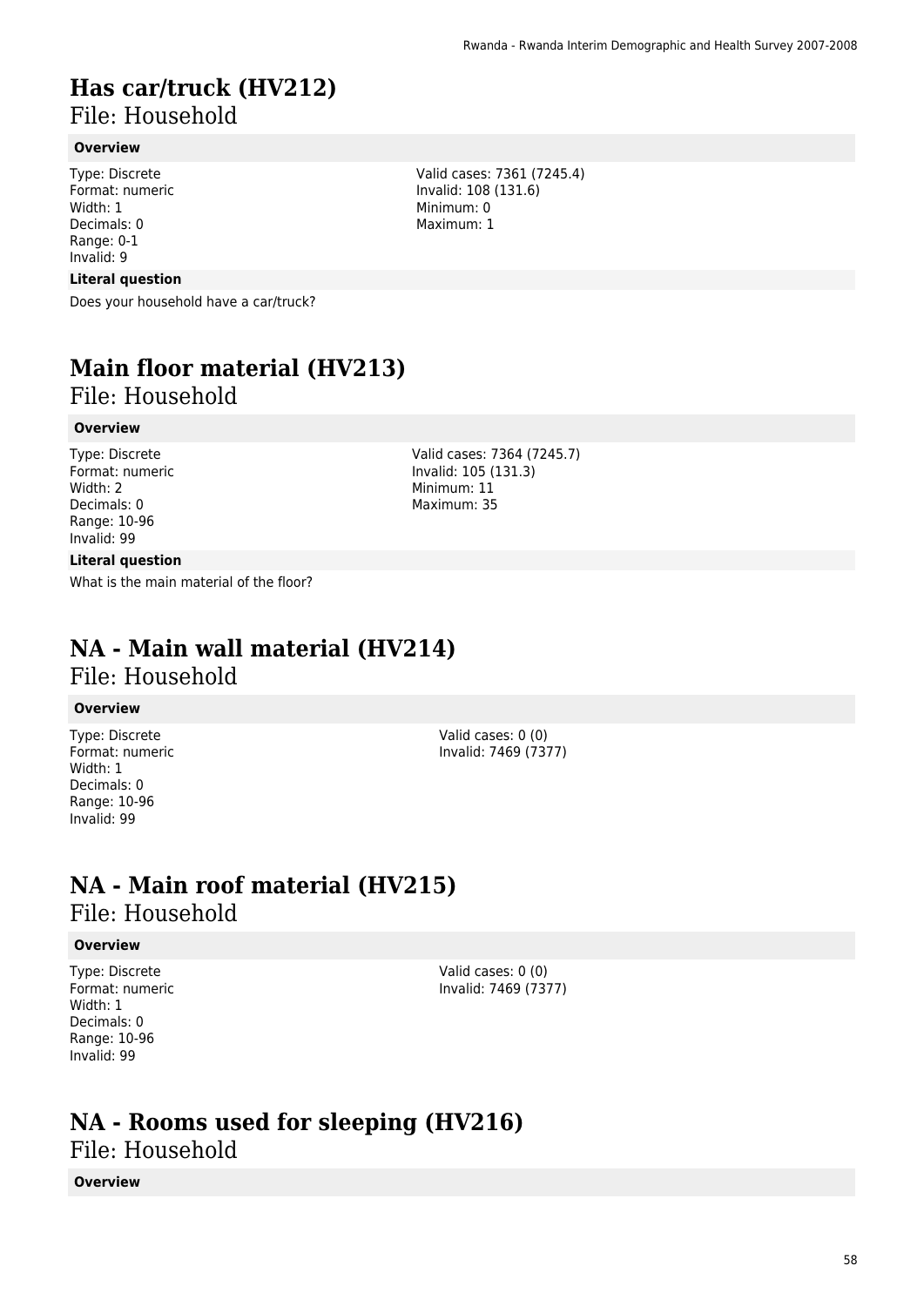# Has car/truck (HV212)

File: Household

**Overview**

Type: Discrete
Format: numeric
Width: 1
Decimals: 0
Range: 0-1
Invalid: 9

Valid cases: 7361 (7245.4)
Invalid: 108 (131.6)
Minimum: 0
Maximum: 1

**Literal question**

Does your household have a car/truck?

# Main floor material (HV213)

File: Household

**Overview**

Type: Discrete
Format: numeric
Width: 2
Decimals: 0
Range: 10-96
Invalid: 99

Valid cases: 7364 (7245.7)
Invalid: 105 (131.3)
Minimum: 11
Maximum: 35

**Literal question**

What is the main material of the floor?

# NA - Main wall material (HV214)

File: Household

**Overview**

Type: Discrete
Format: numeric
Width: 1
Decimals: 0
Range: 10-96
Invalid: 99

Valid cases: 0 (0)
Invalid: 7469 (7377)

# NA - Main roof material (HV215)

File: Household

**Overview**

Type: Discrete
Format: numeric
Width: 1
Decimals: 0
Range: 10-96
Invalid: 99

Valid cases: 0 (0)
Invalid: 7469 (7377)

# NA - Rooms used for sleeping (HV216)

File: Household

**Overview**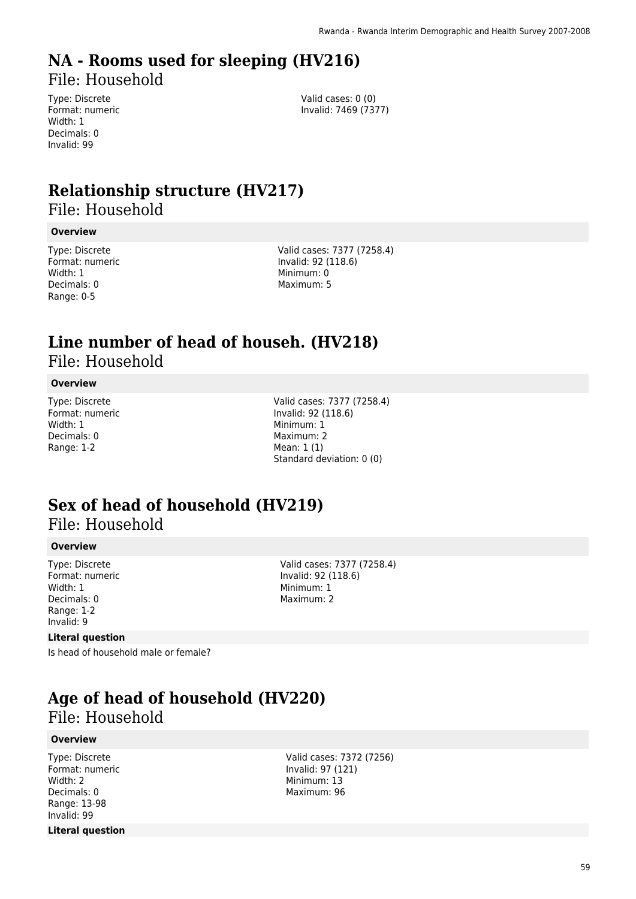# NA - Rooms used for sleeping (HV216)

File: Household

Type: Discrete
Format: numeric
Width: 1
Decimals: 0
Invalid: 99

Valid cases: 0 (0)
Invalid: 7469 (7377)

# Relationship structure (HV217)

File: Household

**Overview**

Type: Discrete
Format: numeric
Width: 1
Decimals: 0
Range: 0-5

Valid cases: 7377 (7258.4)
Invalid: 92 (118.6)
Minimum: 0
Maximum: 5

# Line number of head of househ. (HV218)

File: Household

**Overview**

Type: Discrete
Format: numeric
Width: 1
Decimals: 0
Range: 1-2

Valid cases: 7377 (7258.4)
Invalid: 92 (118.6)
Minimum: 1
Maximum: 2
Mean: 1 (1)
Standard deviation: 0 (0)

# Sex of head of household (HV219)

File: Household

**Overview**

Type: Discrete
Format: numeric
Width: 1
Decimals: 0
Range: 1-2
Invalid: 9

Valid cases: 7377 (7258.4)
Invalid: 92 (118.6)
Minimum: 1
Maximum: 2

**Literal question**

Is head of household male or female?

# Age of head of household (HV220)

File: Household

**Overview**

Type: Discrete
Format: numeric
Width: 2
Decimals: 0
Range: 13-98
Invalid: 99

Valid cases: 7372 (7256)
Invalid: 97 (121)
Minimum: 13
Maximum: 96

**Literal question**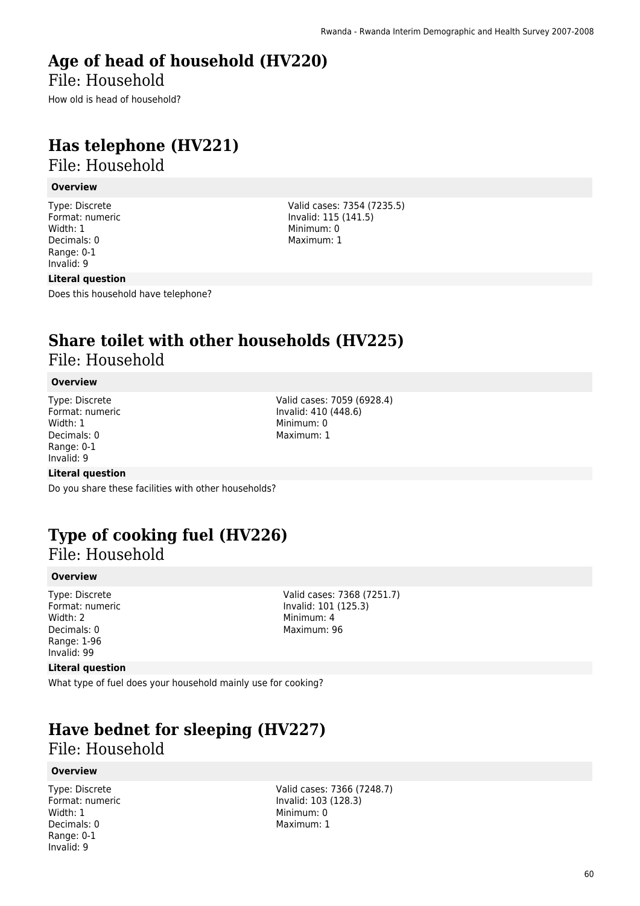# Age of head of household (HV220)

File: Household

How old is head of household?

# Has telephone (HV221)

File: Household

**Overview**

Type: Discrete
Format: numeric
Width: 1
Decimals: 0
Range: 0-1
Invalid: 9

Valid cases: 7354 (7235.5)
Invalid: 115 (141.5)
Minimum: 0
Maximum: 1

**Literal question**

Does this household have telephone?

# Share toilet with other households (HV225)

File: Household

**Overview**

Type: Discrete
Format: numeric
Width: 1
Decimals: 0
Range: 0-1
Invalid: 9

Valid cases: 7059 (6928.4)
Invalid: 410 (448.6)
Minimum: 0
Maximum: 1

**Literal question**

Do you share these facilities with other households?

# Type of cooking fuel (HV226)

File: Household

**Overview**

Type: Discrete
Format: numeric
Width: 2
Decimals: 0
Range: 1-96
Invalid: 99

Valid cases: 7368 (7251.7)
Invalid: 101 (125.3)
Minimum: 4
Maximum: 96

**Literal question**

What type of fuel does your household mainly use for cooking?

# Have bednet for sleeping (HV227)

File: Household

**Overview**

Type: Discrete
Format: numeric
Width: 1
Decimals: 0
Range: 0-1
Invalid: 9

Valid cases: 7366 (7248.7)
Invalid: 103 (128.3)
Minimum: 0
Maximum: 1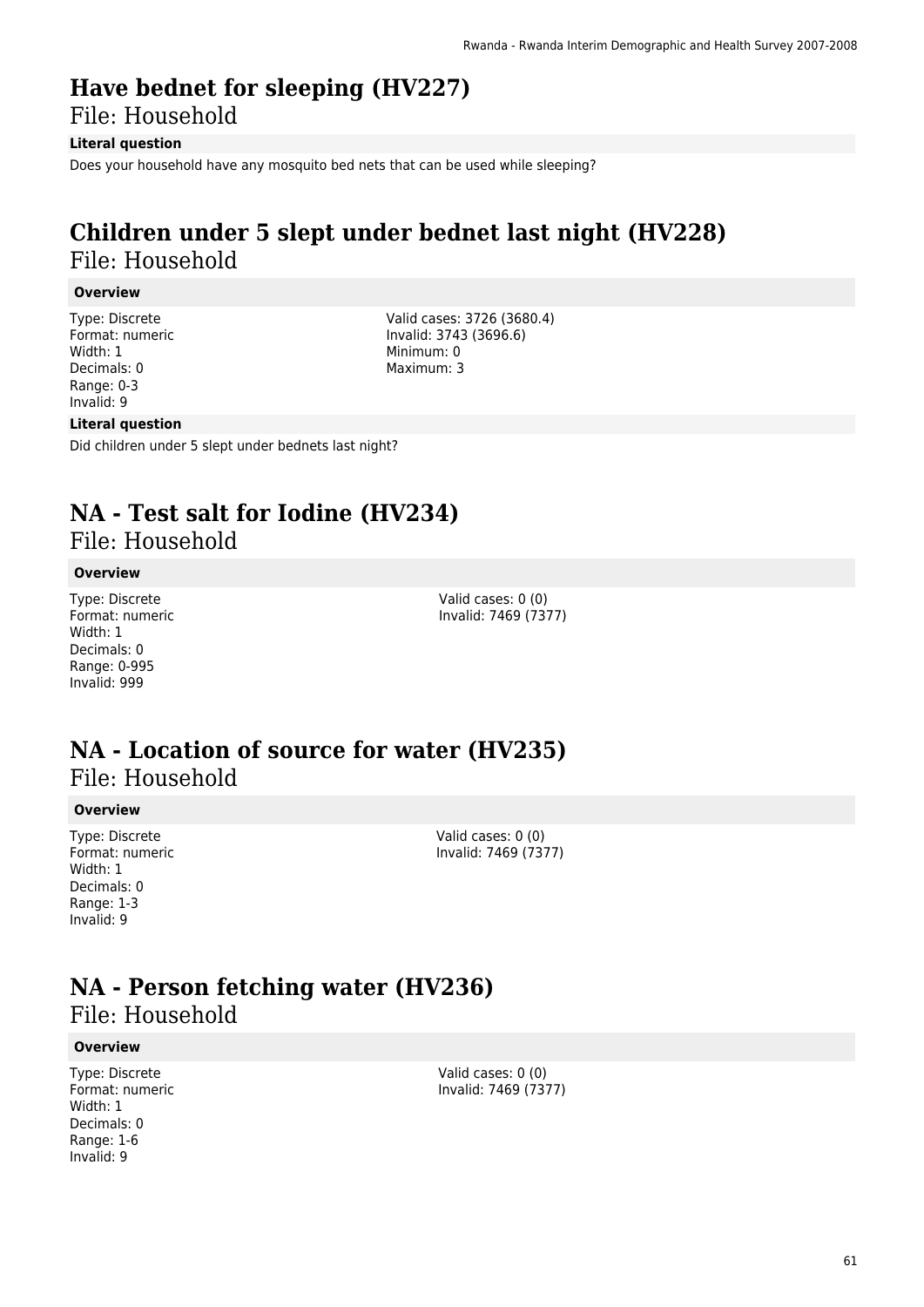# Have bednet for sleeping (HV227)

File: Household

**Literal question**

Does your household have any mosquito bed nets that can be used while sleeping?

# Children under 5 slept under bednet last night (HV228)

File: Household

**Overview**

Type: Discrete
Format: numeric
Width: 1
Decimals: 0
Range: 0-3
Invalid: 9

Valid cases: 3726 (3680.4)
Invalid: 3743 (3696.6)
Minimum: 0
Maximum: 3

**Literal question**

Did children under 5 slept under bednets last night?

# NA - Test salt for Iodine (HV234)

File: Household

**Overview**

Type: Discrete
Format: numeric
Width: 1
Decimals: 0
Range: 0-995
Invalid: 999

Valid cases: 0 (0)
Invalid: 7469 (7377)

# NA - Location of source for water (HV235)

File: Household

**Overview**

Type: Discrete
Format: numeric
Width: 1
Decimals: 0
Range: 1-3
Invalid: 9

Valid cases: 0 (0)
Invalid: 7469 (7377)

# NA - Person fetching water (HV236)

File: Household

**Overview**

Type: Discrete
Format: numeric
Width: 1
Decimals: 0
Range: 1-6
Invalid: 9

Valid cases: 0 (0)
Invalid: 7469 (7377)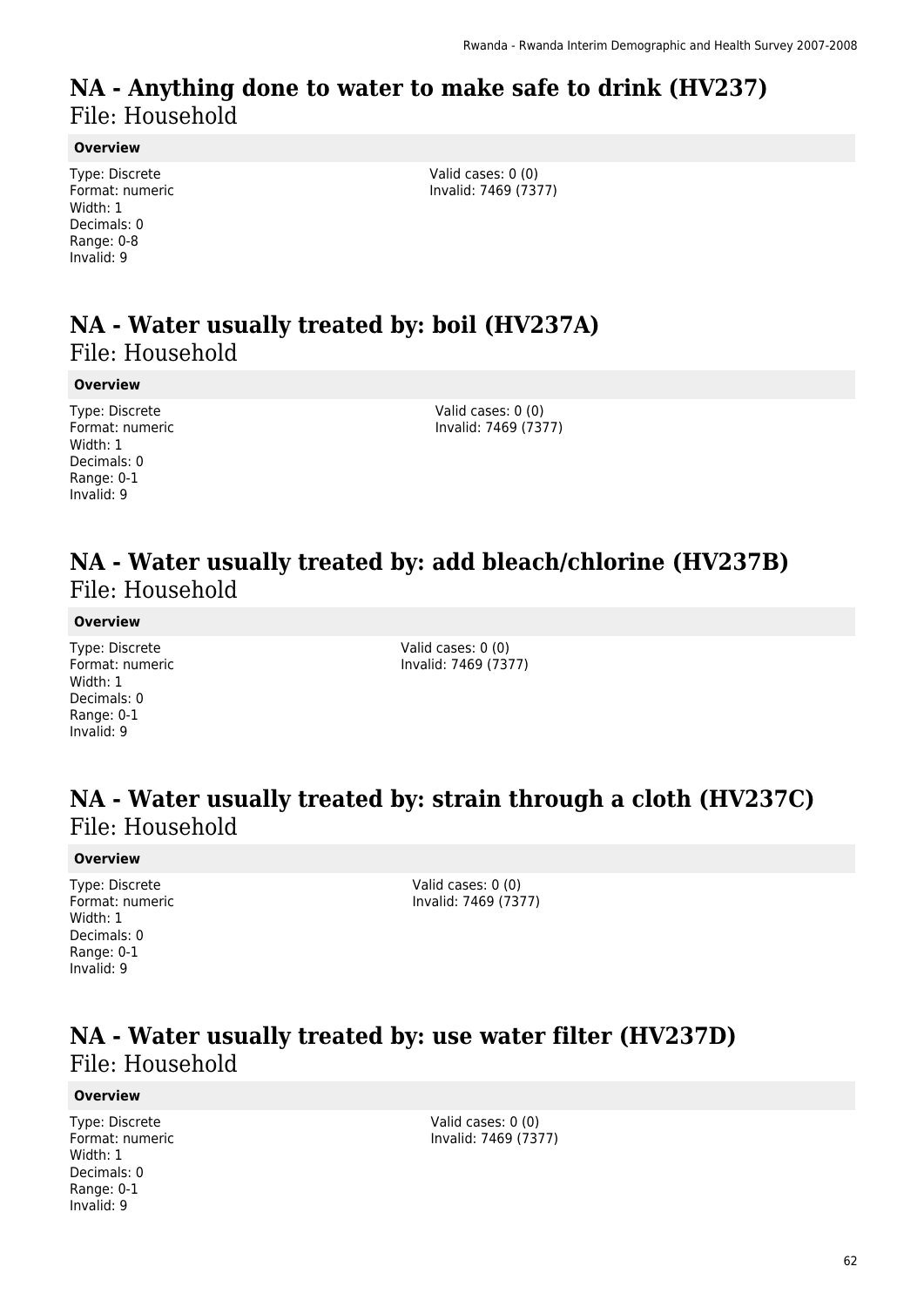# NA - Anything done to water to make safe to drink (HV237)
File: Household

**Overview**

Type: Discrete
Format: numeric
Width: 1
Decimals: 0
Range: 0-8
Invalid: 9

Valid cases: 0 (0)
Invalid: 7469 (7377)

# NA - Water usually treated by: boil (HV237A)
File: Household

**Overview**

Type: Discrete
Format: numeric
Width: 1
Decimals: 0
Range: 0-1
Invalid: 9

Valid cases: 0 (0)
Invalid: 7469 (7377)

# NA - Water usually treated by: add bleach/chlorine (HV237B)
File: Household

**Overview**

Type: Discrete
Format: numeric
Width: 1
Decimals: 0
Range: 0-1
Invalid: 9

Valid cases: 0 (0)
Invalid: 7469 (7377)

# NA - Water usually treated by: strain through a cloth (HV237C)
File: Household

**Overview**

Type: Discrete
Format: numeric
Width: 1
Decimals: 0
Range: 0-1
Invalid: 9

Valid cases: 0 (0)
Invalid: 7469 (7377)

# NA - Water usually treated by: use water filter (HV237D)
File: Household

**Overview**

Type: Discrete
Format: numeric
Width: 1
Decimals: 0
Range: 0-1
Invalid: 9

Valid cases: 0 (0)
Invalid: 7469 (7377)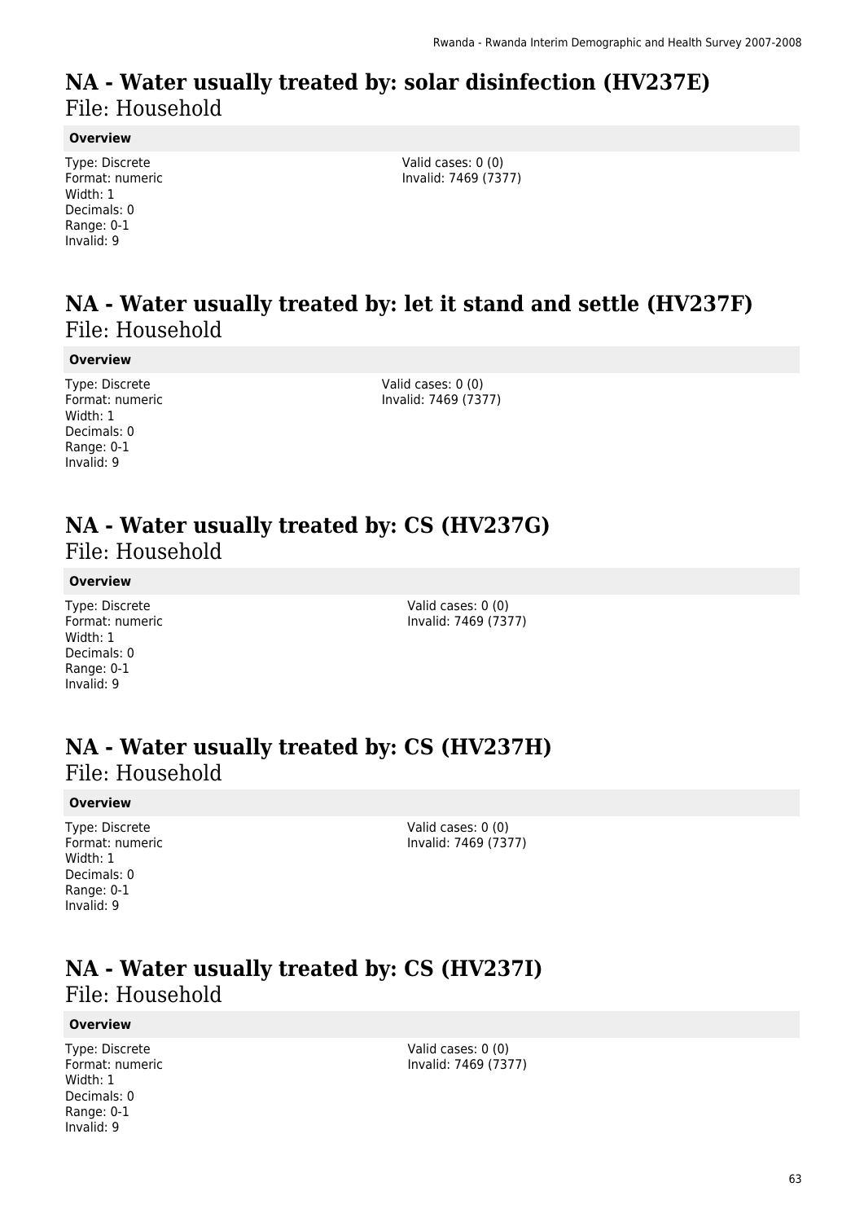# NA - Water usually treated by: solar disinfection (HV237E)
File: Household

**Overview**

Type: Discrete
Format: numeric
Width: 1
Decimals: 0
Range: 0-1
Invalid: 9

Valid cases: 0 (0)
Invalid: 7469 (7377)

# NA - Water usually treated by: let it stand and settle (HV237F)
File: Household

**Overview**

Type: Discrete
Format: numeric
Width: 1
Decimals: 0
Range: 0-1
Invalid: 9

Valid cases: 0 (0)
Invalid: 7469 (7377)

# NA - Water usually treated by: CS (HV237G)
File: Household

**Overview**

Type: Discrete
Format: numeric
Width: 1
Decimals: 0
Range: 0-1
Invalid: 9

Valid cases: 0 (0)
Invalid: 7469 (7377)

# NA - Water usually treated by: CS (HV237H)
File: Household

**Overview**

Type: Discrete
Format: numeric
Width: 1
Decimals: 0
Range: 0-1
Invalid: 9

Valid cases: 0 (0)
Invalid: 7469 (7377)

# NA - Water usually treated by: CS (HV237I)
File: Household

**Overview**

Type: Discrete
Format: numeric
Width: 1
Decimals: 0
Range: 0-1
Invalid: 9

Valid cases: 0 (0)
Invalid: 7469 (7377)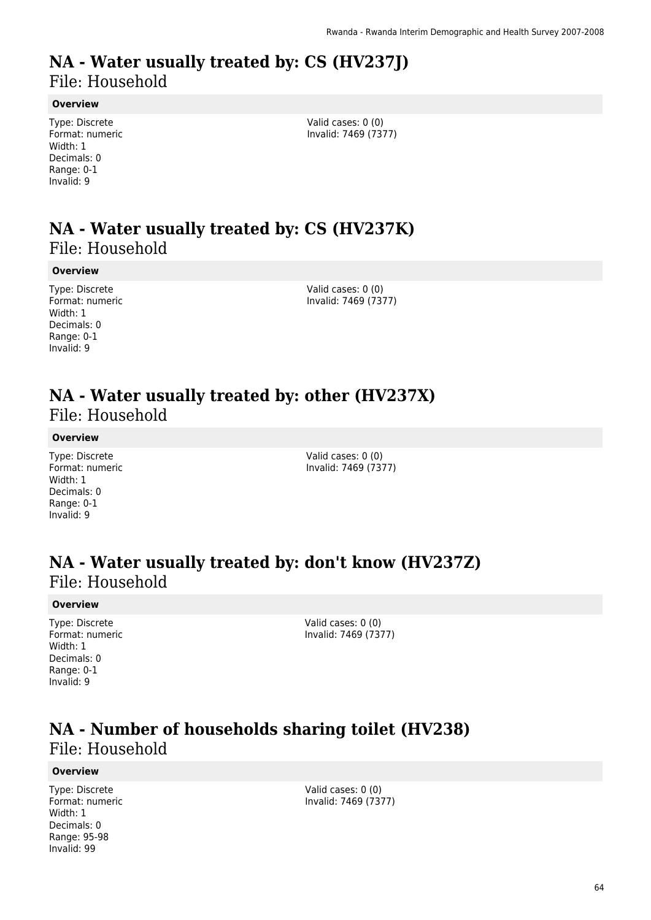# NA - Water usually treated by: CS (HV237J)
File: Household

**Overview**

Type: Discrete
Format: numeric
Width: 1
Decimals: 0
Range: 0-1
Invalid: 9

Valid cases: 0 (0)
Invalid: 7469 (7377)

# NA - Water usually treated by: CS (HV237K)
File: Household

**Overview**

Type: Discrete
Format: numeric
Width: 1
Decimals: 0
Range: 0-1
Invalid: 9

Valid cases: 0 (0)
Invalid: 7469 (7377)

# NA - Water usually treated by: other (HV237X)
File: Household

**Overview**

Type: Discrete
Format: numeric
Width: 1
Decimals: 0
Range: 0-1
Invalid: 9

Valid cases: 0 (0)
Invalid: 7469 (7377)

# NA - Water usually treated by: don't know (HV237Z)
File: Household

**Overview**

Type: Discrete
Format: numeric
Width: 1
Decimals: 0
Range: 0-1
Invalid: 9

Valid cases: 0 (0)
Invalid: 7469 (7377)

# NA - Number of households sharing toilet (HV238)
File: Household

**Overview**

Type: Discrete
Format: numeric
Width: 1
Decimals: 0
Range: 95-98
Invalid: 99

Valid cases: 0 (0)
Invalid: 7469 (7377)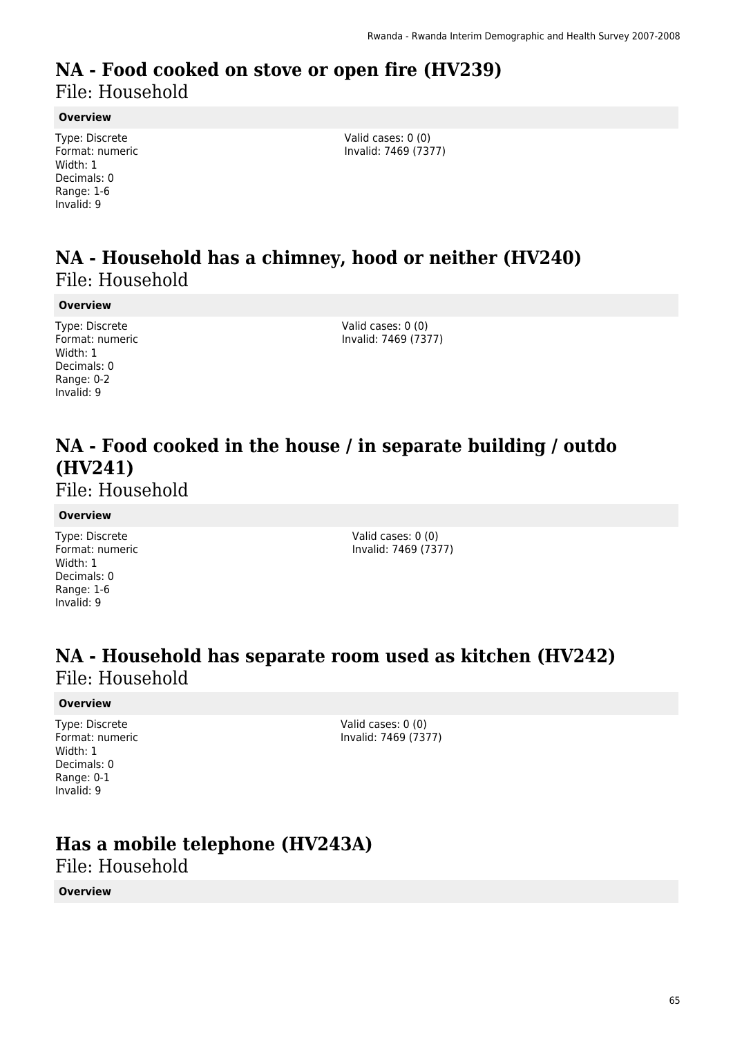# NA - Food cooked on stove or open fire (HV239)

File: Household

**Overview**

Type: Discrete
Format: numeric
Width: 1
Decimals: 0
Range: 1-6
Invalid: 9

Valid cases: 0 (0)
Invalid: 7469 (7377)

# NA - Household has a chimney, hood or neither (HV240)

File: Household

**Overview**

Type: Discrete
Format: numeric
Width: 1
Decimals: 0
Range: 0-2
Invalid: 9

Valid cases: 0 (0)
Invalid: 7469 (7377)

# NA - Food cooked in the house / in separate building / outdo (HV241)

File: Household

**Overview**

Type: Discrete
Format: numeric
Width: 1
Decimals: 0
Range: 1-6
Invalid: 9

Valid cases: 0 (0)
Invalid: 7469 (7377)

# NA - Household has separate room used as kitchen (HV242)

File: Household

**Overview**

Type: Discrete
Format: numeric
Width: 1
Decimals: 0
Range: 0-1
Invalid: 9

Valid cases: 0 (0)
Invalid: 7469 (7377)

# Has a mobile telephone (HV243A)

File: Household

**Overview**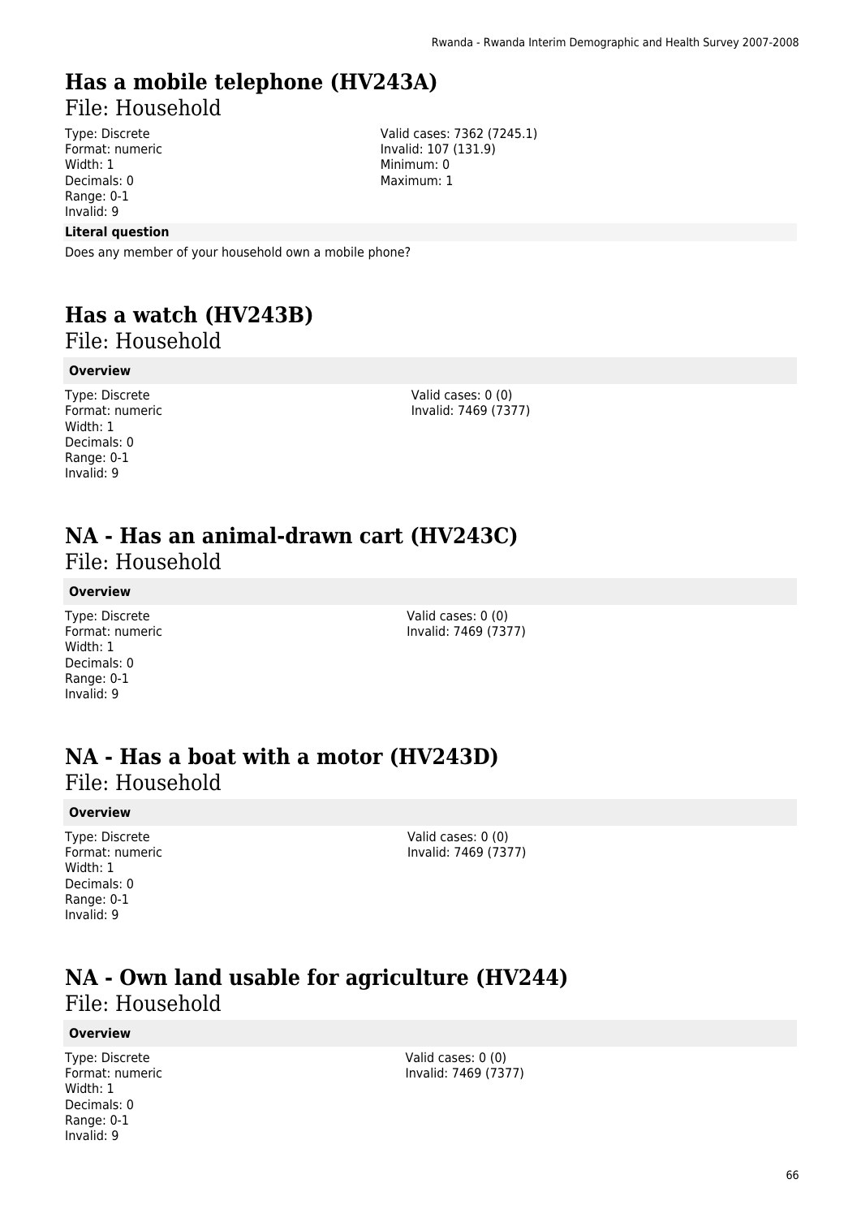# Has a mobile telephone (HV243A)

File: Household

Type: Discrete
Format: numeric
Width: 1
Decimals: 0
Range: 0-1
Invalid: 9

Valid cases: 7362 (7245.1)
Invalid: 107 (131.9)
Minimum: 0
Maximum: 1

**Literal question**

Does any member of your household own a mobile phone?

# Has a watch (HV243B)

File: Household

**Overview**

Type: Discrete
Format: numeric
Width: 1
Decimals: 0
Range: 0-1
Invalid: 9

Valid cases: 0 (0)
Invalid: 7469 (7377)

# NA - Has an animal-drawn cart (HV243C)

File: Household

**Overview**

Type: Discrete
Format: numeric
Width: 1
Decimals: 0
Range: 0-1
Invalid: 9

Valid cases: 0 (0)
Invalid: 7469 (7377)

# NA - Has a boat with a motor (HV243D)

File: Household

**Overview**

Type: Discrete
Format: numeric
Width: 1
Decimals: 0
Range: 0-1
Invalid: 9

Valid cases: 0 (0)
Invalid: 7469 (7377)

# NA - Own land usable for agriculture (HV244)

File: Household

**Overview**

Type: Discrete
Format: numeric
Width: 1
Decimals: 0
Range: 0-1
Invalid: 9

Valid cases: 0 (0)
Invalid: 7469 (7377)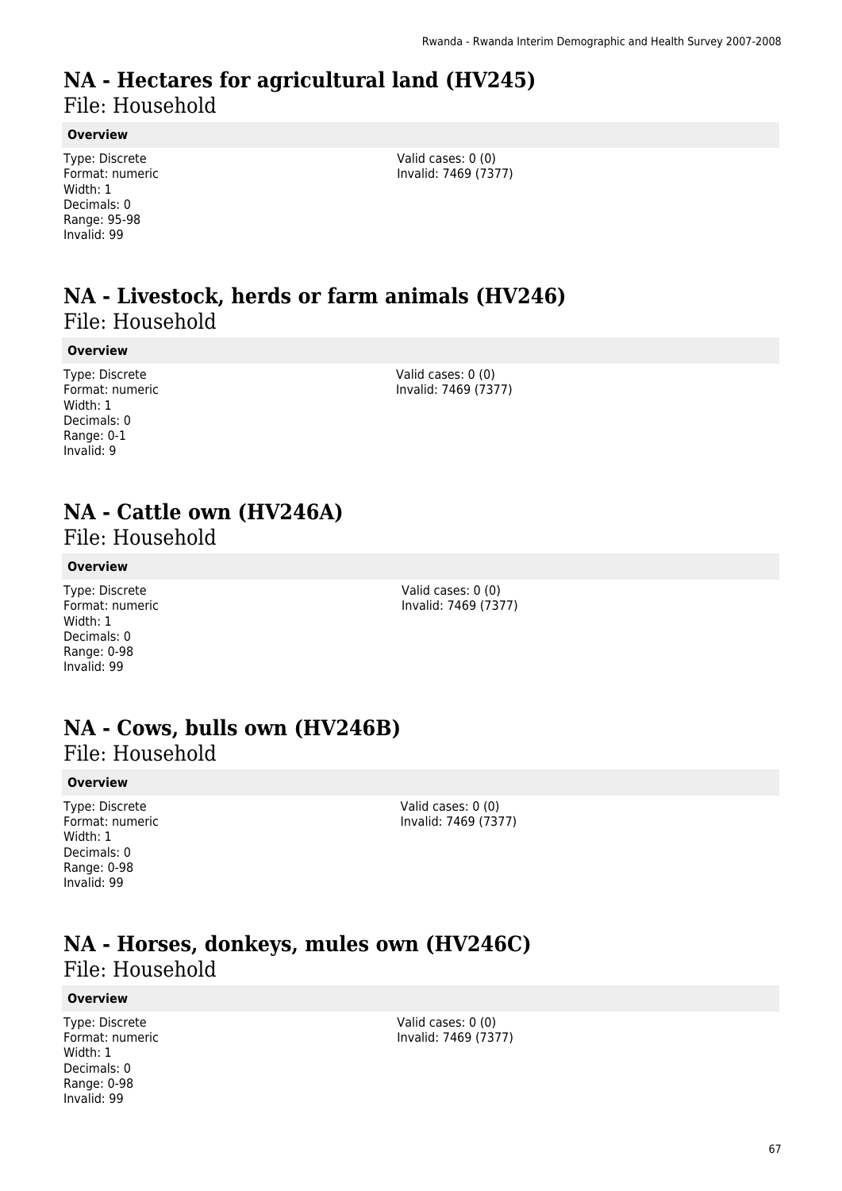# NA - Hectares for agricultural land (HV245)

File: Household

**Overview**

Type: Discrete
Format: numeric
Width: 1
Decimals: 0
Range: 95-98
Invalid: 99

Valid cases: 0 (0)
Invalid: 7469 (7377)

# NA - Livestock, herds or farm animals (HV246)

File: Household

**Overview**

Type: Discrete
Format: numeric
Width: 1
Decimals: 0
Range: 0-1
Invalid: 9

Valid cases: 0 (0)
Invalid: 7469 (7377)

# NA - Cattle own (HV246A)

File: Household

**Overview**

Type: Discrete
Format: numeric
Width: 1
Decimals: 0
Range: 0-98
Invalid: 99

Valid cases: 0 (0)
Invalid: 7469 (7377)

# NA - Cows, bulls own (HV246B)

File: Household

**Overview**

Type: Discrete
Format: numeric
Width: 1
Decimals: 0
Range: 0-98
Invalid: 99

Valid cases: 0 (0)
Invalid: 7469 (7377)

# NA - Horses, donkeys, mules own (HV246C)

File: Household

**Overview**

Type: Discrete
Format: numeric
Width: 1
Decimals: 0
Range: 0-98
Invalid: 99

Valid cases: 0 (0)
Invalid: 7469 (7377)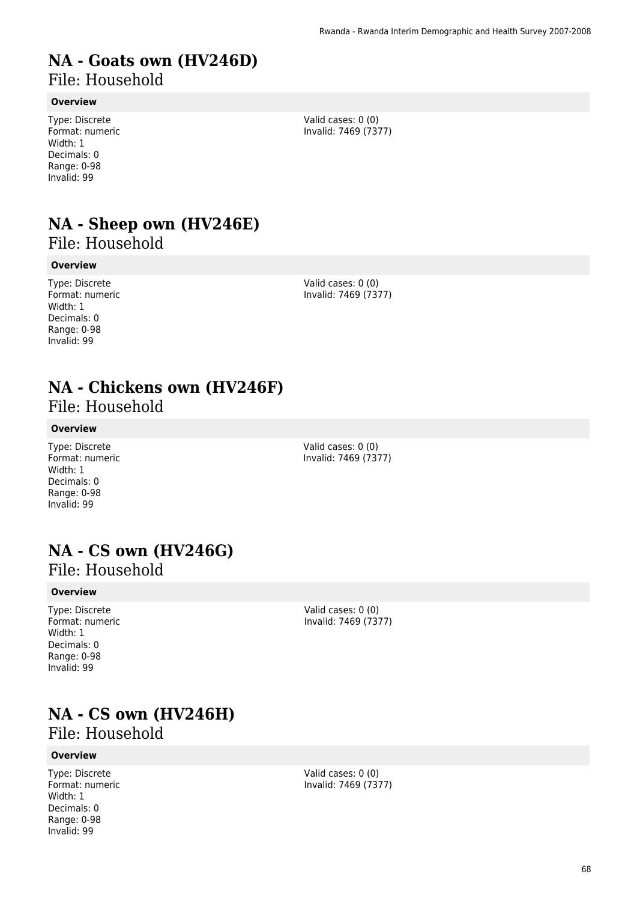# NA - Goats own (HV246D)

File: Household

**Overview**

Type: Discrete
Format: numeric
Width: 1
Decimals: 0
Range: 0-98
Invalid: 99

Valid cases: 0 (0)
Invalid: 7469 (7377)

# NA - Sheep own (HV246E)

File: Household

**Overview**

Type: Discrete
Format: numeric
Width: 1
Decimals: 0
Range: 0-98
Invalid: 99

Valid cases: 0 (0)
Invalid: 7469 (7377)

# NA - Chickens own (HV246F)

File: Household

**Overview**

Type: Discrete
Format: numeric
Width: 1
Decimals: 0
Range: 0-98
Invalid: 99

Valid cases: 0 (0)
Invalid: 7469 (7377)

# NA - CS own (HV246G)

File: Household

**Overview**

Type: Discrete
Format: numeric
Width: 1
Decimals: 0
Range: 0-98
Invalid: 99

Valid cases: 0 (0)
Invalid: 7469 (7377)

# NA - CS own (HV246H)

File: Household

**Overview**

Type: Discrete
Format: numeric
Width: 1
Decimals: 0
Range: 0-98
Invalid: 99

Valid cases: 0 (0)
Invalid: 7469 (7377)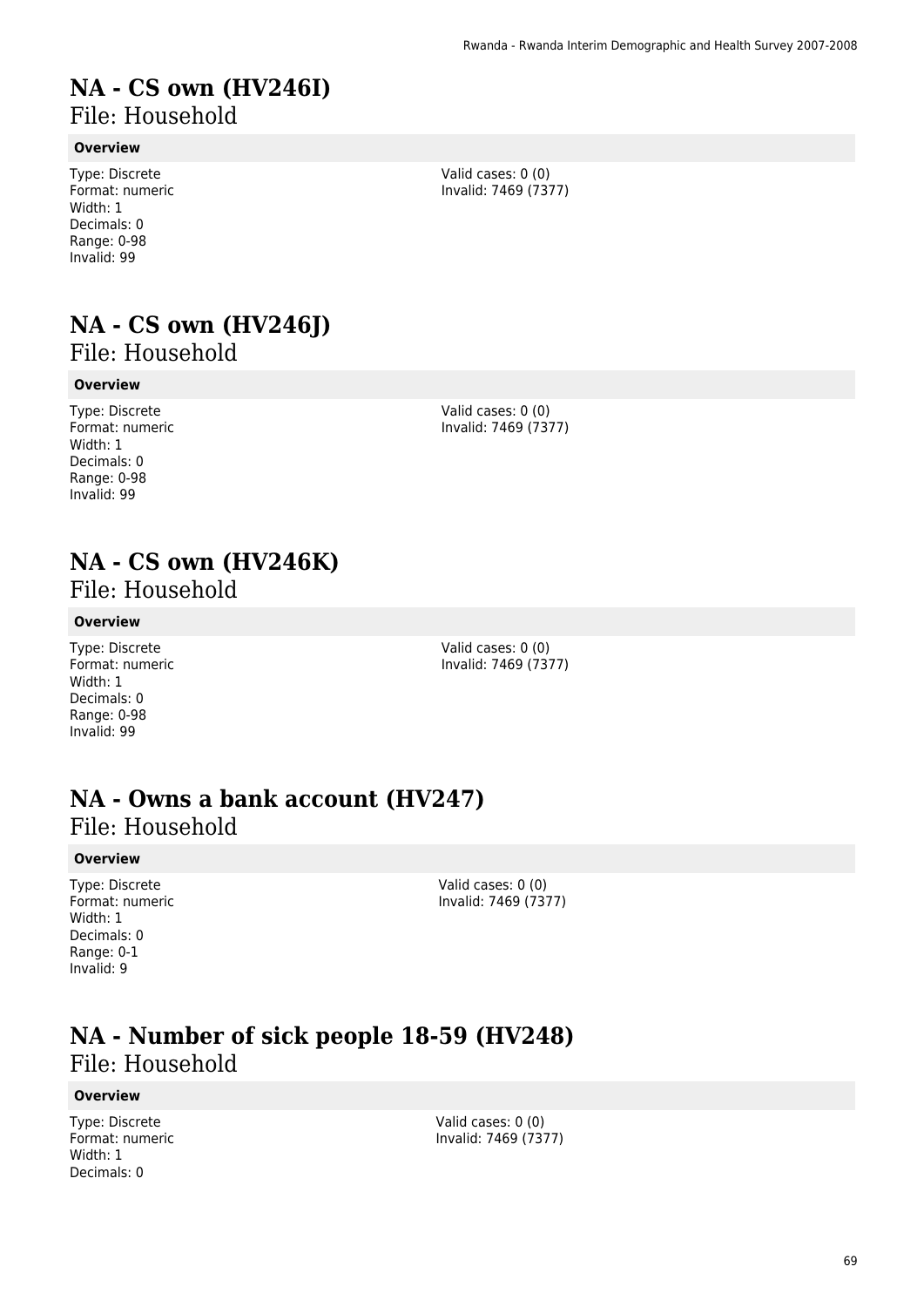# NA - CS own (HV246I)

File: Household

**Overview**

Type: Discrete
Format: numeric
Width: 1
Decimals: 0
Range: 0-98
Invalid: 99

Valid cases: 0 (0)
Invalid: 7469 (7377)

# NA - CS own (HV246J)

File: Household

**Overview**

Type: Discrete
Format: numeric
Width: 1
Decimals: 0
Range: 0-98
Invalid: 99

Valid cases: 0 (0)
Invalid: 7469 (7377)

# NA - CS own (HV246K)

File: Household

**Overview**

Type: Discrete
Format: numeric
Width: 1
Decimals: 0
Range: 0-98
Invalid: 99

Valid cases: 0 (0)
Invalid: 7469 (7377)

# NA - Owns a bank account (HV247)

File: Household

**Overview**

Type: Discrete
Format: numeric
Width: 1
Decimals: 0
Range: 0-1
Invalid: 9

Valid cases: 0 (0)
Invalid: 7469 (7377)

# NA - Number of sick people 18-59 (HV248)

File: Household

**Overview**

Type: Discrete
Format: numeric
Width: 1
Decimals: 0

Valid cases: 0 (0)
Invalid: 7469 (7377)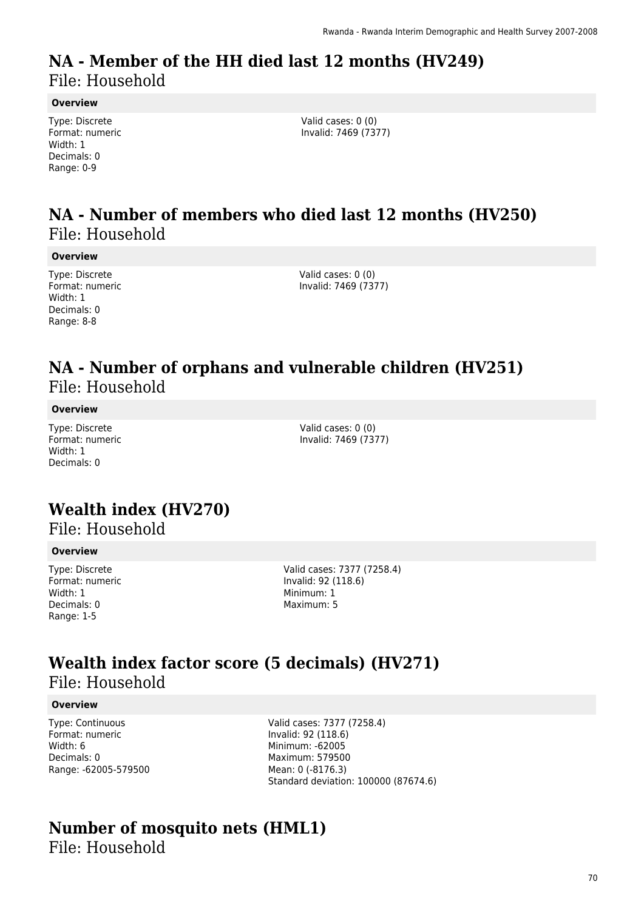# NA - Member of the HH died last 12 months (HV249)

File: Household

**Overview**

Type: Discrete
Format: numeric
Width: 1
Decimals: 0
Range: 0-9

Valid cases: 0 (0)
Invalid: 7469 (7377)

# NA - Number of members who died last 12 months (HV250)

File: Household

**Overview**

Type: Discrete
Format: numeric
Width: 1
Decimals: 0
Range: 8-8

Valid cases: 0 (0)
Invalid: 7469 (7377)

# NA - Number of orphans and vulnerable children (HV251)

File: Household

**Overview**

Type: Discrete
Format: numeric
Width: 1
Decimals: 0

Valid cases: 0 (0)
Invalid: 7469 (7377)

# Wealth index (HV270)

File: Household

**Overview**

Type: Discrete
Format: numeric
Width: 1
Decimals: 0
Range: 1-5

Valid cases: 7377 (7258.4)
Invalid: 92 (118.6)
Minimum: 1
Maximum: 5

# Wealth index factor score (5 decimals) (HV271)

File: Household

**Overview**

Type: Continuous
Format: numeric
Width: 6
Decimals: 0
Range: -62005-579500

Valid cases: 7377 (7258.4)
Invalid: 92 (118.6)
Minimum: -62005
Maximum: 579500
Mean: 0 (-8176.3)
Standard deviation: 100000 (87674.6)

# Number of mosquito nets (HML1)

File: Household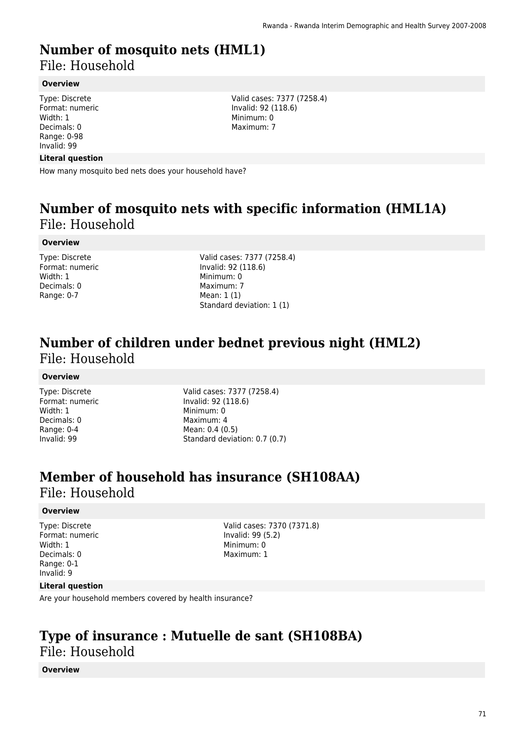# Number of mosquito nets (HML1)

File: Household

### Overview

Type: Discrete
Format: numeric
Width: 1
Decimals: 0
Range: 0-98
Invalid: 99

Valid cases: 7377 (7258.4)
Invalid: 92 (118.6)
Minimum: 0
Maximum: 7

### Literal question

How many mosquito bed nets does your household have?

# Number of mosquito nets with specific information (HML1A)

File: Household

### Overview

Type: Discrete
Format: numeric
Width: 1
Decimals: 0
Range: 0-7

Valid cases: 7377 (7258.4)
Invalid: 92 (118.6)
Minimum: 0
Maximum: 7
Mean: 1 (1)
Standard deviation: 1 (1)

# Number of children under bednet previous night (HML2)

File: Household

### Overview

Type: Discrete
Format: numeric
Width: 1
Decimals: 0
Range: 0-4
Invalid: 99

Valid cases: 7377 (7258.4)
Invalid: 92 (118.6)
Minimum: 0
Maximum: 4
Mean: 0.4 (0.5)
Standard deviation: 0.7 (0.7)

# Member of household has insurance (SH108AA)

File: Household

### Overview

Type: Discrete
Format: numeric
Width: 1
Decimals: 0
Range: 0-1
Invalid: 9

Valid cases: 7370 (7371.8)
Invalid: 99 (5.2)
Minimum: 0
Maximum: 1

### Literal question

Are your household members covered by health insurance?

# Type of insurance : Mutuelle de sant (SH108BA)

File: Household

### Overview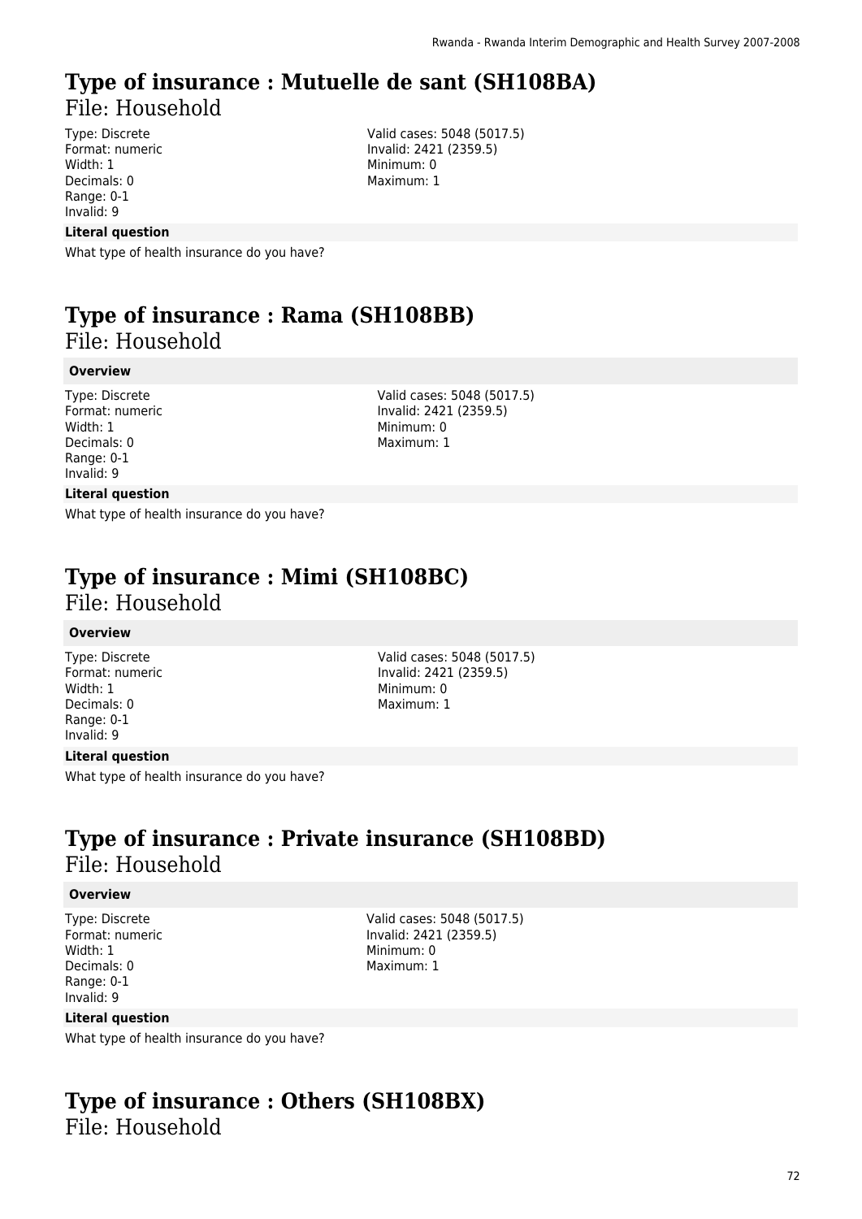# Type of insurance : Mutuelle de sant (SH108BA)
File: Household

Type: Discrete
Format: numeric
Width: 1
Decimals: 0
Range: 0-1
Invalid: 9

Valid cases: 5048 (5017.5)
Invalid: 2421 (2359.5)
Minimum: 0
Maximum: 1

**Literal question**

What type of health insurance do you have?

# Type of insurance : Rama (SH108BB)
File: Household

**Overview**

Type: Discrete
Format: numeric
Width: 1
Decimals: 0
Range: 0-1
Invalid: 9

Valid cases: 5048 (5017.5)
Invalid: 2421 (2359.5)
Minimum: 0
Maximum: 1

**Literal question**

What type of health insurance do you have?

# Type of insurance : Mimi (SH108BC)
File: Household

**Overview**

Type: Discrete
Format: numeric
Width: 1
Decimals: 0
Range: 0-1
Invalid: 9

Valid cases: 5048 (5017.5)
Invalid: 2421 (2359.5)
Minimum: 0
Maximum: 1

**Literal question**

What type of health insurance do you have?

# Type of insurance : Private insurance (SH108BD)
File: Household

**Overview**

Type: Discrete
Format: numeric
Width: 1
Decimals: 0
Range: 0-1
Invalid: 9

Valid cases: 5048 (5017.5)
Invalid: 2421 (2359.5)
Minimum: 0
Maximum: 1

**Literal question**

What type of health insurance do you have?

# Type of insurance : Others (SH108BX)
File: Household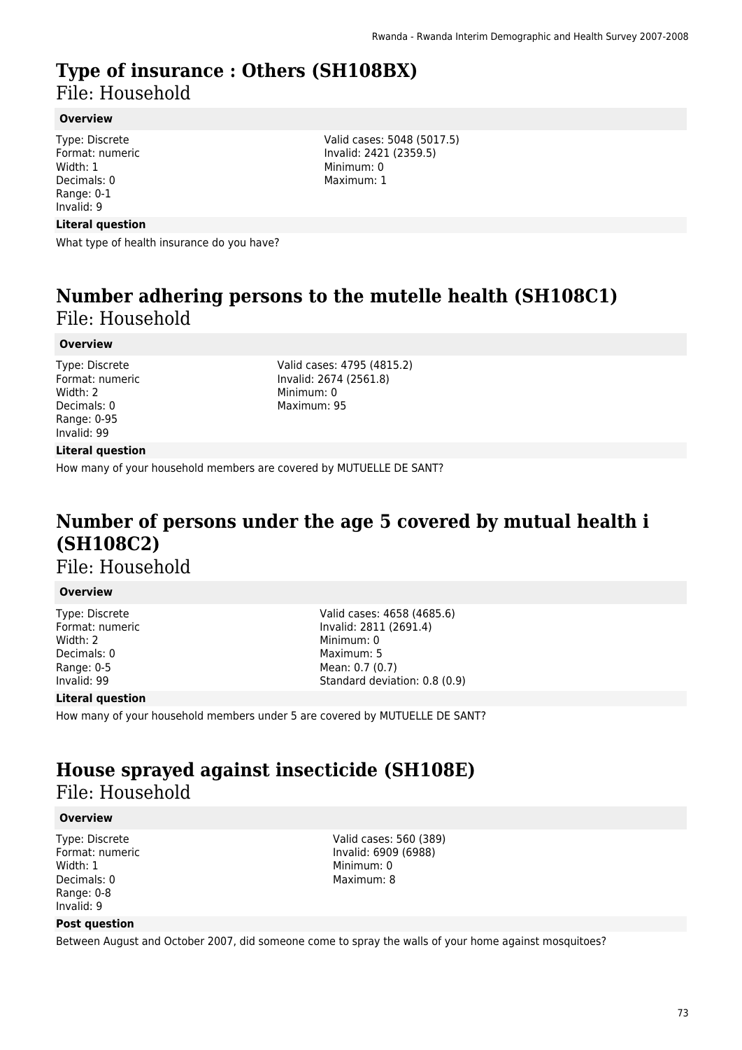# Type of insurance : Others (SH108BX)

File: Household

### Overview

Type: Discrete
Format: numeric
Width: 1
Decimals: 0
Range: 0-1
Invalid: 9

Valid cases: 5048 (5017.5)
Invalid: 2421 (2359.5)
Minimum: 0
Maximum: 1

### Literal question

What type of health insurance do you have?

# Number adhering persons to the mutelle health (SH108C1)

File: Household

### Overview

Type: Discrete
Format: numeric
Width: 2
Decimals: 0
Range: 0-95
Invalid: 99

Valid cases: 4795 (4815.2)
Invalid: 2674 (2561.8)
Minimum: 0
Maximum: 95

### Literal question

How many of your household members are covered by MUTUELLE DE SANT?

# Number of persons under the age 5 covered by mutual health i (SH108C2)

File: Household

### Overview

Type: Discrete
Format: numeric
Width: 2
Decimals: 0
Range: 0-5
Invalid: 99

Valid cases: 4658 (4685.6)
Invalid: 2811 (2691.4)
Minimum: 0
Maximum: 5
Mean: 0.7 (0.7)
Standard deviation: 0.8 (0.9)

### Literal question

How many of your household members under 5 are covered by MUTUELLE DE SANT?

# House sprayed against insecticide (SH108E)

File: Household

### Overview

Type: Discrete
Format: numeric
Width: 1
Decimals: 0
Range: 0-8
Invalid: 9

Valid cases: 560 (389)
Invalid: 6909 (6988)
Minimum: 0
Maximum: 8

### Post question

Between August and October 2007, did someone come to spray the walls of your home against mosquitoes?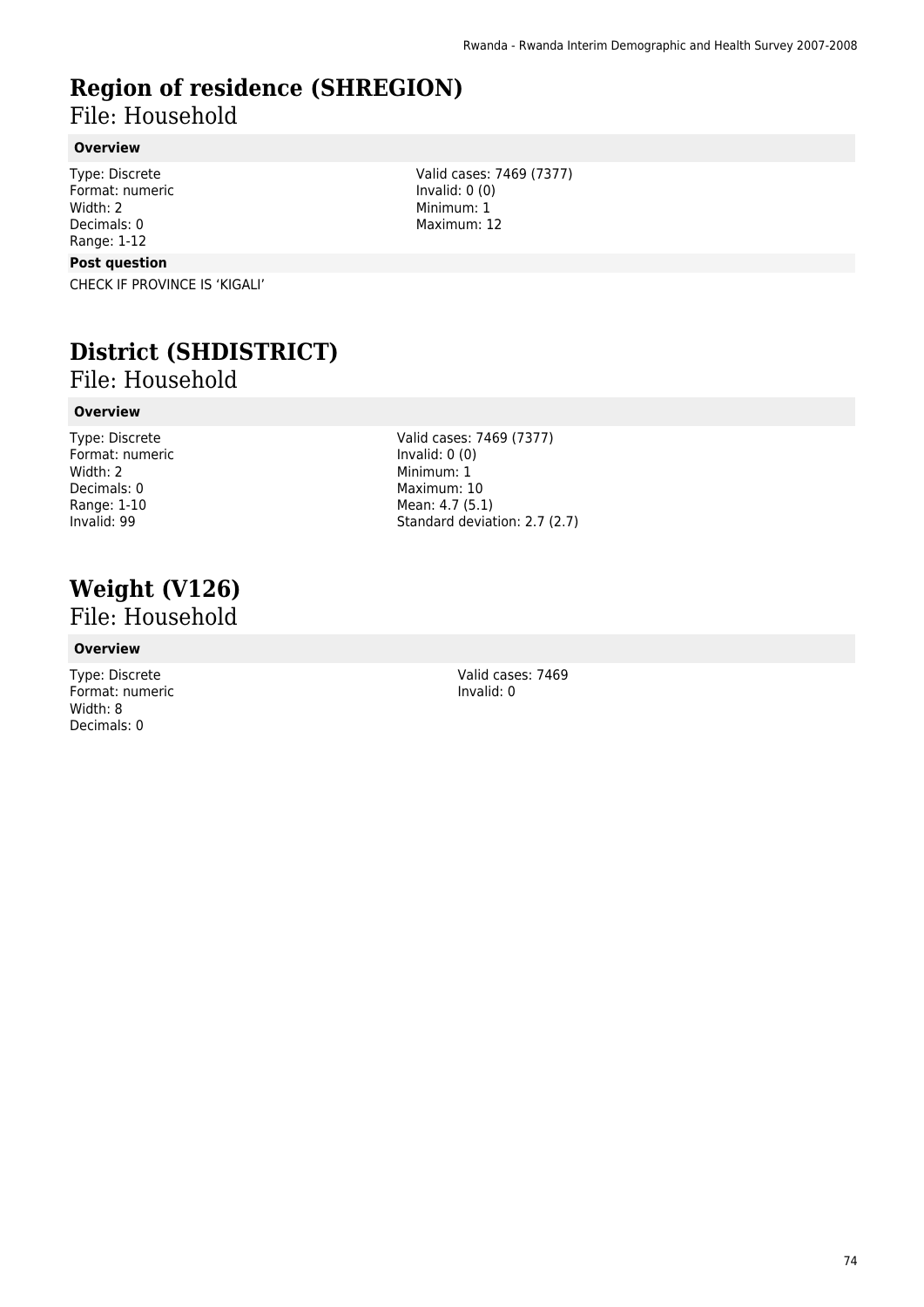# Region of residence (SHREGION)

File: Household

**Overview**

Type: Discrete
Format: numeric
Width: 2
Decimals: 0
Range: 1-12

Valid cases: 7469 (7377)
Invalid: 0 (0)
Minimum: 1
Maximum: 12

**Post question**

CHECK IF PROVINCE IS 'KIGALI'

# District (SHDISTRICT)

File: Household

**Overview**

Type: Discrete
Format: numeric
Width: 2
Decimals: 0
Range: 1-10
Invalid: 99

Valid cases: 7469 (7377)
Invalid: 0 (0)
Minimum: 1
Maximum: 10
Mean: 4.7 (5.1)
Standard deviation: 2.7 (2.7)

# Weight (V126)

File: Household

**Overview**

Type: Discrete
Format: numeric
Width: 8
Decimals: 0

Valid cases: 7469
Invalid: 0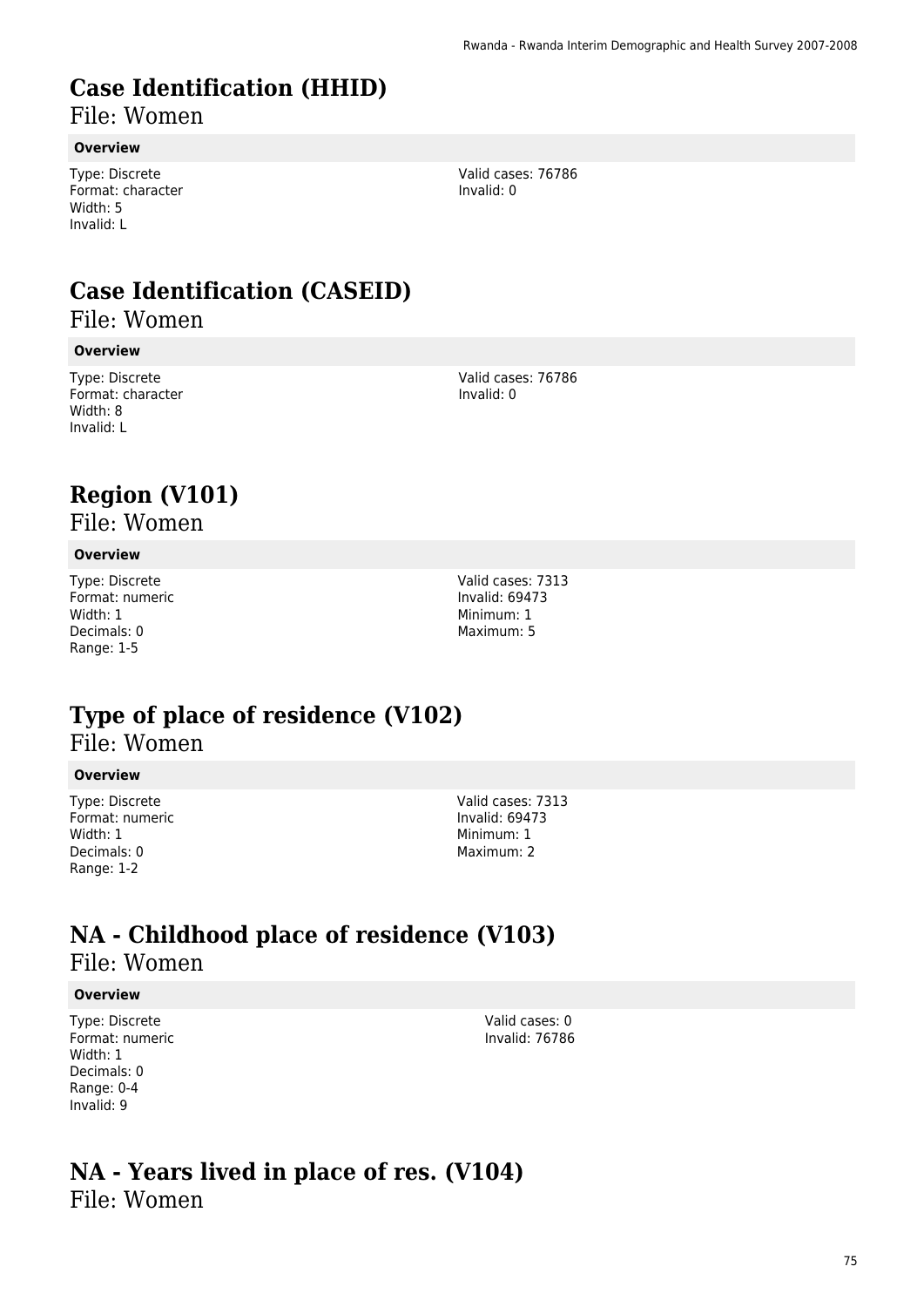# Case Identification (HHID)

File: Women

**Overview**

Type: Discrete
Format: character
Width: 5
Invalid: L

Valid cases: 76786
Invalid: 0

# Case Identification (CASEID)

File: Women

**Overview**

Type: Discrete
Format: character
Width: 8
Invalid: L

Valid cases: 76786
Invalid: 0

# Region (V101)

File: Women

**Overview**

Type: Discrete
Format: numeric
Width: 1
Decimals: 0
Range: 1-5

Valid cases: 7313
Invalid: 69473
Minimum: 1
Maximum: 5

# Type of place of residence (V102)

File: Women

**Overview**

Type: Discrete
Format: numeric
Width: 1
Decimals: 0
Range: 1-2

Valid cases: 7313
Invalid: 69473
Minimum: 1
Maximum: 2

# NA - Childhood place of residence (V103)

File: Women

**Overview**

Type: Discrete
Format: numeric
Width: 1
Decimals: 0
Range: 0-4
Invalid: 9

Valid cases: 0
Invalid: 76786

# NA - Years lived in place of res. (V104)

File: Women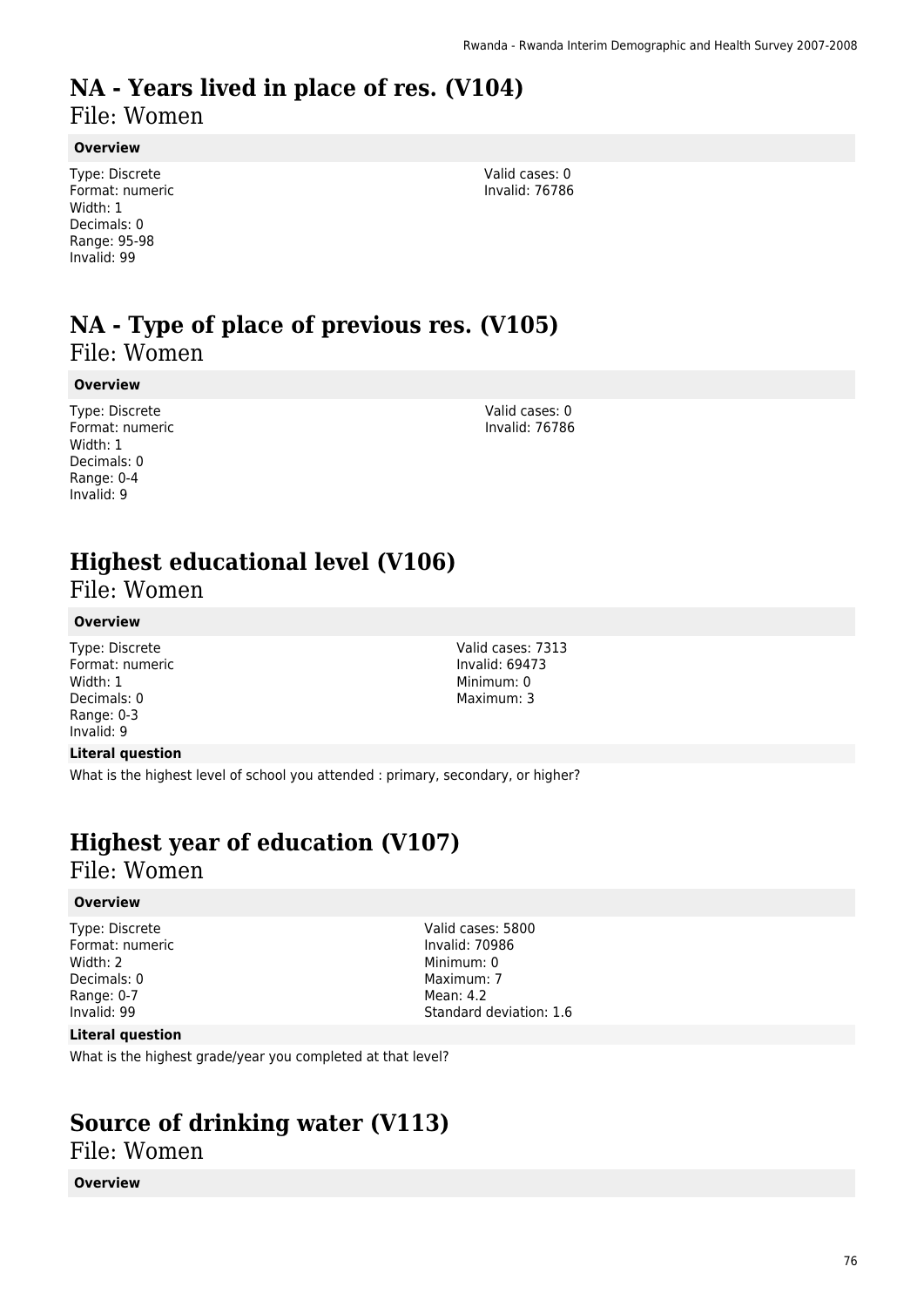# NA - Years lived in place of res. (V104)

File: Women

**Overview**

Type: Discrete
Format: numeric
Width: 1
Decimals: 0
Range: 95-98
Invalid: 99

Valid cases: 0
Invalid: 76786

# NA - Type of place of previous res. (V105)

File: Women

**Overview**

Type: Discrete
Format: numeric
Width: 1
Decimals: 0
Range: 0-4
Invalid: 9

Valid cases: 0
Invalid: 76786

# Highest educational level (V106)

File: Women

**Overview**

Type: Discrete
Format: numeric
Width: 1
Decimals: 0
Range: 0-3
Invalid: 9

Valid cases: 7313
Invalid: 69473
Minimum: 0
Maximum: 3

**Literal question**

What is the highest level of school you attended : primary, secondary, or higher?

# Highest year of education (V107)

File: Women

**Overview**

Type: Discrete
Format: numeric
Width: 2
Decimals: 0
Range: 0-7
Invalid: 99

Valid cases: 5800
Invalid: 70986
Minimum: 0
Maximum: 7
Mean: 4.2
Standard deviation: 1.6

**Literal question**

What is the highest grade/year you completed at that level?

# Source of drinking water (V113)

File: Women

**Overview**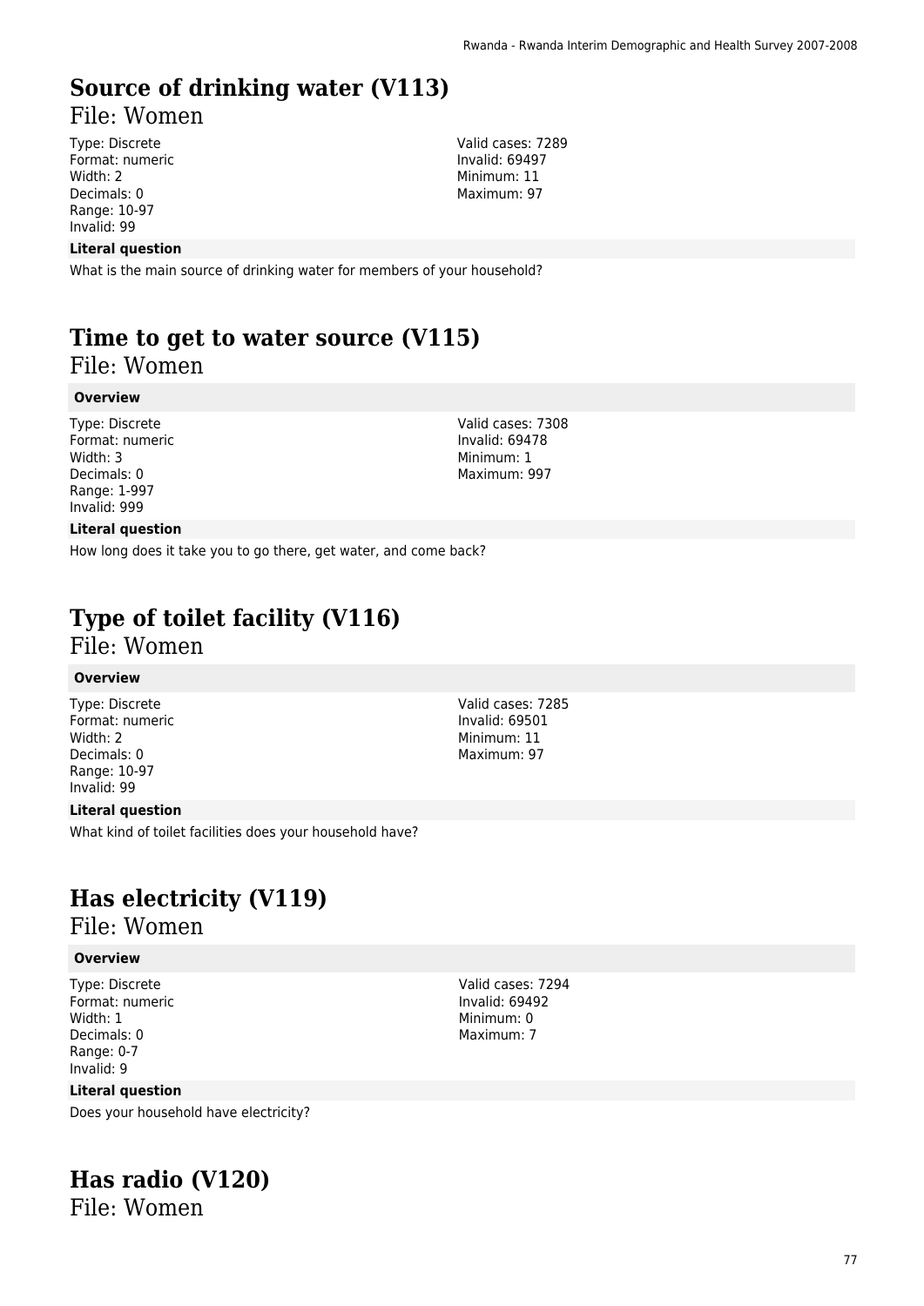# Source of drinking water (V113)

File: Women

Type: Discrete
Format: numeric
Width: 2
Decimals: 0
Range: 10-97
Invalid: 99

Valid cases: 7289
Invalid: 69497
Minimum: 11
Maximum: 97

**Literal question**

What is the main source of drinking water for members of your household?

# Time to get to water source (V115)

File: Women

**Overview**

Type: Discrete
Format: numeric
Width: 3
Decimals: 0
Range: 1-997
Invalid: 999

Valid cases: 7308
Invalid: 69478
Minimum: 1
Maximum: 997

**Literal question**

How long does it take you to go there, get water, and come back?

# Type of toilet facility (V116)

File: Women

**Overview**

Type: Discrete
Format: numeric
Width: 2
Decimals: 0
Range: 10-97
Invalid: 99

Valid cases: 7285
Invalid: 69501
Minimum: 11
Maximum: 97

**Literal question**

What kind of toilet facilities does your household have?

# Has electricity (V119)

File: Women

**Overview**

Type: Discrete
Format: numeric
Width: 1
Decimals: 0
Range: 0-7
Invalid: 9

Valid cases: 7294
Invalid: 69492
Minimum: 0
Maximum: 7

**Literal question**

Does your household have electricity?

# Has radio (V120)

File: Women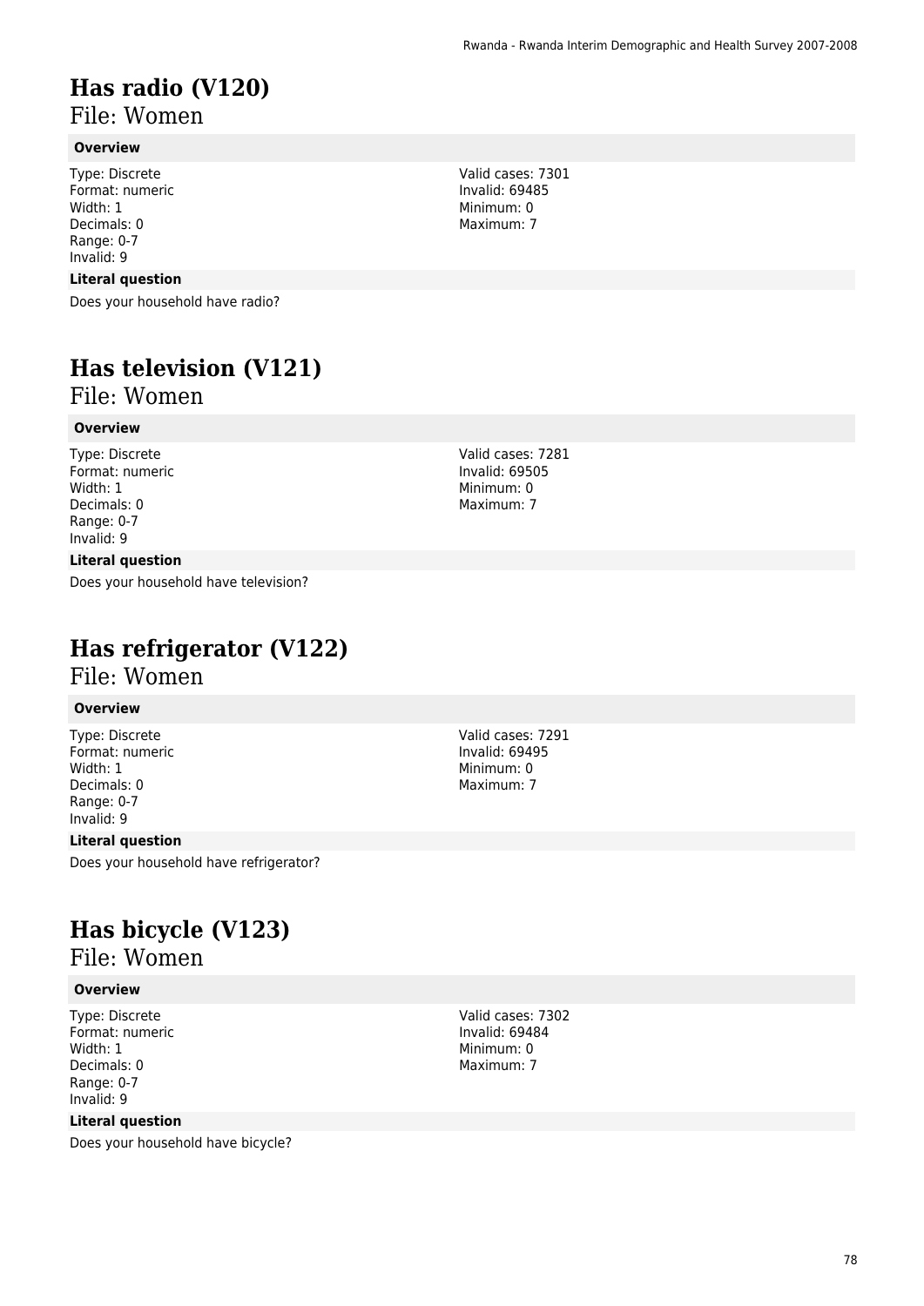# Has radio (V120)

File: Women

**Overview**

Type: Discrete
Format: numeric
Width: 1
Decimals: 0
Range: 0-7
Invalid: 9

Valid cases: 7301
Invalid: 69485
Minimum: 0
Maximum: 7

**Literal question**

Does your household have radio?

# Has television (V121)

File: Women

**Overview**

Type: Discrete
Format: numeric
Width: 1
Decimals: 0
Range: 0-7
Invalid: 9

Valid cases: 7281
Invalid: 69505
Minimum: 0
Maximum: 7

**Literal question**

Does your household have television?

# Has refrigerator (V122)

File: Women

**Overview**

Type: Discrete
Format: numeric
Width: 1
Decimals: 0
Range: 0-7
Invalid: 9

Valid cases: 7291
Invalid: 69495
Minimum: 0
Maximum: 7

**Literal question**

Does your household have refrigerator?

# Has bicycle (V123)

File: Women

**Overview**

Type: Discrete
Format: numeric
Width: 1
Decimals: 0
Range: 0-7
Invalid: 9

Valid cases: 7302
Invalid: 69484
Minimum: 0
Maximum: 7

**Literal question**

Does your household have bicycle?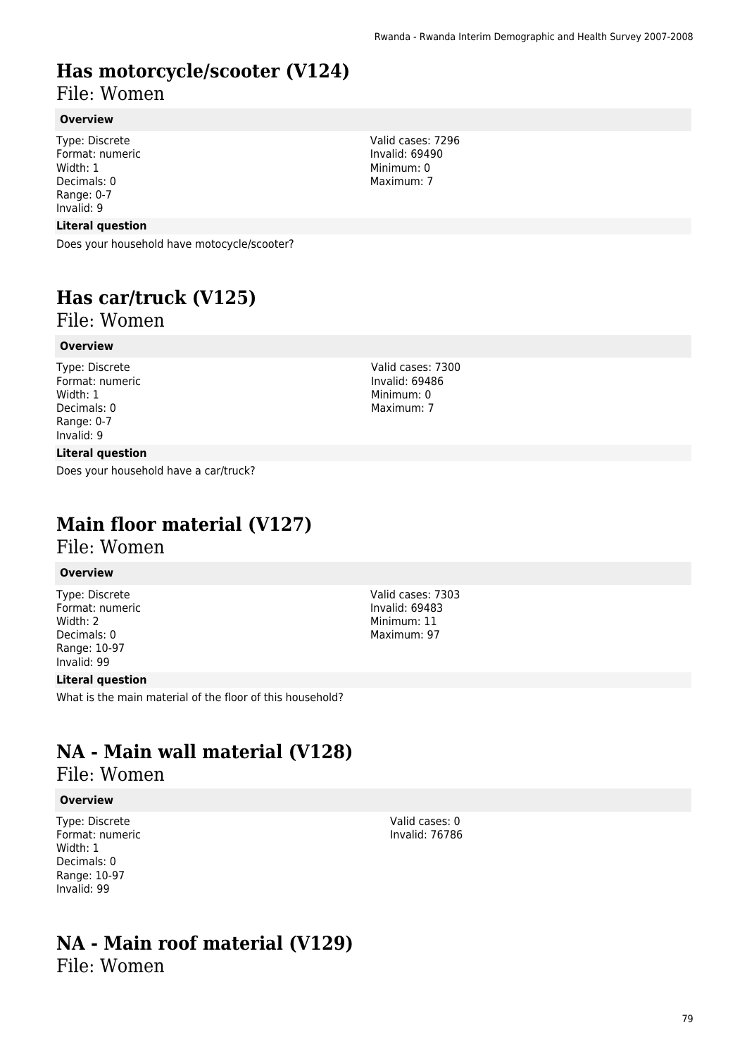# Has motorcycle/scooter (V124)

File: Women

**Overview**

Type: Discrete
Format: numeric
Width: 1
Decimals: 0
Range: 0-7
Invalid: 9

Valid cases: 7296
Invalid: 69490
Minimum: 0
Maximum: 7

**Literal question**

Does your household have motocycle/scooter?

# Has car/truck (V125)

File: Women

**Overview**

Type: Discrete
Format: numeric
Width: 1
Decimals: 0
Range: 0-7
Invalid: 9

Valid cases: 7300
Invalid: 69486
Minimum: 0
Maximum: 7

**Literal question**

Does your household have a car/truck?

# Main floor material (V127)

File: Women

**Overview**

Type: Discrete
Format: numeric
Width: 2
Decimals: 0
Range: 10-97
Invalid: 99

Valid cases: 7303
Invalid: 69483
Minimum: 11
Maximum: 97

**Literal question**

What is the main material of the floor of this household?

# NA - Main wall material (V128)

File: Women

**Overview**

Type: Discrete
Format: numeric
Width: 1
Decimals: 0
Range: 10-97
Invalid: 99

Valid cases: 0
Invalid: 76786

# NA - Main roof material (V129)

File: Women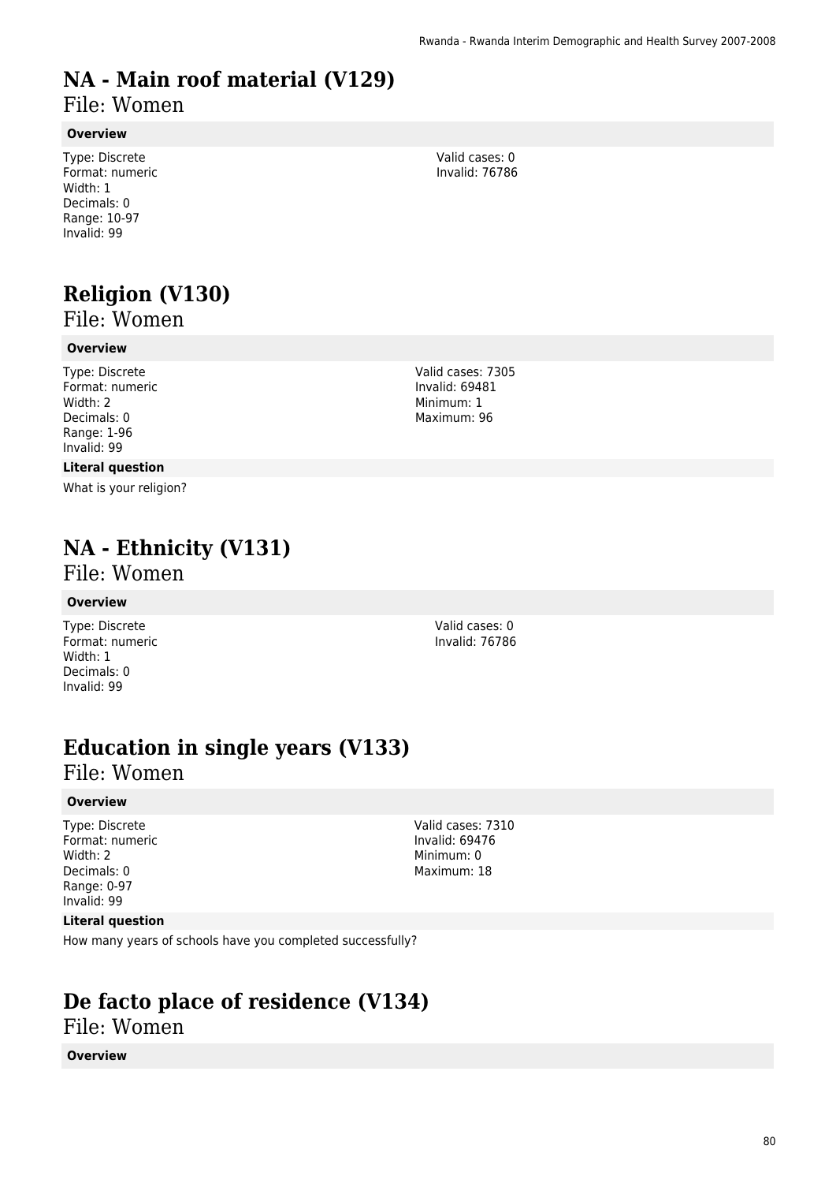# NA - Main roof material (V129)

File: Women

### Overview

Type: Discrete
Format: numeric
Width: 1
Decimals: 0
Range: 10-97
Invalid: 99

Valid cases: 0
Invalid: 76786

# Religion (V130)

File: Women

### Overview

Type: Discrete
Format: numeric
Width: 2
Decimals: 0
Range: 1-96
Invalid: 99

Valid cases: 7305
Invalid: 69481
Minimum: 1
Maximum: 96

### Literal question

What is your religion?

# NA - Ethnicity (V131)

File: Women

### Overview

Type: Discrete
Format: numeric
Width: 1
Decimals: 0
Invalid: 99

Valid cases: 0
Invalid: 76786

# Education in single years (V133)

File: Women

### Overview

Type: Discrete
Format: numeric
Width: 2
Decimals: 0
Range: 0-97
Invalid: 99

Valid cases: 7310
Invalid: 69476
Minimum: 0
Maximum: 18

### Literal question

How many years of schools have you completed successfully?

# De facto place of residence (V134)

File: Women

### Overview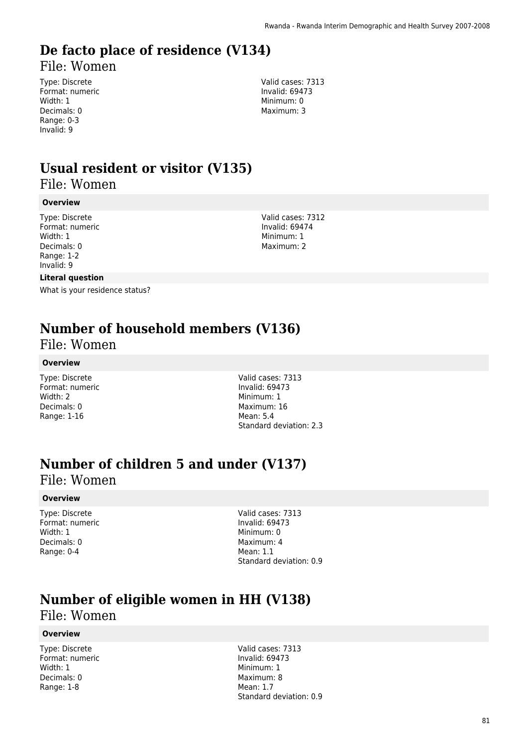# De facto place of residence (V134)

File: Women

Type: Discrete
Format: numeric
Width: 1
Decimals: 0
Range: 0-3
Invalid: 9

Valid cases: 7313
Invalid: 69473
Minimum: 0
Maximum: 3

# Usual resident or visitor (V135)

File: Women

**Overview**

Type: Discrete
Format: numeric
Width: 1
Decimals: 0
Range: 1-2
Invalid: 9

Valid cases: 7312
Invalid: 69474
Minimum: 1
Maximum: 2

**Literal question**

What is your residence status?

# Number of household members (V136)

File: Women

**Overview**

Type: Discrete
Format: numeric
Width: 2
Decimals: 0
Range: 1-16

Valid cases: 7313
Invalid: 69473
Minimum: 1
Maximum: 16
Mean: 5.4
Standard deviation: 2.3

# Number of children 5 and under (V137)

File: Women

**Overview**

Type: Discrete
Format: numeric
Width: 1
Decimals: 0
Range: 0-4

Valid cases: 7313
Invalid: 69473
Minimum: 0
Maximum: 4
Mean: 1.1
Standard deviation: 0.9

# Number of eligible women in HH (V138)

File: Women

**Overview**

Type: Discrete
Format: numeric
Width: 1
Decimals: 0
Range: 1-8

Valid cases: 7313
Invalid: 69473
Minimum: 1
Maximum: 8
Mean: 1.7
Standard deviation: 0.9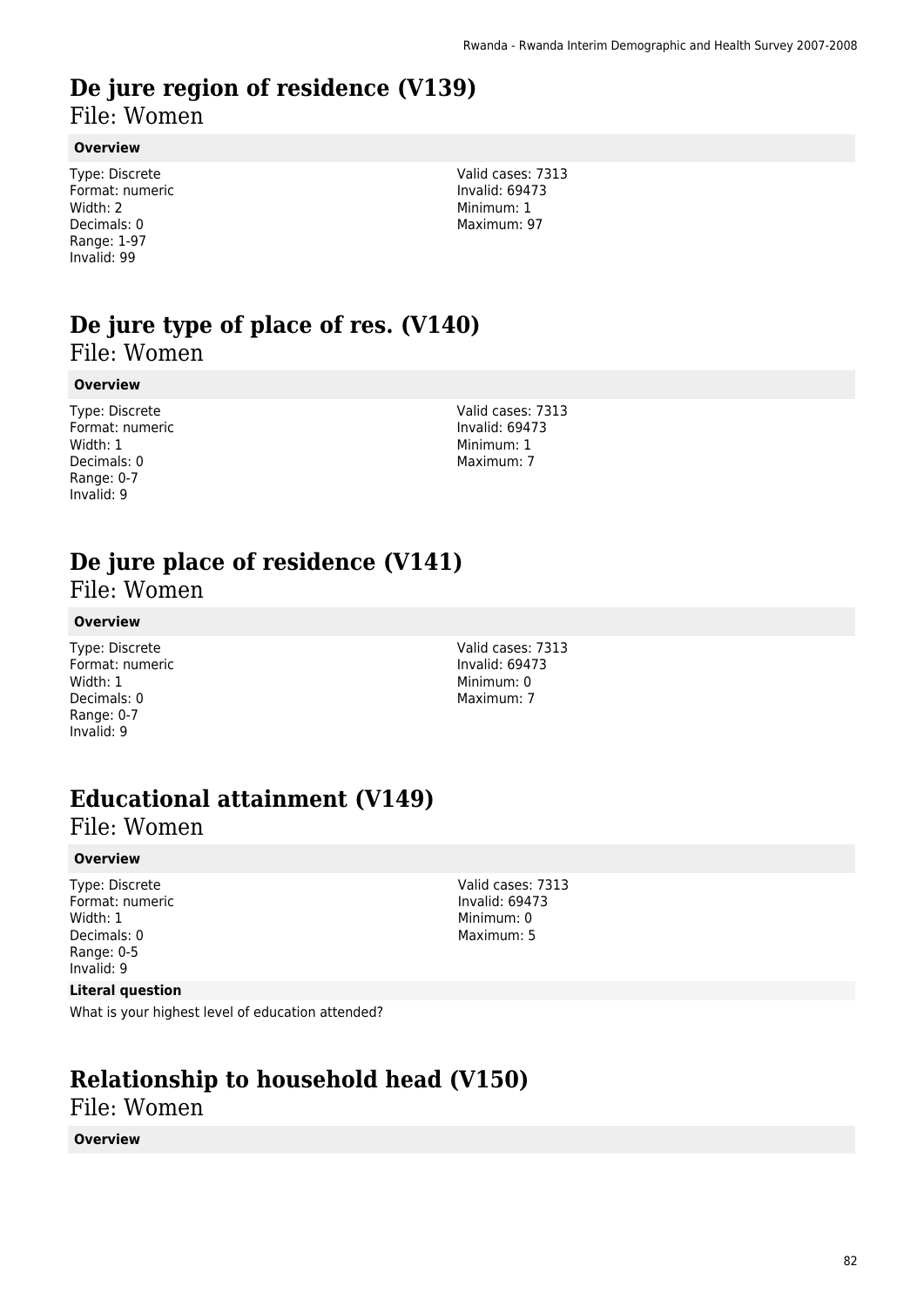# De jure region of residence (V139)

File: Women

**Overview**

Type: Discrete
Format: numeric
Width: 2
Decimals: 0
Range: 1-97
Invalid: 99

Valid cases: 7313
Invalid: 69473
Minimum: 1
Maximum: 97

# De jure type of place of res. (V140)

File: Women

**Overview**

Type: Discrete
Format: numeric
Width: 1
Decimals: 0
Range: 0-7
Invalid: 9

Valid cases: 7313
Invalid: 69473
Minimum: 1
Maximum: 7

# De jure place of residence (V141)

File: Women

**Overview**

Type: Discrete
Format: numeric
Width: 1
Decimals: 0
Range: 0-7
Invalid: 9

Valid cases: 7313
Invalid: 69473
Minimum: 0
Maximum: 7

# Educational attainment (V149)

File: Women

**Overview**

Type: Discrete
Format: numeric
Width: 1
Decimals: 0
Range: 0-5
Invalid: 9

Valid cases: 7313
Invalid: 69473
Minimum: 0
Maximum: 5

**Literal question**

What is your highest level of education attended?

# Relationship to household head (V150)

File: Women

**Overview**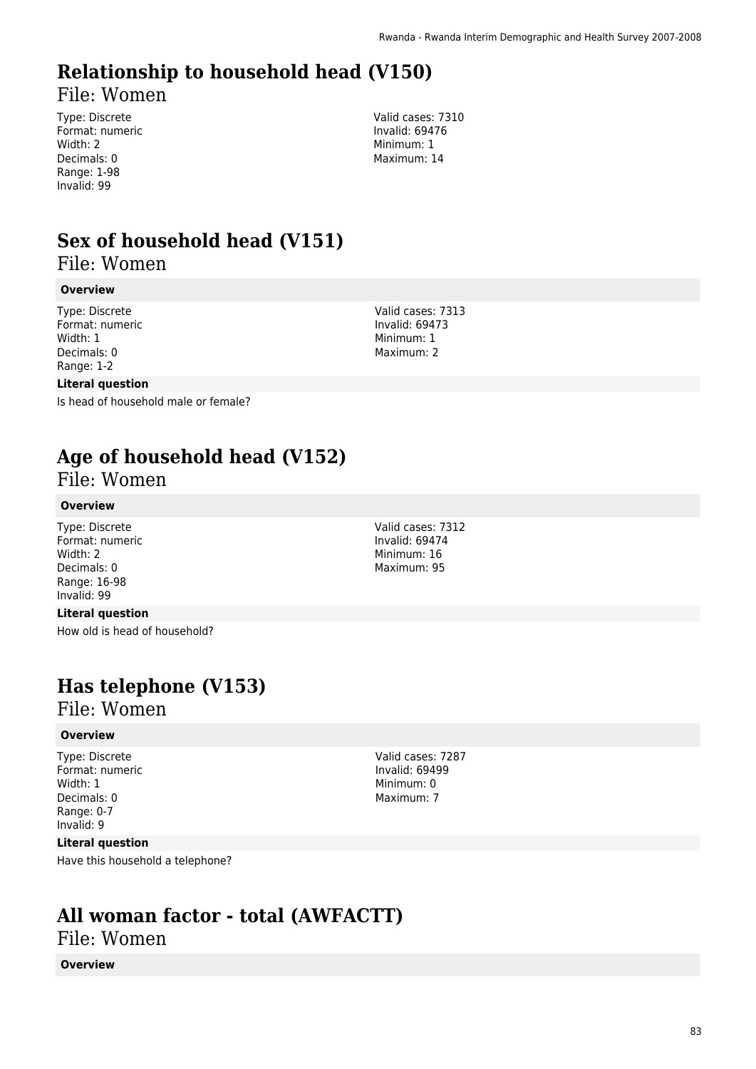# Relationship to household head (V150)

File: Women

Type: Discrete
Format: numeric
Width: 2
Decimals: 0
Range: 1-98
Invalid: 99

Valid cases: 7310
Invalid: 69476
Minimum: 1
Maximum: 14

# Sex of household head (V151)

File: Women

**Overview**

Type: Discrete
Format: numeric
Width: 1
Decimals: 0
Range: 1-2

Valid cases: 7313
Invalid: 69473
Minimum: 1
Maximum: 2

**Literal question**

Is head of household male or female?

# Age of household head (V152)

File: Women

**Overview**

Type: Discrete
Format: numeric
Width: 2
Decimals: 0
Range: 16-98
Invalid: 99

Valid cases: 7312
Invalid: 69474
Minimum: 16
Maximum: 95

**Literal question**

How old is head of household?

# Has telephone (V153)

File: Women

**Overview**

Type: Discrete
Format: numeric
Width: 1
Decimals: 0
Range: 0-7
Invalid: 9

Valid cases: 7287
Invalid: 69499
Minimum: 0
Maximum: 7

**Literal question**

Have this household a telephone?

# All woman factor - total (AWFACTT)

File: Women

**Overview**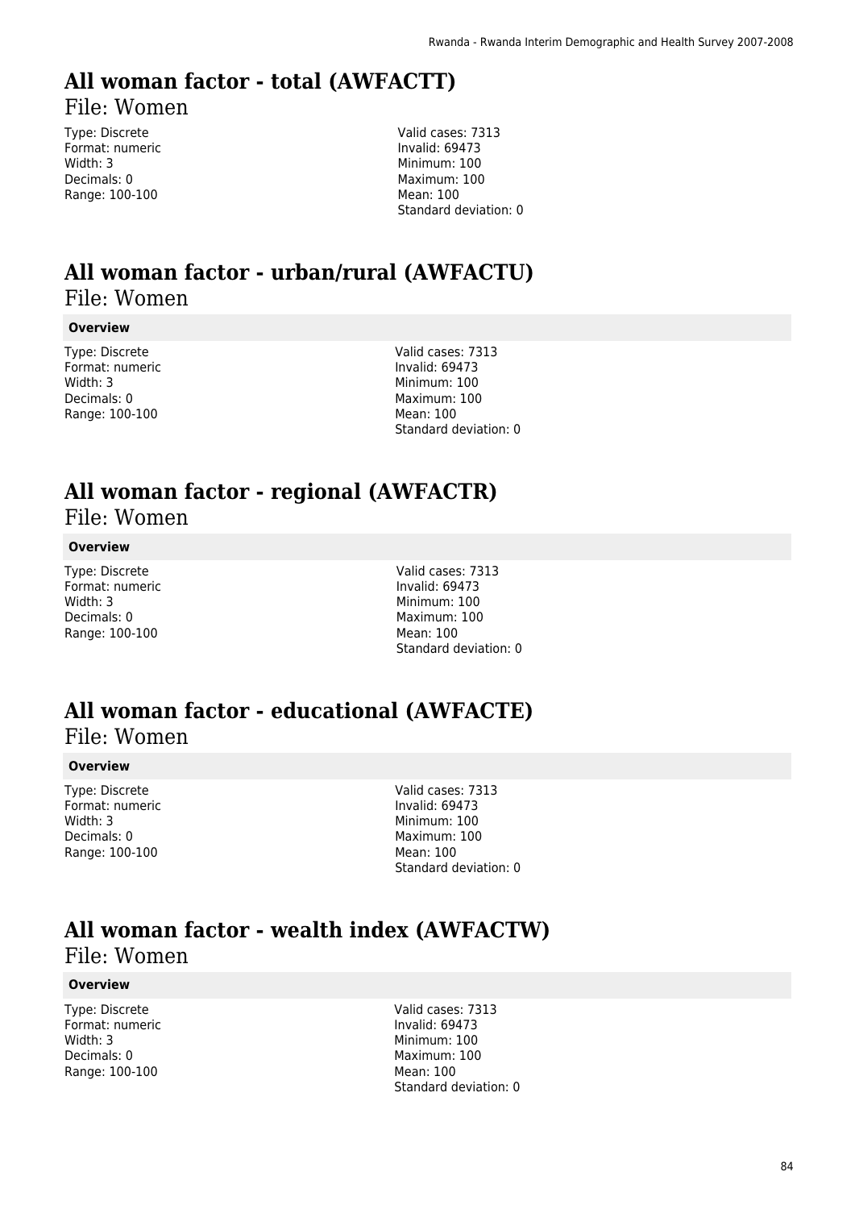# All woman factor - total (AWFACTT)

File: Women

Type: Discrete
Format: numeric
Width: 3
Decimals: 0
Range: 100-100

Valid cases: 7313
Invalid: 69473
Minimum: 100
Maximum: 100
Mean: 100
Standard deviation: 0

# All woman factor - urban/rural (AWFACTU)

File: Women

**Overview**

Type: Discrete
Format: numeric
Width: 3
Decimals: 0
Range: 100-100

Valid cases: 7313
Invalid: 69473
Minimum: 100
Maximum: 100
Mean: 100
Standard deviation: 0

# All woman factor - regional (AWFACTR)

File: Women

**Overview**

Type: Discrete
Format: numeric
Width: 3
Decimals: 0
Range: 100-100

Valid cases: 7313
Invalid: 69473
Minimum: 100
Maximum: 100
Mean: 100
Standard deviation: 0

# All woman factor - educational (AWFACTE)

File: Women

**Overview**

Type: Discrete
Format: numeric
Width: 3
Decimals: 0
Range: 100-100

Valid cases: 7313
Invalid: 69473
Minimum: 100
Maximum: 100
Mean: 100
Standard deviation: 0

# All woman factor - wealth index (AWFACTW)

File: Women

**Overview**

Type: Discrete
Format: numeric
Width: 3
Decimals: 0
Range: 100-100

Valid cases: 7313
Invalid: 69473
Minimum: 100
Maximum: 100
Mean: 100
Standard deviation: 0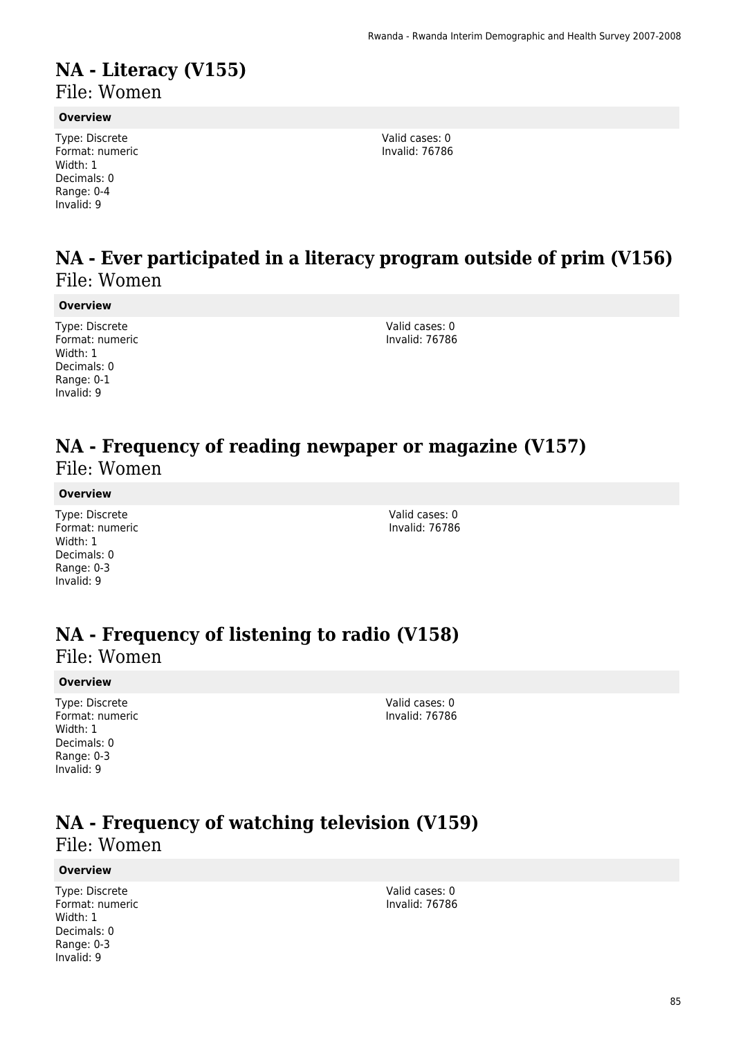# NA - Literacy (V155)

File: Women

**Overview**

Type: Discrete
Format: numeric
Width: 1
Decimals: 0
Range: 0-4
Invalid: 9

Valid cases: 0
Invalid: 76786

# NA - Ever participated in a literacy program outside of prim (V156)

File: Women

**Overview**

Type: Discrete
Format: numeric
Width: 1
Decimals: 0
Range: 0-1
Invalid: 9

Valid cases: 0
Invalid: 76786

# NA - Frequency of reading newpaper or magazine (V157)

File: Women

**Overview**

Type: Discrete
Format: numeric
Width: 1
Decimals: 0
Range: 0-3
Invalid: 9

Valid cases: 0
Invalid: 76786

# NA - Frequency of listening to radio (V158)

File: Women

**Overview**

Type: Discrete
Format: numeric
Width: 1
Decimals: 0
Range: 0-3
Invalid: 9

Valid cases: 0
Invalid: 76786

# NA - Frequency of watching television (V159)

File: Women

**Overview**

Type: Discrete
Format: numeric
Width: 1
Decimals: 0
Range: 0-3
Invalid: 9

Valid cases: 0
Invalid: 76786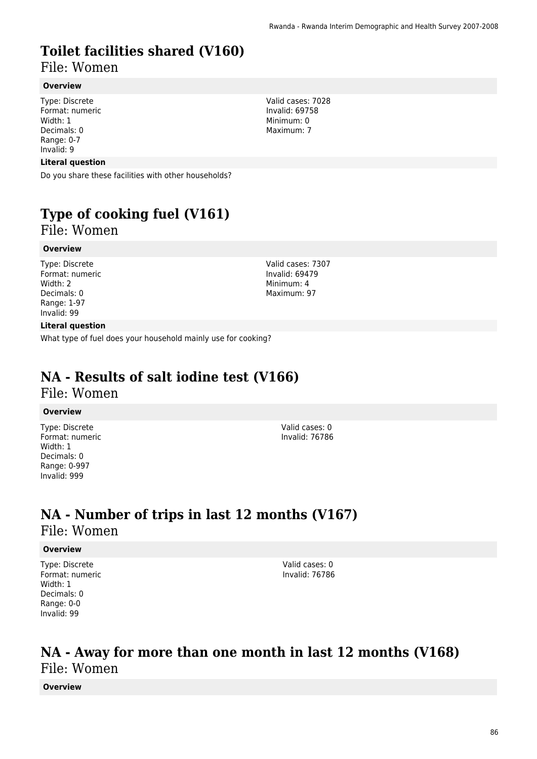# Toilet facilities shared (V160)

File: Women

**Overview**

Type: Discrete
Format: numeric
Width: 1
Decimals: 0
Range: 0-7
Invalid: 9

Valid cases: 7028
Invalid: 69758
Minimum: 0
Maximum: 7

**Literal question**

Do you share these facilities with other households?

# Type of cooking fuel (V161)

File: Women

**Overview**

Type: Discrete
Format: numeric
Width: 2
Decimals: 0
Range: 1-97
Invalid: 99

Valid cases: 7307
Invalid: 69479
Minimum: 4
Maximum: 97

**Literal question**

What type of fuel does your household mainly use for cooking?

# NA - Results of salt iodine test (V166)

File: Women

**Overview**

Type: Discrete
Format: numeric
Width: 1
Decimals: 0
Range: 0-997
Invalid: 999

Valid cases: 0
Invalid: 76786

# NA - Number of trips in last 12 months (V167)

File: Women

**Overview**

Type: Discrete
Format: numeric
Width: 1
Decimals: 0
Range: 0-0
Invalid: 99

Valid cases: 0
Invalid: 76786

# NA - Away for more than one month in last 12 months (V168)

File: Women

**Overview**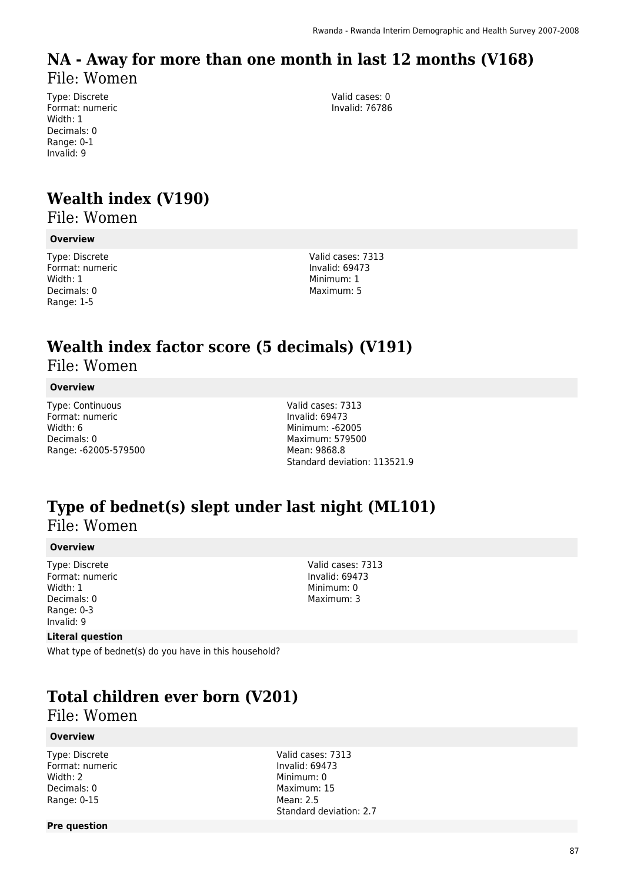# NA - Away for more than one month in last 12 months (V168)

File: Women

Type: Discrete
Format: numeric
Width: 1
Decimals: 0
Range: 0-1
Invalid: 9

Valid cases: 0
Invalid: 76786

# Wealth index (V190)

File: Women

**Overview**

Type: Discrete
Format: numeric
Width: 1
Decimals: 0
Range: 1-5

Valid cases: 7313
Invalid: 69473
Minimum: 1
Maximum: 5

# Wealth index factor score (5 decimals) (V191)

File: Women

**Overview**

Type: Continuous
Format: numeric
Width: 6
Decimals: 0
Range: -62005-579500

Valid cases: 7313
Invalid: 69473
Minimum: -62005
Maximum: 579500
Mean: 9868.8
Standard deviation: 113521.9

# Type of bednet(s) slept under last night (ML101)

File: Women

**Overview**

Type: Discrete
Format: numeric
Width: 1
Decimals: 0
Range: 0-3
Invalid: 9

Valid cases: 7313
Invalid: 69473
Minimum: 0
Maximum: 3

**Literal question**

What type of bednet(s) do you have in this household?

# Total children ever born (V201)

File: Women

**Overview**

Type: Discrete
Format: numeric
Width: 2
Decimals: 0
Range: 0-15

Valid cases: 7313
Invalid: 69473
Minimum: 0
Maximum: 15
Mean: 2.5
Standard deviation: 2.7

**Pre question**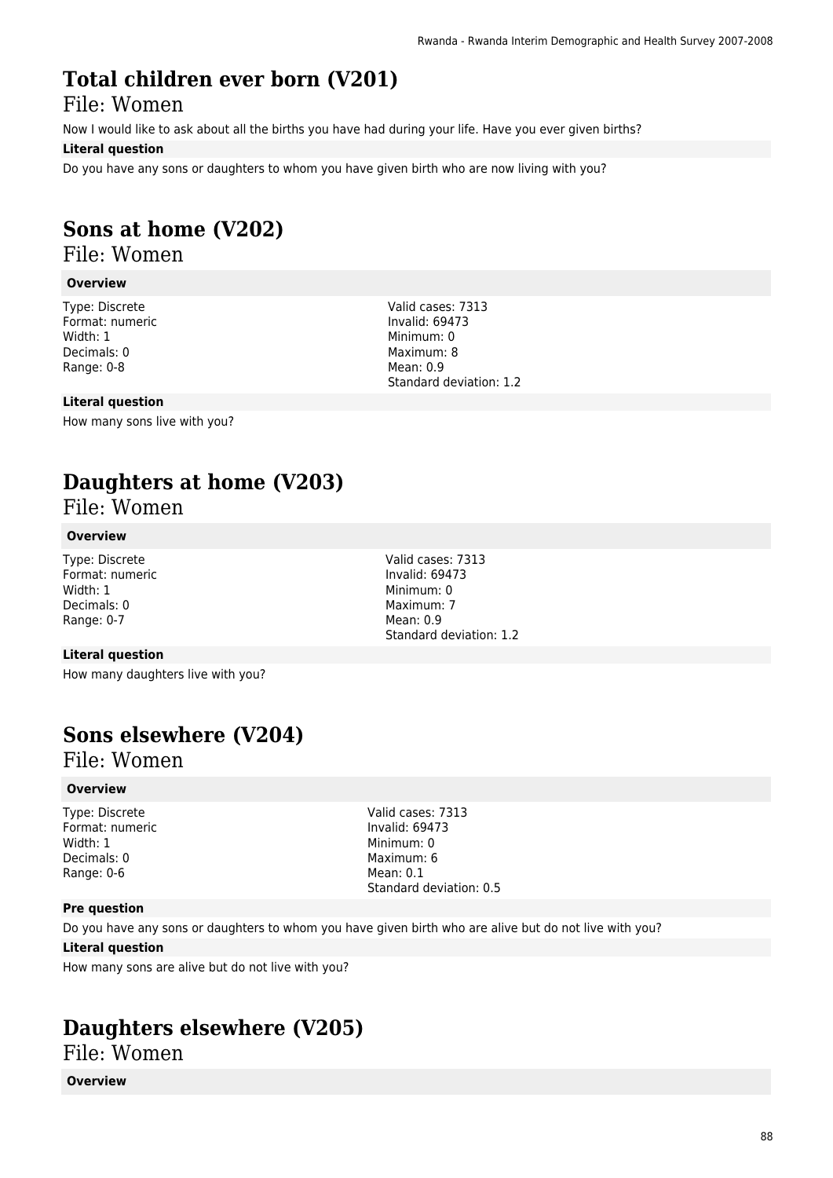# Total children ever born (V201)

## File: Women

Now I would like to ask about all the births you have had during your life. Have you ever given births?

**Literal question**

Do you have any sons or daughters to whom you have given birth who are now living with you?

# Sons at home (V202)

## File: Women

**Overview**

Type: Discrete
Format: numeric
Width: 1
Decimals: 0
Range: 0-8

Valid cases: 7313
Invalid: 69473
Minimum: 0
Maximum: 8
Mean: 0.9
Standard deviation: 1.2

**Literal question**

How many sons live with you?

# Daughters at home (V203)

## File: Women

**Overview**

Type: Discrete
Format: numeric
Width: 1
Decimals: 0
Range: 0-7

Valid cases: 7313
Invalid: 69473
Minimum: 0
Maximum: 7
Mean: 0.9
Standard deviation: 1.2

**Literal question**

How many daughters live with you?

# Sons elsewhere (V204)

## File: Women

**Overview**

Type: Discrete
Format: numeric
Width: 1
Decimals: 0
Range: 0-6

Valid cases: 7313
Invalid: 69473
Minimum: 0
Maximum: 6
Mean: 0.1
Standard deviation: 0.5

**Pre question**

Do you have any sons or daughters to whom you have given birth who are alive but do not live with you?

**Literal question**

How many sons are alive but do not live with you?

# Daughters elsewhere (V205)

## File: Women

**Overview**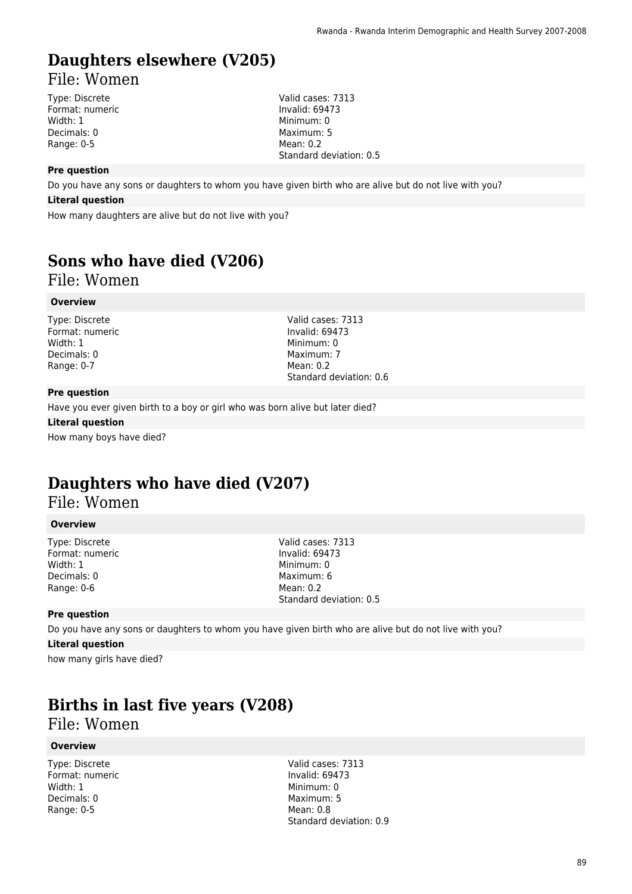## Daughters elsewhere (V205)

File: Women

Type: Discrete
Format: numeric
Width: 1
Decimals: 0
Range: 0-5

Valid cases: 7313
Invalid: 69473
Minimum: 0
Maximum: 5
Mean: 0.2
Standard deviation: 0.5

**Pre question**

Do you have any sons or daughters to whom you have given birth who are alive but do not live with you?

**Literal question**

How many daughters are alive but do not live with you?

## Sons who have died (V206)

File: Women

**Overview**

Type: Discrete
Format: numeric
Width: 1
Decimals: 0
Range: 0-7

Valid cases: 7313
Invalid: 69473
Minimum: 0
Maximum: 7
Mean: 0.2
Standard deviation: 0.6

**Pre question**

Have you ever given birth to a boy or girl who was born alive but later died?

**Literal question**

How many boys have died?

## Daughters who have died (V207)

File: Women

**Overview**

Type: Discrete
Format: numeric
Width: 1
Decimals: 0
Range: 0-6

Valid cases: 7313
Invalid: 69473
Minimum: 0
Maximum: 6
Mean: 0.2
Standard deviation: 0.5

**Pre question**

Do you have any sons or daughters to whom you have given birth who are alive but do not live with you?

**Literal question**

how many girls have died?

## Births in last five years (V208)

File: Women

**Overview**

Type: Discrete
Format: numeric
Width: 1
Decimals: 0
Range: 0-5

Valid cases: 7313
Invalid: 69473
Minimum: 0
Maximum: 5
Mean: 0.8
Standard deviation: 0.9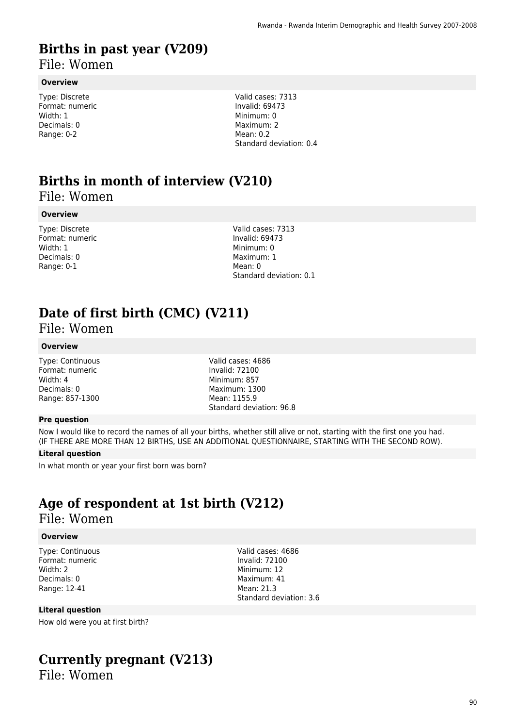# Births in past year (V209)

File: Women

### Overview

Type: Discrete
Format: numeric
Width: 1
Decimals: 0
Range: 0-2

Valid cases: 7313
Invalid: 69473
Minimum: 0
Maximum: 2
Mean: 0.2
Standard deviation: 0.4

# Births in month of interview (V210)

File: Women

### Overview

Type: Discrete
Format: numeric
Width: 1
Decimals: 0
Range: 0-1

Valid cases: 7313
Invalid: 69473
Minimum: 0
Maximum: 1
Mean: 0
Standard deviation: 0.1

# Date of first birth (CMC) (V211)

File: Women

### Overview

Type: Continuous
Format: numeric
Width: 4
Decimals: 0
Range: 857-1300

Valid cases: 4686
Invalid: 72100
Minimum: 857
Maximum: 1300
Mean: 1155.9
Standard deviation: 96.8

### Pre question

Now I would like to record the names of all your births, whether still alive or not, starting with the first one you had. (IF THERE ARE MORE THAN 12 BIRTHS, USE AN ADDITIONAL QUESTIONNAIRE, STARTING WITH THE SECOND ROW).

### Literal question

In what month or year your first born was born?

# Age of respondent at 1st birth (V212)

File: Women

### Overview

Type: Continuous
Format: numeric
Width: 2
Decimals: 0
Range: 12-41

Valid cases: 4686
Invalid: 72100
Minimum: 12
Maximum: 41
Mean: 21.3
Standard deviation: 3.6

### Literal question

How old were you at first birth?

# Currently pregnant (V213)

File: Women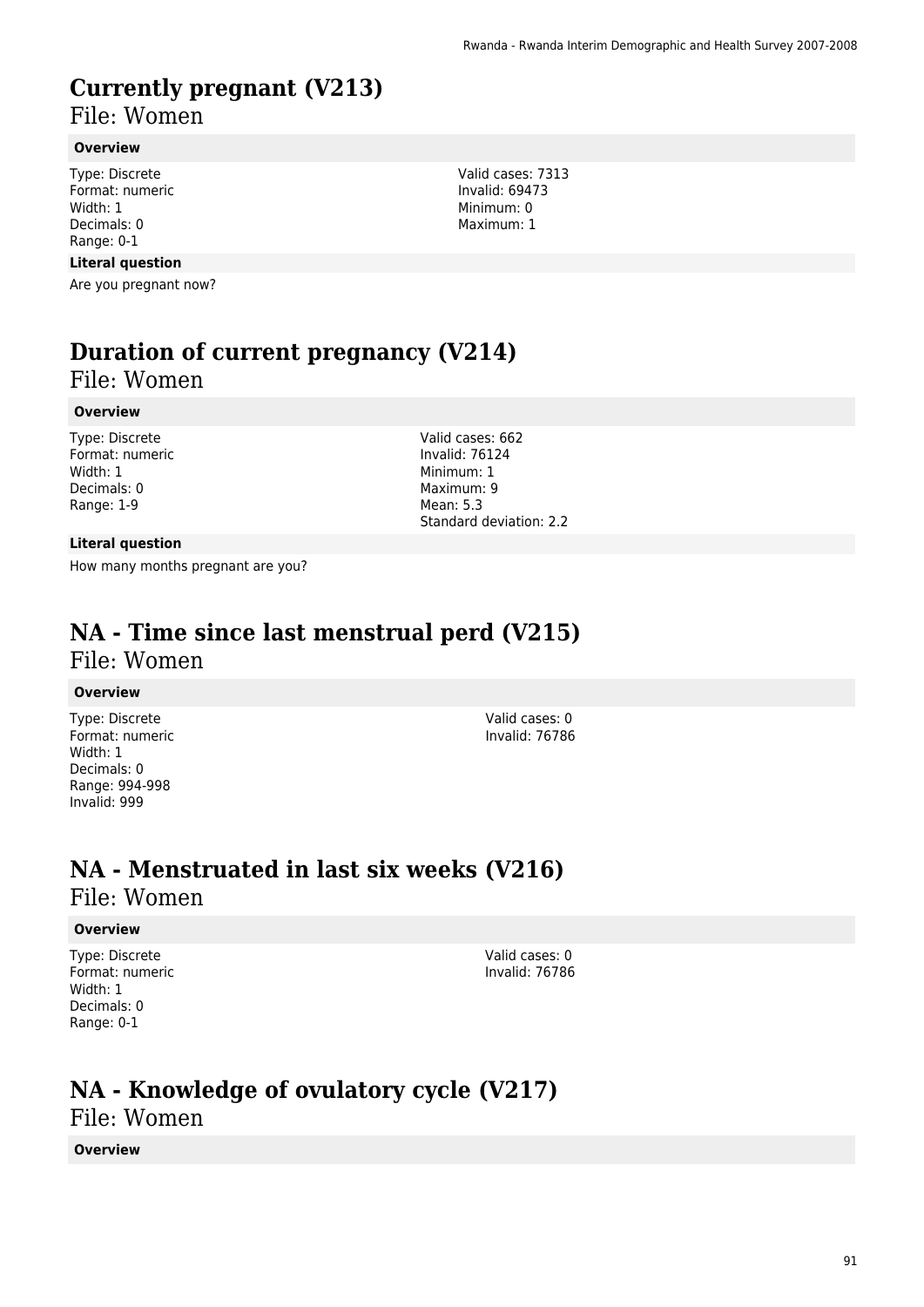# Currently pregnant (V213)

File: Women

### Overview

Type: Discrete
Format: numeric
Width: 1
Decimals: 0
Range: 0-1

Valid cases: 7313
Invalid: 69473
Minimum: 0
Maximum: 1

### Literal question

Are you pregnant now?

# Duration of current pregnancy (V214)

File: Women

### Overview

Type: Discrete
Format: numeric
Width: 1
Decimals: 0
Range: 1-9

Valid cases: 662
Invalid: 76124
Minimum: 1
Maximum: 9
Mean: 5.3
Standard deviation: 2.2

### Literal question

How many months pregnant are you?

# NA - Time since last menstrual perd (V215)

File: Women

### Overview

Type: Discrete
Format: numeric
Width: 1
Decimals: 0
Range: 994-998
Invalid: 999

Valid cases: 0
Invalid: 76786

# NA - Menstruated in last six weeks (V216)

File: Women

### Overview

Type: Discrete
Format: numeric
Width: 1
Decimals: 0
Range: 0-1

Valid cases: 0
Invalid: 76786

# NA - Knowledge of ovulatory cycle (V217)

File: Women

### Overview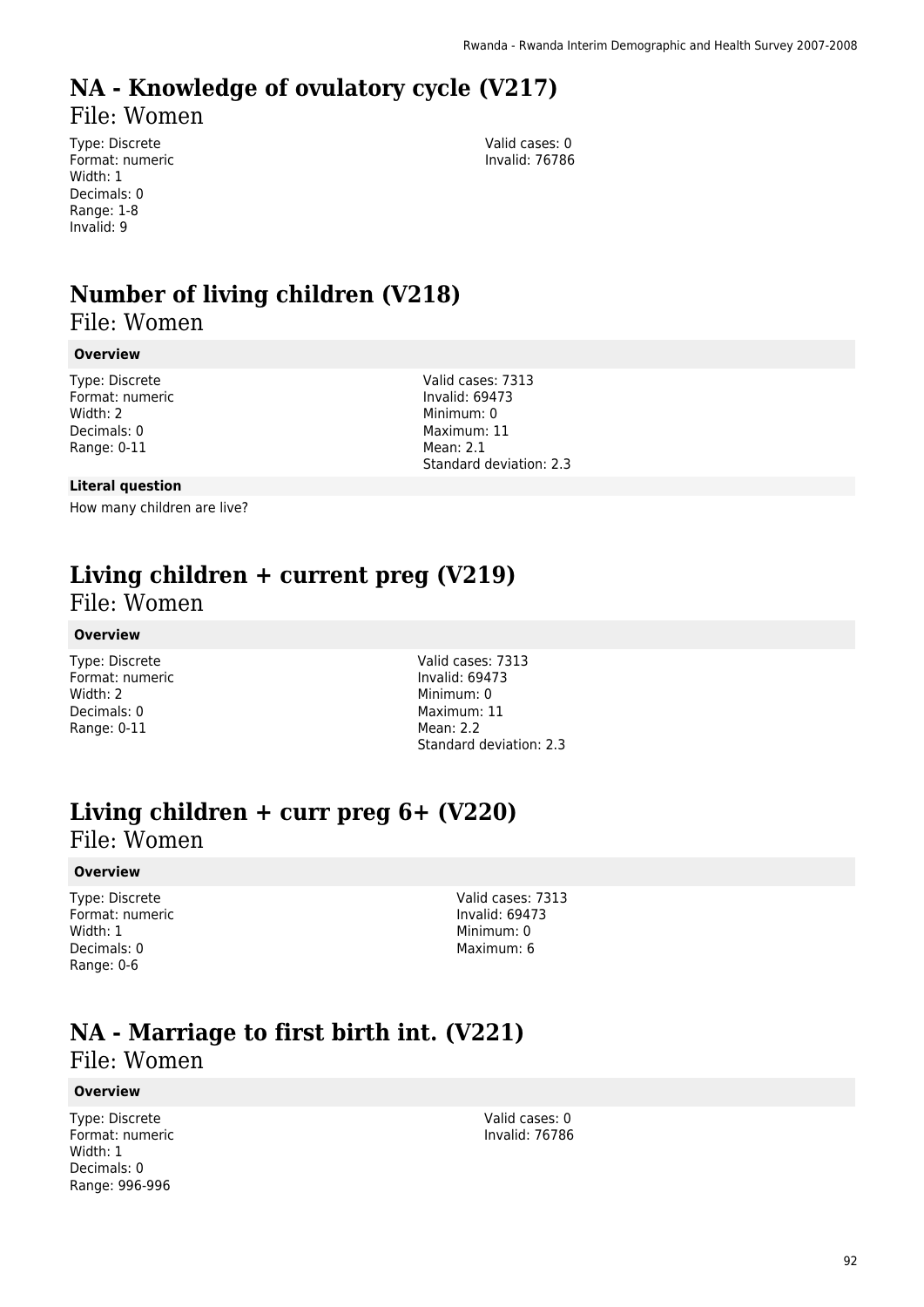# NA - Knowledge of ovulatory cycle (V217)

File: Women

Type: Discrete
Format: numeric
Width: 1
Decimals: 0
Range: 1-8
Invalid: 9

Valid cases: 0
Invalid: 76786

# Number of living children (V218)

File: Women

**Overview**

Type: Discrete
Format: numeric
Width: 2
Decimals: 0
Range: 0-11

Valid cases: 7313
Invalid: 69473
Minimum: 0
Maximum: 11
Mean: 2.1
Standard deviation: 2.3

**Literal question**

How many children are live?

# Living children + current preg (V219)

File: Women

**Overview**

Type: Discrete
Format: numeric
Width: 2
Decimals: 0
Range: 0-11

Valid cases: 7313
Invalid: 69473
Minimum: 0
Maximum: 11
Mean: 2.2
Standard deviation: 2.3

# Living children + curr preg 6+ (V220)

File: Women

**Overview**

Type: Discrete
Format: numeric
Width: 1
Decimals: 0
Range: 0-6

Valid cases: 7313
Invalid: 69473
Minimum: 0
Maximum: 6

# NA - Marriage to first birth int. (V221)

File: Women

**Overview**

Type: Discrete
Format: numeric
Width: 1
Decimals: 0
Range: 996-996

Valid cases: 0
Invalid: 76786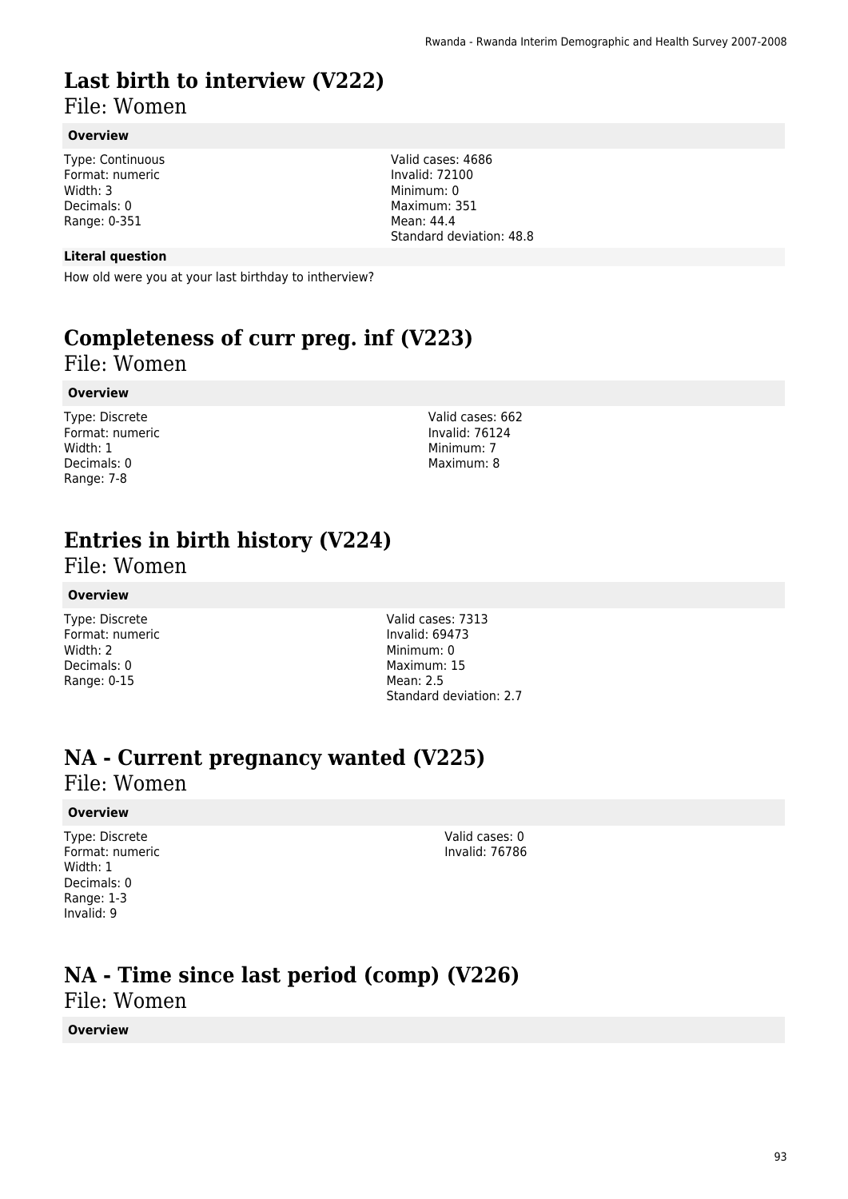# Last birth to interview (V222)

File: Women

### Overview

Type: Continuous
Format: numeric
Width: 3
Decimals: 0
Range: 0-351

Valid cases: 4686
Invalid: 72100
Minimum: 0
Maximum: 351
Mean: 44.4
Standard deviation: 48.8

### Literal question

How old were you at your last birthday to intherview?

# Completeness of curr preg. inf (V223)

File: Women

### Overview

Type: Discrete
Format: numeric
Width: 1
Decimals: 0
Range: 7-8

Valid cases: 662
Invalid: 76124
Minimum: 7
Maximum: 8

# Entries in birth history (V224)

File: Women

### Overview

Type: Discrete
Format: numeric
Width: 2
Decimals: 0
Range: 0-15

Valid cases: 7313
Invalid: 69473
Minimum: 0
Maximum: 15
Mean: 2.5
Standard deviation: 2.7

# NA - Current pregnancy wanted (V225)

File: Women

### Overview

Type: Discrete
Format: numeric
Width: 1
Decimals: 0
Range: 1-3
Invalid: 9

Valid cases: 0
Invalid: 76786

# NA - Time since last period (comp) (V226)

File: Women

### Overview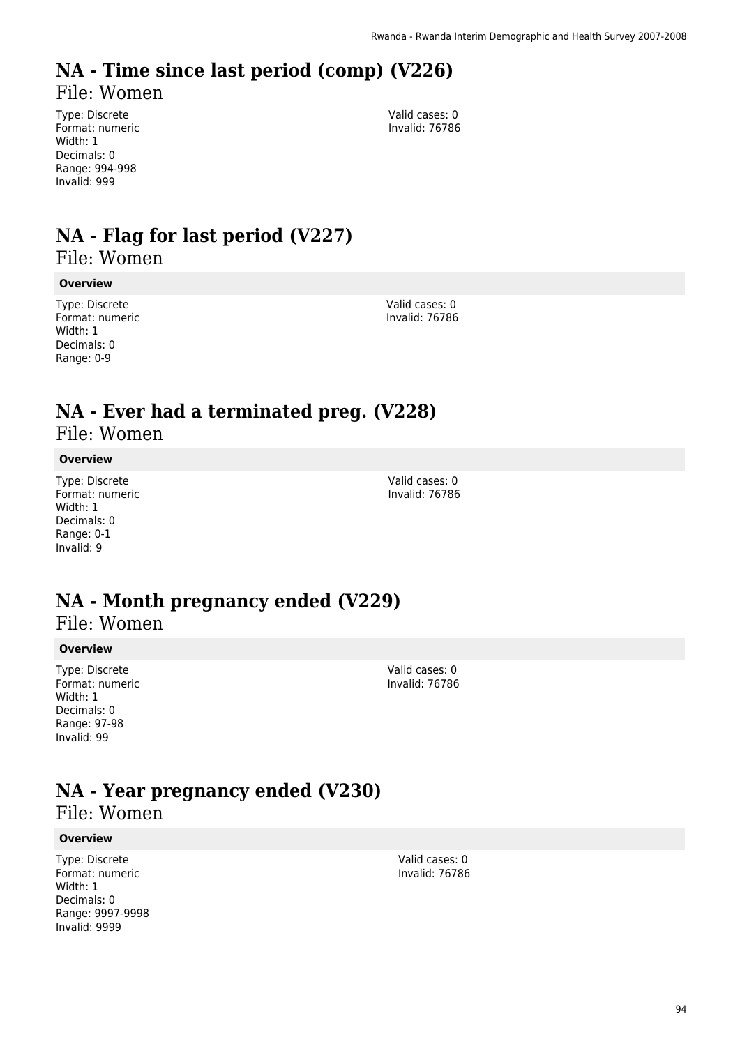# NA - Time since last period (comp) (V226)

File: Women

Type: Discrete
Format: numeric
Width: 1
Decimals: 0
Range: 994-998
Invalid: 999

Valid cases: 0
Invalid: 76786

# NA - Flag for last period (V227)

File: Women

**Overview**

Type: Discrete
Format: numeric
Width: 1
Decimals: 0
Range: 0-9

Valid cases: 0
Invalid: 76786

# NA - Ever had a terminated preg. (V228)

File: Women

**Overview**

Type: Discrete
Format: numeric
Width: 1
Decimals: 0
Range: 0-1
Invalid: 9

Valid cases: 0
Invalid: 76786

# NA - Month pregnancy ended (V229)

File: Women

**Overview**

Type: Discrete
Format: numeric
Width: 1
Decimals: 0
Range: 97-98
Invalid: 99

Valid cases: 0
Invalid: 76786

# NA - Year pregnancy ended (V230)

File: Women

**Overview**

Type: Discrete
Format: numeric
Width: 1
Decimals: 0
Range: 9997-9998
Invalid: 9999

Valid cases: 0
Invalid: 76786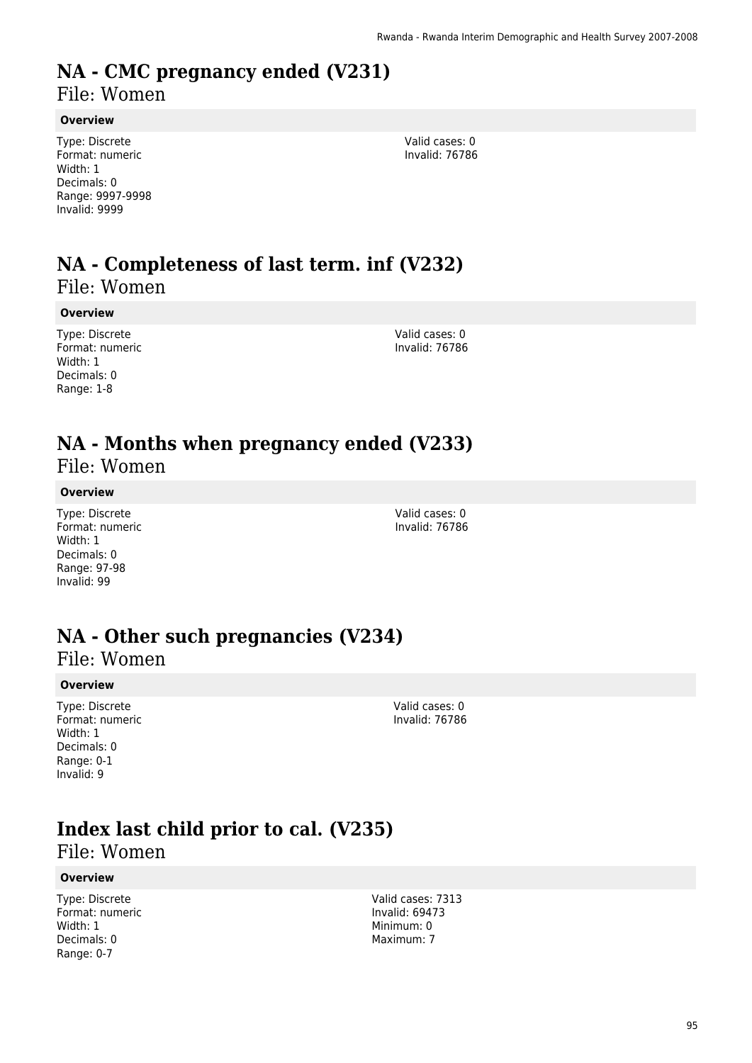# NA - CMC pregnancy ended (V231)

File: Women

**Overview**

Type: Discrete
Format: numeric
Width: 1
Decimals: 0
Range: 9997-9998
Invalid: 9999

Valid cases: 0
Invalid: 76786

# NA - Completeness of last term. inf (V232)

File: Women

**Overview**

Type: Discrete
Format: numeric
Width: 1
Decimals: 0
Range: 1-8

Valid cases: 0
Invalid: 76786

# NA - Months when pregnancy ended (V233)

File: Women

**Overview**

Type: Discrete
Format: numeric
Width: 1
Decimals: 0
Range: 97-98
Invalid: 99

Valid cases: 0
Invalid: 76786

# NA - Other such pregnancies (V234)

File: Women

**Overview**

Type: Discrete
Format: numeric
Width: 1
Decimals: 0
Range: 0-1
Invalid: 9

Valid cases: 0
Invalid: 76786

# Index last child prior to cal. (V235)

File: Women

**Overview**

Type: Discrete
Format: numeric
Width: 1
Decimals: 0
Range: 0-7

Valid cases: 7313
Invalid: 69473
Minimum: 0
Maximum: 7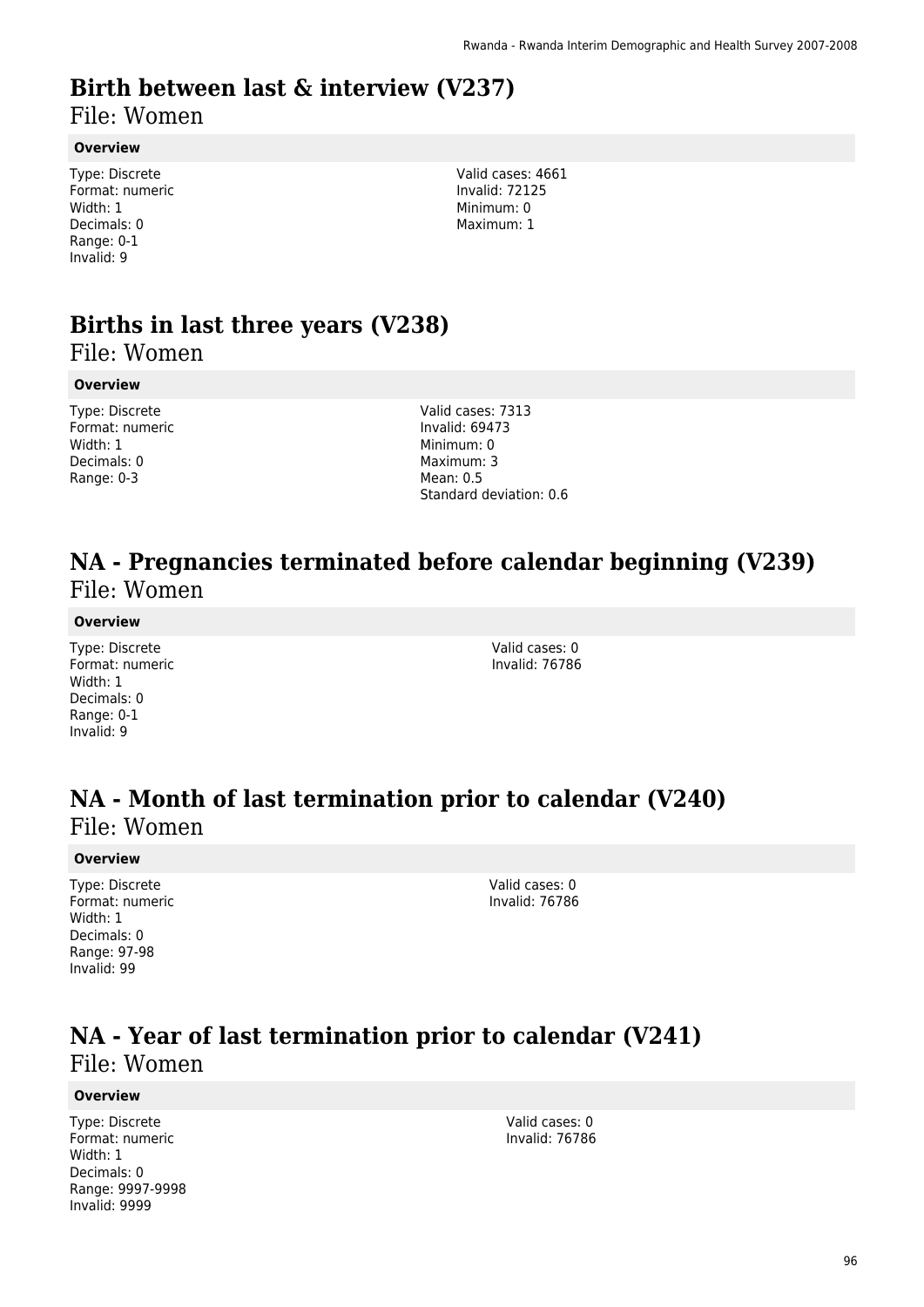# Birth between last & interview (V237)

File: Women

**Overview**

Type: Discrete
Format: numeric
Width: 1
Decimals: 0
Range: 0-1
Invalid: 9

Valid cases: 4661
Invalid: 72125
Minimum: 0
Maximum: 1

# Births in last three years (V238)

File: Women

**Overview**

Type: Discrete
Format: numeric
Width: 1
Decimals: 0
Range: 0-3

Valid cases: 7313
Invalid: 69473
Minimum: 0
Maximum: 3
Mean: 0.5
Standard deviation: 0.6

# NA - Pregnancies terminated before calendar beginning (V239)

File: Women

**Overview**

Type: Discrete
Format: numeric
Width: 1
Decimals: 0
Range: 0-1
Invalid: 9

Valid cases: 0
Invalid: 76786

# NA - Month of last termination prior to calendar (V240)

File: Women

**Overview**

Type: Discrete
Format: numeric
Width: 1
Decimals: 0
Range: 97-98
Invalid: 99

Valid cases: 0
Invalid: 76786

# NA - Year of last termination prior to calendar (V241)

File: Women

**Overview**

Type: Discrete
Format: numeric
Width: 1
Decimals: 0
Range: 9997-9998
Invalid: 9999

Valid cases: 0
Invalid: 76786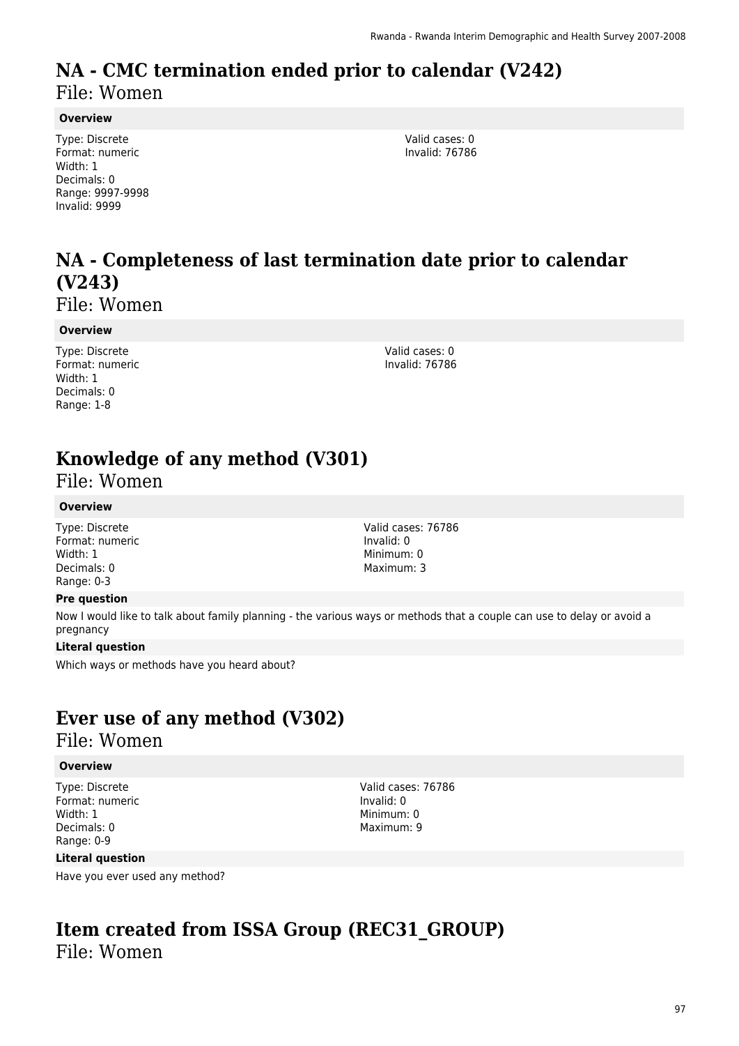# NA - CMC termination ended prior to calendar (V242)

File: Women

### Overview

Type: Discrete
Format: numeric
Width: 1
Decimals: 0
Range: 9997-9998
Invalid: 9999

Valid cases: 0
Invalid: 76786

# NA - Completeness of last termination date prior to calendar (V243)

File: Women

### Overview

Type: Discrete
Format: numeric
Width: 1
Decimals: 0
Range: 1-8

Valid cases: 0
Invalid: 76786

# Knowledge of any method (V301)

File: Women

### Overview

Type: Discrete
Format: numeric
Width: 1
Decimals: 0
Range: 0-3

Valid cases: 76786
Invalid: 0
Minimum: 0
Maximum: 3

### Pre question

Now I would like to talk about family planning - the various ways or methods that a couple can use to delay or avoid a pregnancy

### Literal question

Which ways or methods have you heard about?

# Ever use of any method (V302)

File: Women

### Overview

Type: Discrete
Format: numeric
Width: 1
Decimals: 0
Range: 0-9

Valid cases: 76786
Invalid: 0
Minimum: 0
Maximum: 9

### Literal question

Have you ever used any method?

# Item created from ISSA Group (REC31_GROUP)

File: Women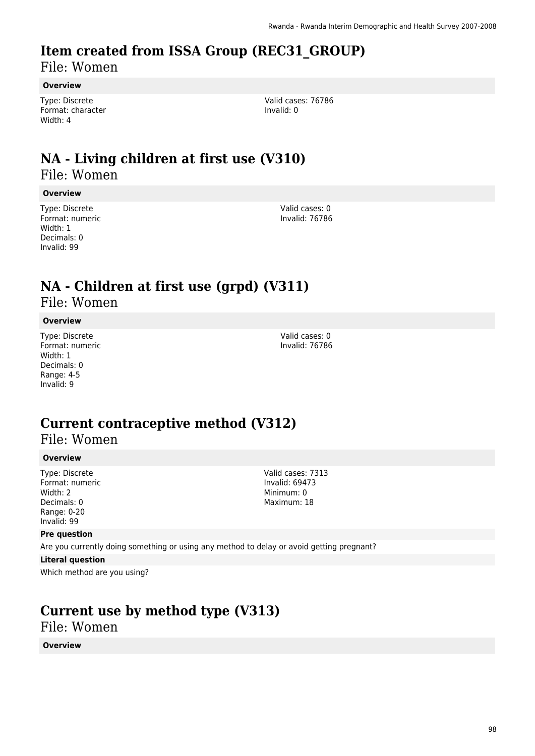# Item created from ISSA Group (REC31_GROUP)

File: Women

**Overview**

Type: Discrete
Format: character
Width: 4

Valid cases: 76786
Invalid: 0

# NA - Living children at first use (V310)

File: Women

**Overview**

Type: Discrete
Format: numeric
Width: 1
Decimals: 0
Invalid: 99

Valid cases: 0
Invalid: 76786

# NA - Children at first use (grpd) (V311)

File: Women

**Overview**

Type: Discrete
Format: numeric
Width: 1
Decimals: 0
Range: 4-5
Invalid: 9

Valid cases: 0
Invalid: 76786

# Current contraceptive method (V312)

File: Women

**Overview**

Type: Discrete
Format: numeric
Width: 2
Decimals: 0
Range: 0-20
Invalid: 99

Valid cases: 7313
Invalid: 69473
Minimum: 0
Maximum: 18

**Pre question**

Are you currently doing something or using any method to delay or avoid getting pregnant?

**Literal question**

Which method are you using?

# Current use by method type (V313)

File: Women

**Overview**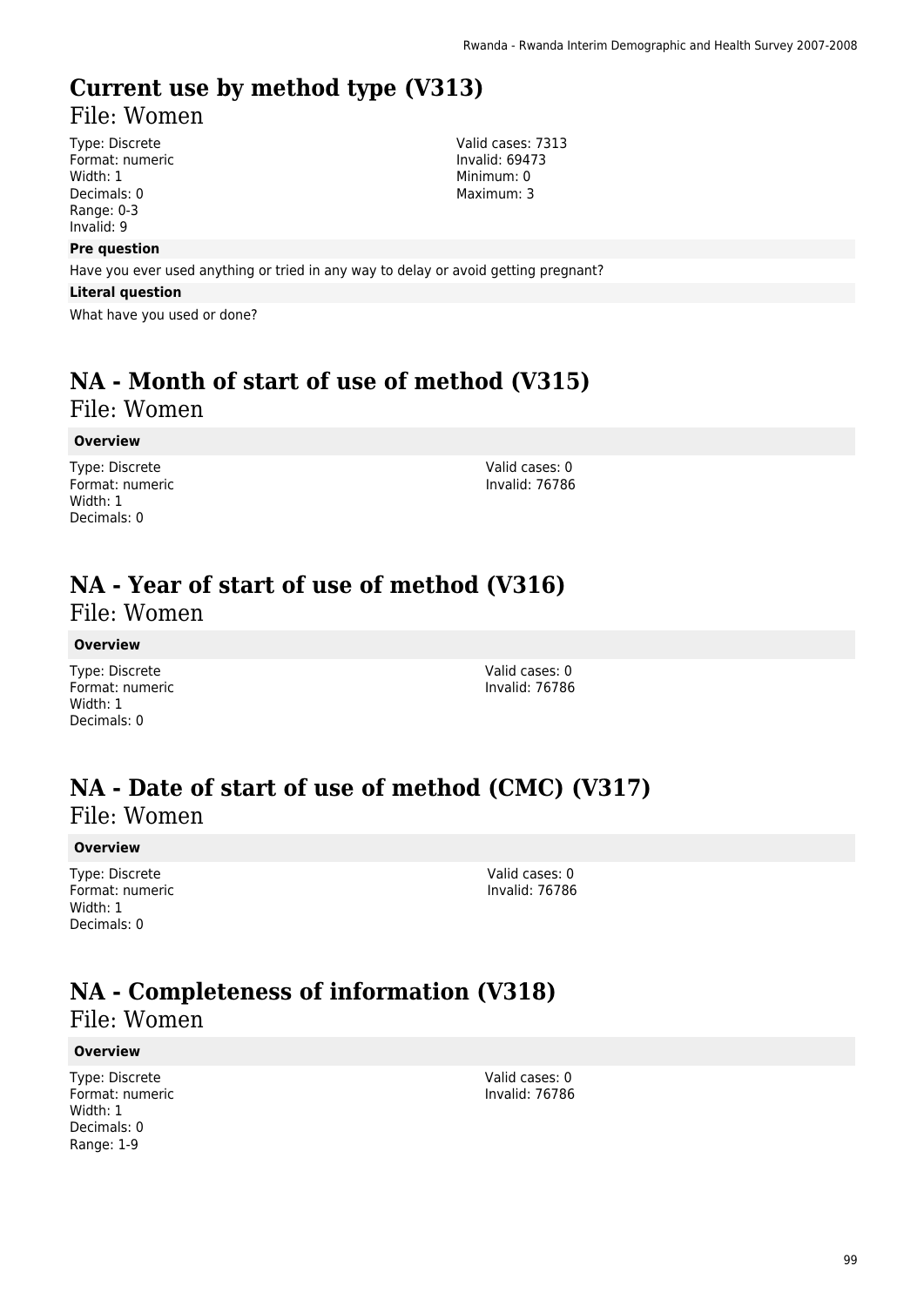# Current use by method type (V313)

File: Women

Type: Discrete
Format: numeric
Width: 1
Decimals: 0
Range: 0-3
Invalid: 9

Valid cases: 7313
Invalid: 69473
Minimum: 0
Maximum: 3

**Pre question**

Have you ever used anything or tried in any way to delay or avoid getting pregnant?

**Literal question**

What have you used or done?

# NA - Month of start of use of method (V315)

File: Women

**Overview**

Type: Discrete
Format: numeric
Width: 1
Decimals: 0

Valid cases: 0
Invalid: 76786

# NA - Year of start of use of method (V316)

File: Women

**Overview**

Type: Discrete
Format: numeric
Width: 1
Decimals: 0

Valid cases: 0
Invalid: 76786

# NA - Date of start of use of method (CMC) (V317)

File: Women

**Overview**

Type: Discrete
Format: numeric
Width: 1
Decimals: 0

Valid cases: 0
Invalid: 76786

# NA - Completeness of information (V318)

File: Women

**Overview**

Type: Discrete
Format: numeric
Width: 1
Decimals: 0
Range: 1-9

Valid cases: 0
Invalid: 76786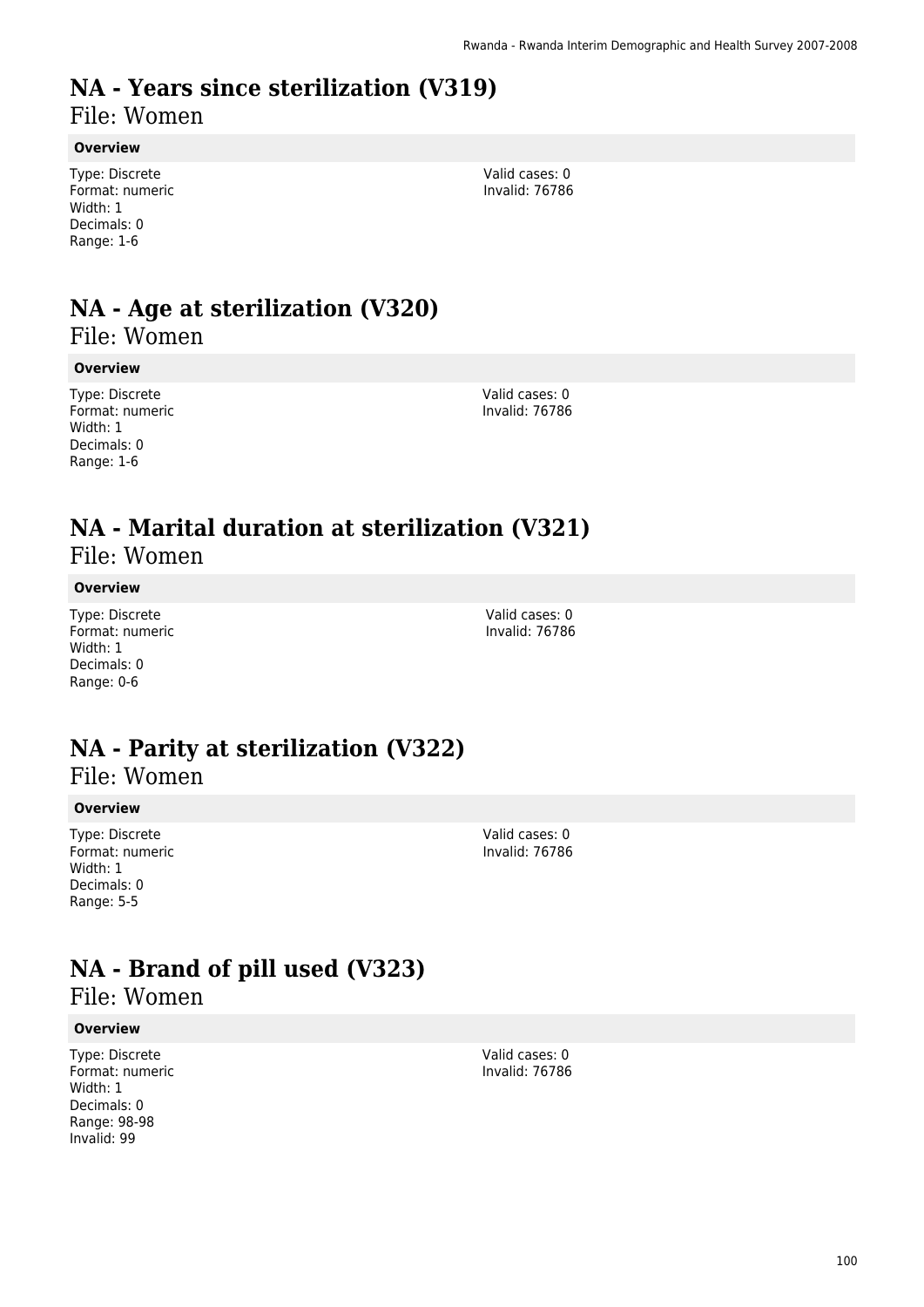# NA - Years since sterilization (V319)

File: Women

**Overview**

Type: Discrete
Format: numeric
Width: 1
Decimals: 0
Range: 1-6

Valid cases: 0
Invalid: 76786

# NA - Age at sterilization (V320)

File: Women

**Overview**

Type: Discrete
Format: numeric
Width: 1
Decimals: 0
Range: 1-6

Valid cases: 0
Invalid: 76786

# NA - Marital duration at sterilization (V321)

File: Women

**Overview**

Type: Discrete
Format: numeric
Width: 1
Decimals: 0
Range: 0-6

Valid cases: 0
Invalid: 76786

# NA - Parity at sterilization (V322)

File: Women

**Overview**

Type: Discrete
Format: numeric
Width: 1
Decimals: 0
Range: 5-5

Valid cases: 0
Invalid: 76786

# NA - Brand of pill used (V323)

File: Women

**Overview**

Type: Discrete
Format: numeric
Width: 1
Decimals: 0
Range: 98-98
Invalid: 99

Valid cases: 0
Invalid: 76786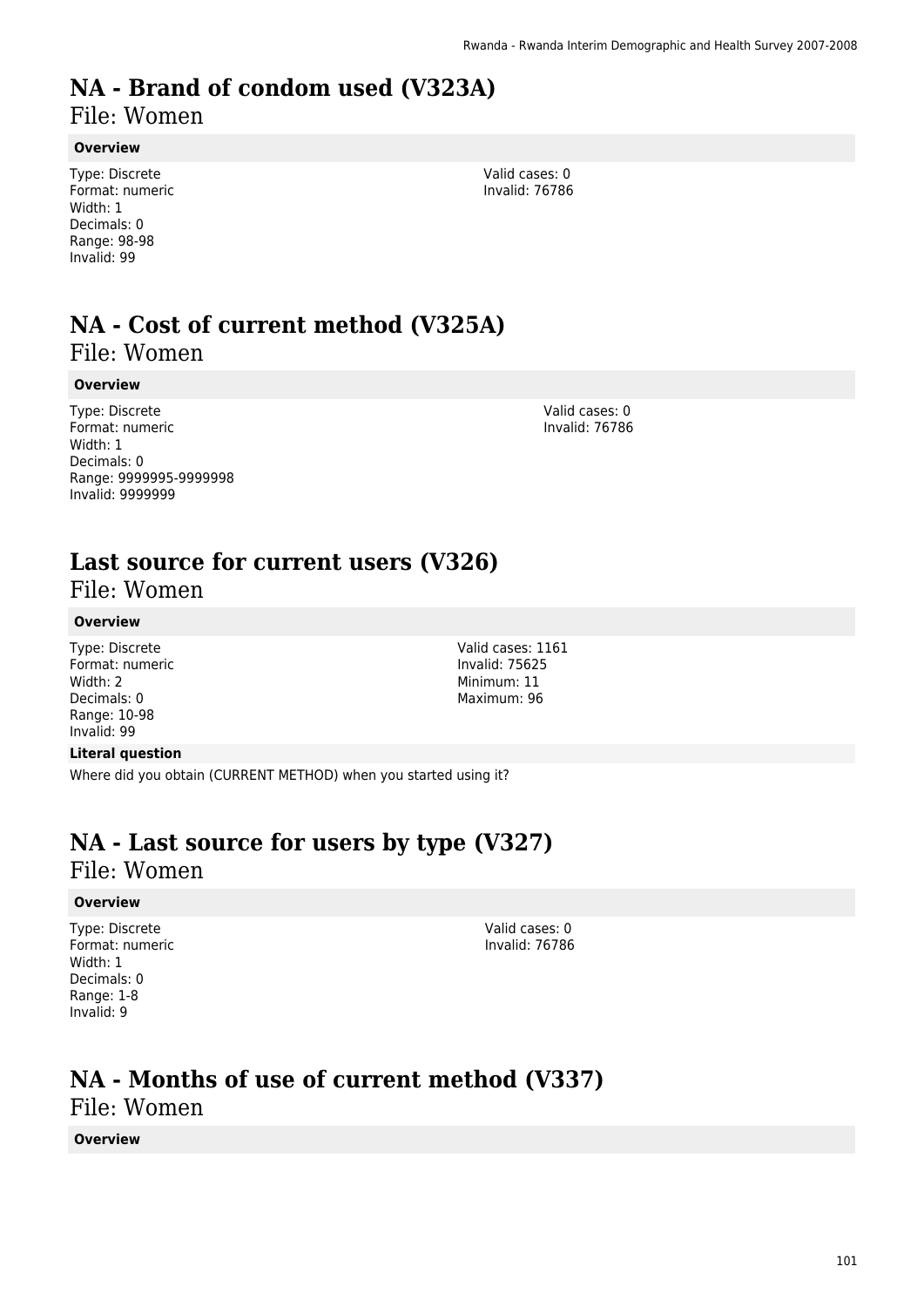# NA - Brand of condom used (V323A)

File: Women

### Overview

Type: Discrete
Format: numeric
Width: 1
Decimals: 0
Range: 98-98
Invalid: 99

Valid cases: 0
Invalid: 76786

# NA - Cost of current method (V325A)

File: Women

### Overview

Type: Discrete
Format: numeric
Width: 1
Decimals: 0
Range: 9999995-9999998
Invalid: 9999999

Valid cases: 0
Invalid: 76786

# Last source for current users (V326)

File: Women

### Overview

Type: Discrete
Format: numeric
Width: 2
Decimals: 0
Range: 10-98
Invalid: 99

Valid cases: 1161
Invalid: 75625
Minimum: 11
Maximum: 96

### Literal question

Where did you obtain (CURRENT METHOD) when you started using it?

# NA - Last source for users by type (V327)

File: Women

### Overview

Type: Discrete
Format: numeric
Width: 1
Decimals: 0
Range: 1-8
Invalid: 9

Valid cases: 0
Invalid: 76786

# NA - Months of use of current method (V337)

File: Women

### Overview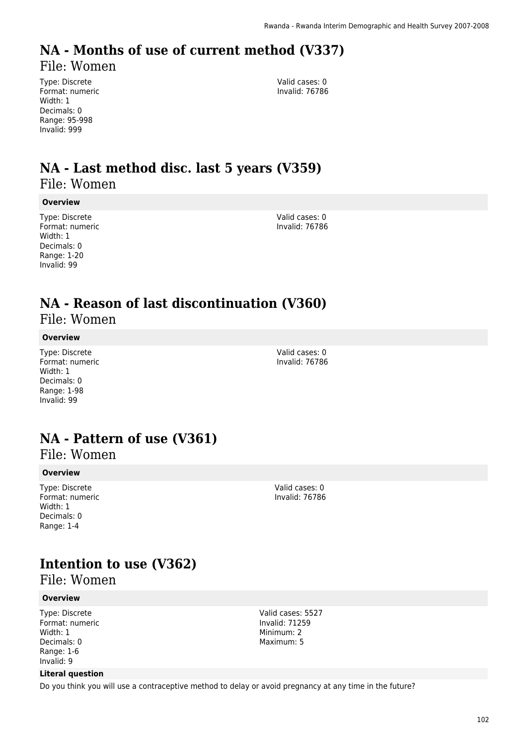# NA - Months of use of current method (V337)

File: Women

Type: Discrete
Format: numeric
Width: 1
Decimals: 0
Range: 95-998
Invalid: 999

Valid cases: 0
Invalid: 76786

# NA - Last method disc. last 5 years (V359)

File: Women

**Overview**

Type: Discrete
Format: numeric
Width: 1
Decimals: 0
Range: 1-20
Invalid: 99

Valid cases: 0
Invalid: 76786

# NA - Reason of last discontinuation (V360)

File: Women

**Overview**

Type: Discrete
Format: numeric
Width: 1
Decimals: 0
Range: 1-98
Invalid: 99

Valid cases: 0
Invalid: 76786

# NA - Pattern of use (V361)

File: Women

**Overview**

Type: Discrete
Format: numeric
Width: 1
Decimals: 0
Range: 1-4

Valid cases: 0
Invalid: 76786

# Intention to use (V362)

File: Women

**Overview**

Type: Discrete
Format: numeric
Width: 1
Decimals: 0
Range: 1-6
Invalid: 9

Valid cases: 5527
Invalid: 71259
Minimum: 2
Maximum: 5

**Literal question**

Do you think you will use a contraceptive method to delay or avoid pregnancy at any time in the future?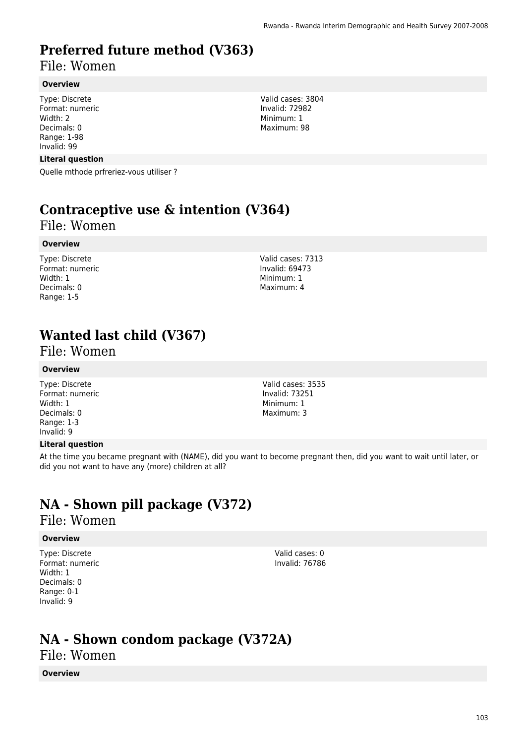# Preferred future method (V363)

File: Women

**Overview**

Type: Discrete
Format: numeric
Width: 2
Decimals: 0
Range: 1-98
Invalid: 99

Valid cases: 3804
Invalid: 72982
Minimum: 1
Maximum: 98

**Literal question**

Quelle mthode prfreriez-vous utiliser ?

# Contraceptive use & intention (V364)

File: Women

**Overview**

Type: Discrete
Format: numeric
Width: 1
Decimals: 0
Range: 1-5

Valid cases: 7313
Invalid: 69473
Minimum: 1
Maximum: 4

# Wanted last child (V367)

File: Women

**Overview**

Type: Discrete
Format: numeric
Width: 1
Decimals: 0
Range: 1-3
Invalid: 9

Valid cases: 3535
Invalid: 73251
Minimum: 1
Maximum: 3

**Literal question**

At the time you became pregnant with (NAME), did you want to become pregnant then, did you want to wait until later, or did you not want to have any (more) children at all?

# NA - Shown pill package (V372)

File: Women

**Overview**

Type: Discrete
Format: numeric
Width: 1
Decimals: 0
Range: 0-1
Invalid: 9

Valid cases: 0
Invalid: 76786

# NA - Shown condom package (V372A)

File: Women

**Overview**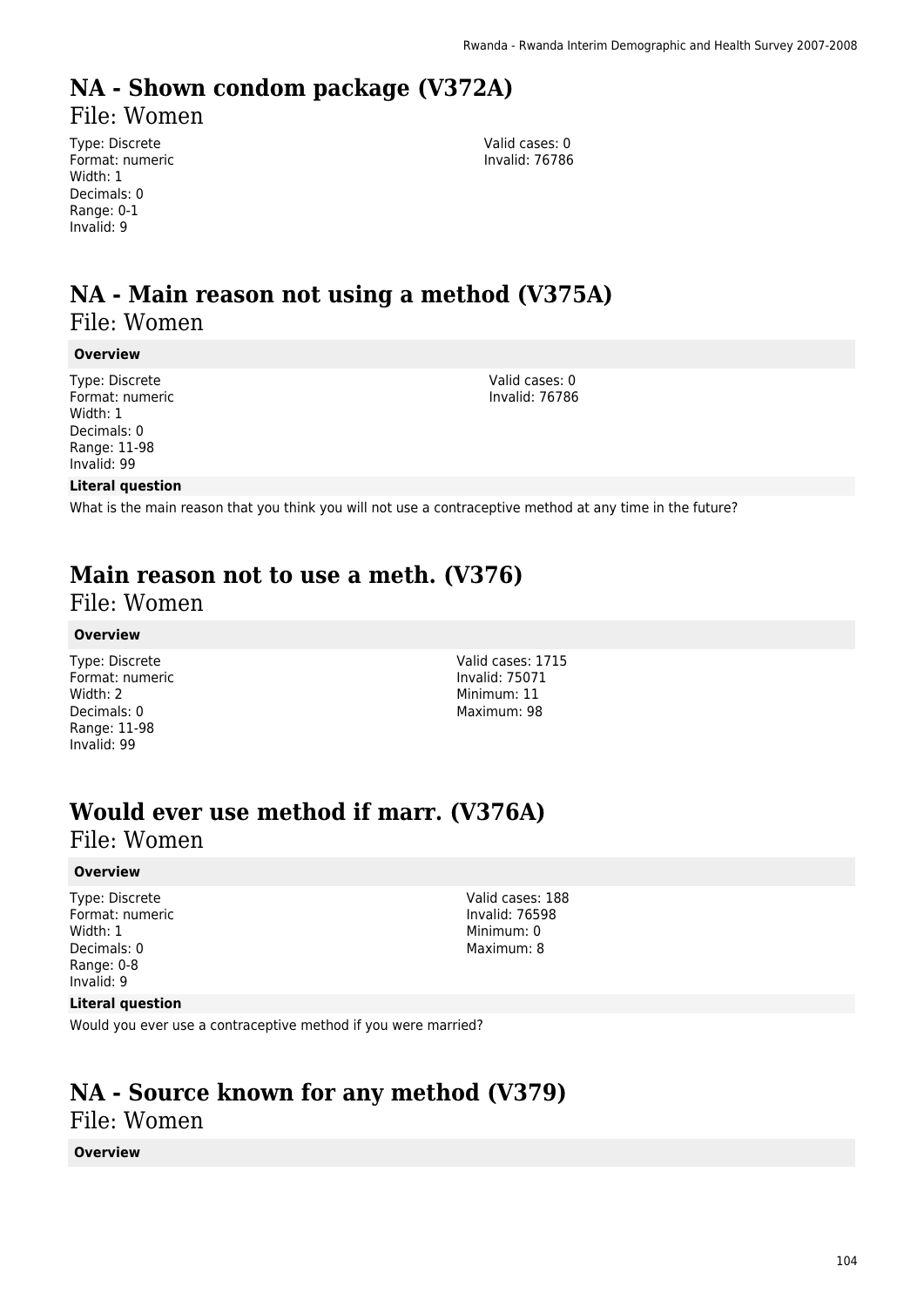# NA - Shown condom package (V372A)

File: Women

Type: Discrete
Format: numeric
Width: 1
Decimals: 0
Range: 0-1
Invalid: 9

Valid cases: 0
Invalid: 76786

# NA - Main reason not using a method (V375A)

File: Women

**Overview**

Type: Discrete
Format: numeric
Width: 1
Decimals: 0
Range: 11-98
Invalid: 99

Valid cases: 0
Invalid: 76786

**Literal question**

What is the main reason that you think you will not use a contraceptive method at any time in the future?

# Main reason not to use a meth. (V376)

File: Women

**Overview**

Type: Discrete
Format: numeric
Width: 2
Decimals: 0
Range: 11-98
Invalid: 99

Valid cases: 1715
Invalid: 75071
Minimum: 11
Maximum: 98

# Would ever use method if marr. (V376A)

File: Women

**Overview**

Type: Discrete
Format: numeric
Width: 1
Decimals: 0
Range: 0-8
Invalid: 9

Valid cases: 188
Invalid: 76598
Minimum: 0
Maximum: 8

**Literal question**

Would you ever use a contraceptive method if you were married?

# NA - Source known for any method (V379)

File: Women

**Overview**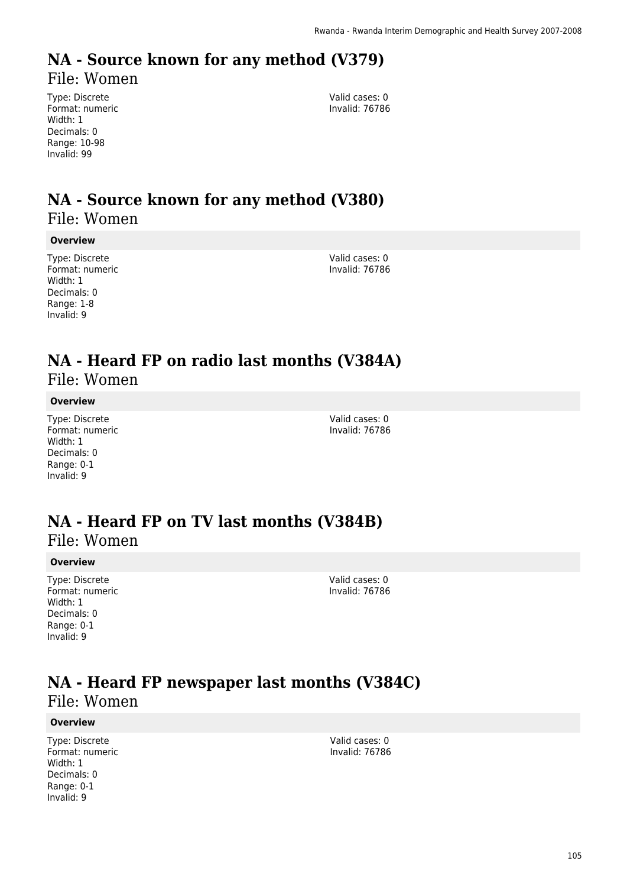# NA - Source known for any method (V379)

File: Women

Type: Discrete
Format: numeric
Width: 1
Decimals: 0
Range: 10-98
Invalid: 99

Valid cases: 0
Invalid: 76786

# NA - Source known for any method (V380)

File: Women

**Overview**

Type: Discrete
Format: numeric
Width: 1
Decimals: 0
Range: 1-8
Invalid: 9

Valid cases: 0
Invalid: 76786

# NA - Heard FP on radio last months (V384A)

File: Women

**Overview**

Type: Discrete
Format: numeric
Width: 1
Decimals: 0
Range: 0-1
Invalid: 9

Valid cases: 0
Invalid: 76786

# NA - Heard FP on TV last months (V384B)

File: Women

**Overview**

Type: Discrete
Format: numeric
Width: 1
Decimals: 0
Range: 0-1
Invalid: 9

Valid cases: 0
Invalid: 76786

# NA - Heard FP newspaper last months (V384C)

File: Women

**Overview**

Type: Discrete
Format: numeric
Width: 1
Decimals: 0
Range: 0-1
Invalid: 9

Valid cases: 0
Invalid: 76786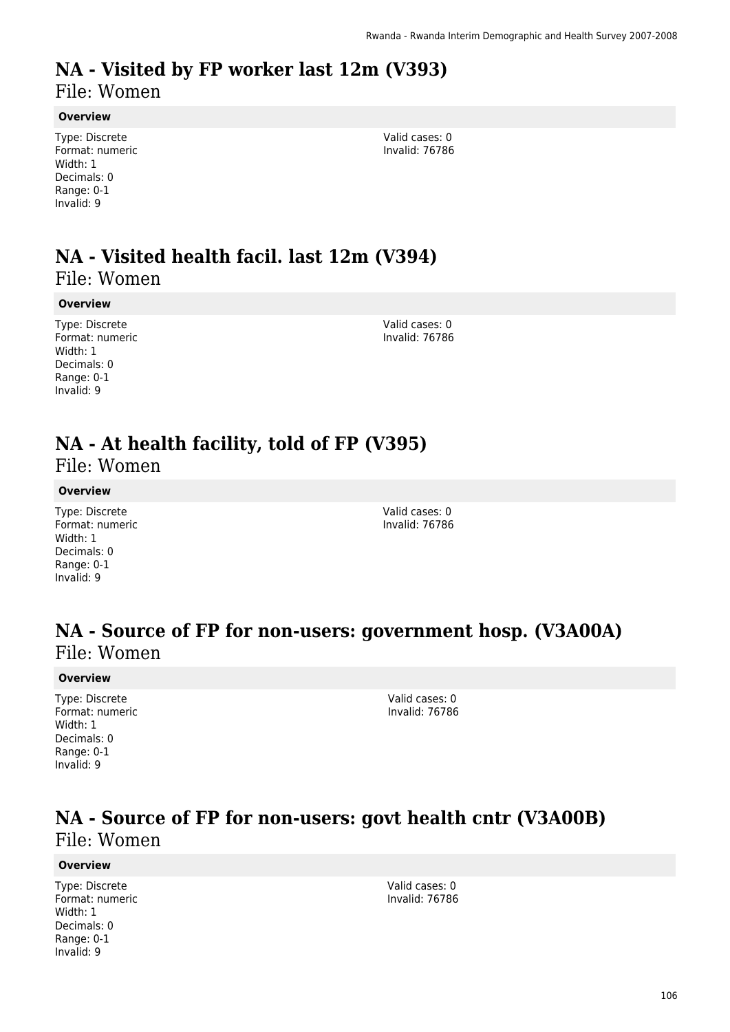# NA - Visited by FP worker last 12m (V393)

File: Women

**Overview**

Type: Discrete
Format: numeric
Width: 1
Decimals: 0
Range: 0-1
Invalid: 9

Valid cases: 0
Invalid: 76786

# NA - Visited health facil. last 12m (V394)

File: Women

**Overview**

Type: Discrete
Format: numeric
Width: 1
Decimals: 0
Range: 0-1
Invalid: 9

Valid cases: 0
Invalid: 76786

# NA - At health facility, told of FP (V395)

File: Women

**Overview**

Type: Discrete
Format: numeric
Width: 1
Decimals: 0
Range: 0-1
Invalid: 9

Valid cases: 0
Invalid: 76786

# NA - Source of FP for non-users: government hosp. (V3A00A)

File: Women

**Overview**

Type: Discrete
Format: numeric
Width: 1
Decimals: 0
Range: 0-1
Invalid: 9

Valid cases: 0
Invalid: 76786

# NA - Source of FP for non-users: govt health cntr (V3A00B)

File: Women

**Overview**

Type: Discrete
Format: numeric
Width: 1
Decimals: 0
Range: 0-1
Invalid: 9

Valid cases: 0
Invalid: 76786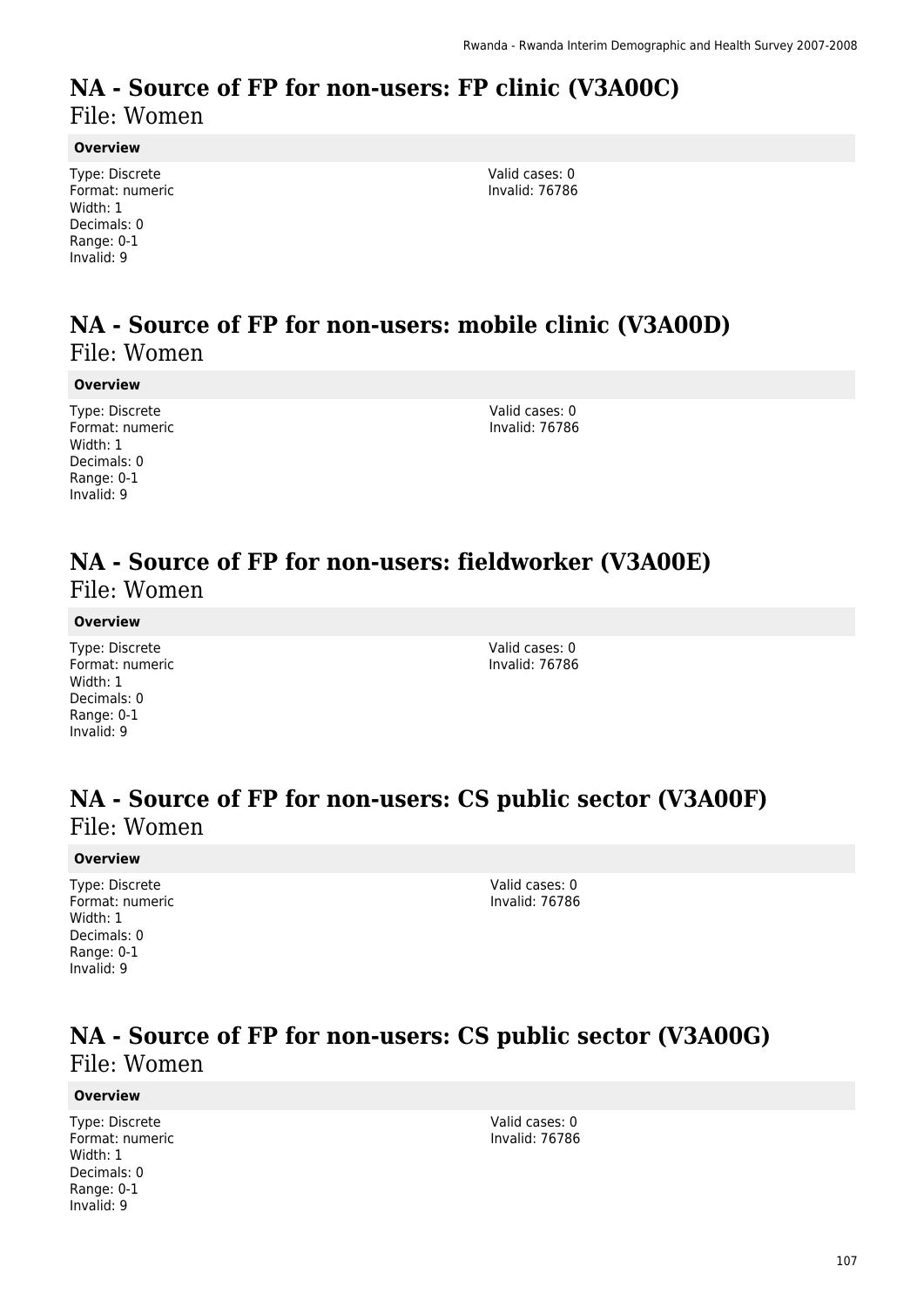# NA - Source of FP for non-users: FP clinic (V3A00C)

File: Women

**Overview**

Type: Discrete
Format: numeric
Width: 1
Decimals: 0
Range: 0-1
Invalid: 9

Valid cases: 0
Invalid: 76786

# NA - Source of FP for non-users: mobile clinic (V3A00D)

File: Women

**Overview**

Type: Discrete
Format: numeric
Width: 1
Decimals: 0
Range: 0-1
Invalid: 9

Valid cases: 0
Invalid: 76786

# NA - Source of FP for non-users: fieldworker (V3A00E)

File: Women

**Overview**

Type: Discrete
Format: numeric
Width: 1
Decimals: 0
Range: 0-1
Invalid: 9

Valid cases: 0
Invalid: 76786

# NA - Source of FP for non-users: CS public sector (V3A00F)

File: Women

**Overview**

Type: Discrete
Format: numeric
Width: 1
Decimals: 0
Range: 0-1
Invalid: 9

Valid cases: 0
Invalid: 76786

# NA - Source of FP for non-users: CS public sector (V3A00G)

File: Women

**Overview**

Type: Discrete
Format: numeric
Width: 1
Decimals: 0
Range: 0-1
Invalid: 9

Valid cases: 0
Invalid: 76786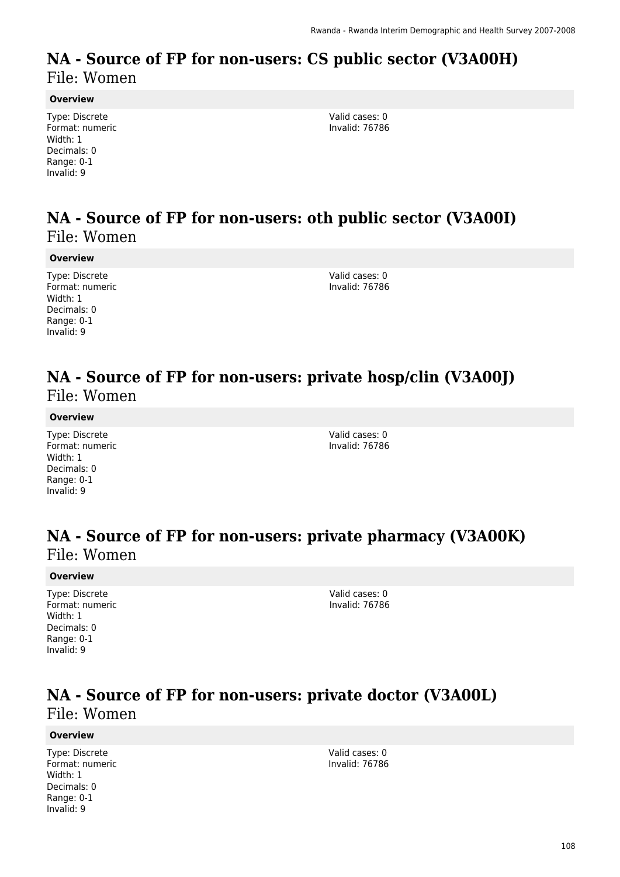# NA - Source of FP for non-users: CS public sector (V3A00H)

File: Women

**Overview**

Type: Discrete
Format: numeric
Width: 1
Decimals: 0
Range: 0-1
Invalid: 9

Valid cases: 0
Invalid: 76786

# NA - Source of FP for non-users: oth public sector (V3A00I)

File: Women

**Overview**

Type: Discrete
Format: numeric
Width: 1
Decimals: 0
Range: 0-1
Invalid: 9

Valid cases: 0
Invalid: 76786

# NA - Source of FP for non-users: private hosp/clin (V3A00J)

File: Women

**Overview**

Type: Discrete
Format: numeric
Width: 1
Decimals: 0
Range: 0-1
Invalid: 9

Valid cases: 0
Invalid: 76786

# NA - Source of FP for non-users: private pharmacy (V3A00K)

File: Women

**Overview**

Type: Discrete
Format: numeric
Width: 1
Decimals: 0
Range: 0-1
Invalid: 9

Valid cases: 0
Invalid: 76786

# NA - Source of FP for non-users: private doctor (V3A00L)

File: Women

**Overview**

Type: Discrete
Format: numeric
Width: 1
Decimals: 0
Range: 0-1
Invalid: 9

Valid cases: 0
Invalid: 76786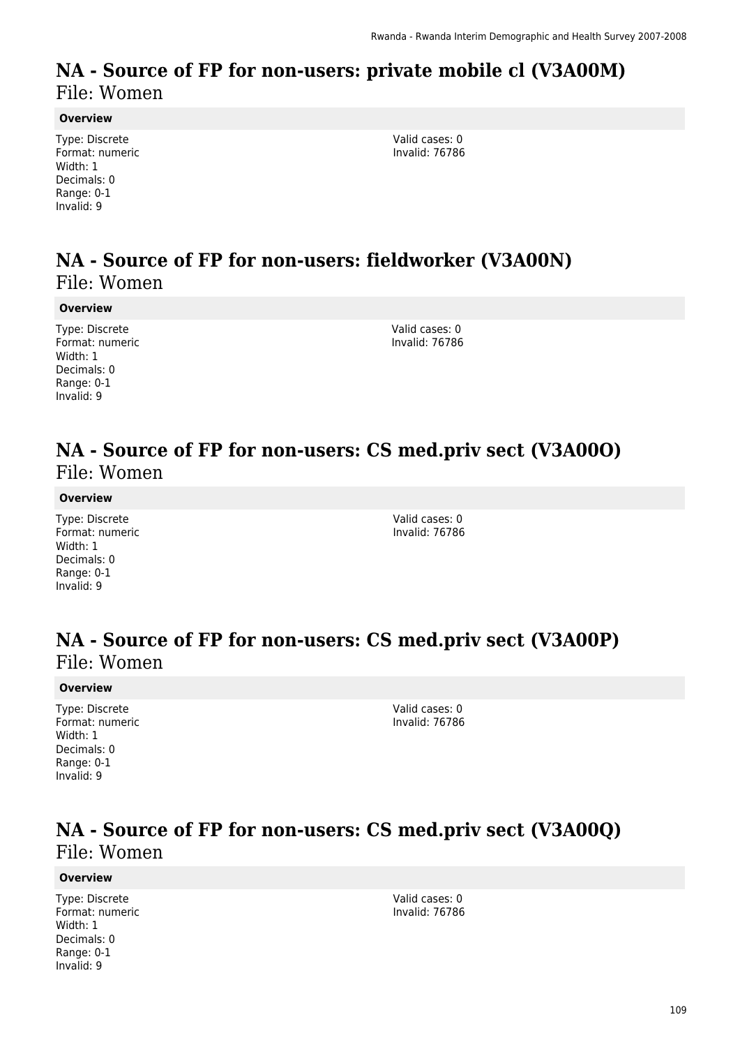# NA - Source of FP for non-users: private mobile cl (V3A00M)

File: Women

**Overview**

Type: Discrete
Format: numeric
Width: 1
Decimals: 0
Range: 0-1
Invalid: 9

Valid cases: 0
Invalid: 76786

# NA - Source of FP for non-users: fieldworker (V3A00N)

File: Women

**Overview**

Type: Discrete
Format: numeric
Width: 1
Decimals: 0
Range: 0-1
Invalid: 9

Valid cases: 0
Invalid: 76786

# NA - Source of FP for non-users: CS med.priv sect (V3A00O)

File: Women

**Overview**

Type: Discrete
Format: numeric
Width: 1
Decimals: 0
Range: 0-1
Invalid: 9

Valid cases: 0
Invalid: 76786

# NA - Source of FP for non-users: CS med.priv sect (V3A00P)

File: Women

**Overview**

Type: Discrete
Format: numeric
Width: 1
Decimals: 0
Range: 0-1
Invalid: 9

Valid cases: 0
Invalid: 76786

# NA - Source of FP for non-users: CS med.priv sect (V3A00Q)

File: Women

**Overview**

Type: Discrete
Format: numeric
Width: 1
Decimals: 0
Range: 0-1
Invalid: 9

Valid cases: 0
Invalid: 76786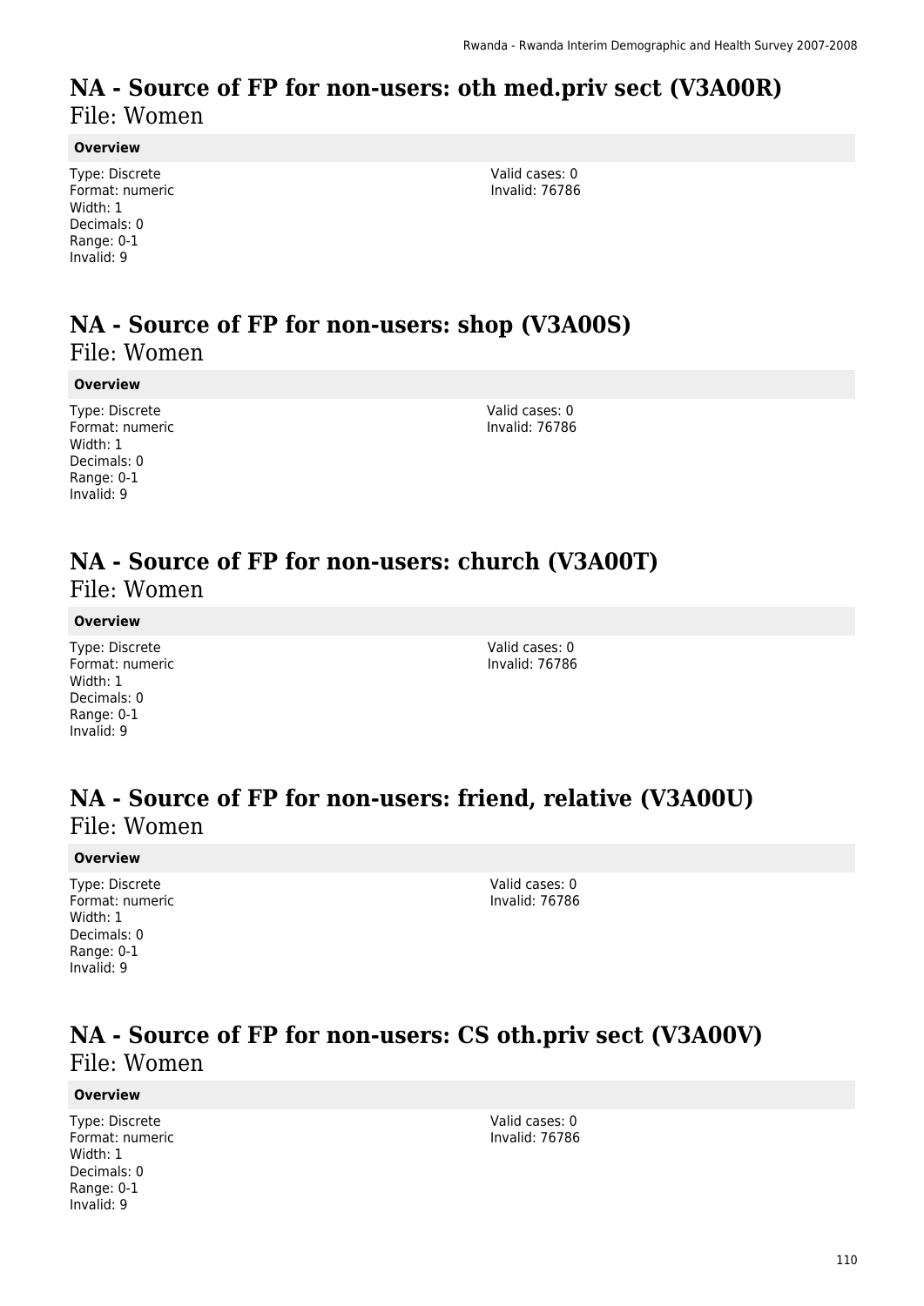# NA - Source of FP for non-users: oth med.priv sect (V3A00R)

File: Women

### Overview

Type: Discrete
Format: numeric
Width: 1
Decimals: 0
Range: 0-1
Invalid: 9

Valid cases: 0
Invalid: 76786

# NA - Source of FP for non-users: shop (V3A00S)

File: Women

### Overview

Type: Discrete
Format: numeric
Width: 1
Decimals: 0
Range: 0-1
Invalid: 9

Valid cases: 0
Invalid: 76786

# NA - Source of FP for non-users: church (V3A00T)

File: Women

### Overview

Type: Discrete
Format: numeric
Width: 1
Decimals: 0
Range: 0-1
Invalid: 9

Valid cases: 0
Invalid: 76786

# NA - Source of FP for non-users: friend, relative (V3A00U)

File: Women

### Overview

Type: Discrete
Format: numeric
Width: 1
Decimals: 0
Range: 0-1
Invalid: 9

Valid cases: 0
Invalid: 76786

# NA - Source of FP for non-users: CS oth.priv sect (V3A00V)

File: Women

### Overview

Type: Discrete
Format: numeric
Width: 1
Decimals: 0
Range: 0-1
Invalid: 9

Valid cases: 0
Invalid: 76786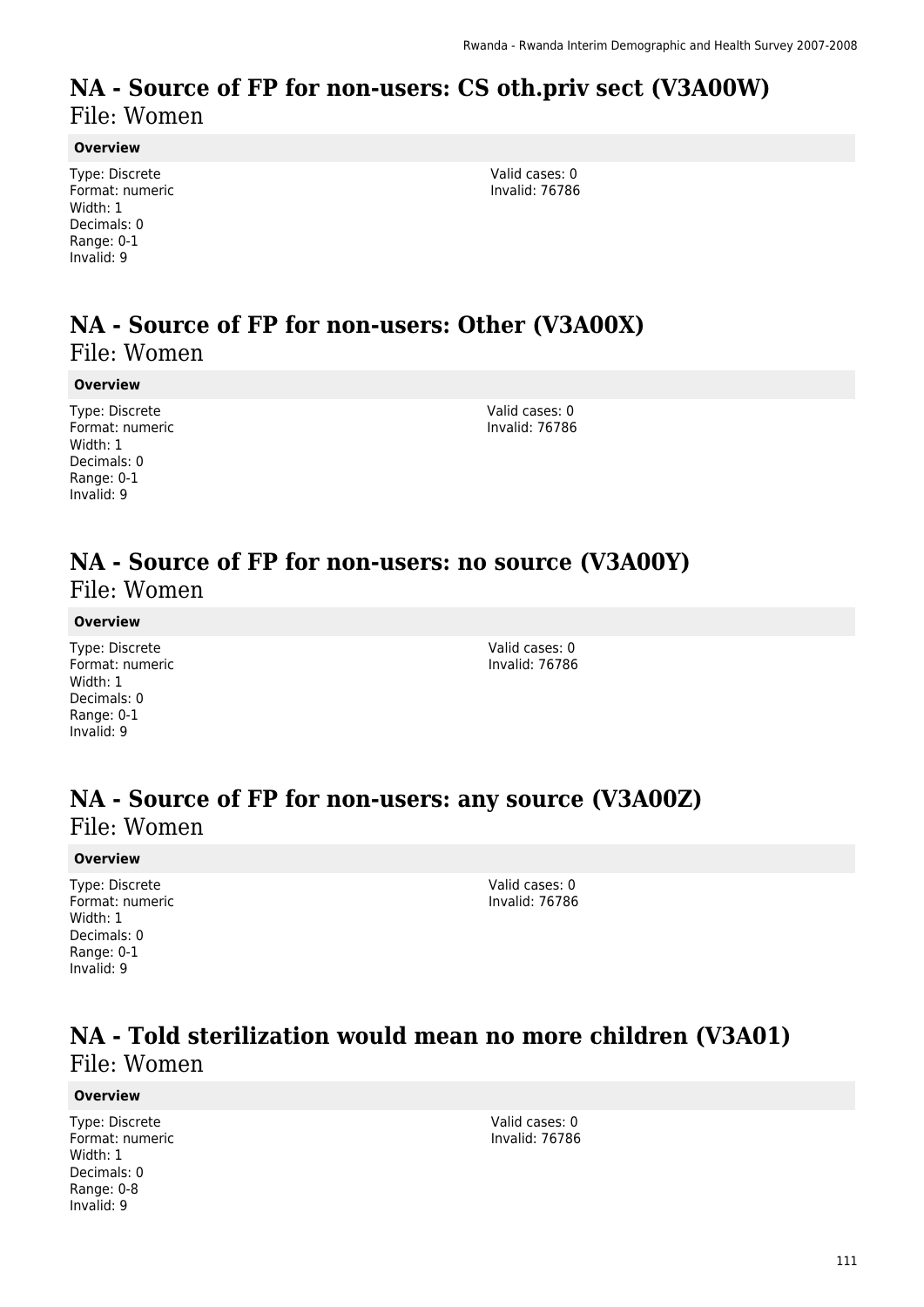# NA - Source of FP for non-users: CS oth.priv sect (V3A00W)
File: Women

**Overview**

Type: Discrete
Format: numeric
Width: 1
Decimals: 0
Range: 0-1
Invalid: 9

Valid cases: 0
Invalid: 76786

# NA - Source of FP for non-users: Other (V3A00X)
File: Women

**Overview**

Type: Discrete
Format: numeric
Width: 1
Decimals: 0
Range: 0-1
Invalid: 9

Valid cases: 0
Invalid: 76786

# NA - Source of FP for non-users: no source (V3A00Y)
File: Women

**Overview**

Type: Discrete
Format: numeric
Width: 1
Decimals: 0
Range: 0-1
Invalid: 9

Valid cases: 0
Invalid: 76786

# NA - Source of FP for non-users: any source (V3A00Z)
File: Women

**Overview**

Type: Discrete
Format: numeric
Width: 1
Decimals: 0
Range: 0-1
Invalid: 9

Valid cases: 0
Invalid: 76786

# NA - Told sterilization would mean no more children (V3A01)
File: Women

**Overview**

Type: Discrete
Format: numeric
Width: 1
Decimals: 0
Range: 0-8
Invalid: 9

Valid cases: 0
Invalid: 76786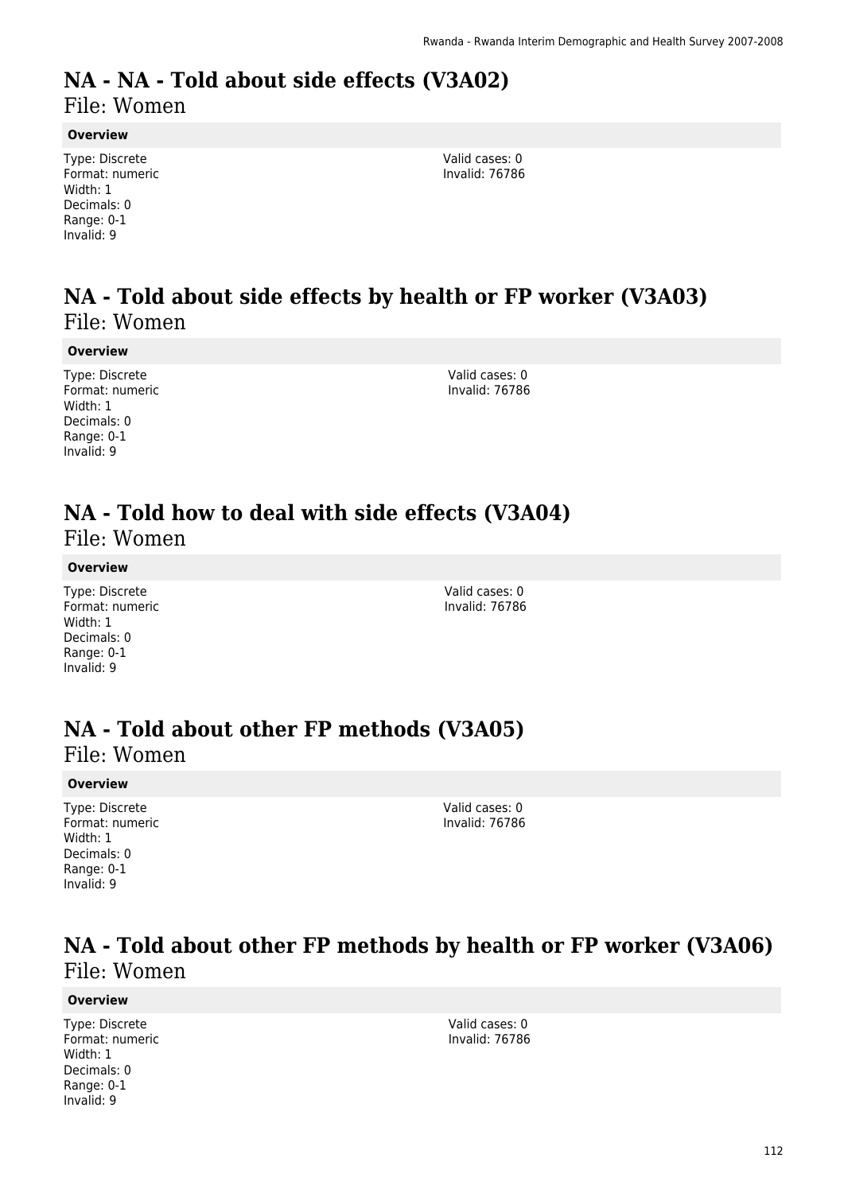# NA - NA - Told about side effects (V3A02)

File: Women

**Overview**

Type: Discrete
Format: numeric
Width: 1
Decimals: 0
Range: 0-1
Invalid: 9

Valid cases: 0
Invalid: 76786

# NA - Told about side effects by health or FP worker (V3A03)

File: Women

**Overview**

Type: Discrete
Format: numeric
Width: 1
Decimals: 0
Range: 0-1
Invalid: 9

Valid cases: 0
Invalid: 76786

# NA - Told how to deal with side effects (V3A04)

File: Women

**Overview**

Type: Discrete
Format: numeric
Width: 1
Decimals: 0
Range: 0-1
Invalid: 9

Valid cases: 0
Invalid: 76786

# NA - Told about other FP methods (V3A05)

File: Women

**Overview**

Type: Discrete
Format: numeric
Width: 1
Decimals: 0
Range: 0-1
Invalid: 9

Valid cases: 0
Invalid: 76786

# NA - Told about other FP methods by health or FP worker (V3A06)

File: Women

**Overview**

Type: Discrete
Format: numeric
Width: 1
Decimals: 0
Range: 0-1
Invalid: 9

Valid cases: 0
Invalid: 76786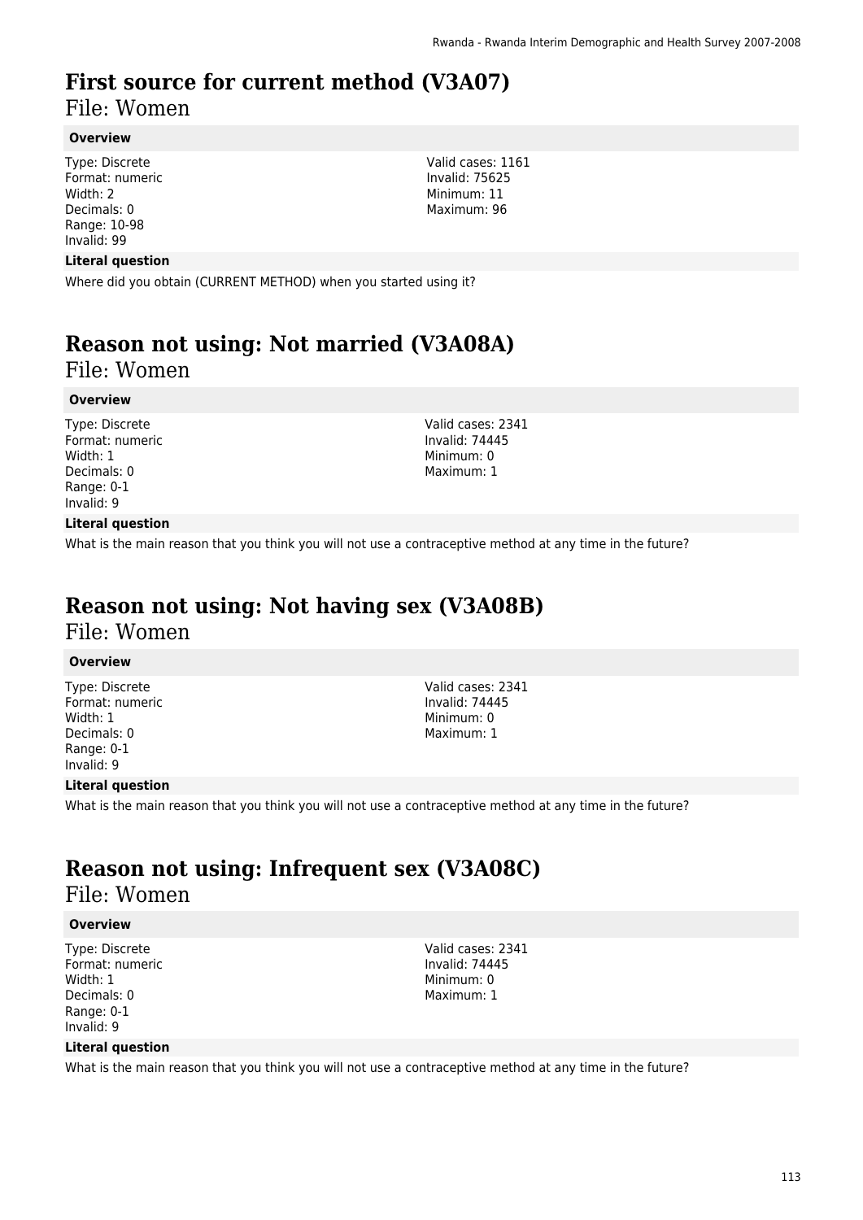# First source for current method (V3A07)

File: Women

**Overview**

Type: Discrete
Format: numeric
Width: 2
Decimals: 0
Range: 10-98
Invalid: 99

Valid cases: 1161
Invalid: 75625
Minimum: 11
Maximum: 96

**Literal question**

Where did you obtain (CURRENT METHOD) when you started using it?

# Reason not using: Not married (V3A08A)

File: Women

**Overview**

Type: Discrete
Format: numeric
Width: 1
Decimals: 0
Range: 0-1
Invalid: 9

Valid cases: 2341
Invalid: 74445
Minimum: 0
Maximum: 1

**Literal question**

What is the main reason that you think you will not use a contraceptive method at any time in the future?

# Reason not using: Not having sex (V3A08B)

File: Women

**Overview**

Type: Discrete
Format: numeric
Width: 1
Decimals: 0
Range: 0-1
Invalid: 9

Valid cases: 2341
Invalid: 74445
Minimum: 0
Maximum: 1

**Literal question**

What is the main reason that you think you will not use a contraceptive method at any time in the future?

# Reason not using: Infrequent sex (V3A08C)

File: Women

**Overview**

Type: Discrete
Format: numeric
Width: 1
Decimals: 0
Range: 0-1
Invalid: 9

Valid cases: 2341
Invalid: 74445
Minimum: 0
Maximum: 1

**Literal question**

What is the main reason that you think you will not use a contraceptive method at any time in the future?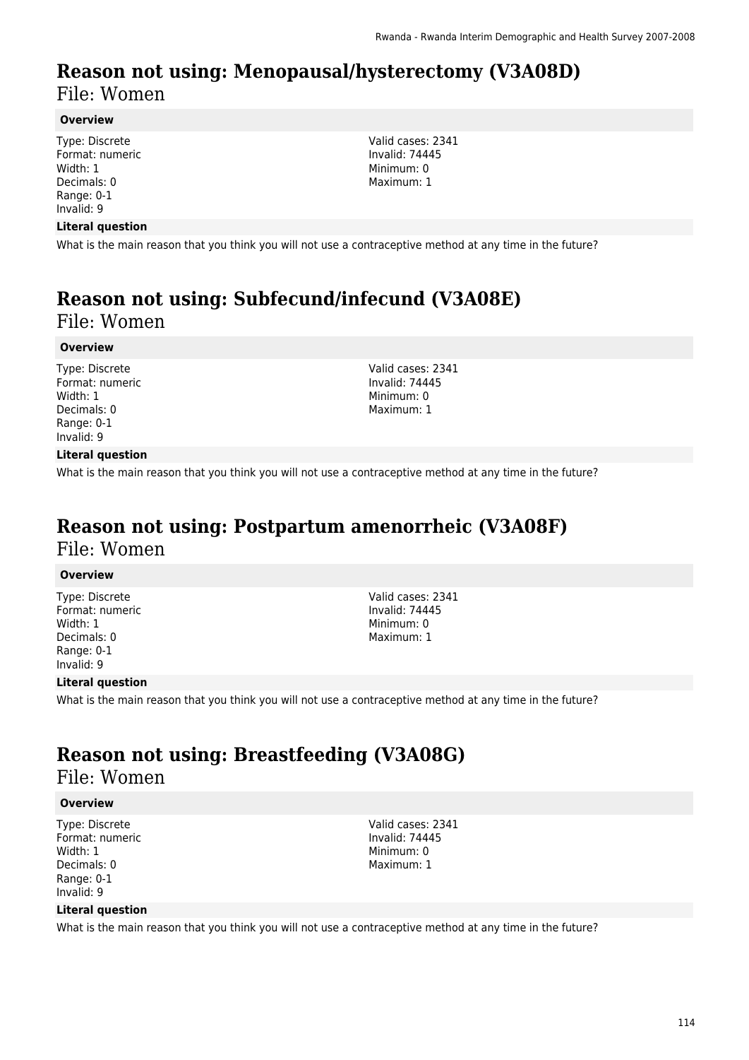# Reason not using: Menopausal/hysterectomy (V3A08D)

File: Women

**Overview**

Type: Discrete
Format: numeric
Width: 1
Decimals: 0
Range: 0-1
Invalid: 9

Valid cases: 2341
Invalid: 74445
Minimum: 0
Maximum: 1

**Literal question**

What is the main reason that you think you will not use a contraceptive method at any time in the future?

# Reason not using: Subfecund/infecund (V3A08E)

File: Women

**Overview**

Type: Discrete
Format: numeric
Width: 1
Decimals: 0
Range: 0-1
Invalid: 9

Valid cases: 2341
Invalid: 74445
Minimum: 0
Maximum: 1

**Literal question**

What is the main reason that you think you will not use a contraceptive method at any time in the future?

# Reason not using: Postpartum amenorrheic (V3A08F)

File: Women

**Overview**

Type: Discrete
Format: numeric
Width: 1
Decimals: 0
Range: 0-1
Invalid: 9

Valid cases: 2341
Invalid: 74445
Minimum: 0
Maximum: 1

**Literal question**

What is the main reason that you think you will not use a contraceptive method at any time in the future?

# Reason not using: Breastfeeding (V3A08G)

File: Women

**Overview**

Type: Discrete
Format: numeric
Width: 1
Decimals: 0
Range: 0-1
Invalid: 9

Valid cases: 2341
Invalid: 74445
Minimum: 0
Maximum: 1

**Literal question**

What is the main reason that you think you will not use a contraceptive method at any time in the future?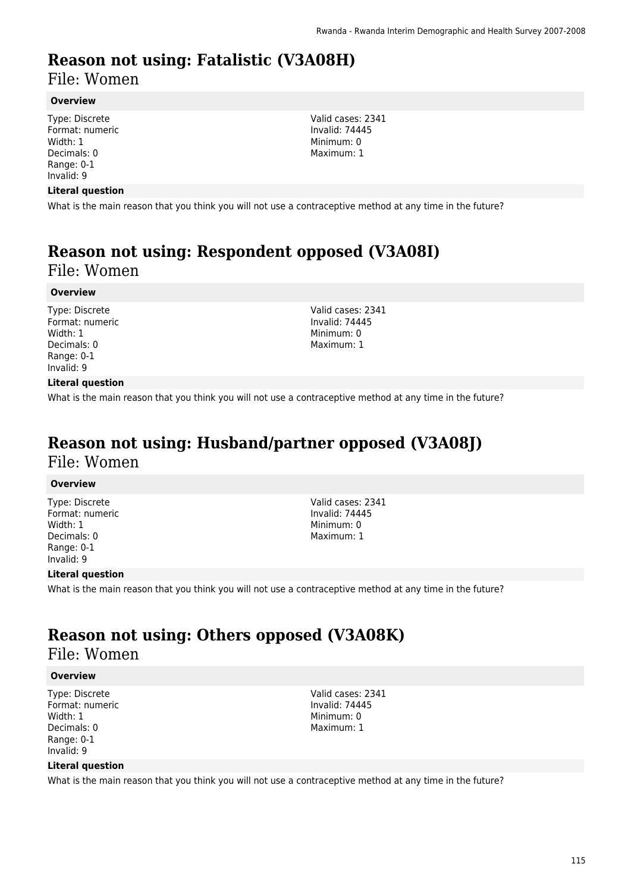# Reason not using: Fatalistic (V3A08H)

File: Women

**Overview**

Type: Discrete
Format: numeric
Width: 1
Decimals: 0
Range: 0-1
Invalid: 9

Valid cases: 2341
Invalid: 74445
Minimum: 0
Maximum: 1

**Literal question**

What is the main reason that you think you will not use a contraceptive method at any time in the future?

# Reason not using: Respondent opposed (V3A08I)

File: Women

**Overview**

Type: Discrete
Format: numeric
Width: 1
Decimals: 0
Range: 0-1
Invalid: 9

Valid cases: 2341
Invalid: 74445
Minimum: 0
Maximum: 1

**Literal question**

What is the main reason that you think you will not use a contraceptive method at any time in the future?

# Reason not using: Husband/partner opposed (V3A08J)

File: Women

**Overview**

Type: Discrete
Format: numeric
Width: 1
Decimals: 0
Range: 0-1
Invalid: 9

Valid cases: 2341
Invalid: 74445
Minimum: 0
Maximum: 1

**Literal question**

What is the main reason that you think you will not use a contraceptive method at any time in the future?

# Reason not using: Others opposed (V3A08K)

File: Women

**Overview**

Type: Discrete
Format: numeric
Width: 1
Decimals: 0
Range: 0-1
Invalid: 9

Valid cases: 2341
Invalid: 74445
Minimum: 0
Maximum: 1

**Literal question**

What is the main reason that you think you will not use a contraceptive method at any time in the future?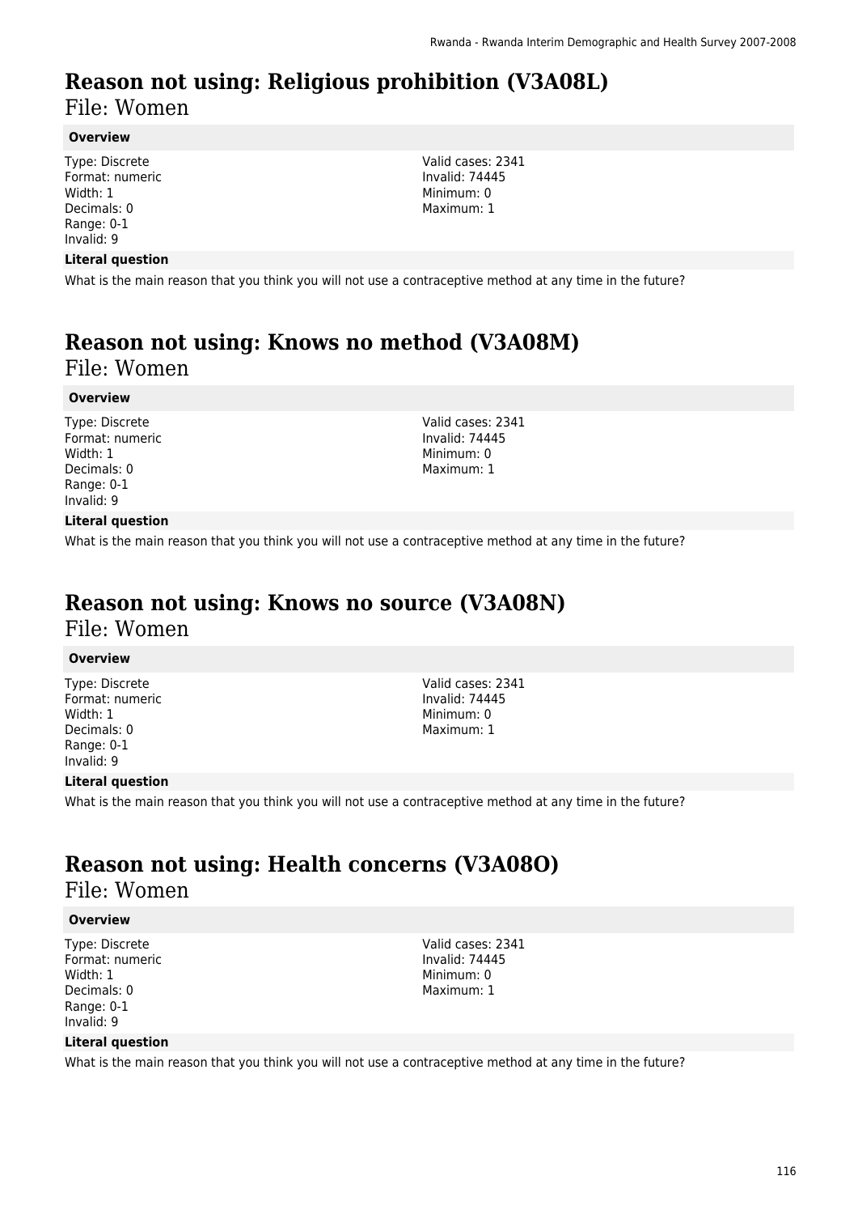# Reason not using: Religious prohibition (V3A08L)

File: Women

**Overview**

Type: Discrete
Format: numeric
Width: 1
Decimals: 0
Range: 0-1
Invalid: 9

Valid cases: 2341
Invalid: 74445
Minimum: 0
Maximum: 1

**Literal question**

What is the main reason that you think you will not use a contraceptive method at any time in the future?

# Reason not using: Knows no method (V3A08M)

File: Women

**Overview**

Type: Discrete
Format: numeric
Width: 1
Decimals: 0
Range: 0-1
Invalid: 9

Valid cases: 2341
Invalid: 74445
Minimum: 0
Maximum: 1

**Literal question**

What is the main reason that you think you will not use a contraceptive method at any time in the future?

# Reason not using: Knows no source (V3A08N)

File: Women

**Overview**

Type: Discrete
Format: numeric
Width: 1
Decimals: 0
Range: 0-1
Invalid: 9

Valid cases: 2341
Invalid: 74445
Minimum: 0
Maximum: 1

**Literal question**

What is the main reason that you think you will not use a contraceptive method at any time in the future?

# Reason not using: Health concerns (V3A08O)

File: Women

**Overview**

Type: Discrete
Format: numeric
Width: 1
Decimals: 0
Range: 0-1
Invalid: 9

Valid cases: 2341
Invalid: 74445
Minimum: 0
Maximum: 1

**Literal question**

What is the main reason that you think you will not use a contraceptive method at any time in the future?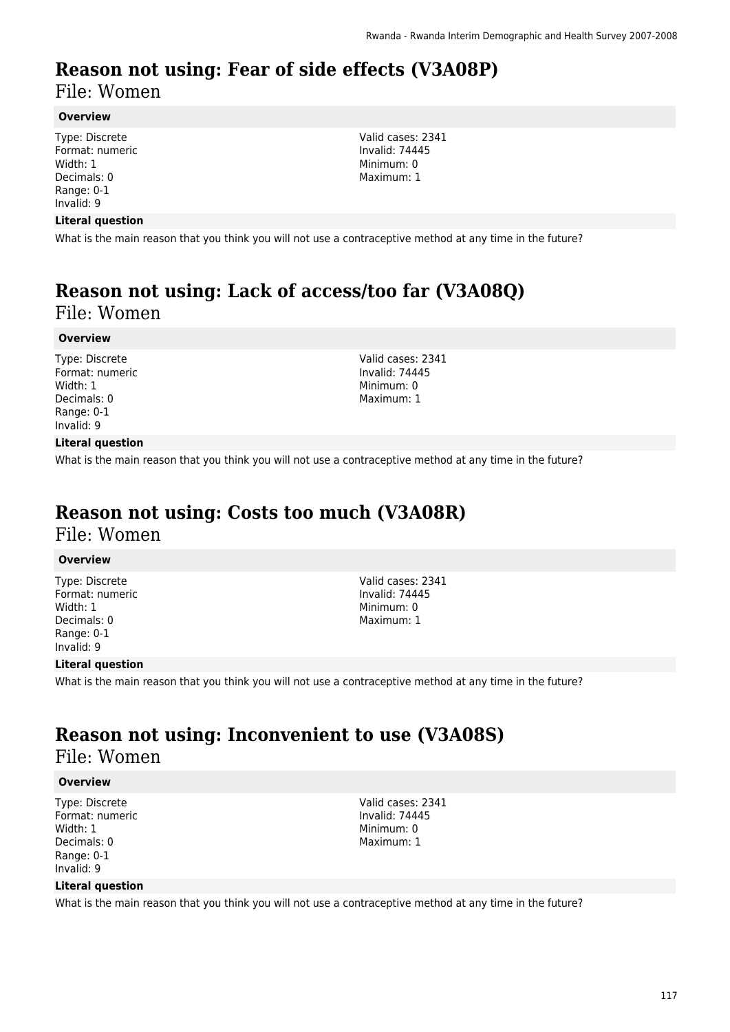# Reason not using: Fear of side effects (V3A08P)

File: Women

**Overview**

Type: Discrete
Format: numeric
Width: 1
Decimals: 0
Range: 0-1
Invalid: 9

Valid cases: 2341
Invalid: 74445
Minimum: 0
Maximum: 1

**Literal question**

What is the main reason that you think you will not use a contraceptive method at any time in the future?

# Reason not using: Lack of access/too far (V3A08Q)

File: Women

**Overview**

Type: Discrete
Format: numeric
Width: 1
Decimals: 0
Range: 0-1
Invalid: 9

Valid cases: 2341
Invalid: 74445
Minimum: 0
Maximum: 1

**Literal question**

What is the main reason that you think you will not use a contraceptive method at any time in the future?

# Reason not using: Costs too much (V3A08R)

File: Women

**Overview**

Type: Discrete
Format: numeric
Width: 1
Decimals: 0
Range: 0-1
Invalid: 9

Valid cases: 2341
Invalid: 74445
Minimum: 0
Maximum: 1

**Literal question**

What is the main reason that you think you will not use a contraceptive method at any time in the future?

# Reason not using: Inconvenient to use (V3A08S)

File: Women

**Overview**

Type: Discrete
Format: numeric
Width: 1
Decimals: 0
Range: 0-1
Invalid: 9

Valid cases: 2341
Invalid: 74445
Minimum: 0
Maximum: 1

**Literal question**

What is the main reason that you think you will not use a contraceptive method at any time in the future?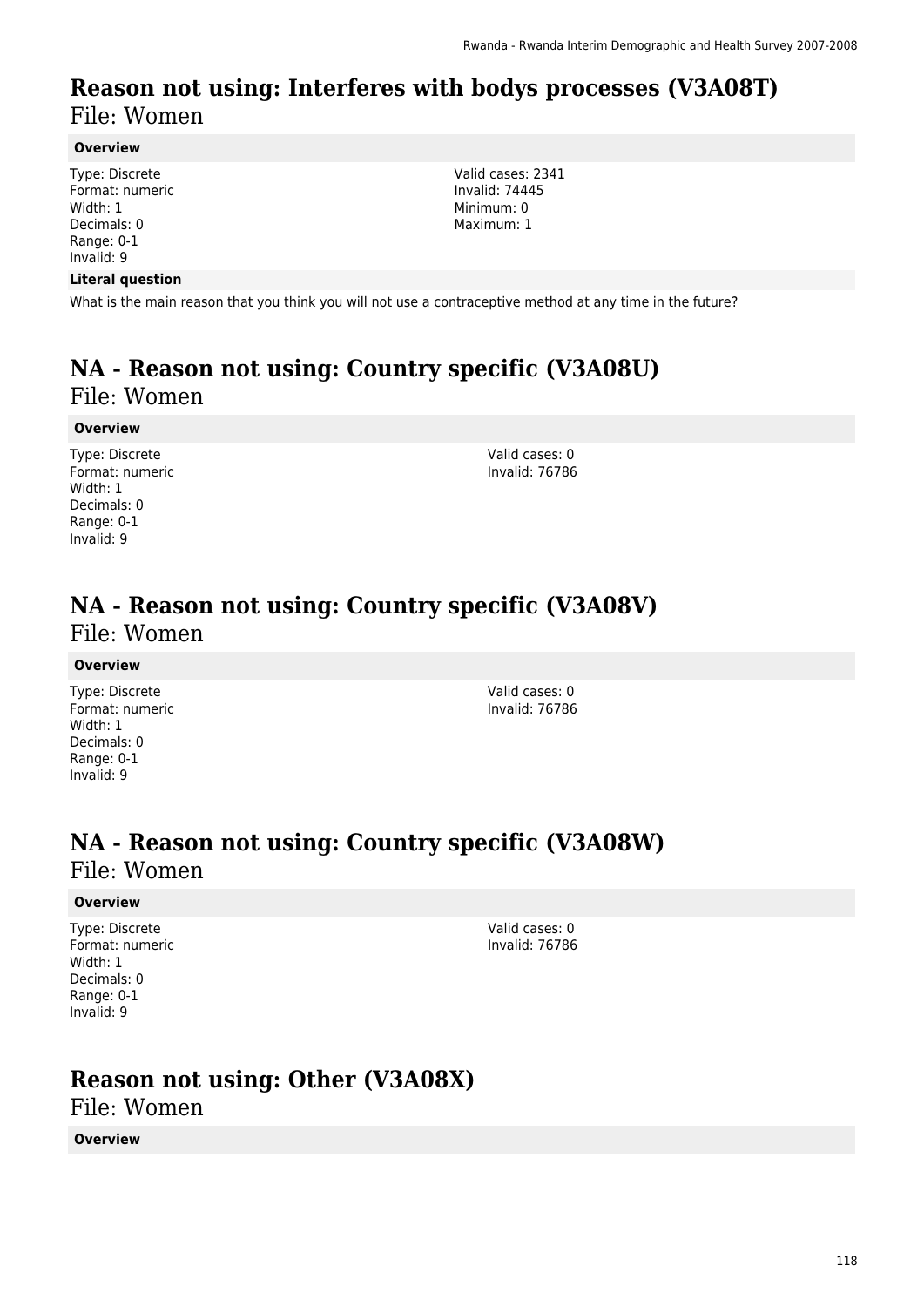# Reason not using: Interferes with bodys processes (V3A08T)
File: Women

**Overview**

Type: Discrete
Format: numeric
Width: 1
Decimals: 0
Range: 0-1
Invalid: 9

Valid cases: 2341
Invalid: 74445
Minimum: 0
Maximum: 1

**Literal question**

What is the main reason that you think you will not use a contraceptive method at any time in the future?

# NA - Reason not using: Country specific (V3A08U)
File: Women

**Overview**

Type: Discrete
Format: numeric
Width: 1
Decimals: 0
Range: 0-1
Invalid: 9

Valid cases: 0
Invalid: 76786

# NA - Reason not using: Country specific (V3A08V)
File: Women

**Overview**

Type: Discrete
Format: numeric
Width: 1
Decimals: 0
Range: 0-1
Invalid: 9

Valid cases: 0
Invalid: 76786

# NA - Reason not using: Country specific (V3A08W)
File: Women

**Overview**

Type: Discrete
Format: numeric
Width: 1
Decimals: 0
Range: 0-1
Invalid: 9

Valid cases: 0
Invalid: 76786

# Reason not using: Other (V3A08X)
File: Women

**Overview**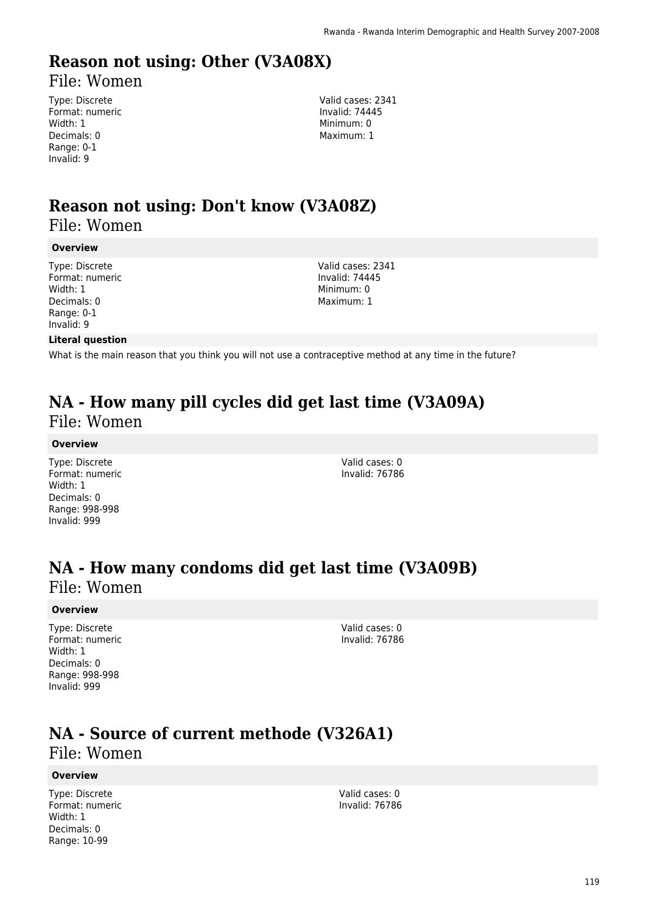# Reason not using: Other (V3A08X)

File: Women

Type: Discrete
Format: numeric
Width: 1
Decimals: 0
Range: 0-1
Invalid: 9

Valid cases: 2341
Invalid: 74445
Minimum: 0
Maximum: 1

# Reason not using: Don't know (V3A08Z)

File: Women

**Overview**

Type: Discrete
Format: numeric
Width: 1
Decimals: 0
Range: 0-1
Invalid: 9

Valid cases: 2341
Invalid: 74445
Minimum: 0
Maximum: 1

**Literal question**

What is the main reason that you think you will not use a contraceptive method at any time in the future?

# NA - How many pill cycles did get last time (V3A09A)

File: Women

**Overview**

Type: Discrete
Format: numeric
Width: 1
Decimals: 0
Range: 998-998
Invalid: 999

Valid cases: 0
Invalid: 76786

# NA - How many condoms did get last time (V3A09B)

File: Women

**Overview**

Type: Discrete
Format: numeric
Width: 1
Decimals: 0
Range: 998-998
Invalid: 999

Valid cases: 0
Invalid: 76786

# NA - Source of current methode (V326A1)

File: Women

**Overview**

Type: Discrete
Format: numeric
Width: 1
Decimals: 0
Range: 10-99

Valid cases: 0
Invalid: 76786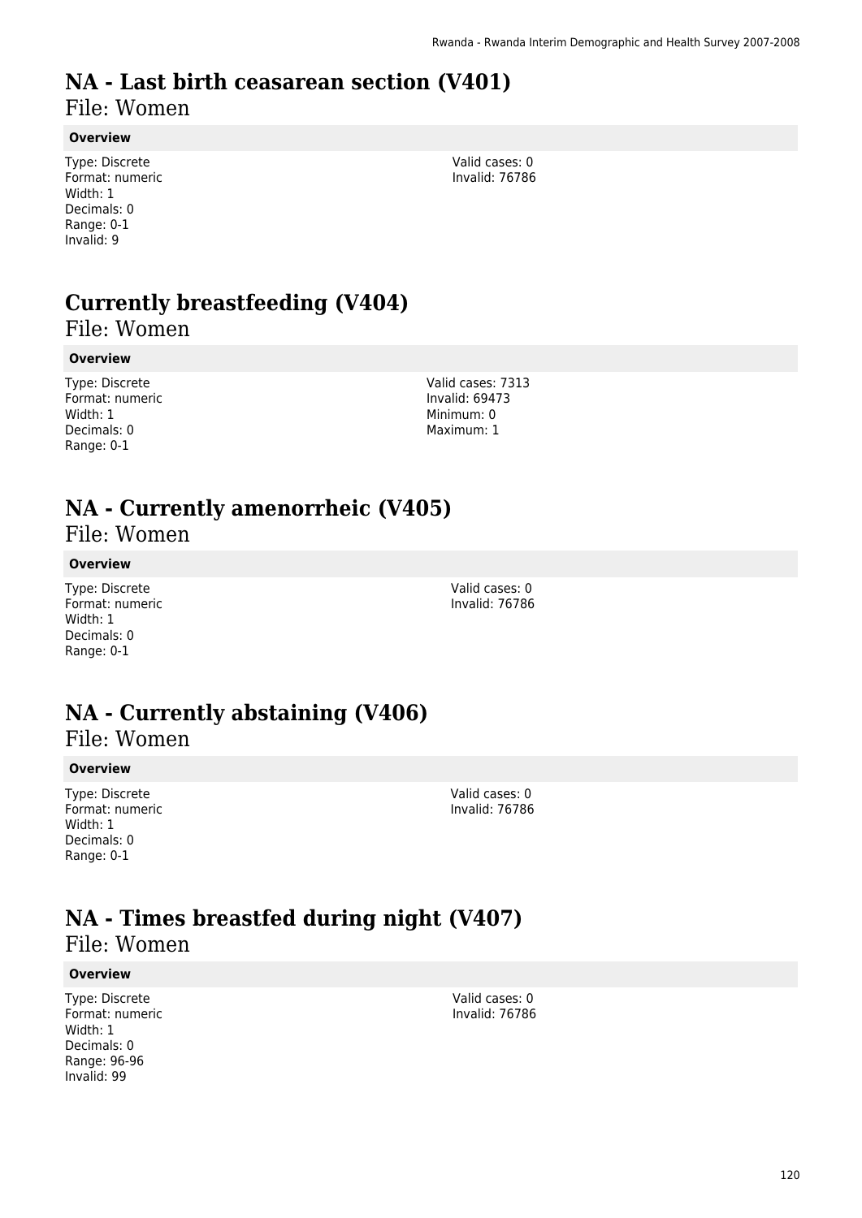# NA - Last birth ceasarean section (V401)

File: Women

**Overview**

Type: Discrete
Format: numeric
Width: 1
Decimals: 0
Range: 0-1
Invalid: 9

Valid cases: 0
Invalid: 76786

# Currently breastfeeding (V404)

File: Women

**Overview**

Type: Discrete
Format: numeric
Width: 1
Decimals: 0
Range: 0-1

Valid cases: 7313
Invalid: 69473
Minimum: 0
Maximum: 1

# NA - Currently amenorrheic (V405)

File: Women

**Overview**

Type: Discrete
Format: numeric
Width: 1
Decimals: 0
Range: 0-1

Valid cases: 0
Invalid: 76786

# NA - Currently abstaining (V406)

File: Women

**Overview**

Type: Discrete
Format: numeric
Width: 1
Decimals: 0
Range: 0-1

Valid cases: 0
Invalid: 76786

# NA - Times breastfed during night (V407)

File: Women

**Overview**

Type: Discrete
Format: numeric
Width: 1
Decimals: 0
Range: 96-96
Invalid: 99

Valid cases: 0
Invalid: 76786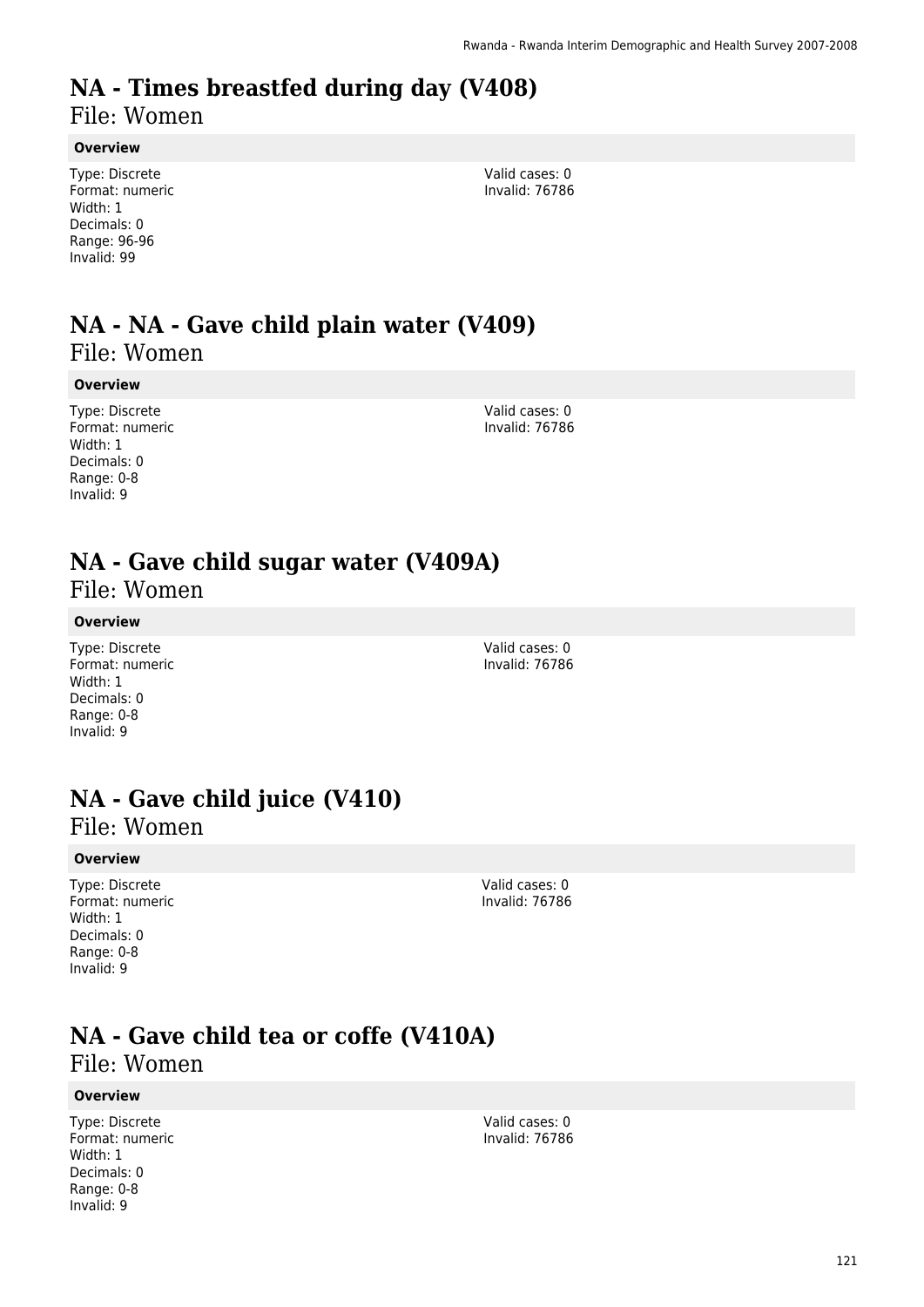# NA - Times breastfed during day (V408)

File: Women

**Overview**

Type: Discrete
Format: numeric
Width: 1
Decimals: 0
Range: 96-96
Invalid: 99

Valid cases: 0
Invalid: 76786

# NA - NA - Gave child plain water (V409)

File: Women

**Overview**

Type: Discrete
Format: numeric
Width: 1
Decimals: 0
Range: 0-8
Invalid: 9

Valid cases: 0
Invalid: 76786

# NA - Gave child sugar water (V409A)

File: Women

**Overview**

Type: Discrete
Format: numeric
Width: 1
Decimals: 0
Range: 0-8
Invalid: 9

Valid cases: 0
Invalid: 76786

# NA - Gave child juice (V410)

File: Women

**Overview**

Type: Discrete
Format: numeric
Width: 1
Decimals: 0
Range: 0-8
Invalid: 9

Valid cases: 0
Invalid: 76786

# NA - Gave child tea or coffe (V410A)

File: Women

**Overview**

Type: Discrete
Format: numeric
Width: 1
Decimals: 0
Range: 0-8
Invalid: 9

Valid cases: 0
Invalid: 76786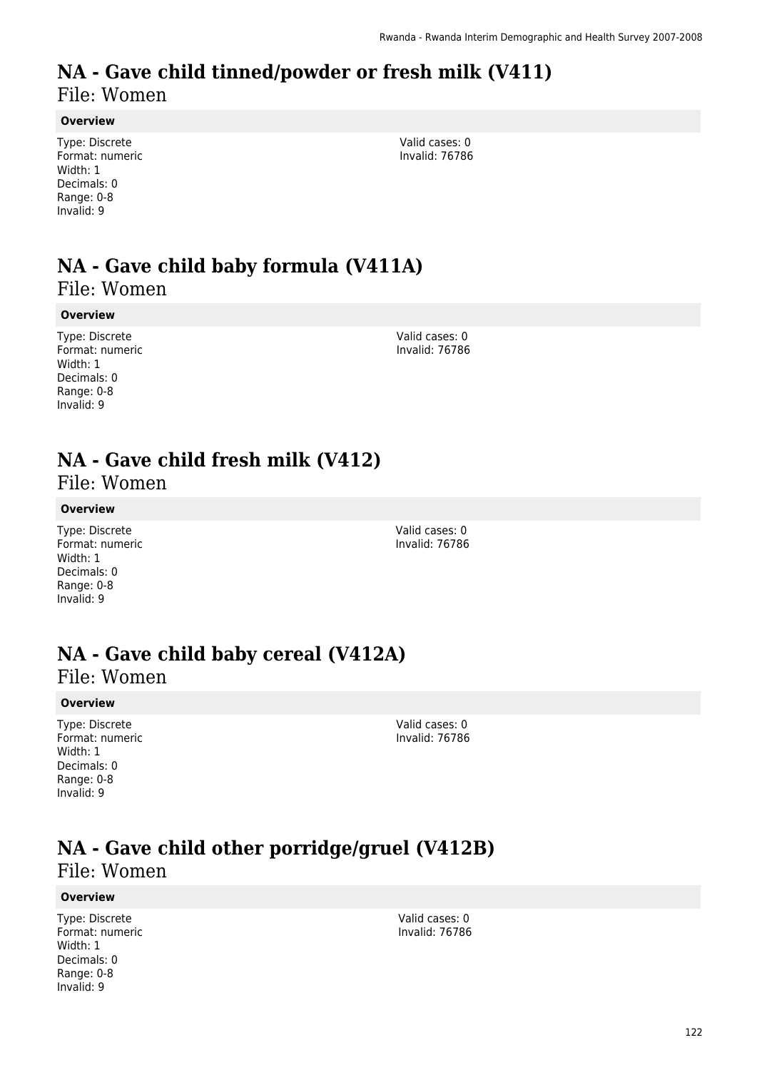# NA - Gave child tinned/powder or fresh milk (V411)

File: Women

**Overview**

Type: Discrete
Format: numeric
Width: 1
Decimals: 0
Range: 0-8
Invalid: 9

Valid cases: 0
Invalid: 76786

# NA - Gave child baby formula (V411A)

File: Women

**Overview**

Type: Discrete
Format: numeric
Width: 1
Decimals: 0
Range: 0-8
Invalid: 9

Valid cases: 0
Invalid: 76786

# NA - Gave child fresh milk (V412)

File: Women

**Overview**

Type: Discrete
Format: numeric
Width: 1
Decimals: 0
Range: 0-8
Invalid: 9

Valid cases: 0
Invalid: 76786

# NA - Gave child baby cereal (V412A)

File: Women

**Overview**

Type: Discrete
Format: numeric
Width: 1
Decimals: 0
Range: 0-8
Invalid: 9

Valid cases: 0
Invalid: 76786

# NA - Gave child other porridge/gruel (V412B)

File: Women

**Overview**

Type: Discrete
Format: numeric
Width: 1
Decimals: 0
Range: 0-8
Invalid: 9

Valid cases: 0
Invalid: 76786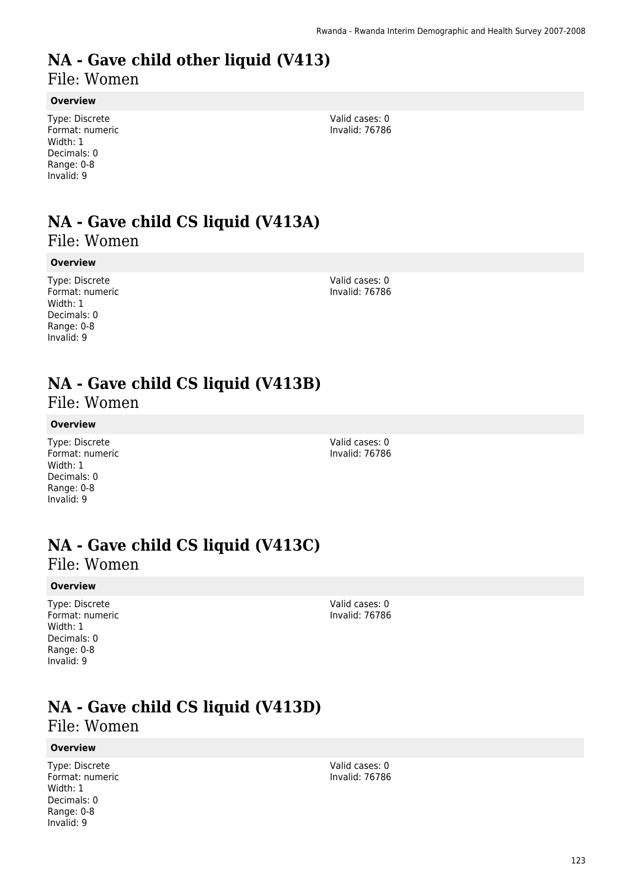# NA - Gave child other liquid (V413)

File: Women

**Overview**

Type: Discrete
Format: numeric
Width: 1
Decimals: 0
Range: 0-8
Invalid: 9

Valid cases: 0
Invalid: 76786

# NA - Gave child CS liquid (V413A)

File: Women

**Overview**

Type: Discrete
Format: numeric
Width: 1
Decimals: 0
Range: 0-8
Invalid: 9

Valid cases: 0
Invalid: 76786

# NA - Gave child CS liquid (V413B)

File: Women

**Overview**

Type: Discrete
Format: numeric
Width: 1
Decimals: 0
Range: 0-8
Invalid: 9

Valid cases: 0
Invalid: 76786

# NA - Gave child CS liquid (V413C)

File: Women

**Overview**

Type: Discrete
Format: numeric
Width: 1
Decimals: 0
Range: 0-8
Invalid: 9

Valid cases: 0
Invalid: 76786

# NA - Gave child CS liquid (V413D)

File: Women

**Overview**

Type: Discrete
Format: numeric
Width: 1
Decimals: 0
Range: 0-8
Invalid: 9

Valid cases: 0
Invalid: 76786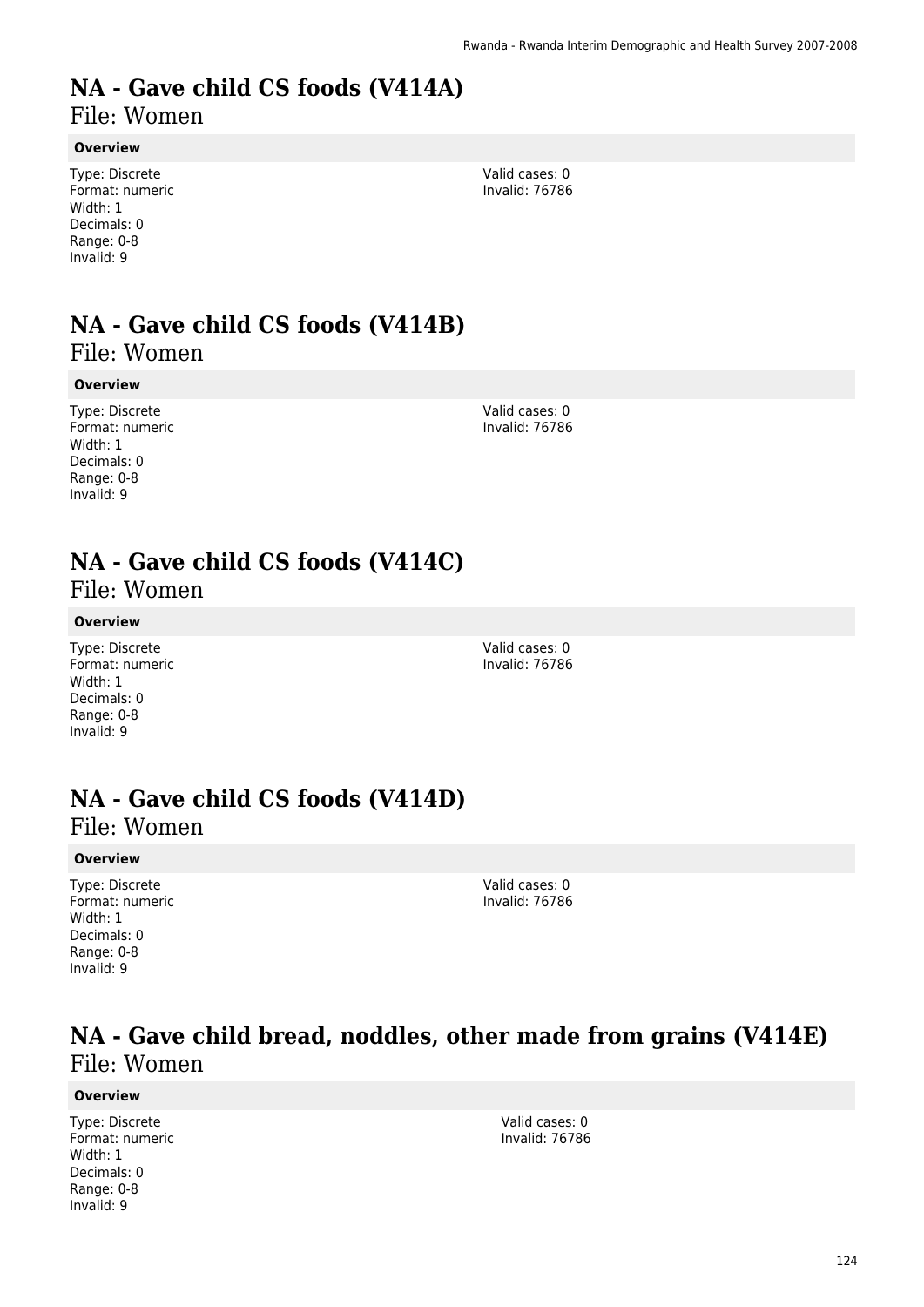# NA - Gave child CS foods (V414A)

File: Women

**Overview**

Type: Discrete
Format: numeric
Width: 1
Decimals: 0
Range: 0-8
Invalid: 9

Valid cases: 0
Invalid: 76786

# NA - Gave child CS foods (V414B)

File: Women

**Overview**

Type: Discrete
Format: numeric
Width: 1
Decimals: 0
Range: 0-8
Invalid: 9

Valid cases: 0
Invalid: 76786

# NA - Gave child CS foods (V414C)

File: Women

**Overview**

Type: Discrete
Format: numeric
Width: 1
Decimals: 0
Range: 0-8
Invalid: 9

Valid cases: 0
Invalid: 76786

# NA - Gave child CS foods (V414D)

File: Women

**Overview**

Type: Discrete
Format: numeric
Width: 1
Decimals: 0
Range: 0-8
Invalid: 9

Valid cases: 0
Invalid: 76786

# NA - Gave child bread, noddles, other made from grains (V414E)

File: Women

**Overview**

Type: Discrete
Format: numeric
Width: 1
Decimals: 0
Range: 0-8
Invalid: 9

Valid cases: 0
Invalid: 76786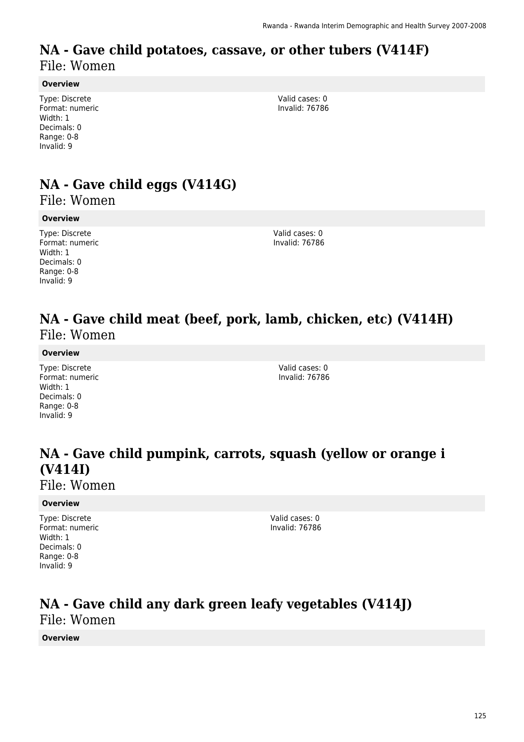# NA - Gave child potatoes, cassave, or other tubers (V414F)

File: Women

**Overview**

Type: Discrete
Format: numeric
Width: 1
Decimals: 0
Range: 0-8
Invalid: 9

Valid cases: 0
Invalid: 76786

# NA - Gave child eggs (V414G)

File: Women

**Overview**

Type: Discrete
Format: numeric
Width: 1
Decimals: 0
Range: 0-8
Invalid: 9

Valid cases: 0
Invalid: 76786

# NA - Gave child meat (beef, pork, lamb, chicken, etc) (V414H)

File: Women

**Overview**

Type: Discrete
Format: numeric
Width: 1
Decimals: 0
Range: 0-8
Invalid: 9

Valid cases: 0
Invalid: 76786

# NA - Gave child pumpink, carrots, squash (yellow or orange i (V414I)

File: Women

**Overview**

Type: Discrete
Format: numeric
Width: 1
Decimals: 0
Range: 0-8
Invalid: 9

Valid cases: 0
Invalid: 76786

# NA - Gave child any dark green leafy vegetables (V414J)

File: Women

**Overview**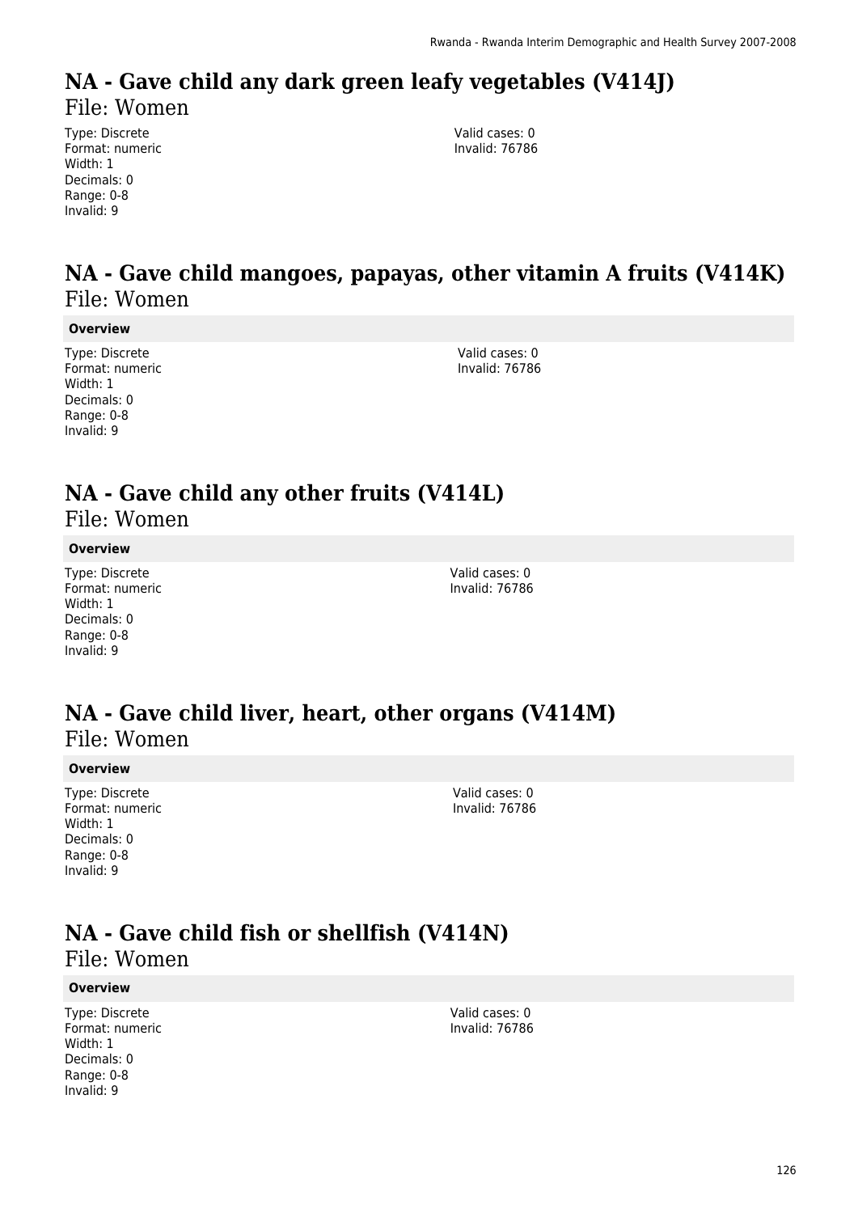# NA - Gave child any dark green leafy vegetables (V414J)

File: Women

Type: Discrete
Format: numeric
Width: 1
Decimals: 0
Range: 0-8
Invalid: 9

Valid cases: 0
Invalid: 76786

# NA - Gave child mangoes, papayas, other vitamin A fruits (V414K)

File: Women

**Overview**

Type: Discrete
Format: numeric
Width: 1
Decimals: 0
Range: 0-8
Invalid: 9

Valid cases: 0
Invalid: 76786

# NA - Gave child any other fruits (V414L)

File: Women

**Overview**

Type: Discrete
Format: numeric
Width: 1
Decimals: 0
Range: 0-8
Invalid: 9

Valid cases: 0
Invalid: 76786

# NA - Gave child liver, heart, other organs (V414M)

File: Women

**Overview**

Type: Discrete
Format: numeric
Width: 1
Decimals: 0
Range: 0-8
Invalid: 9

Valid cases: 0
Invalid: 76786

# NA - Gave child fish or shellfish (V414N)

File: Women

**Overview**

Type: Discrete
Format: numeric
Width: 1
Decimals: 0
Range: 0-8
Invalid: 9

Valid cases: 0
Invalid: 76786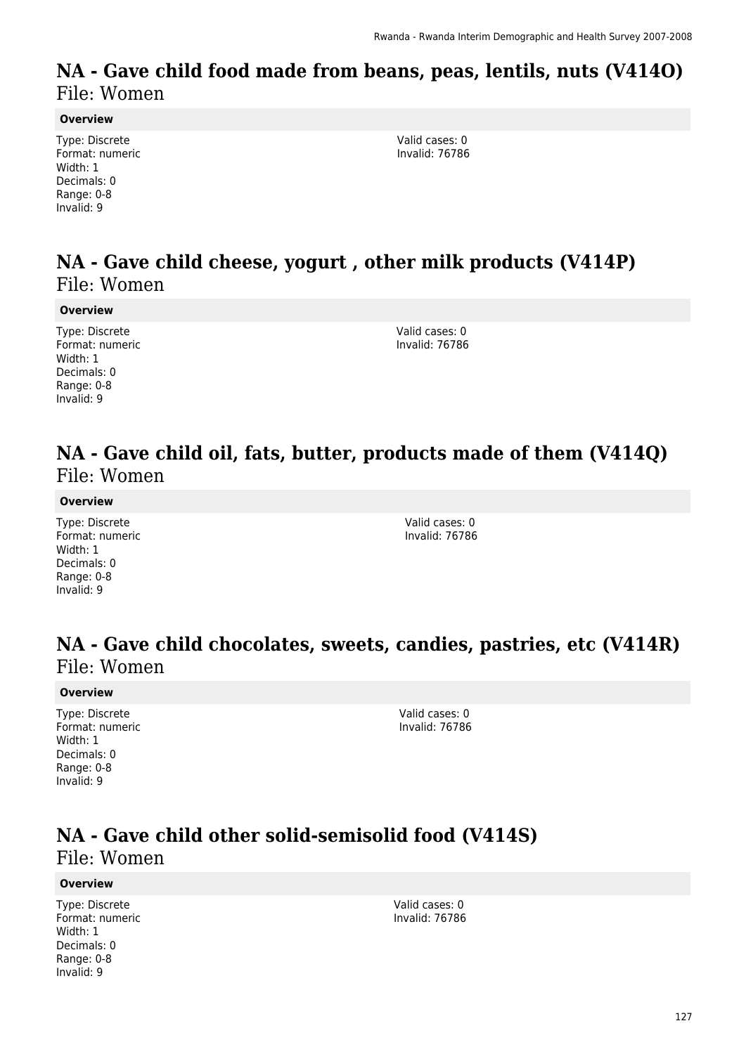## NA - Gave child food made from beans, peas, lentils, nuts (V414O)

File: Women

**Overview**

Type: Discrete
Format: numeric
Width: 1
Decimals: 0
Range: 0-8
Invalid: 9

Valid cases: 0
Invalid: 76786

## NA - Gave child cheese, yogurt , other milk products (V414P)

File: Women

**Overview**

Type: Discrete
Format: numeric
Width: 1
Decimals: 0
Range: 0-8
Invalid: 9

Valid cases: 0
Invalid: 76786

## NA - Gave child oil, fats, butter, products made of them (V414Q)

File: Women

**Overview**

Type: Discrete
Format: numeric
Width: 1
Decimals: 0
Range: 0-8
Invalid: 9

Valid cases: 0
Invalid: 76786

## NA - Gave child chocolates, sweets, candies, pastries, etc (V414R)

File: Women

**Overview**

Type: Discrete
Format: numeric
Width: 1
Decimals: 0
Range: 0-8
Invalid: 9

Valid cases: 0
Invalid: 76786

## NA - Gave child other solid-semisolid food (V414S)

File: Women

**Overview**

Type: Discrete
Format: numeric
Width: 1
Decimals: 0
Range: 0-8
Invalid: 9

Valid cases: 0
Invalid: 76786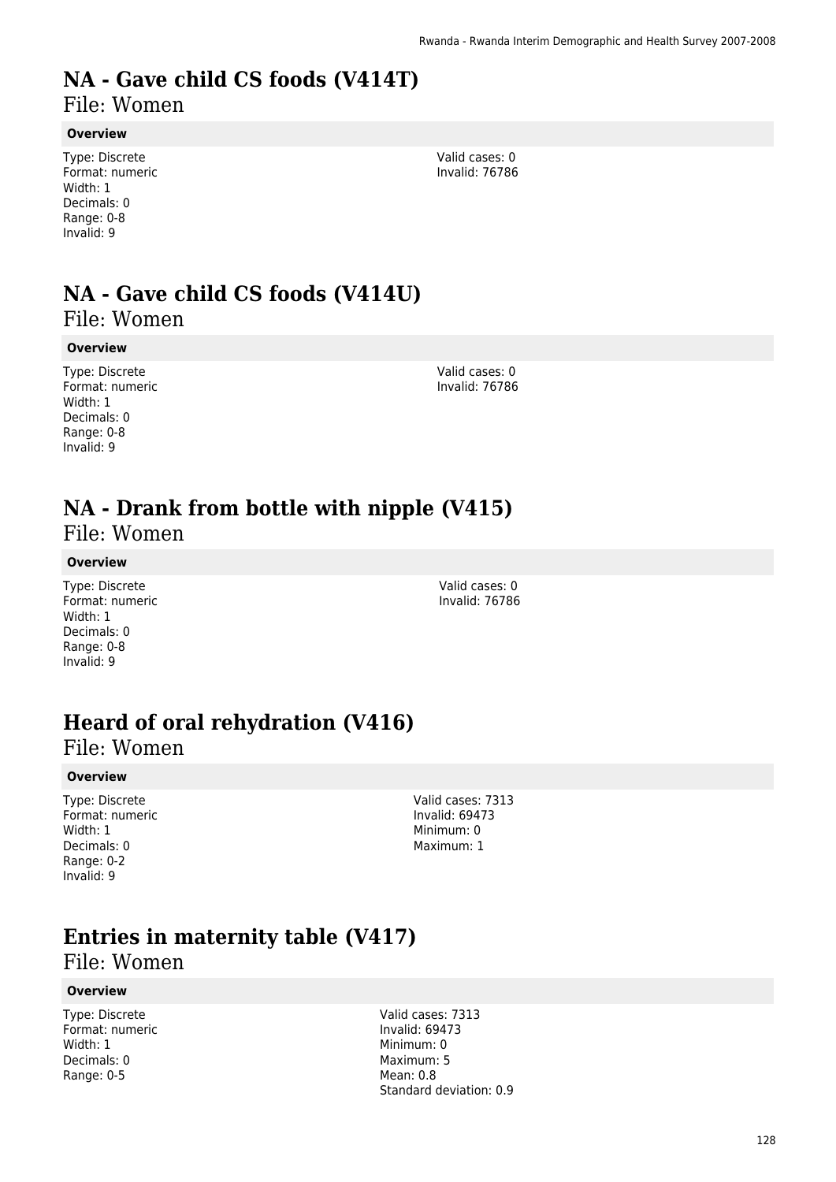# NA - Gave child CS foods (V414T)

File: Women

**Overview**

Type: Discrete
Format: numeric
Width: 1
Decimals: 0
Range: 0-8
Invalid: 9

Valid cases: 0
Invalid: 76786

# NA - Gave child CS foods (V414U)

File: Women

**Overview**

Type: Discrete
Format: numeric
Width: 1
Decimals: 0
Range: 0-8
Invalid: 9

Valid cases: 0
Invalid: 76786

# NA - Drank from bottle with nipple (V415)

File: Women

**Overview**

Type: Discrete
Format: numeric
Width: 1
Decimals: 0
Range: 0-8
Invalid: 9

Valid cases: 0
Invalid: 76786

# Heard of oral rehydration (V416)

File: Women

**Overview**

Type: Discrete
Format: numeric
Width: 1
Decimals: 0
Range: 0-2
Invalid: 9

Valid cases: 7313
Invalid: 69473
Minimum: 0
Maximum: 1

# Entries in maternity table (V417)

File: Women

**Overview**

Type: Discrete
Format: numeric
Width: 1
Decimals: 0
Range: 0-5

Valid cases: 7313
Invalid: 69473
Minimum: 0
Maximum: 5
Mean: 0.8
Standard deviation: 0.9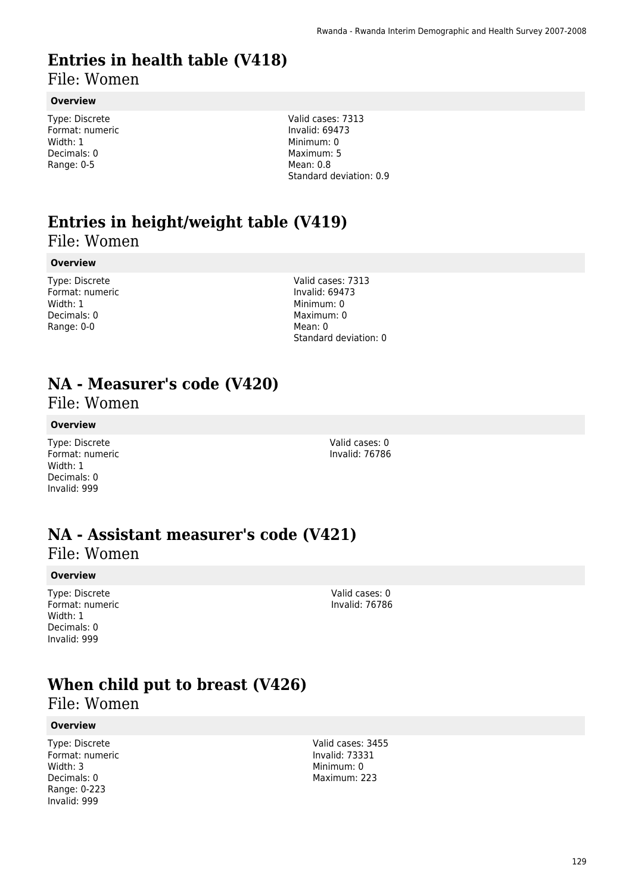# Entries in health table (V418)

File: Women

**Overview**

Type: Discrete
Format: numeric
Width: 1
Decimals: 0
Range: 0-5

Valid cases: 7313
Invalid: 69473
Minimum: 0
Maximum: 5
Mean: 0.8
Standard deviation: 0.9

# Entries in height/weight table (V419)

File: Women

**Overview**

Type: Discrete
Format: numeric
Width: 1
Decimals: 0
Range: 0-0

Valid cases: 7313
Invalid: 69473
Minimum: 0
Maximum: 0
Mean: 0
Standard deviation: 0

# NA - Measurer's code (V420)

File: Women

**Overview**

Type: Discrete
Format: numeric
Width: 1
Decimals: 0
Invalid: 999

Valid cases: 0
Invalid: 76786

# NA - Assistant measurer's code (V421)

File: Women

**Overview**

Type: Discrete
Format: numeric
Width: 1
Decimals: 0
Invalid: 999

Valid cases: 0
Invalid: 76786

# When child put to breast (V426)

File: Women

**Overview**

Type: Discrete
Format: numeric
Width: 3
Decimals: 0
Range: 0-223
Invalid: 999

Valid cases: 3455
Invalid: 73331
Minimum: 0
Maximum: 223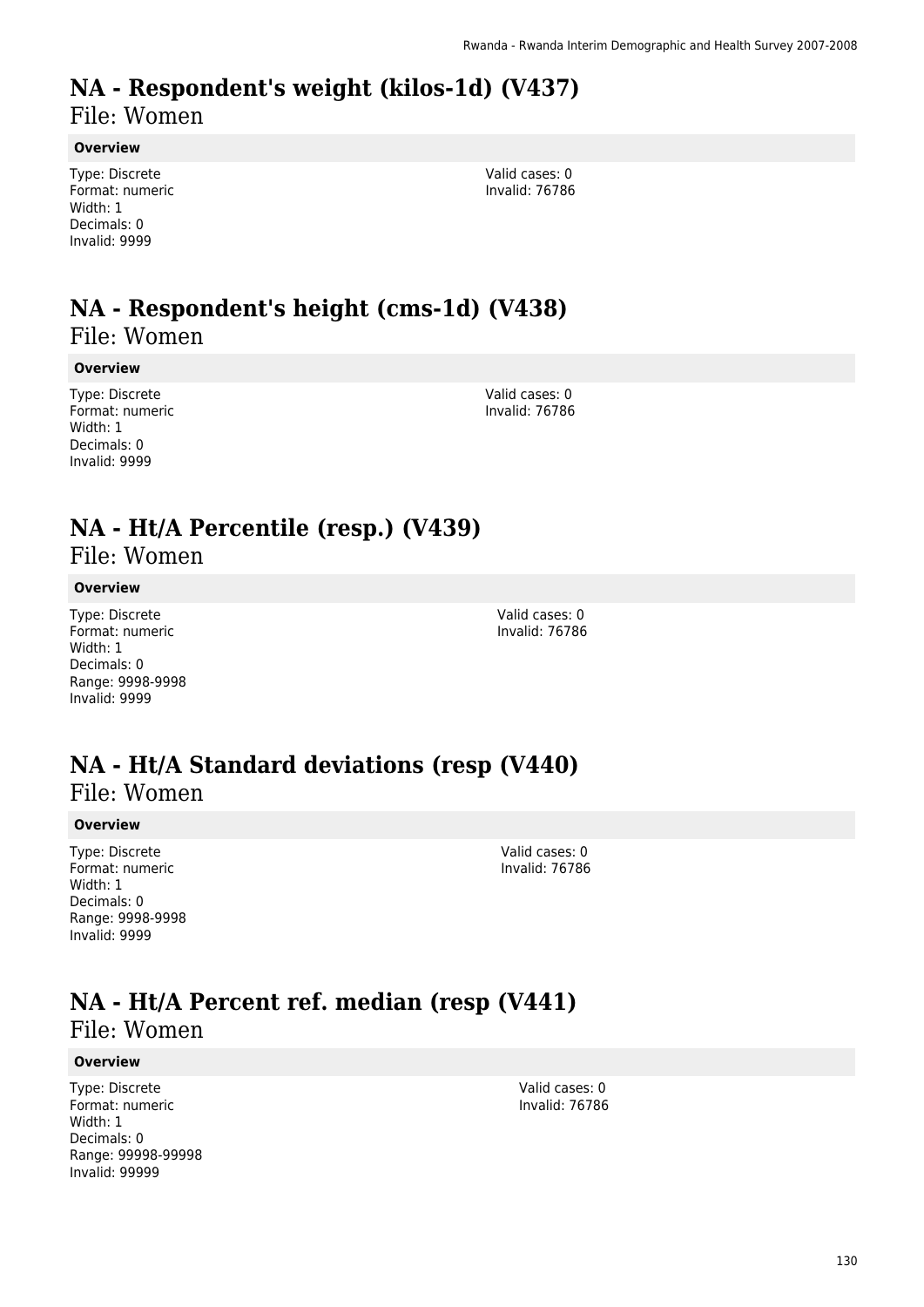# NA - Respondent's weight (kilos-1d) (V437)

File: Women

**Overview**

Type: Discrete
Format: numeric
Width: 1
Decimals: 0
Invalid: 9999

Valid cases: 0
Invalid: 76786

# NA - Respondent's height (cms-1d) (V438)

File: Women

**Overview**

Type: Discrete
Format: numeric
Width: 1
Decimals: 0
Invalid: 9999

Valid cases: 0
Invalid: 76786

# NA - Ht/A Percentile (resp.) (V439)

File: Women

**Overview**

Type: Discrete
Format: numeric
Width: 1
Decimals: 0
Range: 9998-9998
Invalid: 9999

Valid cases: 0
Invalid: 76786

# NA - Ht/A Standard deviations (resp (V440)

File: Women

**Overview**

Type: Discrete
Format: numeric
Width: 1
Decimals: 0
Range: 9998-9998
Invalid: 9999

Valid cases: 0
Invalid: 76786

# NA - Ht/A Percent ref. median (resp (V441)

File: Women

**Overview**

Type: Discrete
Format: numeric
Width: 1
Decimals: 0
Range: 99998-99998
Invalid: 99999

Valid cases: 0
Invalid: 76786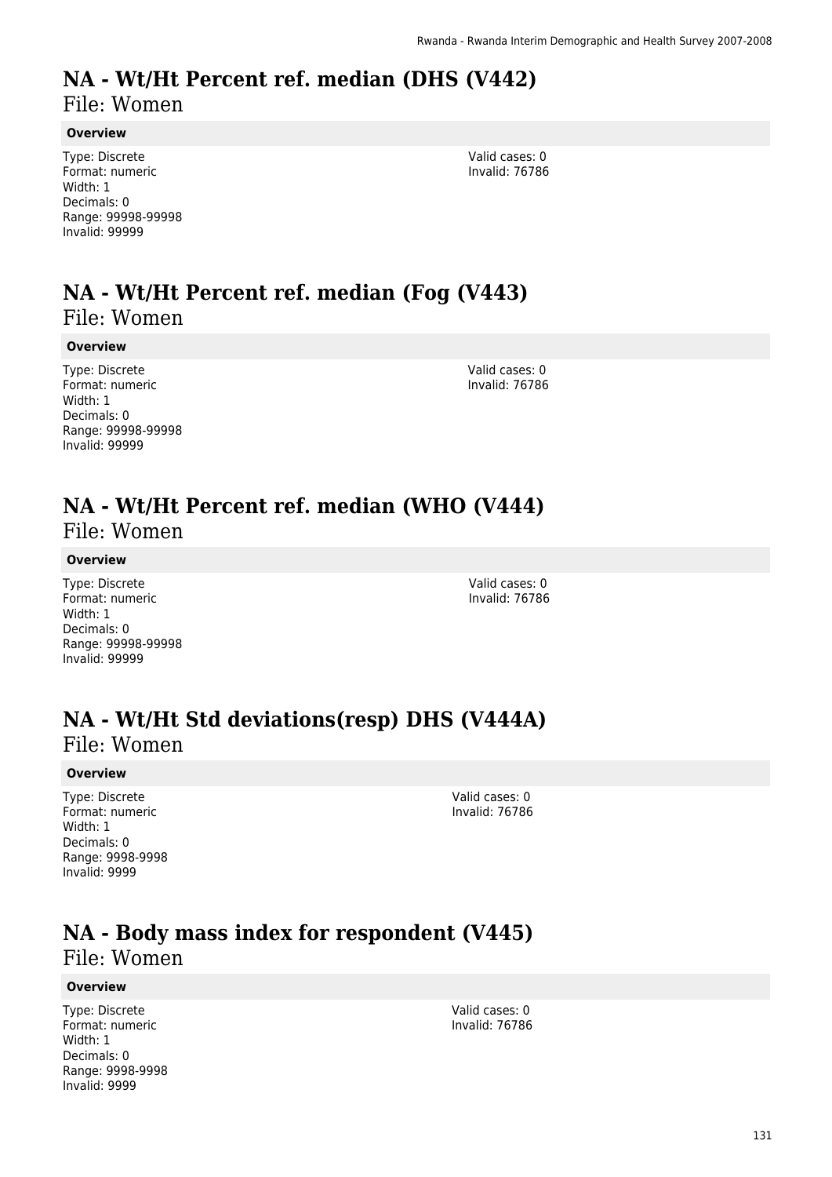# NA - Wt/Ht Percent ref. median (DHS (V442)

File: Women

### Overview

Type: Discrete
Format: numeric
Width: 1
Decimals: 0
Range: 99998-99998
Invalid: 99999

Valid cases: 0
Invalid: 76786

# NA - Wt/Ht Percent ref. median (Fog (V443)

File: Women

### Overview

Type: Discrete
Format: numeric
Width: 1
Decimals: 0
Range: 99998-99998
Invalid: 99999

Valid cases: 0
Invalid: 76786

# NA - Wt/Ht Percent ref. median (WHO (V444)

File: Women

### Overview

Type: Discrete
Format: numeric
Width: 1
Decimals: 0
Range: 99998-99998
Invalid: 99999

Valid cases: 0
Invalid: 76786

# NA - Wt/Ht Std deviations(resp) DHS (V444A)

File: Women

### Overview

Type: Discrete
Format: numeric
Width: 1
Decimals: 0
Range: 9998-9998
Invalid: 9999

Valid cases: 0
Invalid: 76786

# NA - Body mass index for respondent (V445)

File: Women

### Overview

Type: Discrete
Format: numeric
Width: 1
Decimals: 0
Range: 9998-9998
Invalid: 9999

Valid cases: 0
Invalid: 76786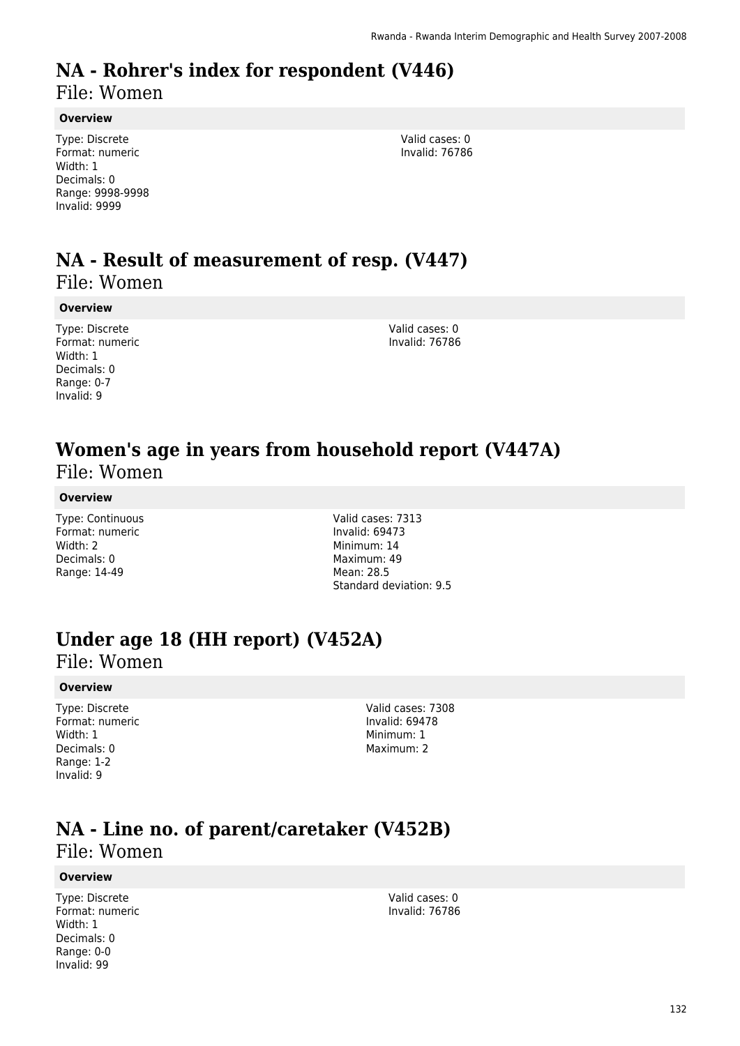# NA - Rohrer's index for respondent (V446)

File: Women

**Overview**

Type: Discrete
Format: numeric
Width: 1
Decimals: 0
Range: 9998-9998
Invalid: 9999

Valid cases: 0
Invalid: 76786

# NA - Result of measurement of resp. (V447)

File: Women

**Overview**

Type: Discrete
Format: numeric
Width: 1
Decimals: 0
Range: 0-7
Invalid: 9

Valid cases: 0
Invalid: 76786

# Women's age in years from household report (V447A)

File: Women

**Overview**

Type: Continuous
Format: numeric
Width: 2
Decimals: 0
Range: 14-49

Valid cases: 7313
Invalid: 69473
Minimum: 14
Maximum: 49
Mean: 28.5
Standard deviation: 9.5

# Under age 18 (HH report) (V452A)

File: Women

**Overview**

Type: Discrete
Format: numeric
Width: 1
Decimals: 0
Range: 1-2
Invalid: 9

Valid cases: 7308
Invalid: 69478
Minimum: 1
Maximum: 2

# NA - Line no. of parent/caretaker (V452B)

File: Women

**Overview**

Type: Discrete
Format: numeric
Width: 1
Decimals: 0
Range: 0-0
Invalid: 99

Valid cases: 0
Invalid: 76786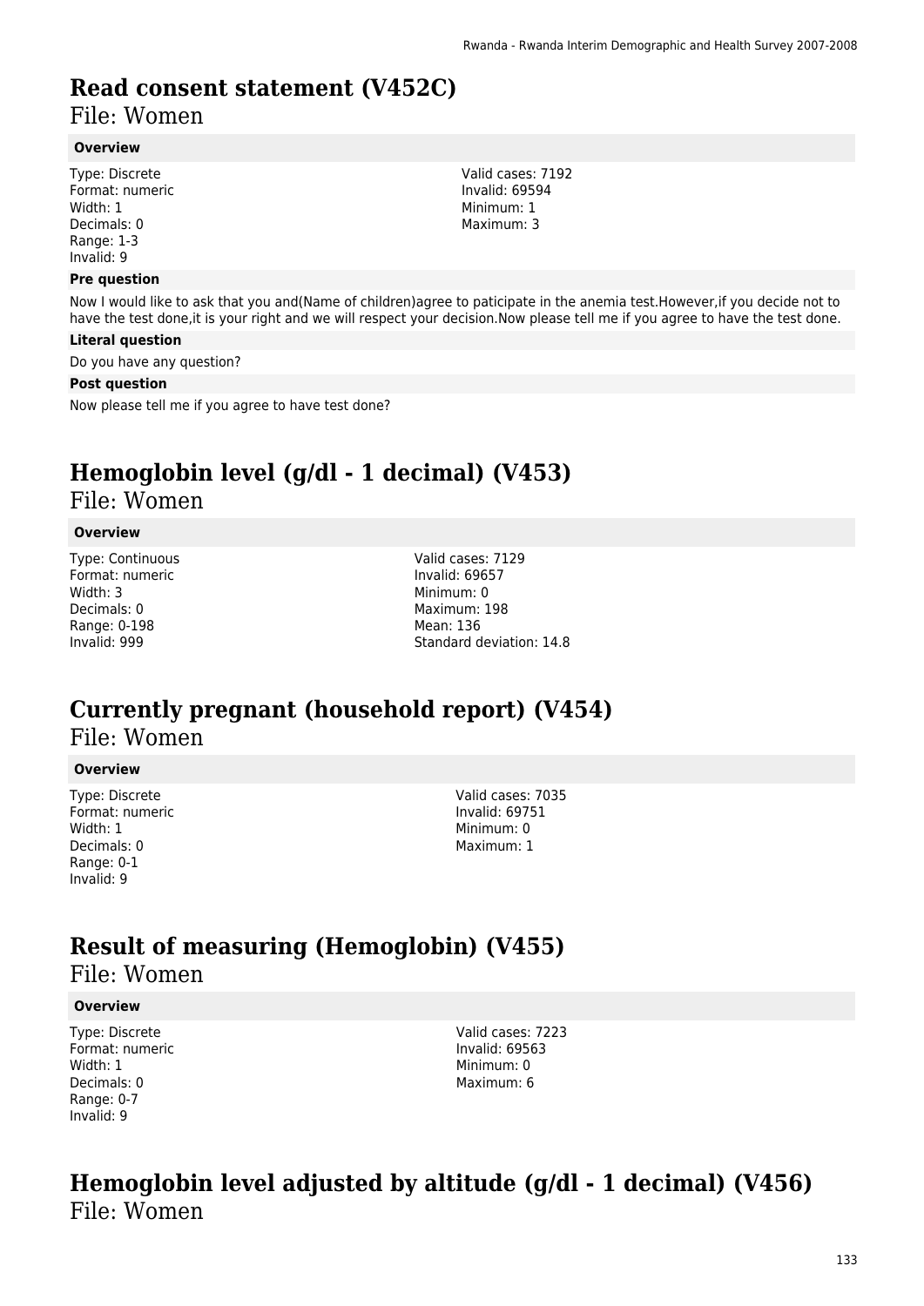# Read consent statement (V452C)

File: Women

### Overview

Type: Discrete
Format: numeric
Width: 1
Decimals: 0
Range: 1-3
Invalid: 9

Valid cases: 7192
Invalid: 69594
Minimum: 1
Maximum: 3

### Pre question

Now I would like to ask that you and(Name of children)agree to paticipate in the anemia test.However,if you decide not to have the test done,it is your right and we will respect your decision.Now please tell me if you agree to have the test done.

### Literal question

Do you have any question?

### Post question

Now please tell me if you agree to have test done?

# Hemoglobin level (g/dl - 1 decimal) (V453)

File: Women

### Overview

Type: Continuous
Format: numeric
Width: 3
Decimals: 0
Range: 0-198
Invalid: 999

Valid cases: 7129
Invalid: 69657
Minimum: 0
Maximum: 198
Mean: 136
Standard deviation: 14.8

# Currently pregnant (household report) (V454)

File: Women

### Overview

Type: Discrete
Format: numeric
Width: 1
Decimals: 0
Range: 0-1
Invalid: 9

Valid cases: 7035
Invalid: 69751
Minimum: 0
Maximum: 1

# Result of measuring (Hemoglobin) (V455)

File: Women

### Overview

Type: Discrete
Format: numeric
Width: 1
Decimals: 0
Range: 0-7
Invalid: 9

Valid cases: 7223
Invalid: 69563
Minimum: 0
Maximum: 6

# Hemoglobin level adjusted by altitude (g/dl - 1 decimal) (V456)

File: Women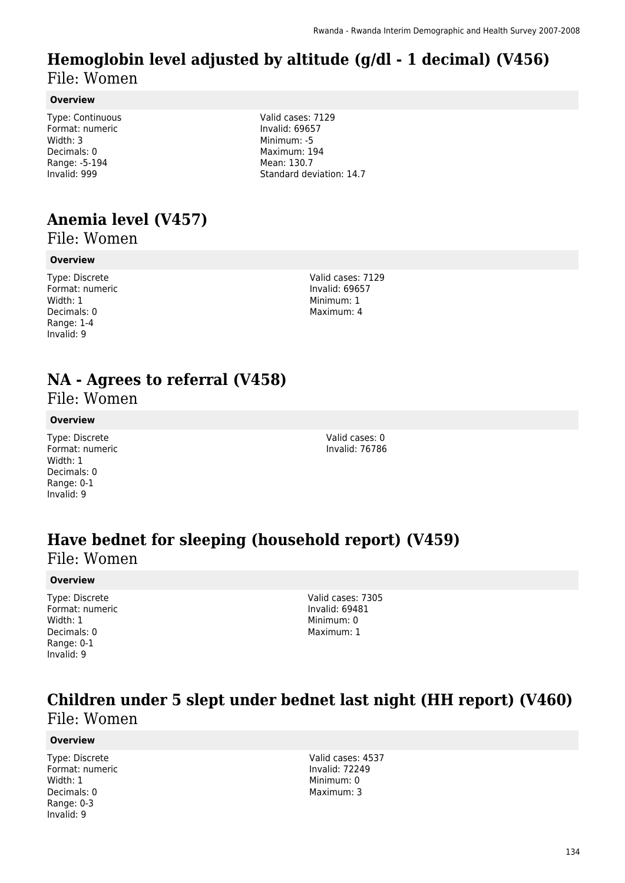# Hemoglobin level adjusted by altitude (g/dl - 1 decimal) (V456)

File: Women

**Overview**

Type: Continuous
Format: numeric
Width: 3
Decimals: 0
Range: -5-194
Invalid: 999

Valid cases: 7129
Invalid: 69657
Minimum: -5
Maximum: 194
Mean: 130.7
Standard deviation: 14.7

# Anemia level (V457)

File: Women

**Overview**

Type: Discrete
Format: numeric
Width: 1
Decimals: 0
Range: 1-4
Invalid: 9

Valid cases: 7129
Invalid: 69657
Minimum: 1
Maximum: 4

# NA - Agrees to referral (V458)

File: Women

**Overview**

Type: Discrete
Format: numeric
Width: 1
Decimals: 0
Range: 0-1
Invalid: 9

Valid cases: 0
Invalid: 76786

# Have bednet for sleeping (household report) (V459)

File: Women

**Overview**

Type: Discrete
Format: numeric
Width: 1
Decimals: 0
Range: 0-1
Invalid: 9

Valid cases: 7305
Invalid: 69481
Minimum: 0
Maximum: 1

# Children under 5 slept under bednet last night (HH report) (V460)

File: Women

**Overview**

Type: Discrete
Format: numeric
Width: 1
Decimals: 0
Range: 0-3
Invalid: 9

Valid cases: 4537
Invalid: 72249
Minimum: 0
Maximum: 3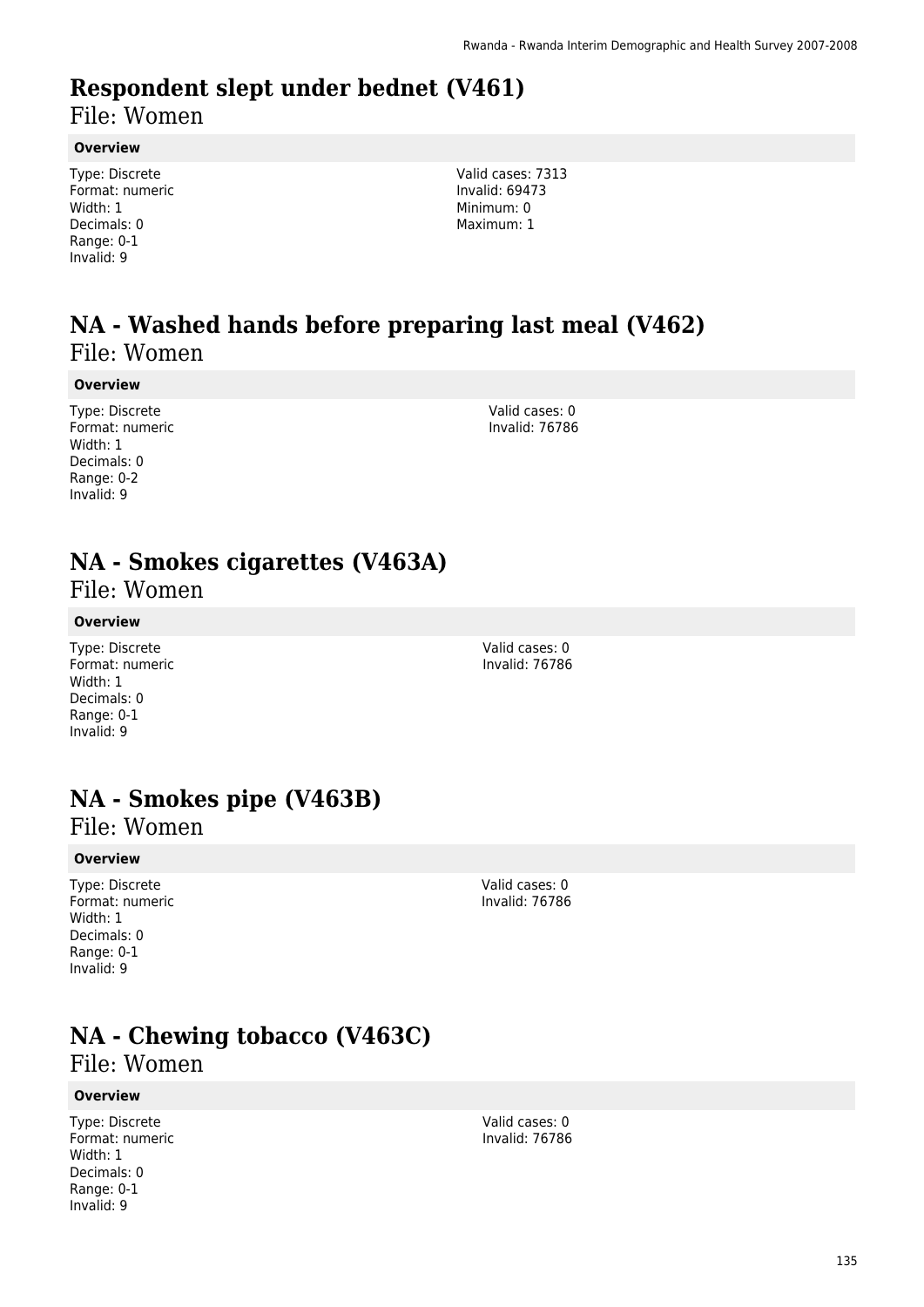# Respondent slept under bednet (V461)

File: Women

**Overview**

Type: Discrete
Format: numeric
Width: 1
Decimals: 0
Range: 0-1
Invalid: 9

Valid cases: 7313
Invalid: 69473
Minimum: 0
Maximum: 1

# NA - Washed hands before preparing last meal (V462)

File: Women

**Overview**

Type: Discrete
Format: numeric
Width: 1
Decimals: 0
Range: 0-2
Invalid: 9

Valid cases: 0
Invalid: 76786

# NA - Smokes cigarettes (V463A)

File: Women

**Overview**

Type: Discrete
Format: numeric
Width: 1
Decimals: 0
Range: 0-1
Invalid: 9

Valid cases: 0
Invalid: 76786

# NA - Smokes pipe (V463B)

File: Women

**Overview**

Type: Discrete
Format: numeric
Width: 1
Decimals: 0
Range: 0-1
Invalid: 9

Valid cases: 0
Invalid: 76786

# NA - Chewing tobacco (V463C)

File: Women

**Overview**

Type: Discrete
Format: numeric
Width: 1
Decimals: 0
Range: 0-1
Invalid: 9

Valid cases: 0
Invalid: 76786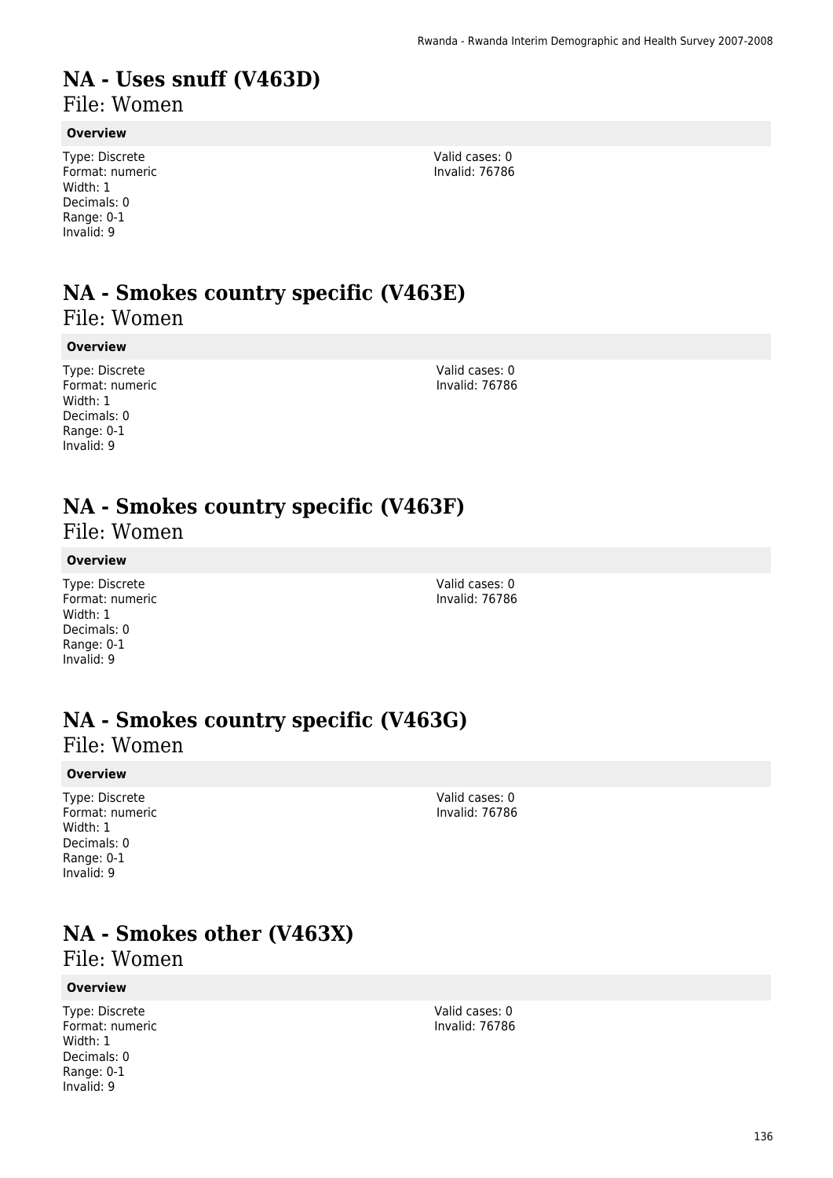# NA - Uses snuff (V463D)

File: Women

**Overview**

Type: Discrete
Format: numeric
Width: 1
Decimals: 0
Range: 0-1
Invalid: 9

Valid cases: 0
Invalid: 76786

# NA - Smokes country specific (V463E)

File: Women

**Overview**

Type: Discrete
Format: numeric
Width: 1
Decimals: 0
Range: 0-1
Invalid: 9

Valid cases: 0
Invalid: 76786

# NA - Smokes country specific (V463F)

File: Women

**Overview**

Type: Discrete
Format: numeric
Width: 1
Decimals: 0
Range: 0-1
Invalid: 9

Valid cases: 0
Invalid: 76786

# NA - Smokes country specific (V463G)

File: Women

**Overview**

Type: Discrete
Format: numeric
Width: 1
Decimals: 0
Range: 0-1
Invalid: 9

Valid cases: 0
Invalid: 76786

# NA - Smokes other (V463X)

File: Women

**Overview**

Type: Discrete
Format: numeric
Width: 1
Decimals: 0
Range: 0-1
Invalid: 9

Valid cases: 0
Invalid: 76786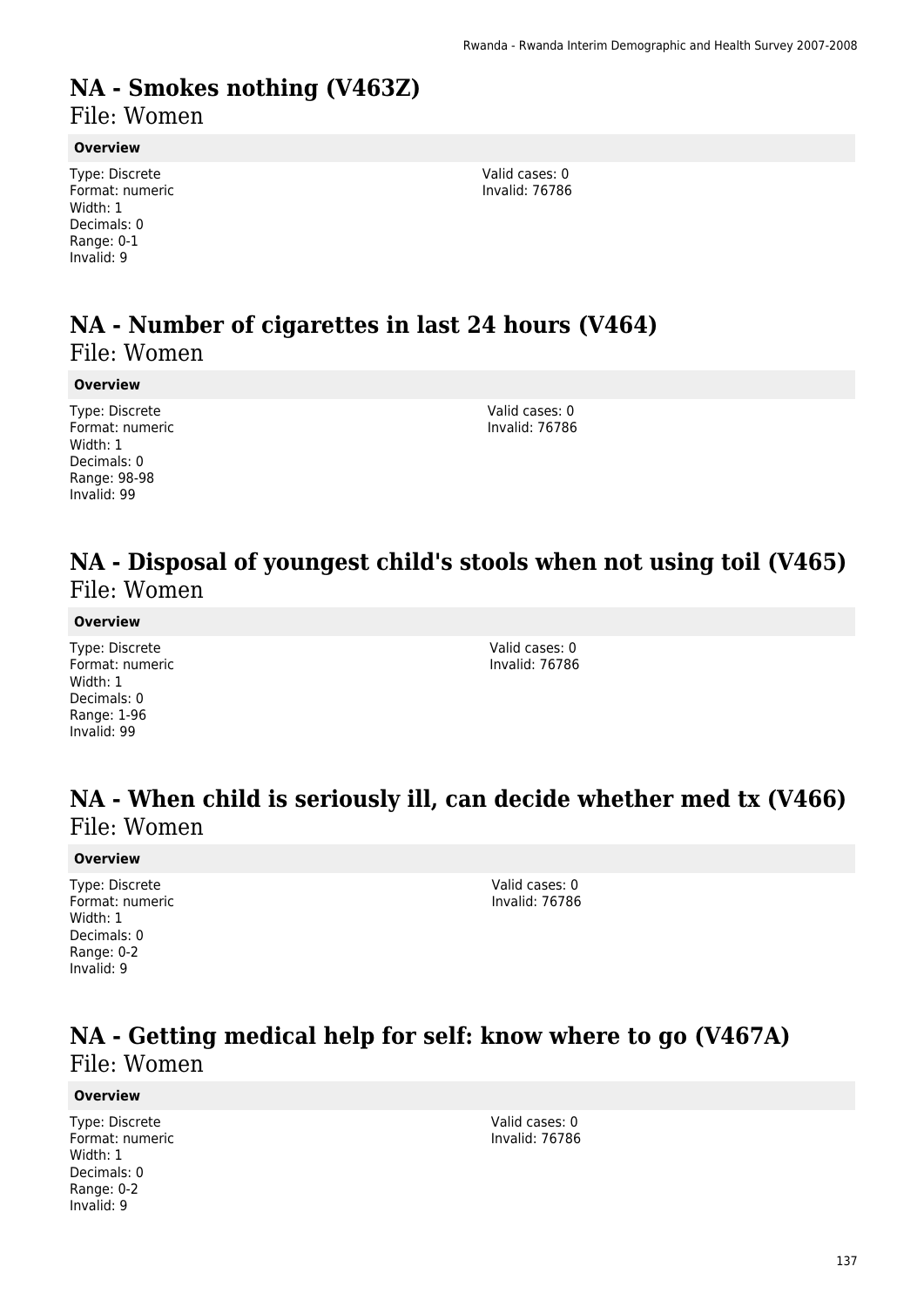# NA - Smokes nothing (V463Z)

File: Women

**Overview**

Type: Discrete
Format: numeric
Width: 1
Decimals: 0
Range: 0-1
Invalid: 9

Valid cases: 0
Invalid: 76786

# NA - Number of cigarettes in last 24 hours (V464)

File: Women

**Overview**

Type: Discrete
Format: numeric
Width: 1
Decimals: 0
Range: 98-98
Invalid: 99

Valid cases: 0
Invalid: 76786

# NA - Disposal of youngest child's stools when not using toil (V465)

File: Women

**Overview**

Type: Discrete
Format: numeric
Width: 1
Decimals: 0
Range: 1-96
Invalid: 99

Valid cases: 0
Invalid: 76786

# NA - When child is seriously ill, can decide whether med tx (V466)

File: Women

**Overview**

Type: Discrete
Format: numeric
Width: 1
Decimals: 0
Range: 0-2
Invalid: 9

Valid cases: 0
Invalid: 76786

# NA - Getting medical help for self: know where to go (V467A)

File: Women

**Overview**

Type: Discrete
Format: numeric
Width: 1
Decimals: 0
Range: 0-2
Invalid: 9

Valid cases: 0
Invalid: 76786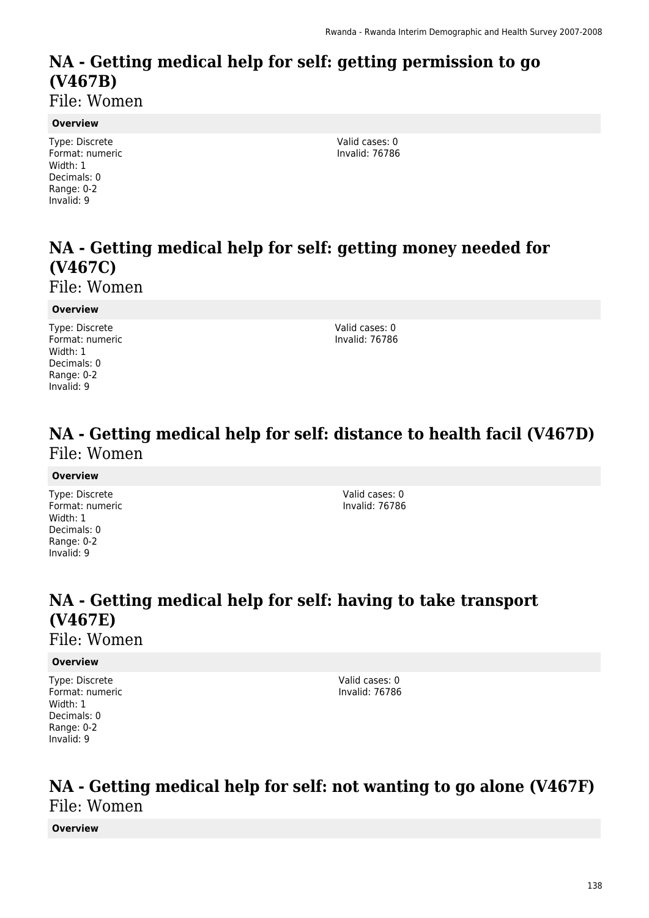# NA - Getting medical help for self: getting permission to go (V467B)

File: Women

**Overview**

Type: Discrete
Format: numeric
Width: 1
Decimals: 0
Range: 0-2
Invalid: 9

Valid cases: 0
Invalid: 76786

# NA - Getting medical help for self: getting money needed for (V467C)

File: Women

**Overview**

Type: Discrete
Format: numeric
Width: 1
Decimals: 0
Range: 0-2
Invalid: 9

Valid cases: 0
Invalid: 76786

# NA - Getting medical help for self: distance to health facil (V467D)

File: Women

**Overview**

Type: Discrete
Format: numeric
Width: 1
Decimals: 0
Range: 0-2
Invalid: 9

Valid cases: 0
Invalid: 76786

# NA - Getting medical help for self: having to take transport (V467E)

File: Women

**Overview**

Type: Discrete
Format: numeric
Width: 1
Decimals: 0
Range: 0-2
Invalid: 9

Valid cases: 0
Invalid: 76786

# NA - Getting medical help for self: not wanting to go alone (V467F)

File: Women

**Overview**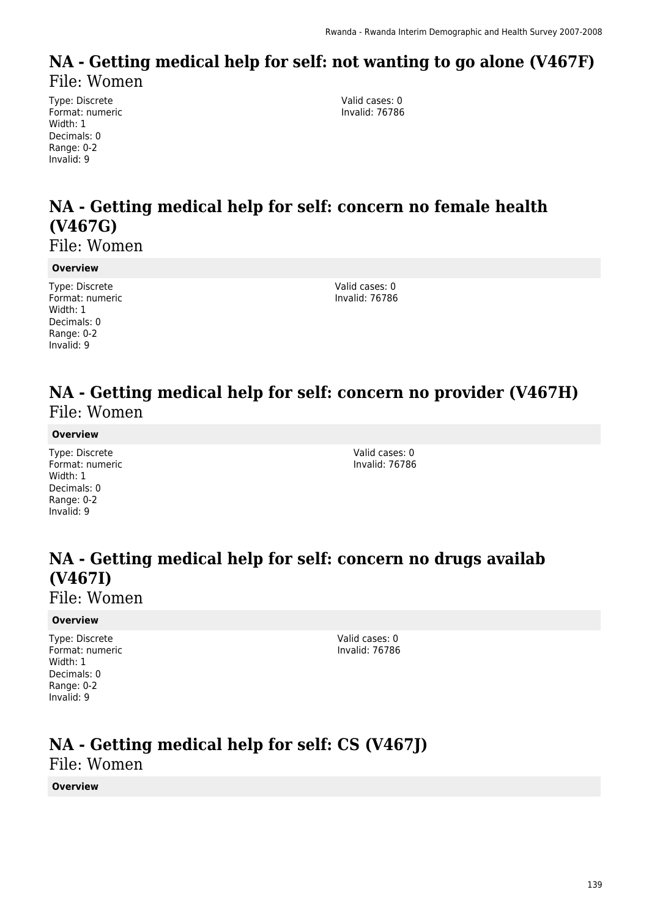# NA - Getting medical help for self: not wanting to go alone (V467F)

File: Women

Type: Discrete
Format: numeric
Width: 1
Decimals: 0
Range: 0-2
Invalid: 9

Valid cases: 0
Invalid: 76786

# NA - Getting medical help for self: concern no female health (V467G)

File: Women

**Overview**

Type: Discrete
Format: numeric
Width: 1
Decimals: 0
Range: 0-2
Invalid: 9

Valid cases: 0
Invalid: 76786

# NA - Getting medical help for self: concern no provider (V467H)

File: Women

**Overview**

Type: Discrete
Format: numeric
Width: 1
Decimals: 0
Range: 0-2
Invalid: 9

Valid cases: 0
Invalid: 76786

# NA - Getting medical help for self: concern no drugs availab (V467I)

File: Women

**Overview**

Type: Discrete
Format: numeric
Width: 1
Decimals: 0
Range: 0-2
Invalid: 9

Valid cases: 0
Invalid: 76786

# NA - Getting medical help for self: CS (V467J)

File: Women

**Overview**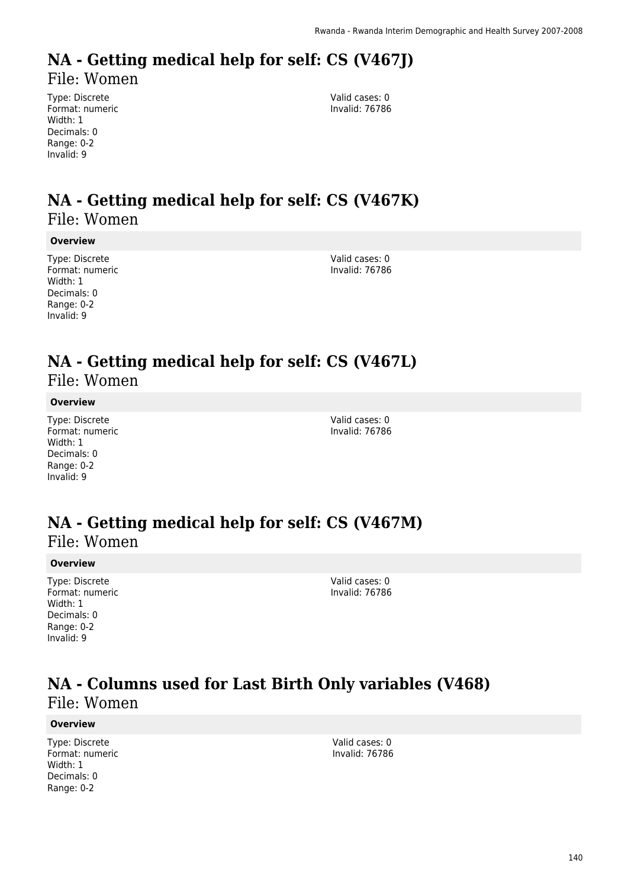# NA - Getting medical help for self: CS (V467J)

File: Women

Type: Discrete
Format: numeric
Width: 1
Decimals: 0
Range: 0-2
Invalid: 9

Valid cases: 0
Invalid: 76786

# NA - Getting medical help for self: CS (V467K)

File: Women

**Overview**

Type: Discrete
Format: numeric
Width: 1
Decimals: 0
Range: 0-2
Invalid: 9

Valid cases: 0
Invalid: 76786

# NA - Getting medical help for self: CS (V467L)

File: Women

**Overview**

Type: Discrete
Format: numeric
Width: 1
Decimals: 0
Range: 0-2
Invalid: 9

Valid cases: 0
Invalid: 76786

# NA - Getting medical help for self: CS (V467M)

File: Women

**Overview**

Type: Discrete
Format: numeric
Width: 1
Decimals: 0
Range: 0-2
Invalid: 9

Valid cases: 0
Invalid: 76786

# NA - Columns used for Last Birth Only variables (V468)

File: Women

**Overview**

Type: Discrete
Format: numeric
Width: 1
Decimals: 0
Range: 0-2

Valid cases: 0
Invalid: 76786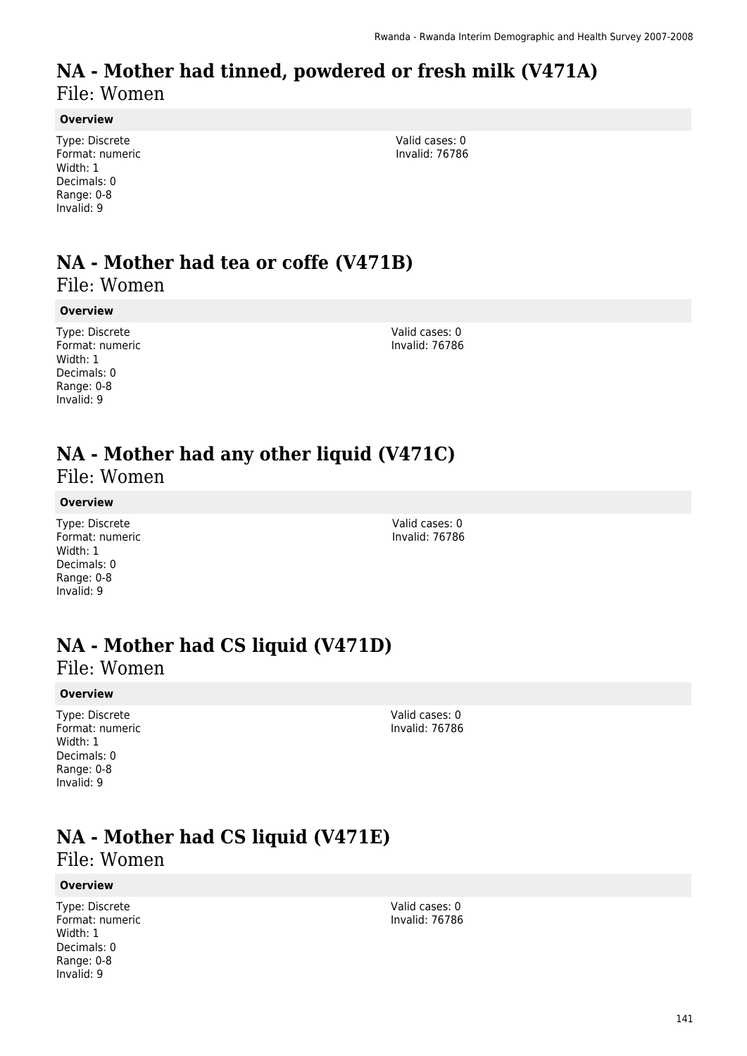# NA - Mother had tinned, powdered or fresh milk (V471A)

File: Women

**Overview**

Type: Discrete
Format: numeric
Width: 1
Decimals: 0
Range: 0-8
Invalid: 9

Valid cases: 0
Invalid: 76786

# NA - Mother had tea or coffe (V471B)

File: Women

**Overview**

Type: Discrete
Format: numeric
Width: 1
Decimals: 0
Range: 0-8
Invalid: 9

Valid cases: 0
Invalid: 76786

# NA - Mother had any other liquid (V471C)

File: Women

**Overview**

Type: Discrete
Format: numeric
Width: 1
Decimals: 0
Range: 0-8
Invalid: 9

Valid cases: 0
Invalid: 76786

# NA - Mother had CS liquid (V471D)

File: Women

**Overview**

Type: Discrete
Format: numeric
Width: 1
Decimals: 0
Range: 0-8
Invalid: 9

Valid cases: 0
Invalid: 76786

# NA - Mother had CS liquid (V471E)

File: Women

**Overview**

Type: Discrete
Format: numeric
Width: 1
Decimals: 0
Range: 0-8
Invalid: 9

Valid cases: 0
Invalid: 76786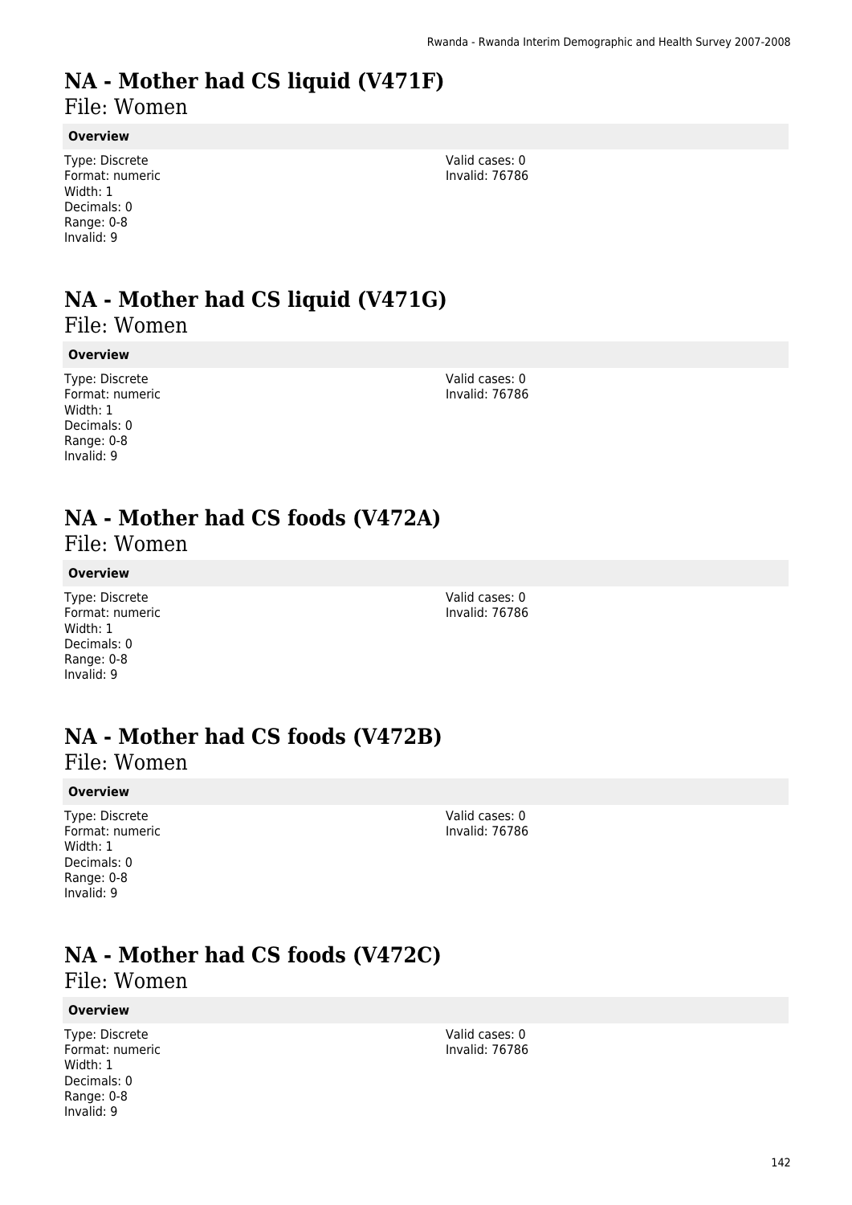# NA - Mother had CS liquid (V471F)

File: Women

**Overview**

Type: Discrete
Format: numeric
Width: 1
Decimals: 0
Range: 0-8
Invalid: 9

Valid cases: 0
Invalid: 76786

# NA - Mother had CS liquid (V471G)

File: Women

**Overview**

Type: Discrete
Format: numeric
Width: 1
Decimals: 0
Range: 0-8
Invalid: 9

Valid cases: 0
Invalid: 76786

# NA - Mother had CS foods (V472A)

File: Women

**Overview**

Type: Discrete
Format: numeric
Width: 1
Decimals: 0
Range: 0-8
Invalid: 9

Valid cases: 0
Invalid: 76786

# NA - Mother had CS foods (V472B)

File: Women

**Overview**

Type: Discrete
Format: numeric
Width: 1
Decimals: 0
Range: 0-8
Invalid: 9

Valid cases: 0
Invalid: 76786

# NA - Mother had CS foods (V472C)

File: Women

**Overview**

Type: Discrete
Format: numeric
Width: 1
Decimals: 0
Range: 0-8
Invalid: 9

Valid cases: 0
Invalid: 76786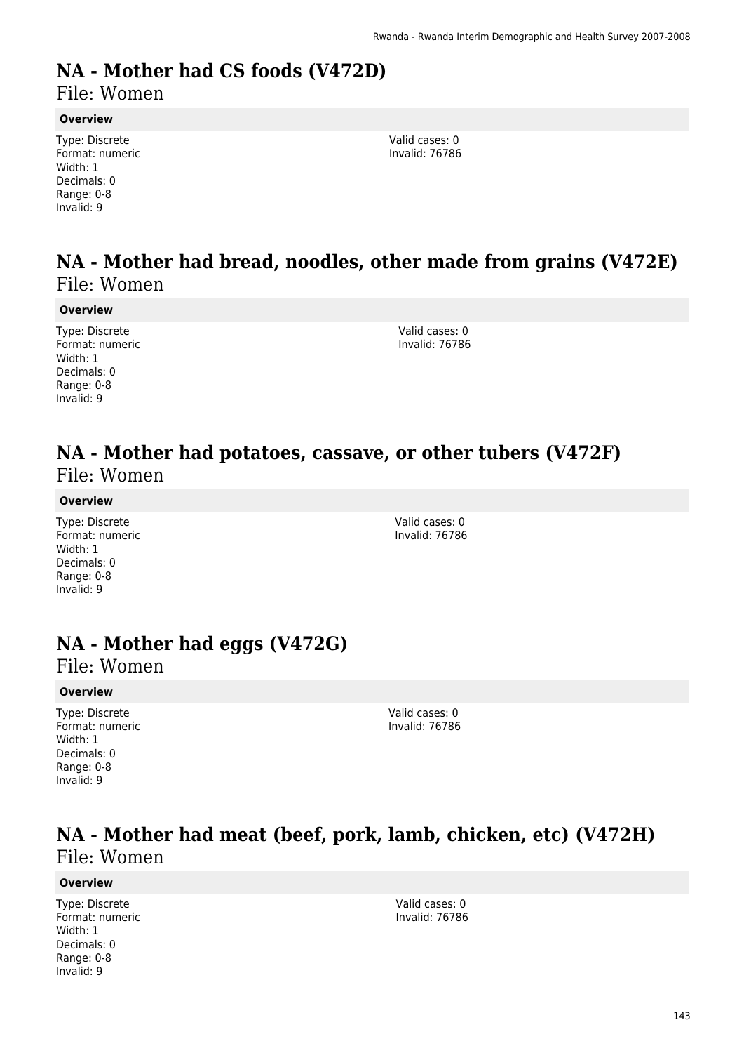# NA - Mother had CS foods (V472D)

File: Women

**Overview**

Type: Discrete
Format: numeric
Width: 1
Decimals: 0
Range: 0-8
Invalid: 9

Valid cases: 0
Invalid: 76786

# NA - Mother had bread, noodles, other made from grains (V472E)

File: Women

**Overview**

Type: Discrete
Format: numeric
Width: 1
Decimals: 0
Range: 0-8
Invalid: 9

Valid cases: 0
Invalid: 76786

# NA - Mother had potatoes, cassave, or other tubers (V472F)

File: Women

**Overview**

Type: Discrete
Format: numeric
Width: 1
Decimals: 0
Range: 0-8
Invalid: 9

Valid cases: 0
Invalid: 76786

# NA - Mother had eggs (V472G)

File: Women

**Overview**

Type: Discrete
Format: numeric
Width: 1
Decimals: 0
Range: 0-8
Invalid: 9

Valid cases: 0
Invalid: 76786

# NA - Mother had meat (beef, pork, lamb, chicken, etc) (V472H)

File: Women

**Overview**

Type: Discrete
Format: numeric
Width: 1
Decimals: 0
Range: 0-8
Invalid: 9

Valid cases: 0
Invalid: 76786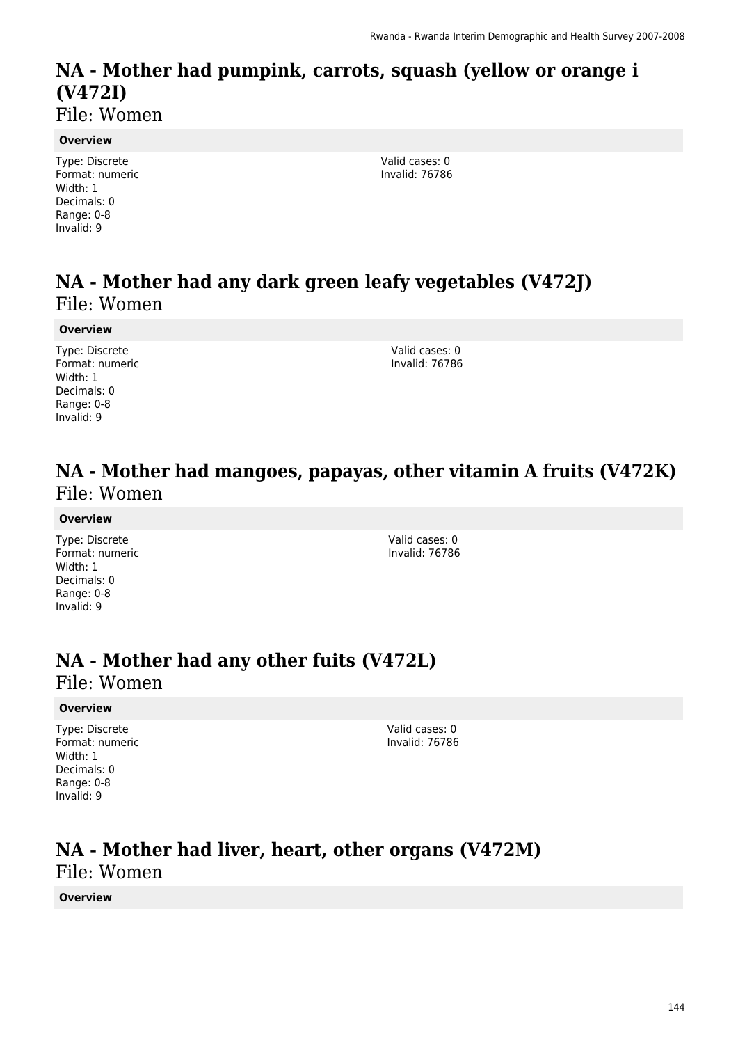# NA - Mother had pumpink, carrots, squash (yellow or orange i (V472I)

File: Women

**Overview**

Type: Discrete
Format: numeric
Width: 1
Decimals: 0
Range: 0-8
Invalid: 9

Valid cases: 0
Invalid: 76786

# NA - Mother had any dark green leafy vegetables (V472J)

File: Women

**Overview**

Type: Discrete
Format: numeric
Width: 1
Decimals: 0
Range: 0-8
Invalid: 9

Valid cases: 0
Invalid: 76786

# NA - Mother had mangoes, papayas, other vitamin A fruits (V472K)

File: Women

**Overview**

Type: Discrete
Format: numeric
Width: 1
Decimals: 0
Range: 0-8
Invalid: 9

Valid cases: 0
Invalid: 76786

# NA - Mother had any other fuits (V472L)

File: Women

**Overview**

Type: Discrete
Format: numeric
Width: 1
Decimals: 0
Range: 0-8
Invalid: 9

Valid cases: 0
Invalid: 76786

# NA - Mother had liver, heart, other organs (V472M)

File: Women

**Overview**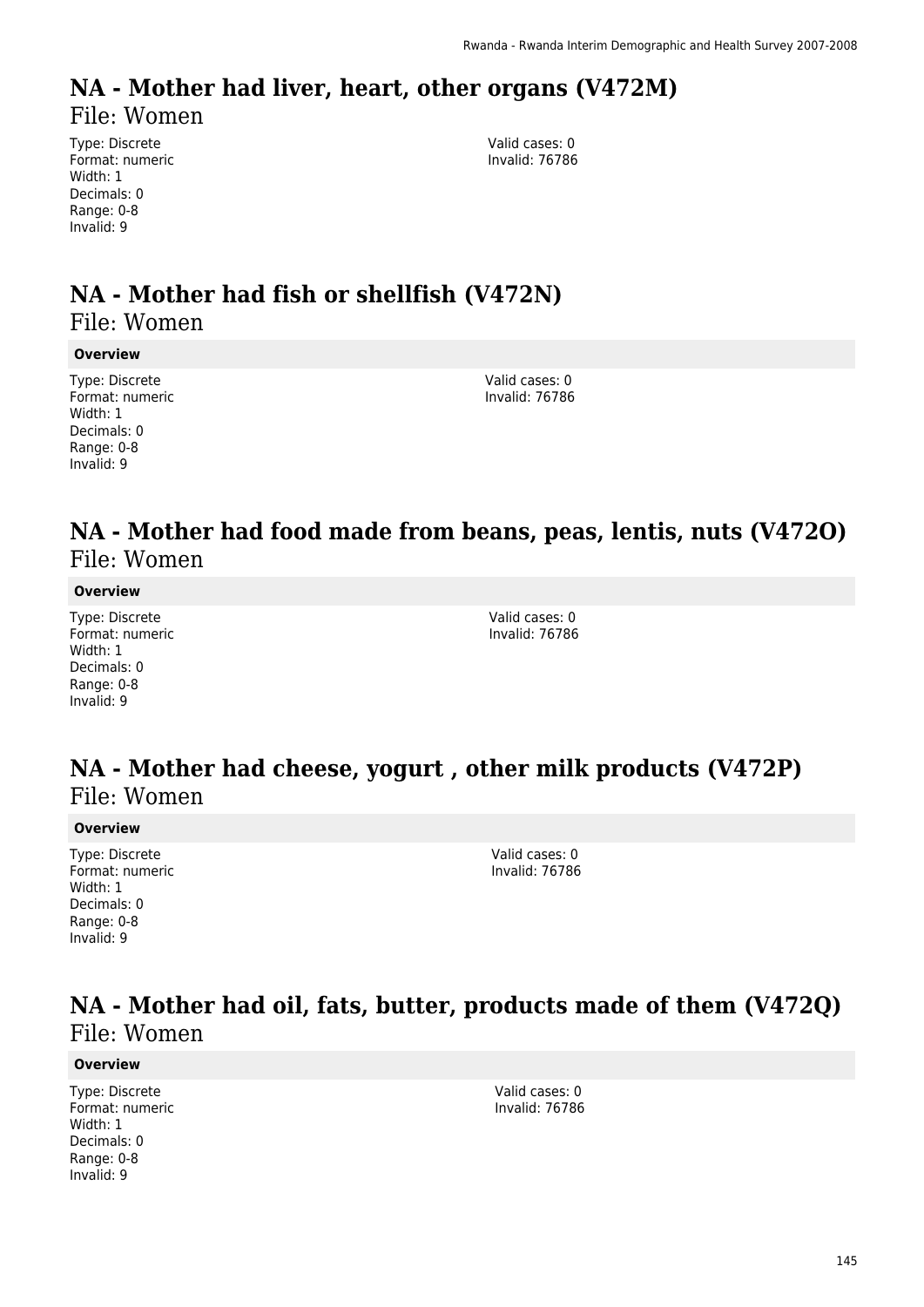# NA - Mother had liver, heart, other organs (V472M)

File: Women

Type: Discrete
Format: numeric
Width: 1
Decimals: 0
Range: 0-8
Invalid: 9

Valid cases: 0
Invalid: 76786

# NA - Mother had fish or shellfish (V472N)

File: Women

**Overview**

Type: Discrete
Format: numeric
Width: 1
Decimals: 0
Range: 0-8
Invalid: 9

Valid cases: 0
Invalid: 76786

# NA - Mother had food made from beans, peas, lentis, nuts (V472O)

File: Women

**Overview**

Type: Discrete
Format: numeric
Width: 1
Decimals: 0
Range: 0-8
Invalid: 9

Valid cases: 0
Invalid: 76786

# NA - Mother had cheese, yogurt , other milk products (V472P)

File: Women

**Overview**

Type: Discrete
Format: numeric
Width: 1
Decimals: 0
Range: 0-8
Invalid: 9

Valid cases: 0
Invalid: 76786

# NA - Mother had oil, fats, butter, products made of them (V472Q)

File: Women

**Overview**

Type: Discrete
Format: numeric
Width: 1
Decimals: 0
Range: 0-8
Invalid: 9

Valid cases: 0
Invalid: 76786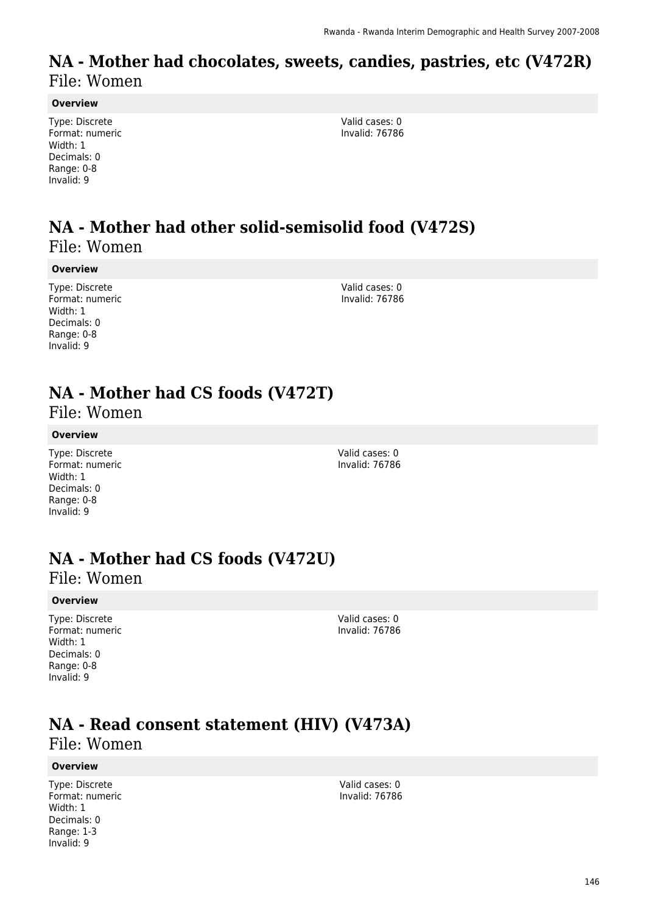# NA - Mother had chocolates, sweets, candies, pastries, etc (V472R)
File: Women

**Overview**

Type: Discrete
Format: numeric
Width: 1
Decimals: 0
Range: 0-8
Invalid: 9

Valid cases: 0
Invalid: 76786

# NA - Mother had other solid-semisolid food (V472S)
File: Women

**Overview**

Type: Discrete
Format: numeric
Width: 1
Decimals: 0
Range: 0-8
Invalid: 9

Valid cases: 0
Invalid: 76786

# NA - Mother had CS foods (V472T)
File: Women

**Overview**

Type: Discrete
Format: numeric
Width: 1
Decimals: 0
Range: 0-8
Invalid: 9

Valid cases: 0
Invalid: 76786

# NA - Mother had CS foods (V472U)
File: Women

**Overview**

Type: Discrete
Format: numeric
Width: 1
Decimals: 0
Range: 0-8
Invalid: 9

Valid cases: 0
Invalid: 76786

# NA - Read consent statement (HIV) (V473A)
File: Women

**Overview**

Type: Discrete
Format: numeric
Width: 1
Decimals: 0
Range: 1-3
Invalid: 9

Valid cases: 0
Invalid: 76786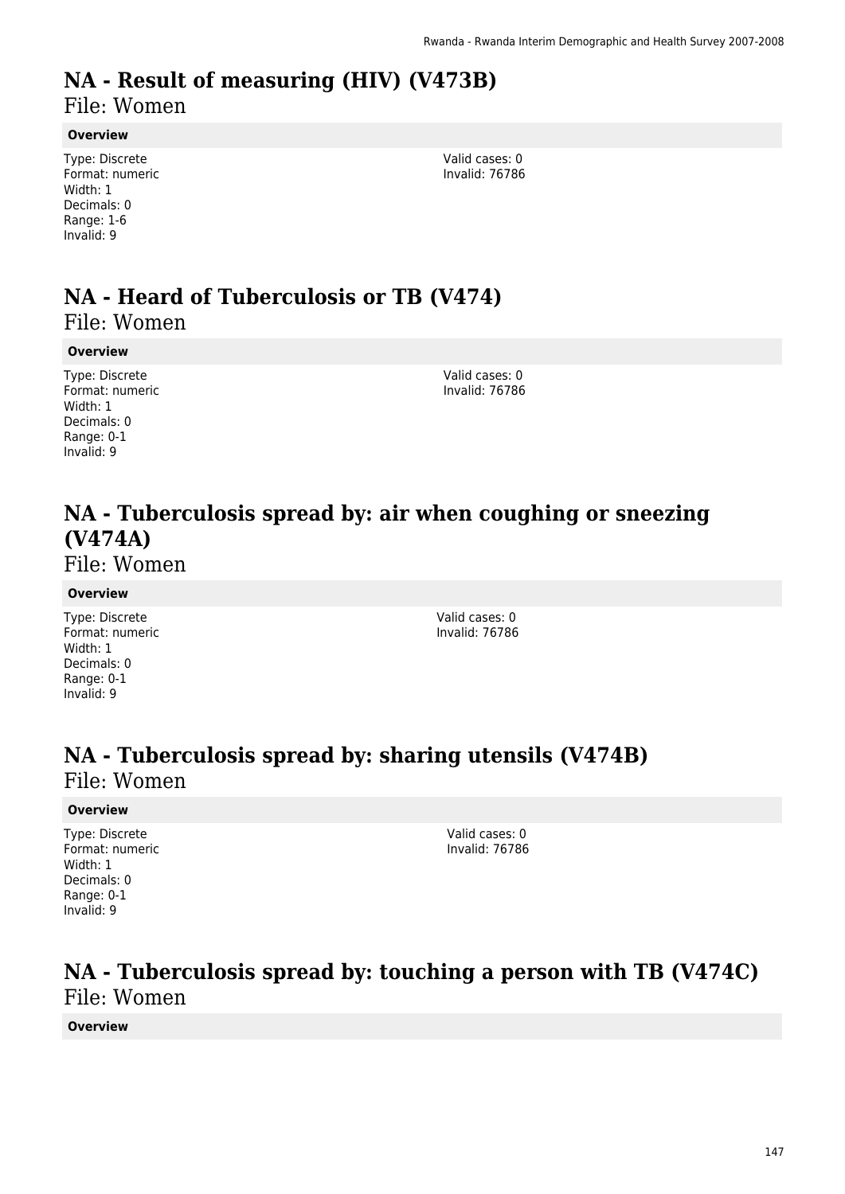# NA - Result of measuring (HIV) (V473B)

File: Women

**Overview**

Type: Discrete
Format: numeric
Width: 1
Decimals: 0
Range: 1-6
Invalid: 9

Valid cases: 0
Invalid: 76786

# NA - Heard of Tuberculosis or TB (V474)

File: Women

**Overview**

Type: Discrete
Format: numeric
Width: 1
Decimals: 0
Range: 0-1
Invalid: 9

Valid cases: 0
Invalid: 76786

# NA - Tuberculosis spread by: air when coughing or sneezing (V474A)

File: Women

**Overview**

Type: Discrete
Format: numeric
Width: 1
Decimals: 0
Range: 0-1
Invalid: 9

Valid cases: 0
Invalid: 76786

# NA - Tuberculosis spread by: sharing utensils (V474B)

File: Women

**Overview**

Type: Discrete
Format: numeric
Width: 1
Decimals: 0
Range: 0-1
Invalid: 9

Valid cases: 0
Invalid: 76786

# NA - Tuberculosis spread by: touching a person with TB (V474C)

File: Women

**Overview**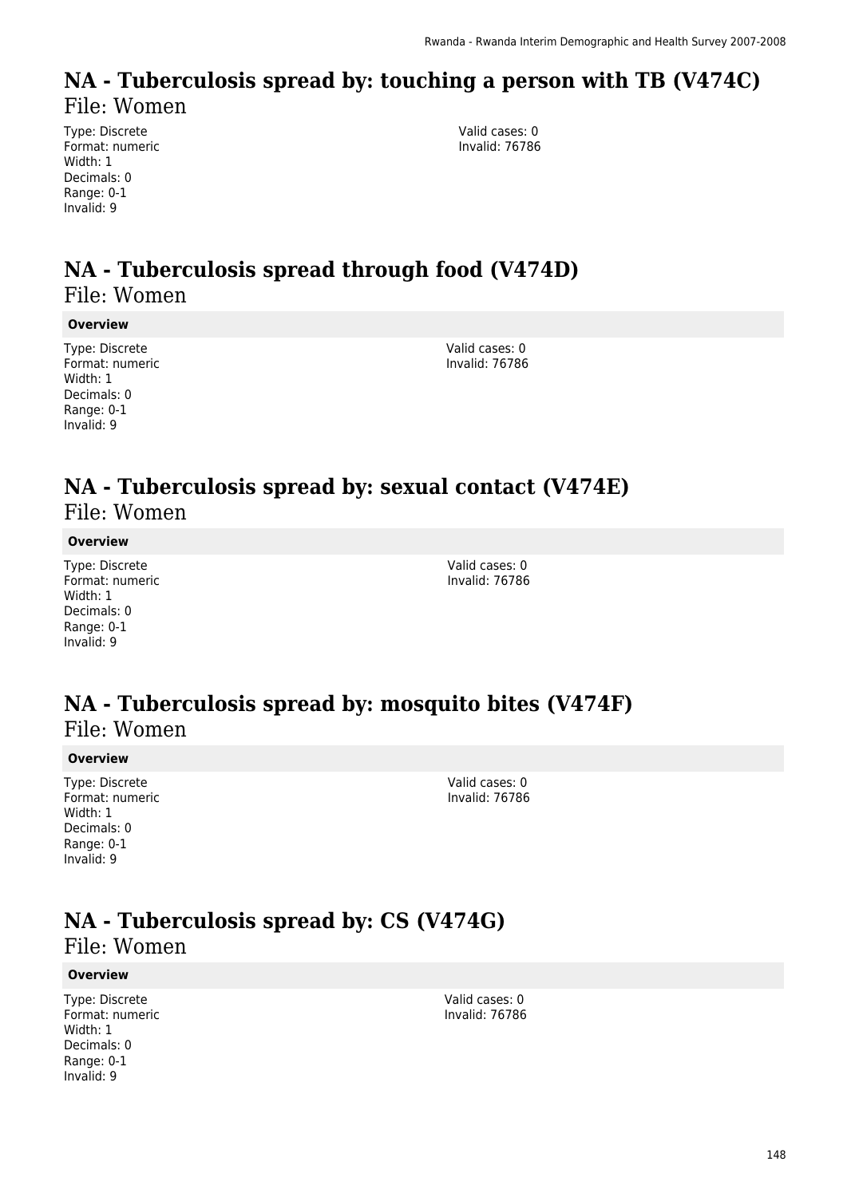# NA - Tuberculosis spread by: touching a person with TB (V474C)

File: Women

Type: Discrete
Format: numeric
Width: 1
Decimals: 0
Range: 0-1
Invalid: 9

Valid cases: 0
Invalid: 76786

# NA - Tuberculosis spread through food (V474D)

File: Women

**Overview**

Type: Discrete
Format: numeric
Width: 1
Decimals: 0
Range: 0-1
Invalid: 9

Valid cases: 0
Invalid: 76786

# NA - Tuberculosis spread by: sexual contact (V474E)

File: Women

**Overview**

Type: Discrete
Format: numeric
Width: 1
Decimals: 0
Range: 0-1
Invalid: 9

Valid cases: 0
Invalid: 76786

# NA - Tuberculosis spread by: mosquito bites (V474F)

File: Women

**Overview**

Type: Discrete
Format: numeric
Width: 1
Decimals: 0
Range: 0-1
Invalid: 9

Valid cases: 0
Invalid: 76786

# NA - Tuberculosis spread by: CS (V474G)

File: Women

**Overview**

Type: Discrete
Format: numeric
Width: 1
Decimals: 0
Range: 0-1
Invalid: 9

Valid cases: 0
Invalid: 76786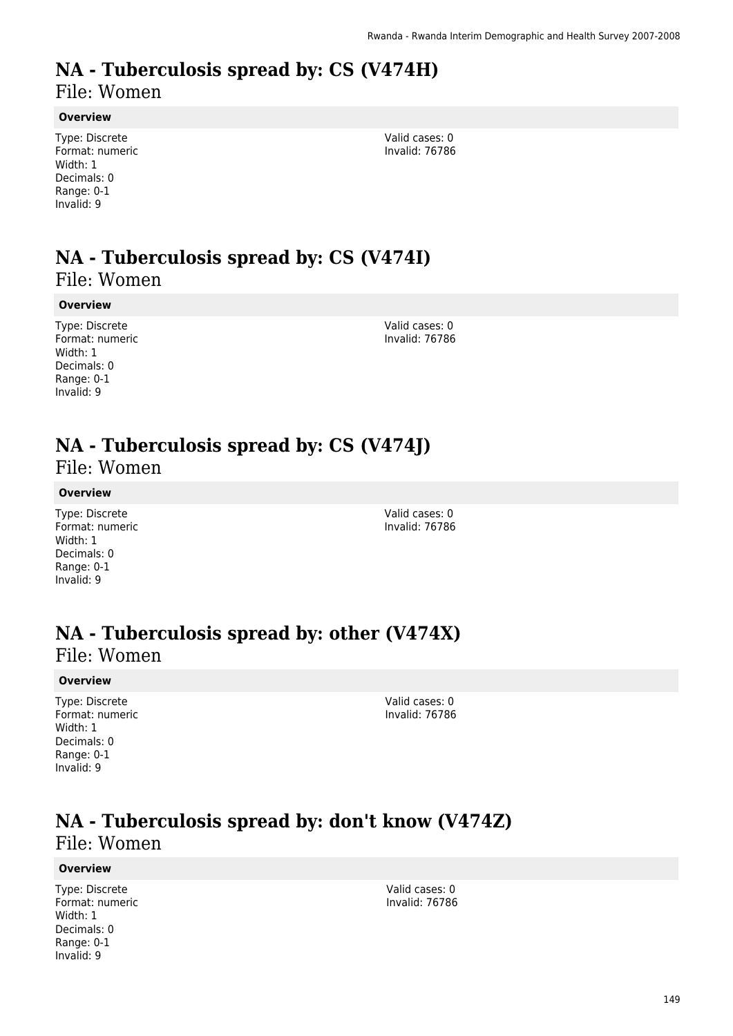# NA - Tuberculosis spread by: CS (V474H)

File: Women

**Overview**

Type: Discrete
Format: numeric
Width: 1
Decimals: 0
Range: 0-1
Invalid: 9

Valid cases: 0
Invalid: 76786

# NA - Tuberculosis spread by: CS (V474I)

File: Women

**Overview**

Type: Discrete
Format: numeric
Width: 1
Decimals: 0
Range: 0-1
Invalid: 9

Valid cases: 0
Invalid: 76786

# NA - Tuberculosis spread by: CS (V474J)

File: Women

**Overview**

Type: Discrete
Format: numeric
Width: 1
Decimals: 0
Range: 0-1
Invalid: 9

Valid cases: 0
Invalid: 76786

# NA - Tuberculosis spread by: other (V474X)

File: Women

**Overview**

Type: Discrete
Format: numeric
Width: 1
Decimals: 0
Range: 0-1
Invalid: 9

Valid cases: 0
Invalid: 76786

# NA - Tuberculosis spread by: don't know (V474Z)

File: Women

**Overview**

Type: Discrete
Format: numeric
Width: 1
Decimals: 0
Range: 0-1
Invalid: 9

Valid cases: 0
Invalid: 76786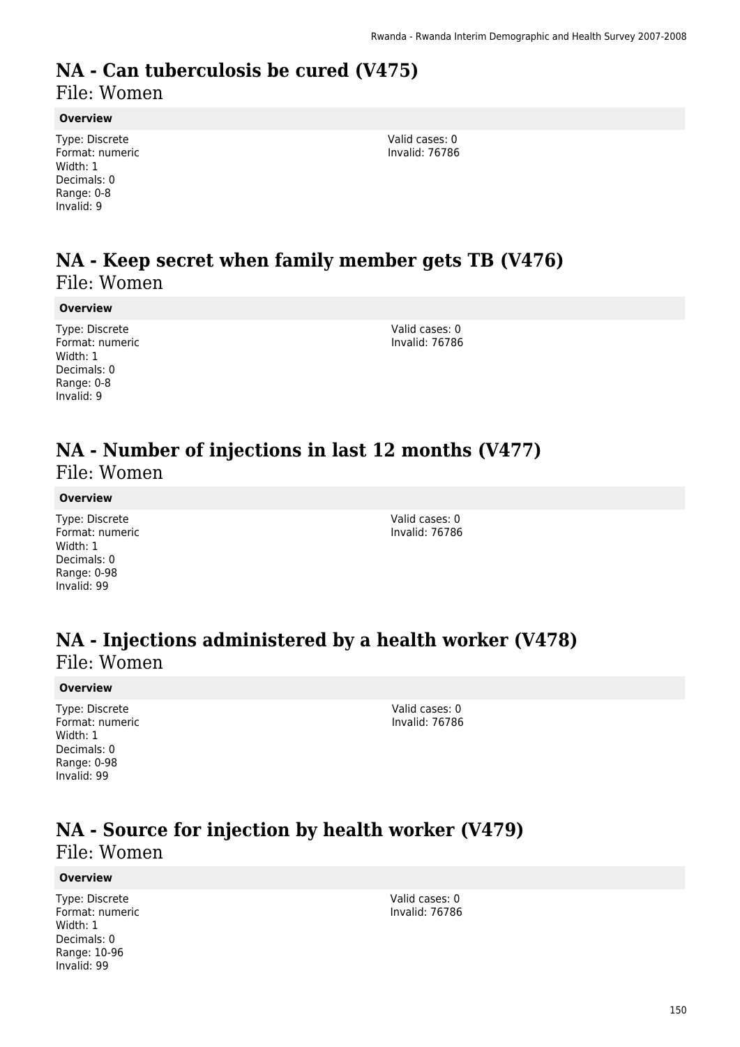# NA - Can tuberculosis be cured (V475)

File: Women

**Overview**

Type: Discrete
Format: numeric
Width: 1
Decimals: 0
Range: 0-8
Invalid: 9

Valid cases: 0
Invalid: 76786

# NA - Keep secret when family member gets TB (V476)

File: Women

**Overview**

Type: Discrete
Format: numeric
Width: 1
Decimals: 0
Range: 0-8
Invalid: 9

Valid cases: 0
Invalid: 76786

# NA - Number of injections in last 12 months (V477)

File: Women

**Overview**

Type: Discrete
Format: numeric
Width: 1
Decimals: 0
Range: 0-98
Invalid: 99

Valid cases: 0
Invalid: 76786

# NA - Injections administered by a health worker (V478)

File: Women

**Overview**

Type: Discrete
Format: numeric
Width: 1
Decimals: 0
Range: 0-98
Invalid: 99

Valid cases: 0
Invalid: 76786

# NA - Source for injection by health worker (V479)

File: Women

**Overview**

Type: Discrete
Format: numeric
Width: 1
Decimals: 0
Range: 10-96
Invalid: 99

Valid cases: 0
Invalid: 76786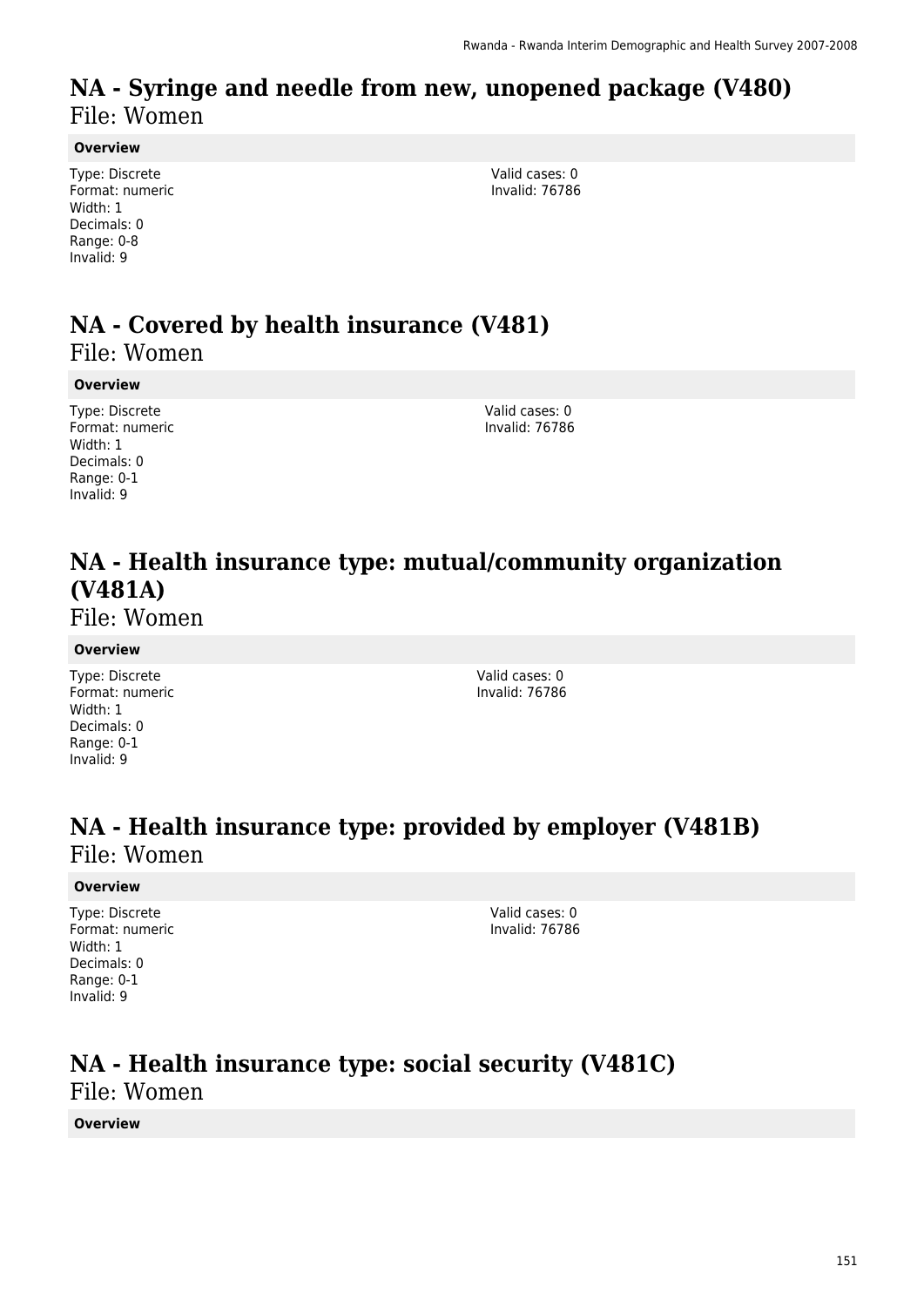# NA - Syringe and needle from new, unopened package (V480)

File: Women

**Overview**

Type: Discrete
Format: numeric
Width: 1
Decimals: 0
Range: 0-8
Invalid: 9

Valid cases: 0
Invalid: 76786

# NA - Covered by health insurance (V481)

File: Women

**Overview**

Type: Discrete
Format: numeric
Width: 1
Decimals: 0
Range: 0-1
Invalid: 9

Valid cases: 0
Invalid: 76786

# NA - Health insurance type: mutual/community organization (V481A)

File: Women

**Overview**

Type: Discrete
Format: numeric
Width: 1
Decimals: 0
Range: 0-1
Invalid: 9

Valid cases: 0
Invalid: 76786

# NA - Health insurance type: provided by employer (V481B)

File: Women

**Overview**

Type: Discrete
Format: numeric
Width: 1
Decimals: 0
Range: 0-1
Invalid: 9

Valid cases: 0
Invalid: 76786

# NA - Health insurance type: social security (V481C)

File: Women

**Overview**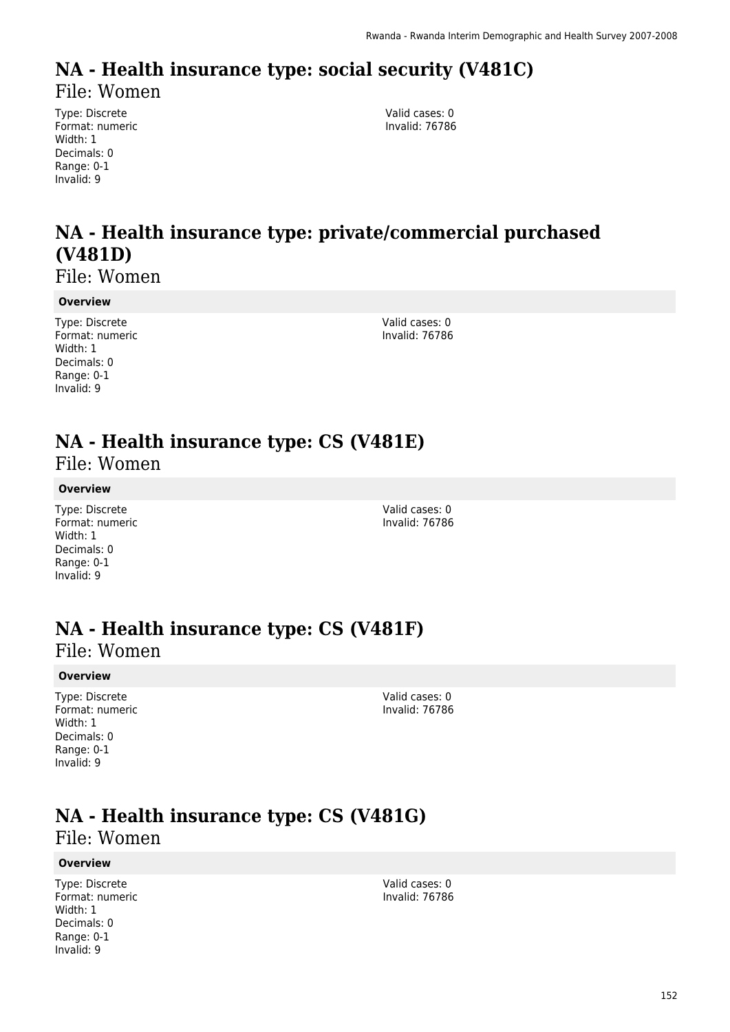# NA - Health insurance type: social security (V481C)

File: Women

Type: Discrete
Format: numeric
Width: 1
Decimals: 0
Range: 0-1
Invalid: 9

Valid cases: 0
Invalid: 76786

# NA - Health insurance type: private/commercial purchased (V481D)

File: Women

**Overview**

Type: Discrete
Format: numeric
Width: 1
Decimals: 0
Range: 0-1
Invalid: 9

Valid cases: 0
Invalid: 76786

# NA - Health insurance type: CS (V481E)

File: Women

**Overview**

Type: Discrete
Format: numeric
Width: 1
Decimals: 0
Range: 0-1
Invalid: 9

Valid cases: 0
Invalid: 76786

# NA - Health insurance type: CS (V481F)

File: Women

**Overview**

Type: Discrete
Format: numeric
Width: 1
Decimals: 0
Range: 0-1
Invalid: 9

Valid cases: 0
Invalid: 76786

# NA - Health insurance type: CS (V481G)

File: Women

**Overview**

Type: Discrete
Format: numeric
Width: 1
Decimals: 0
Range: 0-1
Invalid: 9

Valid cases: 0
Invalid: 76786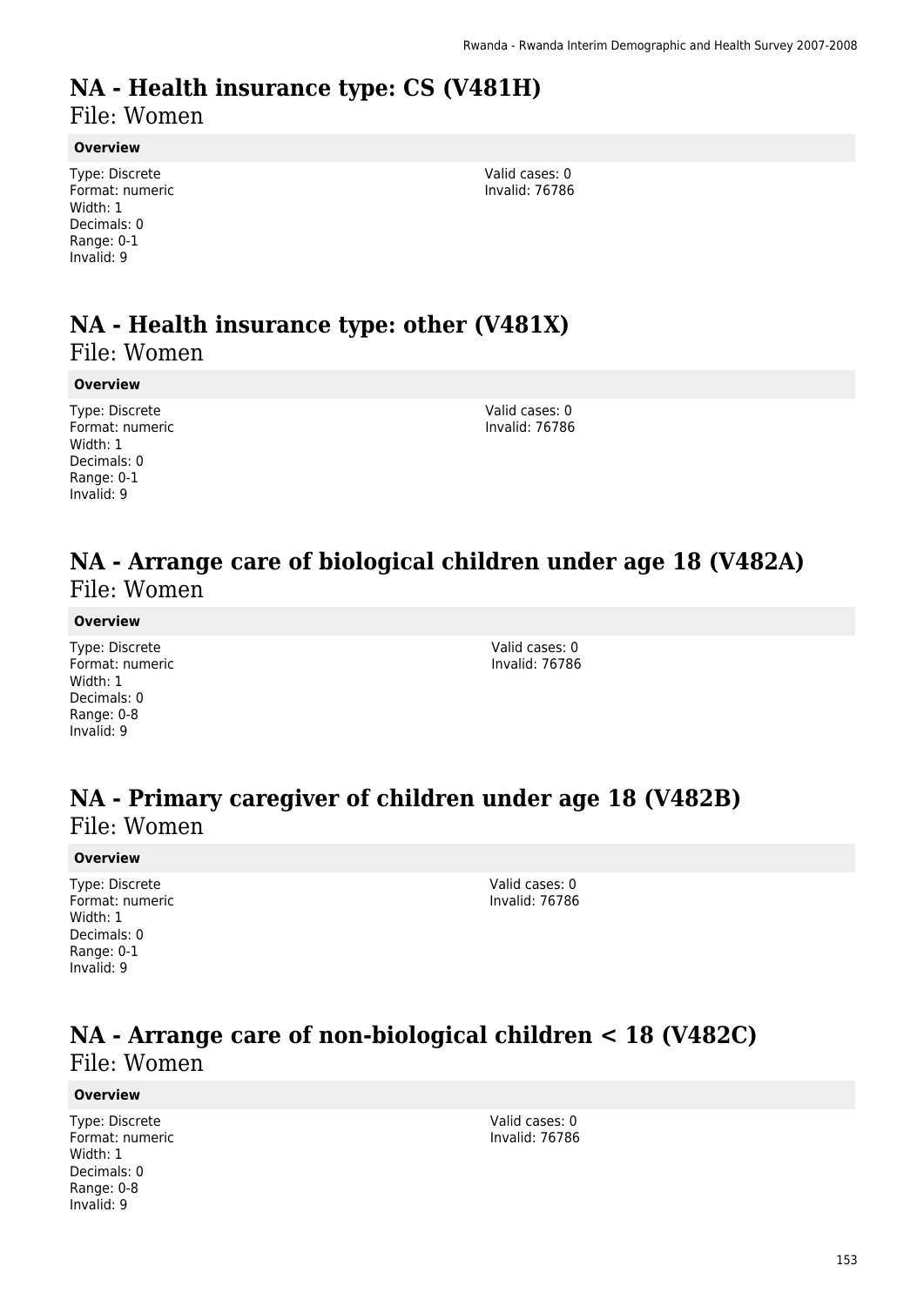# NA - Health insurance type: CS (V481H)

File: Women

**Overview**

Type: Discrete
Format: numeric
Width: 1
Decimals: 0
Range: 0-1
Invalid: 9

Valid cases: 0
Invalid: 76786

# NA - Health insurance type: other (V481X)

File: Women

**Overview**

Type: Discrete
Format: numeric
Width: 1
Decimals: 0
Range: 0-1
Invalid: 9

Valid cases: 0
Invalid: 76786

# NA - Arrange care of biological children under age 18 (V482A)

File: Women

**Overview**

Type: Discrete
Format: numeric
Width: 1
Decimals: 0
Range: 0-8
Invalid: 9

Valid cases: 0
Invalid: 76786

# NA - Primary caregiver of children under age 18 (V482B)

File: Women

**Overview**

Type: Discrete
Format: numeric
Width: 1
Decimals: 0
Range: 0-1
Invalid: 9

Valid cases: 0
Invalid: 76786

# NA - Arrange care of non-biological children < 18 (V482C)

File: Women

**Overview**

Type: Discrete
Format: numeric
Width: 1
Decimals: 0
Range: 0-8
Invalid: 9

Valid cases: 0
Invalid: 76786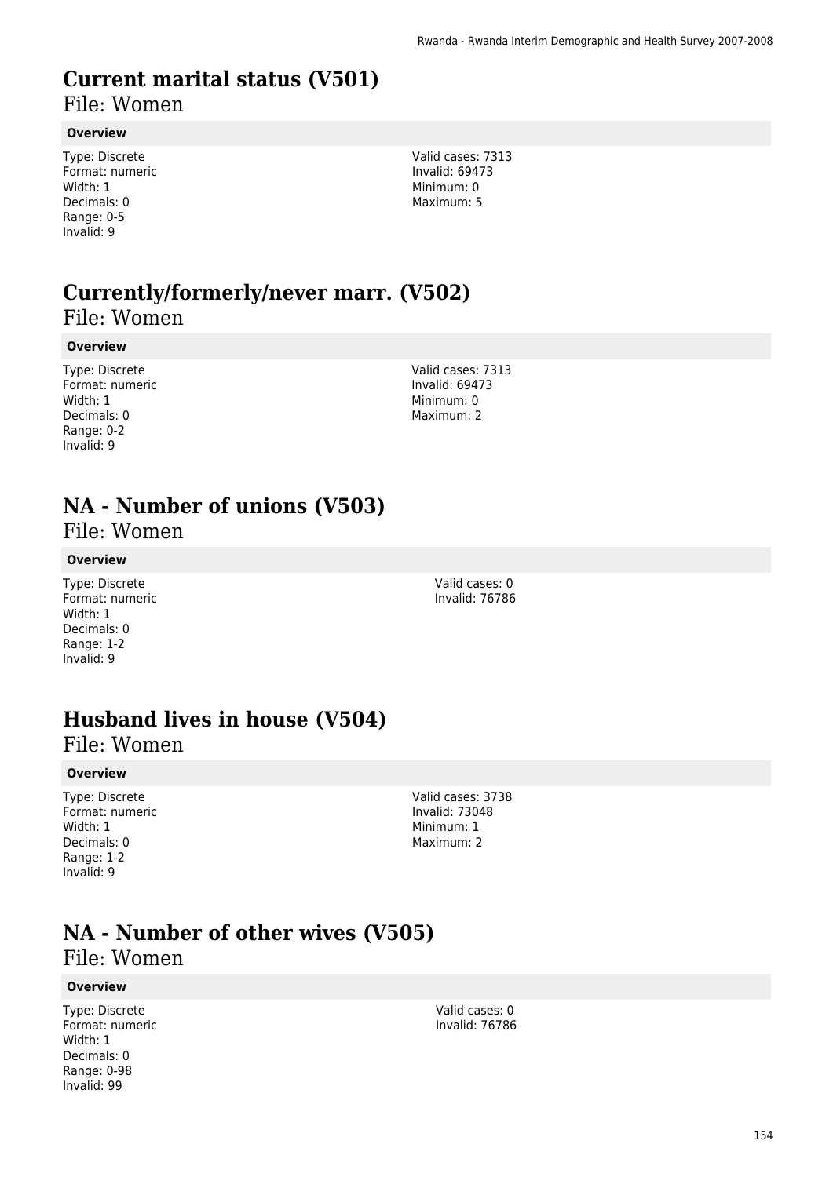# Current marital status (V501)

File: Women

### Overview

Type: Discrete
Format: numeric
Width: 1
Decimals: 0
Range: 0-5
Invalid: 9

Valid cases: 7313
Invalid: 69473
Minimum: 0
Maximum: 5

# Currently/formerly/never marr. (V502)

File: Women

### Overview

Type: Discrete
Format: numeric
Width: 1
Decimals: 0
Range: 0-2
Invalid: 9

Valid cases: 7313
Invalid: 69473
Minimum: 0
Maximum: 2

# NA - Number of unions (V503)

File: Women

### Overview

Type: Discrete
Format: numeric
Width: 1
Decimals: 0
Range: 1-2
Invalid: 9

Valid cases: 0
Invalid: 76786

# Husband lives in house (V504)

File: Women

### Overview

Type: Discrete
Format: numeric
Width: 1
Decimals: 0
Range: 1-2
Invalid: 9

Valid cases: 3738
Invalid: 73048
Minimum: 1
Maximum: 2

# NA - Number of other wives (V505)

File: Women

### Overview

Type: Discrete
Format: numeric
Width: 1
Decimals: 0
Range: 0-98
Invalid: 99

Valid cases: 0
Invalid: 76786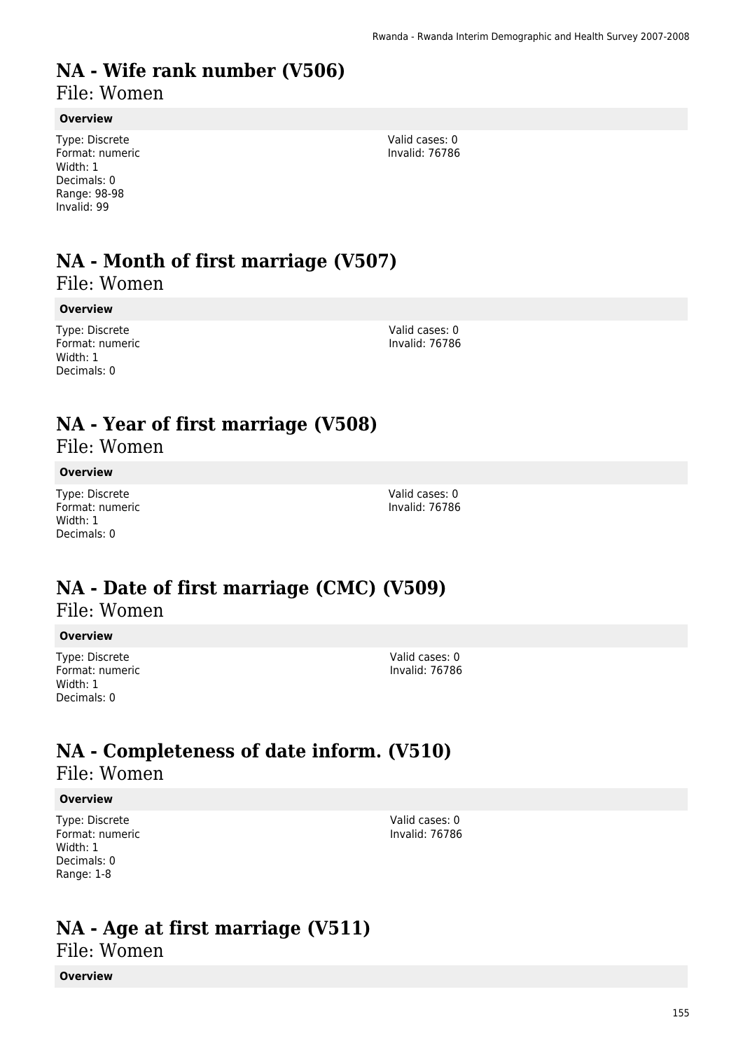# NA - Wife rank number (V506)

File: Women

**Overview**

Type: Discrete
Format: numeric
Width: 1
Decimals: 0
Range: 98-98
Invalid: 99

Valid cases: 0
Invalid: 76786

# NA - Month of first marriage (V507)

File: Women

**Overview**

Type: Discrete
Format: numeric
Width: 1
Decimals: 0

Valid cases: 0
Invalid: 76786

# NA - Year of first marriage (V508)

File: Women

**Overview**

Type: Discrete
Format: numeric
Width: 1
Decimals: 0

Valid cases: 0
Invalid: 76786

# NA - Date of first marriage (CMC) (V509)

File: Women

**Overview**

Type: Discrete
Format: numeric
Width: 1
Decimals: 0

Valid cases: 0
Invalid: 76786

# NA - Completeness of date inform. (V510)

File: Women

**Overview**

Type: Discrete
Format: numeric
Width: 1
Decimals: 0
Range: 1-8

Valid cases: 0
Invalid: 76786

# NA - Age at first marriage (V511)

File: Women

**Overview**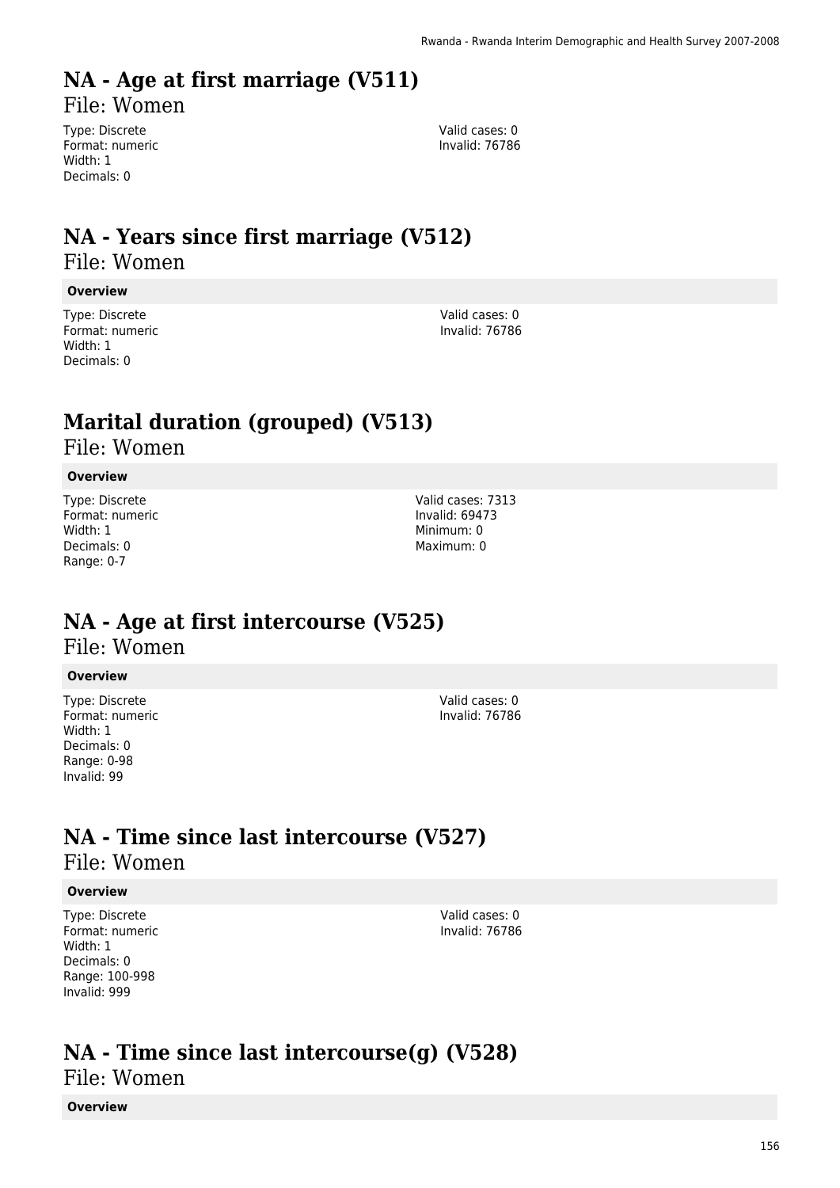# NA - Age at first marriage (V511)

File: Women

Type: Discrete
Format: numeric
Width: 1
Decimals: 0

Valid cases: 0
Invalid: 76786

# NA - Years since first marriage (V512)

File: Women

**Overview**

Type: Discrete
Format: numeric
Width: 1
Decimals: 0

Valid cases: 0
Invalid: 76786

# Marital duration (grouped) (V513)

File: Women

**Overview**

Type: Discrete
Format: numeric
Width: 1
Decimals: 0
Range: 0-7

Valid cases: 7313
Invalid: 69473
Minimum: 0
Maximum: 0

# NA - Age at first intercourse (V525)

File: Women

**Overview**

Type: Discrete
Format: numeric
Width: 1
Decimals: 0
Range: 0-98
Invalid: 99

Valid cases: 0
Invalid: 76786

# NA - Time since last intercourse (V527)

File: Women

**Overview**

Type: Discrete
Format: numeric
Width: 1
Decimals: 0
Range: 100-998
Invalid: 999

Valid cases: 0
Invalid: 76786

# NA - Time since last intercourse(g) (V528)

File: Women

**Overview**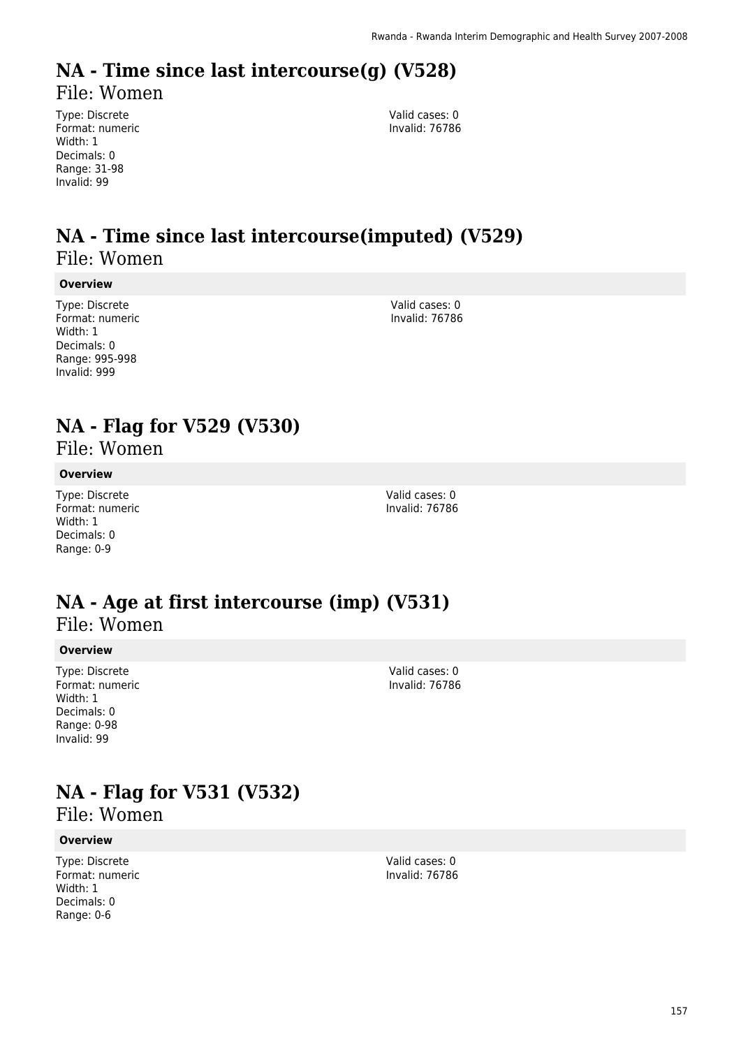# NA - Time since last intercourse(g) (V528)

File: Women

Type: Discrete
Format: numeric
Width: 1
Decimals: 0
Range: 31-98
Invalid: 99

Valid cases: 0
Invalid: 76786

# NA - Time since last intercourse(imputed) (V529)

File: Women

**Overview**

Type: Discrete
Format: numeric
Width: 1
Decimals: 0
Range: 995-998
Invalid: 999

Valid cases: 0
Invalid: 76786

# NA - Flag for V529 (V530)

File: Women

**Overview**

Type: Discrete
Format: numeric
Width: 1
Decimals: 0
Range: 0-9

Valid cases: 0
Invalid: 76786

# NA - Age at first intercourse (imp) (V531)

File: Women

**Overview**

Type: Discrete
Format: numeric
Width: 1
Decimals: 0
Range: 0-98
Invalid: 99

Valid cases: 0
Invalid: 76786

# NA - Flag for V531 (V532)

File: Women

**Overview**

Type: Discrete
Format: numeric
Width: 1
Decimals: 0
Range: 0-6

Valid cases: 0
Invalid: 76786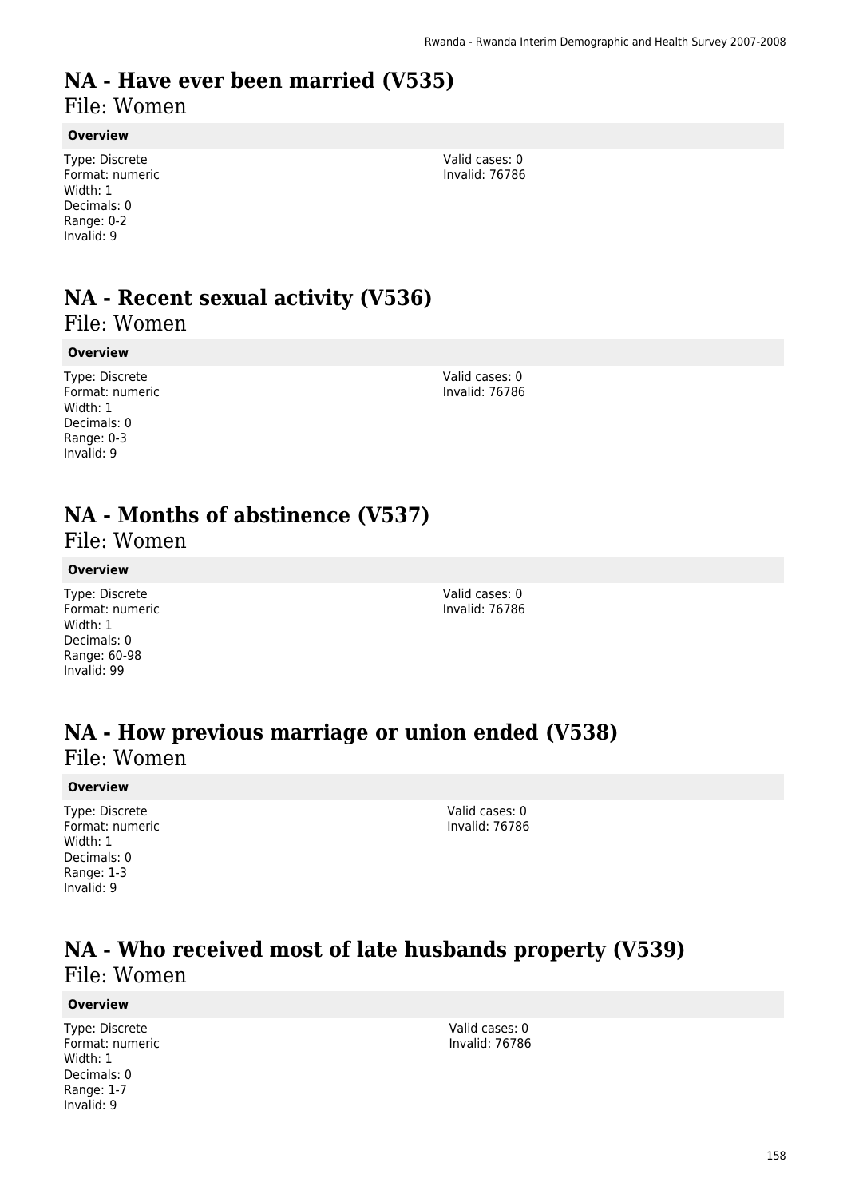# NA - Have ever been married (V535)

File: Women

### Overview

Type: Discrete
Format: numeric
Width: 1
Decimals: 0
Range: 0-2
Invalid: 9

Valid cases: 0
Invalid: 76786

# NA - Recent sexual activity (V536)

File: Women

### Overview

Type: Discrete
Format: numeric
Width: 1
Decimals: 0
Range: 0-3
Invalid: 9

Valid cases: 0
Invalid: 76786

# NA - Months of abstinence (V537)

File: Women

### Overview

Type: Discrete
Format: numeric
Width: 1
Decimals: 0
Range: 60-98
Invalid: 99

Valid cases: 0
Invalid: 76786

# NA - How previous marriage or union ended (V538)

File: Women

### Overview

Type: Discrete
Format: numeric
Width: 1
Decimals: 0
Range: 1-3
Invalid: 9

Valid cases: 0
Invalid: 76786

# NA - Who received most of late husbands property (V539)

File: Women

### Overview

Type: Discrete
Format: numeric
Width: 1
Decimals: 0
Range: 1-7
Invalid: 9

Valid cases: 0
Invalid: 76786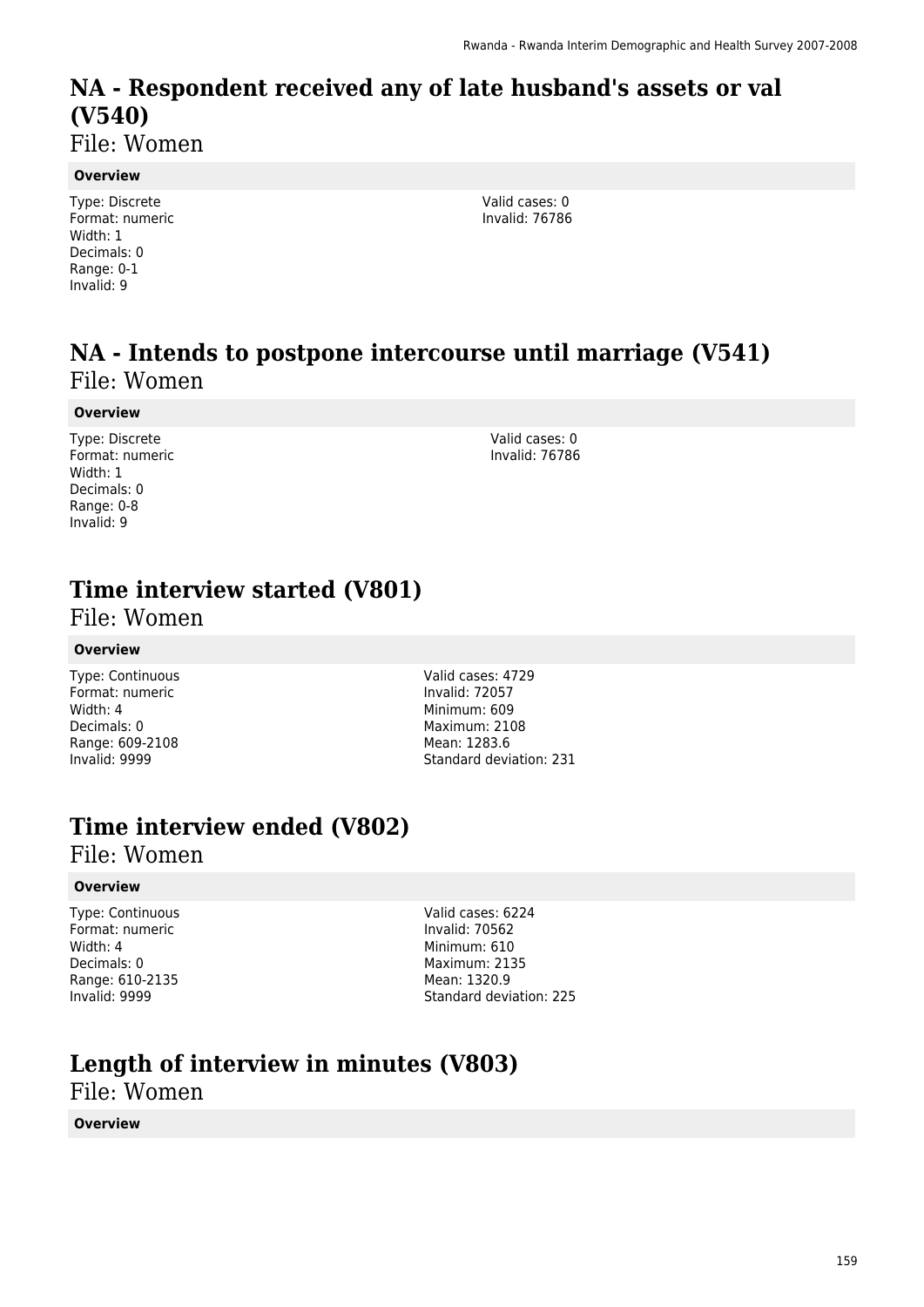# NA - Respondent received any of late husband's assets or val (V540)

File: Women

**Overview**

Type: Discrete
Format: numeric
Width: 1
Decimals: 0
Range: 0-1
Invalid: 9

Valid cases: 0
Invalid: 76786

# NA - Intends to postpone intercourse until marriage (V541)

File: Women

**Overview**

Type: Discrete
Format: numeric
Width: 1
Decimals: 0
Range: 0-8
Invalid: 9

Valid cases: 0
Invalid: 76786

# Time interview started (V801)

File: Women

**Overview**

Type: Continuous
Format: numeric
Width: 4
Decimals: 0
Range: 609-2108
Invalid: 9999

Valid cases: 4729
Invalid: 72057
Minimum: 609
Maximum: 2108
Mean: 1283.6
Standard deviation: 231

# Time interview ended (V802)

File: Women

**Overview**

Type: Continuous
Format: numeric
Width: 4
Decimals: 0
Range: 610-2135
Invalid: 9999

Valid cases: 6224
Invalid: 70562
Minimum: 610
Maximum: 2135
Mean: 1320.9
Standard deviation: 225

# Length of interview in minutes (V803)

File: Women

**Overview**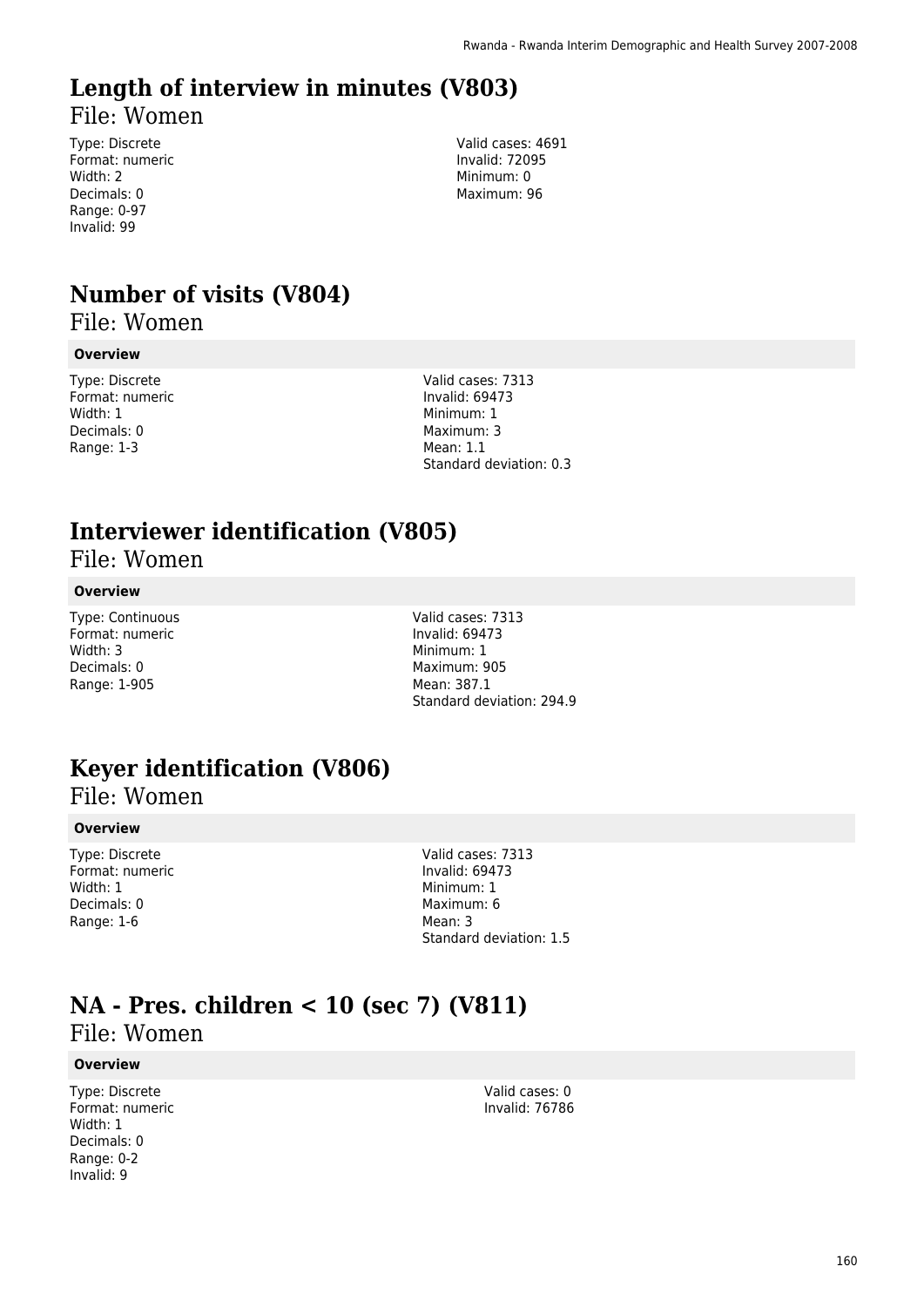# Length of interview in minutes (V803)

File: Women

Type: Discrete
Format: numeric
Width: 2
Decimals: 0
Range: 0-97
Invalid: 99

Valid cases: 4691
Invalid: 72095
Minimum: 0
Maximum: 96

# Number of visits (V804)

File: Women

**Overview**

Type: Discrete
Format: numeric
Width: 1
Decimals: 0
Range: 1-3

Valid cases: 7313
Invalid: 69473
Minimum: 1
Maximum: 3
Mean: 1.1
Standard deviation: 0.3

# Interviewer identification (V805)

File: Women

**Overview**

Type: Continuous
Format: numeric
Width: 3
Decimals: 0
Range: 1-905

Valid cases: 7313
Invalid: 69473
Minimum: 1
Maximum: 905
Mean: 387.1
Standard deviation: 294.9

# Keyer identification (V806)

File: Women

**Overview**

Type: Discrete
Format: numeric
Width: 1
Decimals: 0
Range: 1-6

Valid cases: 7313
Invalid: 69473
Minimum: 1
Maximum: 6
Mean: 3
Standard deviation: 1.5

# NA - Pres. children < 10 (sec 7) (V811)

File: Women

**Overview**

Type: Discrete
Format: numeric
Width: 1
Decimals: 0
Range: 0-2
Invalid: 9

Valid cases: 0
Invalid: 76786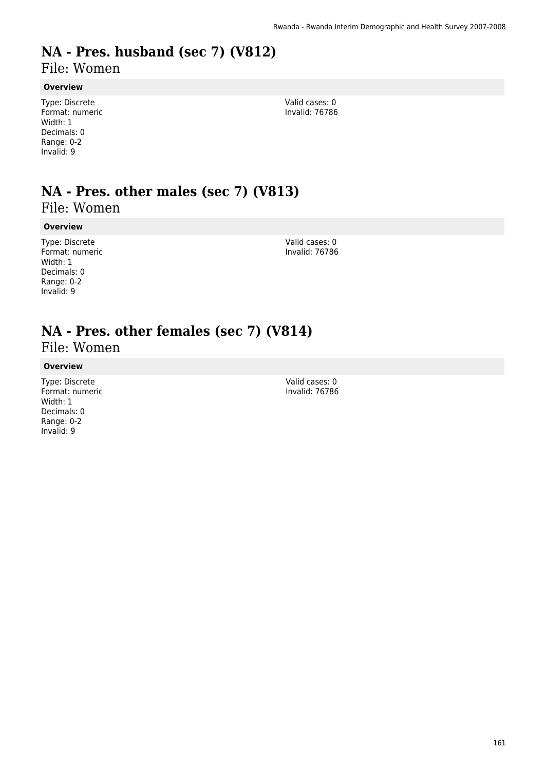# NA - Pres. husband (sec 7) (V812)

File: Women

**Overview**

Type: Discrete
Format: numeric
Width: 1
Decimals: 0
Range: 0-2
Invalid: 9

Valid cases: 0
Invalid: 76786

# NA - Pres. other males (sec 7) (V813)

File: Women

**Overview**

Type: Discrete
Format: numeric
Width: 1
Decimals: 0
Range: 0-2
Invalid: 9

Valid cases: 0
Invalid: 76786

# NA - Pres. other females (sec 7) (V814)

File: Women

**Overview**

Type: Discrete
Format: numeric
Width: 1
Decimals: 0
Range: 0-2
Invalid: 9

Valid cases: 0
Invalid: 76786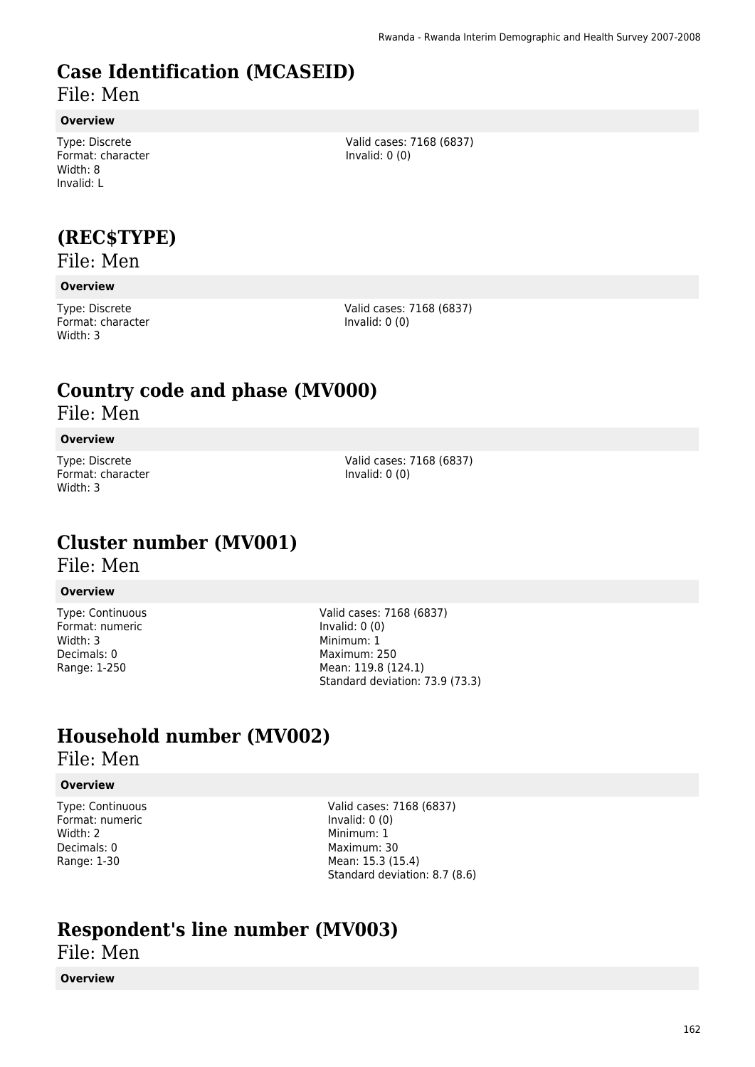# Case Identification (MCASEID)

File: Men

#### Overview

Type: Discrete
Format: character
Width: 8
Invalid: L

Valid cases: 7168 (6837)
Invalid: 0 (0)

# (REC$TYPE)

File: Men

#### Overview

Type: Discrete
Format: character
Width: 3

Valid cases: 7168 (6837)
Invalid: 0 (0)

# Country code and phase (MV000)

File: Men

#### Overview

Type: Discrete
Format: character
Width: 3

Valid cases: 7168 (6837)
Invalid: 0 (0)

# Cluster number (MV001)

File: Men

#### Overview

Type: Continuous
Format: numeric
Width: 3
Decimals: 0
Range: 1-250

Valid cases: 7168 (6837)
Invalid: 0 (0)
Minimum: 1
Maximum: 250
Mean: 119.8 (124.1)
Standard deviation: 73.9 (73.3)

# Household number (MV002)

File: Men

#### Overview

Type: Continuous
Format: numeric
Width: 2
Decimals: 0
Range: 1-30

Valid cases: 7168 (6837)
Invalid: 0 (0)
Minimum: 1
Maximum: 30
Mean: 15.3 (15.4)
Standard deviation: 8.7 (8.6)

# Respondent's line number (MV003)

File: Men

#### Overview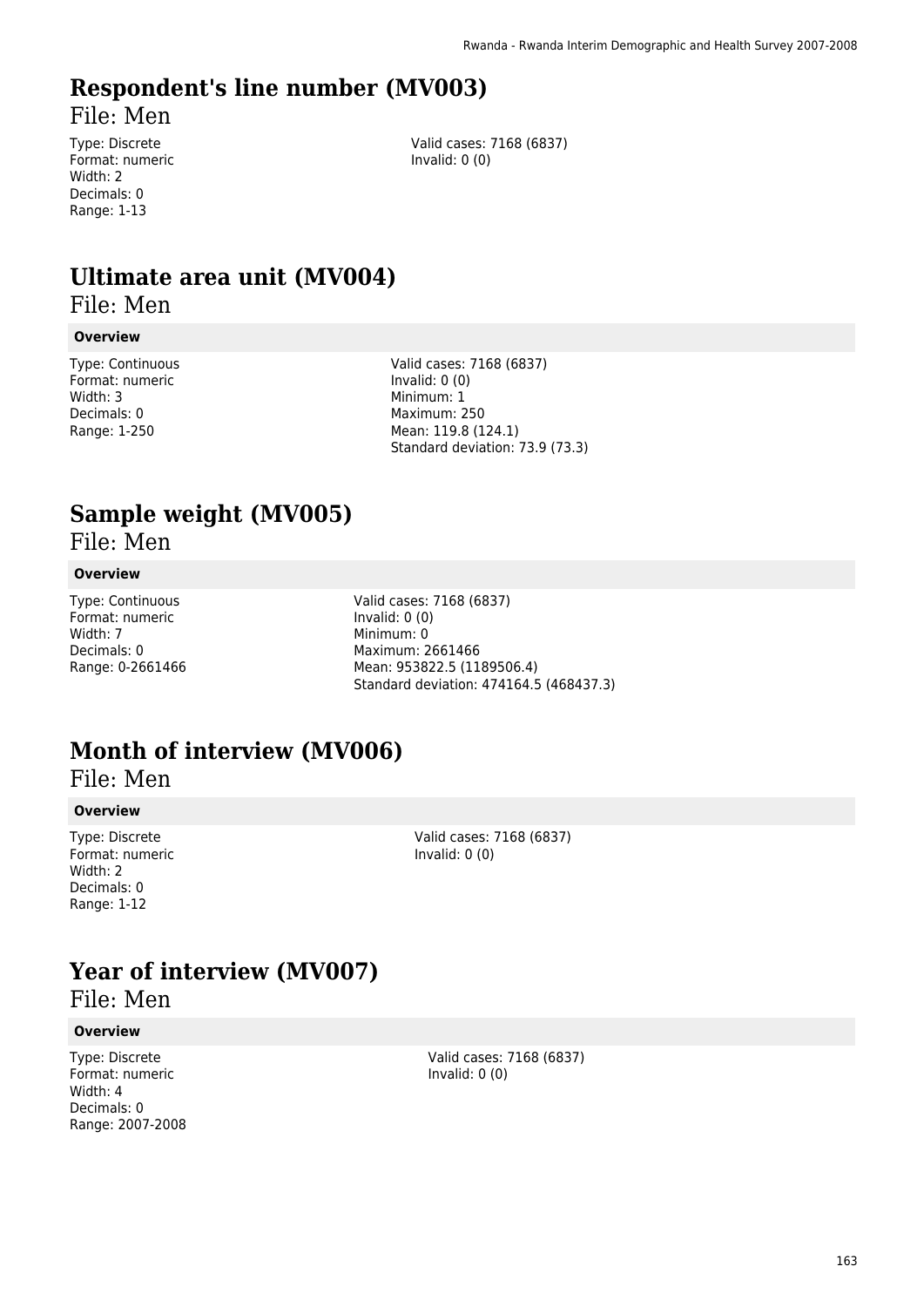# Respondent's line number (MV003)

File: Men

Type: Discrete
Format: numeric
Width: 2
Decimals: 0
Range: 1-13

Valid cases: 7168 (6837)
Invalid: 0 (0)

# Ultimate area unit (MV004)

File: Men

**Overview**

Type: Continuous
Format: numeric
Width: 3
Decimals: 0
Range: 1-250

Valid cases: 7168 (6837)
Invalid: 0 (0)
Minimum: 1
Maximum: 250
Mean: 119.8 (124.1)
Standard deviation: 73.9 (73.3)

# Sample weight (MV005)

File: Men

**Overview**

Type: Continuous
Format: numeric
Width: 7
Decimals: 0
Range: 0-2661466

Valid cases: 7168 (6837)
Invalid: 0 (0)
Minimum: 0
Maximum: 2661466
Mean: 953822.5 (1189506.4)
Standard deviation: 474164.5 (468437.3)

# Month of interview (MV006)

File: Men

**Overview**

Type: Discrete
Format: numeric
Width: 2
Decimals: 0
Range: 1-12

Valid cases: 7168 (6837)
Invalid: 0 (0)

# Year of interview (MV007)

File: Men

**Overview**

Type: Discrete
Format: numeric
Width: 4
Decimals: 0
Range: 2007-2008

Valid cases: 7168 (6837)
Invalid: 0 (0)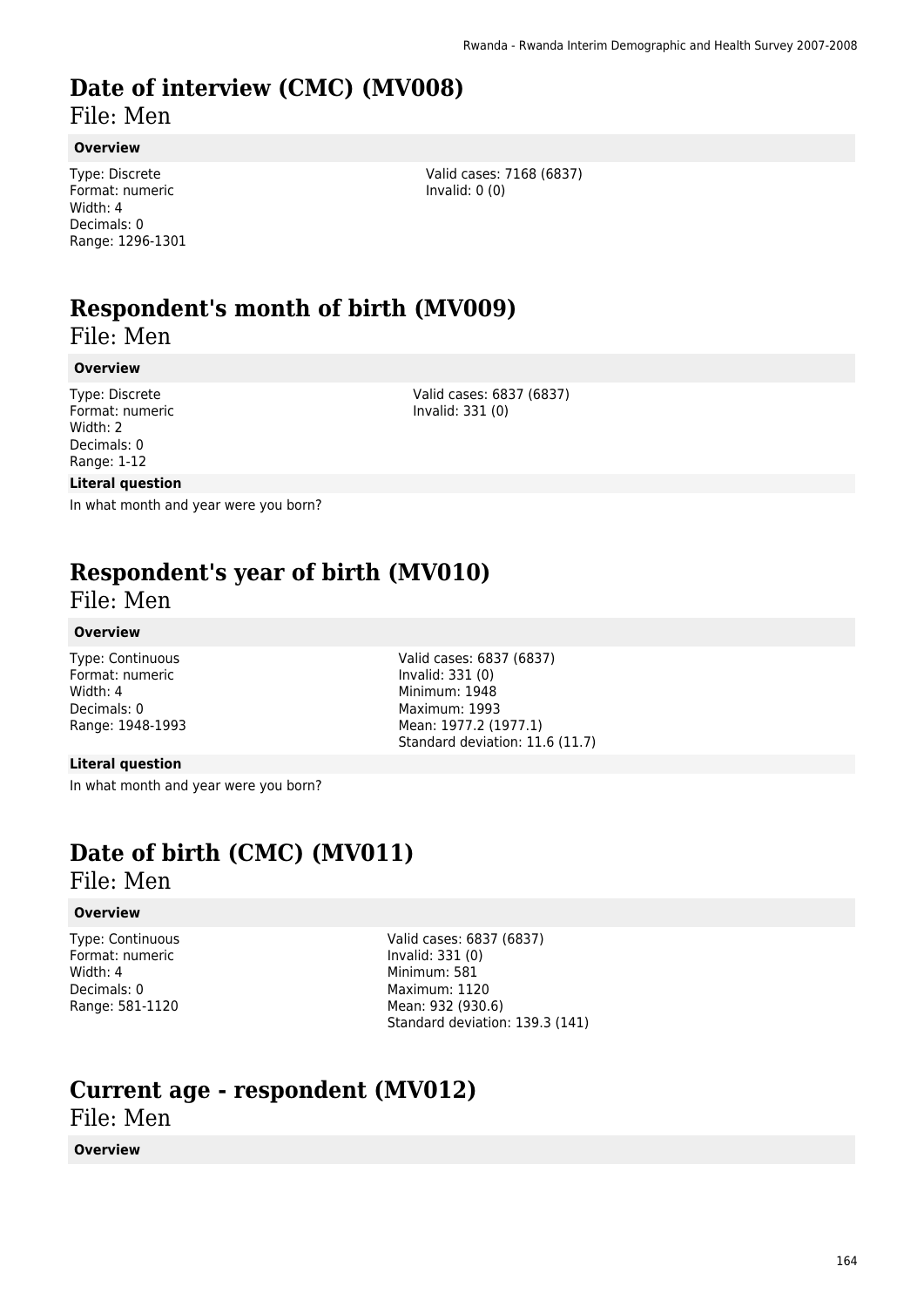# Date of interview (CMC) (MV008)

File: Men

**Overview**

Type: Discrete
Format: numeric
Width: 4
Decimals: 0
Range: 1296-1301

Valid cases: 7168 (6837)
Invalid: 0 (0)

# Respondent's month of birth (MV009)

File: Men

**Overview**

Type: Discrete
Format: numeric
Width: 2
Decimals: 0
Range: 1-12

Valid cases: 6837 (6837)
Invalid: 331 (0)

**Literal question**

In what month and year were you born?

# Respondent's year of birth (MV010)

File: Men

**Overview**

Type: Continuous
Format: numeric
Width: 4
Decimals: 0
Range: 1948-1993

Valid cases: 6837 (6837)
Invalid: 331 (0)
Minimum: 1948
Maximum: 1993
Mean: 1977.2 (1977.1)
Standard deviation: 11.6 (11.7)

**Literal question**

In what month and year were you born?

# Date of birth (CMC) (MV011)

File: Men

**Overview**

Type: Continuous
Format: numeric
Width: 4
Decimals: 0
Range: 581-1120

Valid cases: 6837 (6837)
Invalid: 331 (0)
Minimum: 581
Maximum: 1120
Mean: 932 (930.6)
Standard deviation: 139.3 (141)

# Current age - respondent (MV012)

File: Men

**Overview**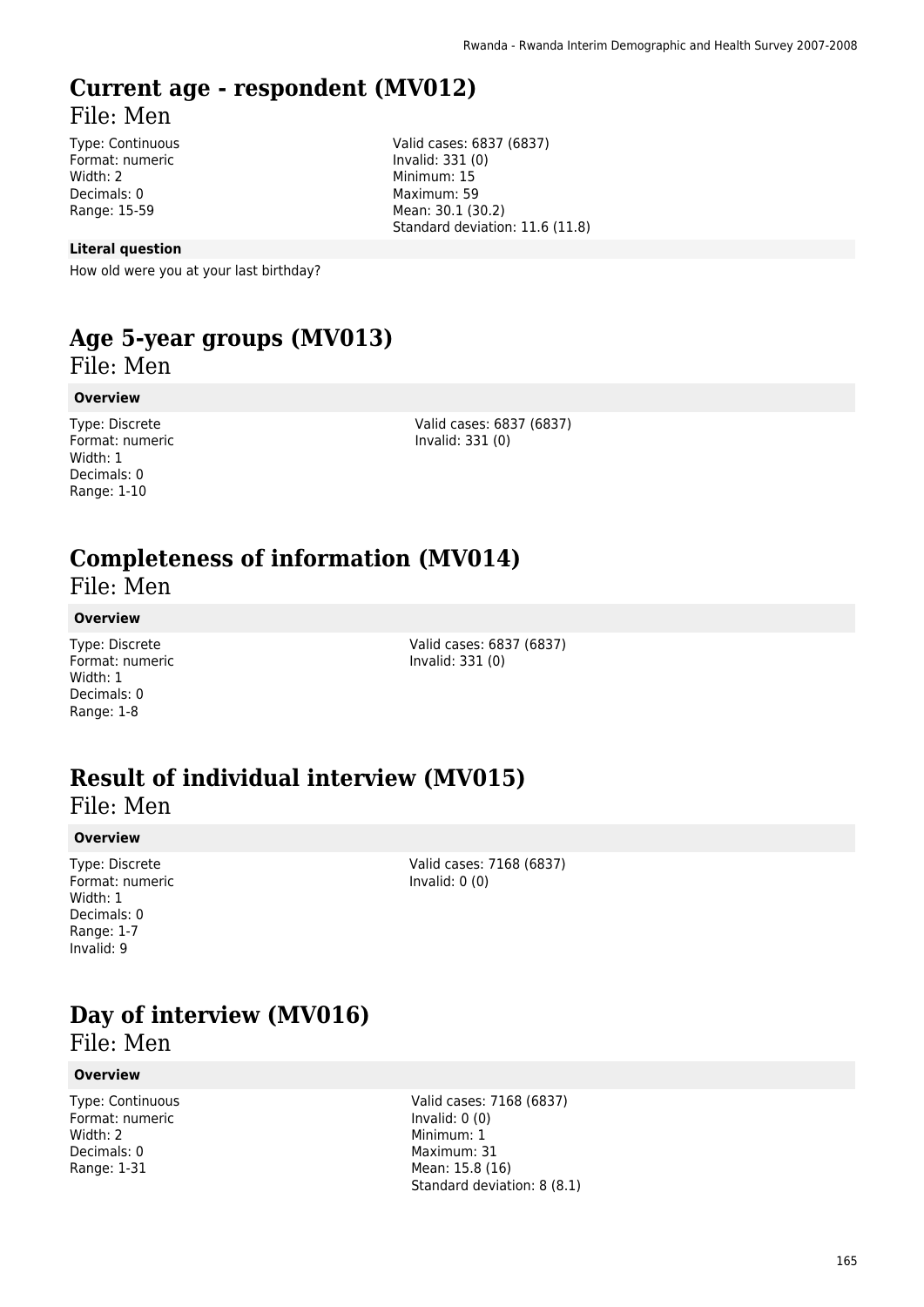# Current age - respondent (MV012)

File: Men

Type: Continuous
Format: numeric
Width: 2
Decimals: 0
Range: 15-59

Valid cases: 6837 (6837)
Invalid: 331 (0)
Minimum: 15
Maximum: 59
Mean: 30.1 (30.2)
Standard deviation: 11.6 (11.8)

**Literal question**

How old were you at your last birthday?

# Age 5-year groups (MV013)

File: Men

**Overview**

Type: Discrete
Format: numeric
Width: 1
Decimals: 0
Range: 1-10

Valid cases: 6837 (6837)
Invalid: 331 (0)

# Completeness of information (MV014)

File: Men

**Overview**

Type: Discrete
Format: numeric
Width: 1
Decimals: 0
Range: 1-8

Valid cases: 6837 (6837)
Invalid: 331 (0)

# Result of individual interview (MV015)

File: Men

**Overview**

Type: Discrete
Format: numeric
Width: 1
Decimals: 0
Range: 1-7
Invalid: 9

Valid cases: 7168 (6837)
Invalid: 0 (0)

# Day of interview (MV016)

File: Men

**Overview**

Type: Continuous
Format: numeric
Width: 2
Decimals: 0
Range: 1-31

Valid cases: 7168 (6837)
Invalid: 0 (0)
Minimum: 1
Maximum: 31
Mean: 15.8 (16)
Standard deviation: 8 (8.1)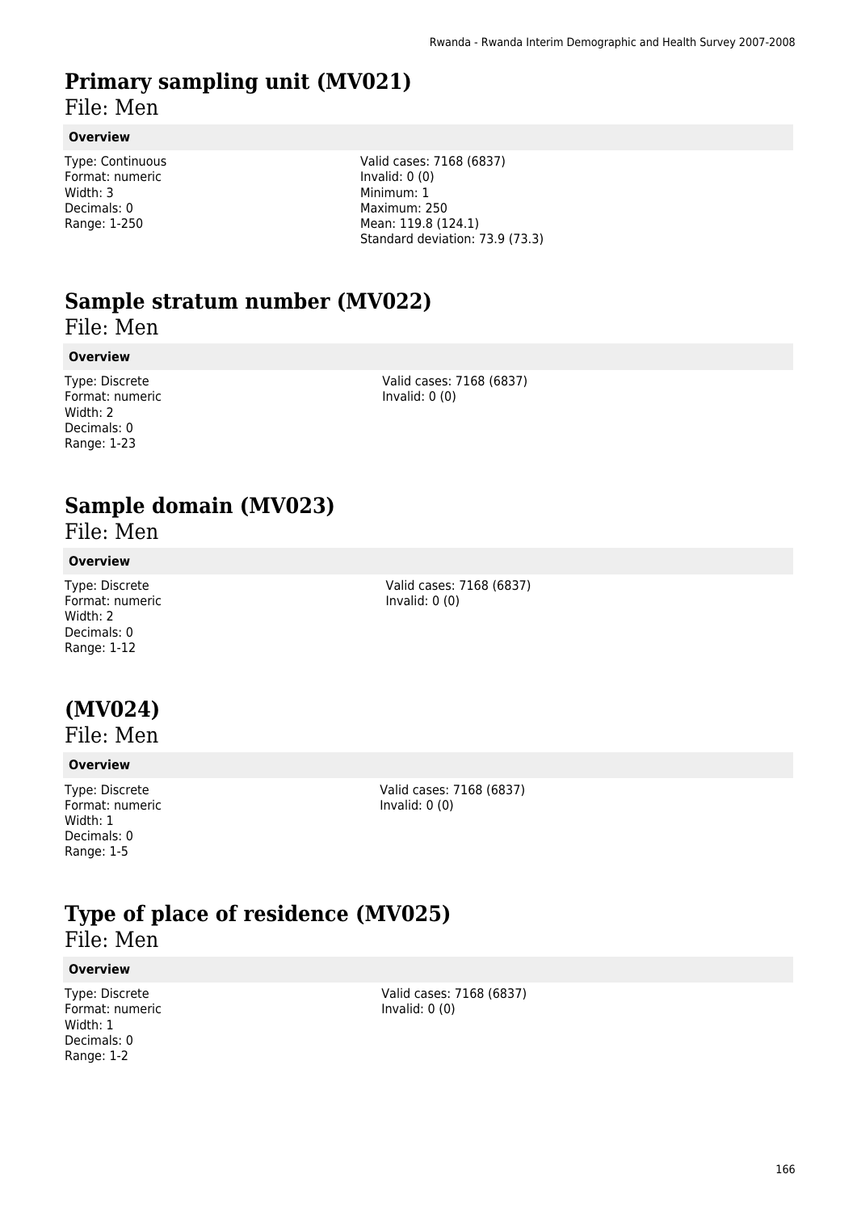# Primary sampling unit (MV021)

File: Men

**Overview**

Type: Continuous
Format: numeric
Width: 3
Decimals: 0
Range: 1-250

Valid cases: 7168 (6837)
Invalid: 0 (0)
Minimum: 1
Maximum: 250
Mean: 119.8 (124.1)
Standard deviation: 73.9 (73.3)

# Sample stratum number (MV022)

File: Men

**Overview**

Type: Discrete
Format: numeric
Width: 2
Decimals: 0
Range: 1-23

Valid cases: 7168 (6837)
Invalid: 0 (0)

# Sample domain (MV023)

File: Men

**Overview**

Type: Discrete
Format: numeric
Width: 2
Decimals: 0
Range: 1-12

Valid cases: 7168 (6837)
Invalid: 0 (0)

# (MV024)

File: Men

**Overview**

Type: Discrete
Format: numeric
Width: 1
Decimals: 0
Range: 1-5

Valid cases: 7168 (6837)
Invalid: 0 (0)

# Type of place of residence (MV025)

File: Men

**Overview**

Type: Discrete
Format: numeric
Width: 1
Decimals: 0
Range: 1-2

Valid cases: 7168 (6837)
Invalid: 0 (0)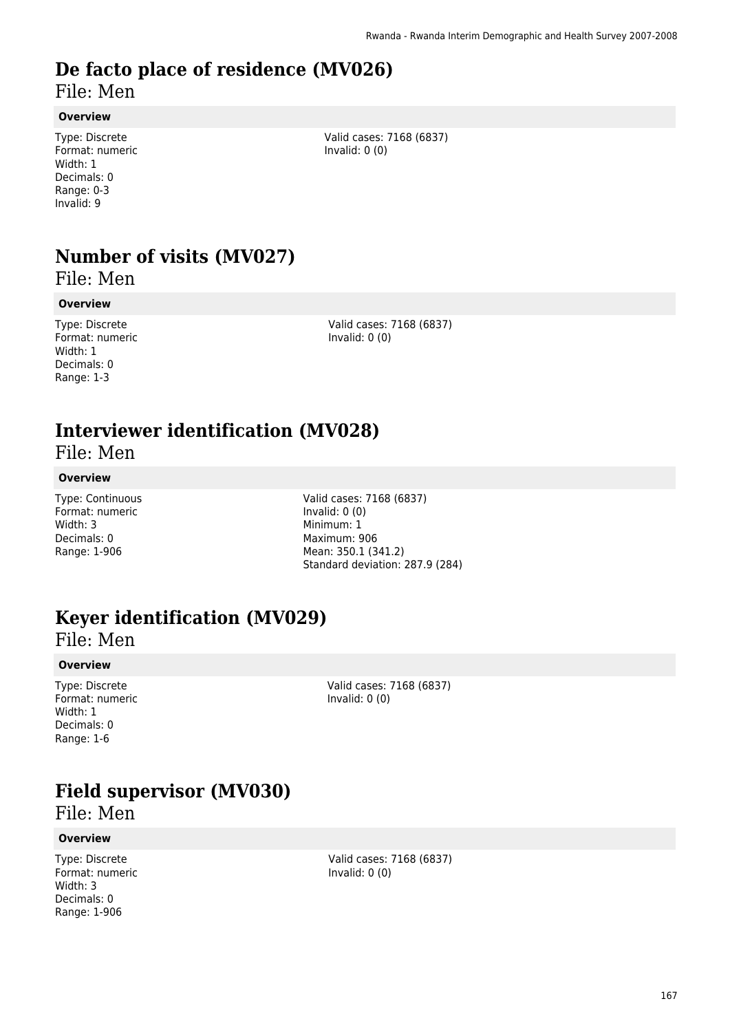# De facto place of residence (MV026)

File: Men

**Overview**

Type: Discrete
Format: numeric
Width: 1
Decimals: 0
Range: 0-3
Invalid: 9

Valid cases: 7168 (6837)
Invalid: 0 (0)

# Number of visits (MV027)

File: Men

**Overview**

Type: Discrete
Format: numeric
Width: 1
Decimals: 0
Range: 1-3

Valid cases: 7168 (6837)
Invalid: 0 (0)

# Interviewer identification (MV028)

File: Men

**Overview**

Type: Continuous
Format: numeric
Width: 3
Decimals: 0
Range: 1-906

Valid cases: 7168 (6837)
Invalid: 0 (0)
Minimum: 1
Maximum: 906
Mean: 350.1 (341.2)
Standard deviation: 287.9 (284)

# Keyer identification (MV029)

File: Men

**Overview**

Type: Discrete
Format: numeric
Width: 1
Decimals: 0
Range: 1-6

Valid cases: 7168 (6837)
Invalid: 0 (0)

# Field supervisor (MV030)

File: Men

**Overview**

Type: Discrete
Format: numeric
Width: 3
Decimals: 0
Range: 1-906

Valid cases: 7168 (6837)
Invalid: 0 (0)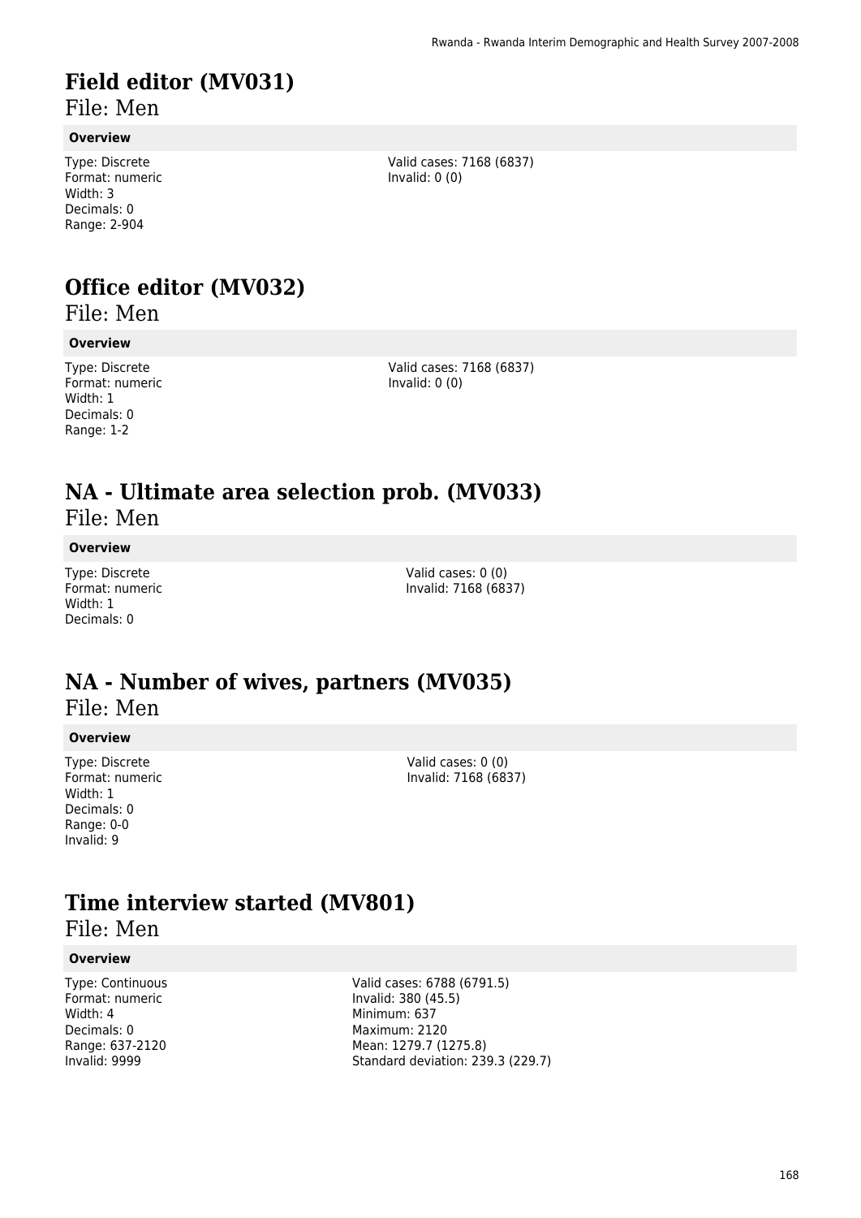# Field editor (MV031)

File: Men

**Overview**

Type: Discrete
Format: numeric
Width: 3
Decimals: 0
Range: 2-904

Valid cases: 7168 (6837)
Invalid: 0 (0)

# Office editor (MV032)

File: Men

**Overview**

Type: Discrete
Format: numeric
Width: 1
Decimals: 0
Range: 1-2

Valid cases: 7168 (6837)
Invalid: 0 (0)

# NA - Ultimate area selection prob. (MV033)

File: Men

**Overview**

Type: Discrete
Format: numeric
Width: 1
Decimals: 0

Valid cases: 0 (0)
Invalid: 7168 (6837)

# NA - Number of wives, partners (MV035)

File: Men

**Overview**

Type: Discrete
Format: numeric
Width: 1
Decimals: 0
Range: 0-0
Invalid: 9

Valid cases: 0 (0)
Invalid: 7168 (6837)

# Time interview started (MV801)

File: Men

**Overview**

Type: Continuous
Format: numeric
Width: 4
Decimals: 0
Range: 637-2120
Invalid: 9999

Valid cases: 6788 (6791.5)
Invalid: 380 (45.5)
Minimum: 637
Maximum: 2120
Mean: 1279.7 (1275.8)
Standard deviation: 239.3 (229.7)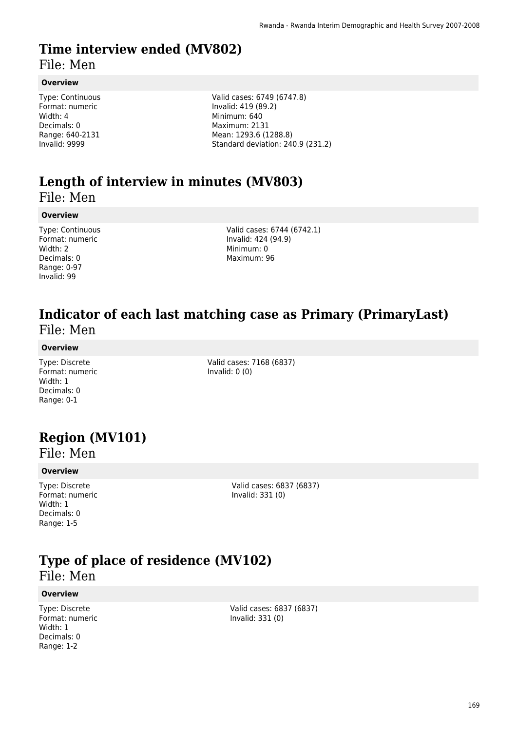## Time interview ended (MV802)

File: Men

**Overview**

Type: Continuous
Format: numeric
Width: 4
Decimals: 0
Range: 640-2131
Invalid: 9999

Valid cases: 6749 (6747.8)
Invalid: 419 (89.2)
Minimum: 640
Maximum: 2131
Mean: 1293.6 (1288.8)
Standard deviation: 240.9 (231.2)

## Length of interview in minutes (MV803)

File: Men

**Overview**

Type: Continuous
Format: numeric
Width: 2
Decimals: 0
Range: 0-97
Invalid: 99

Valid cases: 6744 (6742.1)
Invalid: 424 (94.9)
Minimum: 0
Maximum: 96

## Indicator of each last matching case as Primary (PrimaryLast)

File: Men

**Overview**

Type: Discrete
Format: numeric
Width: 1
Decimals: 0
Range: 0-1

Valid cases: 7168 (6837)
Invalid: 0 (0)

## Region (MV101)

File: Men

**Overview**

Type: Discrete
Format: numeric
Width: 1
Decimals: 0
Range: 1-5

Valid cases: 6837 (6837)
Invalid: 331 (0)

## Type of place of residence (MV102)

File: Men

**Overview**

Type: Discrete
Format: numeric
Width: 1
Decimals: 0
Range: 1-2

Valid cases: 6837 (6837)
Invalid: 331 (0)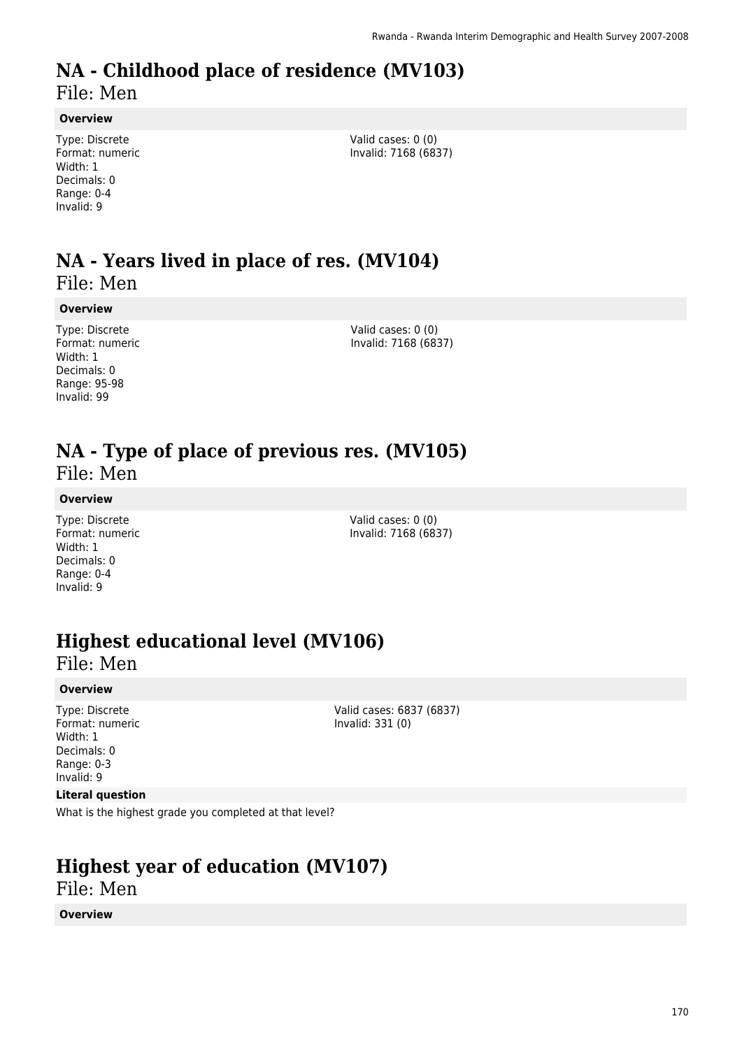# NA - Childhood place of residence (MV103)

File: Men

**Overview**

Type: Discrete
Format: numeric
Width: 1
Decimals: 0
Range: 0-4
Invalid: 9

Valid cases: 0 (0)
Invalid: 7168 (6837)

# NA - Years lived in place of res. (MV104)

File: Men

**Overview**

Type: Discrete
Format: numeric
Width: 1
Decimals: 0
Range: 95-98
Invalid: 99

Valid cases: 0 (0)
Invalid: 7168 (6837)

# NA - Type of place of previous res. (MV105)

File: Men

**Overview**

Type: Discrete
Format: numeric
Width: 1
Decimals: 0
Range: 0-4
Invalid: 9

Valid cases: 0 (0)
Invalid: 7168 (6837)

# Highest educational level (MV106)

File: Men

**Overview**

Type: Discrete
Format: numeric
Width: 1
Decimals: 0
Range: 0-3
Invalid: 9

Valid cases: 6837 (6837)
Invalid: 331 (0)

**Literal question**

What is the highest grade you completed at that level?

# Highest year of education (MV107)

File: Men

**Overview**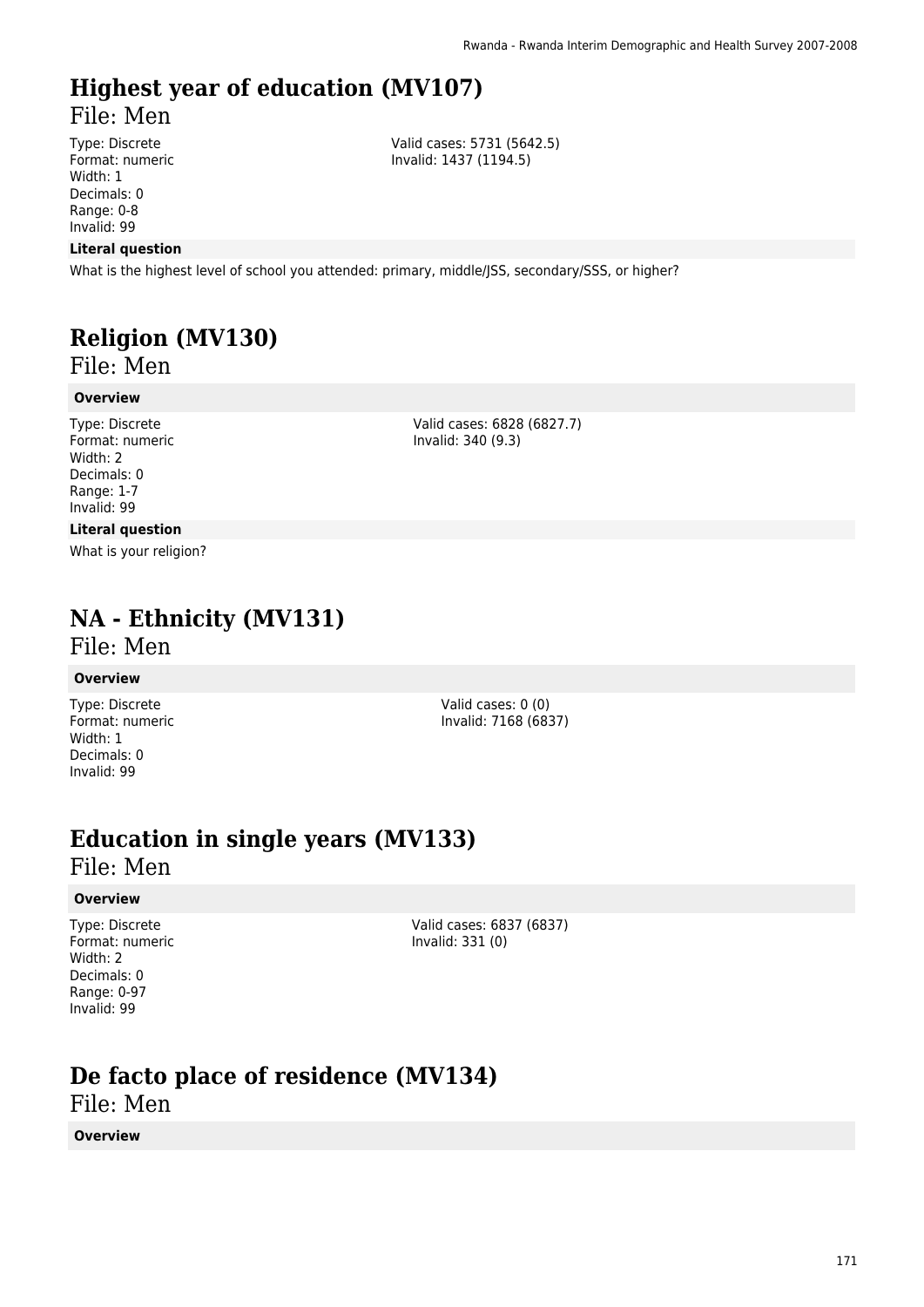# Highest year of education (MV107)

File: Men

Type: Discrete
Format: numeric
Width: 1
Decimals: 0
Range: 0-8
Invalid: 99

Valid cases: 5731 (5642.5)
Invalid: 1437 (1194.5)

**Literal question**

What is the highest level of school you attended: primary, middle/JSS, secondary/SSS, or higher?

# Religion (MV130)

File: Men

**Overview**

Type: Discrete
Format: numeric
Width: 2
Decimals: 0
Range: 1-7
Invalid: 99

Valid cases: 6828 (6827.7)
Invalid: 340 (9.3)

**Literal question**

What is your religion?

# NA - Ethnicity (MV131)

File: Men

**Overview**

Type: Discrete
Format: numeric
Width: 1
Decimals: 0
Invalid: 99

Valid cases: 0 (0)
Invalid: 7168 (6837)

# Education in single years (MV133)

File: Men

**Overview**

Type: Discrete
Format: numeric
Width: 2
Decimals: 0
Range: 0-97
Invalid: 99

Valid cases: 6837 (6837)
Invalid: 331 (0)

# De facto place of residence (MV134)

File: Men

**Overview**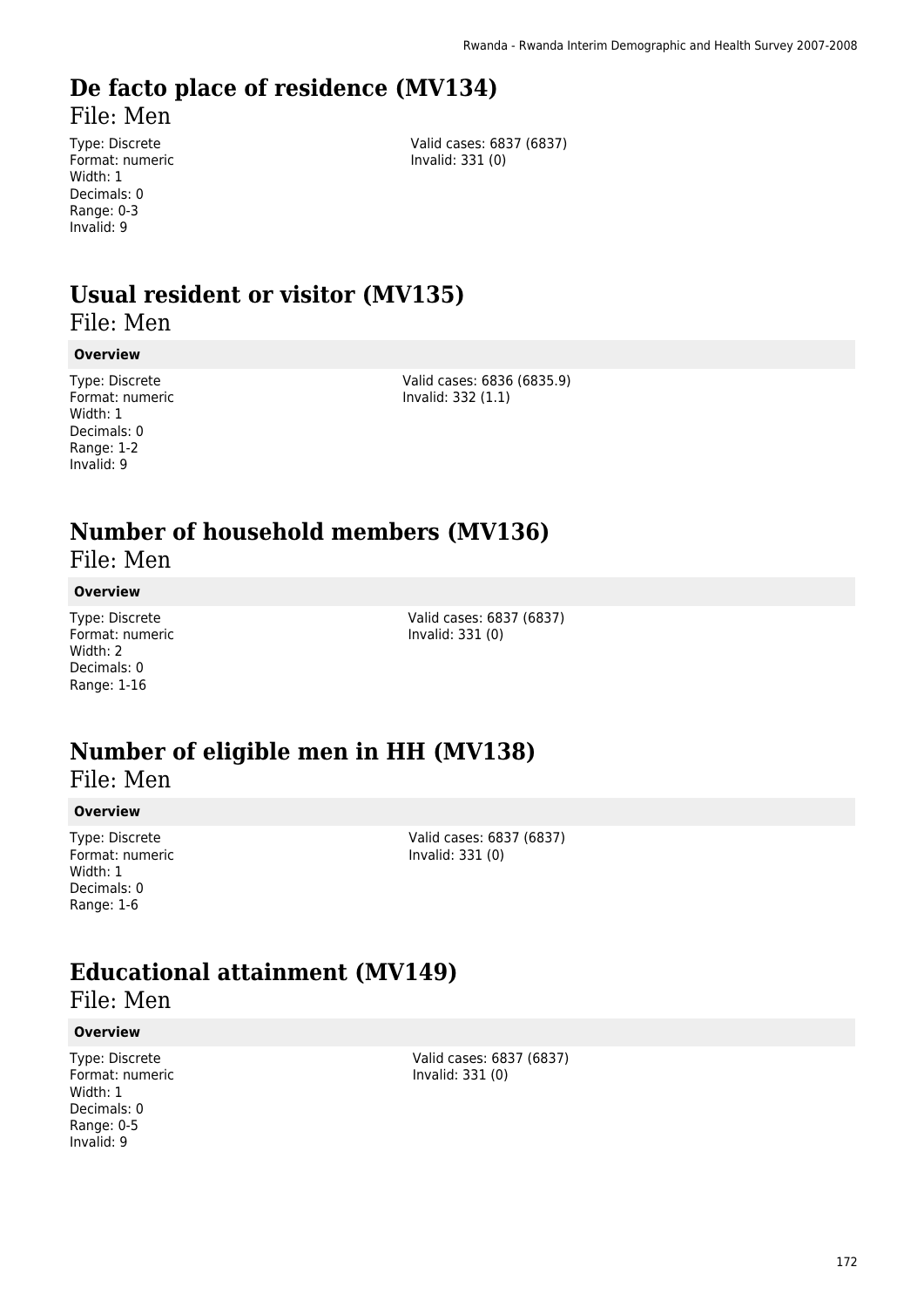# De facto place of residence (MV134)

File: Men

Type: Discrete
Format: numeric
Width: 1
Decimals: 0
Range: 0-3
Invalid: 9

Valid cases: 6837 (6837)
Invalid: 331 (0)

# Usual resident or visitor (MV135)

File: Men

**Overview**

Type: Discrete
Format: numeric
Width: 1
Decimals: 0
Range: 1-2
Invalid: 9

Valid cases: 6836 (6835.9)
Invalid: 332 (1.1)

# Number of household members (MV136)

File: Men

**Overview**

Type: Discrete
Format: numeric
Width: 2
Decimals: 0
Range: 1-16

Valid cases: 6837 (6837)
Invalid: 331 (0)

# Number of eligible men in HH (MV138)

File: Men

**Overview**

Type: Discrete
Format: numeric
Width: 1
Decimals: 0
Range: 1-6

Valid cases: 6837 (6837)
Invalid: 331 (0)

# Educational attainment (MV149)

File: Men

**Overview**

Type: Discrete
Format: numeric
Width: 1
Decimals: 0
Range: 0-5
Invalid: 9

Valid cases: 6837 (6837)
Invalid: 331 (0)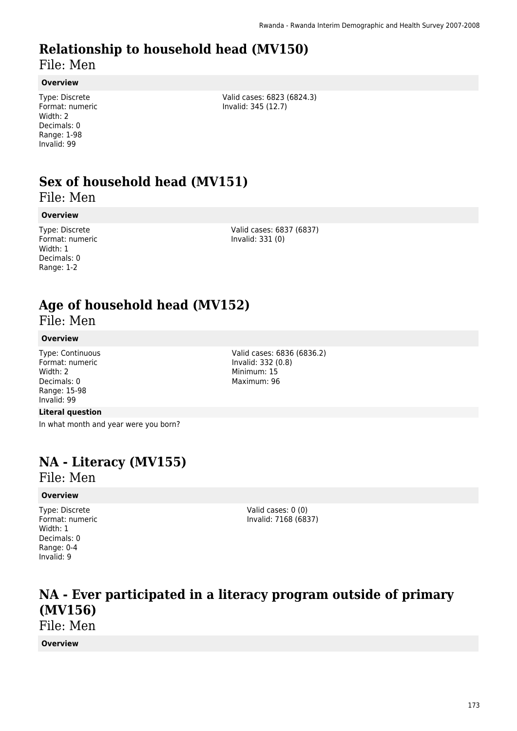# Relationship to household head (MV150)

File: Men

**Overview**

Type: Discrete
Format: numeric
Width: 2
Decimals: 0
Range: 1-98
Invalid: 99

Valid cases: 6823 (6824.3)
Invalid: 345 (12.7)

# Sex of household head (MV151)

File: Men

**Overview**

Type: Discrete
Format: numeric
Width: 1
Decimals: 0
Range: 1-2

Valid cases: 6837 (6837)
Invalid: 331 (0)

# Age of household head (MV152)

File: Men

**Overview**

Type: Continuous
Format: numeric
Width: 2
Decimals: 0
Range: 15-98
Invalid: 99

Valid cases: 6836 (6836.2)
Invalid: 332 (0.8)
Minimum: 15
Maximum: 96

**Literal question**

In what month and year were you born?

# NA - Literacy (MV155)

File: Men

**Overview**

Type: Discrete
Format: numeric
Width: 1
Decimals: 0
Range: 0-4
Invalid: 9

Valid cases: 0 (0)
Invalid: 7168 (6837)

# NA - Ever participated in a literacy program outside of primary (MV156)

File: Men

**Overview**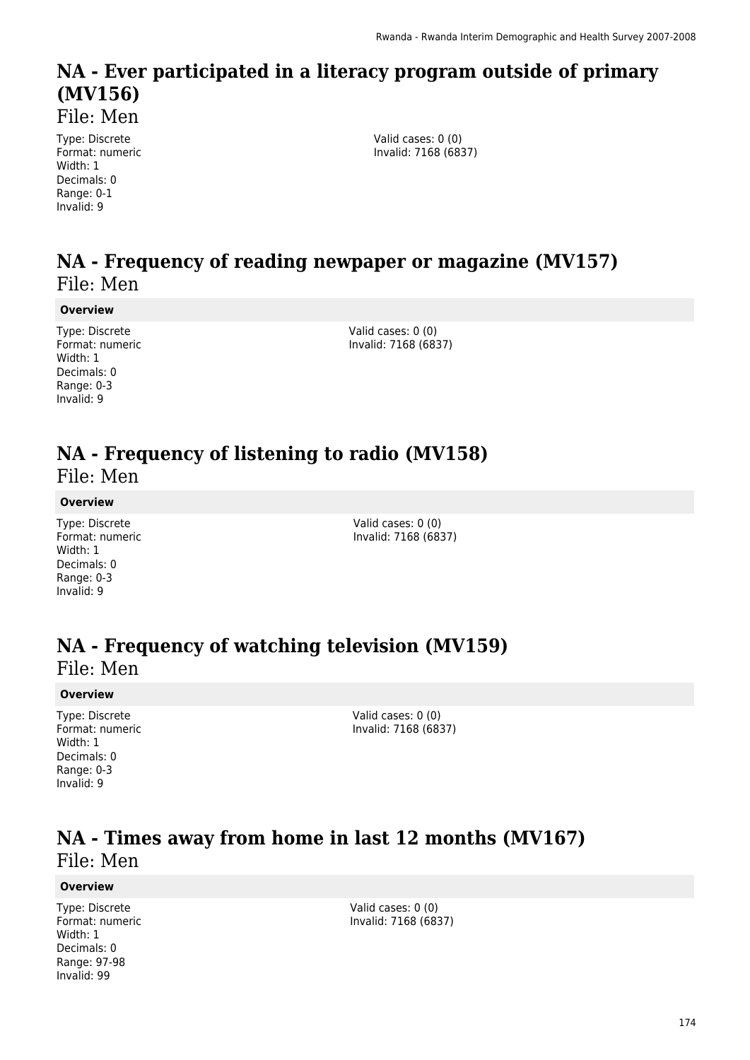# NA - Ever participated in a literacy program outside of primary (MV156)

File: Men

Type: Discrete
Format: numeric
Width: 1
Decimals: 0
Range: 0-1
Invalid: 9

Valid cases: 0 (0)
Invalid: 7168 (6837)

# NA - Frequency of reading newpaper or magazine (MV157)

File: Men

**Overview**

Type: Discrete
Format: numeric
Width: 1
Decimals: 0
Range: 0-3
Invalid: 9

Valid cases: 0 (0)
Invalid: 7168 (6837)

# NA - Frequency of listening to radio (MV158)

File: Men

**Overview**

Type: Discrete
Format: numeric
Width: 1
Decimals: 0
Range: 0-3
Invalid: 9

Valid cases: 0 (0)
Invalid: 7168 (6837)

# NA - Frequency of watching television (MV159)

File: Men

**Overview**

Type: Discrete
Format: numeric
Width: 1
Decimals: 0
Range: 0-3
Invalid: 9

Valid cases: 0 (0)
Invalid: 7168 (6837)

# NA - Times away from home in last 12 months (MV167)

File: Men

**Overview**

Type: Discrete
Format: numeric
Width: 1
Decimals: 0
Range: 97-98
Invalid: 99

Valid cases: 0 (0)
Invalid: 7168 (6837)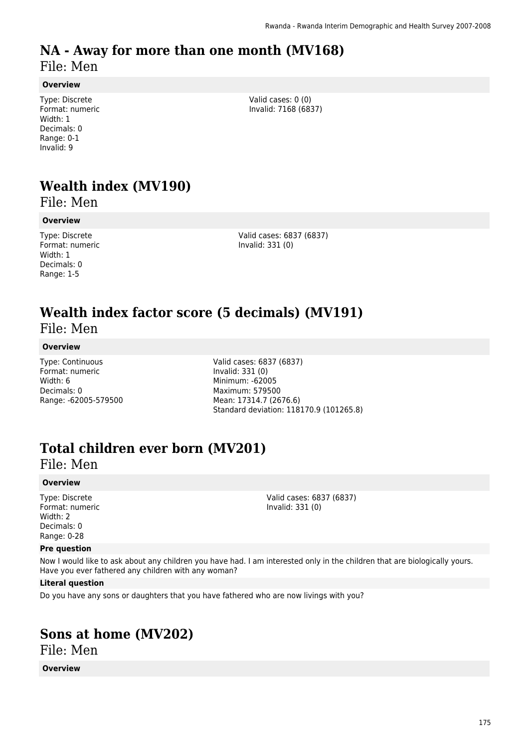# NA - Away for more than one month (MV168)

File: Men

**Overview**

Type: Discrete
Format: numeric
Width: 1
Decimals: 0
Range: 0-1
Invalid: 9

Valid cases: 0 (0)
Invalid: 7168 (6837)

# Wealth index (MV190)

File: Men

**Overview**

Type: Discrete
Format: numeric
Width: 1
Decimals: 0
Range: 1-5

Valid cases: 6837 (6837)
Invalid: 331 (0)

# Wealth index factor score (5 decimals) (MV191)

File: Men

**Overview**

Type: Continuous
Format: numeric
Width: 6
Decimals: 0
Range: -62005-579500

Valid cases: 6837 (6837)
Invalid: 331 (0)
Minimum: -62005
Maximum: 579500
Mean: 17314.7 (2676.6)
Standard deviation: 118170.9 (101265.8)

# Total children ever born (MV201)

File: Men

**Overview**

Type: Discrete
Format: numeric
Width: 2
Decimals: 0
Range: 0-28

Valid cases: 6837 (6837)
Invalid: 331 (0)

**Pre question**

Now I would like to ask about any children you have had. I am interested only in the children that are biologically yours. Have you ever fathered any children with any woman?

**Literal question**

Do you have any sons or daughters that you have fathered who are now livings with you?

# Sons at home (MV202)

File: Men

**Overview**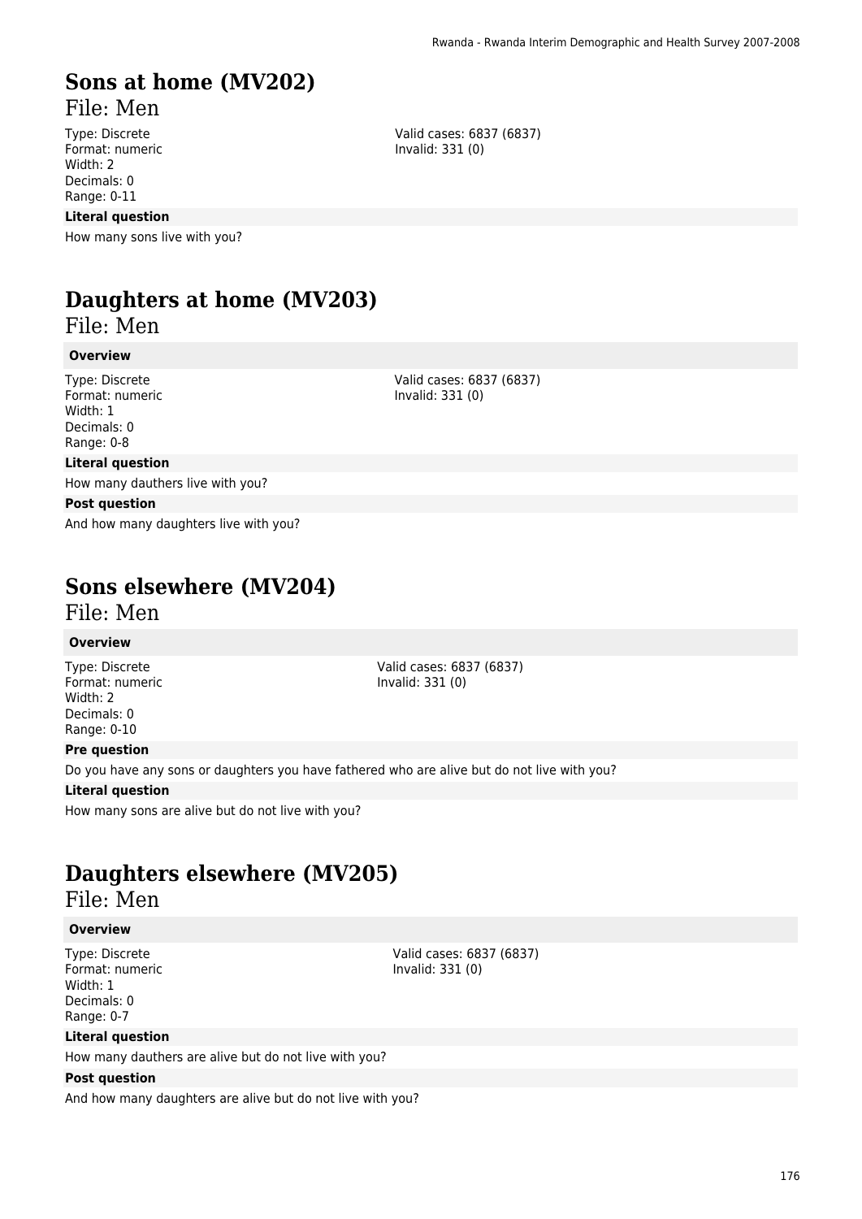# Sons at home (MV202)

File: Men

Type: Discrete
Format: numeric
Width: 2
Decimals: 0
Range: 0-11

Valid cases: 6837 (6837)
Invalid: 331 (0)

**Literal question**

How many sons live with you?

# Daughters at home (MV203)

File: Men

**Overview**

Type: Discrete
Format: numeric
Width: 1
Decimals: 0
Range: 0-8

Valid cases: 6837 (6837)
Invalid: 331 (0)

**Literal question**

How many dauthers live with you?

**Post question**

And how many daughters live with you?

# Sons elsewhere (MV204)

File: Men

**Overview**

Type: Discrete
Format: numeric
Width: 2
Decimals: 0
Range: 0-10

Valid cases: 6837 (6837)
Invalid: 331 (0)

**Pre question**

Do you have any sons or daughters you have fathered who are alive but do not live with you?

**Literal question**

How many sons are alive but do not live with you?

# Daughters elsewhere (MV205)

File: Men

**Overview**

Type: Discrete
Format: numeric
Width: 1
Decimals: 0
Range: 0-7

Valid cases: 6837 (6837)
Invalid: 331 (0)

**Literal question**

How many dauthers are alive but do not live with you?

**Post question**

And how many daughters are alive but do not live with you?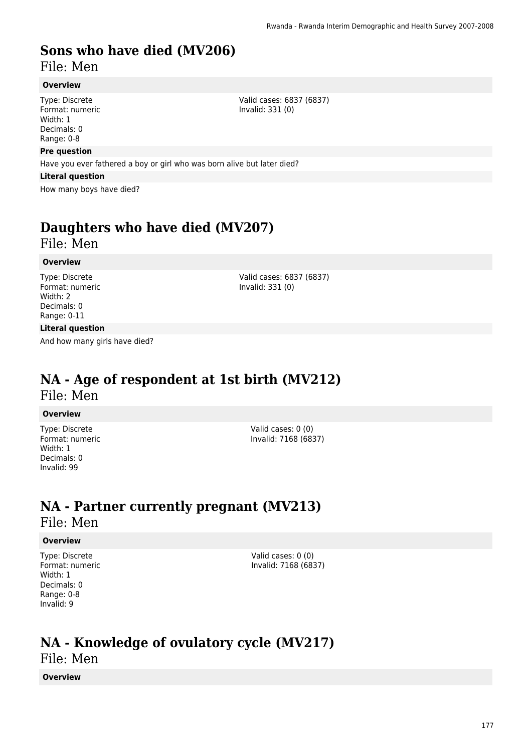# Sons who have died (MV206)

File: Men

**Overview**

Type: Discrete
Format: numeric
Width: 1
Decimals: 0
Range: 0-8

Valid cases: 6837 (6837)
Invalid: 331 (0)

**Pre question**

Have you ever fathered a boy or girl who was born alive but later died?

**Literal question**

How many boys have died?

# Daughters who have died (MV207)

File: Men

**Overview**

Type: Discrete
Format: numeric
Width: 2
Decimals: 0
Range: 0-11

Valid cases: 6837 (6837)
Invalid: 331 (0)

**Literal question**

And how many girls have died?

# NA - Age of respondent at 1st birth (MV212)

File: Men

**Overview**

Type: Discrete
Format: numeric
Width: 1
Decimals: 0
Invalid: 99

Valid cases: 0 (0)
Invalid: 7168 (6837)

# NA - Partner currently pregnant (MV213)

File: Men

**Overview**

Type: Discrete
Format: numeric
Width: 1
Decimals: 0
Range: 0-8
Invalid: 9

Valid cases: 0 (0)
Invalid: 7168 (6837)

# NA - Knowledge of ovulatory cycle (MV217)

File: Men

**Overview**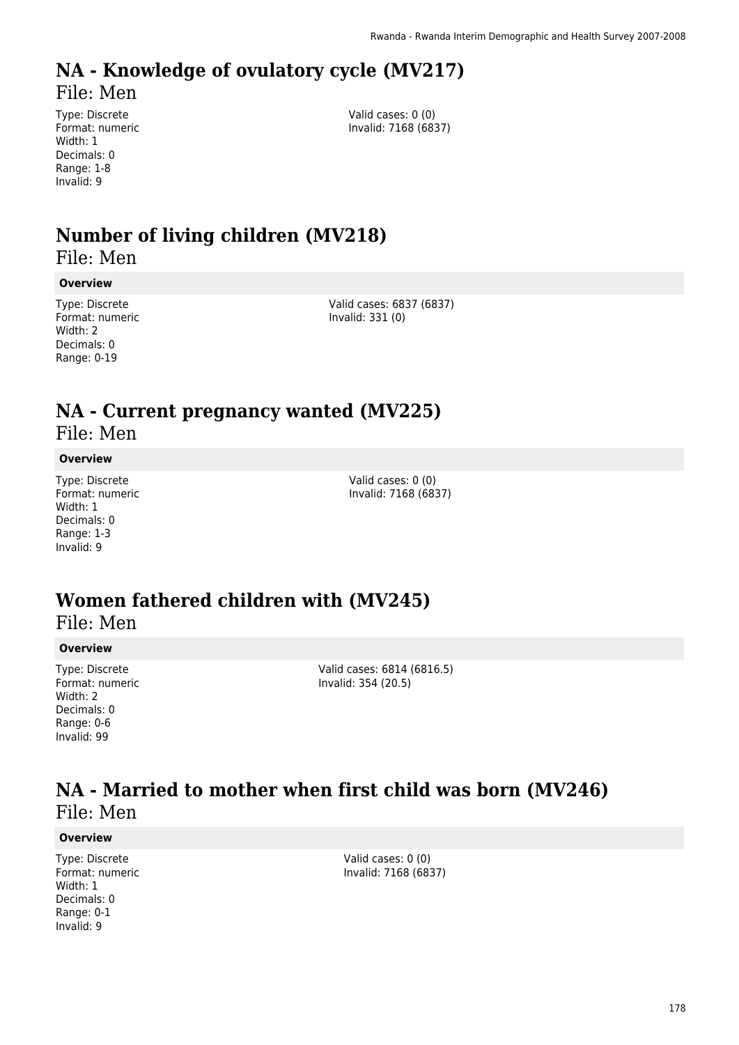# NA - Knowledge of ovulatory cycle (MV217)

File: Men

Type: Discrete
Format: numeric
Width: 1
Decimals: 0
Range: 1-8
Invalid: 9

Valid cases: 0 (0)
Invalid: 7168 (6837)

# Number of living children (MV218)

File: Men

**Overview**

Type: Discrete
Format: numeric
Width: 2
Decimals: 0
Range: 0-19

Valid cases: 6837 (6837)
Invalid: 331 (0)

# NA - Current pregnancy wanted (MV225)

File: Men

**Overview**

Type: Discrete
Format: numeric
Width: 1
Decimals: 0
Range: 1-3
Invalid: 9

Valid cases: 0 (0)
Invalid: 7168 (6837)

# Women fathered children with (MV245)

File: Men

**Overview**

Type: Discrete
Format: numeric
Width: 2
Decimals: 0
Range: 0-6
Invalid: 99

Valid cases: 6814 (6816.5)
Invalid: 354 (20.5)

# NA - Married to mother when first child was born (MV246)

File: Men

**Overview**

Type: Discrete
Format: numeric
Width: 1
Decimals: 0
Range: 0-1
Invalid: 9

Valid cases: 0 (0)
Invalid: 7168 (6837)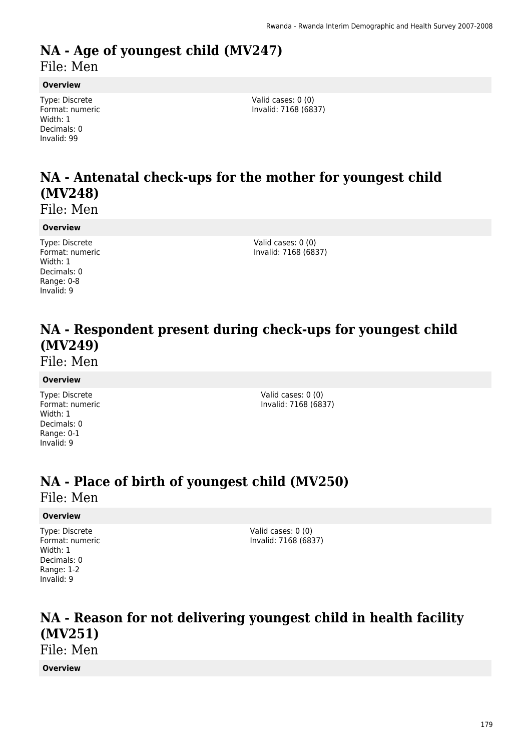# NA - Age of youngest child (MV247)

File: Men

**Overview**

Type: Discrete
Format: numeric
Width: 1
Decimals: 0
Invalid: 99

Valid cases: 0 (0)
Invalid: 7168 (6837)

# NA - Antenatal check-ups for the mother for youngest child (MV248)

File: Men

**Overview**

Type: Discrete
Format: numeric
Width: 1
Decimals: 0
Range: 0-8
Invalid: 9

Valid cases: 0 (0)
Invalid: 7168 (6837)

# NA - Respondent present during check-ups for youngest child (MV249)

File: Men

**Overview**

Type: Discrete
Format: numeric
Width: 1
Decimals: 0
Range: 0-1
Invalid: 9

Valid cases: 0 (0)
Invalid: 7168 (6837)

# NA - Place of birth of youngest child (MV250)

File: Men

**Overview**

Type: Discrete
Format: numeric
Width: 1
Decimals: 0
Range: 1-2
Invalid: 9

Valid cases: 0 (0)
Invalid: 7168 (6837)

# NA - Reason for not delivering youngest child in health facility (MV251)

File: Men

**Overview**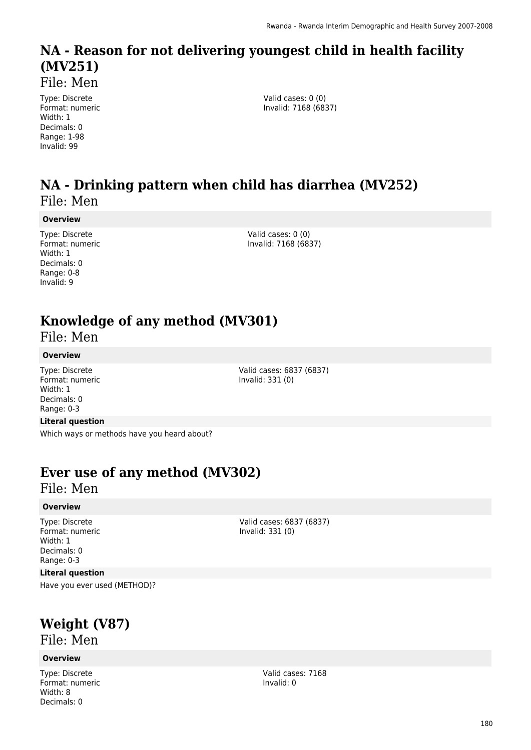# NA - Reason for not delivering youngest child in health facility (MV251)

File: Men

Type: Discrete
Format: numeric
Width: 1
Decimals: 0
Range: 1-98
Invalid: 99

Valid cases: 0 (0)
Invalid: 7168 (6837)

# NA - Drinking pattern when child has diarrhea (MV252)

File: Men

**Overview**

Type: Discrete
Format: numeric
Width: 1
Decimals: 0
Range: 0-8
Invalid: 9

Valid cases: 0 (0)
Invalid: 7168 (6837)

# Knowledge of any method (MV301)

File: Men

**Overview**

Type: Discrete
Format: numeric
Width: 1
Decimals: 0
Range: 0-3

Valid cases: 6837 (6837)
Invalid: 331 (0)

**Literal question**

Which ways or methods have you heard about?

# Ever use of any method (MV302)

File: Men

**Overview**

Type: Discrete
Format: numeric
Width: 1
Decimals: 0
Range: 0-3

Valid cases: 6837 (6837)
Invalid: 331 (0)

**Literal question**

Have you ever used (METHOD)?

# Weight (V87)

File: Men

**Overview**

Type: Discrete
Format: numeric
Width: 8
Decimals: 0

Valid cases: 7168
Invalid: 0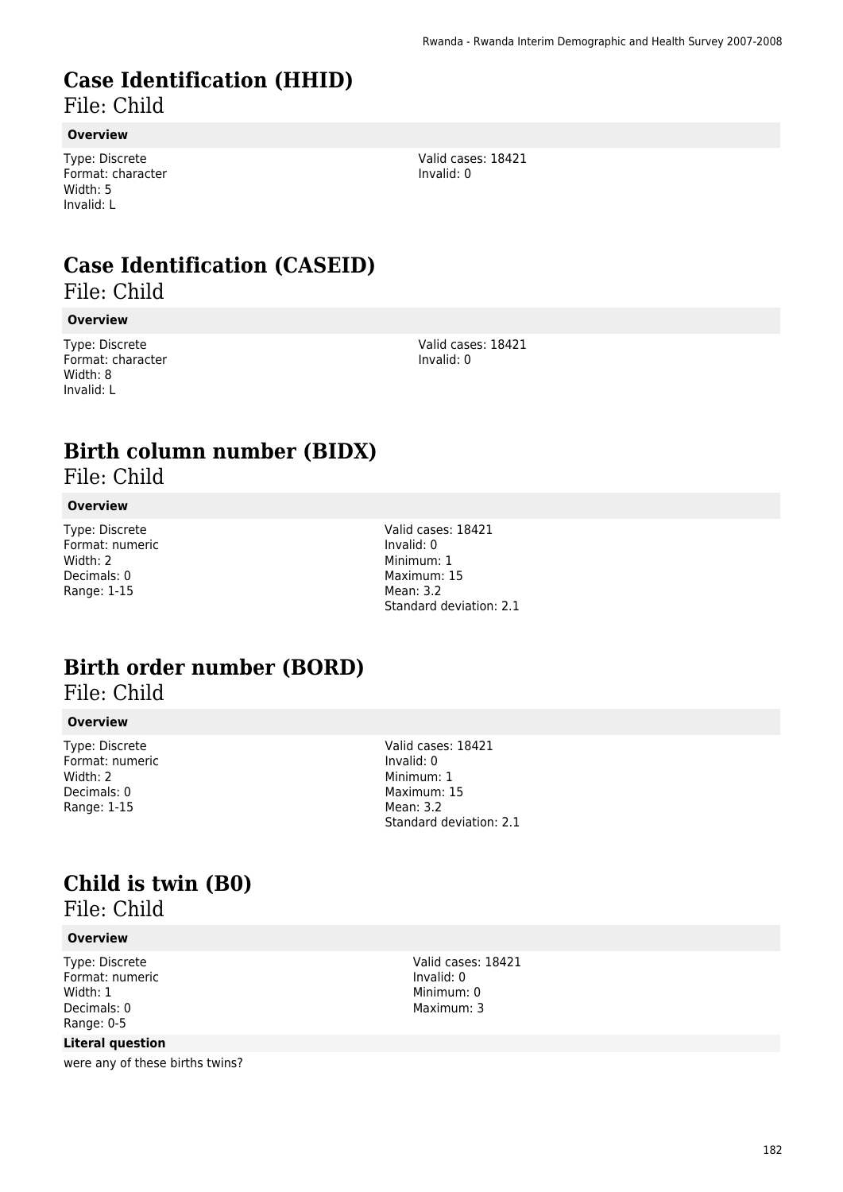# Case Identification (HHID)

File: Child

**Overview**

Type: Discrete
Format: character
Width: 5
Invalid: L

Valid cases: 18421
Invalid: 0

# Case Identification (CASEID)

File: Child

**Overview**

Type: Discrete
Format: character
Width: 8
Invalid: L

Valid cases: 18421
Invalid: 0

# Birth column number (BIDX)

File: Child

**Overview**

Type: Discrete
Format: numeric
Width: 2
Decimals: 0
Range: 1-15

Valid cases: 18421
Invalid: 0
Minimum: 1
Maximum: 15
Mean: 3.2
Standard deviation: 2.1

# Birth order number (BORD)

File: Child

**Overview**

Type: Discrete
Format: numeric
Width: 2
Decimals: 0
Range: 1-15

Valid cases: 18421
Invalid: 0
Minimum: 1
Maximum: 15
Mean: 3.2
Standard deviation: 2.1

# Child is twin (B0)

File: Child

**Overview**

Type: Discrete
Format: numeric
Width: 1
Decimals: 0
Range: 0-5

Valid cases: 18421
Invalid: 0
Minimum: 0
Maximum: 3

**Literal question**

were any of these births twins?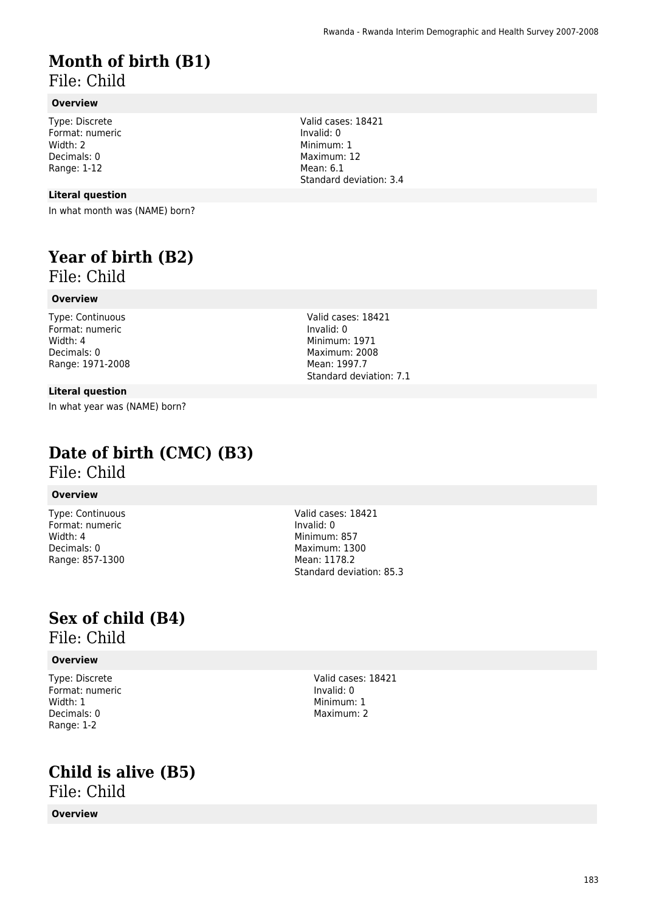# Month of birth (B1)

File: Child

#### Overview

Type: Discrete
Format: numeric
Width: 2
Decimals: 0
Range: 1-12

Valid cases: 18421
Invalid: 0
Minimum: 1
Maximum: 12
Mean: 6.1
Standard deviation: 3.4

#### Literal question

In what month was (NAME) born?

# Year of birth (B2)

File: Child

#### Overview

Type: Continuous
Format: numeric
Width: 4
Decimals: 0
Range: 1971-2008

Valid cases: 18421
Invalid: 0
Minimum: 1971
Maximum: 2008
Mean: 1997.7
Standard deviation: 7.1

#### Literal question

In what year was (NAME) born?

# Date of birth (CMC) (B3)

File: Child

#### Overview

Type: Continuous
Format: numeric
Width: 4
Decimals: 0
Range: 857-1300

Valid cases: 18421
Invalid: 0
Minimum: 857
Maximum: 1300
Mean: 1178.2
Standard deviation: 85.3

# Sex of child (B4)

File: Child

#### Overview

Type: Discrete
Format: numeric
Width: 1
Decimals: 0
Range: 1-2

Valid cases: 18421
Invalid: 0
Minimum: 1
Maximum: 2

# Child is alive (B5)

File: Child

#### Overview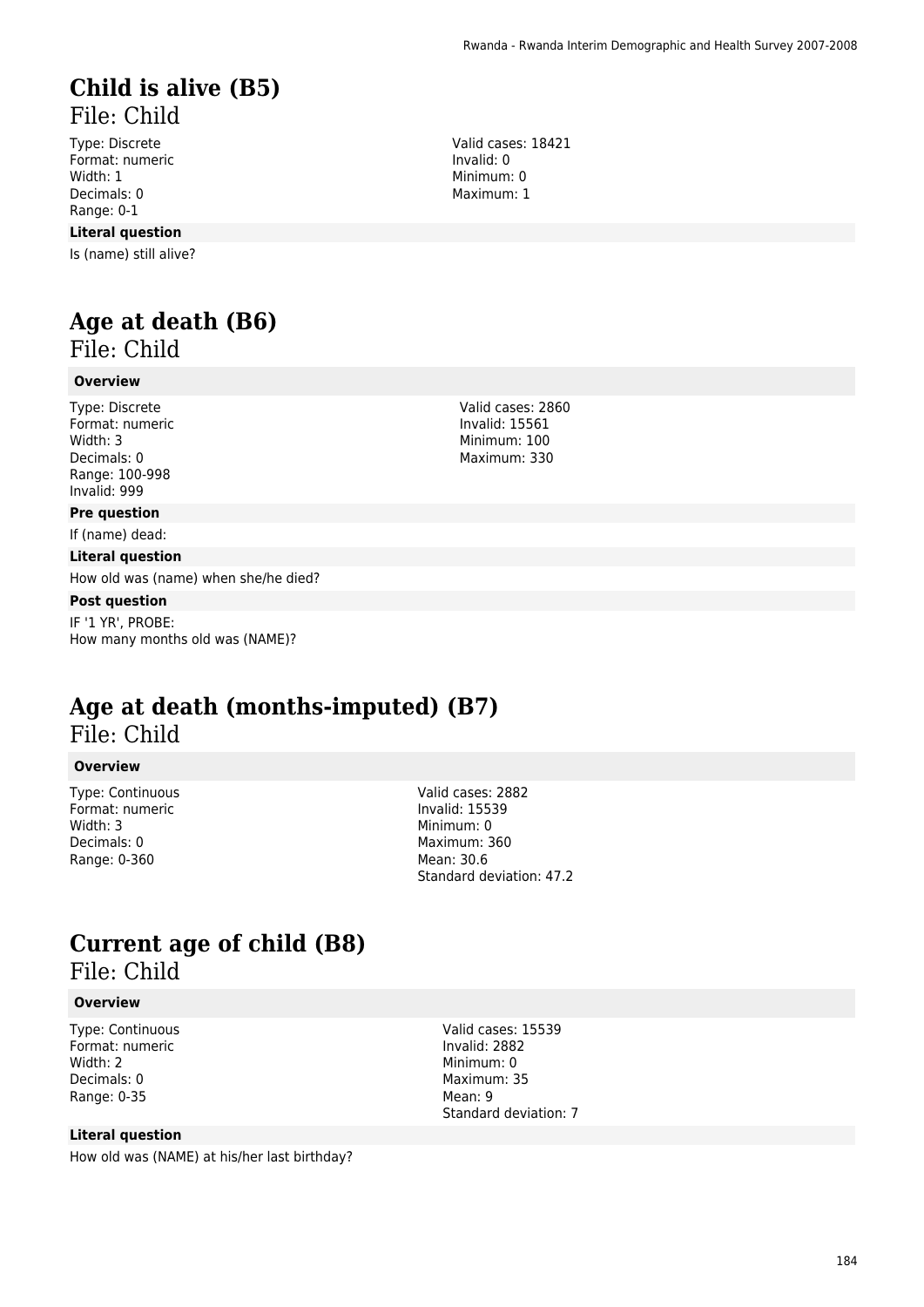# Child is alive (B5)

File: Child

Type: Discrete
Format: numeric
Width: 1
Decimals: 0
Range: 0-1

Valid cases: 18421
Invalid: 0
Minimum: 0
Maximum: 1

**Literal question**

Is (name) still alive?

# Age at death (B6)

File: Child

**Overview**

Type: Discrete
Format: numeric
Width: 3
Decimals: 0
Range: 100-998
Invalid: 999

Valid cases: 2860
Invalid: 15561
Minimum: 100
Maximum: 330

**Pre question**

If (name) dead:

**Literal question**

How old was (name) when she/he died?

**Post question**

IF '1 YR', PROBE:
How many months old was (NAME)?

# Age at death (months-imputed) (B7)

File: Child

**Overview**

Type: Continuous
Format: numeric
Width: 3
Decimals: 0
Range: 0-360

Valid cases: 2882
Invalid: 15539
Minimum: 0
Maximum: 360
Mean: 30.6
Standard deviation: 47.2

# Current age of child (B8)

File: Child

**Overview**

Type: Continuous
Format: numeric
Width: 2
Decimals: 0
Range: 0-35

Valid cases: 15539
Invalid: 2882
Minimum: 0
Maximum: 35
Mean: 9
Standard deviation: 7

**Literal question**

How old was (NAME) at his/her last birthday?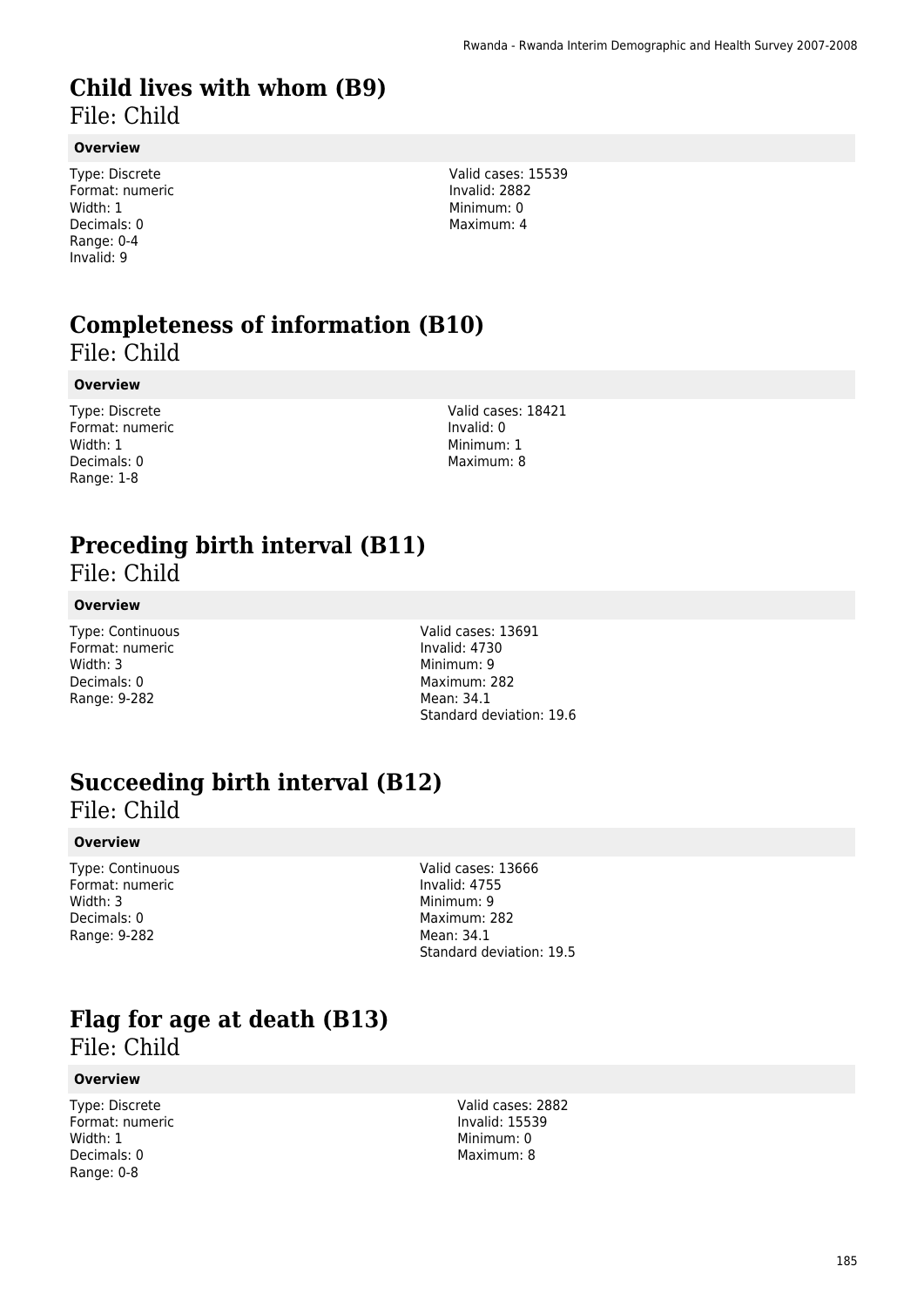# Child lives with whom (B9)

File: Child

**Overview**

Type: Discrete
Format: numeric
Width: 1
Decimals: 0
Range: 0-4
Invalid: 9

Valid cases: 15539
Invalid: 2882
Minimum: 0
Maximum: 4

# Completeness of information (B10)

File: Child

**Overview**

Type: Discrete
Format: numeric
Width: 1
Decimals: 0
Range: 1-8

Valid cases: 18421
Invalid: 0
Minimum: 1
Maximum: 8

# Preceding birth interval (B11)

File: Child

**Overview**

Type: Continuous
Format: numeric
Width: 3
Decimals: 0
Range: 9-282

Valid cases: 13691
Invalid: 4730
Minimum: 9
Maximum: 282
Mean: 34.1
Standard deviation: 19.6

# Succeeding birth interval (B12)

File: Child

**Overview**

Type: Continuous
Format: numeric
Width: 3
Decimals: 0
Range: 9-282

Valid cases: 13666
Invalid: 4755
Minimum: 9
Maximum: 282
Mean: 34.1
Standard deviation: 19.5

# Flag for age at death (B13)

File: Child

**Overview**

Type: Discrete
Format: numeric
Width: 1
Decimals: 0
Range: 0-8

Valid cases: 2882
Invalid: 15539
Minimum: 0
Maximum: 8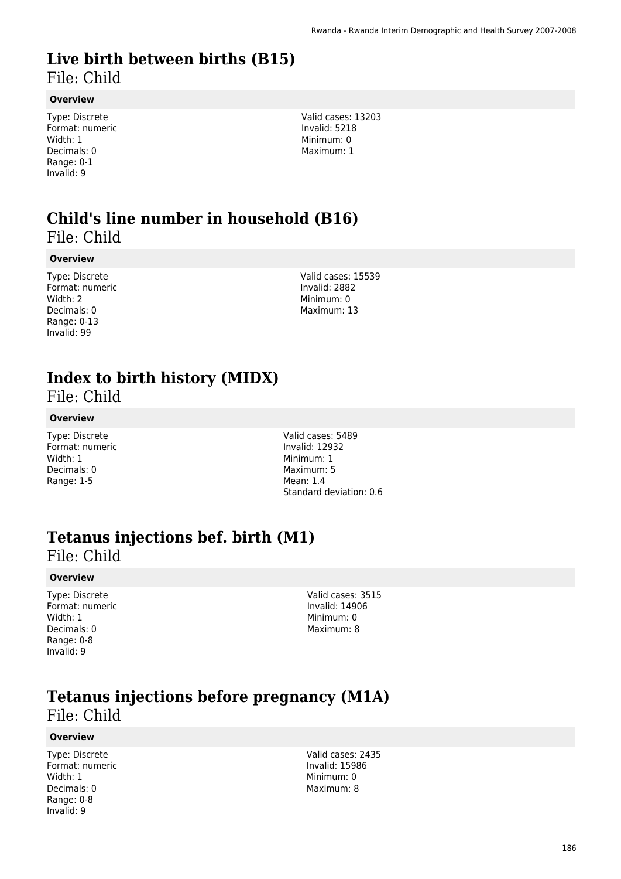# Live birth between births (B15)

File: Child

**Overview**

Type: Discrete
Format: numeric
Width: 1
Decimals: 0
Range: 0-1
Invalid: 9

Valid cases: 13203
Invalid: 5218
Minimum: 0
Maximum: 1

# Child's line number in household (B16)

File: Child

**Overview**

Type: Discrete
Format: numeric
Width: 2
Decimals: 0
Range: 0-13
Invalid: 99

Valid cases: 15539
Invalid: 2882
Minimum: 0
Maximum: 13

# Index to birth history (MIDX)

File: Child

**Overview**

Type: Discrete
Format: numeric
Width: 1
Decimals: 0
Range: 1-5

Valid cases: 5489
Invalid: 12932
Minimum: 1
Maximum: 5
Mean: 1.4
Standard deviation: 0.6

# Tetanus injections bef. birth (M1)

File: Child

**Overview**

Type: Discrete
Format: numeric
Width: 1
Decimals: 0
Range: 0-8
Invalid: 9

Valid cases: 3515
Invalid: 14906
Minimum: 0
Maximum: 8

# Tetanus injections before pregnancy (M1A)

File: Child

**Overview**

Type: Discrete
Format: numeric
Width: 1
Decimals: 0
Range: 0-8
Invalid: 9

Valid cases: 2435
Invalid: 15986
Minimum: 0
Maximum: 8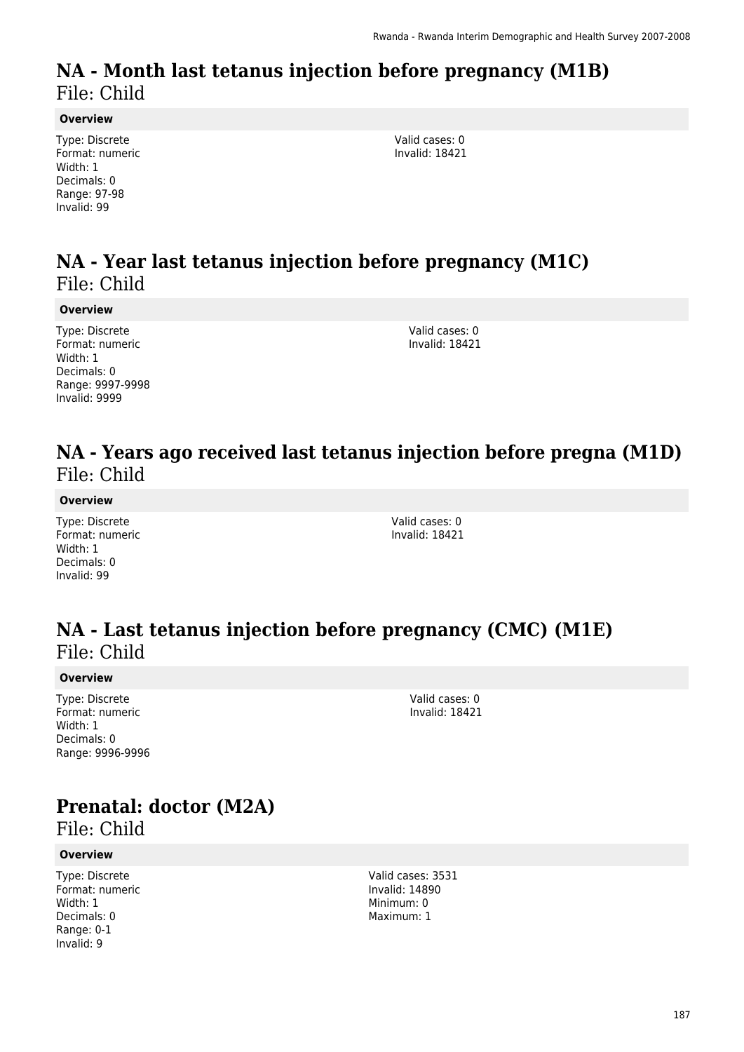## NA - Month last tetanus injection before pregnancy (M1B)

File: Child

**Overview**

Type: Discrete
Format: numeric
Width: 1
Decimals: 0
Range: 97-98
Invalid: 99

Valid cases: 0
Invalid: 18421

## NA - Year last tetanus injection before pregnancy (M1C)

File: Child

**Overview**

Type: Discrete
Format: numeric
Width: 1
Decimals: 0
Range: 9997-9998
Invalid: 9999

Valid cases: 0
Invalid: 18421

## NA - Years ago received last tetanus injection before pregna (M1D)

File: Child

**Overview**

Type: Discrete
Format: numeric
Width: 1
Decimals: 0
Invalid: 99

Valid cases: 0
Invalid: 18421

## NA - Last tetanus injection before pregnancy (CMC) (M1E)

File: Child

**Overview**

Type: Discrete
Format: numeric
Width: 1
Decimals: 0
Range: 9996-9996

Valid cases: 0
Invalid: 18421

## Prenatal: doctor (M2A)

File: Child

**Overview**

Type: Discrete
Format: numeric
Width: 1
Decimals: 0
Range: 0-1
Invalid: 9

Valid cases: 3531
Invalid: 14890
Minimum: 0
Maximum: 1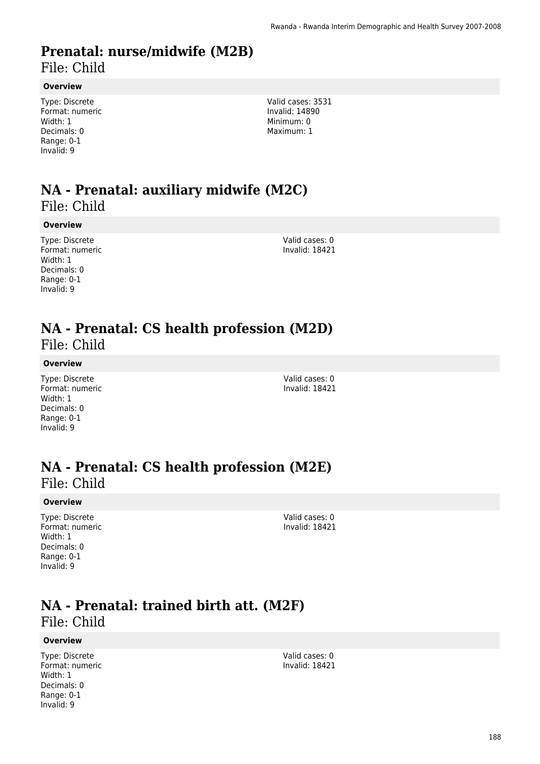# Prenatal: nurse/midwife (M2B)

File: Child

**Overview**

Type: Discrete
Format: numeric
Width: 1
Decimals: 0
Range: 0-1
Invalid: 9

Valid cases: 3531
Invalid: 14890
Minimum: 0
Maximum: 1

# NA - Prenatal: auxiliary midwife (M2C)

File: Child

**Overview**

Type: Discrete
Format: numeric
Width: 1
Decimals: 0
Range: 0-1
Invalid: 9

Valid cases: 0
Invalid: 18421

# NA - Prenatal: CS health profession (M2D)

File: Child

**Overview**

Type: Discrete
Format: numeric
Width: 1
Decimals: 0
Range: 0-1
Invalid: 9

Valid cases: 0
Invalid: 18421

# NA - Prenatal: CS health profession (M2E)

File: Child

**Overview**

Type: Discrete
Format: numeric
Width: 1
Decimals: 0
Range: 0-1
Invalid: 9

Valid cases: 0
Invalid: 18421

# NA - Prenatal: trained birth att. (M2F)

File: Child

**Overview**

Type: Discrete
Format: numeric
Width: 1
Decimals: 0
Range: 0-1
Invalid: 9

Valid cases: 0
Invalid: 18421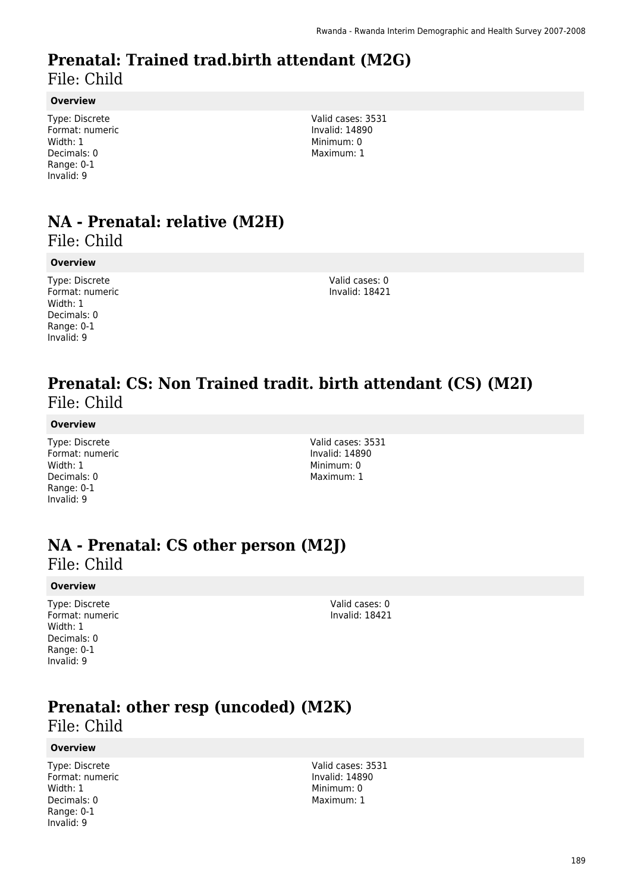# Prenatal: Trained trad.birth attendant (M2G)

File: Child

**Overview**

Type: Discrete
Format: numeric
Width: 1
Decimals: 0
Range: 0-1
Invalid: 9

Valid cases: 3531
Invalid: 14890
Minimum: 0
Maximum: 1

# NA - Prenatal: relative (M2H)

File: Child

**Overview**

Type: Discrete
Format: numeric
Width: 1
Decimals: 0
Range: 0-1
Invalid: 9

Valid cases: 0
Invalid: 18421

# Prenatal: CS: Non Trained tradit. birth attendant (CS) (M2I)

File: Child

**Overview**

Type: Discrete
Format: numeric
Width: 1
Decimals: 0
Range: 0-1
Invalid: 9

Valid cases: 3531
Invalid: 14890
Minimum: 0
Maximum: 1

# NA - Prenatal: CS other person (M2J)

File: Child

**Overview**

Type: Discrete
Format: numeric
Width: 1
Decimals: 0
Range: 0-1
Invalid: 9

Valid cases: 0
Invalid: 18421

# Prenatal: other resp (uncoded) (M2K)

File: Child

**Overview**

Type: Discrete
Format: numeric
Width: 1
Decimals: 0
Range: 0-1
Invalid: 9

Valid cases: 3531
Invalid: 14890
Minimum: 0
Maximum: 1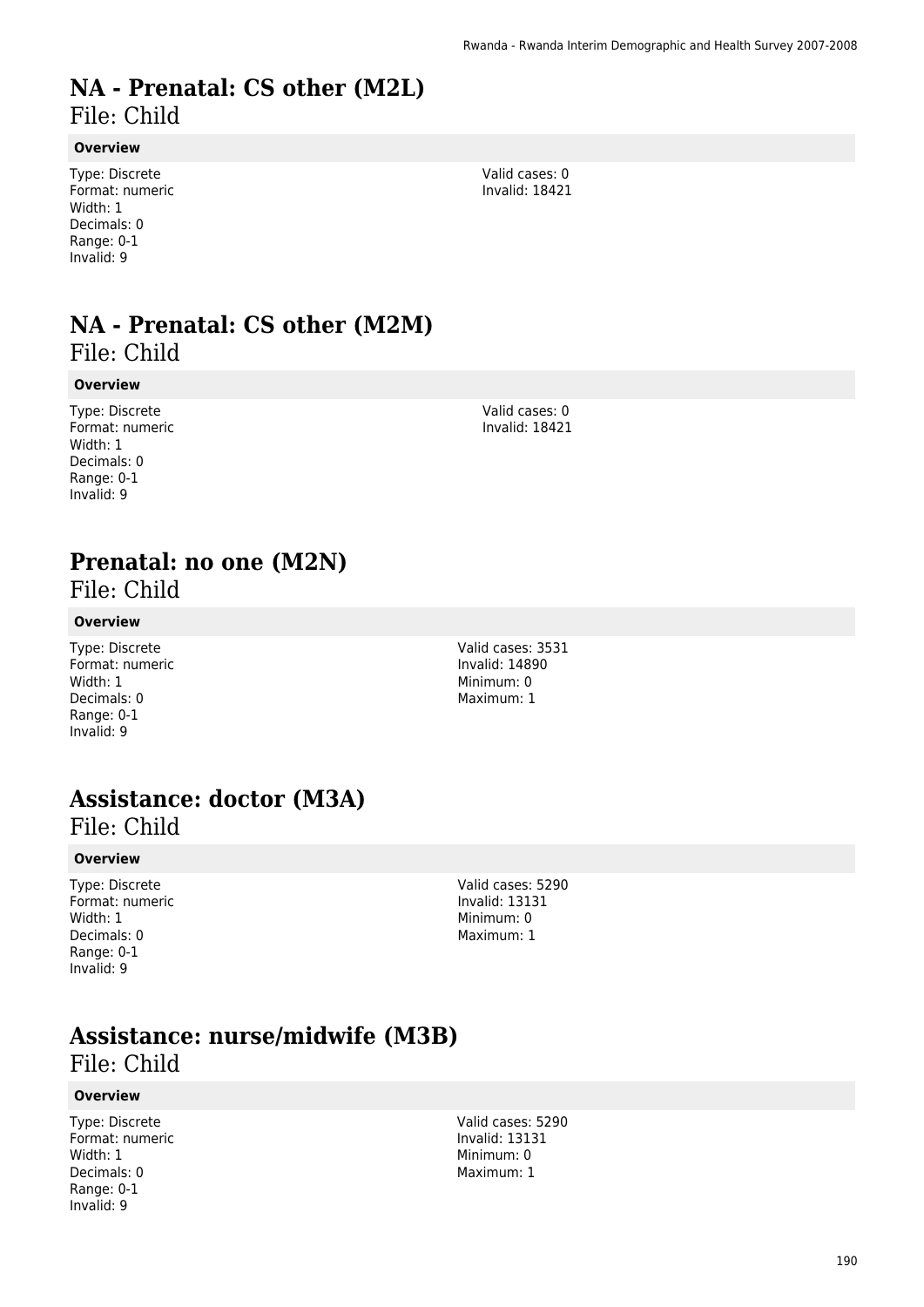# NA - Prenatal: CS other (M2L)

File: Child

**Overview**

Type: Discrete
Format: numeric
Width: 1
Decimals: 0
Range: 0-1
Invalid: 9

Valid cases: 0
Invalid: 18421

# NA - Prenatal: CS other (M2M)

File: Child

**Overview**

Type: Discrete
Format: numeric
Width: 1
Decimals: 0
Range: 0-1
Invalid: 9

Valid cases: 0
Invalid: 18421

# Prenatal: no one (M2N)

File: Child

**Overview**

Type: Discrete
Format: numeric
Width: 1
Decimals: 0
Range: 0-1
Invalid: 9

Valid cases: 3531
Invalid: 14890
Minimum: 0
Maximum: 1

# Assistance: doctor (M3A)

File: Child

**Overview**

Type: Discrete
Format: numeric
Width: 1
Decimals: 0
Range: 0-1
Invalid: 9

Valid cases: 5290
Invalid: 13131
Minimum: 0
Maximum: 1

# Assistance: nurse/midwife (M3B)

File: Child

**Overview**

Type: Discrete
Format: numeric
Width: 1
Decimals: 0
Range: 0-1
Invalid: 9

Valid cases: 5290
Invalid: 13131
Minimum: 0
Maximum: 1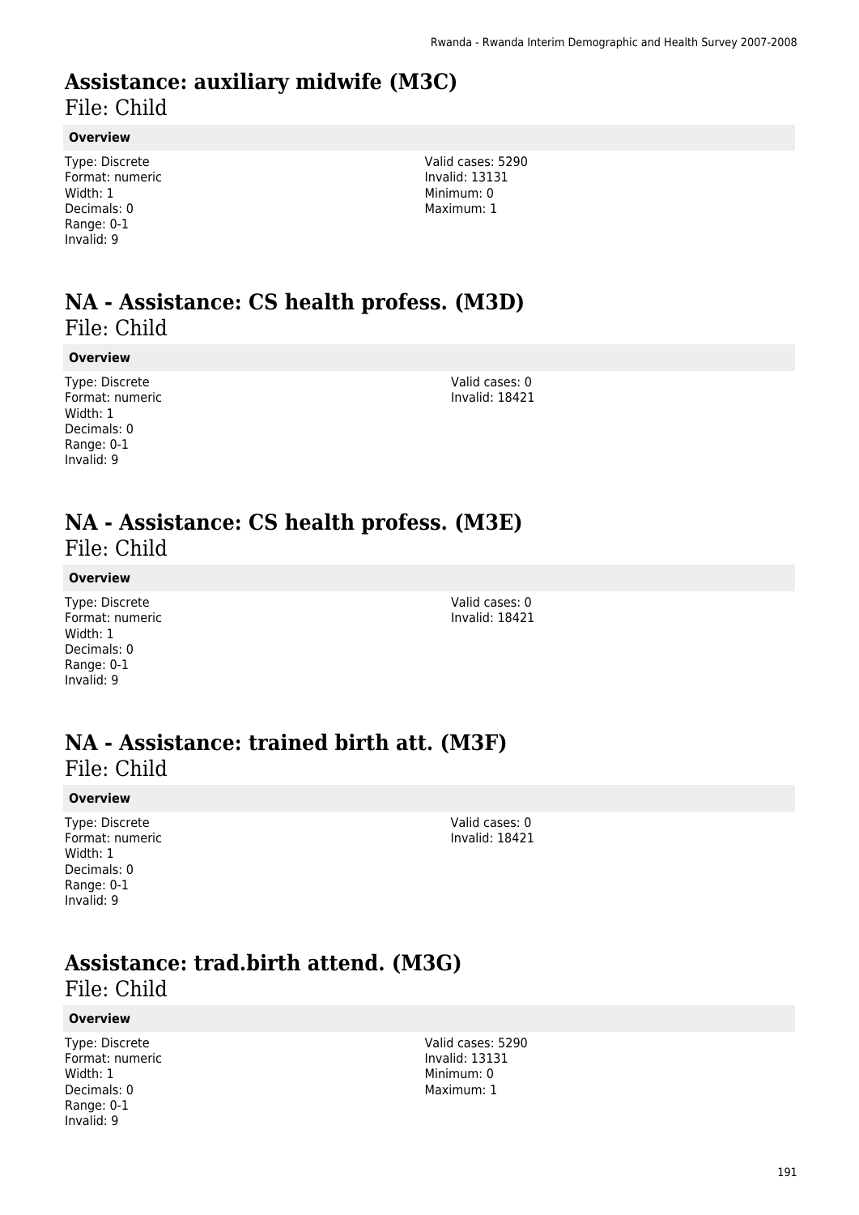# Assistance: auxiliary midwife (M3C)
File: Child

**Overview**

Type: Discrete
Format: numeric
Width: 1
Decimals: 0
Range: 0-1
Invalid: 9

Valid cases: 5290
Invalid: 13131
Minimum: 0
Maximum: 1

# NA - Assistance: CS health profess. (M3D)
File: Child

**Overview**

Type: Discrete
Format: numeric
Width: 1
Decimals: 0
Range: 0-1
Invalid: 9

Valid cases: 0
Invalid: 18421

# NA - Assistance: CS health profess. (M3E)
File: Child

**Overview**

Type: Discrete
Format: numeric
Width: 1
Decimals: 0
Range: 0-1
Invalid: 9

Valid cases: 0
Invalid: 18421

# NA - Assistance: trained birth att. (M3F)
File: Child

**Overview**

Type: Discrete
Format: numeric
Width: 1
Decimals: 0
Range: 0-1
Invalid: 9

Valid cases: 0
Invalid: 18421

# Assistance: trad.birth attend. (M3G)
File: Child

**Overview**

Type: Discrete
Format: numeric
Width: 1
Decimals: 0
Range: 0-1
Invalid: 9

Valid cases: 5290
Invalid: 13131
Minimum: 0
Maximum: 1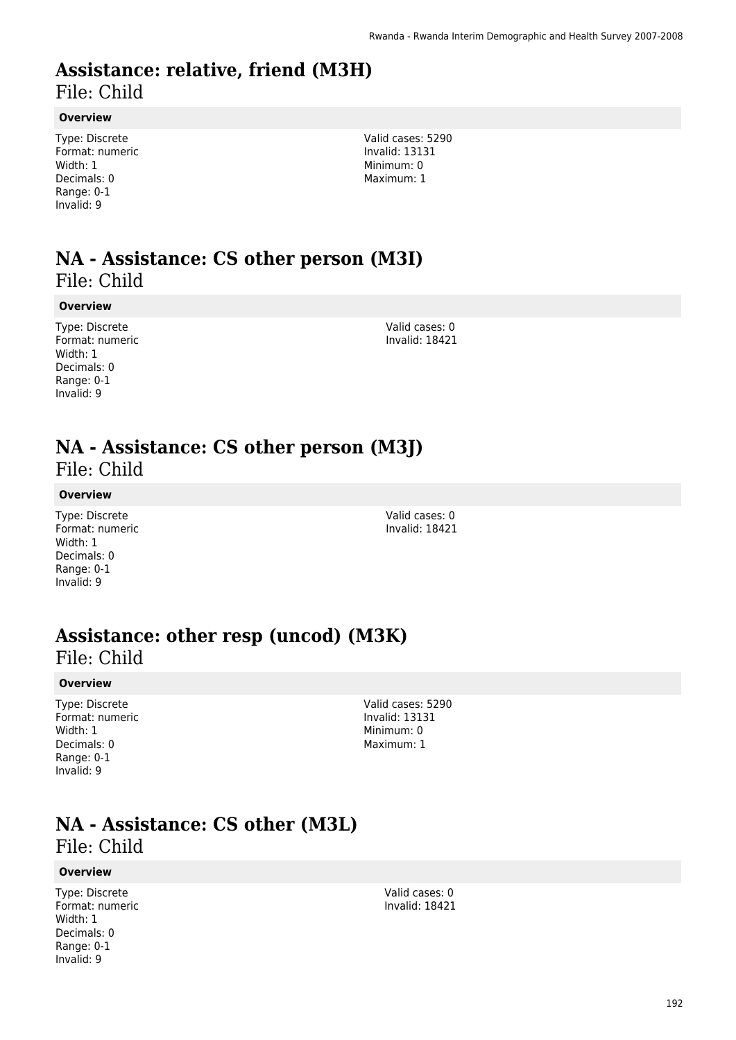# Assistance: relative, friend (M3H)

File: Child

**Overview**

Type: Discrete
Format: numeric
Width: 1
Decimals: 0
Range: 0-1
Invalid: 9

Valid cases: 5290
Invalid: 13131
Minimum: 0
Maximum: 1

# NA - Assistance: CS other person (M3I)

File: Child

**Overview**

Type: Discrete
Format: numeric
Width: 1
Decimals: 0
Range: 0-1
Invalid: 9

Valid cases: 0
Invalid: 18421

# NA - Assistance: CS other person (M3J)

File: Child

**Overview**

Type: Discrete
Format: numeric
Width: 1
Decimals: 0
Range: 0-1
Invalid: 9

Valid cases: 0
Invalid: 18421

# Assistance: other resp (uncod) (M3K)

File: Child

**Overview**

Type: Discrete
Format: numeric
Width: 1
Decimals: 0
Range: 0-1
Invalid: 9

Valid cases: 5290
Invalid: 13131
Minimum: 0
Maximum: 1

# NA - Assistance: CS other (M3L)

File: Child

**Overview**

Type: Discrete
Format: numeric
Width: 1
Decimals: 0
Range: 0-1
Invalid: 9

Valid cases: 0
Invalid: 18421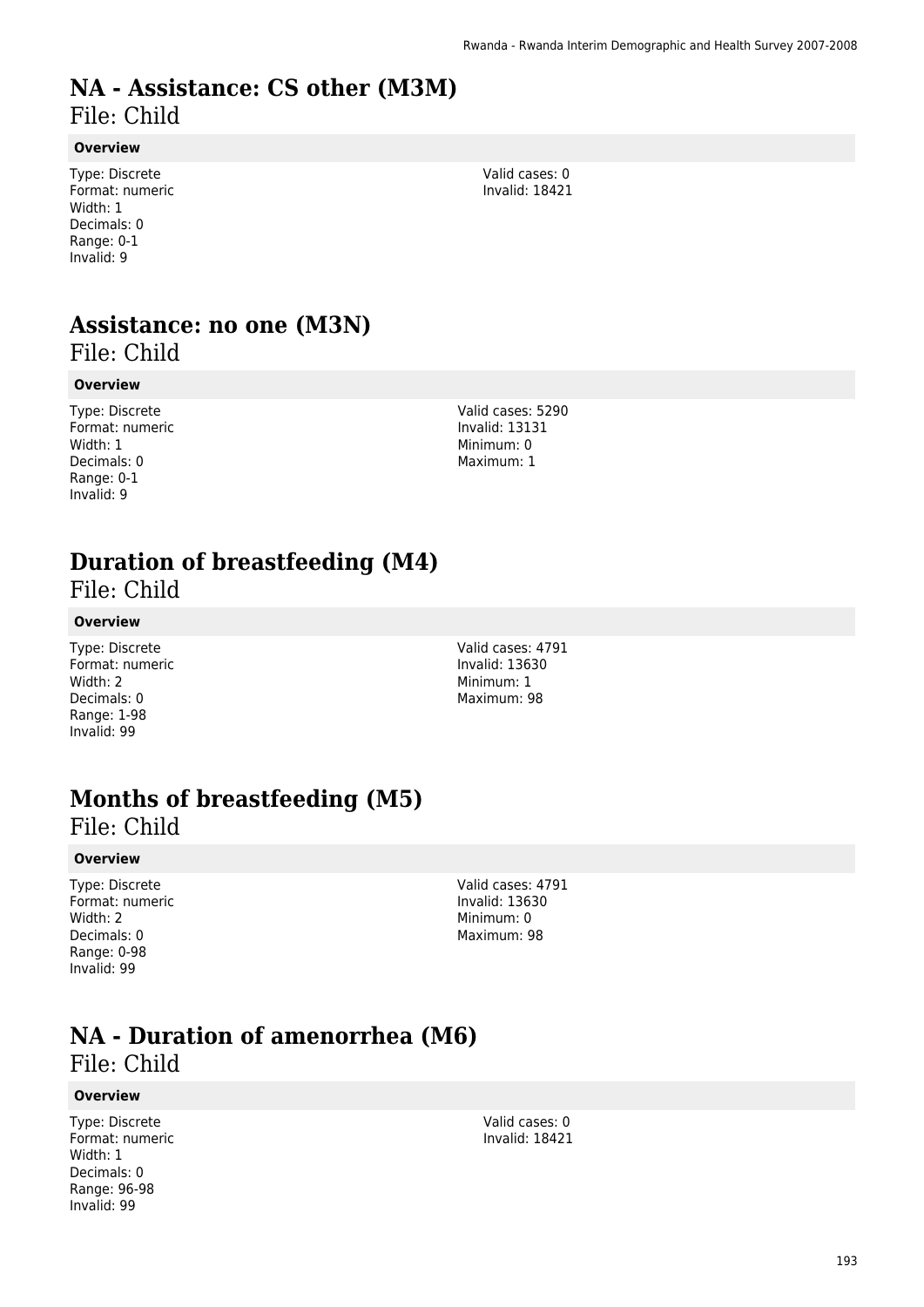# NA - Assistance: CS other (M3M)

File: Child

**Overview**

Type: Discrete
Format: numeric
Width: 1
Decimals: 0
Range: 0-1
Invalid: 9

Valid cases: 0
Invalid: 18421

# Assistance: no one (M3N)

File: Child

**Overview**

Type: Discrete
Format: numeric
Width: 1
Decimals: 0
Range: 0-1
Invalid: 9

Valid cases: 5290
Invalid: 13131
Minimum: 0
Maximum: 1

# Duration of breastfeeding (M4)

File: Child

**Overview**

Type: Discrete
Format: numeric
Width: 2
Decimals: 0
Range: 1-98
Invalid: 99

Valid cases: 4791
Invalid: 13630
Minimum: 1
Maximum: 98

# Months of breastfeeding (M5)

File: Child

**Overview**

Type: Discrete
Format: numeric
Width: 2
Decimals: 0
Range: 0-98
Invalid: 99

Valid cases: 4791
Invalid: 13630
Minimum: 0
Maximum: 98

# NA - Duration of amenorrhea (M6)

File: Child

**Overview**

Type: Discrete
Format: numeric
Width: 1
Decimals: 0
Range: 96-98
Invalid: 99

Valid cases: 0
Invalid: 18421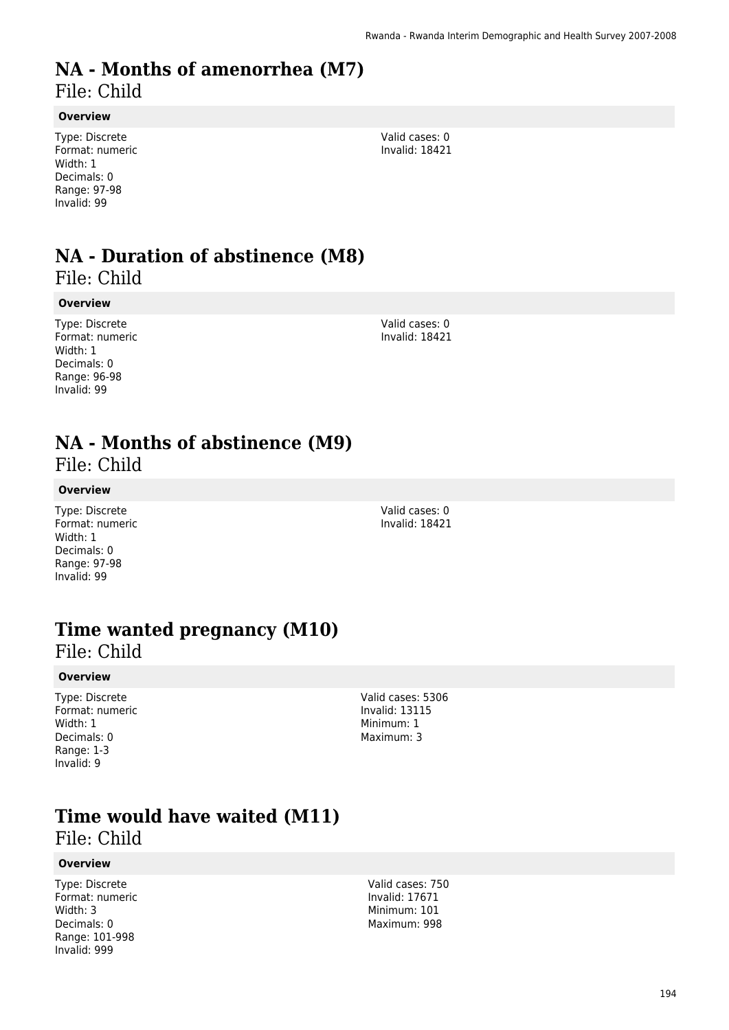# NA - Months of amenorrhea (M7)

File: Child

**Overview**

Type: Discrete
Format: numeric
Width: 1
Decimals: 0
Range: 97-98
Invalid: 99

Valid cases: 0
Invalid: 18421

# NA - Duration of abstinence (M8)

File: Child

**Overview**

Type: Discrete
Format: numeric
Width: 1
Decimals: 0
Range: 96-98
Invalid: 99

Valid cases: 0
Invalid: 18421

# NA - Months of abstinence (M9)

File: Child

**Overview**

Type: Discrete
Format: numeric
Width: 1
Decimals: 0
Range: 97-98
Invalid: 99

Valid cases: 0
Invalid: 18421

# Time wanted pregnancy (M10)

File: Child

**Overview**

Type: Discrete
Format: numeric
Width: 1
Decimals: 0
Range: 1-3
Invalid: 9

Valid cases: 5306
Invalid: 13115
Minimum: 1
Maximum: 3

# Time would have waited (M11)

File: Child

**Overview**

Type: Discrete
Format: numeric
Width: 3
Decimals: 0
Range: 101-998
Invalid: 999

Valid cases: 750
Invalid: 17671
Minimum: 101
Maximum: 998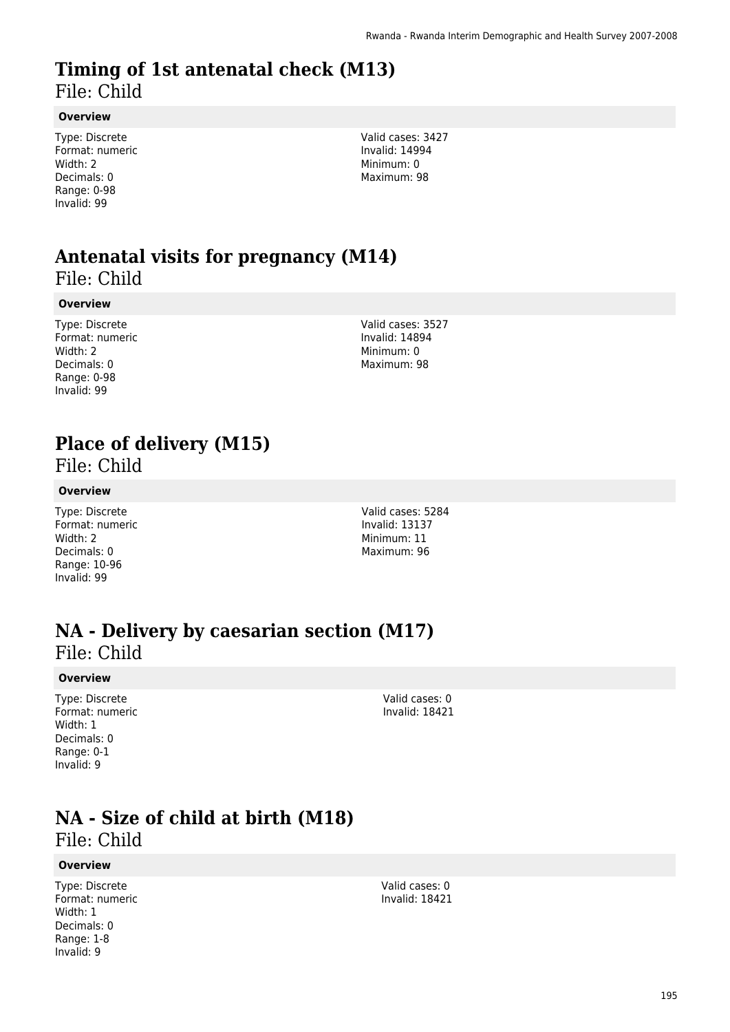# Timing of 1st antenatal check (M13)

File: Child

**Overview**

Type: Discrete
Format: numeric
Width: 2
Decimals: 0
Range: 0-98
Invalid: 99

Valid cases: 3427
Invalid: 14994
Minimum: 0
Maximum: 98

# Antenatal visits for pregnancy (M14)

File: Child

**Overview**

Type: Discrete
Format: numeric
Width: 2
Decimals: 0
Range: 0-98
Invalid: 99

Valid cases: 3527
Invalid: 14894
Minimum: 0
Maximum: 98

# Place of delivery (M15)

File: Child

**Overview**

Type: Discrete
Format: numeric
Width: 2
Decimals: 0
Range: 10-96
Invalid: 99

Valid cases: 5284
Invalid: 13137
Minimum: 11
Maximum: 96

# NA - Delivery by caesarian section (M17)

File: Child

**Overview**

Type: Discrete
Format: numeric
Width: 1
Decimals: 0
Range: 0-1
Invalid: 9

Valid cases: 0
Invalid: 18421

# NA - Size of child at birth (M18)

File: Child

**Overview**

Type: Discrete
Format: numeric
Width: 1
Decimals: 0
Range: 1-8
Invalid: 9

Valid cases: 0
Invalid: 18421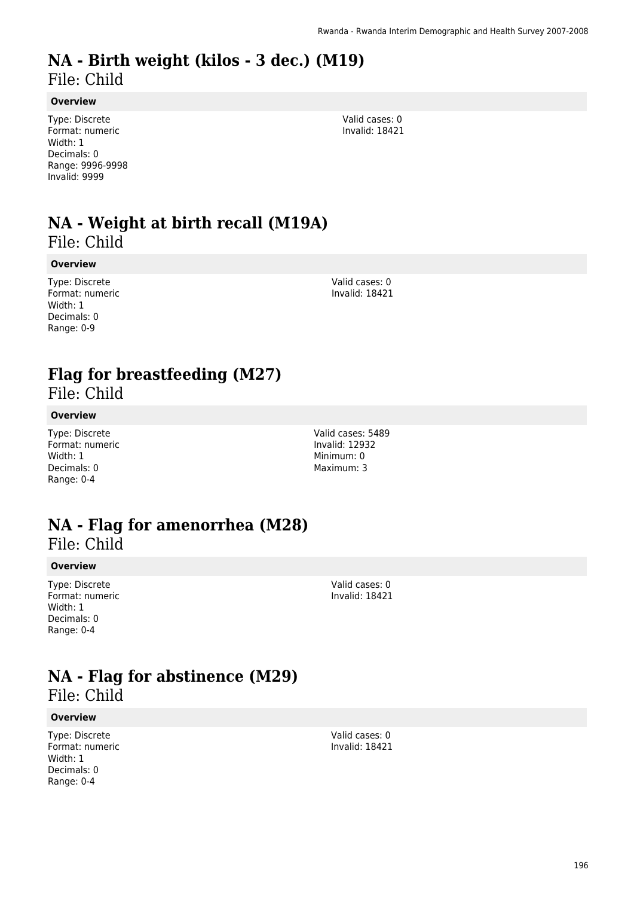# NA - Birth weight (kilos - 3 dec.) (M19)

File: Child

**Overview**

Type: Discrete
Format: numeric
Width: 1
Decimals: 0
Range: 9996-9998
Invalid: 9999

Valid cases: 0
Invalid: 18421

# NA - Weight at birth recall (M19A)

File: Child

**Overview**

Type: Discrete
Format: numeric
Width: 1
Decimals: 0
Range: 0-9

Valid cases: 0
Invalid: 18421

# Flag for breastfeeding (M27)

File: Child

**Overview**

Type: Discrete
Format: numeric
Width: 1
Decimals: 0
Range: 0-4

Valid cases: 5489
Invalid: 12932
Minimum: 0
Maximum: 3

# NA - Flag for amenorrhea (M28)

File: Child

**Overview**

Type: Discrete
Format: numeric
Width: 1
Decimals: 0
Range: 0-4

Valid cases: 0
Invalid: 18421

# NA - Flag for abstinence (M29)

File: Child

**Overview**

Type: Discrete
Format: numeric
Width: 1
Decimals: 0
Range: 0-4

Valid cases: 0
Invalid: 18421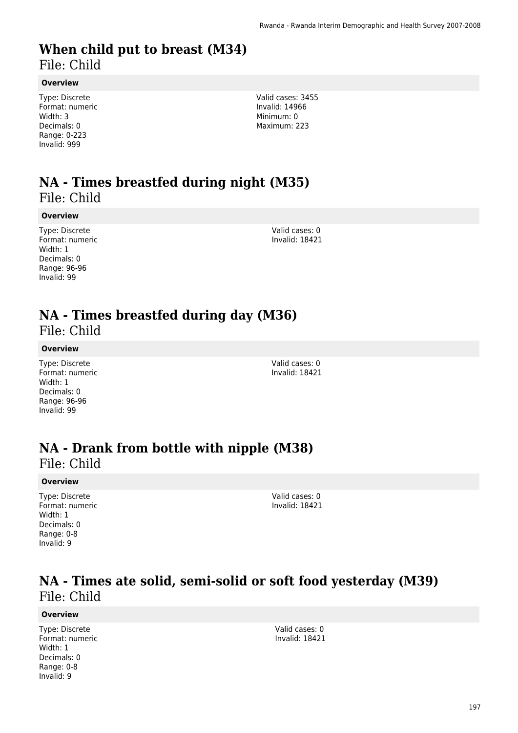# When child put to breast (M34)

File: Child

**Overview**

Type: Discrete
Format: numeric
Width: 3
Decimals: 0
Range: 0-223
Invalid: 999

Valid cases: 3455
Invalid: 14966
Minimum: 0
Maximum: 223

# NA - Times breastfed during night (M35)

File: Child

**Overview**

Type: Discrete
Format: numeric
Width: 1
Decimals: 0
Range: 96-96
Invalid: 99

Valid cases: 0
Invalid: 18421

# NA - Times breastfed during day (M36)

File: Child

**Overview**

Type: Discrete
Format: numeric
Width: 1
Decimals: 0
Range: 96-96
Invalid: 99

Valid cases: 0
Invalid: 18421

# NA - Drank from bottle with nipple (M38)

File: Child

**Overview**

Type: Discrete
Format: numeric
Width: 1
Decimals: 0
Range: 0-8
Invalid: 9

Valid cases: 0
Invalid: 18421

# NA - Times ate solid, semi-solid or soft food yesterday (M39)

File: Child

**Overview**

Type: Discrete
Format: numeric
Width: 1
Decimals: 0
Range: 0-8
Invalid: 9

Valid cases: 0
Invalid: 18421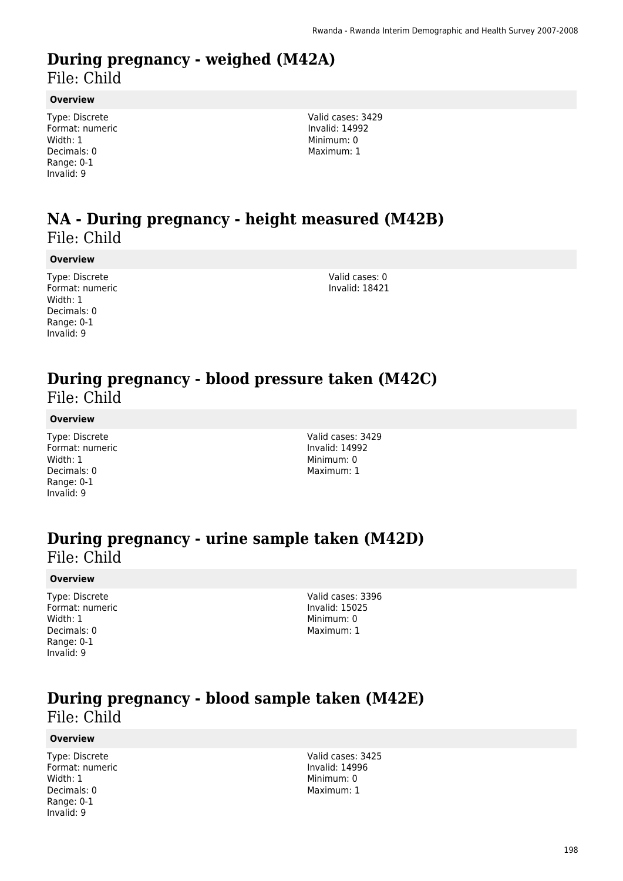# During pregnancy - weighed (M42A)

File: Child

**Overview**

Type: Discrete
Format: numeric
Width: 1
Decimals: 0
Range: 0-1
Invalid: 9

Valid cases: 3429
Invalid: 14992
Minimum: 0
Maximum: 1

# NA - During pregnancy - height measured (M42B)

File: Child

**Overview**

Type: Discrete
Format: numeric
Width: 1
Decimals: 0
Range: 0-1
Invalid: 9

Valid cases: 0
Invalid: 18421

# During pregnancy - blood pressure taken (M42C)

File: Child

**Overview**

Type: Discrete
Format: numeric
Width: 1
Decimals: 0
Range: 0-1
Invalid: 9

Valid cases: 3429
Invalid: 14992
Minimum: 0
Maximum: 1

# During pregnancy - urine sample taken (M42D)

File: Child

**Overview**

Type: Discrete
Format: numeric
Width: 1
Decimals: 0
Range: 0-1
Invalid: 9

Valid cases: 3396
Invalid: 15025
Minimum: 0
Maximum: 1

# During pregnancy - blood sample taken (M42E)

File: Child

**Overview**

Type: Discrete
Format: numeric
Width: 1
Decimals: 0
Range: 0-1
Invalid: 9

Valid cases: 3425
Invalid: 14996
Minimum: 0
Maximum: 1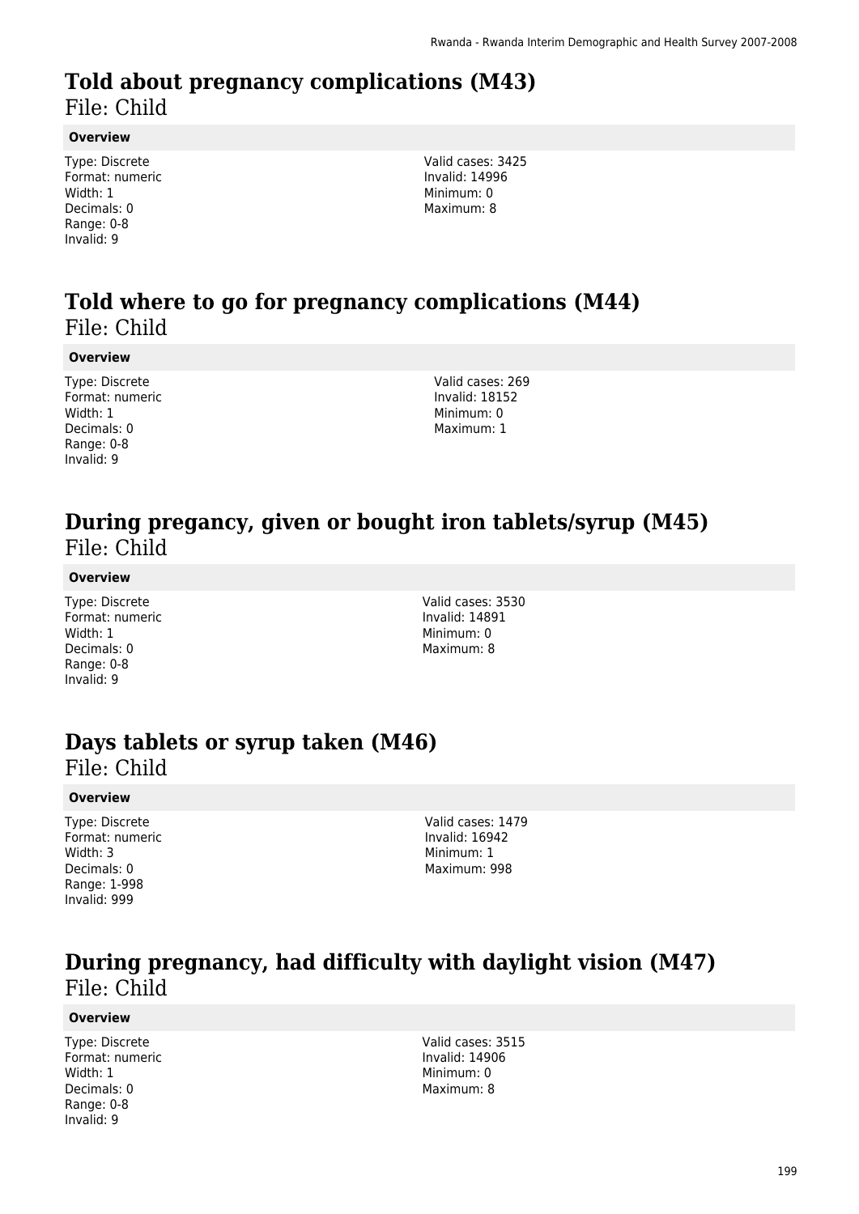# Told about pregnancy complications (M43)

File: Child

**Overview**

Type: Discrete
Format: numeric
Width: 1
Decimals: 0
Range: 0-8
Invalid: 9

Valid cases: 3425
Invalid: 14996
Minimum: 0
Maximum: 8

# Told where to go for pregnancy complications (M44)

File: Child

**Overview**

Type: Discrete
Format: numeric
Width: 1
Decimals: 0
Range: 0-8
Invalid: 9

Valid cases: 269
Invalid: 18152
Minimum: 0
Maximum: 1

# During pregancy, given or bought iron tablets/syrup (M45)

File: Child

**Overview**

Type: Discrete
Format: numeric
Width: 1
Decimals: 0
Range: 0-8
Invalid: 9

Valid cases: 3530
Invalid: 14891
Minimum: 0
Maximum: 8

# Days tablets or syrup taken (M46)

File: Child

**Overview**

Type: Discrete
Format: numeric
Width: 3
Decimals: 0
Range: 1-998
Invalid: 999

Valid cases: 1479
Invalid: 16942
Minimum: 1
Maximum: 998

# During pregnancy, had difficulty with daylight vision (M47)

File: Child

**Overview**

Type: Discrete
Format: numeric
Width: 1
Decimals: 0
Range: 0-8
Invalid: 9

Valid cases: 3515
Invalid: 14906
Minimum: 0
Maximum: 8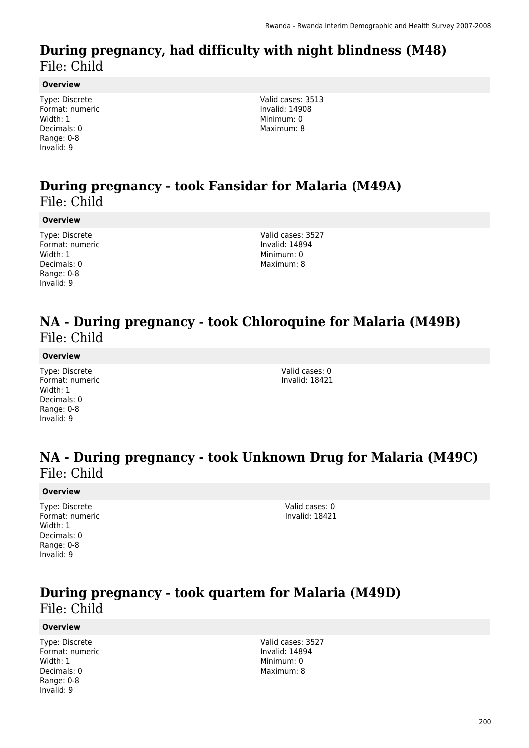# During pregnancy, had difficulty with night blindness (M48)

File: Child

**Overview**

Type: Discrete
Format: numeric
Width: 1
Decimals: 0
Range: 0-8
Invalid: 9

Valid cases: 3513
Invalid: 14908
Minimum: 0
Maximum: 8

# During pregnancy - took Fansidar for Malaria (M49A)

File: Child

**Overview**

Type: Discrete
Format: numeric
Width: 1
Decimals: 0
Range: 0-8
Invalid: 9

Valid cases: 3527
Invalid: 14894
Minimum: 0
Maximum: 8

# NA - During pregnancy - took Chloroquine for Malaria (M49B)

File: Child

**Overview**

Type: Discrete
Format: numeric
Width: 1
Decimals: 0
Range: 0-8
Invalid: 9

Valid cases: 0
Invalid: 18421

# NA - During pregnancy - took Unknown Drug for Malaria (M49C)

File: Child

**Overview**

Type: Discrete
Format: numeric
Width: 1
Decimals: 0
Range: 0-8
Invalid: 9

Valid cases: 0
Invalid: 18421

# During pregnancy - took quartem for Malaria (M49D)

File: Child

**Overview**

Type: Discrete
Format: numeric
Width: 1
Decimals: 0
Range: 0-8
Invalid: 9

Valid cases: 3527
Invalid: 14894
Minimum: 0
Maximum: 8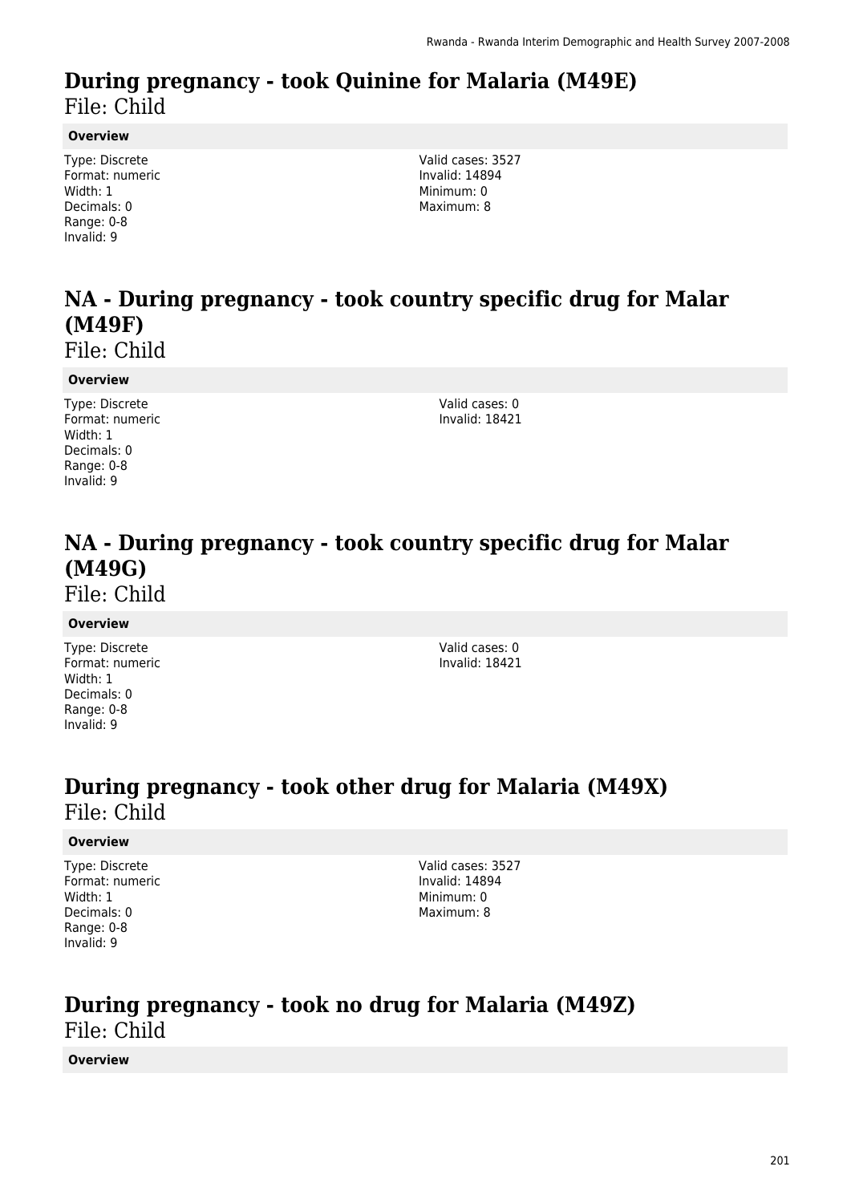# During pregnancy - took Quinine for Malaria (M49E)

File: Child

**Overview**

Type: Discrete
Format: numeric
Width: 1
Decimals: 0
Range: 0-8
Invalid: 9

Valid cases: 3527
Invalid: 14894
Minimum: 0
Maximum: 8

# NA - During pregnancy - took country specific drug for Malar (M49F)

File: Child

**Overview**

Type: Discrete
Format: numeric
Width: 1
Decimals: 0
Range: 0-8
Invalid: 9

Valid cases: 0
Invalid: 18421

# NA - During pregnancy - took country specific drug for Malar (M49G)

File: Child

**Overview**

Type: Discrete
Format: numeric
Width: 1
Decimals: 0
Range: 0-8
Invalid: 9

Valid cases: 0
Invalid: 18421

# During pregnancy - took other drug for Malaria (M49X)

File: Child

**Overview**

Type: Discrete
Format: numeric
Width: 1
Decimals: 0
Range: 0-8
Invalid: 9

Valid cases: 3527
Invalid: 14894
Minimum: 0
Maximum: 8

# During pregnancy - took no drug for Malaria (M49Z)

File: Child

**Overview**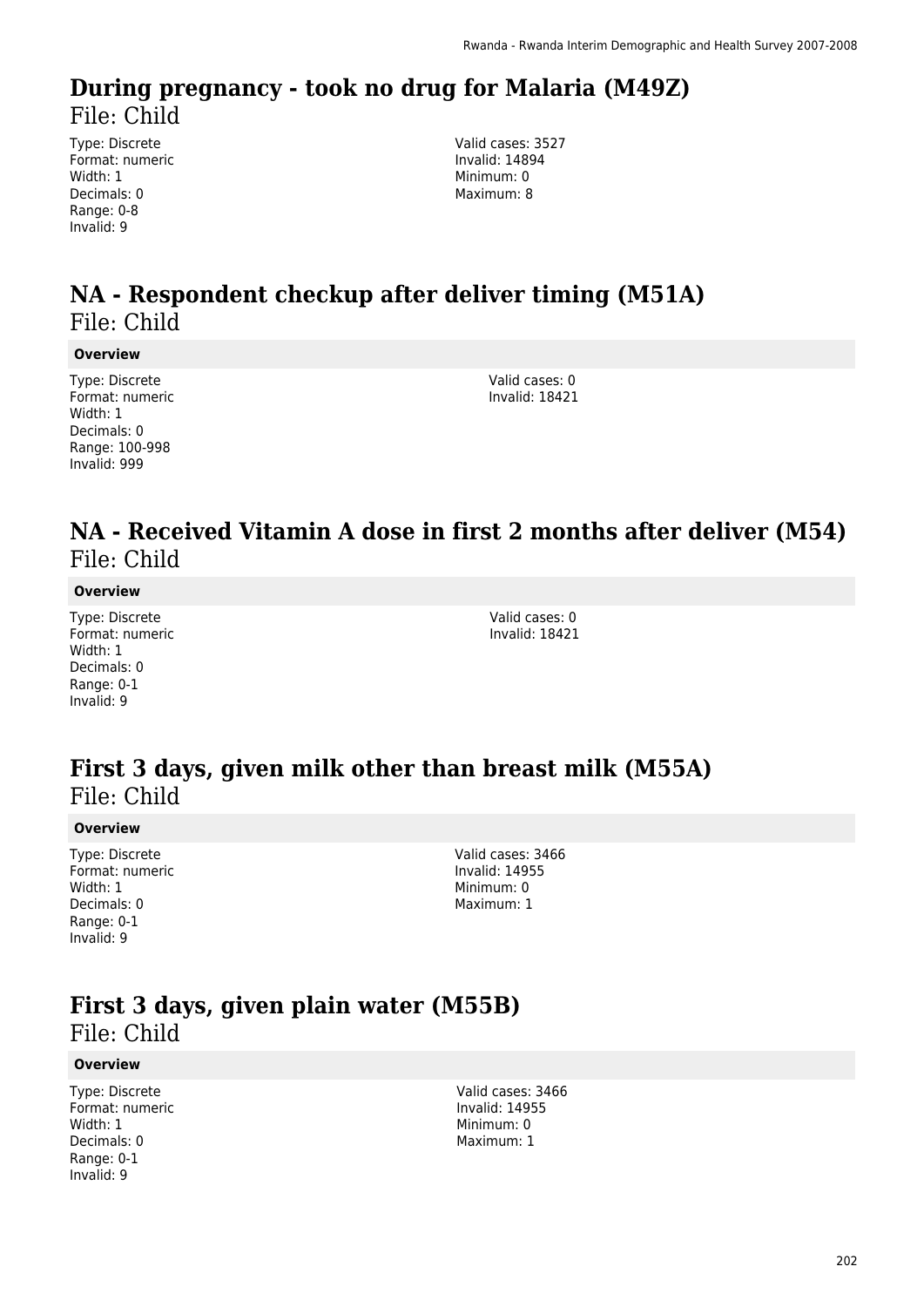## During pregnancy - took no drug for Malaria (M49Z)

File: Child

Type: Discrete
Format: numeric
Width: 1
Decimals: 0
Range: 0-8
Invalid: 9

Valid cases: 3527
Invalid: 14894
Minimum: 0
Maximum: 8

## NA - Respondent checkup after deliver timing (M51A)

File: Child

**Overview**

Type: Discrete
Format: numeric
Width: 1
Decimals: 0
Range: 100-998
Invalid: 999

Valid cases: 0
Invalid: 18421

## NA - Received Vitamin A dose in first 2 months after deliver (M54)

File: Child

**Overview**

Type: Discrete
Format: numeric
Width: 1
Decimals: 0
Range: 0-1
Invalid: 9

Valid cases: 0
Invalid: 18421

## First 3 days, given milk other than breast milk (M55A)

File: Child

**Overview**

Type: Discrete
Format: numeric
Width: 1
Decimals: 0
Range: 0-1
Invalid: 9

Valid cases: 3466
Invalid: 14955
Minimum: 0
Maximum: 1

## First 3 days, given plain water (M55B)

File: Child

**Overview**

Type: Discrete
Format: numeric
Width: 1
Decimals: 0
Range: 0-1
Invalid: 9

Valid cases: 3466
Invalid: 14955
Minimum: 0
Maximum: 1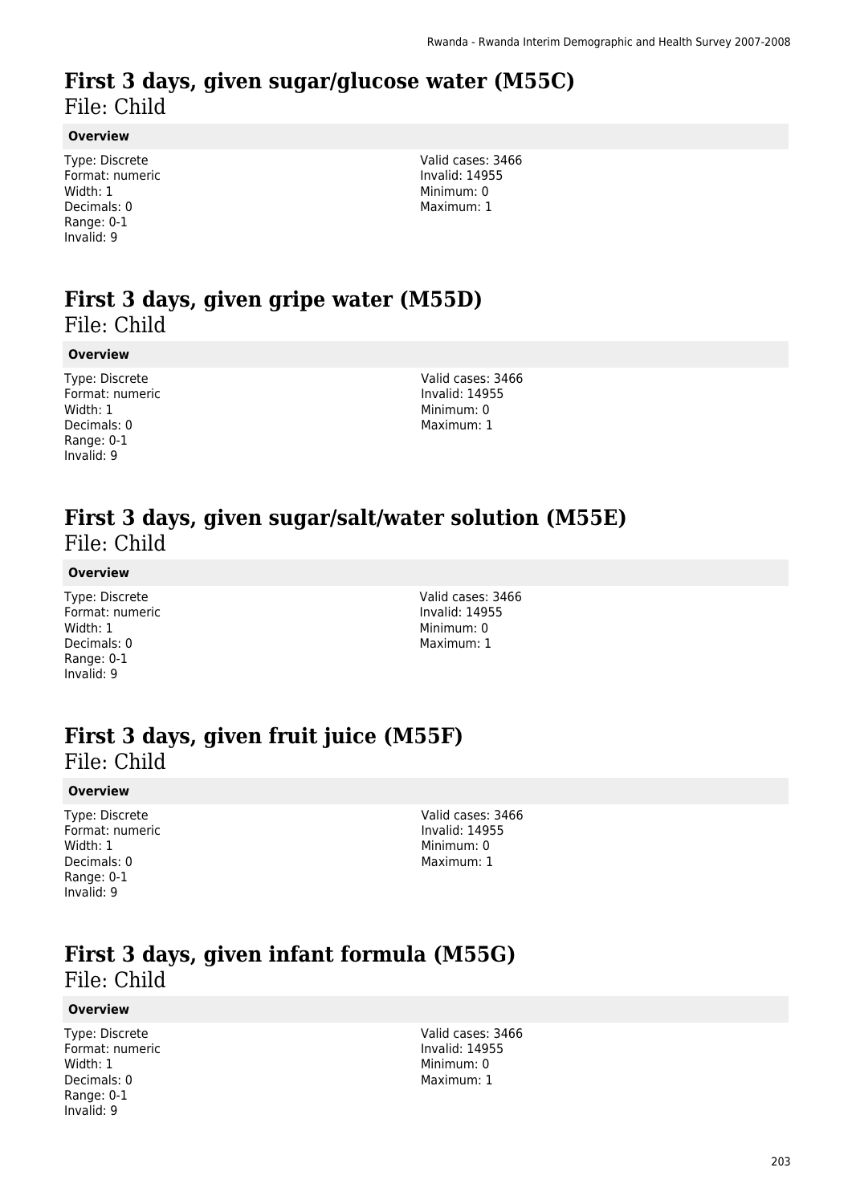# First 3 days, given sugar/glucose water (M55C)

File: Child

**Overview**

Type: Discrete
Format: numeric
Width: 1
Decimals: 0
Range: 0-1
Invalid: 9

Valid cases: 3466
Invalid: 14955
Minimum: 0
Maximum: 1

# First 3 days, given gripe water (M55D)

File: Child

**Overview**

Type: Discrete
Format: numeric
Width: 1
Decimals: 0
Range: 0-1
Invalid: 9

Valid cases: 3466
Invalid: 14955
Minimum: 0
Maximum: 1

# First 3 days, given sugar/salt/water solution (M55E)

File: Child

**Overview**

Type: Discrete
Format: numeric
Width: 1
Decimals: 0
Range: 0-1
Invalid: 9

Valid cases: 3466
Invalid: 14955
Minimum: 0
Maximum: 1

# First 3 days, given fruit juice (M55F)

File: Child

**Overview**

Type: Discrete
Format: numeric
Width: 1
Decimals: 0
Range: 0-1
Invalid: 9

Valid cases: 3466
Invalid: 14955
Minimum: 0
Maximum: 1

# First 3 days, given infant formula (M55G)

File: Child

**Overview**

Type: Discrete
Format: numeric
Width: 1
Decimals: 0
Range: 0-1
Invalid: 9

Valid cases: 3466
Invalid: 14955
Minimum: 0
Maximum: 1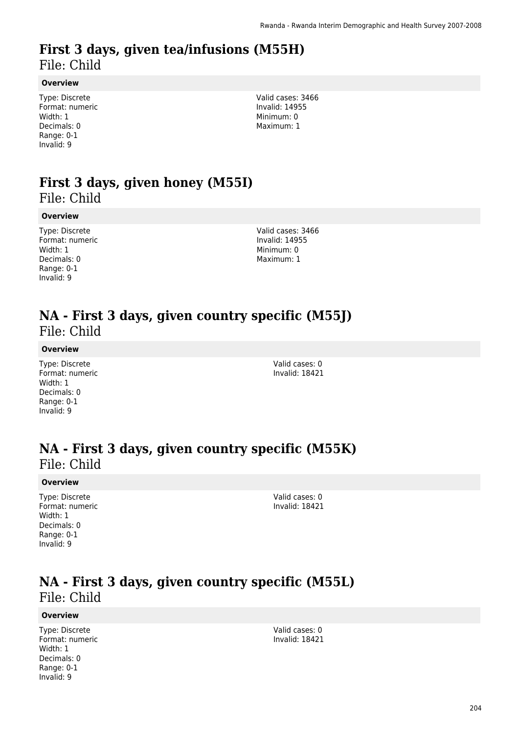# First 3 days, given tea/infusions (M55H)

File: Child

**Overview**

Type: Discrete
Format: numeric
Width: 1
Decimals: 0
Range: 0-1
Invalid: 9

Valid cases: 3466
Invalid: 14955
Minimum: 0
Maximum: 1

# First 3 days, given honey (M55I)

File: Child

**Overview**

Type: Discrete
Format: numeric
Width: 1
Decimals: 0
Range: 0-1
Invalid: 9

Valid cases: 3466
Invalid: 14955
Minimum: 0
Maximum: 1

# NA - First 3 days, given country specific (M55J)

File: Child

**Overview**

Type: Discrete
Format: numeric
Width: 1
Decimals: 0
Range: 0-1
Invalid: 9

Valid cases: 0
Invalid: 18421

# NA - First 3 days, given country specific (M55K)

File: Child

**Overview**

Type: Discrete
Format: numeric
Width: 1
Decimals: 0
Range: 0-1
Invalid: 9

Valid cases: 0
Invalid: 18421

# NA - First 3 days, given country specific (M55L)

File: Child

**Overview**

Type: Discrete
Format: numeric
Width: 1
Decimals: 0
Range: 0-1
Invalid: 9

Valid cases: 0
Invalid: 18421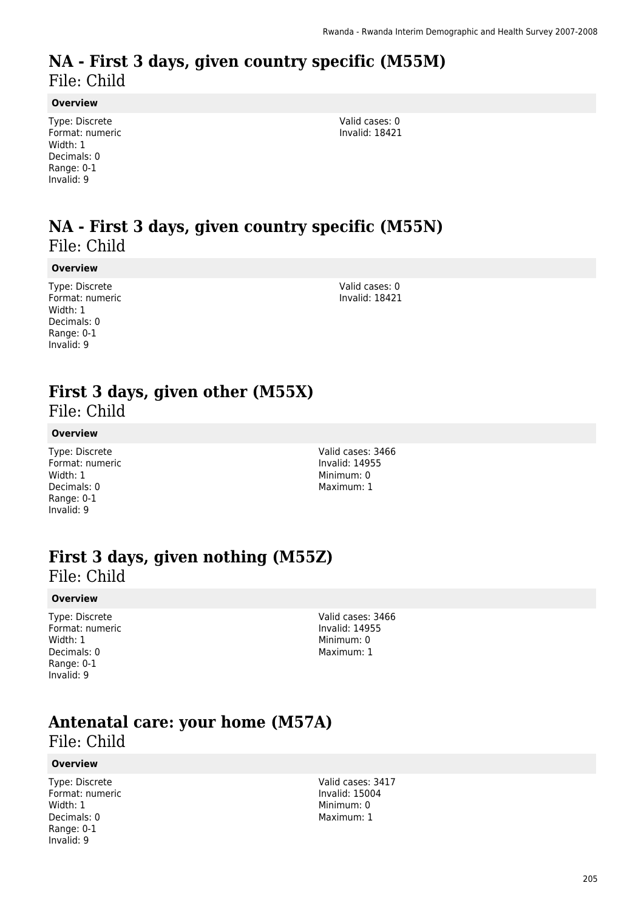# NA - First 3 days, given country specific (M55M)

File: Child

### Overview

Type: Discrete
Format: numeric
Width: 1
Decimals: 0
Range: 0-1
Invalid: 9

Valid cases: 0
Invalid: 18421

# NA - First 3 days, given country specific (M55N)

File: Child

### Overview

Type: Discrete
Format: numeric
Width: 1
Decimals: 0
Range: 0-1
Invalid: 9

Valid cases: 0
Invalid: 18421

# First 3 days, given other (M55X)

File: Child

### Overview

Type: Discrete
Format: numeric
Width: 1
Decimals: 0
Range: 0-1
Invalid: 9

Valid cases: 3466
Invalid: 14955
Minimum: 0
Maximum: 1

# First 3 days, given nothing (M55Z)

File: Child

### Overview

Type: Discrete
Format: numeric
Width: 1
Decimals: 0
Range: 0-1
Invalid: 9

Valid cases: 3466
Invalid: 14955
Minimum: 0
Maximum: 1

# Antenatal care: your home (M57A)

File: Child

### Overview

Type: Discrete
Format: numeric
Width: 1
Decimals: 0
Range: 0-1
Invalid: 9

Valid cases: 3417
Invalid: 15004
Minimum: 0
Maximum: 1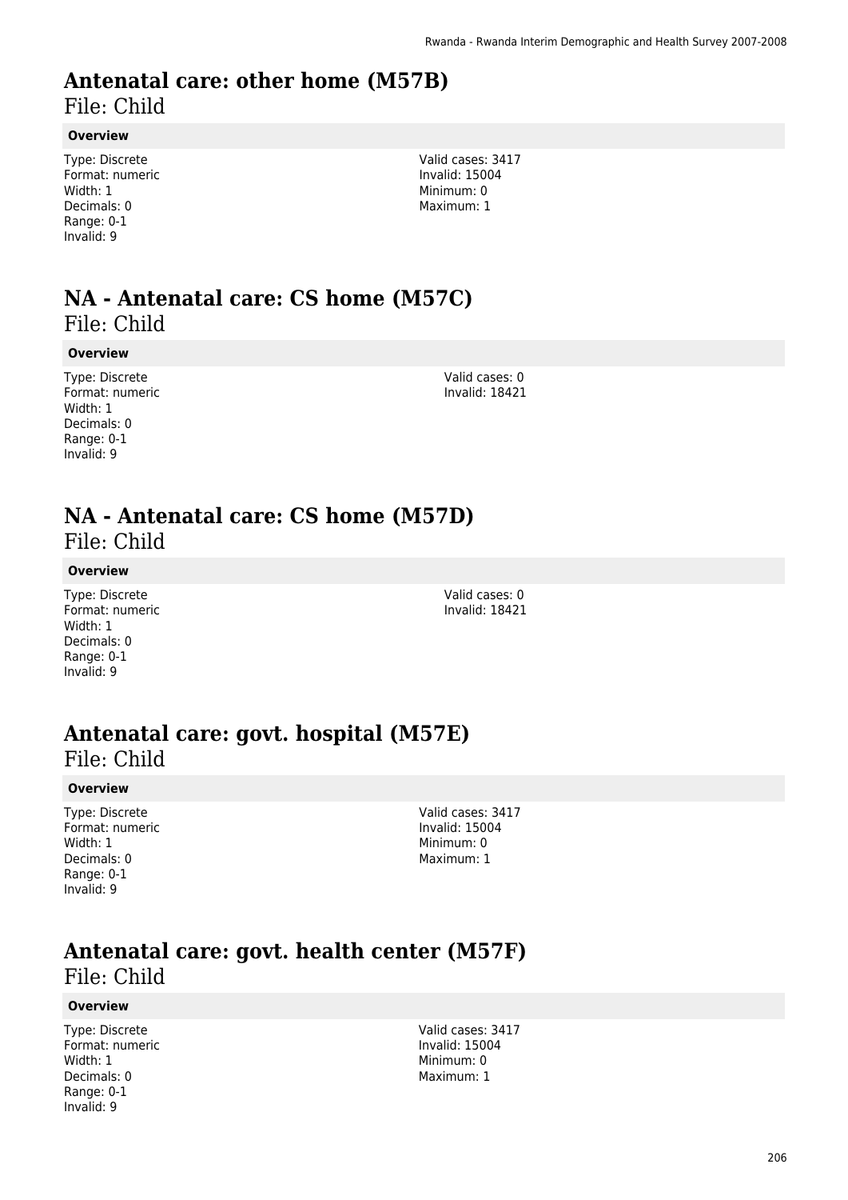# Antenatal care: other home (M57B)
File: Child

**Overview**

Type: Discrete
Format: numeric
Width: 1
Decimals: 0
Range: 0-1
Invalid: 9

Valid cases: 3417
Invalid: 15004
Minimum: 0
Maximum: 1

# NA - Antenatal care: CS home (M57C)
File: Child

**Overview**

Type: Discrete
Format: numeric
Width: 1
Decimals: 0
Range: 0-1
Invalid: 9

Valid cases: 0
Invalid: 18421

# NA - Antenatal care: CS home (M57D)
File: Child

**Overview**

Type: Discrete
Format: numeric
Width: 1
Decimals: 0
Range: 0-1
Invalid: 9

Valid cases: 0
Invalid: 18421

# Antenatal care: govt. hospital (M57E)
File: Child

**Overview**

Type: Discrete
Format: numeric
Width: 1
Decimals: 0
Range: 0-1
Invalid: 9

Valid cases: 3417
Invalid: 15004
Minimum: 0
Maximum: 1

# Antenatal care: govt. health center (M57F)
File: Child

**Overview**

Type: Discrete
Format: numeric
Width: 1
Decimals: 0
Range: 0-1
Invalid: 9

Valid cases: 3417
Invalid: 15004
Minimum: 0
Maximum: 1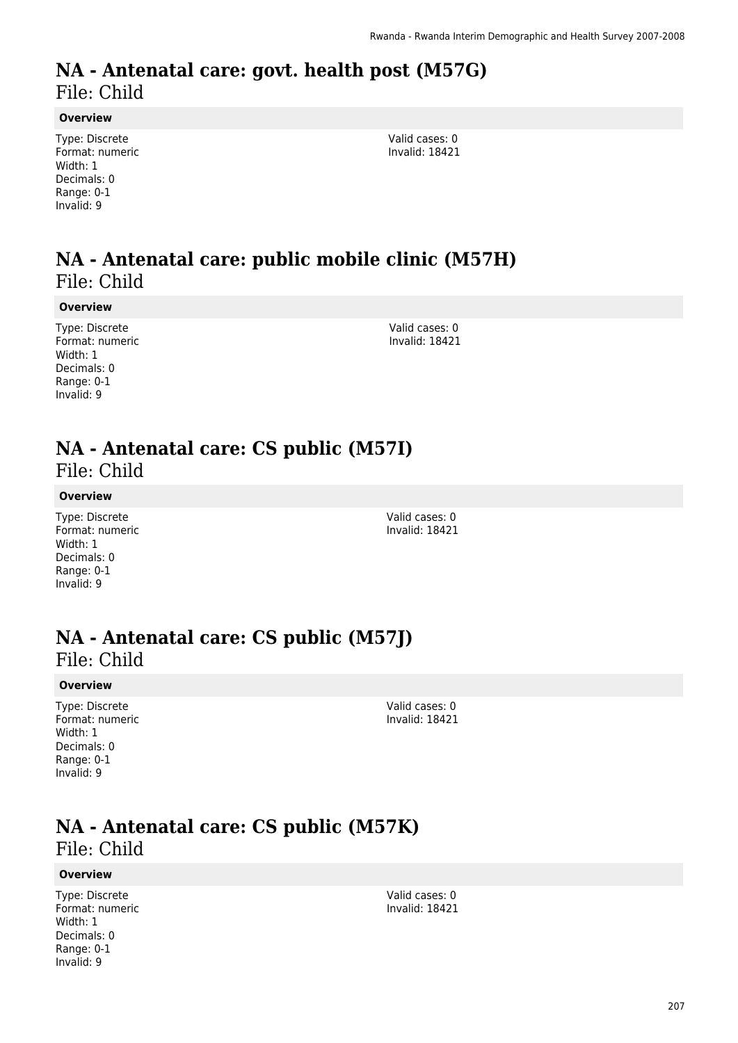# NA - Antenatal care: govt. health post (M57G)

File: Child

**Overview**

Type: Discrete
Format: numeric
Width: 1
Decimals: 0
Range: 0-1
Invalid: 9

Valid cases: 0
Invalid: 18421

# NA - Antenatal care: public mobile clinic (M57H)

File: Child

**Overview**

Type: Discrete
Format: numeric
Width: 1
Decimals: 0
Range: 0-1
Invalid: 9

Valid cases: 0
Invalid: 18421

# NA - Antenatal care: CS public (M57I)

File: Child

**Overview**

Type: Discrete
Format: numeric
Width: 1
Decimals: 0
Range: 0-1
Invalid: 9

Valid cases: 0
Invalid: 18421

# NA - Antenatal care: CS public (M57J)

File: Child

**Overview**

Type: Discrete
Format: numeric
Width: 1
Decimals: 0
Range: 0-1
Invalid: 9

Valid cases: 0
Invalid: 18421

# NA - Antenatal care: CS public (M57K)

File: Child

**Overview**

Type: Discrete
Format: numeric
Width: 1
Decimals: 0
Range: 0-1
Invalid: 9

Valid cases: 0
Invalid: 18421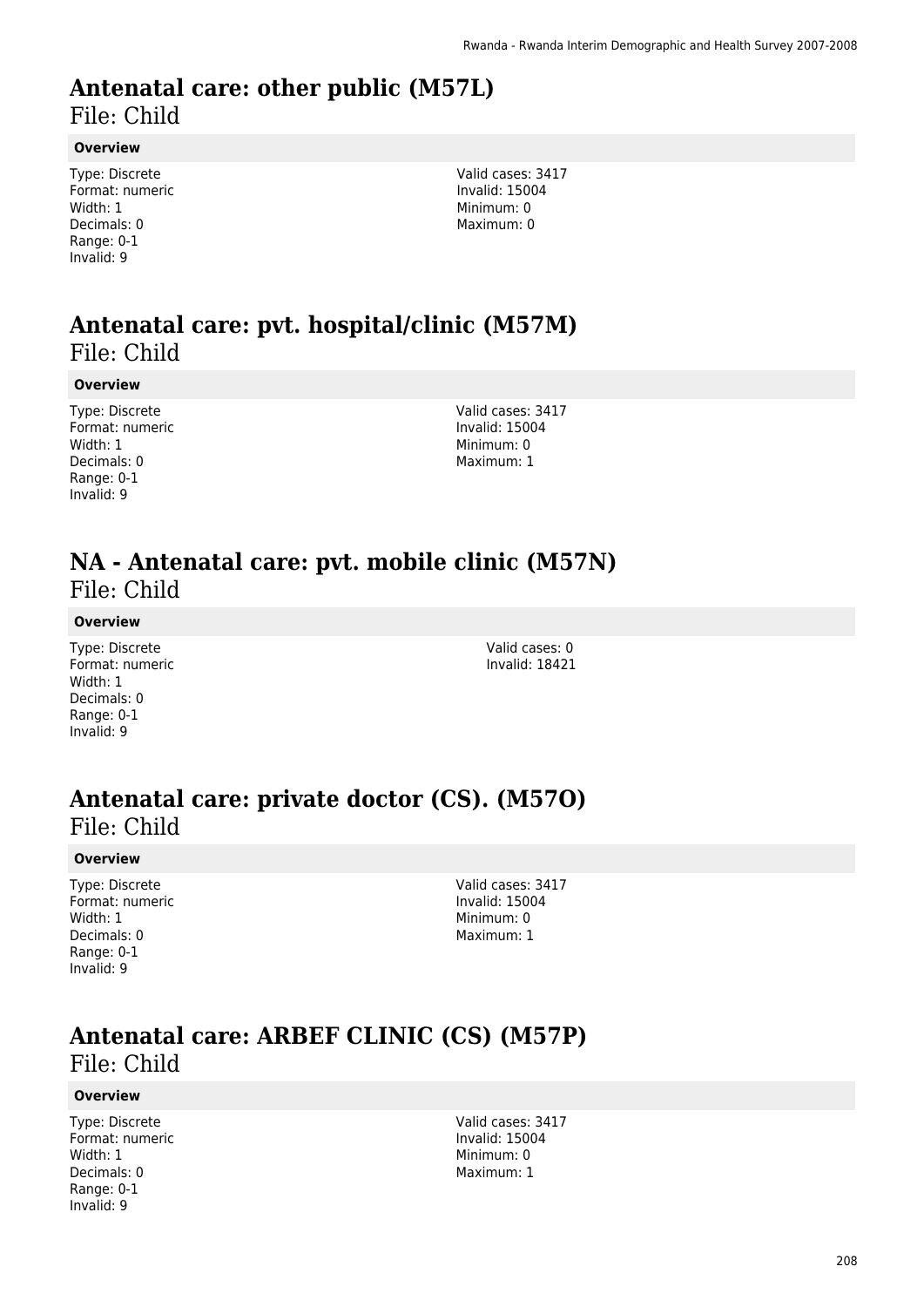# Antenatal care: other public (M57L)

File: Child

**Overview**

Type: Discrete
Format: numeric
Width: 1
Decimals: 0
Range: 0-1
Invalid: 9

Valid cases: 3417
Invalid: 15004
Minimum: 0
Maximum: 0

# Antenatal care: pvt. hospital/clinic (M57M)

File: Child

**Overview**

Type: Discrete
Format: numeric
Width: 1
Decimals: 0
Range: 0-1
Invalid: 9

Valid cases: 3417
Invalid: 15004
Minimum: 0
Maximum: 1

# NA - Antenatal care: pvt. mobile clinic (M57N)

File: Child

**Overview**

Type: Discrete
Format: numeric
Width: 1
Decimals: 0
Range: 0-1
Invalid: 9

Valid cases: 0
Invalid: 18421

# Antenatal care: private doctor (CS). (M57O)

File: Child

**Overview**

Type: Discrete
Format: numeric
Width: 1
Decimals: 0
Range: 0-1
Invalid: 9

Valid cases: 3417
Invalid: 15004
Minimum: 0
Maximum: 1

# Antenatal care: ARBEF CLINIC (CS) (M57P)

File: Child

**Overview**

Type: Discrete
Format: numeric
Width: 1
Decimals: 0
Range: 0-1
Invalid: 9

Valid cases: 3417
Invalid: 15004
Minimum: 0
Maximum: 1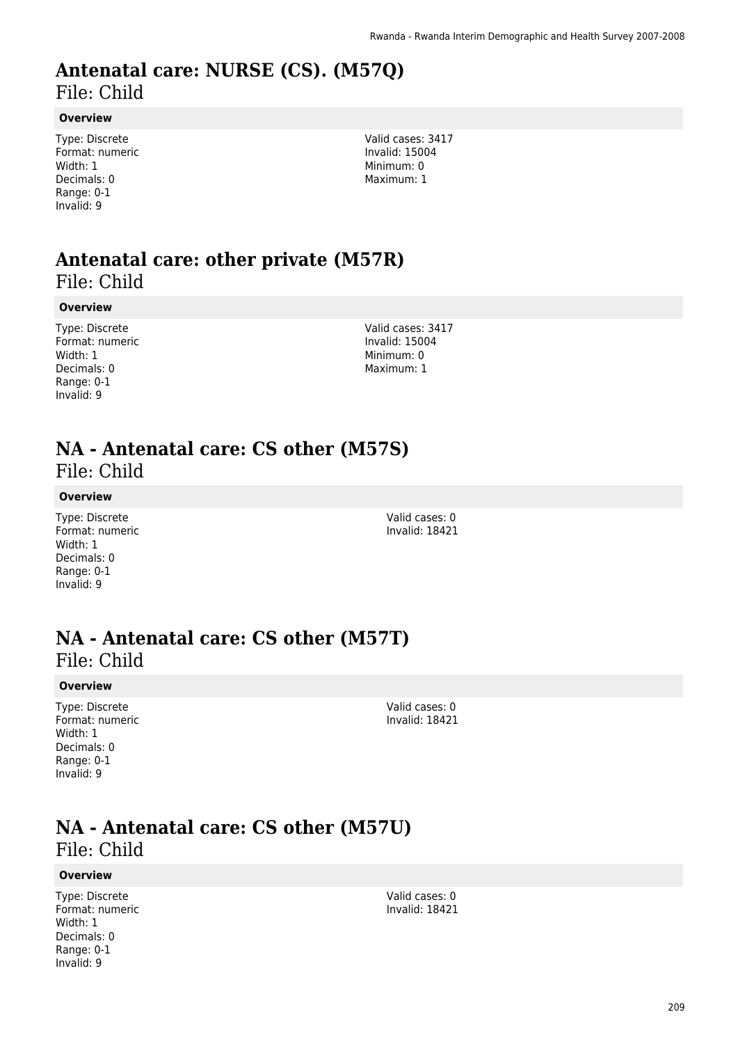# Antenatal care: NURSE (CS). (M57Q)
File: Child

**Overview**

Type: Discrete
Format: numeric
Width: 1
Decimals: 0
Range: 0-1
Invalid: 9

Valid cases: 3417
Invalid: 15004
Minimum: 0
Maximum: 1

# Antenatal care: other private (M57R)
File: Child

**Overview**

Type: Discrete
Format: numeric
Width: 1
Decimals: 0
Range: 0-1
Invalid: 9

Valid cases: 3417
Invalid: 15004
Minimum: 0
Maximum: 1

# NA - Antenatal care: CS other (M57S)
File: Child

**Overview**

Type: Discrete
Format: numeric
Width: 1
Decimals: 0
Range: 0-1
Invalid: 9

Valid cases: 0
Invalid: 18421

# NA - Antenatal care: CS other (M57T)
File: Child

**Overview**

Type: Discrete
Format: numeric
Width: 1
Decimals: 0
Range: 0-1
Invalid: 9

Valid cases: 0
Invalid: 18421

# NA - Antenatal care: CS other (M57U)
File: Child

**Overview**

Type: Discrete
Format: numeric
Width: 1
Decimals: 0
Range: 0-1
Invalid: 9

Valid cases: 0
Invalid: 18421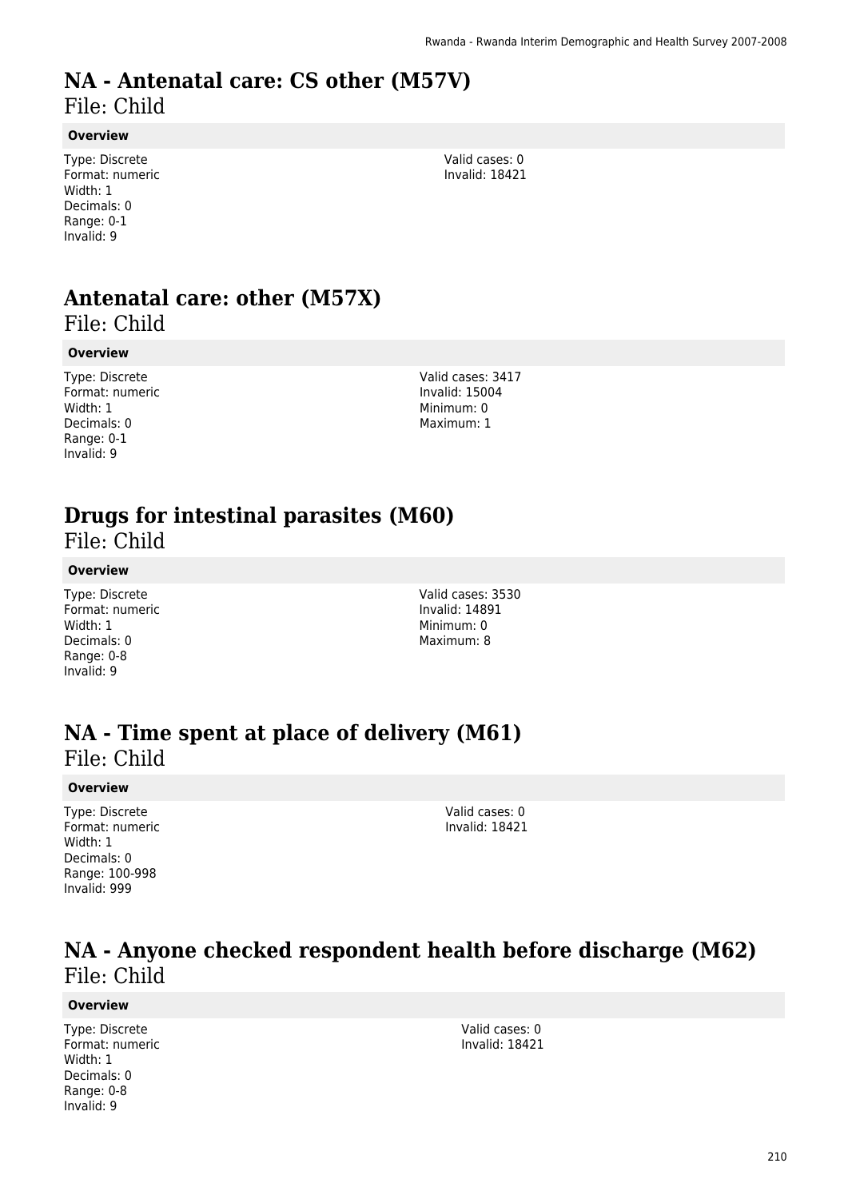# NA - Antenatal care: CS other (M57V)

File: Child

**Overview**

Type: Discrete
Format: numeric
Width: 1
Decimals: 0
Range: 0-1
Invalid: 9

Valid cases: 0
Invalid: 18421

# Antenatal care: other (M57X)

File: Child

**Overview**

Type: Discrete
Format: numeric
Width: 1
Decimals: 0
Range: 0-1
Invalid: 9

Valid cases: 3417
Invalid: 15004
Minimum: 0
Maximum: 1

# Drugs for intestinal parasites (M60)

File: Child

**Overview**

Type: Discrete
Format: numeric
Width: 1
Decimals: 0
Range: 0-8
Invalid: 9

Valid cases: 3530
Invalid: 14891
Minimum: 0
Maximum: 8

# NA - Time spent at place of delivery (M61)

File: Child

**Overview**

Type: Discrete
Format: numeric
Width: 1
Decimals: 0
Range: 100-998
Invalid: 999

Valid cases: 0
Invalid: 18421

# NA - Anyone checked respondent health before discharge (M62)

File: Child

**Overview**

Type: Discrete
Format: numeric
Width: 1
Decimals: 0
Range: 0-8
Invalid: 9

Valid cases: 0
Invalid: 18421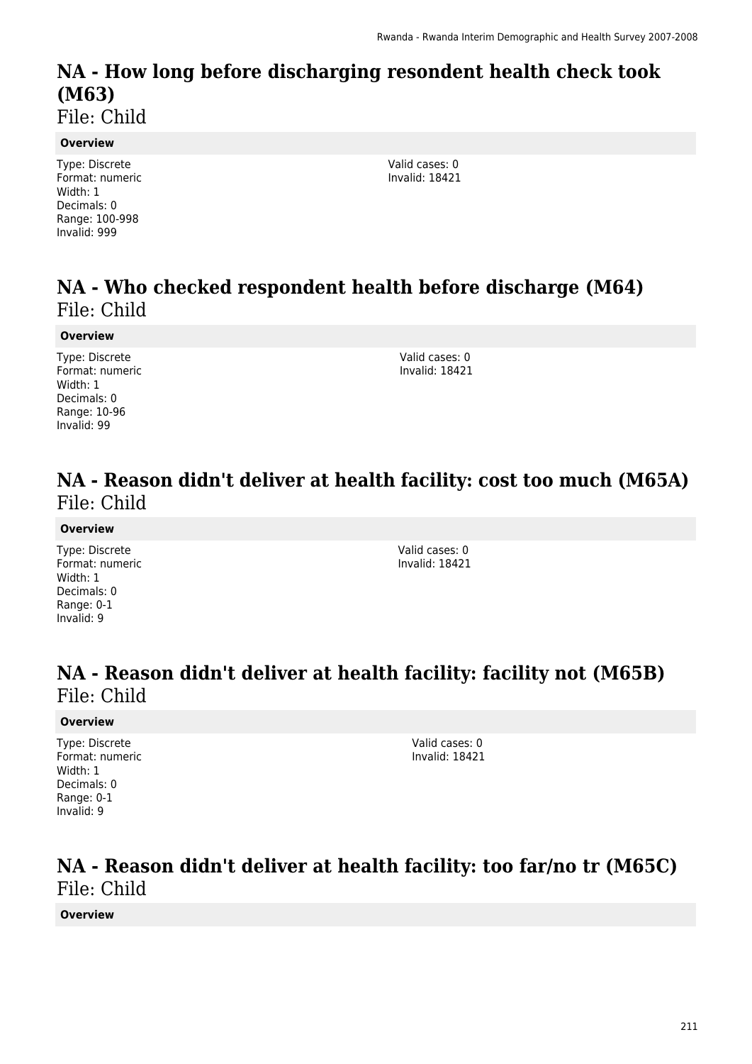# NA - How long before discharging resondent health check took (M63)

File: Child

**Overview**

Type: Discrete
Format: numeric
Width: 1
Decimals: 0
Range: 100-998
Invalid: 999

Valid cases: 0
Invalid: 18421

# NA - Who checked respondent health before discharge (M64)

File: Child

**Overview**

Type: Discrete
Format: numeric
Width: 1
Decimals: 0
Range: 10-96
Invalid: 99

Valid cases: 0
Invalid: 18421

# NA - Reason didn't deliver at health facility: cost too much (M65A)

File: Child

**Overview**

Type: Discrete
Format: numeric
Width: 1
Decimals: 0
Range: 0-1
Invalid: 9

Valid cases: 0
Invalid: 18421

# NA - Reason didn't deliver at health facility: facility not (M65B)

File: Child

**Overview**

Type: Discrete
Format: numeric
Width: 1
Decimals: 0
Range: 0-1
Invalid: 9

Valid cases: 0
Invalid: 18421

# NA - Reason didn't deliver at health facility: too far/no tr (M65C)

File: Child

**Overview**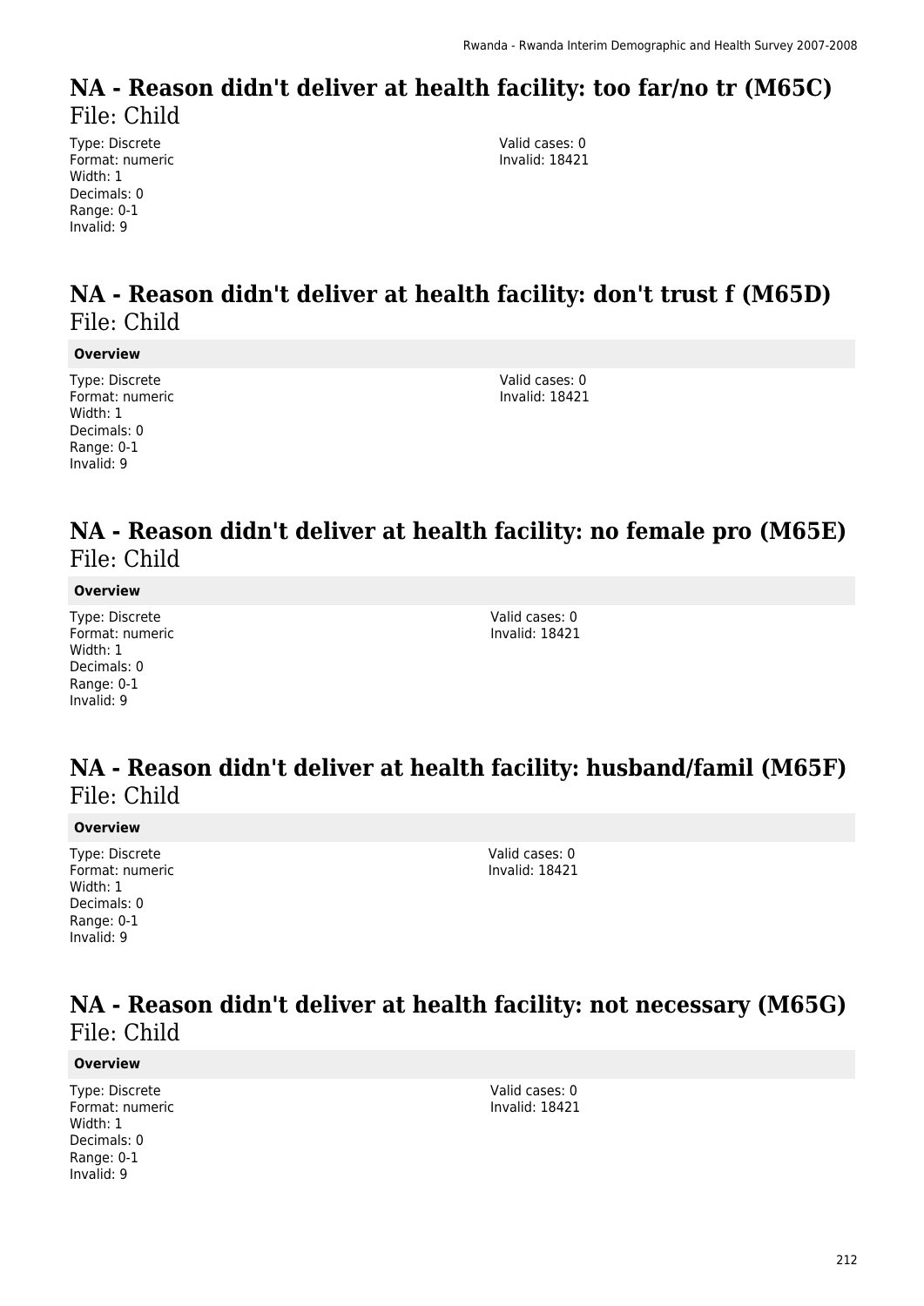# NA - Reason didn't deliver at health facility: too far/no tr (M65C)

File: Child

Type: Discrete
Format: numeric
Width: 1
Decimals: 0
Range: 0-1
Invalid: 9

Valid cases: 0
Invalid: 18421

# NA - Reason didn't deliver at health facility: don't trust f (M65D)

File: Child

**Overview**

Type: Discrete
Format: numeric
Width: 1
Decimals: 0
Range: 0-1
Invalid: 9

Valid cases: 0
Invalid: 18421

# NA - Reason didn't deliver at health facility: no female pro (M65E)

File: Child

**Overview**

Type: Discrete
Format: numeric
Width: 1
Decimals: 0
Range: 0-1
Invalid: 9

Valid cases: 0
Invalid: 18421

# NA - Reason didn't deliver at health facility: husband/famil (M65F)

File: Child

**Overview**

Type: Discrete
Format: numeric
Width: 1
Decimals: 0
Range: 0-1
Invalid: 9

Valid cases: 0
Invalid: 18421

# NA - Reason didn't deliver at health facility: not necessary (M65G)

File: Child

**Overview**

Type: Discrete
Format: numeric
Width: 1
Decimals: 0
Range: 0-1
Invalid: 9

Valid cases: 0
Invalid: 18421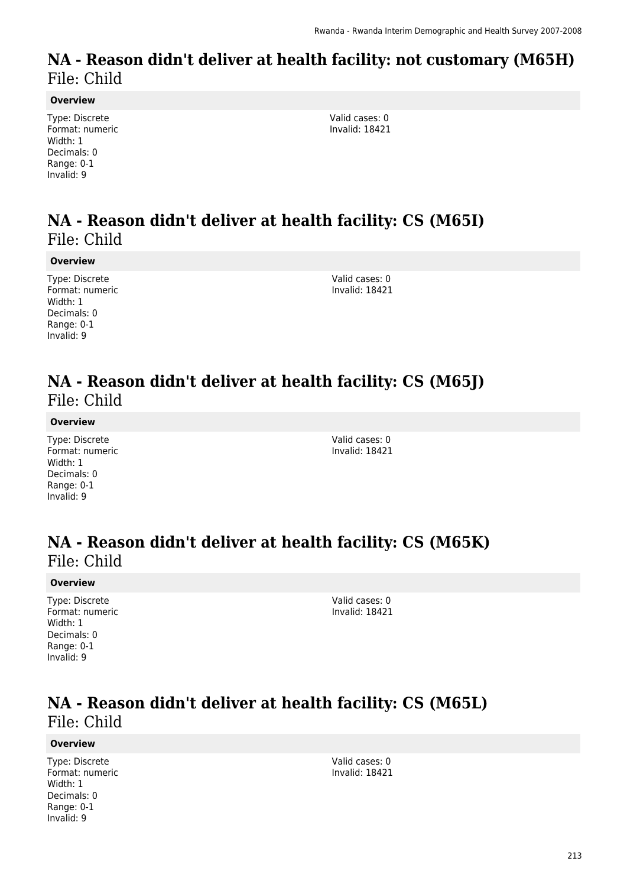# NA - Reason didn't deliver at health facility: not customary (M65H)

File: Child

**Overview**

Type: Discrete
Format: numeric
Width: 1
Decimals: 0
Range: 0-1
Invalid: 9

Valid cases: 0
Invalid: 18421

# NA - Reason didn't deliver at health facility: CS (M65I)

File: Child

**Overview**

Type: Discrete
Format: numeric
Width: 1
Decimals: 0
Range: 0-1
Invalid: 9

Valid cases: 0
Invalid: 18421

# NA - Reason didn't deliver at health facility: CS (M65J)

File: Child

**Overview**

Type: Discrete
Format: numeric
Width: 1
Decimals: 0
Range: 0-1
Invalid: 9

Valid cases: 0
Invalid: 18421

# NA - Reason didn't deliver at health facility: CS (M65K)

File: Child

**Overview**

Type: Discrete
Format: numeric
Width: 1
Decimals: 0
Range: 0-1
Invalid: 9

Valid cases: 0
Invalid: 18421

# NA - Reason didn't deliver at health facility: CS (M65L)

File: Child

**Overview**

Type: Discrete
Format: numeric
Width: 1
Decimals: 0
Range: 0-1
Invalid: 9

Valid cases: 0
Invalid: 18421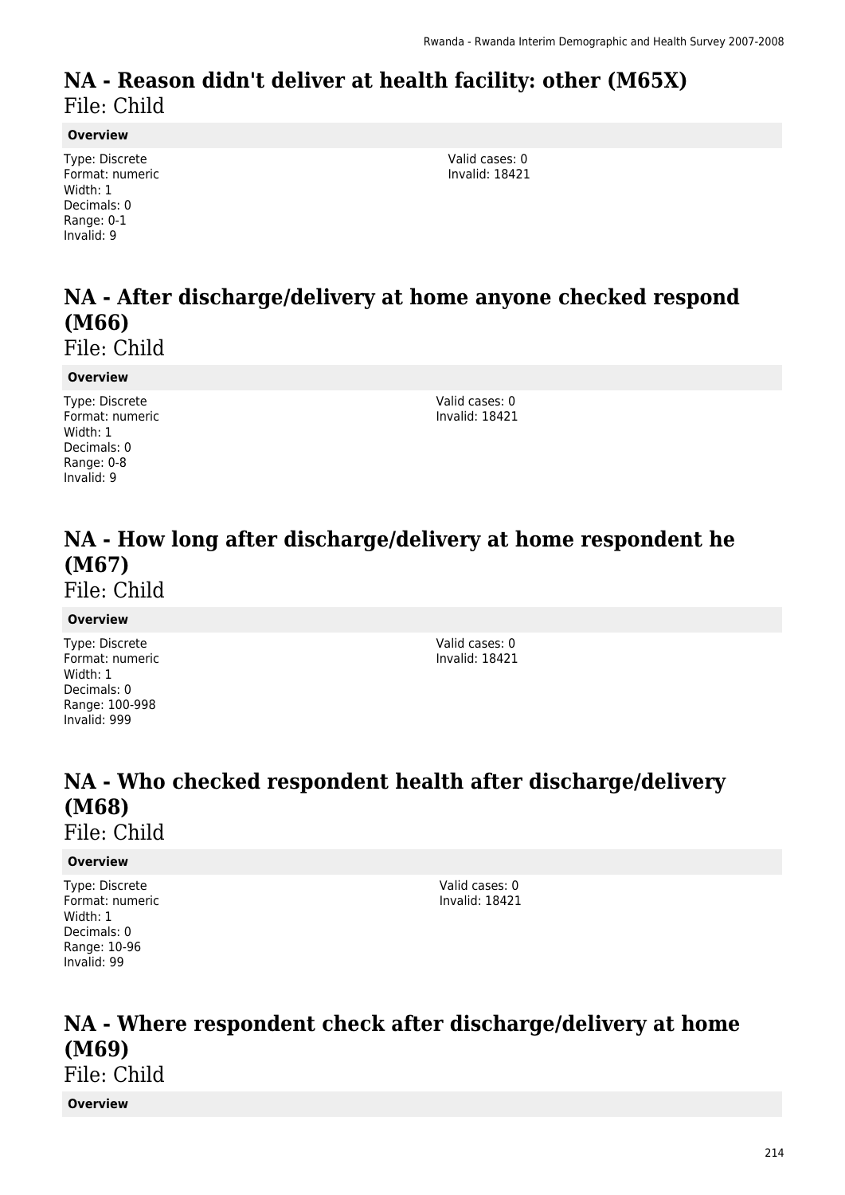# NA - Reason didn't deliver at health facility: other (M65X)

File: Child

**Overview**

Type: Discrete
Format: numeric
Width: 1
Decimals: 0
Range: 0-1
Invalid: 9

Valid cases: 0
Invalid: 18421

# NA - After discharge/delivery at home anyone checked respond (M66)

File: Child

**Overview**

Type: Discrete
Format: numeric
Width: 1
Decimals: 0
Range: 0-8
Invalid: 9

Valid cases: 0
Invalid: 18421

# NA - How long after discharge/delivery at home respondent he (M67)

File: Child

**Overview**

Type: Discrete
Format: numeric
Width: 1
Decimals: 0
Range: 100-998
Invalid: 999

Valid cases: 0
Invalid: 18421

# NA - Who checked respondent health after discharge/delivery (M68)

File: Child

**Overview**

Type: Discrete
Format: numeric
Width: 1
Decimals: 0
Range: 10-96
Invalid: 99

Valid cases: 0
Invalid: 18421

# NA - Where respondent check after discharge/delivery at home (M69)

File: Child

**Overview**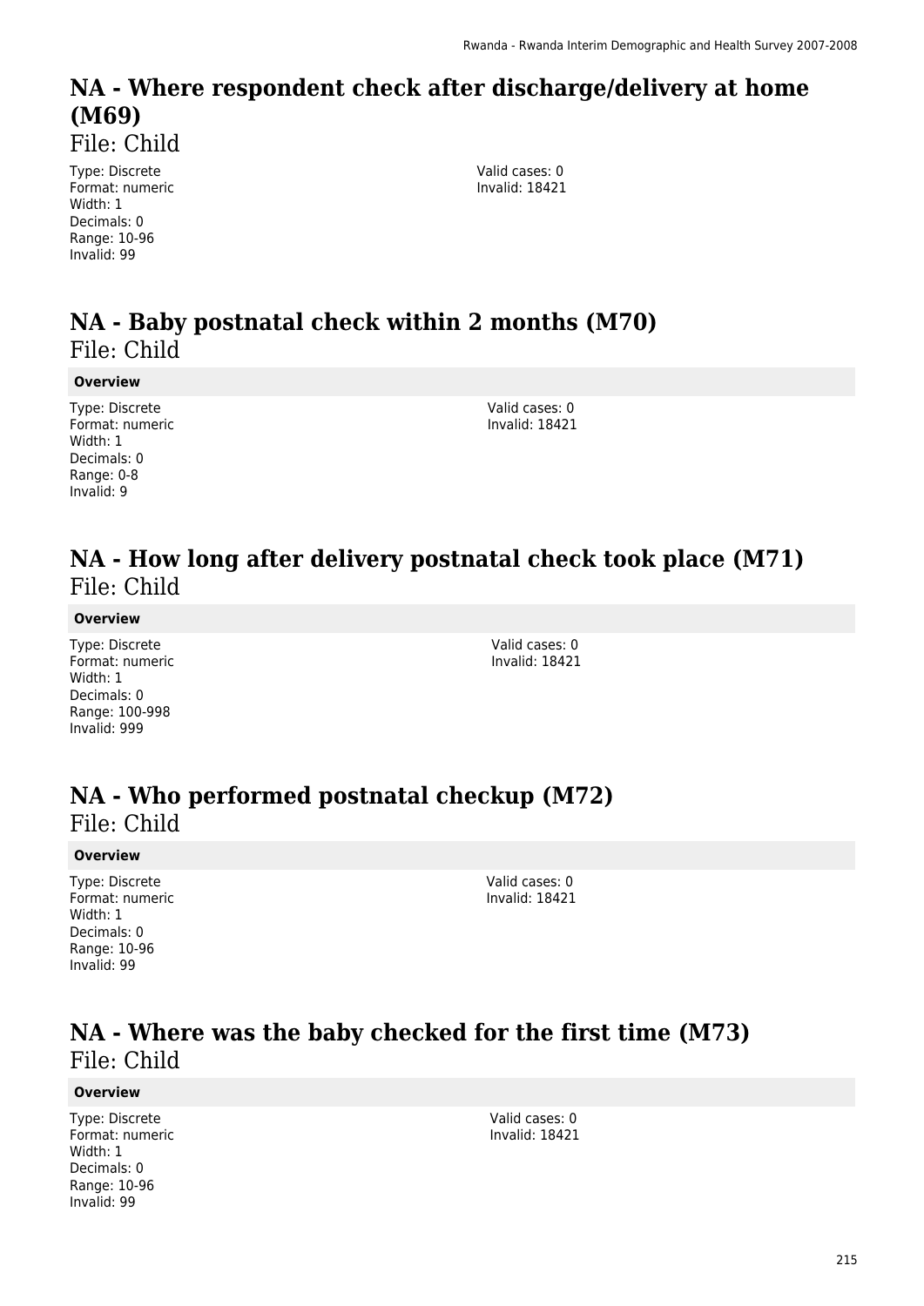# NA - Where respondent check after discharge/delivery at home (M69)

File: Child

Type: Discrete
Format: numeric
Width: 1
Decimals: 0
Range: 10-96
Invalid: 99

Valid cases: 0
Invalid: 18421

# NA - Baby postnatal check within 2 months (M70)

File: Child

**Overview**

Type: Discrete
Format: numeric
Width: 1
Decimals: 0
Range: 0-8
Invalid: 9

Valid cases: 0
Invalid: 18421

# NA - How long after delivery postnatal check took place (M71)

File: Child

**Overview**

Type: Discrete
Format: numeric
Width: 1
Decimals: 0
Range: 100-998
Invalid: 999

Valid cases: 0
Invalid: 18421

# NA - Who performed postnatal checkup (M72)

File: Child

**Overview**

Type: Discrete
Format: numeric
Width: 1
Decimals: 0
Range: 10-96
Invalid: 99

Valid cases: 0
Invalid: 18421

# NA - Where was the baby checked for the first time (M73)

File: Child

**Overview**

Type: Discrete
Format: numeric
Width: 1
Decimals: 0
Range: 10-96
Invalid: 99

Valid cases: 0
Invalid: 18421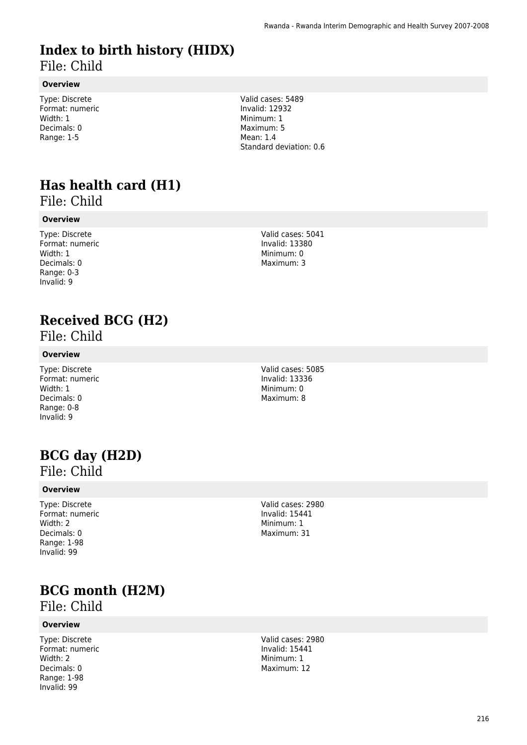# Index to birth history (HIDX)

File: Child

### Overview

Type: Discrete
Format: numeric
Width: 1
Decimals: 0
Range: 1-5

Valid cases: 5489
Invalid: 12932
Minimum: 1
Maximum: 5
Mean: 1.4
Standard deviation: 0.6

# Has health card (H1)

File: Child

### Overview

Type: Discrete
Format: numeric
Width: 1
Decimals: 0
Range: 0-3
Invalid: 9

Valid cases: 5041
Invalid: 13380
Minimum: 0
Maximum: 3

# Received BCG (H2)

File: Child

### Overview

Type: Discrete
Format: numeric
Width: 1
Decimals: 0
Range: 0-8
Invalid: 9

Valid cases: 5085
Invalid: 13336
Minimum: 0
Maximum: 8

# BCG day (H2D)

File: Child

### Overview

Type: Discrete
Format: numeric
Width: 2
Decimals: 0
Range: 1-98
Invalid: 99

Valid cases: 2980
Invalid: 15441
Minimum: 1
Maximum: 31

# BCG month (H2M)

File: Child

### Overview

Type: Discrete
Format: numeric
Width: 2
Decimals: 0
Range: 1-98
Invalid: 99

Valid cases: 2980
Invalid: 15441
Minimum: 1
Maximum: 12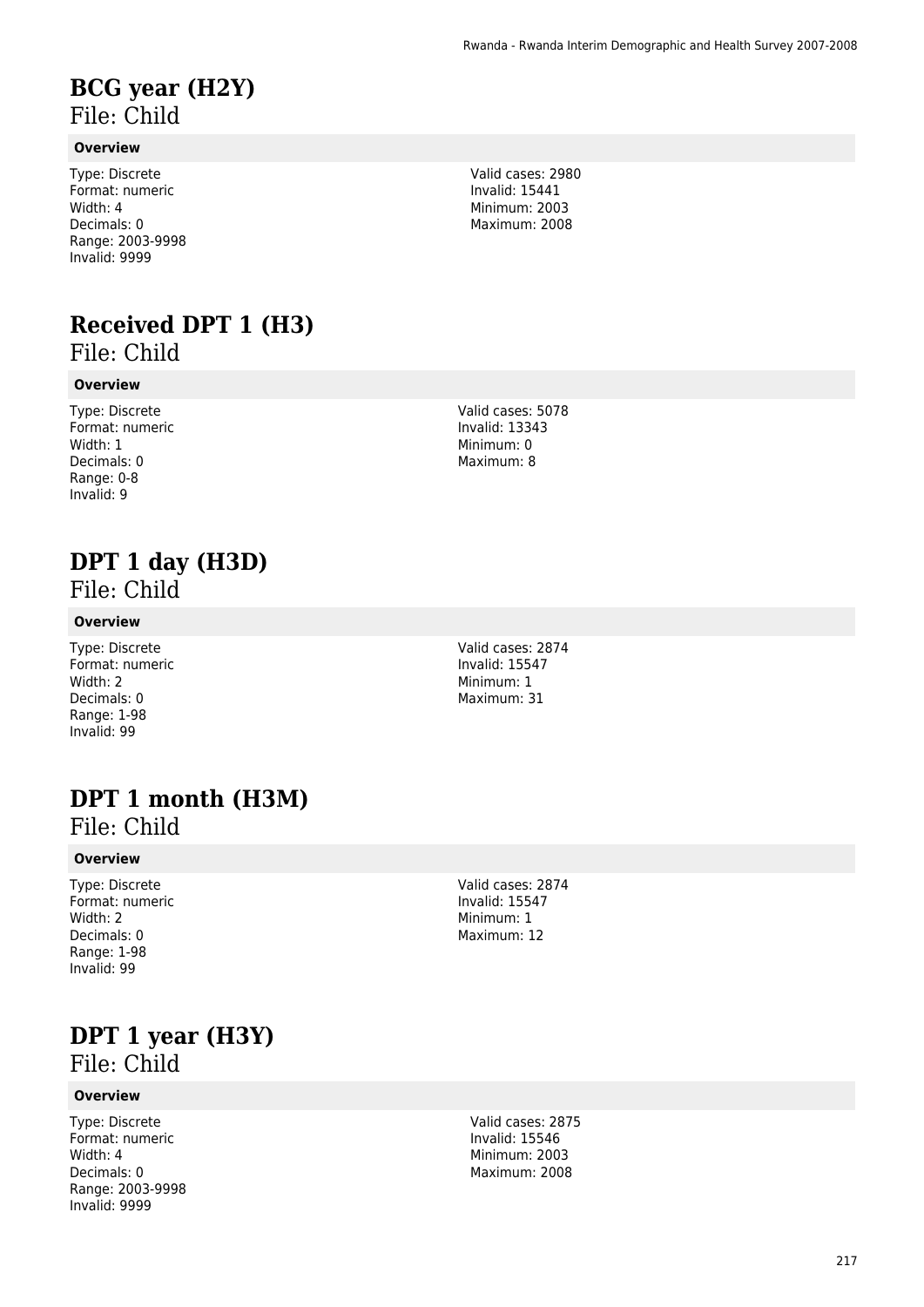# BCG year (H2Y)

File: Child

**Overview**

Type: Discrete
Format: numeric
Width: 4
Decimals: 0
Range: 2003-9998
Invalid: 9999

Valid cases: 2980
Invalid: 15441
Minimum: 2003
Maximum: 2008

# Received DPT 1 (H3)

File: Child

**Overview**

Type: Discrete
Format: numeric
Width: 1
Decimals: 0
Range: 0-8
Invalid: 9

Valid cases: 5078
Invalid: 13343
Minimum: 0
Maximum: 8

# DPT 1 day (H3D)

File: Child

**Overview**

Type: Discrete
Format: numeric
Width: 2
Decimals: 0
Range: 1-98
Invalid: 99

Valid cases: 2874
Invalid: 15547
Minimum: 1
Maximum: 31

# DPT 1 month (H3M)

File: Child

**Overview**

Type: Discrete
Format: numeric
Width: 2
Decimals: 0
Range: 1-98
Invalid: 99

Valid cases: 2874
Invalid: 15547
Minimum: 1
Maximum: 12

# DPT 1 year (H3Y)

File: Child

**Overview**

Type: Discrete
Format: numeric
Width: 4
Decimals: 0
Range: 2003-9998
Invalid: 9999

Valid cases: 2875
Invalid: 15546
Minimum: 2003
Maximum: 2008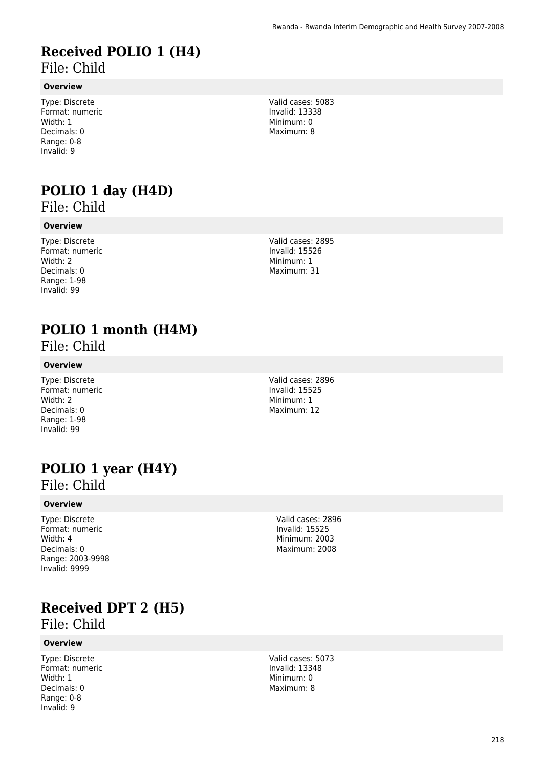# Received POLIO 1 (H4)

File: Child

**Overview**

Type: Discrete
Format: numeric
Width: 1
Decimals: 0
Range: 0-8
Invalid: 9

Valid cases: 5083
Invalid: 13338
Minimum: 0
Maximum: 8

# POLIO 1 day (H4D)

File: Child

**Overview**

Type: Discrete
Format: numeric
Width: 2
Decimals: 0
Range: 1-98
Invalid: 99

Valid cases: 2895
Invalid: 15526
Minimum: 1
Maximum: 31

# POLIO 1 month (H4M)

File: Child

**Overview**

Type: Discrete
Format: numeric
Width: 2
Decimals: 0
Range: 1-98
Invalid: 99

Valid cases: 2896
Invalid: 15525
Minimum: 1
Maximum: 12

# POLIO 1 year (H4Y)

File: Child

**Overview**

Type: Discrete
Format: numeric
Width: 4
Decimals: 0
Range: 2003-9998
Invalid: 9999

Valid cases: 2896
Invalid: 15525
Minimum: 2003
Maximum: 2008

# Received DPT 2 (H5)

File: Child

**Overview**

Type: Discrete
Format: numeric
Width: 1
Decimals: 0
Range: 0-8
Invalid: 9

Valid cases: 5073
Invalid: 13348
Minimum: 0
Maximum: 8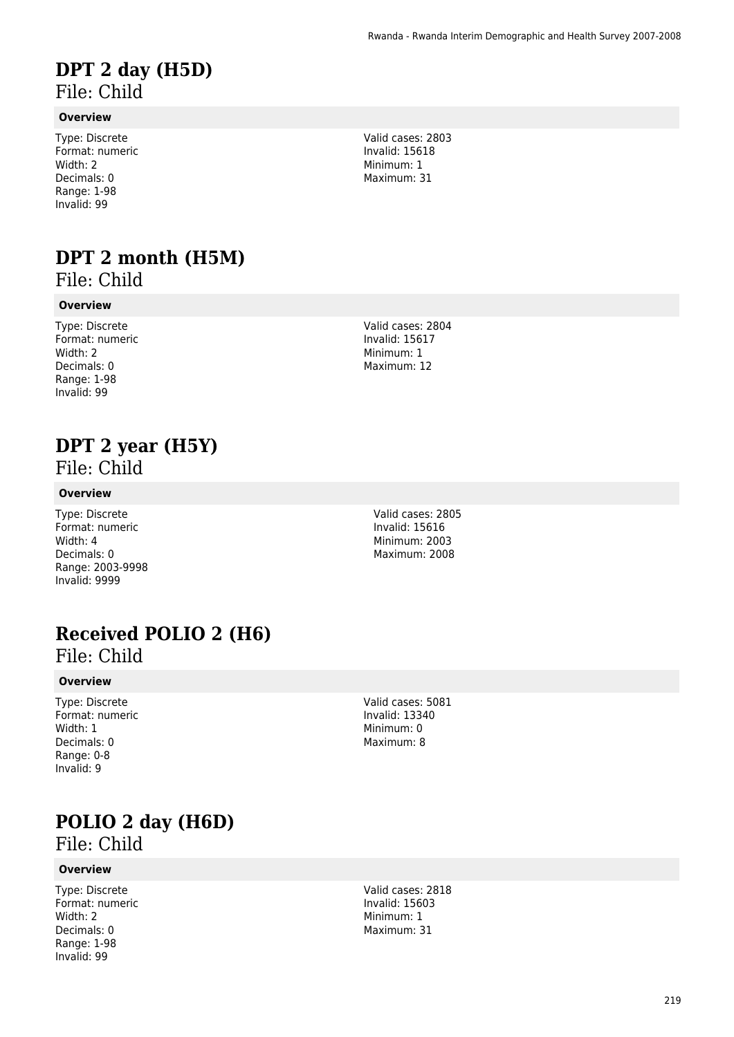# DPT 2 day (H5D)

File: Child

**Overview**

Type: Discrete
Format: numeric
Width: 2
Decimals: 0
Range: 1-98
Invalid: 99

Valid cases: 2803
Invalid: 15618
Minimum: 1
Maximum: 31

# DPT 2 month (H5M)

File: Child

**Overview**

Type: Discrete
Format: numeric
Width: 2
Decimals: 0
Range: 1-98
Invalid: 99

Valid cases: 2804
Invalid: 15617
Minimum: 1
Maximum: 12

# DPT 2 year (H5Y)

File: Child

**Overview**

Type: Discrete
Format: numeric
Width: 4
Decimals: 0
Range: 2003-9998
Invalid: 9999

Valid cases: 2805
Invalid: 15616
Minimum: 2003
Maximum: 2008

# Received POLIO 2 (H6)

File: Child

**Overview**

Type: Discrete
Format: numeric
Width: 1
Decimals: 0
Range: 0-8
Invalid: 9

Valid cases: 5081
Invalid: 13340
Minimum: 0
Maximum: 8

# POLIO 2 day (H6D)

File: Child

**Overview**

Type: Discrete
Format: numeric
Width: 2
Decimals: 0
Range: 1-98
Invalid: 99

Valid cases: 2818
Invalid: 15603
Minimum: 1
Maximum: 31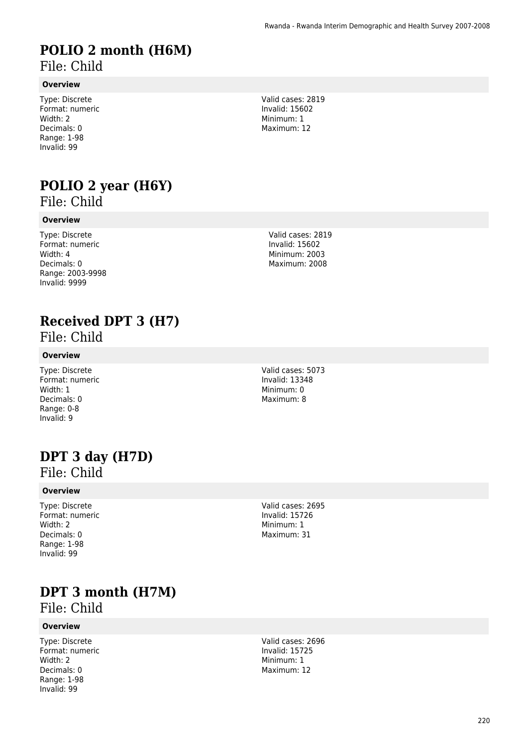# POLIO 2 month (H6M)

File: Child

**Overview**

Type: Discrete
Format: numeric
Width: 2
Decimals: 0
Range: 1-98
Invalid: 99

Valid cases: 2819
Invalid: 15602
Minimum: 1
Maximum: 12

# POLIO 2 year (H6Y)

File: Child

**Overview**

Type: Discrete
Format: numeric
Width: 4
Decimals: 0
Range: 2003-9998
Invalid: 9999

Valid cases: 2819
Invalid: 15602
Minimum: 2003
Maximum: 2008

# Received DPT 3 (H7)

File: Child

**Overview**

Type: Discrete
Format: numeric
Width: 1
Decimals: 0
Range: 0-8
Invalid: 9

Valid cases: 5073
Invalid: 13348
Minimum: 0
Maximum: 8

# DPT 3 day (H7D)

File: Child

**Overview**

Type: Discrete
Format: numeric
Width: 2
Decimals: 0
Range: 1-98
Invalid: 99

Valid cases: 2695
Invalid: 15726
Minimum: 1
Maximum: 31

# DPT 3 month (H7M)

File: Child

**Overview**

Type: Discrete
Format: numeric
Width: 2
Decimals: 0
Range: 1-98
Invalid: 99

Valid cases: 2696
Invalid: 15725
Minimum: 1
Maximum: 12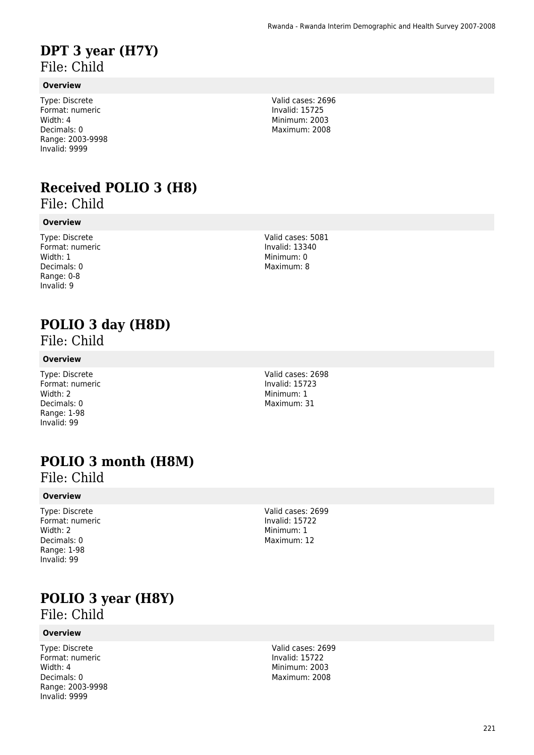# DPT 3 year (H7Y)

File: Child

### Overview

Type: Discrete
Format: numeric
Width: 4
Decimals: 0
Range: 2003-9998
Invalid: 9999

Valid cases: 2696
Invalid: 15725
Minimum: 2003
Maximum: 2008

# Received POLIO 3 (H8)

File: Child

### Overview

Type: Discrete
Format: numeric
Width: 1
Decimals: 0
Range: 0-8
Invalid: 9

Valid cases: 5081
Invalid: 13340
Minimum: 0
Maximum: 8

# POLIO 3 day (H8D)

File: Child

### Overview

Type: Discrete
Format: numeric
Width: 2
Decimals: 0
Range: 1-98
Invalid: 99

Valid cases: 2698
Invalid: 15723
Minimum: 1
Maximum: 31

# POLIO 3 month (H8M)

File: Child

### Overview

Type: Discrete
Format: numeric
Width: 2
Decimals: 0
Range: 1-98
Invalid: 99

Valid cases: 2699
Invalid: 15722
Minimum: 1
Maximum: 12

# POLIO 3 year (H8Y)

File: Child

### Overview

Type: Discrete
Format: numeric
Width: 4
Decimals: 0
Range: 2003-9998
Invalid: 9999

Valid cases: 2699
Invalid: 15722
Minimum: 2003
Maximum: 2008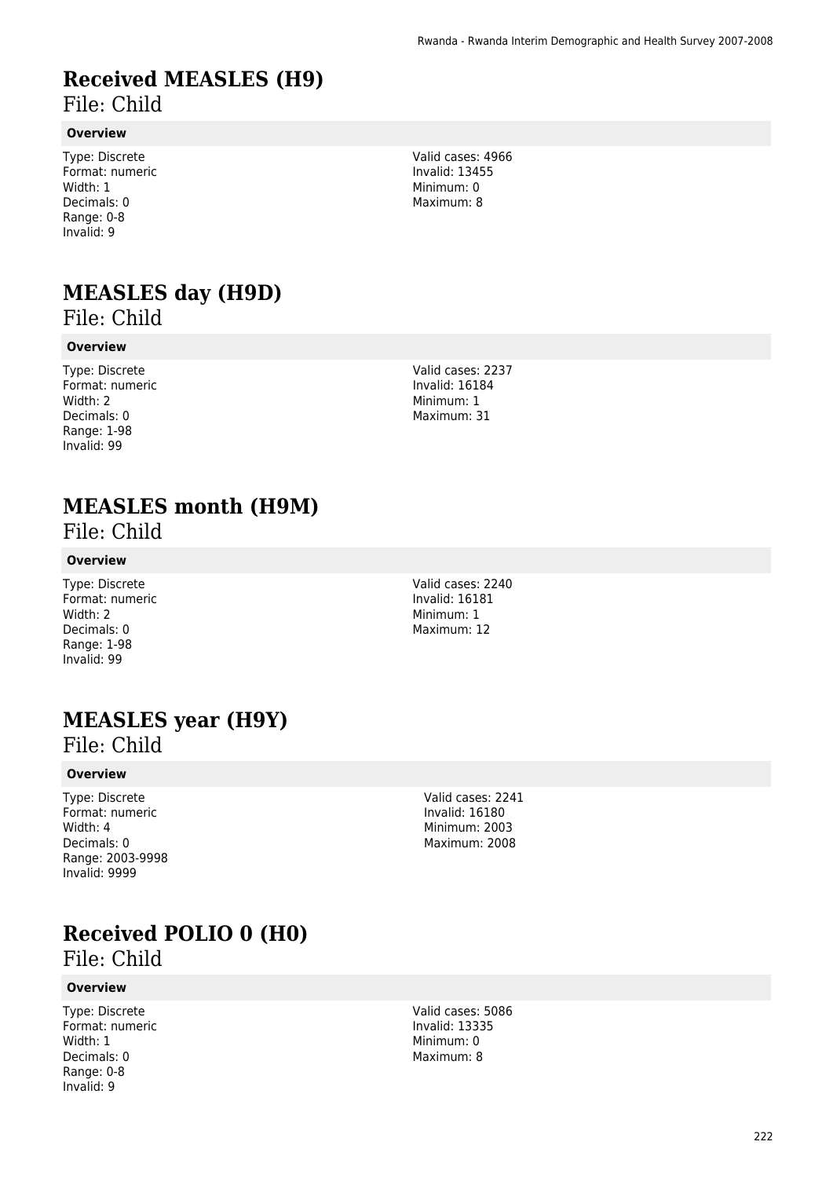# Received MEASLES (H9)

File: Child

**Overview**

Type: Discrete
Format: numeric
Width: 1
Decimals: 0
Range: 0-8
Invalid: 9

Valid cases: 4966
Invalid: 13455
Minimum: 0
Maximum: 8

# MEASLES day (H9D)

File: Child

**Overview**

Type: Discrete
Format: numeric
Width: 2
Decimals: 0
Range: 1-98
Invalid: 99

Valid cases: 2237
Invalid: 16184
Minimum: 1
Maximum: 31

# MEASLES month (H9M)

File: Child

**Overview**

Type: Discrete
Format: numeric
Width: 2
Decimals: 0
Range: 1-98
Invalid: 99

Valid cases: 2240
Invalid: 16181
Minimum: 1
Maximum: 12

# MEASLES year (H9Y)

File: Child

**Overview**

Type: Discrete
Format: numeric
Width: 4
Decimals: 0
Range: 2003-9998
Invalid: 9999

Valid cases: 2241
Invalid: 16180
Minimum: 2003
Maximum: 2008

# Received POLIO 0 (H0)

File: Child

**Overview**

Type: Discrete
Format: numeric
Width: 1
Decimals: 0
Range: 0-8
Invalid: 9

Valid cases: 5086
Invalid: 13335
Minimum: 0
Maximum: 8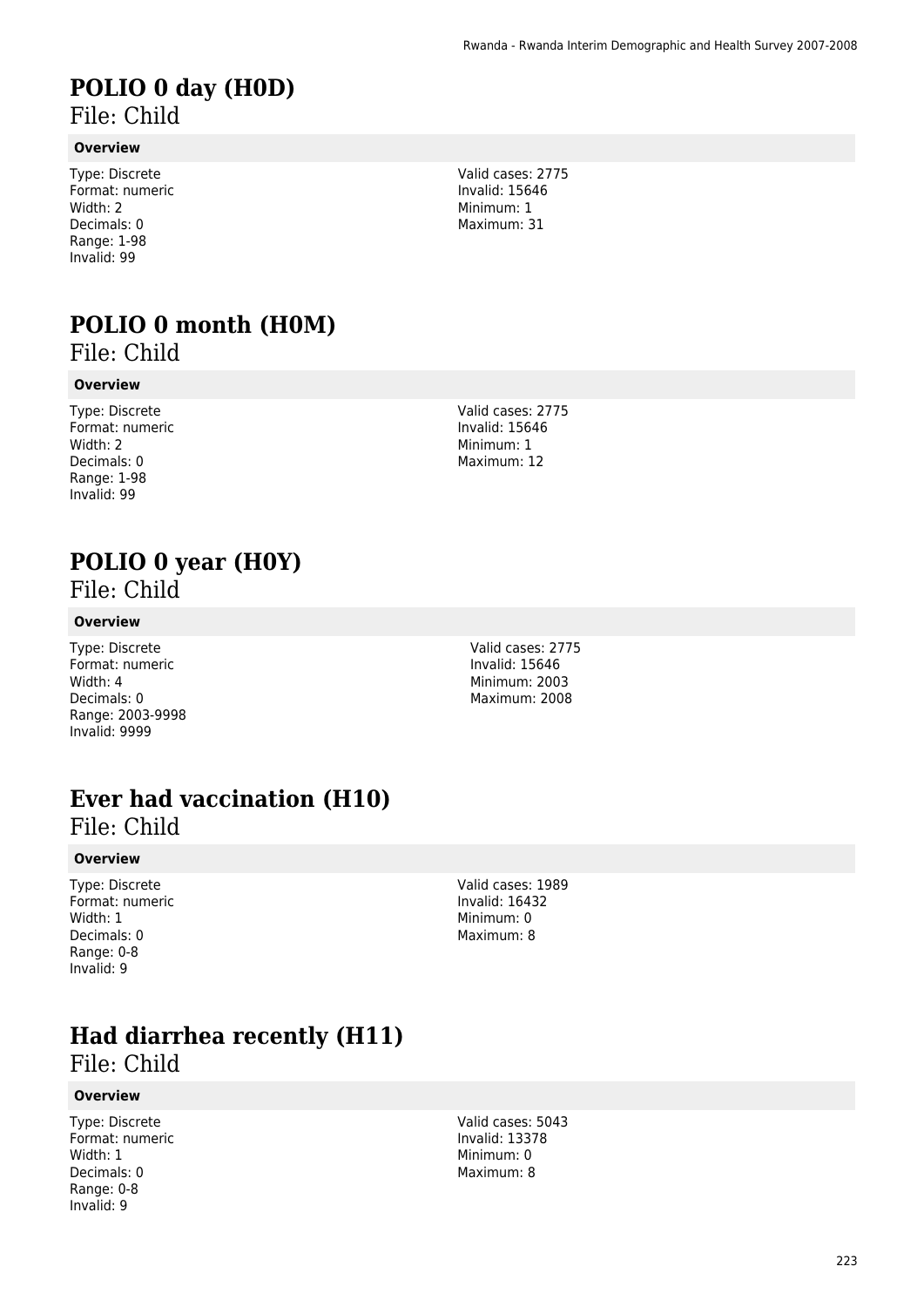# POLIO 0 day (H0D)

File: Child

**Overview**

Type: Discrete
Format: numeric
Width: 2
Decimals: 0
Range: 1-98
Invalid: 99

Valid cases: 2775
Invalid: 15646
Minimum: 1
Maximum: 31

# POLIO 0 month (H0M)

File: Child

**Overview**

Type: Discrete
Format: numeric
Width: 2
Decimals: 0
Range: 1-98
Invalid: 99

Valid cases: 2775
Invalid: 15646
Minimum: 1
Maximum: 12

# POLIO 0 year (H0Y)

File: Child

**Overview**

Type: Discrete
Format: numeric
Width: 4
Decimals: 0
Range: 2003-9998
Invalid: 9999

Valid cases: 2775
Invalid: 15646
Minimum: 2003
Maximum: 2008

# Ever had vaccination (H10)

File: Child

**Overview**

Type: Discrete
Format: numeric
Width: 1
Decimals: 0
Range: 0-8
Invalid: 9

Valid cases: 1989
Invalid: 16432
Minimum: 0
Maximum: 8

# Had diarrhea recently (H11)

File: Child

**Overview**

Type: Discrete
Format: numeric
Width: 1
Decimals: 0
Range: 0-8
Invalid: 9

Valid cases: 5043
Invalid: 13378
Minimum: 0
Maximum: 8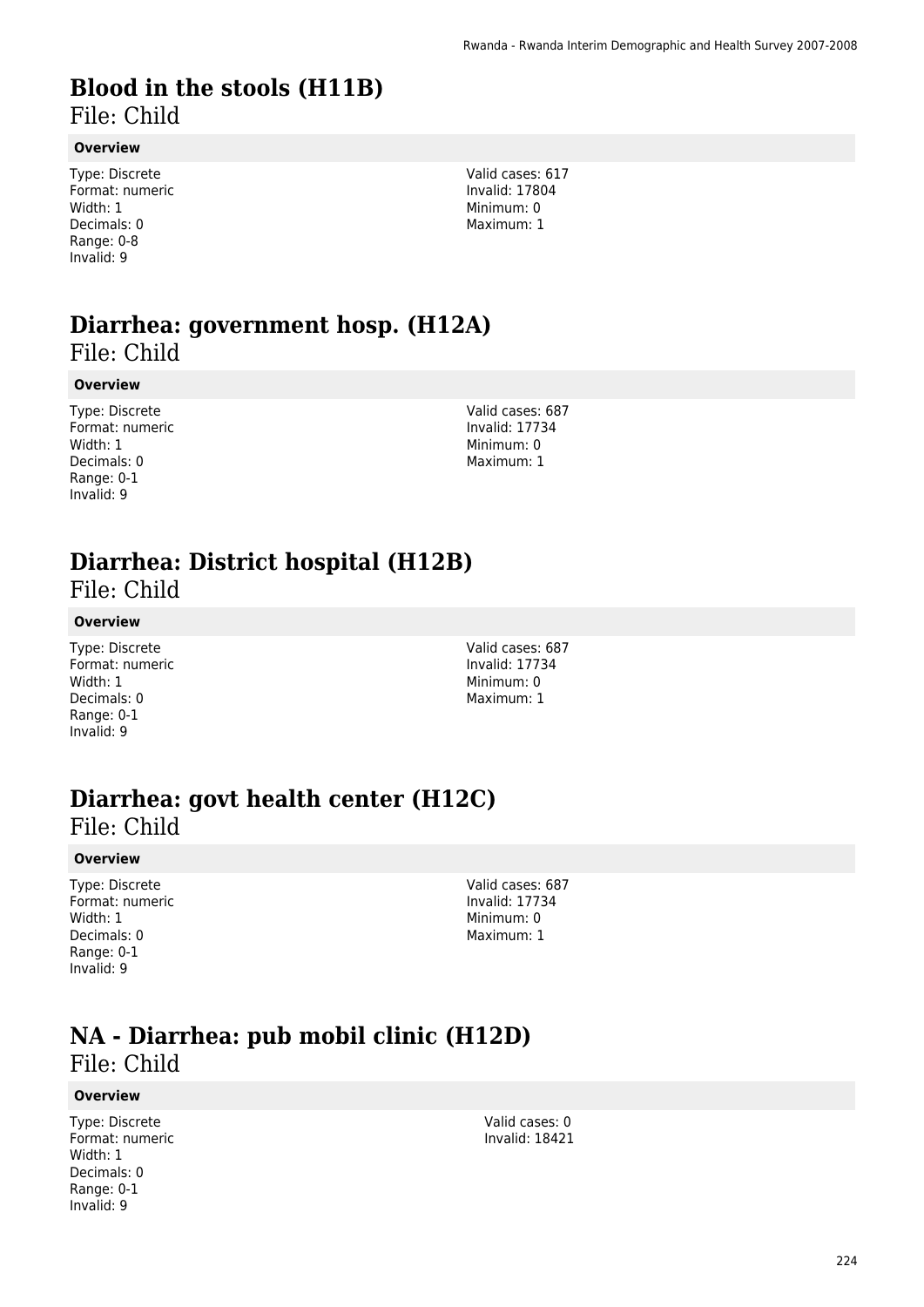# Blood in the stools (H11B)

File: Child

**Overview**

Type: Discrete
Format: numeric
Width: 1
Decimals: 0
Range: 0-8
Invalid: 9

Valid cases: 617
Invalid: 17804
Minimum: 0
Maximum: 1

# Diarrhea: government hosp. (H12A)

File: Child

**Overview**

Type: Discrete
Format: numeric
Width: 1
Decimals: 0
Range: 0-1
Invalid: 9

Valid cases: 687
Invalid: 17734
Minimum: 0
Maximum: 1

# Diarrhea: District hospital (H12B)

File: Child

**Overview**

Type: Discrete
Format: numeric
Width: 1
Decimals: 0
Range: 0-1
Invalid: 9

Valid cases: 687
Invalid: 17734
Minimum: 0
Maximum: 1

# Diarrhea: govt health center (H12C)

File: Child

**Overview**

Type: Discrete
Format: numeric
Width: 1
Decimals: 0
Range: 0-1
Invalid: 9

Valid cases: 687
Invalid: 17734
Minimum: 0
Maximum: 1

# NA - Diarrhea: pub mobil clinic (H12D)

File: Child

**Overview**

Type: Discrete
Format: numeric
Width: 1
Decimals: 0
Range: 0-1
Invalid: 9

Valid cases: 0
Invalid: 18421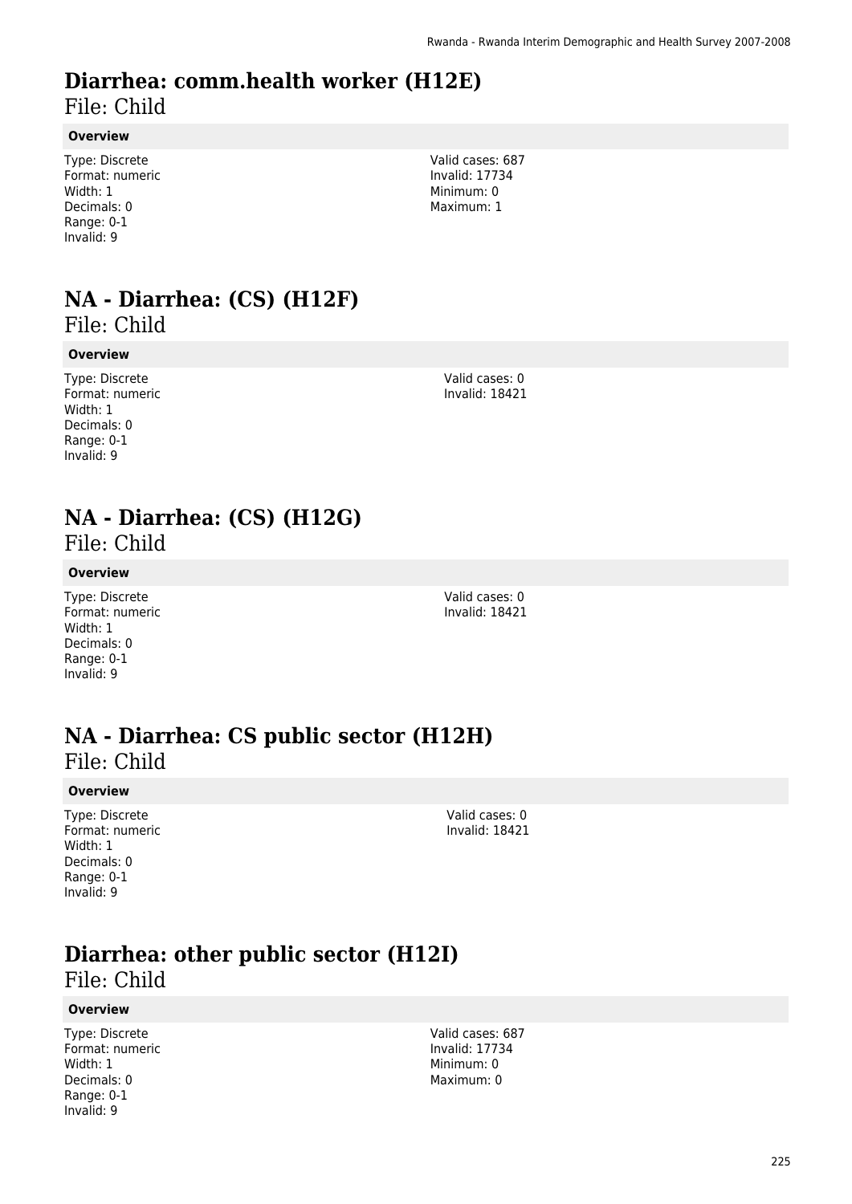# Diarrhea: comm.health worker (H12E)

File: Child

**Overview**

Type: Discrete
Format: numeric
Width: 1
Decimals: 0
Range: 0-1
Invalid: 9

Valid cases: 687
Invalid: 17734
Minimum: 0
Maximum: 1

# NA - Diarrhea: (CS) (H12F)

File: Child

**Overview**

Type: Discrete
Format: numeric
Width: 1
Decimals: 0
Range: 0-1
Invalid: 9

Valid cases: 0
Invalid: 18421

# NA - Diarrhea: (CS) (H12G)

File: Child

**Overview**

Type: Discrete
Format: numeric
Width: 1
Decimals: 0
Range: 0-1
Invalid: 9

Valid cases: 0
Invalid: 18421

# NA - Diarrhea: CS public sector (H12H)

File: Child

**Overview**

Type: Discrete
Format: numeric
Width: 1
Decimals: 0
Range: 0-1
Invalid: 9

Valid cases: 0
Invalid: 18421

# Diarrhea: other public sector (H12I)

File: Child

**Overview**

Type: Discrete
Format: numeric
Width: 1
Decimals: 0
Range: 0-1
Invalid: 9

Valid cases: 687
Invalid: 17734
Minimum: 0
Maximum: 0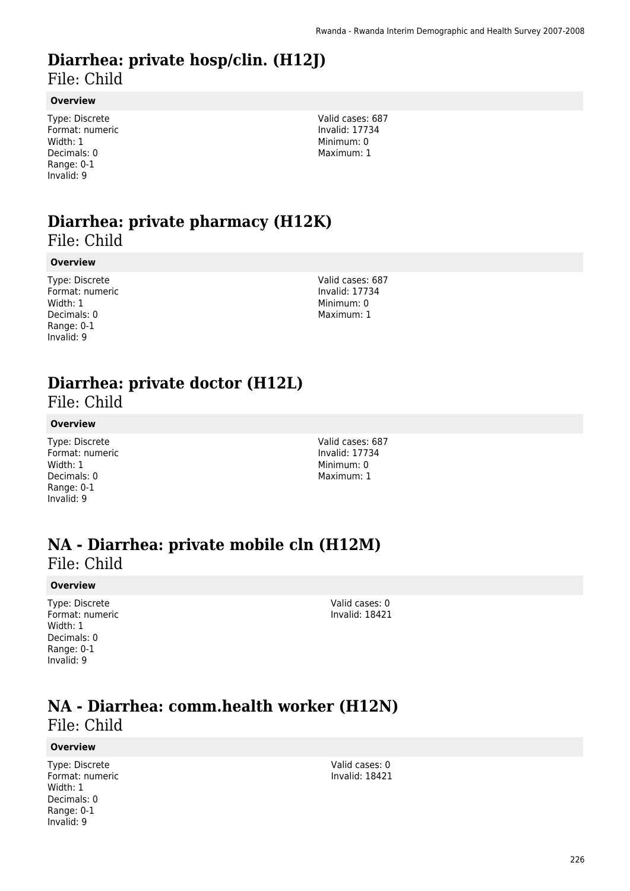# Diarrhea: private hosp/clin. (H12J)

File: Child

**Overview**

Type: Discrete
Format: numeric
Width: 1
Decimals: 0
Range: 0-1
Invalid: 9

Valid cases: 687
Invalid: 17734
Minimum: 0
Maximum: 1

# Diarrhea: private pharmacy (H12K)

File: Child

**Overview**

Type: Discrete
Format: numeric
Width: 1
Decimals: 0
Range: 0-1
Invalid: 9

Valid cases: 687
Invalid: 17734
Minimum: 0
Maximum: 1

# Diarrhea: private doctor (H12L)

File: Child

**Overview**

Type: Discrete
Format: numeric
Width: 1
Decimals: 0
Range: 0-1
Invalid: 9

Valid cases: 687
Invalid: 17734
Minimum: 0
Maximum: 1

# NA - Diarrhea: private mobile cln (H12M)

File: Child

**Overview**

Type: Discrete
Format: numeric
Width: 1
Decimals: 0
Range: 0-1
Invalid: 9

Valid cases: 0
Invalid: 18421

# NA - Diarrhea: comm.health worker (H12N)

File: Child

**Overview**

Type: Discrete
Format: numeric
Width: 1
Decimals: 0
Range: 0-1
Invalid: 9

Valid cases: 0
Invalid: 18421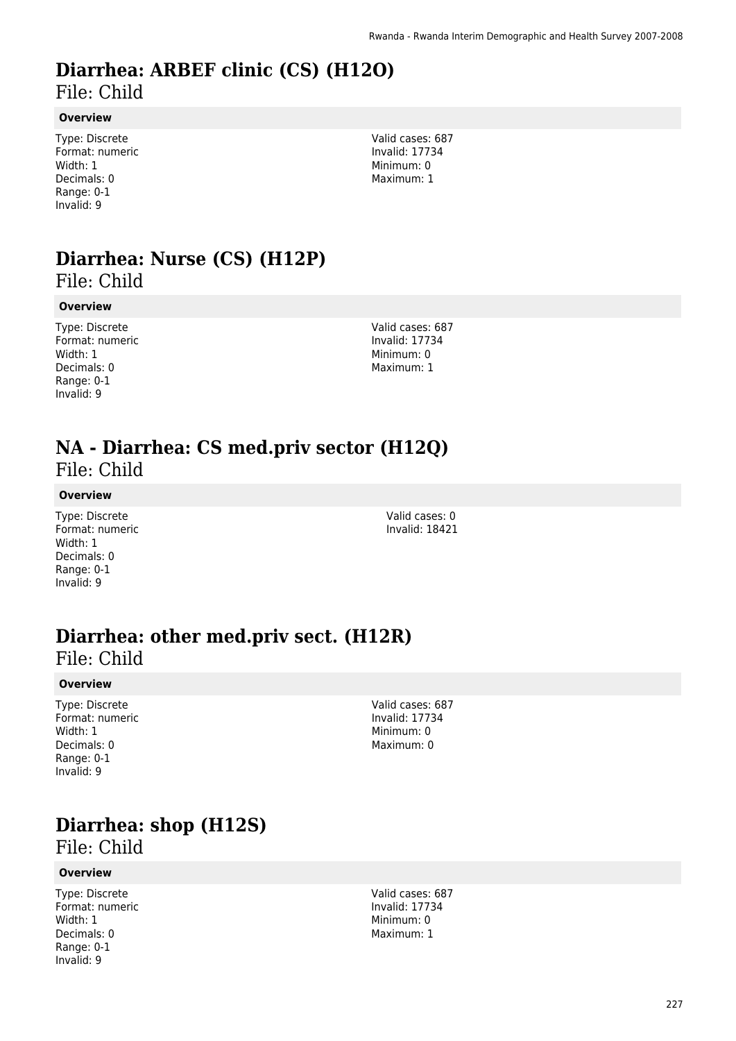# Diarrhea: ARBEF clinic (CS) (H12O)

File: Child

**Overview**

Type: Discrete
Format: numeric
Width: 1
Decimals: 0
Range: 0-1
Invalid: 9

Valid cases: 687
Invalid: 17734
Minimum: 0
Maximum: 1

# Diarrhea: Nurse (CS) (H12P)

File: Child

**Overview**

Type: Discrete
Format: numeric
Width: 1
Decimals: 0
Range: 0-1
Invalid: 9

Valid cases: 687
Invalid: 17734
Minimum: 0
Maximum: 1

# NA - Diarrhea: CS med.priv sector (H12Q)

File: Child

**Overview**

Type: Discrete
Format: numeric
Width: 1
Decimals: 0
Range: 0-1
Invalid: 9

Valid cases: 0
Invalid: 18421

# Diarrhea: other med.priv sect. (H12R)

File: Child

**Overview**

Type: Discrete
Format: numeric
Width: 1
Decimals: 0
Range: 0-1
Invalid: 9

Valid cases: 687
Invalid: 17734
Minimum: 0
Maximum: 0

# Diarrhea: shop (H12S)

File: Child

**Overview**

Type: Discrete
Format: numeric
Width: 1
Decimals: 0
Range: 0-1
Invalid: 9

Valid cases: 687
Invalid: 17734
Minimum: 0
Maximum: 1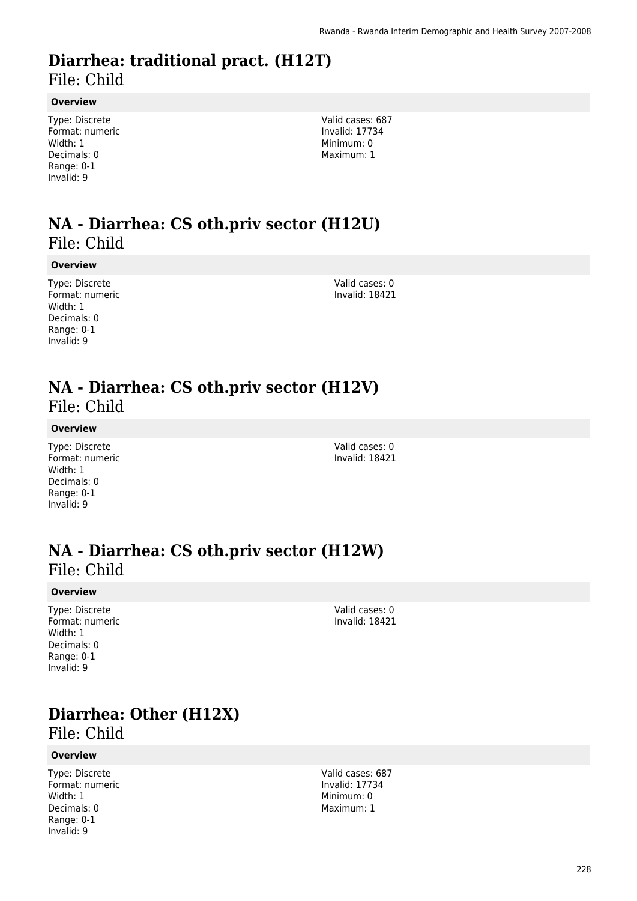# Diarrhea: traditional pract. (H12T)

File: Child

**Overview**

Type: Discrete
Format: numeric
Width: 1
Decimals: 0
Range: 0-1
Invalid: 9

Valid cases: 687
Invalid: 17734
Minimum: 0
Maximum: 1

# NA - Diarrhea: CS oth.priv sector (H12U)

File: Child

**Overview**

Type: Discrete
Format: numeric
Width: 1
Decimals: 0
Range: 0-1
Invalid: 9

Valid cases: 0
Invalid: 18421

# NA - Diarrhea: CS oth.priv sector (H12V)

File: Child

**Overview**

Type: Discrete
Format: numeric
Width: 1
Decimals: 0
Range: 0-1
Invalid: 9

Valid cases: 0
Invalid: 18421

# NA - Diarrhea: CS oth.priv sector (H12W)

File: Child

**Overview**

Type: Discrete
Format: numeric
Width: 1
Decimals: 0
Range: 0-1
Invalid: 9

Valid cases: 0
Invalid: 18421

# Diarrhea: Other (H12X)

File: Child

**Overview**

Type: Discrete
Format: numeric
Width: 1
Decimals: 0
Range: 0-1
Invalid: 9

Valid cases: 687
Invalid: 17734
Minimum: 0
Maximum: 1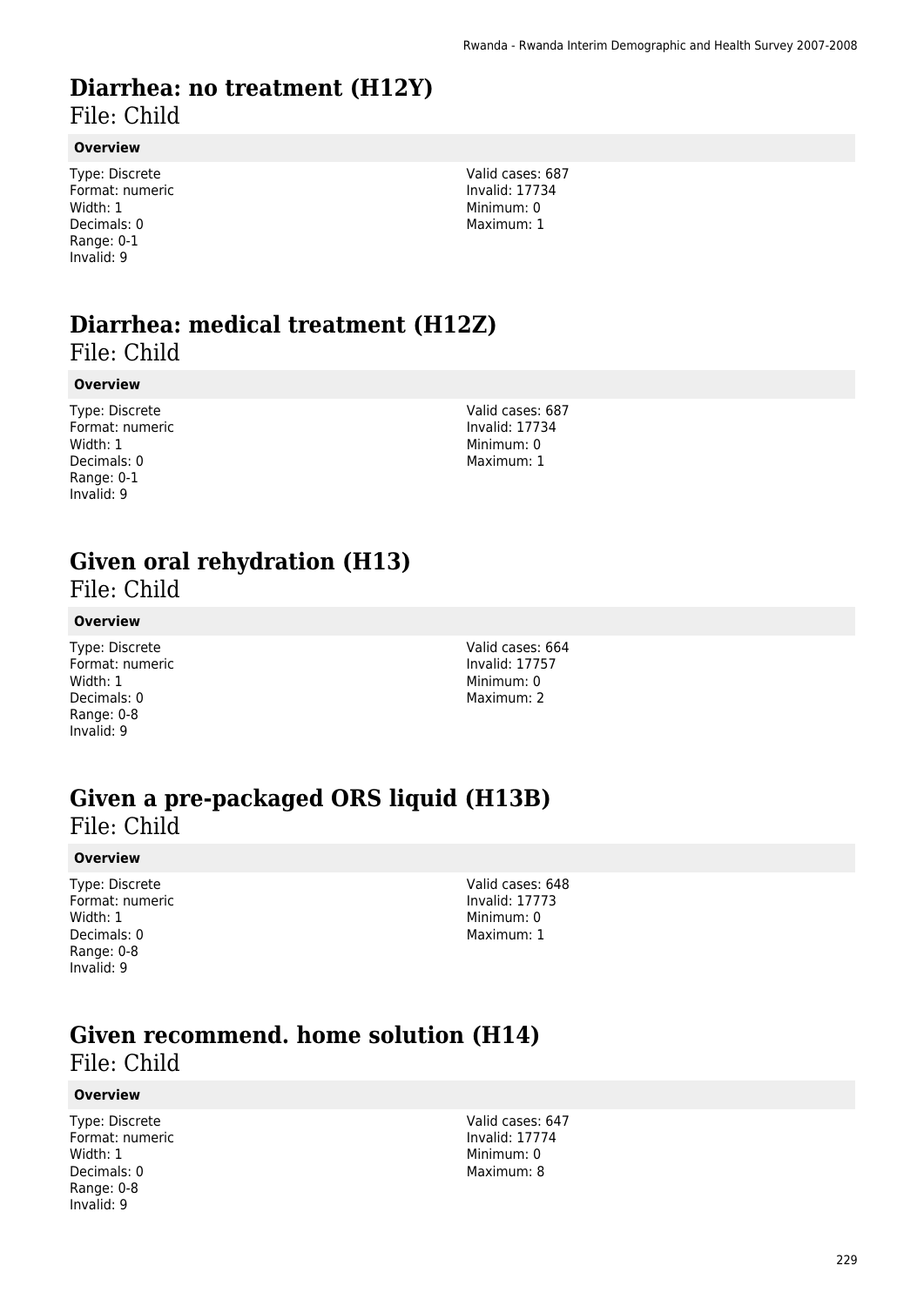# Diarrhea: no treatment (H12Y)

File: Child

**Overview**

Type: Discrete
Format: numeric
Width: 1
Decimals: 0
Range: 0-1
Invalid: 9

Valid cases: 687
Invalid: 17734
Minimum: 0
Maximum: 1

# Diarrhea: medical treatment (H12Z)

File: Child

**Overview**

Type: Discrete
Format: numeric
Width: 1
Decimals: 0
Range: 0-1
Invalid: 9

Valid cases: 687
Invalid: 17734
Minimum: 0
Maximum: 1

# Given oral rehydration (H13)

File: Child

**Overview**

Type: Discrete
Format: numeric
Width: 1
Decimals: 0
Range: 0-8
Invalid: 9

Valid cases: 664
Invalid: 17757
Minimum: 0
Maximum: 2

# Given a pre-packaged ORS liquid (H13B)

File: Child

**Overview**

Type: Discrete
Format: numeric
Width: 1
Decimals: 0
Range: 0-8
Invalid: 9

Valid cases: 648
Invalid: 17773
Minimum: 0
Maximum: 1

# Given recommend. home solution (H14)

File: Child

**Overview**

Type: Discrete
Format: numeric
Width: 1
Decimals: 0
Range: 0-8
Invalid: 9

Valid cases: 647
Invalid: 17774
Minimum: 0
Maximum: 8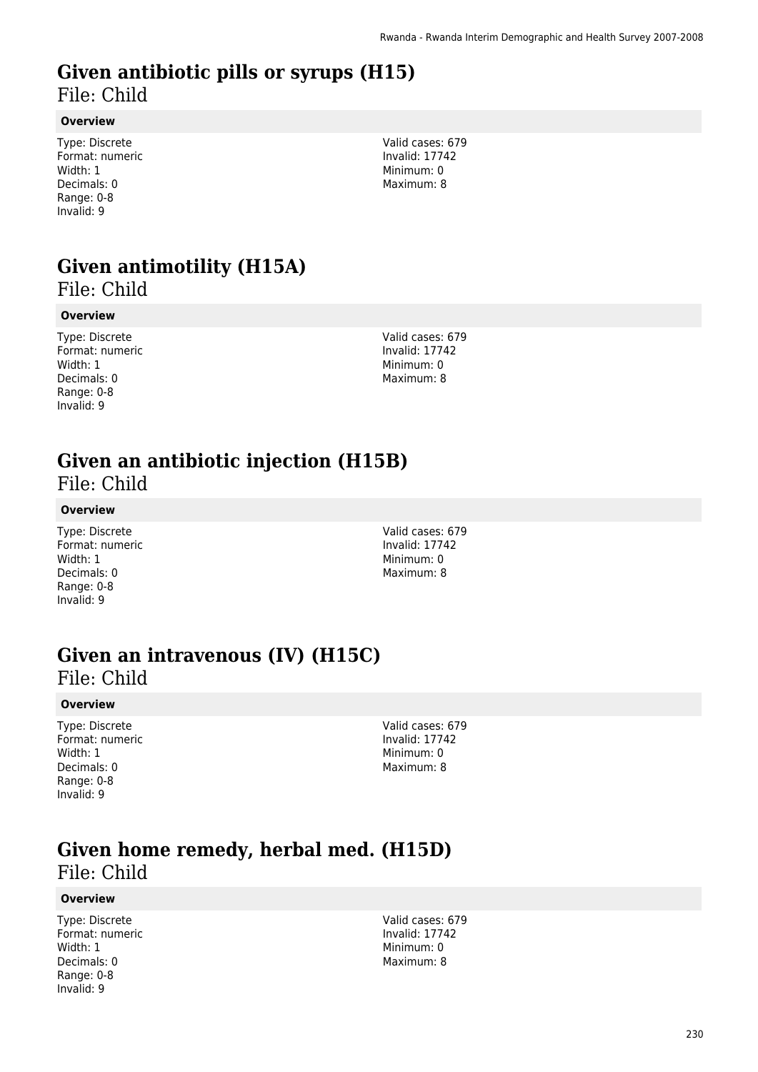# Given antibiotic pills or syrups (H15)

File: Child

**Overview**

Type: Discrete
Format: numeric
Width: 1
Decimals: 0
Range: 0-8
Invalid: 9

Valid cases: 679
Invalid: 17742
Minimum: 0
Maximum: 8

# Given antimotility (H15A)

File: Child

**Overview**

Type: Discrete
Format: numeric
Width: 1
Decimals: 0
Range: 0-8
Invalid: 9

Valid cases: 679
Invalid: 17742
Minimum: 0
Maximum: 8

# Given an antibiotic injection (H15B)

File: Child

**Overview**

Type: Discrete
Format: numeric
Width: 1
Decimals: 0
Range: 0-8
Invalid: 9

Valid cases: 679
Invalid: 17742
Minimum: 0
Maximum: 8

# Given an intravenous (IV) (H15C)

File: Child

**Overview**

Type: Discrete
Format: numeric
Width: 1
Decimals: 0
Range: 0-8
Invalid: 9

Valid cases: 679
Invalid: 17742
Minimum: 0
Maximum: 8

# Given home remedy, herbal med. (H15D)

File: Child

**Overview**

Type: Discrete
Format: numeric
Width: 1
Decimals: 0
Range: 0-8
Invalid: 9

Valid cases: 679
Invalid: 17742
Minimum: 0
Maximum: 8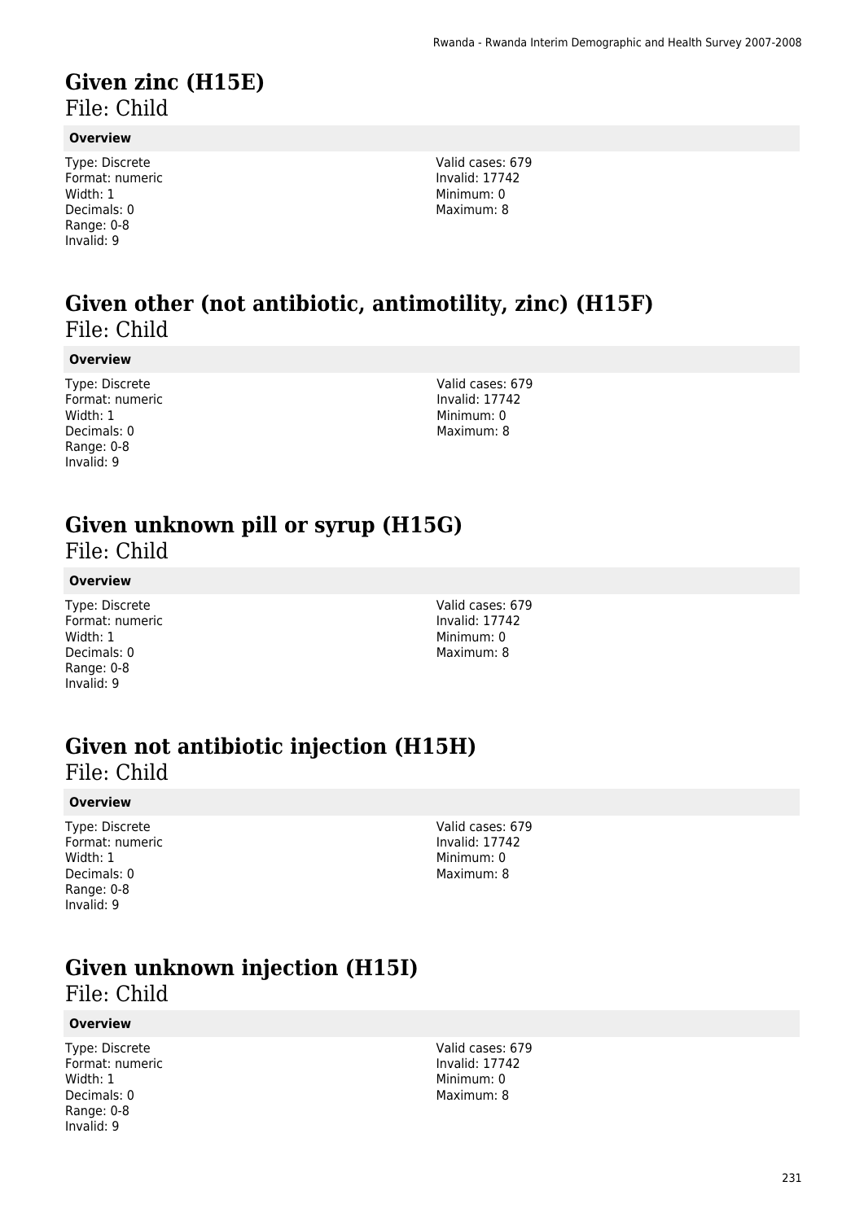# Given zinc (H15E)
File: Child

**Overview**

Type: Discrete
Format: numeric
Width: 1
Decimals: 0
Range: 0-8
Invalid: 9

Valid cases: 679
Invalid: 17742
Minimum: 0
Maximum: 8

# Given other (not antibiotic, antimotility, zinc) (H15F)
File: Child

**Overview**

Type: Discrete
Format: numeric
Width: 1
Decimals: 0
Range: 0-8
Invalid: 9

Valid cases: 679
Invalid: 17742
Minimum: 0
Maximum: 8

# Given unknown pill or syrup (H15G)
File: Child

**Overview**

Type: Discrete
Format: numeric
Width: 1
Decimals: 0
Range: 0-8
Invalid: 9

Valid cases: 679
Invalid: 17742
Minimum: 0
Maximum: 8

# Given not antibiotic injection (H15H)
File: Child

**Overview**

Type: Discrete
Format: numeric
Width: 1
Decimals: 0
Range: 0-8
Invalid: 9

Valid cases: 679
Invalid: 17742
Minimum: 0
Maximum: 8

# Given unknown injection (H15I)
File: Child

**Overview**

Type: Discrete
Format: numeric
Width: 1
Decimals: 0
Range: 0-8
Invalid: 9

Valid cases: 679
Invalid: 17742
Minimum: 0
Maximum: 8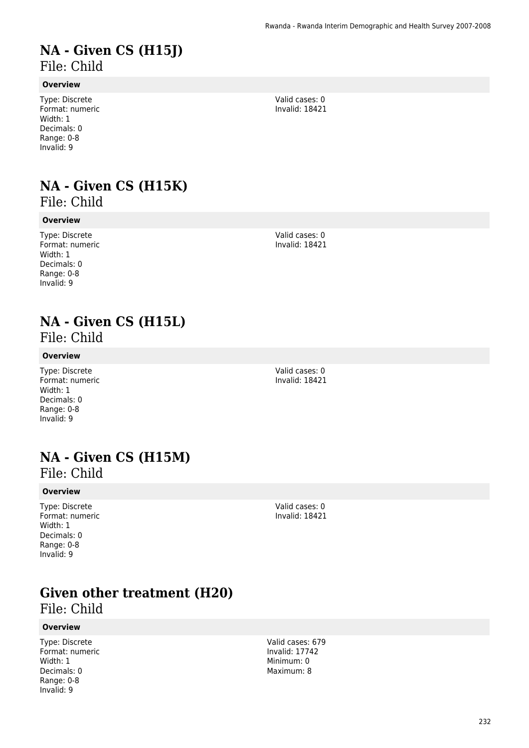# NA - Given CS (H15J)

File: Child

**Overview**

Type: Discrete
Format: numeric
Width: 1
Decimals: 0
Range: 0-8
Invalid: 9

Valid cases: 0
Invalid: 18421

# NA - Given CS (H15K)

File: Child

**Overview**

Type: Discrete
Format: numeric
Width: 1
Decimals: 0
Range: 0-8
Invalid: 9

Valid cases: 0
Invalid: 18421

# NA - Given CS (H15L)

File: Child

**Overview**

Type: Discrete
Format: numeric
Width: 1
Decimals: 0
Range: 0-8
Invalid: 9

Valid cases: 0
Invalid: 18421

# NA - Given CS (H15M)

File: Child

**Overview**

Type: Discrete
Format: numeric
Width: 1
Decimals: 0
Range: 0-8
Invalid: 9

Valid cases: 0
Invalid: 18421

# Given other treatment (H20)

File: Child

**Overview**

Type: Discrete
Format: numeric
Width: 1
Decimals: 0
Range: 0-8
Invalid: 9

Valid cases: 679
Invalid: 17742
Minimum: 0
Maximum: 8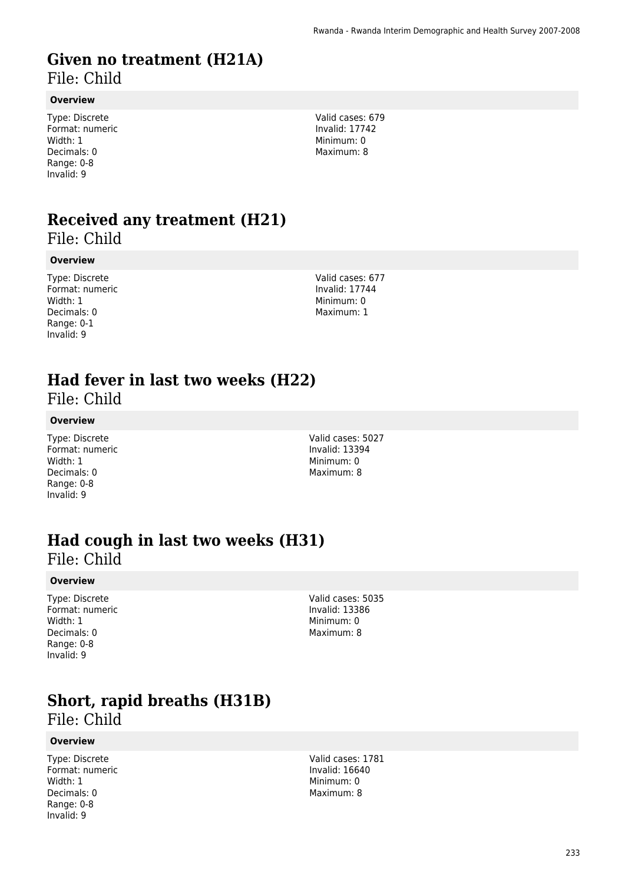# Given no treatment (H21A)

File: Child

**Overview**

Type: Discrete
Format: numeric
Width: 1
Decimals: 0
Range: 0-8
Invalid: 9

Valid cases: 679
Invalid: 17742
Minimum: 0
Maximum: 8

# Received any treatment (H21)

File: Child

**Overview**

Type: Discrete
Format: numeric
Width: 1
Decimals: 0
Range: 0-1
Invalid: 9

Valid cases: 677
Invalid: 17744
Minimum: 0
Maximum: 1

# Had fever in last two weeks (H22)

File: Child

**Overview**

Type: Discrete
Format: numeric
Width: 1
Decimals: 0
Range: 0-8
Invalid: 9

Valid cases: 5027
Invalid: 13394
Minimum: 0
Maximum: 8

# Had cough in last two weeks (H31)

File: Child

**Overview**

Type: Discrete
Format: numeric
Width: 1
Decimals: 0
Range: 0-8
Invalid: 9

Valid cases: 5035
Invalid: 13386
Minimum: 0
Maximum: 8

# Short, rapid breaths (H31B)

File: Child

**Overview**

Type: Discrete
Format: numeric
Width: 1
Decimals: 0
Range: 0-8
Invalid: 9

Valid cases: 1781
Invalid: 16640
Minimum: 0
Maximum: 8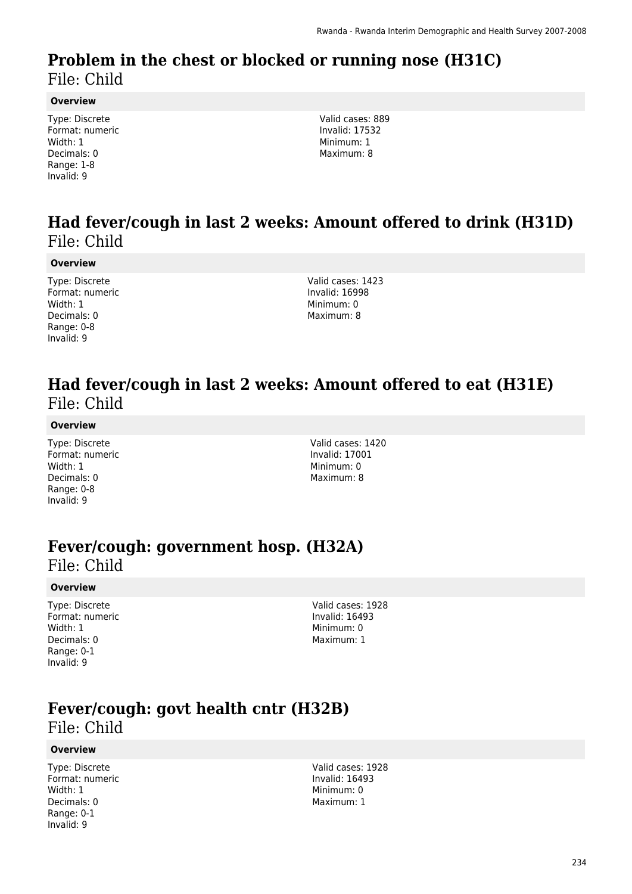## Problem in the chest or blocked or running nose (H31C)

File: Child

**Overview**

Type: Discrete
Format: numeric
Width: 1
Decimals: 0
Range: 1-8
Invalid: 9

Valid cases: 889
Invalid: 17532
Minimum: 1
Maximum: 8

## Had fever/cough in last 2 weeks: Amount offered to drink (H31D)

File: Child

**Overview**

Type: Discrete
Format: numeric
Width: 1
Decimals: 0
Range: 0-8
Invalid: 9

Valid cases: 1423
Invalid: 16998
Minimum: 0
Maximum: 8

## Had fever/cough in last 2 weeks: Amount offered to eat (H31E)

File: Child

**Overview**

Type: Discrete
Format: numeric
Width: 1
Decimals: 0
Range: 0-8
Invalid: 9

Valid cases: 1420
Invalid: 17001
Minimum: 0
Maximum: 8

## Fever/cough: government hosp. (H32A)

File: Child

**Overview**

Type: Discrete
Format: numeric
Width: 1
Decimals: 0
Range: 0-1
Invalid: 9

Valid cases: 1928
Invalid: 16493
Minimum: 0
Maximum: 1

## Fever/cough: govt health cntr (H32B)

File: Child

**Overview**

Type: Discrete
Format: numeric
Width: 1
Decimals: 0
Range: 0-1
Invalid: 9

Valid cases: 1928
Invalid: 16493
Minimum: 0
Maximum: 1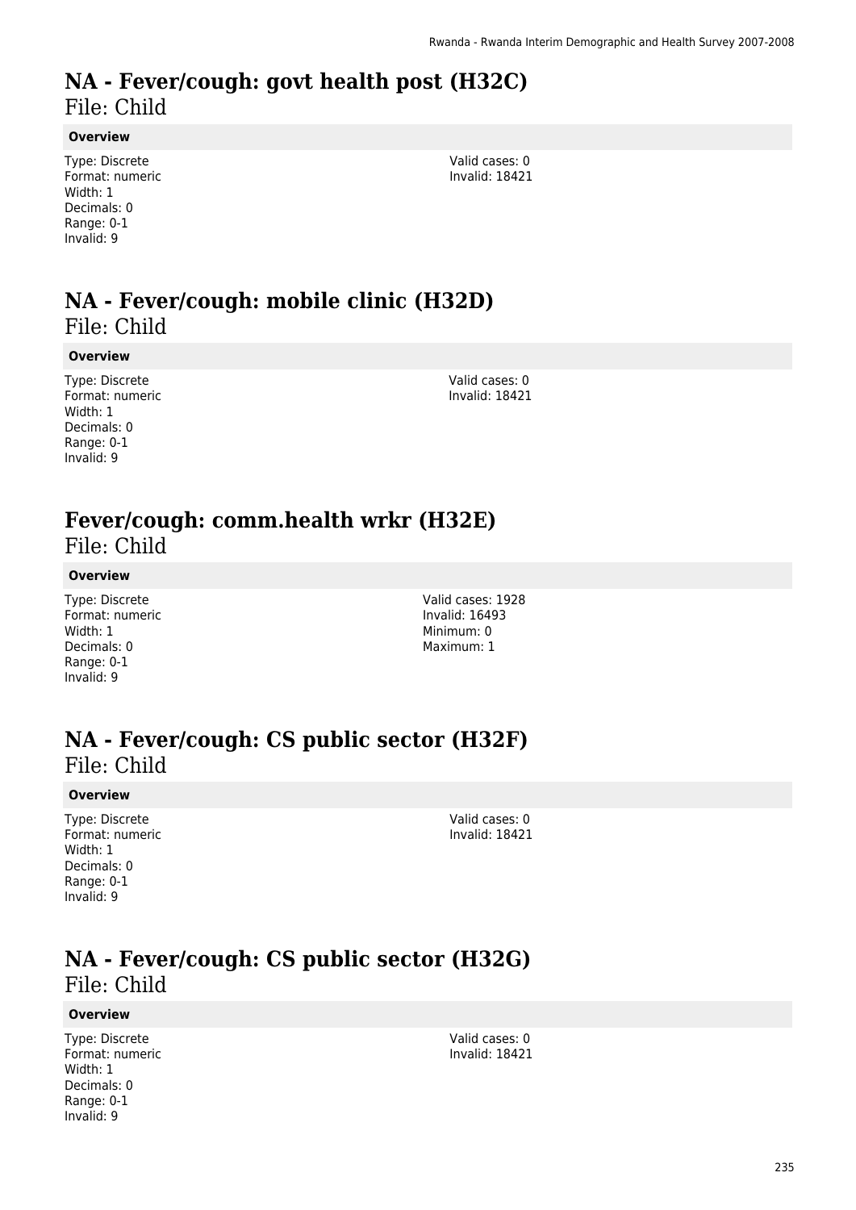# NA - Fever/cough: govt health post (H32C)

File: Child

### Overview

Type: Discrete
Format: numeric
Width: 1
Decimals: 0
Range: 0-1
Invalid: 9

Valid cases: 0
Invalid: 18421

# NA - Fever/cough: mobile clinic (H32D)

File: Child

### Overview

Type: Discrete
Format: numeric
Width: 1
Decimals: 0
Range: 0-1
Invalid: 9

Valid cases: 0
Invalid: 18421

# Fever/cough: comm.health wrkr (H32E)

File: Child

### Overview

Type: Discrete
Format: numeric
Width: 1
Decimals: 0
Range: 0-1
Invalid: 9

Valid cases: 1928
Invalid: 16493
Minimum: 0
Maximum: 1

# NA - Fever/cough: CS public sector (H32F)

File: Child

### Overview

Type: Discrete
Format: numeric
Width: 1
Decimals: 0
Range: 0-1
Invalid: 9

Valid cases: 0
Invalid: 18421

# NA - Fever/cough: CS public sector (H32G)

File: Child

### Overview

Type: Discrete
Format: numeric
Width: 1
Decimals: 0
Range: 0-1
Invalid: 9

Valid cases: 0
Invalid: 18421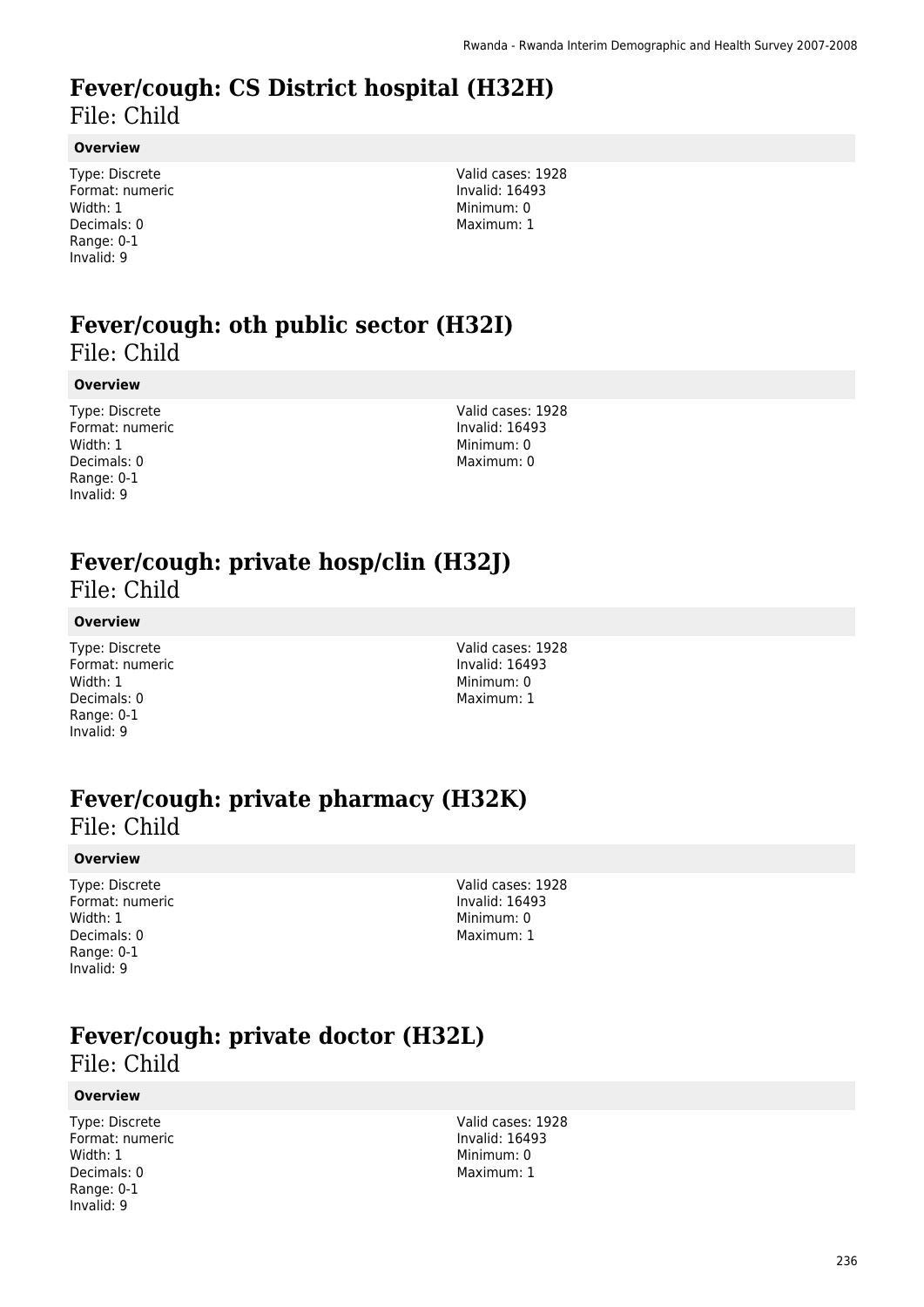# Fever/cough: CS District hospital (H32H)

File: Child

**Overview**

Type: Discrete
Format: numeric
Width: 1
Decimals: 0
Range: 0-1
Invalid: 9

Valid cases: 1928
Invalid: 16493
Minimum: 0
Maximum: 1

# Fever/cough: oth public sector (H32I)

File: Child

**Overview**

Type: Discrete
Format: numeric
Width: 1
Decimals: 0
Range: 0-1
Invalid: 9

Valid cases: 1928
Invalid: 16493
Minimum: 0
Maximum: 0

# Fever/cough: private hosp/clin (H32J)

File: Child

**Overview**

Type: Discrete
Format: numeric
Width: 1
Decimals: 0
Range: 0-1
Invalid: 9

Valid cases: 1928
Invalid: 16493
Minimum: 0
Maximum: 1

# Fever/cough: private pharmacy (H32K)

File: Child

**Overview**

Type: Discrete
Format: numeric
Width: 1
Decimals: 0
Range: 0-1
Invalid: 9

Valid cases: 1928
Invalid: 16493
Minimum: 0
Maximum: 1

# Fever/cough: private doctor (H32L)

File: Child

**Overview**

Type: Discrete
Format: numeric
Width: 1
Decimals: 0
Range: 0-1
Invalid: 9

Valid cases: 1928
Invalid: 16493
Minimum: 0
Maximum: 1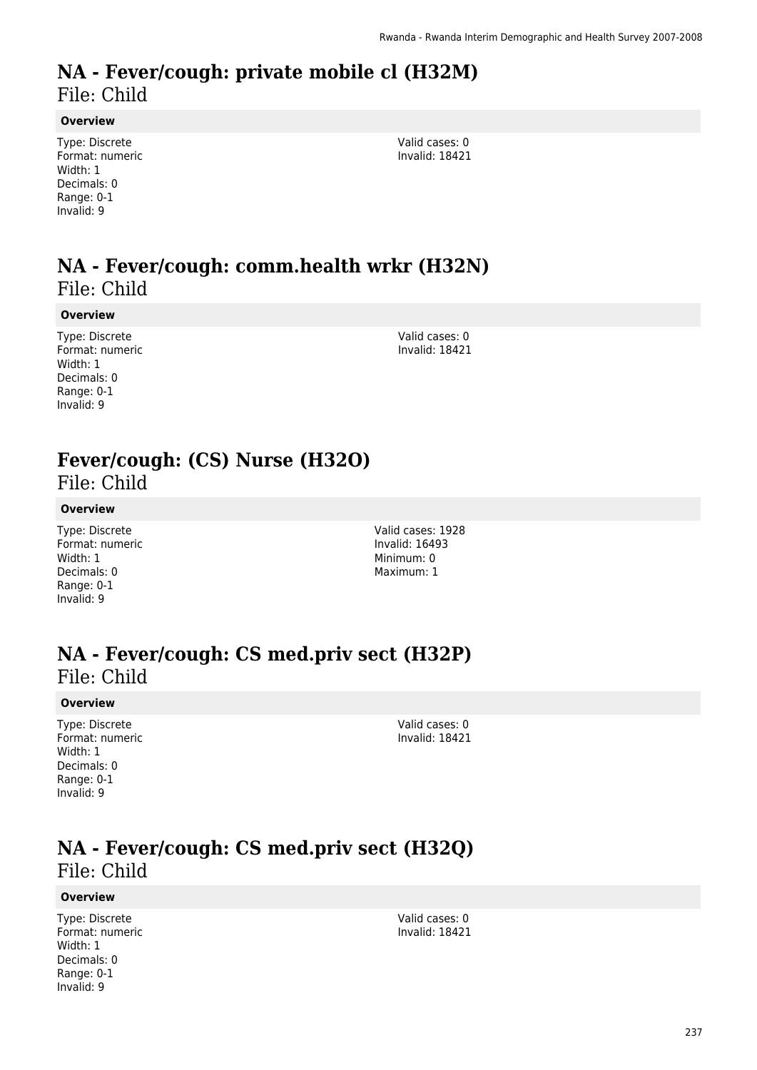# NA - Fever/cough: private mobile cl (H32M)

File: Child

**Overview**

Type: Discrete
Format: numeric
Width: 1
Decimals: 0
Range: 0-1
Invalid: 9

Valid cases: 0
Invalid: 18421

# NA - Fever/cough: comm.health wrkr (H32N)

File: Child

**Overview**

Type: Discrete
Format: numeric
Width: 1
Decimals: 0
Range: 0-1
Invalid: 9

Valid cases: 0
Invalid: 18421

# Fever/cough: (CS) Nurse (H32O)

File: Child

**Overview**

Type: Discrete
Format: numeric
Width: 1
Decimals: 0
Range: 0-1
Invalid: 9

Valid cases: 1928
Invalid: 16493
Minimum: 0
Maximum: 1

# NA - Fever/cough: CS med.priv sect (H32P)

File: Child

**Overview**

Type: Discrete
Format: numeric
Width: 1
Decimals: 0
Range: 0-1
Invalid: 9

Valid cases: 0
Invalid: 18421

# NA - Fever/cough: CS med.priv sect (H32Q)

File: Child

**Overview**

Type: Discrete
Format: numeric
Width: 1
Decimals: 0
Range: 0-1
Invalid: 9

Valid cases: 0
Invalid: 18421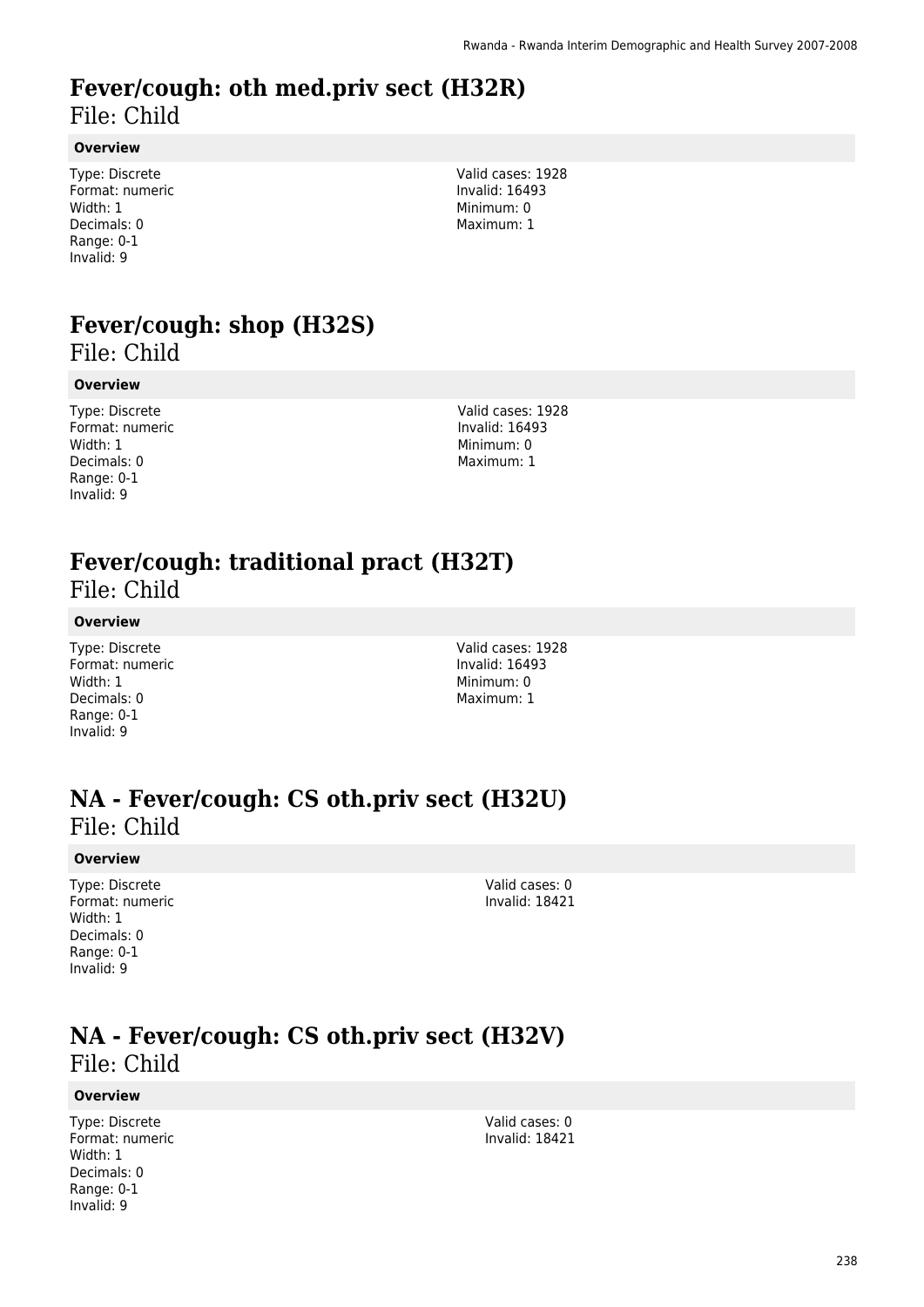# Fever/cough: oth med.priv sect (H32R)

File: Child

**Overview**

Type: Discrete
Format: numeric
Width: 1
Decimals: 0
Range: 0-1
Invalid: 9

Valid cases: 1928
Invalid: 16493
Minimum: 0
Maximum: 1

# Fever/cough: shop (H32S)

File: Child

**Overview**

Type: Discrete
Format: numeric
Width: 1
Decimals: 0
Range: 0-1
Invalid: 9

Valid cases: 1928
Invalid: 16493
Minimum: 0
Maximum: 1

# Fever/cough: traditional pract (H32T)

File: Child

**Overview**

Type: Discrete
Format: numeric
Width: 1
Decimals: 0
Range: 0-1
Invalid: 9

Valid cases: 1928
Invalid: 16493
Minimum: 0
Maximum: 1

# NA - Fever/cough: CS oth.priv sect (H32U)

File: Child

**Overview**

Type: Discrete
Format: numeric
Width: 1
Decimals: 0
Range: 0-1
Invalid: 9

Valid cases: 0
Invalid: 18421

# NA - Fever/cough: CS oth.priv sect (H32V)

File: Child

**Overview**

Type: Discrete
Format: numeric
Width: 1
Decimals: 0
Range: 0-1
Invalid: 9

Valid cases: 0
Invalid: 18421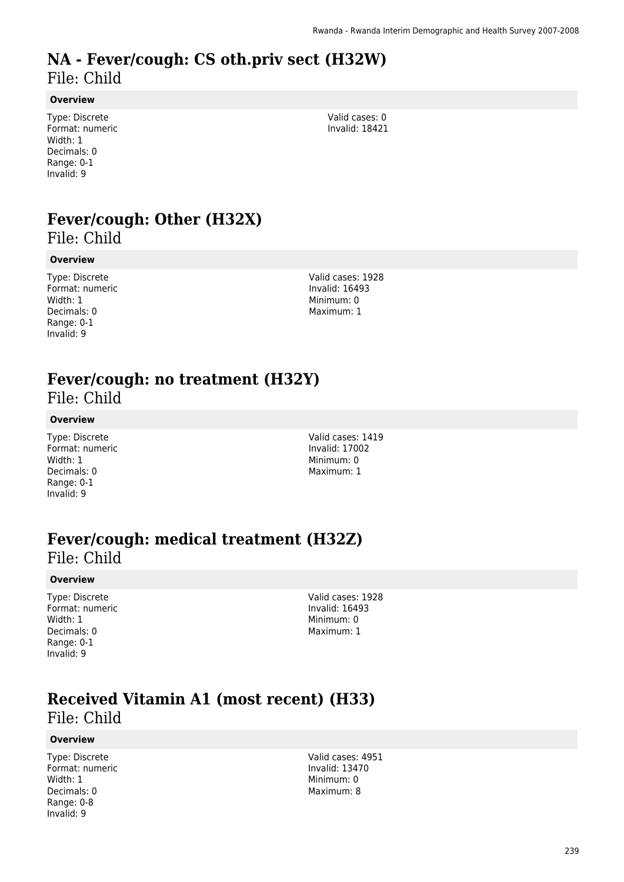# NA - Fever/cough: CS oth.priv sect (H32W)

File: Child

**Overview**

Type: Discrete
Format: numeric
Width: 1
Decimals: 0
Range: 0-1
Invalid: 9

Valid cases: 0
Invalid: 18421

# Fever/cough: Other (H32X)

File: Child

**Overview**

Type: Discrete
Format: numeric
Width: 1
Decimals: 0
Range: 0-1
Invalid: 9

Valid cases: 1928
Invalid: 16493
Minimum: 0
Maximum: 1

# Fever/cough: no treatment (H32Y)

File: Child

**Overview**

Type: Discrete
Format: numeric
Width: 1
Decimals: 0
Range: 0-1
Invalid: 9

Valid cases: 1419
Invalid: 17002
Minimum: 0
Maximum: 1

# Fever/cough: medical treatment (H32Z)

File: Child

**Overview**

Type: Discrete
Format: numeric
Width: 1
Decimals: 0
Range: 0-1
Invalid: 9

Valid cases: 1928
Invalid: 16493
Minimum: 0
Maximum: 1

# Received Vitamin A1 (most recent) (H33)

File: Child

**Overview**

Type: Discrete
Format: numeric
Width: 1
Decimals: 0
Range: 0-8
Invalid: 9

Valid cases: 4951
Invalid: 13470
Minimum: 0
Maximum: 8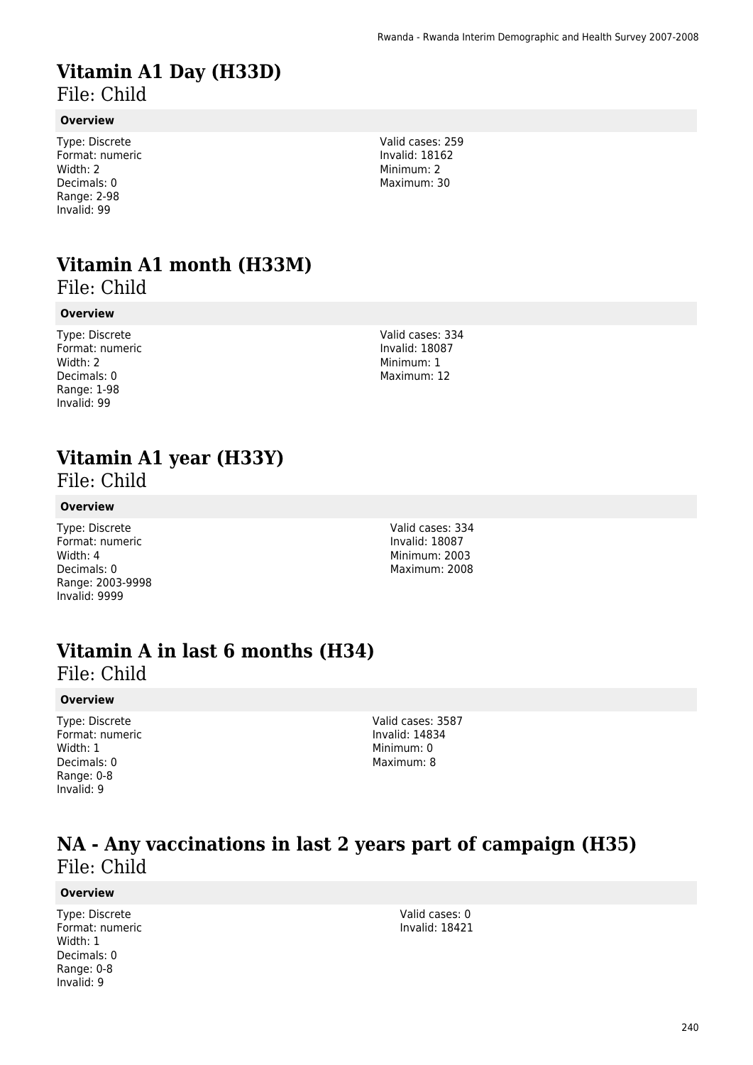# Vitamin A1 Day (H33D)

File: Child

**Overview**

Type: Discrete
Format: numeric
Width: 2
Decimals: 0
Range: 2-98
Invalid: 99

Valid cases: 259
Invalid: 18162
Minimum: 2
Maximum: 30

# Vitamin A1 month (H33M)

File: Child

**Overview**

Type: Discrete
Format: numeric
Width: 2
Decimals: 0
Range: 1-98
Invalid: 99

Valid cases: 334
Invalid: 18087
Minimum: 1
Maximum: 12

# Vitamin A1 year (H33Y)

File: Child

**Overview**

Type: Discrete
Format: numeric
Width: 4
Decimals: 0
Range: 2003-9998
Invalid: 9999

Valid cases: 334
Invalid: 18087
Minimum: 2003
Maximum: 2008

# Vitamin A in last 6 months (H34)

File: Child

**Overview**

Type: Discrete
Format: numeric
Width: 1
Decimals: 0
Range: 0-8
Invalid: 9

Valid cases: 3587
Invalid: 14834
Minimum: 0
Maximum: 8

# NA - Any vaccinations in last 2 years part of campaign (H35)

File: Child

**Overview**

Type: Discrete
Format: numeric
Width: 1
Decimals: 0
Range: 0-8
Invalid: 9

Valid cases: 0
Invalid: 18421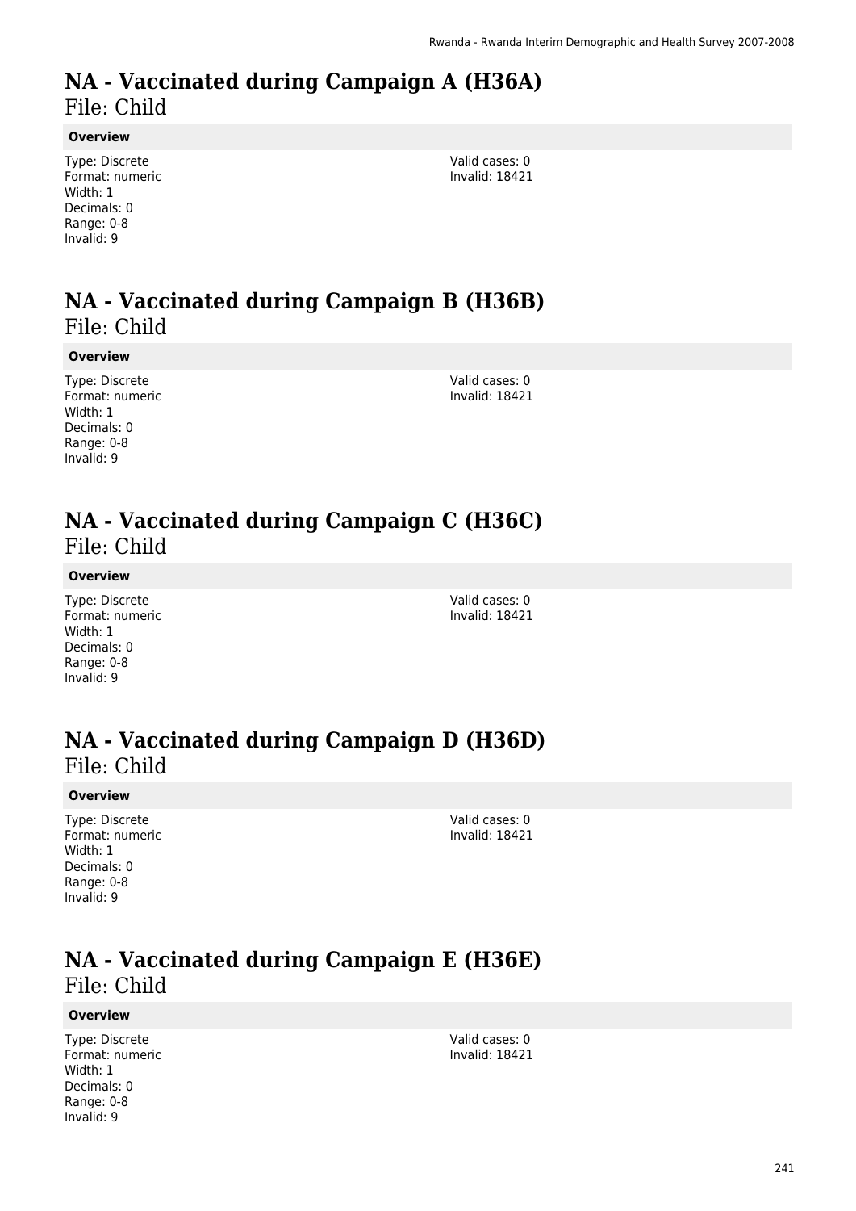# NA - Vaccinated during Campaign A (H36A)

File: Child

**Overview**

Type: Discrete
Format: numeric
Width: 1
Decimals: 0
Range: 0-8
Invalid: 9

Valid cases: 0
Invalid: 18421

# NA - Vaccinated during Campaign B (H36B)

File: Child

**Overview**

Type: Discrete
Format: numeric
Width: 1
Decimals: 0
Range: 0-8
Invalid: 9

Valid cases: 0
Invalid: 18421

# NA - Vaccinated during Campaign C (H36C)

File: Child

**Overview**

Type: Discrete
Format: numeric
Width: 1
Decimals: 0
Range: 0-8
Invalid: 9

Valid cases: 0
Invalid: 18421

# NA - Vaccinated during Campaign D (H36D)

File: Child

**Overview**

Type: Discrete
Format: numeric
Width: 1
Decimals: 0
Range: 0-8
Invalid: 9

Valid cases: 0
Invalid: 18421

# NA - Vaccinated during Campaign E (H36E)

File: Child

**Overview**

Type: Discrete
Format: numeric
Width: 1
Decimals: 0
Range: 0-8
Invalid: 9

Valid cases: 0
Invalid: 18421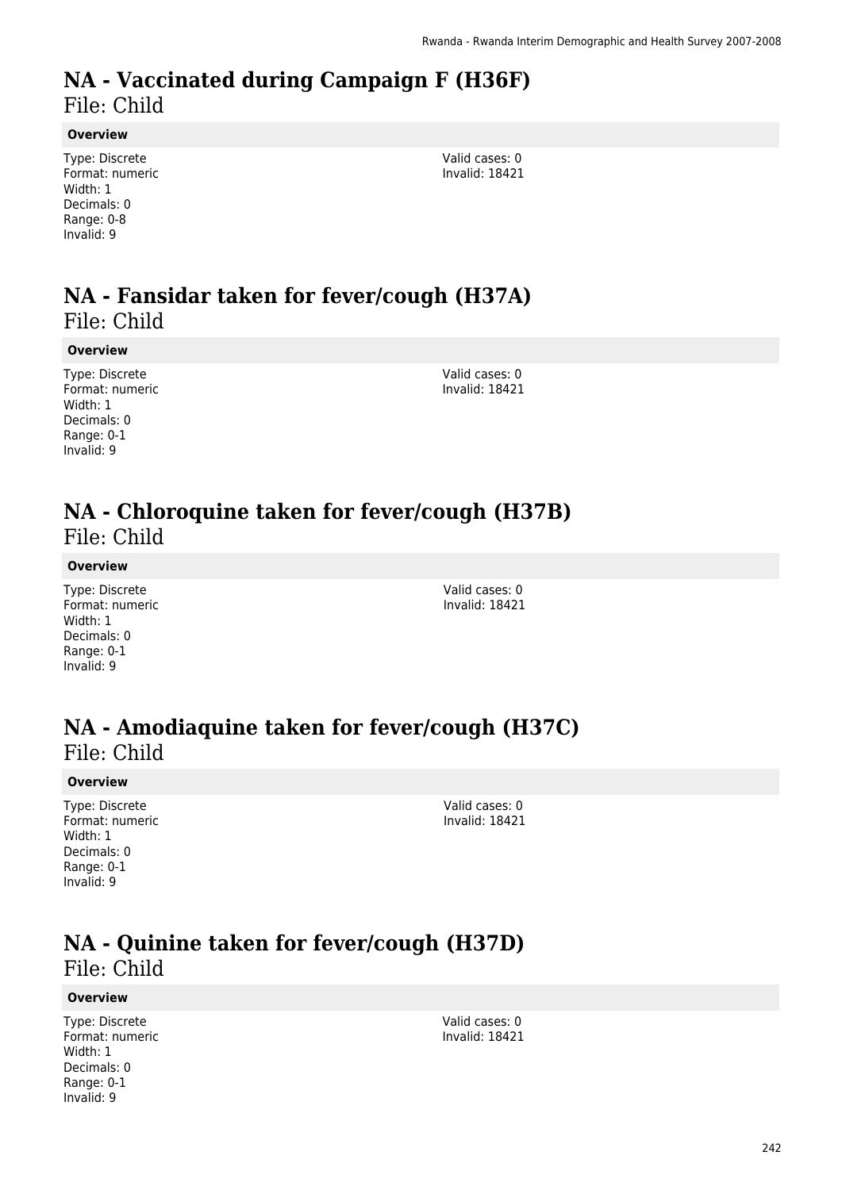# NA - Vaccinated during Campaign F (H36F)

File: Child

**Overview**

Type: Discrete
Format: numeric
Width: 1
Decimals: 0
Range: 0-8
Invalid: 9

Valid cases: 0
Invalid: 18421

# NA - Fansidar taken for fever/cough (H37A)

File: Child

**Overview**

Type: Discrete
Format: numeric
Width: 1
Decimals: 0
Range: 0-1
Invalid: 9

Valid cases: 0
Invalid: 18421

# NA - Chloroquine taken for fever/cough (H37B)

File: Child

**Overview**

Type: Discrete
Format: numeric
Width: 1
Decimals: 0
Range: 0-1
Invalid: 9

Valid cases: 0
Invalid: 18421

# NA - Amodiaquine taken for fever/cough (H37C)

File: Child

**Overview**

Type: Discrete
Format: numeric
Width: 1
Decimals: 0
Range: 0-1
Invalid: 9

Valid cases: 0
Invalid: 18421

# NA - Quinine taken for fever/cough (H37D)

File: Child

**Overview**

Type: Discrete
Format: numeric
Width: 1
Decimals: 0
Range: 0-1
Invalid: 9

Valid cases: 0
Invalid: 18421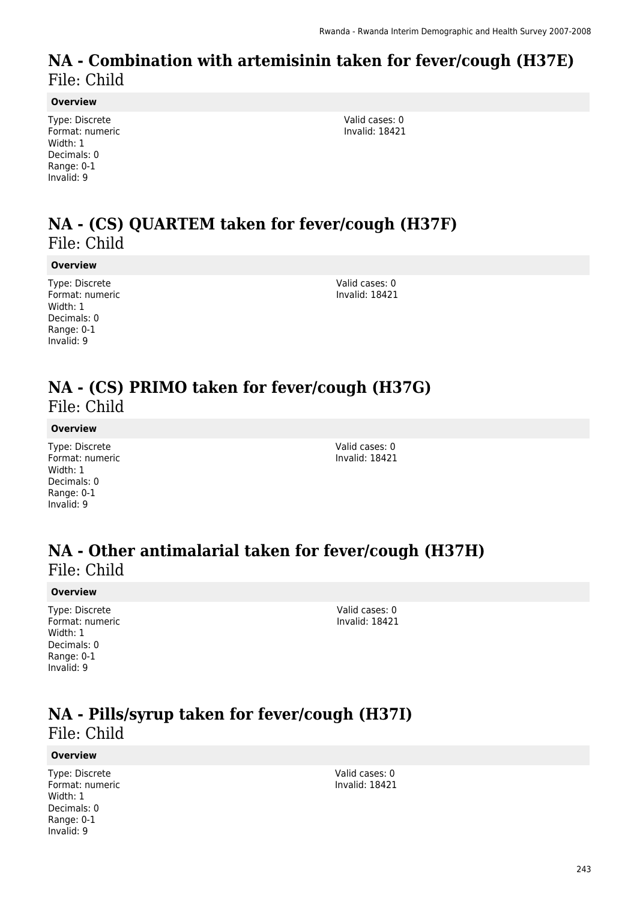# NA - Combination with artemisinin taken for fever/cough (H37E)

File: Child

**Overview**

Type: Discrete
Format: numeric
Width: 1
Decimals: 0
Range: 0-1
Invalid: 9

Valid cases: 0
Invalid: 18421

# NA - (CS) QUARTEM taken for fever/cough (H37F)

File: Child

**Overview**

Type: Discrete
Format: numeric
Width: 1
Decimals: 0
Range: 0-1
Invalid: 9

Valid cases: 0
Invalid: 18421

# NA - (CS) PRIMO taken for fever/cough (H37G)

File: Child

**Overview**

Type: Discrete
Format: numeric
Width: 1
Decimals: 0
Range: 0-1
Invalid: 9

Valid cases: 0
Invalid: 18421

# NA - Other antimalarial taken for fever/cough (H37H)

File: Child

**Overview**

Type: Discrete
Format: numeric
Width: 1
Decimals: 0
Range: 0-1
Invalid: 9

Valid cases: 0
Invalid: 18421

# NA - Pills/syrup taken for fever/cough (H37I)

File: Child

**Overview**

Type: Discrete
Format: numeric
Width: 1
Decimals: 0
Range: 0-1
Invalid: 9

Valid cases: 0
Invalid: 18421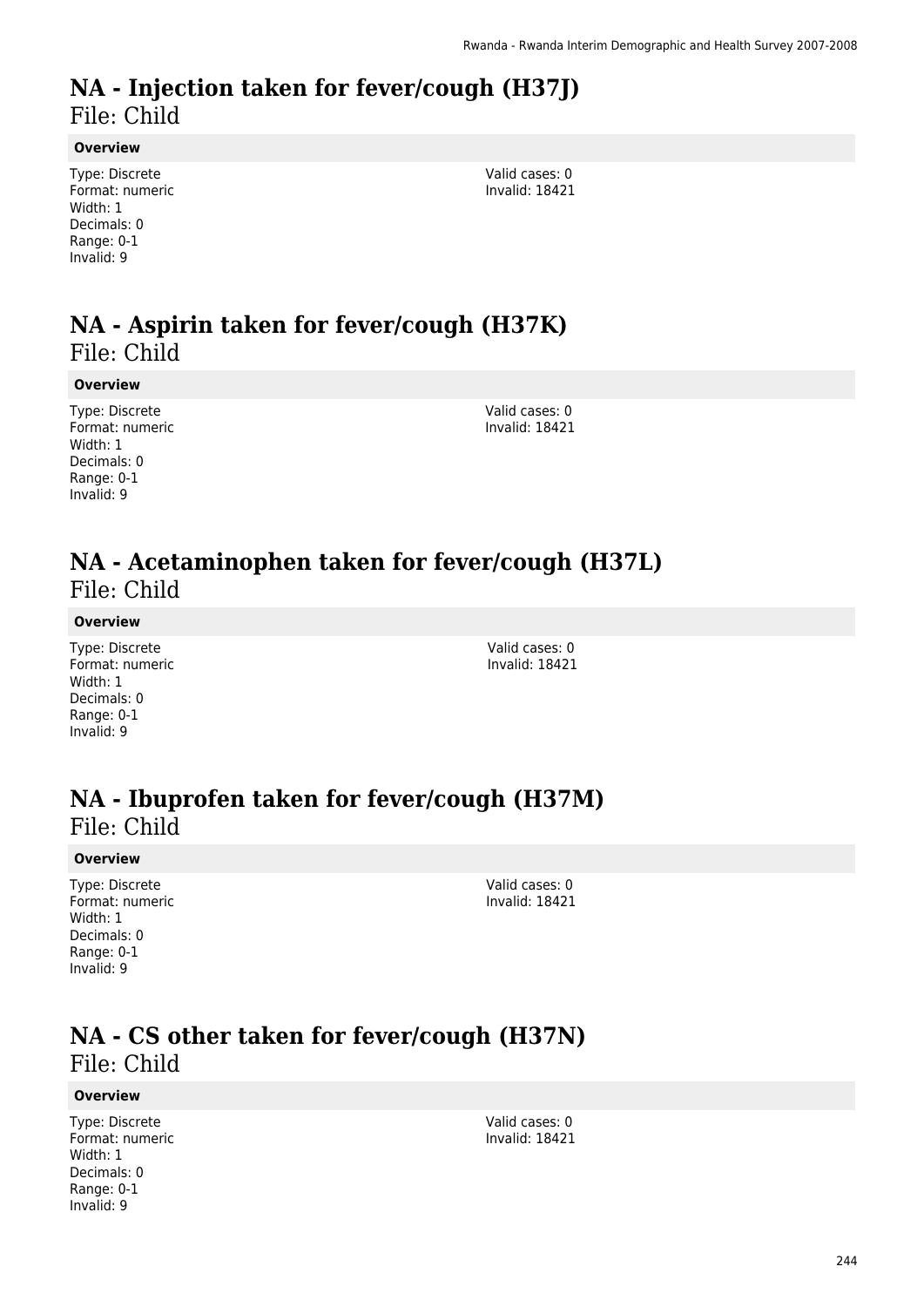# NA - Injection taken for fever/cough (H37J)
File: Child

**Overview**

Type: Discrete
Format: numeric
Width: 1
Decimals: 0
Range: 0-1
Invalid: 9

Valid cases: 0
Invalid: 18421

# NA - Aspirin taken for fever/cough (H37K)
File: Child

**Overview**

Type: Discrete
Format: numeric
Width: 1
Decimals: 0
Range: 0-1
Invalid: 9

Valid cases: 0
Invalid: 18421

# NA - Acetaminophen taken for fever/cough (H37L)
File: Child

**Overview**

Type: Discrete
Format: numeric
Width: 1
Decimals: 0
Range: 0-1
Invalid: 9

Valid cases: 0
Invalid: 18421

# NA - Ibuprofen taken for fever/cough (H37M)
File: Child

**Overview**

Type: Discrete
Format: numeric
Width: 1
Decimals: 0
Range: 0-1
Invalid: 9

Valid cases: 0
Invalid: 18421

# NA - CS other taken for fever/cough (H37N)
File: Child

**Overview**

Type: Discrete
Format: numeric
Width: 1
Decimals: 0
Range: 0-1
Invalid: 9

Valid cases: 0
Invalid: 18421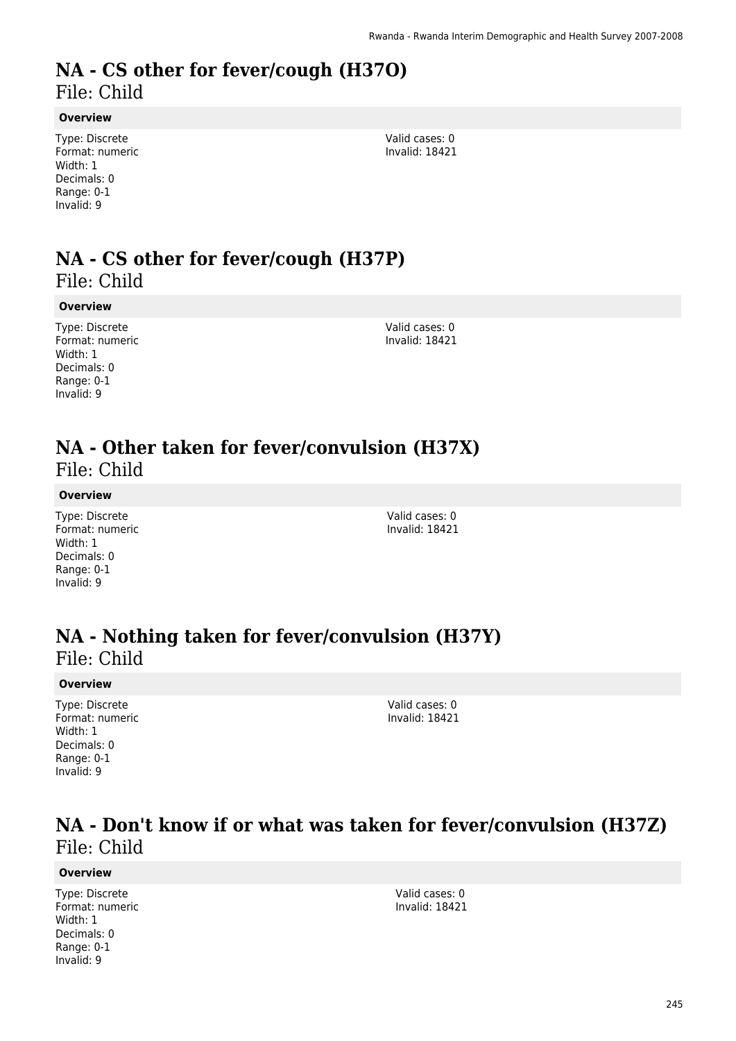# NA - CS other for fever/cough (H37O)
File: Child

**Overview**

Type: Discrete
Format: numeric
Width: 1
Decimals: 0
Range: 0-1
Invalid: 9

Valid cases: 0
Invalid: 18421

# NA - CS other for fever/cough (H37P)
File: Child

**Overview**

Type: Discrete
Format: numeric
Width: 1
Decimals: 0
Range: 0-1
Invalid: 9

Valid cases: 0
Invalid: 18421

# NA - Other taken for fever/convulsion (H37X)
File: Child

**Overview**

Type: Discrete
Format: numeric
Width: 1
Decimals: 0
Range: 0-1
Invalid: 9

Valid cases: 0
Invalid: 18421

# NA - Nothing taken for fever/convulsion (H37Y)
File: Child

**Overview**

Type: Discrete
Format: numeric
Width: 1
Decimals: 0
Range: 0-1
Invalid: 9

Valid cases: 0
Invalid: 18421

# NA - Don't know if or what was taken for fever/convulsion (H37Z)
File: Child

**Overview**

Type: Discrete
Format: numeric
Width: 1
Decimals: 0
Range: 0-1
Invalid: 9

Valid cases: 0
Invalid: 18421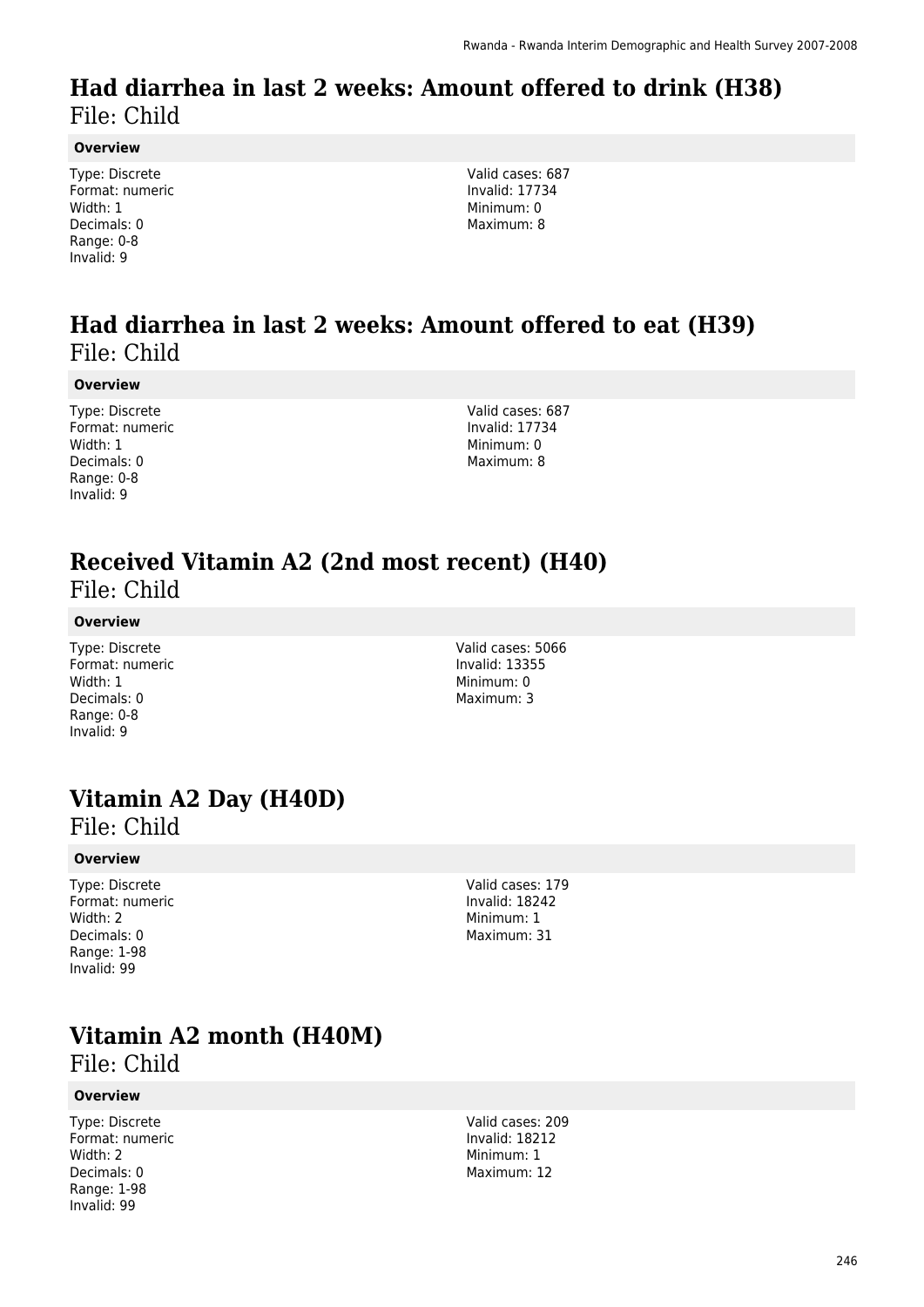## Had diarrhea in last 2 weeks: Amount offered to drink (H38)
File: Child

**Overview**

Type: Discrete
Format: numeric
Width: 1
Decimals: 0
Range: 0-8
Invalid: 9

Valid cases: 687
Invalid: 17734
Minimum: 0
Maximum: 8

## Had diarrhea in last 2 weeks: Amount offered to eat (H39)
File: Child

**Overview**

Type: Discrete
Format: numeric
Width: 1
Decimals: 0
Range: 0-8
Invalid: 9

Valid cases: 687
Invalid: 17734
Minimum: 0
Maximum: 8

## Received Vitamin A2 (2nd most recent) (H40)
File: Child

**Overview**

Type: Discrete
Format: numeric
Width: 1
Decimals: 0
Range: 0-8
Invalid: 9

Valid cases: 5066
Invalid: 13355
Minimum: 0
Maximum: 3

## Vitamin A2 Day (H40D)
File: Child

**Overview**

Type: Discrete
Format: numeric
Width: 2
Decimals: 0
Range: 1-98
Invalid: 99

Valid cases: 179
Invalid: 18242
Minimum: 1
Maximum: 31

## Vitamin A2 month (H40M)
File: Child

**Overview**

Type: Discrete
Format: numeric
Width: 2
Decimals: 0
Range: 1-98
Invalid: 99

Valid cases: 209
Invalid: 18212
Minimum: 1
Maximum: 12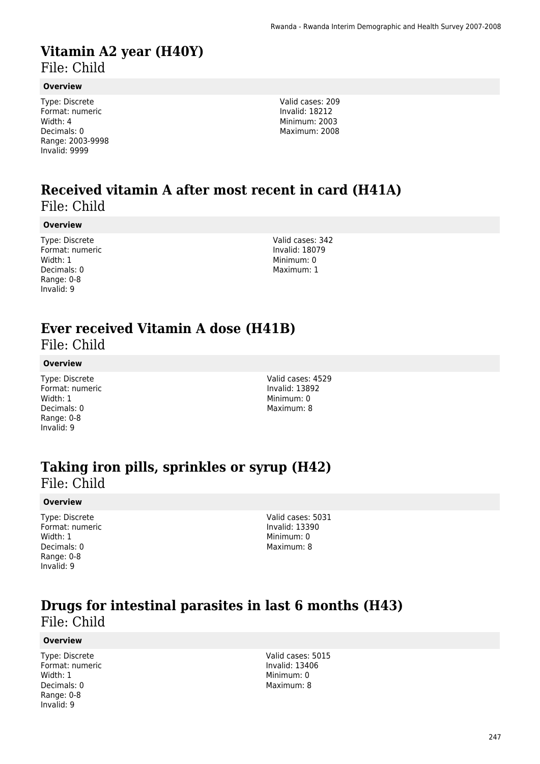# Vitamin A2 year (H40Y)

File: Child

**Overview**

Type: Discrete
Format: numeric
Width: 4
Decimals: 0
Range: 2003-9998
Invalid: 9999

Valid cases: 209
Invalid: 18212
Minimum: 2003
Maximum: 2008

# Received vitamin A after most recent in card (H41A)

File: Child

**Overview**

Type: Discrete
Format: numeric
Width: 1
Decimals: 0
Range: 0-8
Invalid: 9

Valid cases: 342
Invalid: 18079
Minimum: 0
Maximum: 1

# Ever received Vitamin A dose (H41B)

File: Child

**Overview**

Type: Discrete
Format: numeric
Width: 1
Decimals: 0
Range: 0-8
Invalid: 9

Valid cases: 4529
Invalid: 13892
Minimum: 0
Maximum: 8

# Taking iron pills, sprinkles or syrup (H42)

File: Child

**Overview**

Type: Discrete
Format: numeric
Width: 1
Decimals: 0
Range: 0-8
Invalid: 9

Valid cases: 5031
Invalid: 13390
Minimum: 0
Maximum: 8

# Drugs for intestinal parasites in last 6 months (H43)

File: Child

**Overview**

Type: Discrete
Format: numeric
Width: 1
Decimals: 0
Range: 0-8
Invalid: 9

Valid cases: 5015
Invalid: 13406
Minimum: 0
Maximum: 8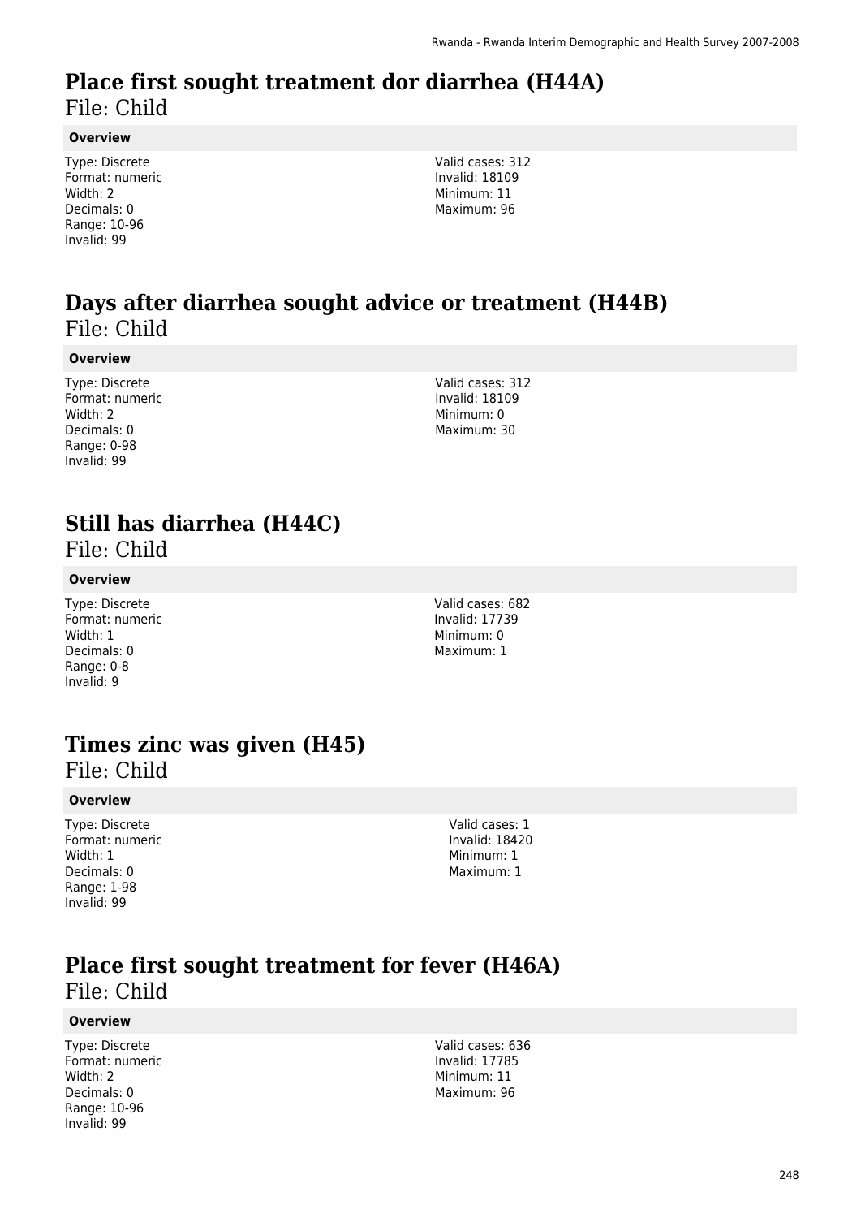# Place first sought treatment dor diarrhea (H44A)

File: Child

**Overview**

Type: Discrete
Format: numeric
Width: 2
Decimals: 0
Range: 10-96
Invalid: 99

Valid cases: 312
Invalid: 18109
Minimum: 11
Maximum: 96

# Days after diarrhea sought advice or treatment (H44B)

File: Child

**Overview**

Type: Discrete
Format: numeric
Width: 2
Decimals: 0
Range: 0-98
Invalid: 99

Valid cases: 312
Invalid: 18109
Minimum: 0
Maximum: 30

# Still has diarrhea (H44C)

File: Child

**Overview**

Type: Discrete
Format: numeric
Width: 1
Decimals: 0
Range: 0-8
Invalid: 9

Valid cases: 682
Invalid: 17739
Minimum: 0
Maximum: 1

# Times zinc was given (H45)

File: Child

**Overview**

Type: Discrete
Format: numeric
Width: 1
Decimals: 0
Range: 1-98
Invalid: 99

Valid cases: 1
Invalid: 18420
Minimum: 1
Maximum: 1

# Place first sought treatment for fever (H46A)

File: Child

**Overview**

Type: Discrete
Format: numeric
Width: 2
Decimals: 0
Range: 10-96
Invalid: 99

Valid cases: 636
Invalid: 17785
Minimum: 11
Maximum: 96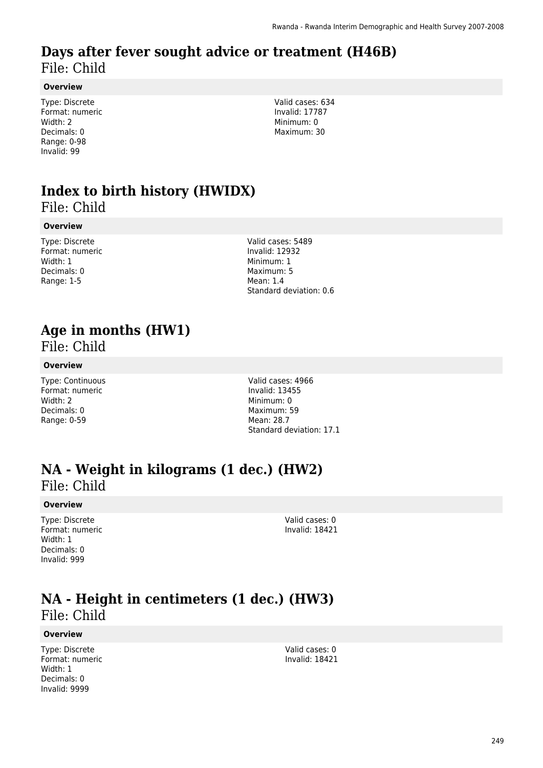# Days after fever sought advice or treatment (H46B)

File: Child

**Overview**

Type: Discrete
Format: numeric
Width: 2
Decimals: 0
Range: 0-98
Invalid: 99

Valid cases: 634
Invalid: 17787
Minimum: 0
Maximum: 30

# Index to birth history (HWIDX)

File: Child

**Overview**

Type: Discrete
Format: numeric
Width: 1
Decimals: 0
Range: 1-5

Valid cases: 5489
Invalid: 12932
Minimum: 1
Maximum: 5
Mean: 1.4
Standard deviation: 0.6

# Age in months (HW1)

File: Child

**Overview**

Type: Continuous
Format: numeric
Width: 2
Decimals: 0
Range: 0-59

Valid cases: 4966
Invalid: 13455
Minimum: 0
Maximum: 59
Mean: 28.7
Standard deviation: 17.1

# NA - Weight in kilograms (1 dec.) (HW2)

File: Child

**Overview**

Type: Discrete
Format: numeric
Width: 1
Decimals: 0
Invalid: 999

Valid cases: 0
Invalid: 18421

# NA - Height in centimeters (1 dec.) (HW3)

File: Child

**Overview**

Type: Discrete
Format: numeric
Width: 1
Decimals: 0
Invalid: 9999

Valid cases: 0
Invalid: 18421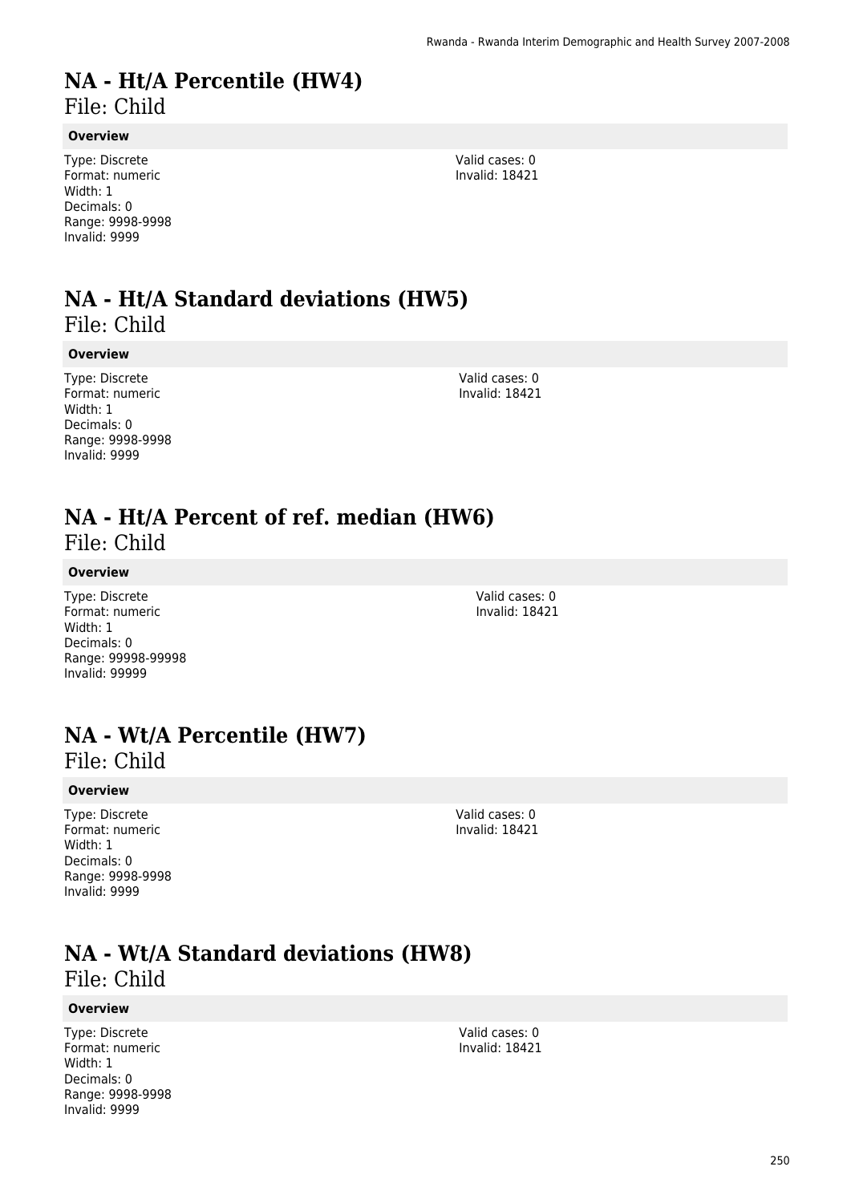# NA - Ht/A Percentile (HW4)

File: Child

**Overview**

Type: Discrete
Format: numeric
Width: 1
Decimals: 0
Range: 9998-9998
Invalid: 9999

Valid cases: 0
Invalid: 18421

# NA - Ht/A Standard deviations (HW5)

File: Child

**Overview**

Type: Discrete
Format: numeric
Width: 1
Decimals: 0
Range: 9998-9998
Invalid: 9999

Valid cases: 0
Invalid: 18421

# NA - Ht/A Percent of ref. median (HW6)

File: Child

**Overview**

Type: Discrete
Format: numeric
Width: 1
Decimals: 0
Range: 99998-99998
Invalid: 99999

Valid cases: 0
Invalid: 18421

# NA - Wt/A Percentile (HW7)

File: Child

**Overview**

Type: Discrete
Format: numeric
Width: 1
Decimals: 0
Range: 9998-9998
Invalid: 9999

Valid cases: 0
Invalid: 18421

# NA - Wt/A Standard deviations (HW8)

File: Child

**Overview**

Type: Discrete
Format: numeric
Width: 1
Decimals: 0
Range: 9998-9998
Invalid: 9999

Valid cases: 0
Invalid: 18421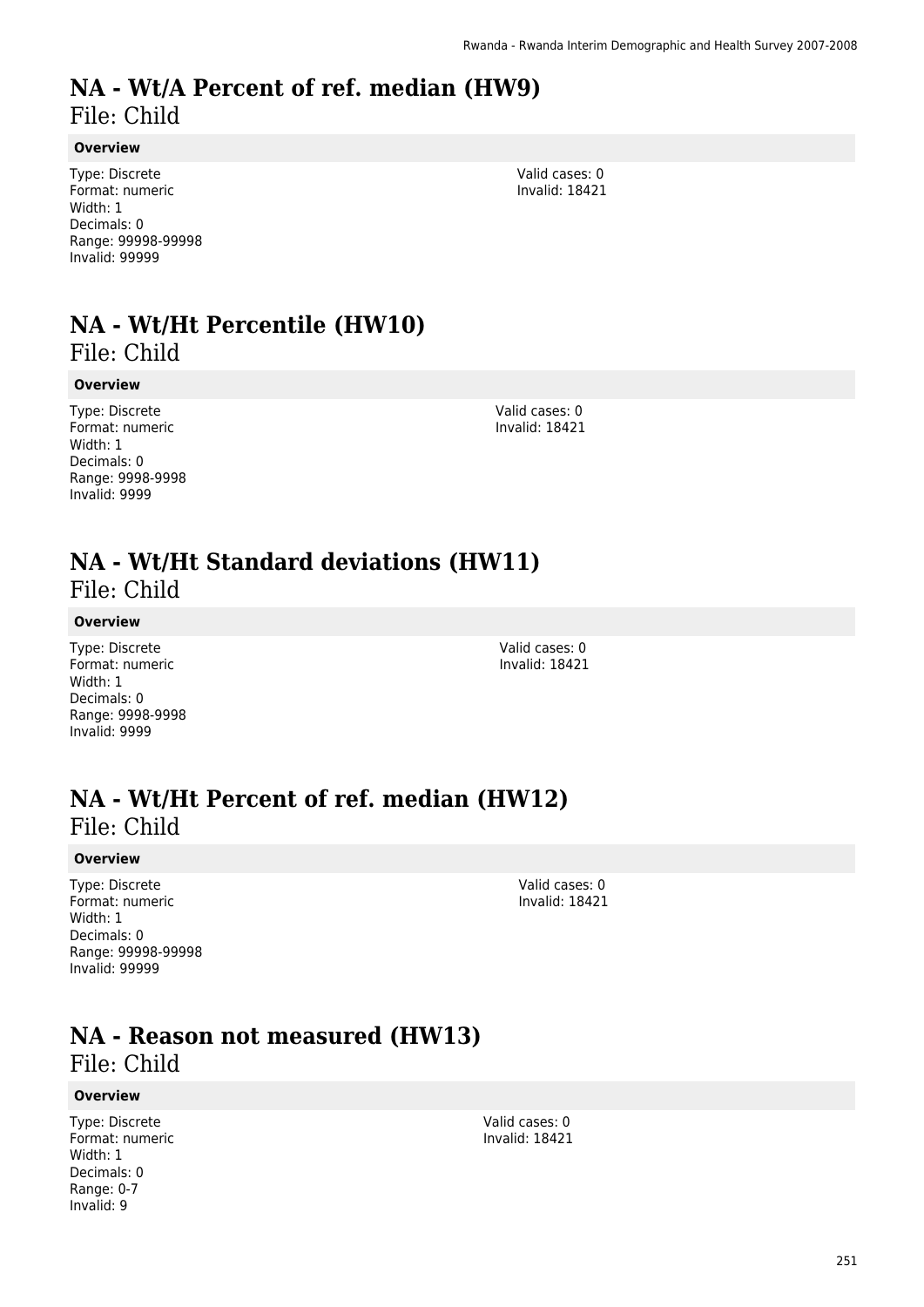# NA - Wt/A Percent of ref. median (HW9)

File: Child

**Overview**

Type: Discrete
Format: numeric
Width: 1
Decimals: 0
Range: 99998-99998
Invalid: 99999

Valid cases: 0
Invalid: 18421

# NA - Wt/Ht Percentile (HW10)

File: Child

**Overview**

Type: Discrete
Format: numeric
Width: 1
Decimals: 0
Range: 9998-9998
Invalid: 9999

Valid cases: 0
Invalid: 18421

# NA - Wt/Ht Standard deviations (HW11)

File: Child

**Overview**

Type: Discrete
Format: numeric
Width: 1
Decimals: 0
Range: 9998-9998
Invalid: 9999

Valid cases: 0
Invalid: 18421

# NA - Wt/Ht Percent of ref. median (HW12)

File: Child

**Overview**

Type: Discrete
Format: numeric
Width: 1
Decimals: 0
Range: 99998-99998
Invalid: 99999

Valid cases: 0
Invalid: 18421

# NA - Reason not measured (HW13)

File: Child

**Overview**

Type: Discrete
Format: numeric
Width: 1
Decimals: 0
Range: 0-7
Invalid: 9

Valid cases: 0
Invalid: 18421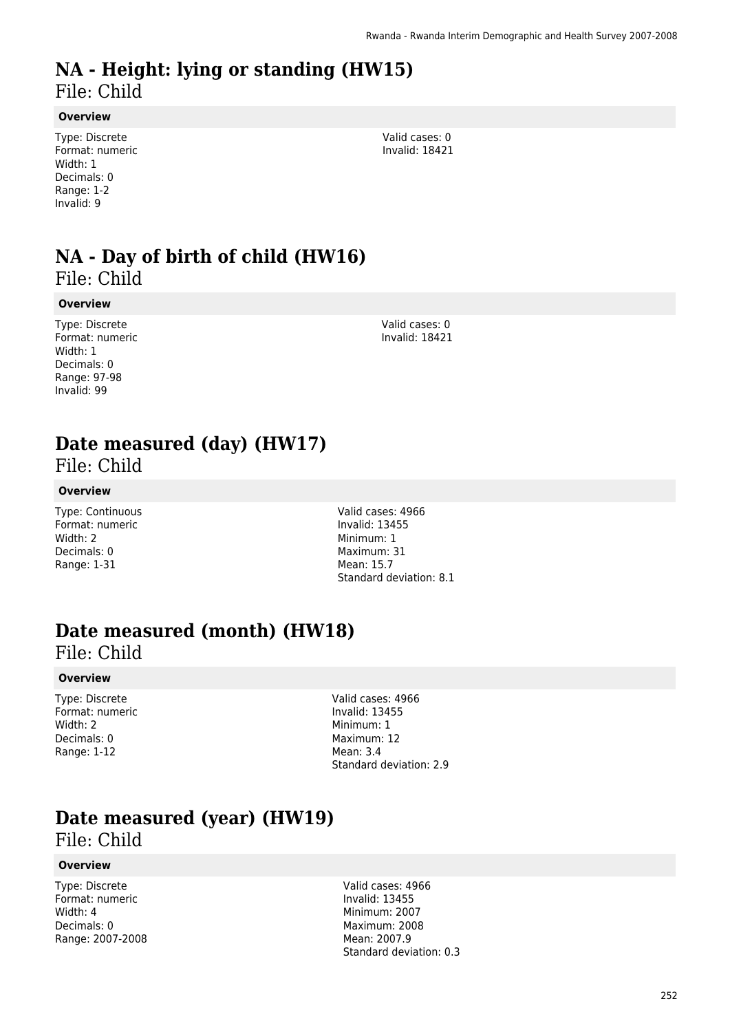# NA - Height: lying or standing (HW15)

File: Child

**Overview**

Type: Discrete
Format: numeric
Width: 1
Decimals: 0
Range: 1-2
Invalid: 9

Valid cases: 0
Invalid: 18421

# NA - Day of birth of child (HW16)

File: Child

**Overview**

Type: Discrete
Format: numeric
Width: 1
Decimals: 0
Range: 97-98
Invalid: 99

Valid cases: 0
Invalid: 18421

# Date measured (day) (HW17)

File: Child

**Overview**

Type: Continuous
Format: numeric
Width: 2
Decimals: 0
Range: 1-31

Valid cases: 4966
Invalid: 13455
Minimum: 1
Maximum: 31
Mean: 15.7
Standard deviation: 8.1

# Date measured (month) (HW18)

File: Child

**Overview**

Type: Discrete
Format: numeric
Width: 2
Decimals: 0
Range: 1-12

Valid cases: 4966
Invalid: 13455
Minimum: 1
Maximum: 12
Mean: 3.4
Standard deviation: 2.9

# Date measured (year) (HW19)

File: Child

**Overview**

Type: Discrete
Format: numeric
Width: 4
Decimals: 0
Range: 2007-2008

Valid cases: 4966
Invalid: 13455
Minimum: 2007
Maximum: 2008
Mean: 2007.9
Standard deviation: 0.3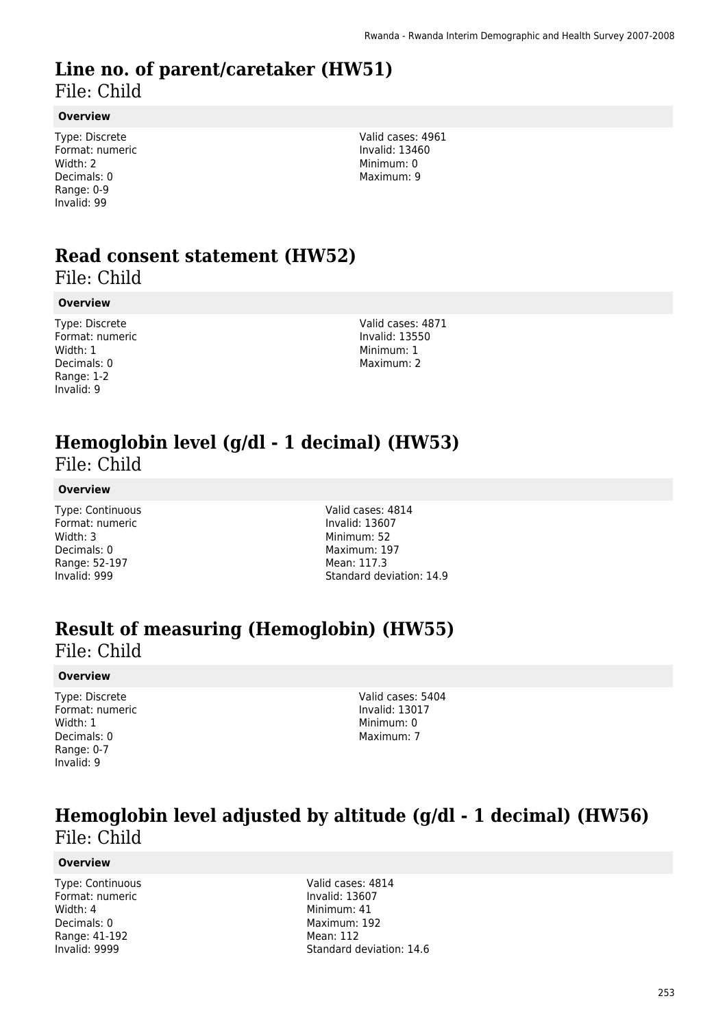# Line no. of parent/caretaker (HW51)
File: Child

**Overview**

Type: Discrete
Format: numeric
Width: 2
Decimals: 0
Range: 0-9
Invalid: 99

Valid cases: 4961
Invalid: 13460
Minimum: 0
Maximum: 9

# Read consent statement (HW52)
File: Child

**Overview**

Type: Discrete
Format: numeric
Width: 1
Decimals: 0
Range: 1-2
Invalid: 9

Valid cases: 4871
Invalid: 13550
Minimum: 1
Maximum: 2

# Hemoglobin level (g/dl - 1 decimal) (HW53)
File: Child

**Overview**

Type: Continuous
Format: numeric
Width: 3
Decimals: 0
Range: 52-197
Invalid: 999

Valid cases: 4814
Invalid: 13607
Minimum: 52
Maximum: 197
Mean: 117.3
Standard deviation: 14.9

# Result of measuring (Hemoglobin) (HW55)
File: Child

**Overview**

Type: Discrete
Format: numeric
Width: 1
Decimals: 0
Range: 0-7
Invalid: 9

Valid cases: 5404
Invalid: 13017
Minimum: 0
Maximum: 7

# Hemoglobin level adjusted by altitude (g/dl - 1 decimal) (HW56)
File: Child

**Overview**

Type: Continuous
Format: numeric
Width: 4
Decimals: 0
Range: 41-192
Invalid: 9999

Valid cases: 4814
Invalid: 13607
Minimum: 41
Maximum: 192
Mean: 112
Standard deviation: 14.6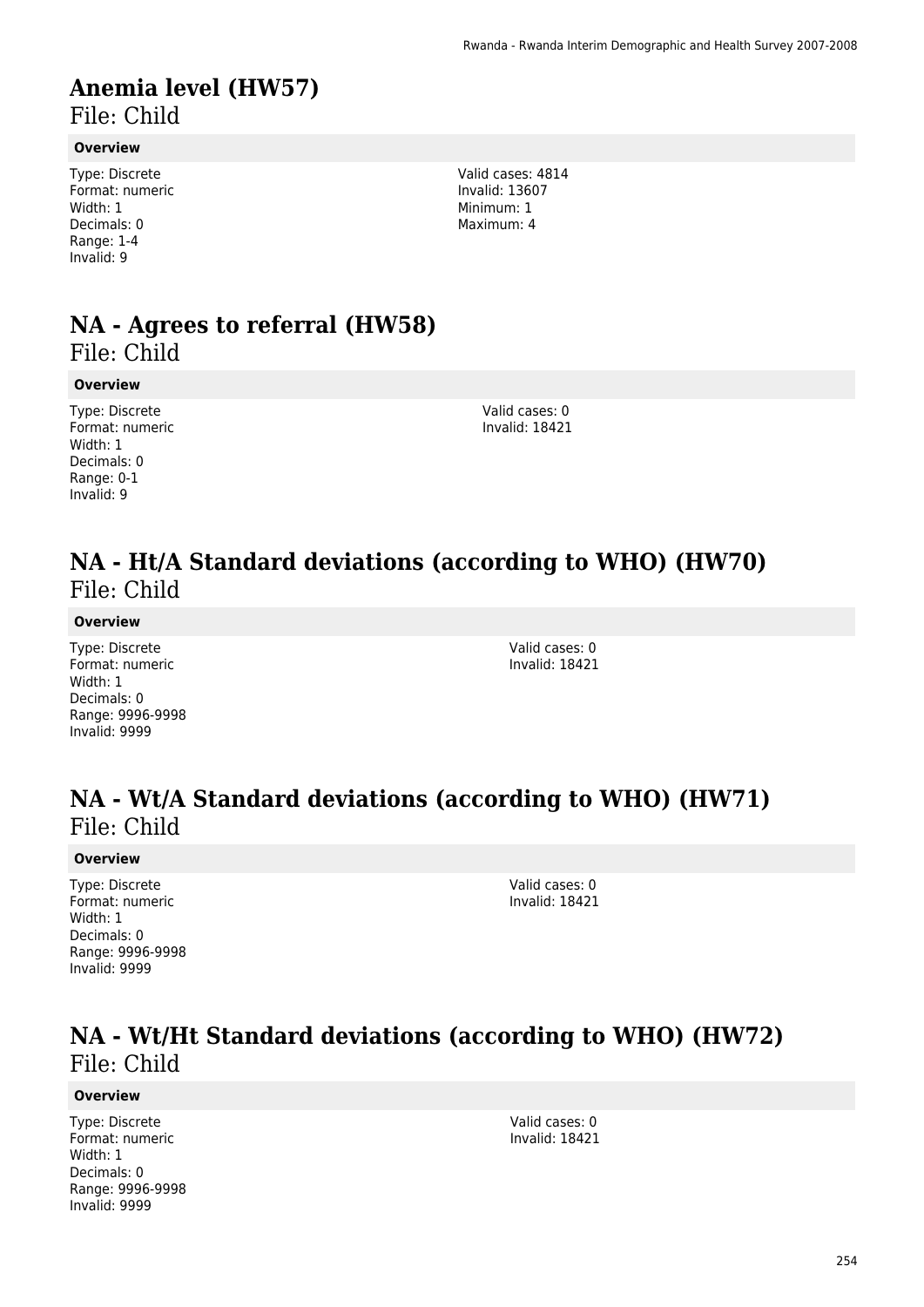# Anemia level (HW57)
File: Child

**Overview**

Type: Discrete
Format: numeric
Width: 1
Decimals: 0
Range: 1-4
Invalid: 9

Valid cases: 4814
Invalid: 13607
Minimum: 1
Maximum: 4

# NA - Agrees to referral (HW58)
File: Child

**Overview**

Type: Discrete
Format: numeric
Width: 1
Decimals: 0
Range: 0-1
Invalid: 9

Valid cases: 0
Invalid: 18421

# NA - Ht/A Standard deviations (according to WHO) (HW70)
File: Child

**Overview**

Type: Discrete
Format: numeric
Width: 1
Decimals: 0
Range: 9996-9998
Invalid: 9999

Valid cases: 0
Invalid: 18421

# NA - Wt/A Standard deviations (according to WHO) (HW71)
File: Child

**Overview**

Type: Discrete
Format: numeric
Width: 1
Decimals: 0
Range: 9996-9998
Invalid: 9999

Valid cases: 0
Invalid: 18421

# NA - Wt/Ht Standard deviations (according to WHO) (HW72)
File: Child

**Overview**

Type: Discrete
Format: numeric
Width: 1
Decimals: 0
Range: 9996-9998
Invalid: 9999

Valid cases: 0
Invalid: 18421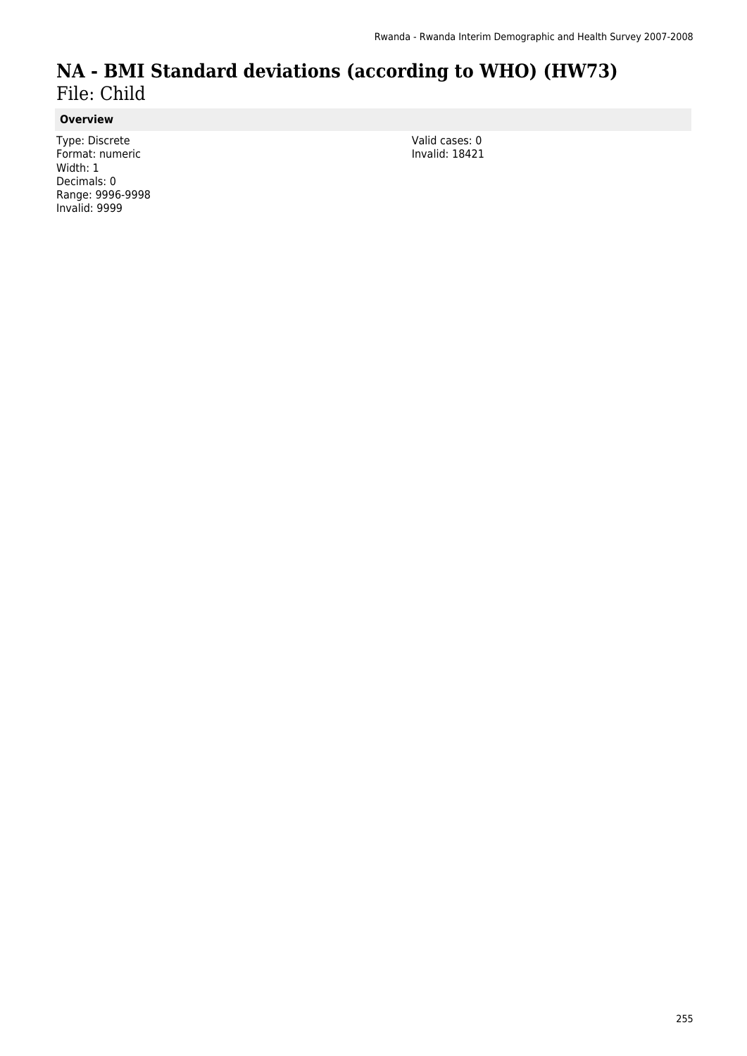# NA - BMI Standard deviations (according to WHO) (HW73)

File: Child

### Overview

Type: Discrete
Format: numeric
Width: 1
Decimals: 0
Range: 9996-9998
Invalid: 9999

Valid cases: 0
Invalid: 18421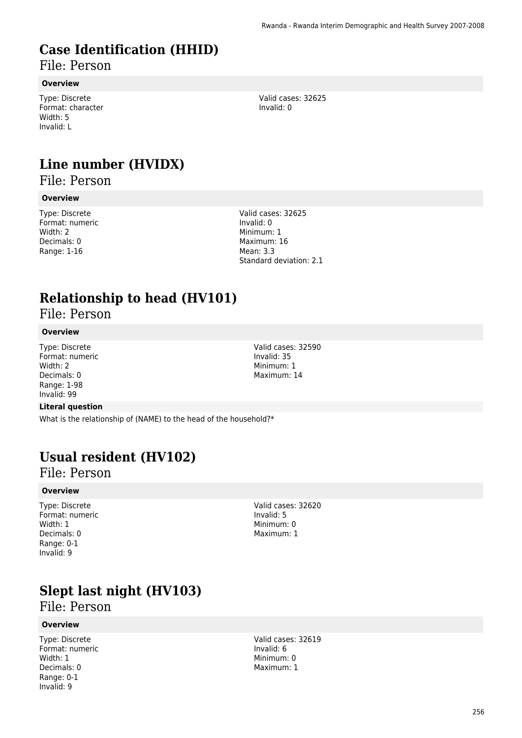# Case Identification (HHID)

File: Person

**Overview**

Type: Discrete
Format: character
Width: 5
Invalid: L

Valid cases: 32625
Invalid: 0

# Line number (HVIDX)

File: Person

**Overview**

Type: Discrete
Format: numeric
Width: 2
Decimals: 0
Range: 1-16

Valid cases: 32625
Invalid: 0
Minimum: 1
Maximum: 16
Mean: 3.3
Standard deviation: 2.1

# Relationship to head (HV101)

File: Person

**Overview**

Type: Discrete
Format: numeric
Width: 2
Decimals: 0
Range: 1-98
Invalid: 99

Valid cases: 32590
Invalid: 35
Minimum: 1
Maximum: 14

**Literal question**

What is the relationship of (NAME) to the head of the household?*

# Usual resident (HV102)

File: Person

**Overview**

Type: Discrete
Format: numeric
Width: 1
Decimals: 0
Range: 0-1
Invalid: 9

Valid cases: 32620
Invalid: 5
Minimum: 0
Maximum: 1

# Slept last night (HV103)

File: Person

**Overview**

Type: Discrete
Format: numeric
Width: 1
Decimals: 0
Range: 0-1
Invalid: 9

Valid cases: 32619
Invalid: 6
Minimum: 0
Maximum: 1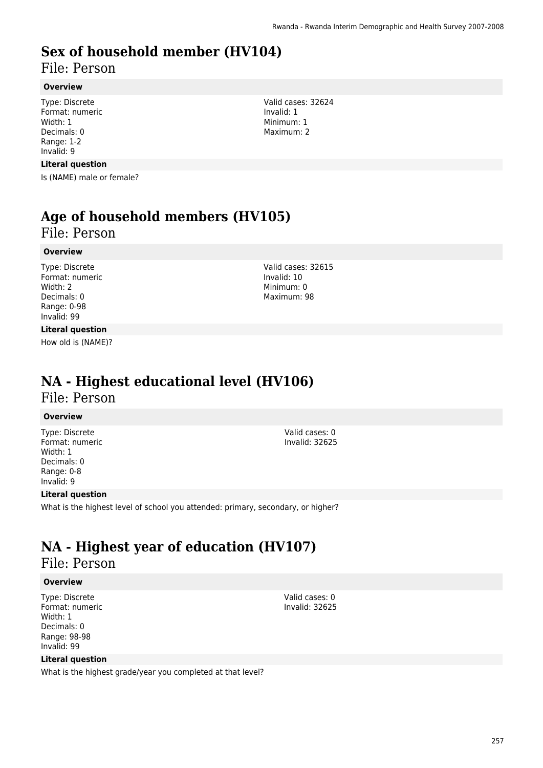# Sex of household member (HV104)

File: Person

**Overview**

Type: Discrete
Format: numeric
Width: 1
Decimals: 0
Range: 1-2
Invalid: 9

Valid cases: 32624
Invalid: 1
Minimum: 1
Maximum: 2

**Literal question**

Is (NAME) male or female?

# Age of household members (HV105)

File: Person

**Overview**

Type: Discrete
Format: numeric
Width: 2
Decimals: 0
Range: 0-98
Invalid: 99

Valid cases: 32615
Invalid: 10
Minimum: 0
Maximum: 98

**Literal question**

How old is (NAME)?

# NA - Highest educational level (HV106)

File: Person

**Overview**

Type: Discrete
Format: numeric
Width: 1
Decimals: 0
Range: 0-8
Invalid: 9

Valid cases: 0
Invalid: 32625

**Literal question**

What is the highest level of school you attended: primary, secondary, or higher?

# NA - Highest year of education (HV107)

File: Person

**Overview**

Type: Discrete
Format: numeric
Width: 1
Decimals: 0
Range: 98-98
Invalid: 99

Valid cases: 0
Invalid: 32625

**Literal question**

What is the highest grade/year you completed at that level?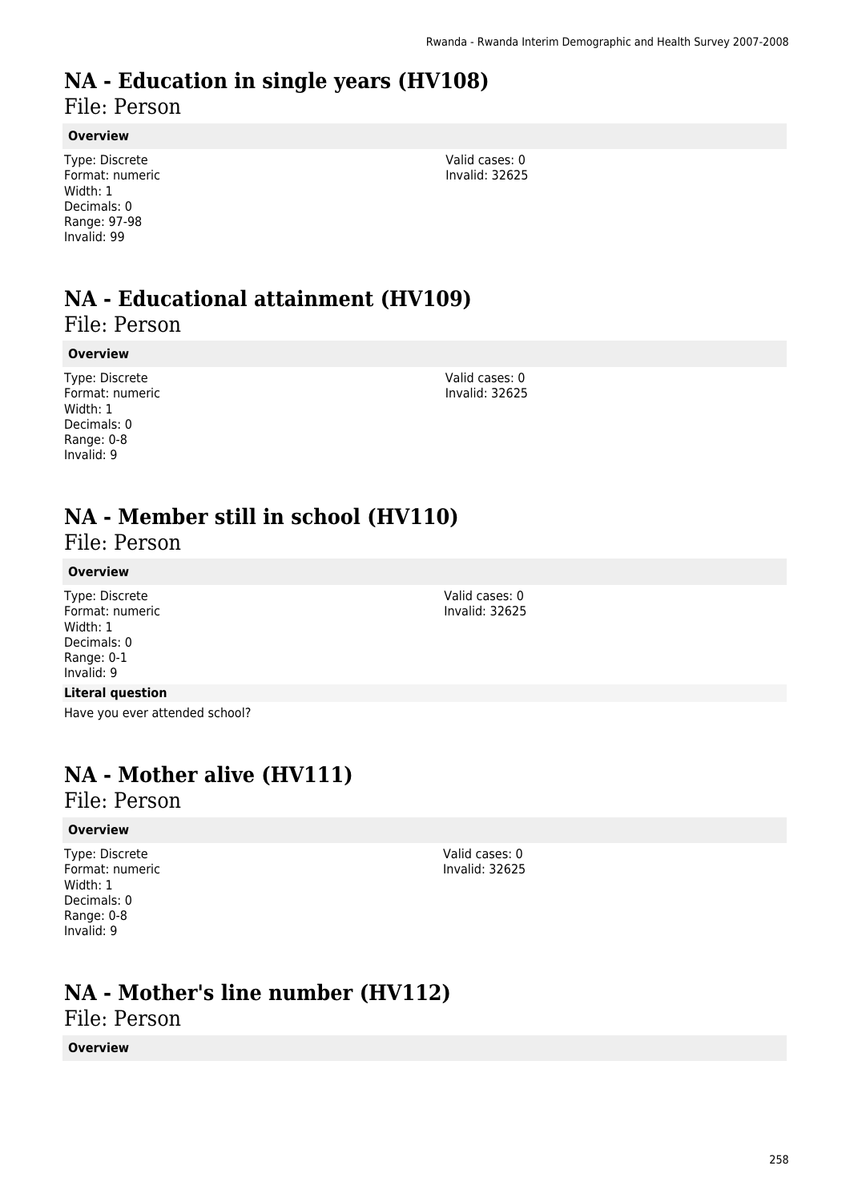# NA - Education in single years (HV108)

File: Person

### Overview

Type: Discrete
Format: numeric
Width: 1
Decimals: 0
Range: 97-98
Invalid: 99

Valid cases: 0
Invalid: 32625

# NA - Educational attainment (HV109)

File: Person

### Overview

Type: Discrete
Format: numeric
Width: 1
Decimals: 0
Range: 0-8
Invalid: 9

Valid cases: 0
Invalid: 32625

# NA - Member still in school (HV110)

File: Person

### Overview

Type: Discrete
Format: numeric
Width: 1
Decimals: 0
Range: 0-1
Invalid: 9

Valid cases: 0
Invalid: 32625

### Literal question

Have you ever attended school?

# NA - Mother alive (HV111)

File: Person

### Overview

Type: Discrete
Format: numeric
Width: 1
Decimals: 0
Range: 0-8
Invalid: 9

Valid cases: 0
Invalid: 32625

# NA - Mother's line number (HV112)

File: Person

### Overview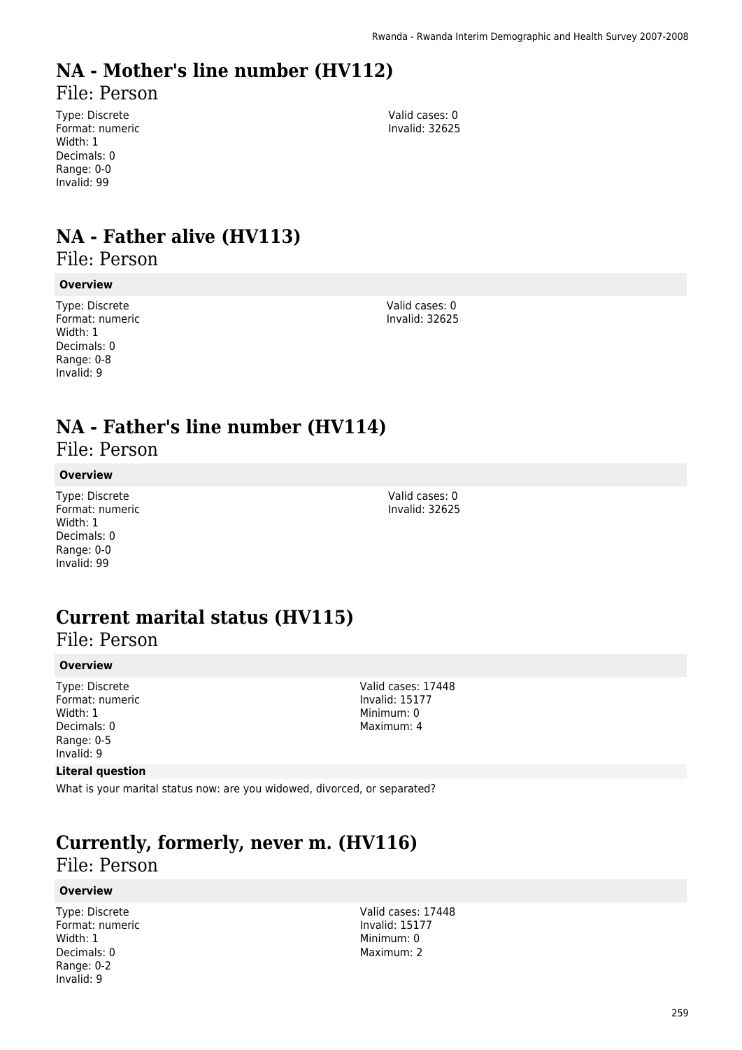# NA - Mother's line number (HV112)

File: Person

Type: Discrete
Format: numeric
Width: 1
Decimals: 0
Range: 0-0
Invalid: 99

Valid cases: 0
Invalid: 32625

# NA - Father alive (HV113)

File: Person

**Overview**

Type: Discrete
Format: numeric
Width: 1
Decimals: 0
Range: 0-8
Invalid: 9

Valid cases: 0
Invalid: 32625

# NA - Father's line number (HV114)

File: Person

**Overview**

Type: Discrete
Format: numeric
Width: 1
Decimals: 0
Range: 0-0
Invalid: 99

Valid cases: 0
Invalid: 32625

# Current marital status (HV115)

File: Person

**Overview**

Type: Discrete
Format: numeric
Width: 1
Decimals: 0
Range: 0-5
Invalid: 9

Valid cases: 17448
Invalid: 15177
Minimum: 0
Maximum: 4

**Literal question**

What is your marital status now: are you widowed, divorced, or separated?

# Currently, formerly, never m. (HV116)

File: Person

**Overview**

Type: Discrete
Format: numeric
Width: 1
Decimals: 0
Range: 0-2
Invalid: 9

Valid cases: 17448
Invalid: 15177
Minimum: 0
Maximum: 2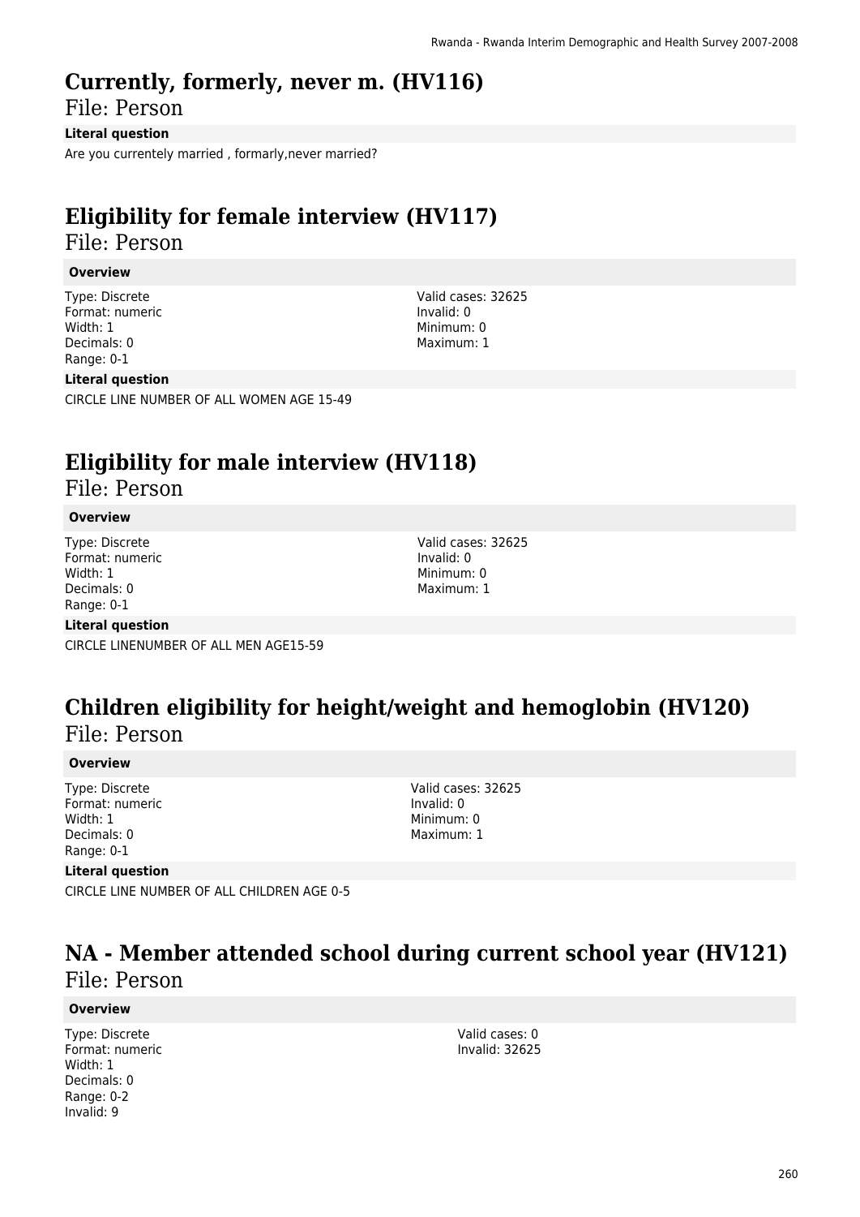# Currently, formerly, never m. (HV116)

File: Person

**Literal question**

Are you currentely married , formarly,never married?

# Eligibility for female interview (HV117)

File: Person

**Overview**

Type: Discrete
Format: numeric
Width: 1
Decimals: 0
Range: 0-1

Valid cases: 32625
Invalid: 0
Minimum: 0
Maximum: 1

**Literal question**

CIRCLE LINE NUMBER OF ALL WOMEN AGE 15-49

# Eligibility for male interview (HV118)

File: Person

**Overview**

Type: Discrete
Format: numeric
Width: 1
Decimals: 0
Range: 0-1

Valid cases: 32625
Invalid: 0
Minimum: 0
Maximum: 1

**Literal question**

CIRCLE LINENUMBER OF ALL MEN AGE15-59

# Children eligibility for height/weight and hemoglobin (HV120)

File: Person

**Overview**

Type: Discrete
Format: numeric
Width: 1
Decimals: 0
Range: 0-1

Valid cases: 32625
Invalid: 0
Minimum: 0
Maximum: 1

**Literal question**

CIRCLE LINE NUMBER OF ALL CHILDREN AGE 0-5

# NA - Member attended school during current school year (HV121)

File: Person

**Overview**

Type: Discrete
Format: numeric
Width: 1
Decimals: 0
Range: 0-2
Invalid: 9

Valid cases: 0
Invalid: 32625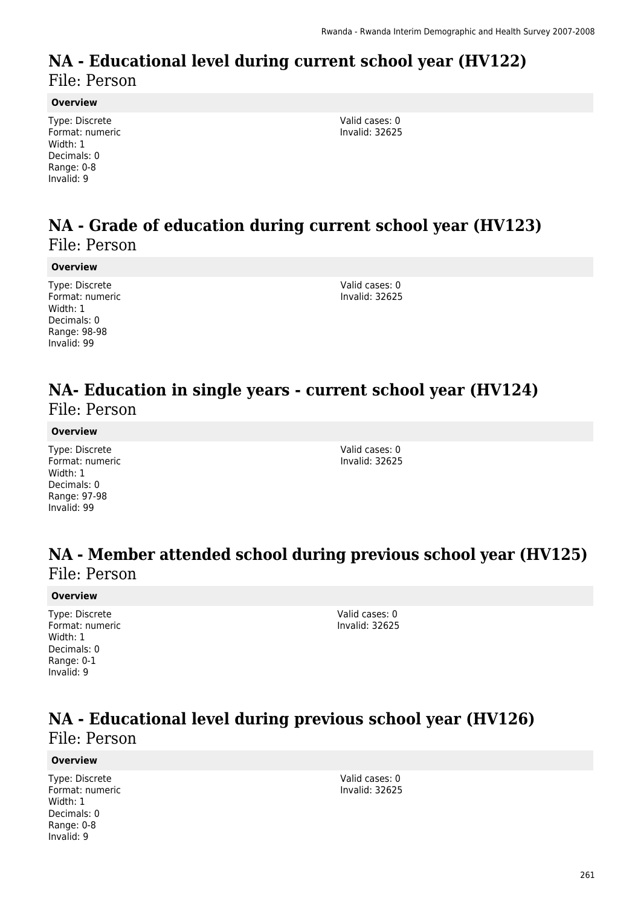# NA - Educational level during current school year (HV122)

File: Person

**Overview**

Type: Discrete
Format: numeric
Width: 1
Decimals: 0
Range: 0-8
Invalid: 9

Valid cases: 0
Invalid: 32625

# NA - Grade of education during current school year (HV123)

File: Person

**Overview**

Type: Discrete
Format: numeric
Width: 1
Decimals: 0
Range: 98-98
Invalid: 99

Valid cases: 0
Invalid: 32625

# NA- Education in single years - current school year (HV124)

File: Person

**Overview**

Type: Discrete
Format: numeric
Width: 1
Decimals: 0
Range: 97-98
Invalid: 99

Valid cases: 0
Invalid: 32625

# NA - Member attended school during previous school year (HV125)

File: Person

**Overview**

Type: Discrete
Format: numeric
Width: 1
Decimals: 0
Range: 0-1
Invalid: 9

Valid cases: 0
Invalid: 32625

# NA - Educational level during previous school year (HV126)

File: Person

**Overview**

Type: Discrete
Format: numeric
Width: 1
Decimals: 0
Range: 0-8
Invalid: 9

Valid cases: 0
Invalid: 32625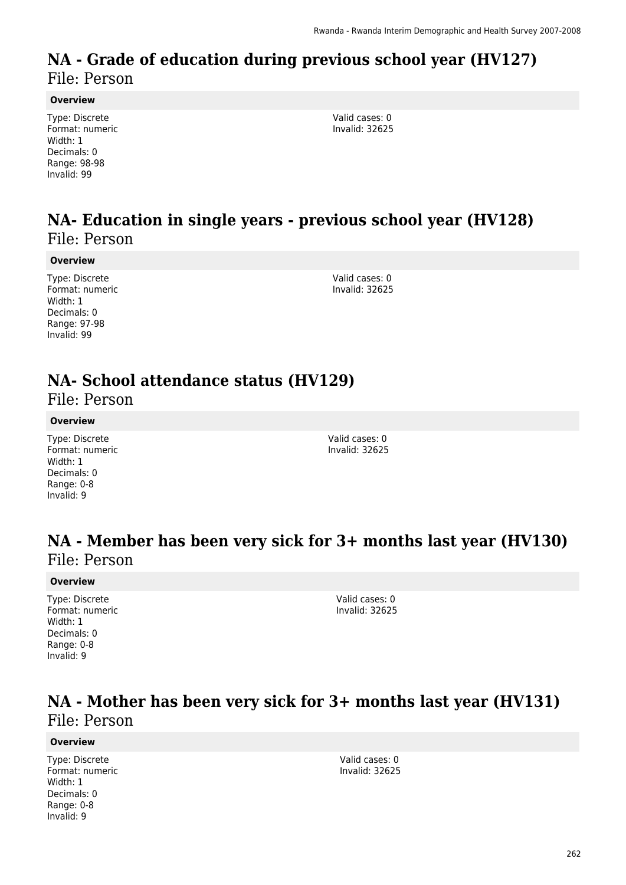# NA - Grade of education during previous school year (HV127)

File: Person

**Overview**

Type: Discrete
Format: numeric
Width: 1
Decimals: 0
Range: 98-98
Invalid: 99

Valid cases: 0
Invalid: 32625

# NA- Education in single years - previous school year (HV128)

File: Person

**Overview**

Type: Discrete
Format: numeric
Width: 1
Decimals: 0
Range: 97-98
Invalid: 99

Valid cases: 0
Invalid: 32625

# NA- School attendance status (HV129)

File: Person

**Overview**

Type: Discrete
Format: numeric
Width: 1
Decimals: 0
Range: 0-8
Invalid: 9

Valid cases: 0
Invalid: 32625

# NA - Member has been very sick for 3+ months last year (HV130)

File: Person

**Overview**

Type: Discrete
Format: numeric
Width: 1
Decimals: 0
Range: 0-8
Invalid: 9

Valid cases: 0
Invalid: 32625

# NA - Mother has been very sick for 3+ months last year (HV131)

File: Person

**Overview**

Type: Discrete
Format: numeric
Width: 1
Decimals: 0
Range: 0-8
Invalid: 9

Valid cases: 0
Invalid: 32625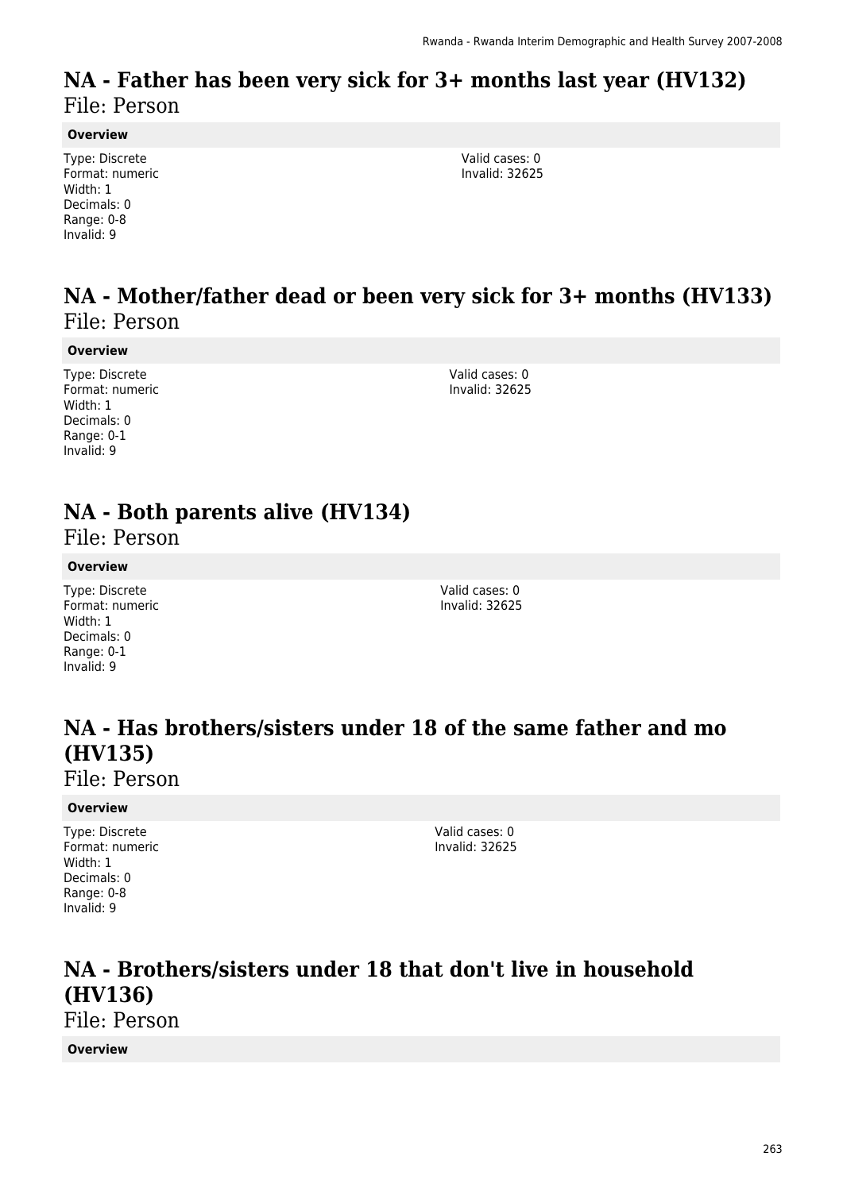## NA - Father has been very sick for 3+ months last year (HV132)
File: Person

**Overview**

Type: Discrete
Format: numeric
Width: 1
Decimals: 0
Range: 0-8
Invalid: 9

Valid cases: 0
Invalid: 32625

## NA - Mother/father dead or been very sick for 3+ months (HV133)
File: Person

**Overview**

Type: Discrete
Format: numeric
Width: 1
Decimals: 0
Range: 0-1
Invalid: 9

Valid cases: 0
Invalid: 32625

## NA - Both parents alive (HV134)
File: Person

**Overview**

Type: Discrete
Format: numeric
Width: 1
Decimals: 0
Range: 0-1
Invalid: 9

Valid cases: 0
Invalid: 32625

## NA - Has brothers/sisters under 18 of the same father and mo (HV135)
File: Person

**Overview**

Type: Discrete
Format: numeric
Width: 1
Decimals: 0
Range: 0-8
Invalid: 9

Valid cases: 0
Invalid: 32625

## NA - Brothers/sisters under 18 that don't live in household (HV136)
File: Person

**Overview**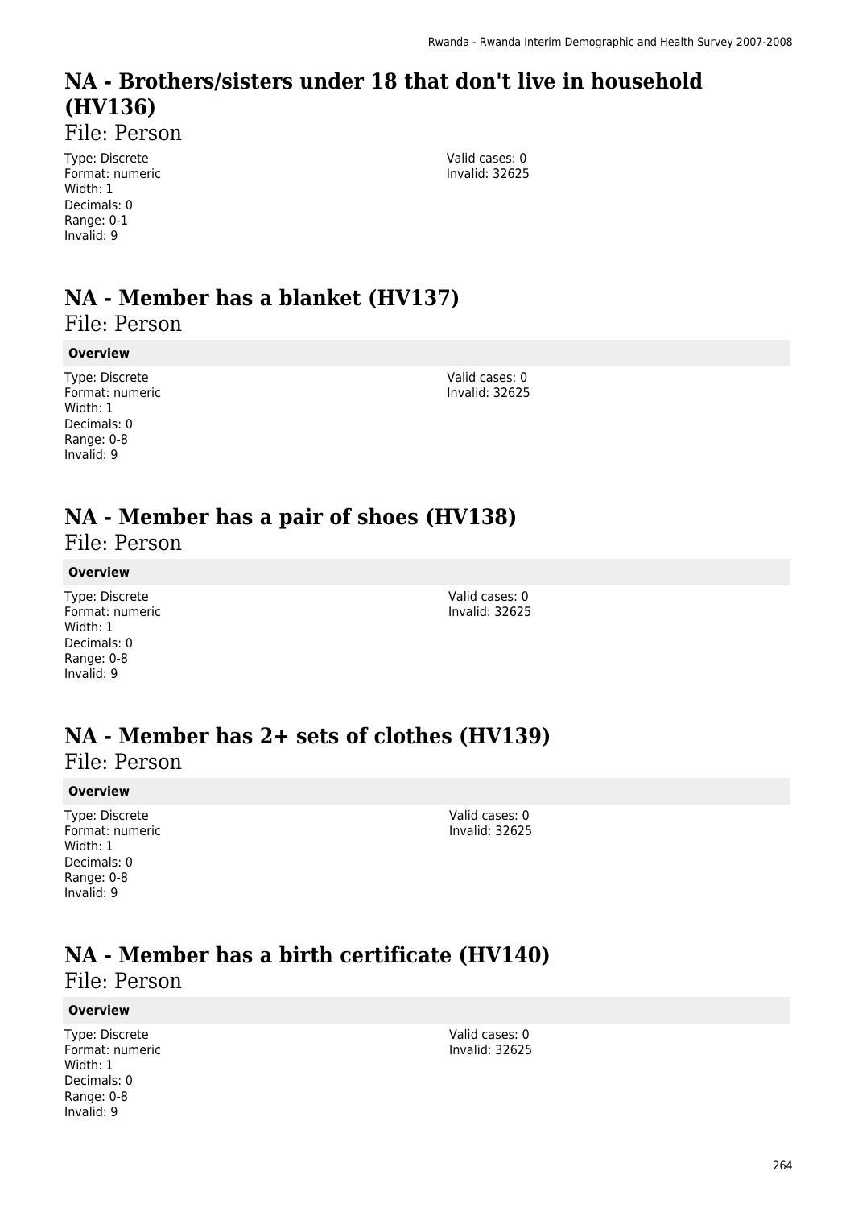# NA - Brothers/sisters under 18 that don't live in household (HV136)

File: Person

Type: Discrete
Format: numeric
Width: 1
Decimals: 0
Range: 0-1
Invalid: 9

Valid cases: 0
Invalid: 32625

# NA - Member has a blanket (HV137)

File: Person

**Overview**

Type: Discrete
Format: numeric
Width: 1
Decimals: 0
Range: 0-8
Invalid: 9

Valid cases: 0
Invalid: 32625

# NA - Member has a pair of shoes (HV138)

File: Person

**Overview**

Type: Discrete
Format: numeric
Width: 1
Decimals: 0
Range: 0-8
Invalid: 9

Valid cases: 0
Invalid: 32625

# NA - Member has 2+ sets of clothes (HV139)

File: Person

**Overview**

Type: Discrete
Format: numeric
Width: 1
Decimals: 0
Range: 0-8
Invalid: 9

Valid cases: 0
Invalid: 32625

# NA - Member has a birth certificate (HV140)

File: Person

**Overview**

Type: Discrete
Format: numeric
Width: 1
Decimals: 0
Range: 0-8
Invalid: 9

Valid cases: 0
Invalid: 32625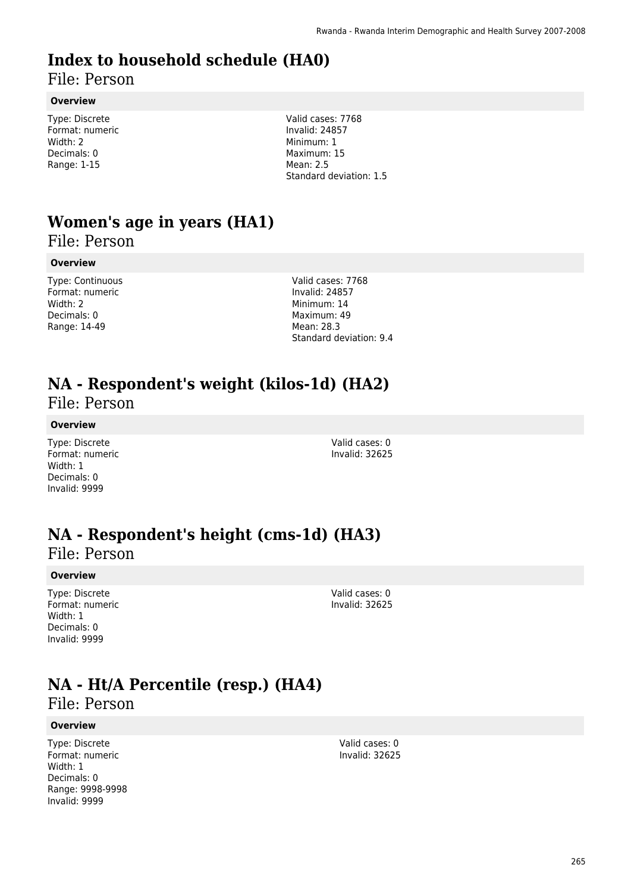# Index to household schedule (HA0)

File: Person

**Overview**

Type: Discrete
Format: numeric
Width: 2
Decimals: 0
Range: 1-15

Valid cases: 7768
Invalid: 24857
Minimum: 1
Maximum: 15
Mean: 2.5
Standard deviation: 1.5

# Women's age in years (HA1)

File: Person

**Overview**

Type: Continuous
Format: numeric
Width: 2
Decimals: 0
Range: 14-49

Valid cases: 7768
Invalid: 24857
Minimum: 14
Maximum: 49
Mean: 28.3
Standard deviation: 9.4

# NA - Respondent's weight (kilos-1d) (HA2)

File: Person

**Overview**

Type: Discrete
Format: numeric
Width: 1
Decimals: 0
Invalid: 9999

Valid cases: 0
Invalid: 32625

# NA - Respondent's height (cms-1d) (HA3)

File: Person

**Overview**

Type: Discrete
Format: numeric
Width: 1
Decimals: 0
Invalid: 9999

Valid cases: 0
Invalid: 32625

# NA - Ht/A Percentile (resp.) (HA4)

File: Person

**Overview**

Type: Discrete
Format: numeric
Width: 1
Decimals: 0
Range: 9998-9998
Invalid: 9999

Valid cases: 0
Invalid: 32625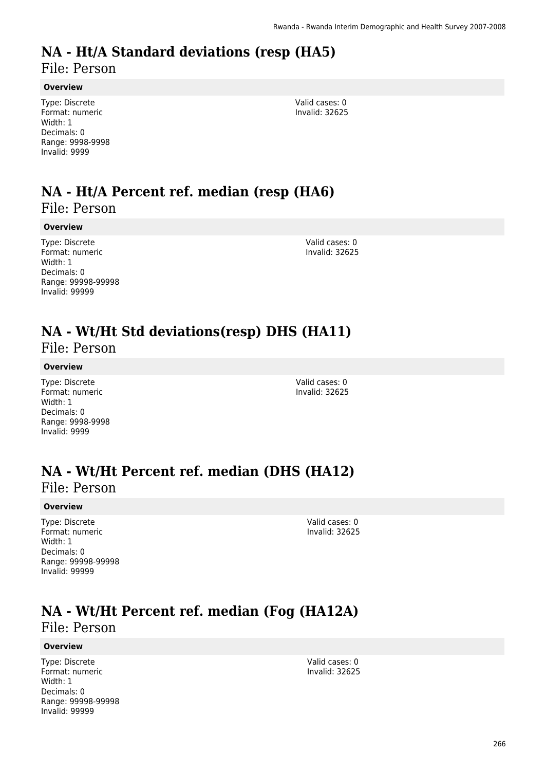# NA - Ht/A Standard deviations (resp (HA5)

File: Person

**Overview**

Type: Discrete
Format: numeric
Width: 1
Decimals: 0
Range: 9998-9998
Invalid: 9999

Valid cases: 0
Invalid: 32625

# NA - Ht/A Percent ref. median (resp (HA6)

File: Person

**Overview**

Type: Discrete
Format: numeric
Width: 1
Decimals: 0
Range: 99998-99998
Invalid: 99999

Valid cases: 0
Invalid: 32625

# NA - Wt/Ht Std deviations(resp) DHS (HA11)

File: Person

**Overview**

Type: Discrete
Format: numeric
Width: 1
Decimals: 0
Range: 9998-9998
Invalid: 9999

Valid cases: 0
Invalid: 32625

# NA - Wt/Ht Percent ref. median (DHS (HA12)

File: Person

**Overview**

Type: Discrete
Format: numeric
Width: 1
Decimals: 0
Range: 99998-99998
Invalid: 99999

Valid cases: 0
Invalid: 32625

# NA - Wt/Ht Percent ref. median (Fog (HA12A)

File: Person

**Overview**

Type: Discrete
Format: numeric
Width: 1
Decimals: 0
Range: 99998-99998
Invalid: 99999

Valid cases: 0
Invalid: 32625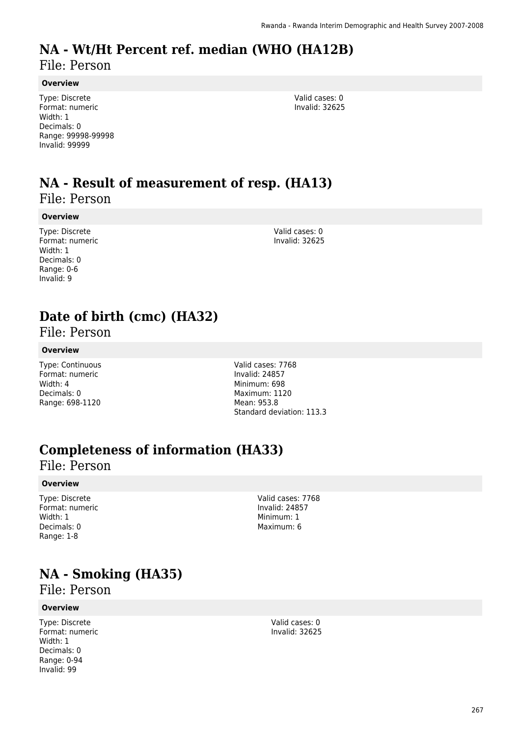# NA - Wt/Ht Percent ref. median (WHO (HA12B)

File: Person

**Overview**

Type: Discrete
Format: numeric
Width: 1
Decimals: 0
Range: 99998-99998
Invalid: 99999

Valid cases: 0
Invalid: 32625

# NA - Result of measurement of resp. (HA13)

File: Person

**Overview**

Type: Discrete
Format: numeric
Width: 1
Decimals: 0
Range: 0-6
Invalid: 9

Valid cases: 0
Invalid: 32625

# Date of birth (cmc) (HA32)

File: Person

**Overview**

Type: Continuous
Format: numeric
Width: 4
Decimals: 0
Range: 698-1120

Valid cases: 7768
Invalid: 24857
Minimum: 698
Maximum: 1120
Mean: 953.8
Standard deviation: 113.3

# Completeness of information (HA33)

File: Person

**Overview**

Type: Discrete
Format: numeric
Width: 1
Decimals: 0
Range: 1-8

Valid cases: 7768
Invalid: 24857
Minimum: 1
Maximum: 6

# NA - Smoking (HA35)

File: Person

**Overview**

Type: Discrete
Format: numeric
Width: 1
Decimals: 0
Range: 0-94
Invalid: 99

Valid cases: 0
Invalid: 32625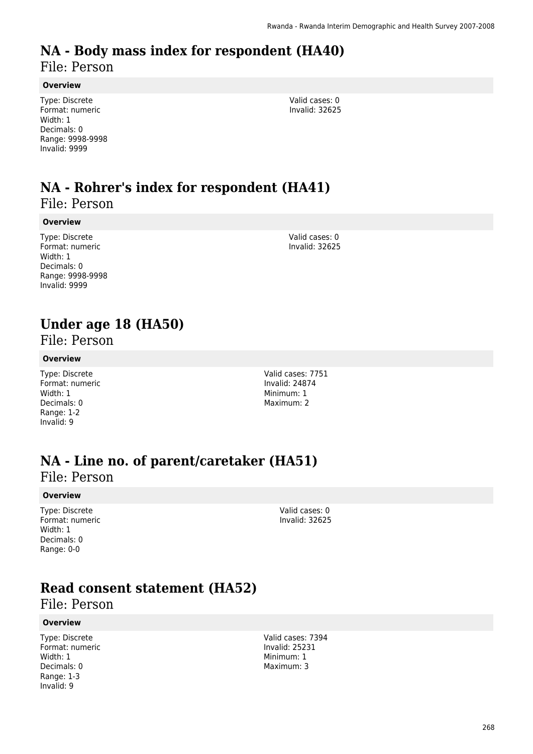# NA - Body mass index for respondent (HA40)

File: Person

**Overview**

Type: Discrete
Format: numeric
Width: 1
Decimals: 0
Range: 9998-9998
Invalid: 9999

Valid cases: 0
Invalid: 32625

# NA - Rohrer's index for respondent (HA41)

File: Person

**Overview**

Type: Discrete
Format: numeric
Width: 1
Decimals: 0
Range: 9998-9998
Invalid: 9999

Valid cases: 0
Invalid: 32625

# Under age 18 (HA50)

File: Person

**Overview**

Type: Discrete
Format: numeric
Width: 1
Decimals: 0
Range: 1-2
Invalid: 9

Valid cases: 7751
Invalid: 24874
Minimum: 1
Maximum: 2

# NA - Line no. of parent/caretaker (HA51)

File: Person

**Overview**

Type: Discrete
Format: numeric
Width: 1
Decimals: 0
Range: 0-0

Valid cases: 0
Invalid: 32625

# Read consent statement (HA52)

File: Person

**Overview**

Type: Discrete
Format: numeric
Width: 1
Decimals: 0
Range: 1-3
Invalid: 9

Valid cases: 7394
Invalid: 25231
Minimum: 1
Maximum: 3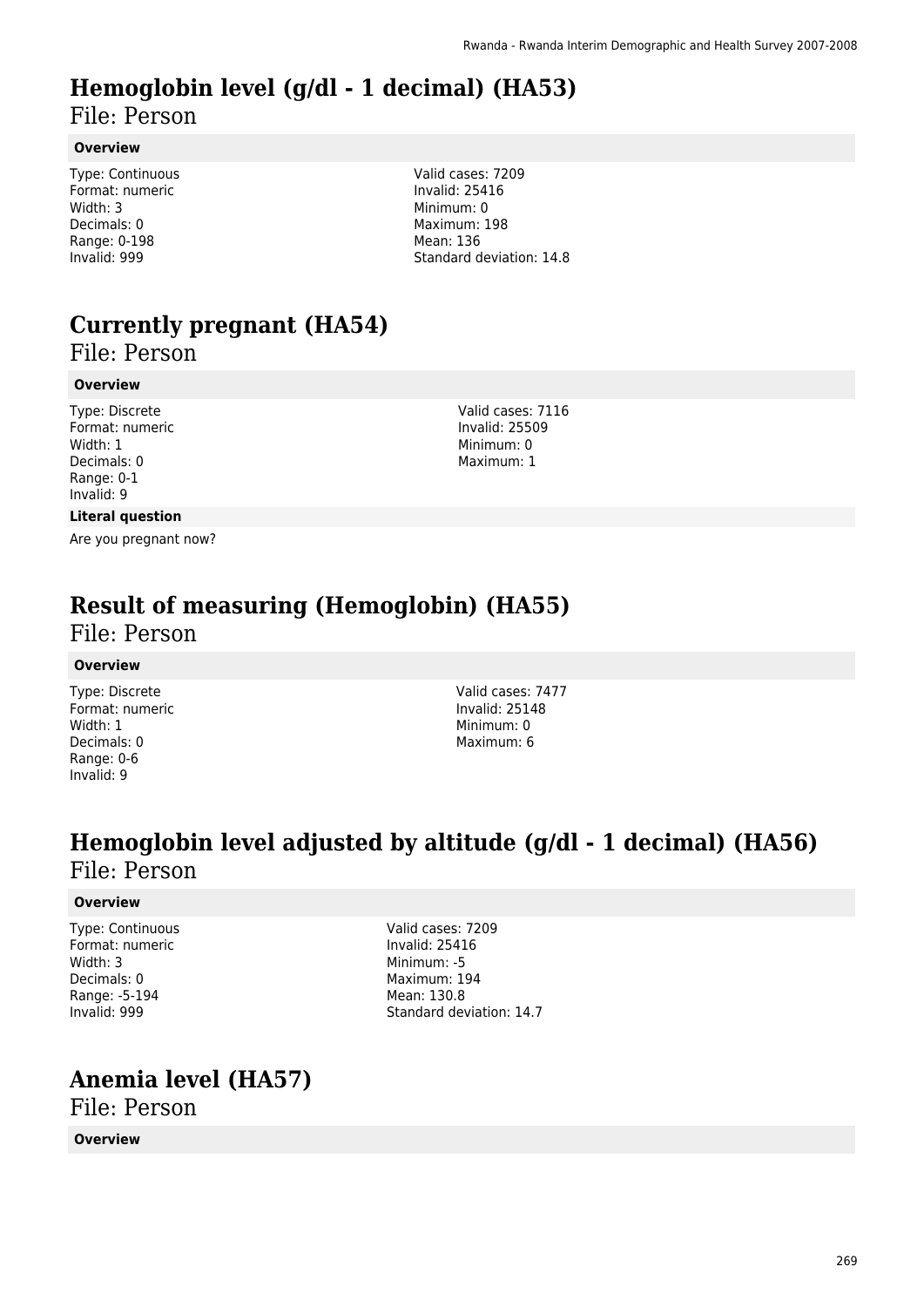# Hemoglobin level (g/dl - 1 decimal) (HA53)

File: Person

### Overview

Type: Continuous
Format: numeric
Width: 3
Decimals: 0
Range: 0-198
Invalid: 999

Valid cases: 7209
Invalid: 25416
Minimum: 0
Maximum: 198
Mean: 136
Standard deviation: 14.8

# Currently pregnant (HA54)

File: Person

### Overview

Type: Discrete
Format: numeric
Width: 1
Decimals: 0
Range: 0-1
Invalid: 9

Valid cases: 7116
Invalid: 25509
Minimum: 0
Maximum: 1

### Literal question

Are you pregnant now?

# Result of measuring (Hemoglobin) (HA55)

File: Person

### Overview

Type: Discrete
Format: numeric
Width: 1
Decimals: 0
Range: 0-6
Invalid: 9

Valid cases: 7477
Invalid: 25148
Minimum: 0
Maximum: 6

# Hemoglobin level adjusted by altitude (g/dl - 1 decimal) (HA56)

File: Person

### Overview

Type: Continuous
Format: numeric
Width: 3
Decimals: 0
Range: -5-194
Invalid: 999

Valid cases: 7209
Invalid: 25416
Minimum: -5
Maximum: 194
Mean: 130.8
Standard deviation: 14.7

# Anemia level (HA57)

File: Person

### Overview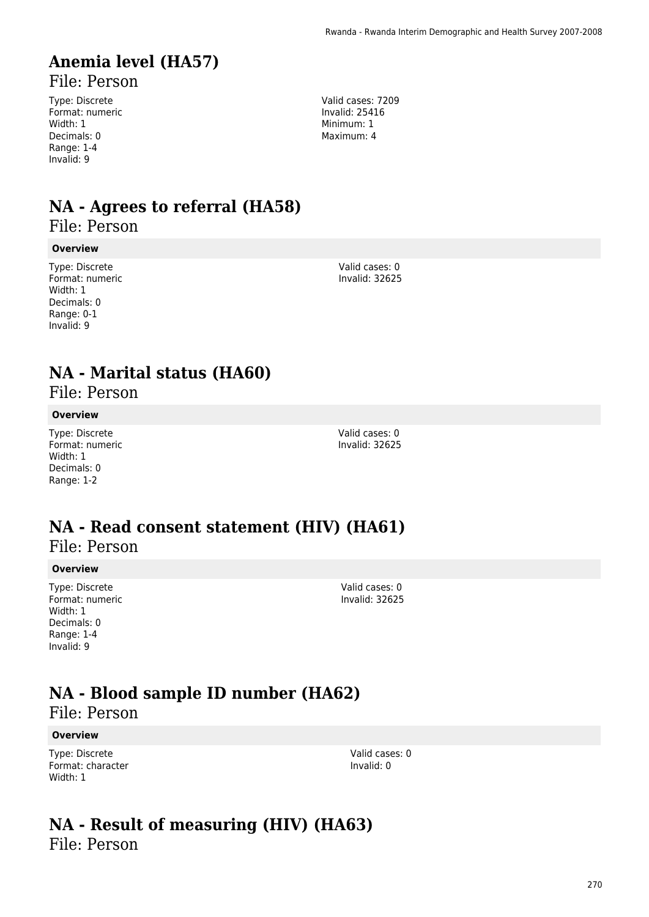# Anemia level (HA57)

File: Person

Type: Discrete
Format: numeric
Width: 1
Decimals: 0
Range: 1-4
Invalid: 9

Valid cases: 7209
Invalid: 25416
Minimum: 1
Maximum: 4

# NA - Agrees to referral (HA58)

File: Person

**Overview**

Type: Discrete
Format: numeric
Width: 1
Decimals: 0
Range: 0-1
Invalid: 9

Valid cases: 0
Invalid: 32625

# NA - Marital status (HA60)

File: Person

**Overview**

Type: Discrete
Format: numeric
Width: 1
Decimals: 0
Range: 1-2

Valid cases: 0
Invalid: 32625

# NA - Read consent statement (HIV) (HA61)

File: Person

**Overview**

Type: Discrete
Format: numeric
Width: 1
Decimals: 0
Range: 1-4
Invalid: 9

Valid cases: 0
Invalid: 32625

# NA - Blood sample ID number (HA62)

File: Person

**Overview**

Type: Discrete
Format: character
Width: 1

Valid cases: 0
Invalid: 0

# NA - Result of measuring (HIV) (HA63)

File: Person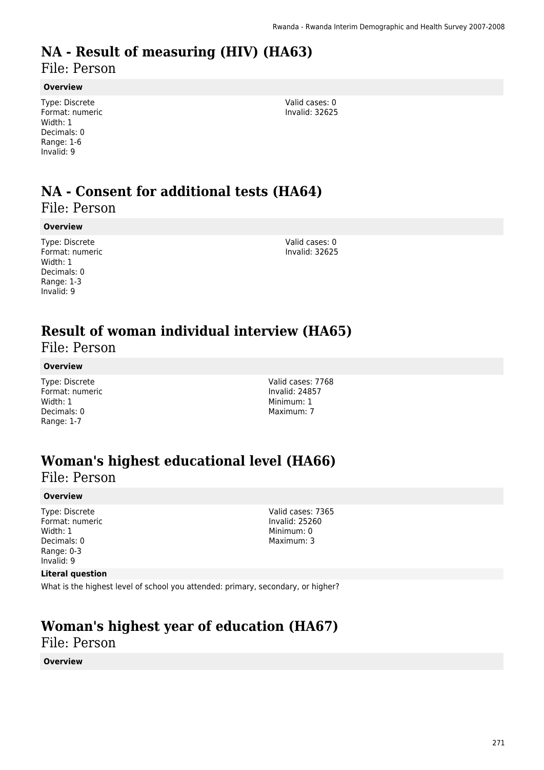# NA - Result of measuring (HIV) (HA63)

File: Person

### Overview

Type: Discrete
Format: numeric
Width: 1
Decimals: 0
Range: 1-6
Invalid: 9

Valid cases: 0
Invalid: 32625

# NA - Consent for additional tests (HA64)

File: Person

### Overview

Type: Discrete
Format: numeric
Width: 1
Decimals: 0
Range: 1-3
Invalid: 9

Valid cases: 0
Invalid: 32625

# Result of woman individual interview (HA65)

File: Person

### Overview

Type: Discrete
Format: numeric
Width: 1
Decimals: 0
Range: 1-7

Valid cases: 7768
Invalid: 24857
Minimum: 1
Maximum: 7

# Woman's highest educational level (HA66)

File: Person

### Overview

Type: Discrete
Format: numeric
Width: 1
Decimals: 0
Range: 0-3
Invalid: 9

Valid cases: 7365
Invalid: 25260
Minimum: 0
Maximum: 3

### Literal question

What is the highest level of school you attended: primary, secondary, or higher?

# Woman's highest year of education (HA67)

File: Person

### Overview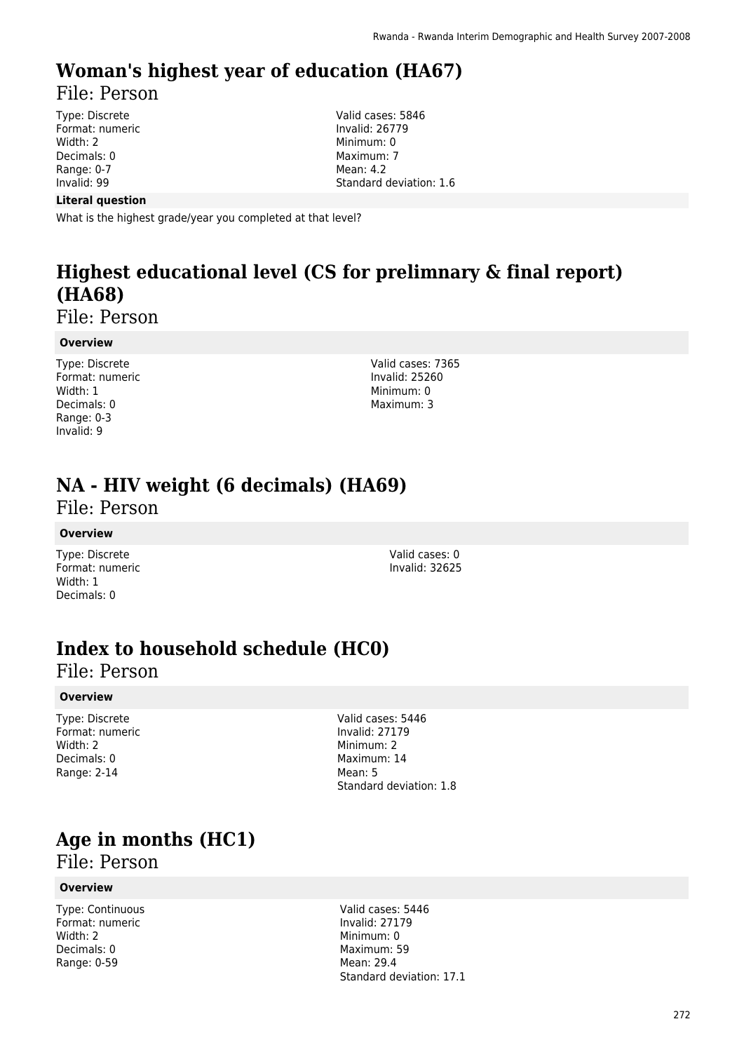## Woman's highest year of education (HA67)

File: Person

Type: Discrete
Format: numeric
Width: 2
Decimals: 0
Range: 0-7
Invalid: 99

Valid cases: 5846
Invalid: 26779
Minimum: 0
Maximum: 7
Mean: 4.2
Standard deviation: 1.6

**Literal question**

What is the highest grade/year you completed at that level?

## Highest educational level (CS for prelimnary & final report) (HA68)

File: Person

**Overview**

Type: Discrete
Format: numeric
Width: 1
Decimals: 0
Range: 0-3
Invalid: 9

Valid cases: 7365
Invalid: 25260
Minimum: 0
Maximum: 3

## NA - HIV weight (6 decimals) (HA69)

File: Person

**Overview**

Type: Discrete
Format: numeric
Width: 1
Decimals: 0

Valid cases: 0
Invalid: 32625

## Index to household schedule (HC0)

File: Person

**Overview**

Type: Discrete
Format: numeric
Width: 2
Decimals: 0
Range: 2-14

Valid cases: 5446
Invalid: 27179
Minimum: 2
Maximum: 14
Mean: 5
Standard deviation: 1.8

## Age in months (HC1)

File: Person

**Overview**

Type: Continuous
Format: numeric
Width: 2
Decimals: 0
Range: 0-59

Valid cases: 5446
Invalid: 27179
Minimum: 0
Maximum: 59
Mean: 29.4
Standard deviation: 17.1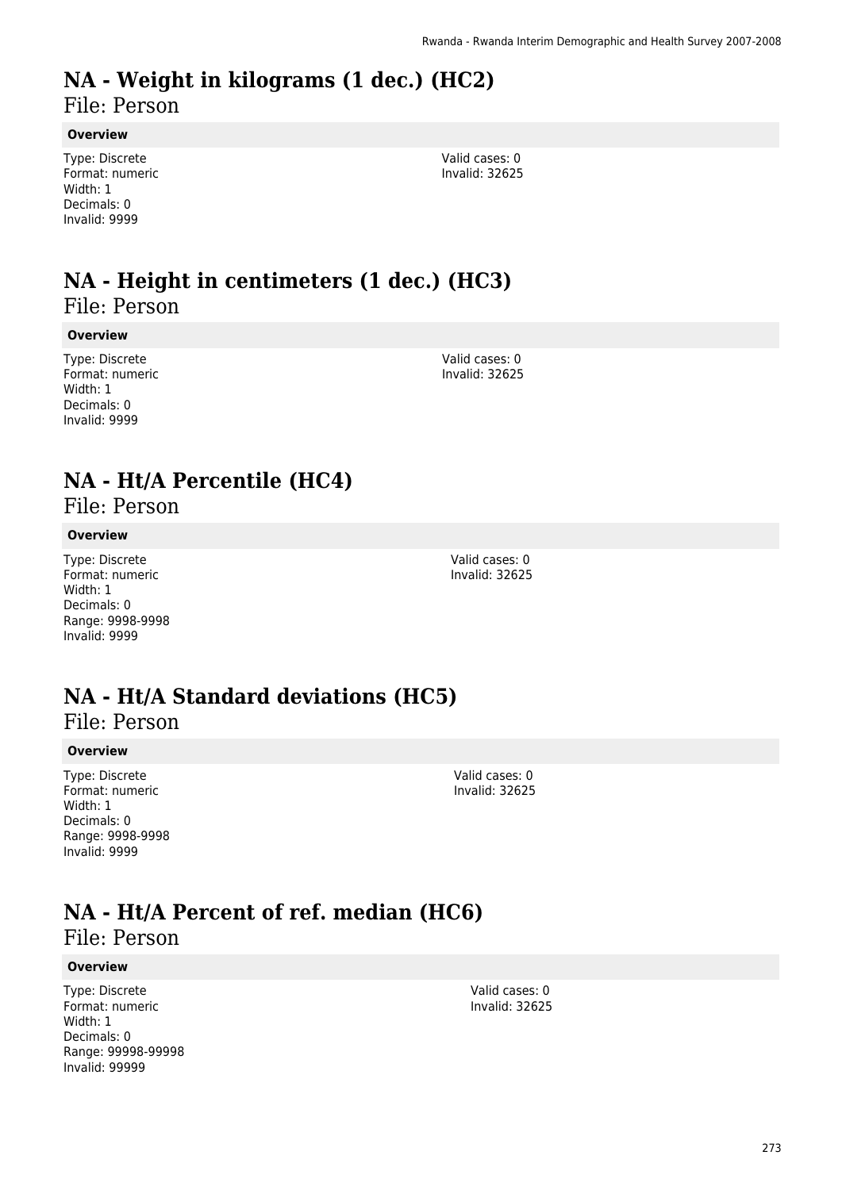# NA - Weight in kilograms (1 dec.) (HC2)

File: Person

### Overview

Type: Discrete
Format: numeric
Width: 1
Decimals: 0
Invalid: 9999

Valid cases: 0
Invalid: 32625

# NA - Height in centimeters (1 dec.) (HC3)

File: Person

### Overview

Type: Discrete
Format: numeric
Width: 1
Decimals: 0
Invalid: 9999

Valid cases: 0
Invalid: 32625

# NA - Ht/A Percentile (HC4)

File: Person

### Overview

Type: Discrete
Format: numeric
Width: 1
Decimals: 0
Range: 9998-9998
Invalid: 9999

Valid cases: 0
Invalid: 32625

# NA - Ht/A Standard deviations (HC5)

File: Person

### Overview

Type: Discrete
Format: numeric
Width: 1
Decimals: 0
Range: 9998-9998
Invalid: 9999

Valid cases: 0
Invalid: 32625

# NA - Ht/A Percent of ref. median (HC6)

File: Person

### Overview

Type: Discrete
Format: numeric
Width: 1
Decimals: 0
Range: 99998-99998
Invalid: 99999

Valid cases: 0
Invalid: 32625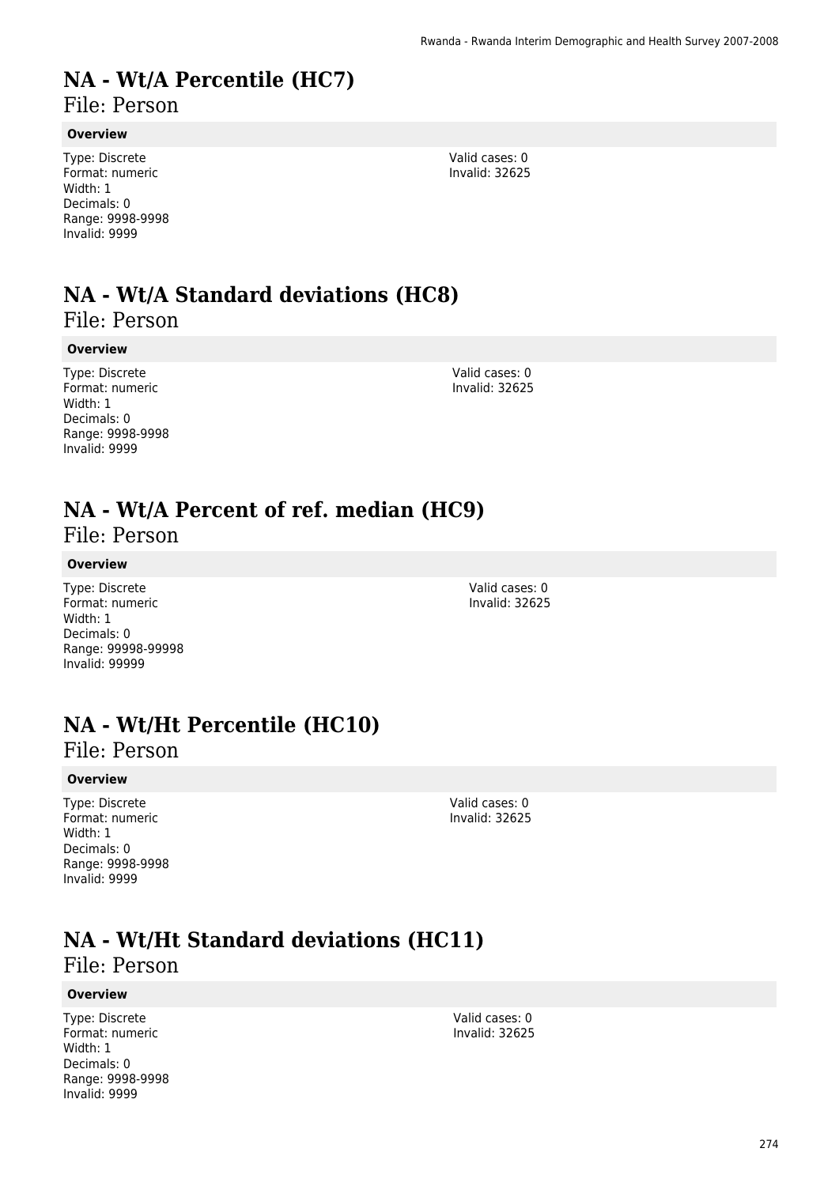# NA - Wt/A Percentile (HC7)

File: Person

### Overview

Type: Discrete
Format: numeric
Width: 1
Decimals: 0
Range: 9998-9998
Invalid: 9999

Valid cases: 0
Invalid: 32625

# NA - Wt/A Standard deviations (HC8)

File: Person

### Overview

Type: Discrete
Format: numeric
Width: 1
Decimals: 0
Range: 9998-9998
Invalid: 9999

Valid cases: 0
Invalid: 32625

# NA - Wt/A Percent of ref. median (HC9)

File: Person

### Overview

Type: Discrete
Format: numeric
Width: 1
Decimals: 0
Range: 99998-99998
Invalid: 99999

Valid cases: 0
Invalid: 32625

# NA - Wt/Ht Percentile (HC10)

File: Person

### Overview

Type: Discrete
Format: numeric
Width: 1
Decimals: 0
Range: 9998-9998
Invalid: 9999

Valid cases: 0
Invalid: 32625

# NA - Wt/Ht Standard deviations (HC11)

File: Person

### Overview

Type: Discrete
Format: numeric
Width: 1
Decimals: 0
Range: 9998-9998
Invalid: 9999

Valid cases: 0
Invalid: 32625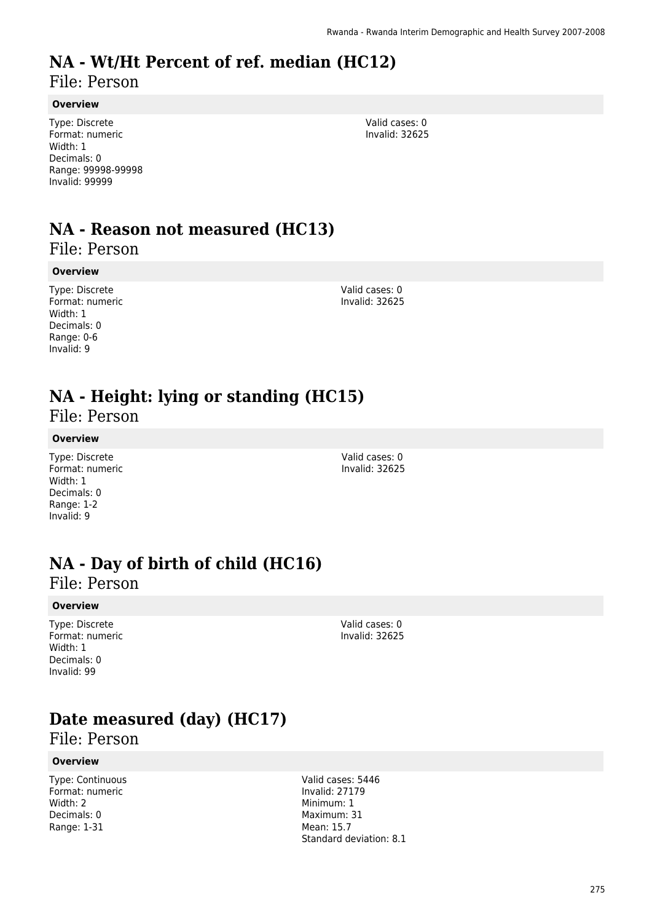# NA - Wt/Ht Percent of ref. median (HC12)

File: Person

**Overview**

Type: Discrete
Format: numeric
Width: 1
Decimals: 0
Range: 99998-99998
Invalid: 99999

Valid cases: 0
Invalid: 32625

# NA - Reason not measured (HC13)

File: Person

**Overview**

Type: Discrete
Format: numeric
Width: 1
Decimals: 0
Range: 0-6
Invalid: 9

Valid cases: 0
Invalid: 32625

# NA - Height: lying or standing (HC15)

File: Person

**Overview**

Type: Discrete
Format: numeric
Width: 1
Decimals: 0
Range: 1-2
Invalid: 9

Valid cases: 0
Invalid: 32625

# NA - Day of birth of child (HC16)

File: Person

**Overview**

Type: Discrete
Format: numeric
Width: 1
Decimals: 0
Invalid: 99

Valid cases: 0
Invalid: 32625

# Date measured (day) (HC17)

File: Person

**Overview**

Type: Continuous
Format: numeric
Width: 2
Decimals: 0
Range: 1-31

Valid cases: 5446
Invalid: 27179
Minimum: 1
Maximum: 31
Mean: 15.7
Standard deviation: 8.1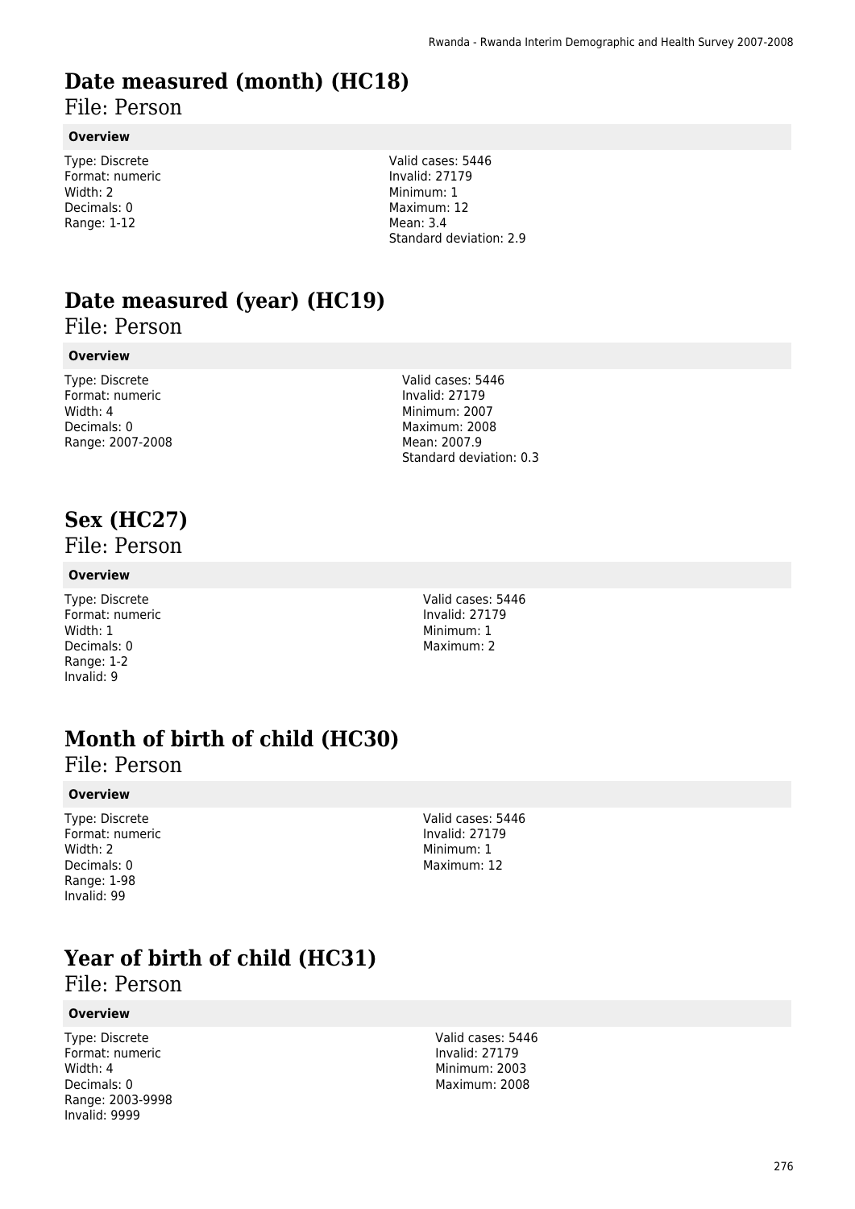# Date measured (month) (HC18)

File: Person

**Overview**

Type: Discrete
Format: numeric
Width: 2
Decimals: 0
Range: 1-12

Valid cases: 5446
Invalid: 27179
Minimum: 1
Maximum: 12
Mean: 3.4
Standard deviation: 2.9

# Date measured (year) (HC19)

File: Person

**Overview**

Type: Discrete
Format: numeric
Width: 4
Decimals: 0
Range: 2007-2008

Valid cases: 5446
Invalid: 27179
Minimum: 2007
Maximum: 2008
Mean: 2007.9
Standard deviation: 0.3

# Sex (HC27)

File: Person

**Overview**

Type: Discrete
Format: numeric
Width: 1
Decimals: 0
Range: 1-2
Invalid: 9

Valid cases: 5446
Invalid: 27179
Minimum: 1
Maximum: 2

# Month of birth of child (HC30)

File: Person

**Overview**

Type: Discrete
Format: numeric
Width: 2
Decimals: 0
Range: 1-98
Invalid: 99

Valid cases: 5446
Invalid: 27179
Minimum: 1
Maximum: 12

# Year of birth of child (HC31)

File: Person

**Overview**

Type: Discrete
Format: numeric
Width: 4
Decimals: 0
Range: 2003-9998
Invalid: 9999

Valid cases: 5446
Invalid: 27179
Minimum: 2003
Maximum: 2008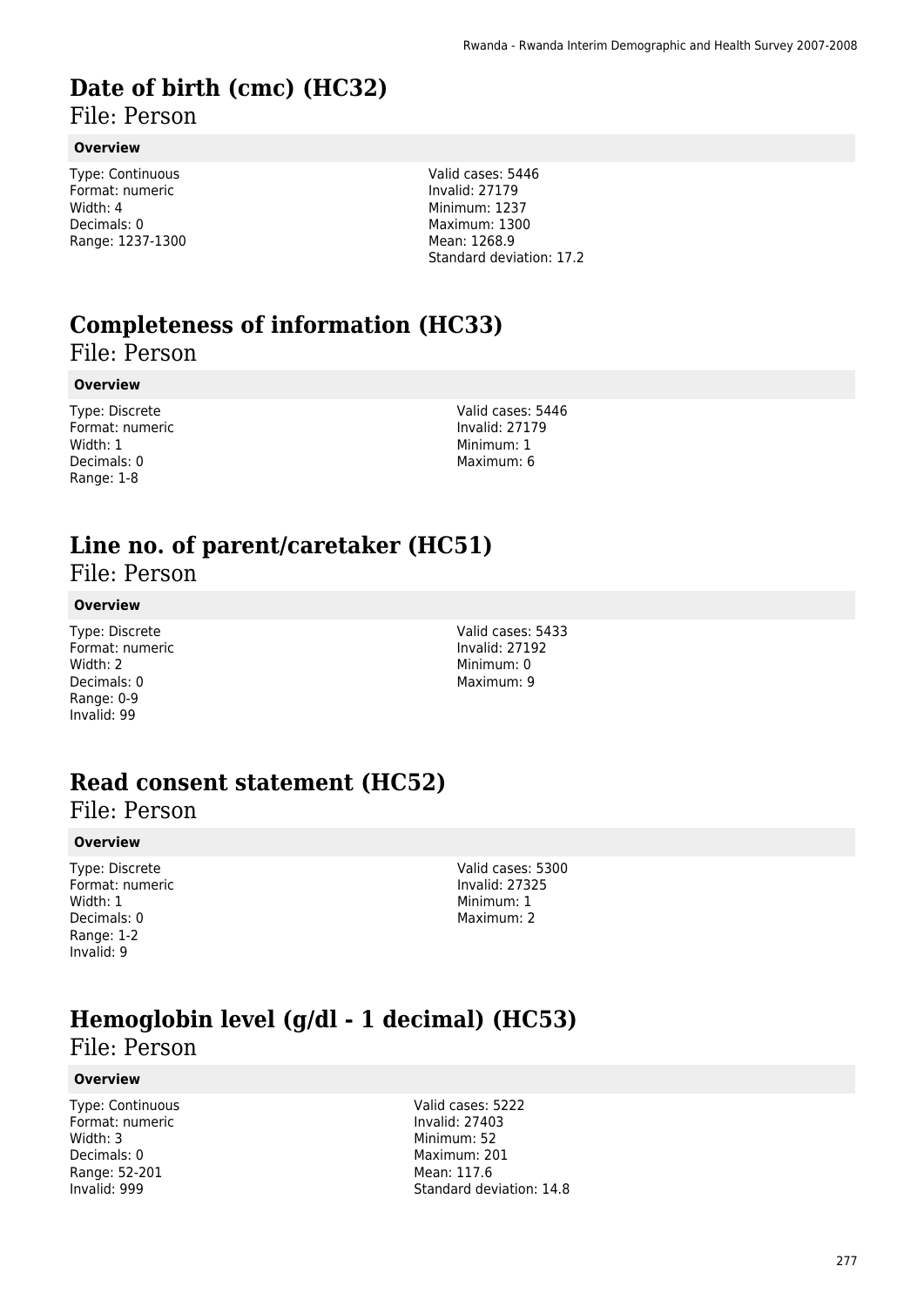# Date of birth (cmc) (HC32)

File: Person

**Overview**

Type: Continuous
Format: numeric
Width: 4
Decimals: 0
Range: 1237-1300

Valid cases: 5446
Invalid: 27179
Minimum: 1237
Maximum: 1300
Mean: 1268.9
Standard deviation: 17.2

# Completeness of information (HC33)

File: Person

**Overview**

Type: Discrete
Format: numeric
Width: 1
Decimals: 0
Range: 1-8

Valid cases: 5446
Invalid: 27179
Minimum: 1
Maximum: 6

# Line no. of parent/caretaker (HC51)

File: Person

**Overview**

Type: Discrete
Format: numeric
Width: 2
Decimals: 0
Range: 0-9
Invalid: 99

Valid cases: 5433
Invalid: 27192
Minimum: 0
Maximum: 9

# Read consent statement (HC52)

File: Person

**Overview**

Type: Discrete
Format: numeric
Width: 1
Decimals: 0
Range: 1-2
Invalid: 9

Valid cases: 5300
Invalid: 27325
Minimum: 1
Maximum: 2

# Hemoglobin level (g/dl - 1 decimal) (HC53)

File: Person

**Overview**

Type: Continuous
Format: numeric
Width: 3
Decimals: 0
Range: 52-201
Invalid: 999

Valid cases: 5222
Invalid: 27403
Minimum: 52
Maximum: 201
Mean: 117.6
Standard deviation: 14.8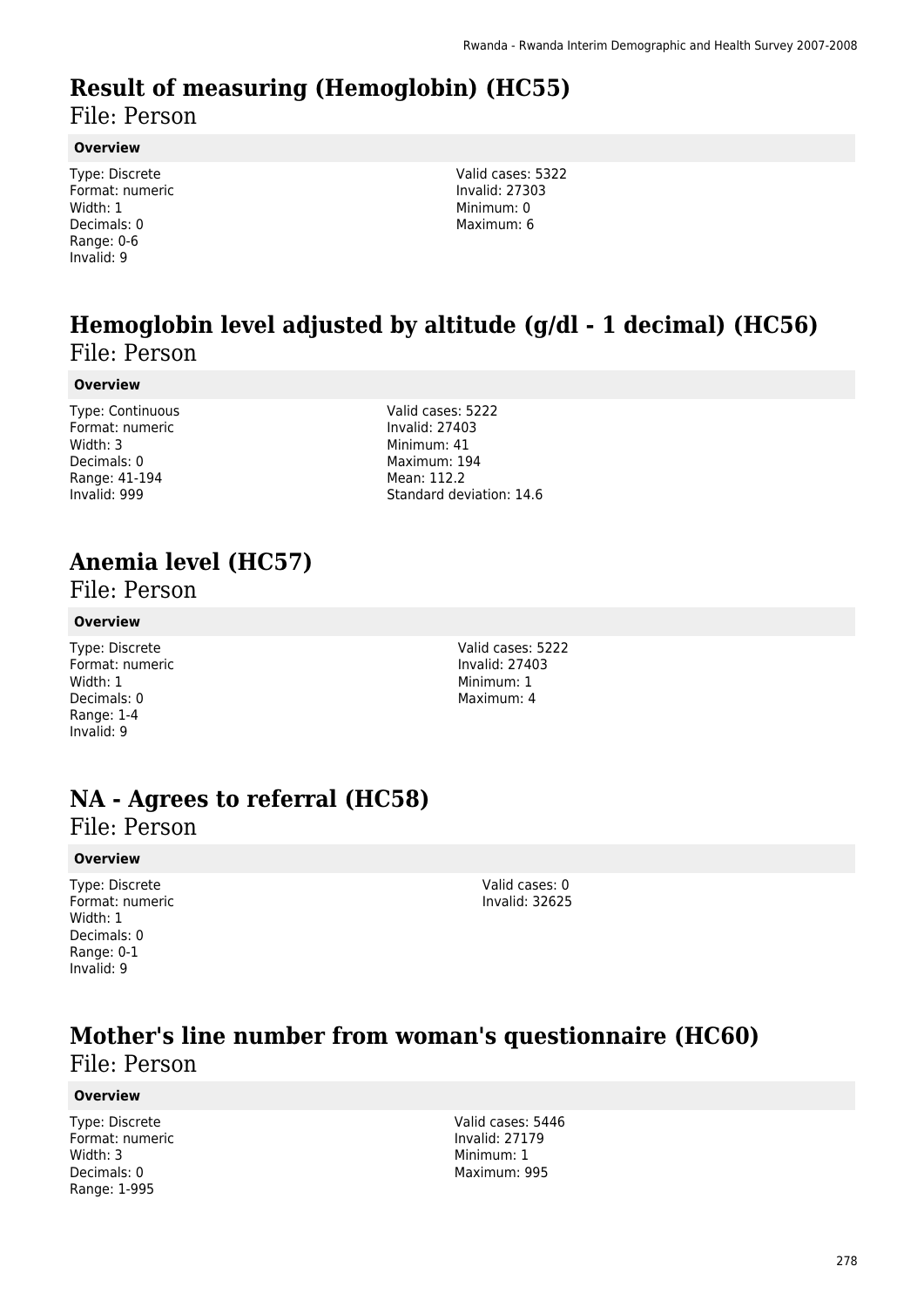# Result of measuring (Hemoglobin) (HC55)

File: Person

### Overview

Type: Discrete
Format: numeric
Width: 1
Decimals: 0
Range: 0-6
Invalid: 9

Valid cases: 5322
Invalid: 27303
Minimum: 0
Maximum: 6

# Hemoglobin level adjusted by altitude (g/dl - 1 decimal) (HC56)

File: Person

### Overview

Type: Continuous
Format: numeric
Width: 3
Decimals: 0
Range: 41-194
Invalid: 999

Valid cases: 5222
Invalid: 27403
Minimum: 41
Maximum: 194
Mean: 112.2
Standard deviation: 14.6

# Anemia level (HC57)

File: Person

### Overview

Type: Discrete
Format: numeric
Width: 1
Decimals: 0
Range: 1-4
Invalid: 9

Valid cases: 5222
Invalid: 27403
Minimum: 1
Maximum: 4

# NA - Agrees to referral (HC58)

File: Person

### Overview

Type: Discrete
Format: numeric
Width: 1
Decimals: 0
Range: 0-1
Invalid: 9

Valid cases: 0
Invalid: 32625

# Mother's line number from woman's questionnaire (HC60)

File: Person

### Overview

Type: Discrete
Format: numeric
Width: 3
Decimals: 0
Range: 1-995

Valid cases: 5446
Invalid: 27179
Minimum: 1
Maximum: 995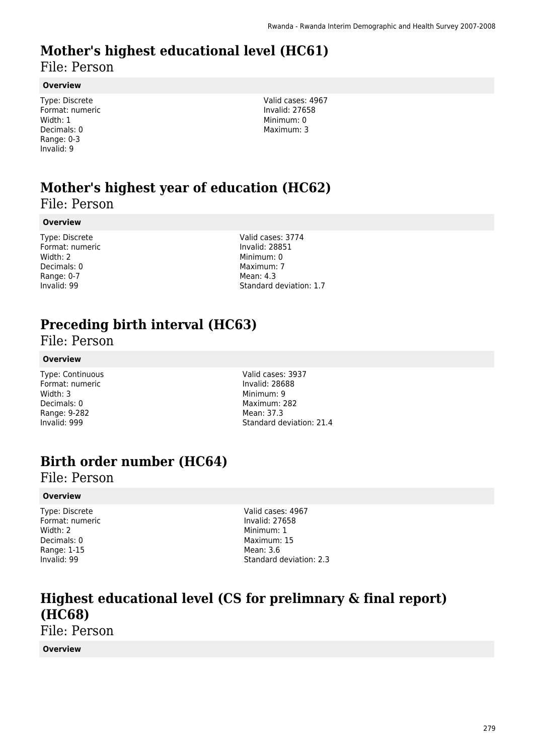# Mother's highest educational level (HC61)

File: Person

**Overview**

Type: Discrete
Format: numeric
Width: 1
Decimals: 0
Range: 0-3
Invalid: 9

Valid cases: 4967
Invalid: 27658
Minimum: 0
Maximum: 3

# Mother's highest year of education (HC62)

File: Person

**Overview**

Type: Discrete
Format: numeric
Width: 2
Decimals: 0
Range: 0-7
Invalid: 99

Valid cases: 3774
Invalid: 28851
Minimum: 0
Maximum: 7
Mean: 4.3
Standard deviation: 1.7

# Preceding birth interval (HC63)

File: Person

**Overview**

Type: Continuous
Format: numeric
Width: 3
Decimals: 0
Range: 9-282
Invalid: 999

Valid cases: 3937
Invalid: 28688
Minimum: 9
Maximum: 282
Mean: 37.3
Standard deviation: 21.4

# Birth order number (HC64)

File: Person

**Overview**

Type: Discrete
Format: numeric
Width: 2
Decimals: 0
Range: 1-15
Invalid: 99

Valid cases: 4967
Invalid: 27658
Minimum: 1
Maximum: 15
Mean: 3.6
Standard deviation: 2.3

# Highest educational level (CS for prelimnary & final report) (HC68)

File: Person

**Overview**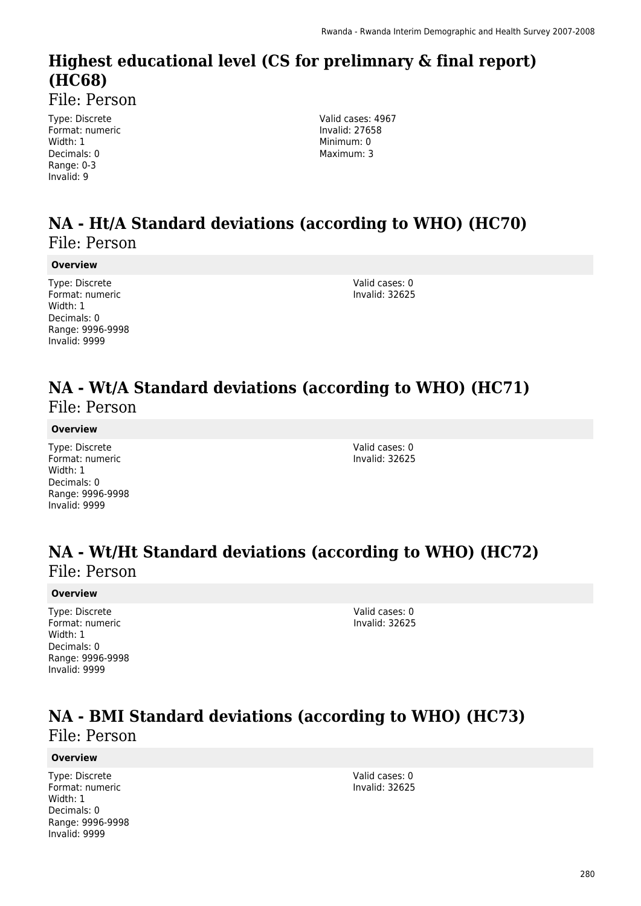## Highest educational level (CS for prelimnary & final report) (HC68)

File: Person

Type: Discrete
Format: numeric
Width: 1
Decimals: 0
Range: 0-3
Invalid: 9

Valid cases: 4967
Invalid: 27658
Minimum: 0
Maximum: 3

## NA - Ht/A Standard deviations (according to WHO) (HC70)

File: Person

**Overview**

Type: Discrete
Format: numeric
Width: 1
Decimals: 0
Range: 9996-9998
Invalid: 9999

Valid cases: 0
Invalid: 32625

## NA - Wt/A Standard deviations (according to WHO) (HC71)

File: Person

**Overview**

Type: Discrete
Format: numeric
Width: 1
Decimals: 0
Range: 9996-9998
Invalid: 9999

Valid cases: 0
Invalid: 32625

## NA - Wt/Ht Standard deviations (according to WHO) (HC72)

File: Person

**Overview**

Type: Discrete
Format: numeric
Width: 1
Decimals: 0
Range: 9996-9998
Invalid: 9999

Valid cases: 0
Invalid: 32625

## NA - BMI Standard deviations (according to WHO) (HC73)

File: Person

**Overview**

Type: Discrete
Format: numeric
Width: 1
Decimals: 0
Range: 9996-9998
Invalid: 9999

Valid cases: 0
Invalid: 32625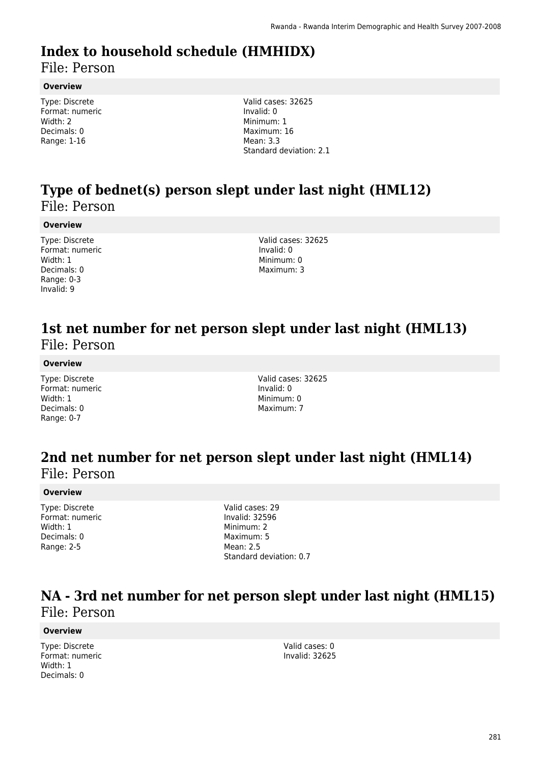# Index to household schedule (HMHIDX)

File: Person

### Overview

Type: Discrete
Format: numeric
Width: 2
Decimals: 0
Range: 1-16

Valid cases: 32625
Invalid: 0
Minimum: 1
Maximum: 16
Mean: 3.3
Standard deviation: 2.1

# Type of bednet(s) person slept under last night (HML12)

File: Person

### Overview

Type: Discrete
Format: numeric
Width: 1
Decimals: 0
Range: 0-3
Invalid: 9

Valid cases: 32625
Invalid: 0
Minimum: 0
Maximum: 3

# 1st net number for net person slept under last night (HML13)

File: Person

### Overview

Type: Discrete
Format: numeric
Width: 1
Decimals: 0
Range: 0-7

Valid cases: 32625
Invalid: 0
Minimum: 0
Maximum: 7

# 2nd net number for net person slept under last night (HML14)

File: Person

### Overview

Type: Discrete
Format: numeric
Width: 1
Decimals: 0
Range: 2-5

Valid cases: 29
Invalid: 32596
Minimum: 2
Maximum: 5
Mean: 2.5
Standard deviation: 0.7

# NA - 3rd net number for net person slept under last night (HML15)

File: Person

### Overview

Type: Discrete
Format: numeric
Width: 1
Decimals: 0

Valid cases: 0
Invalid: 32625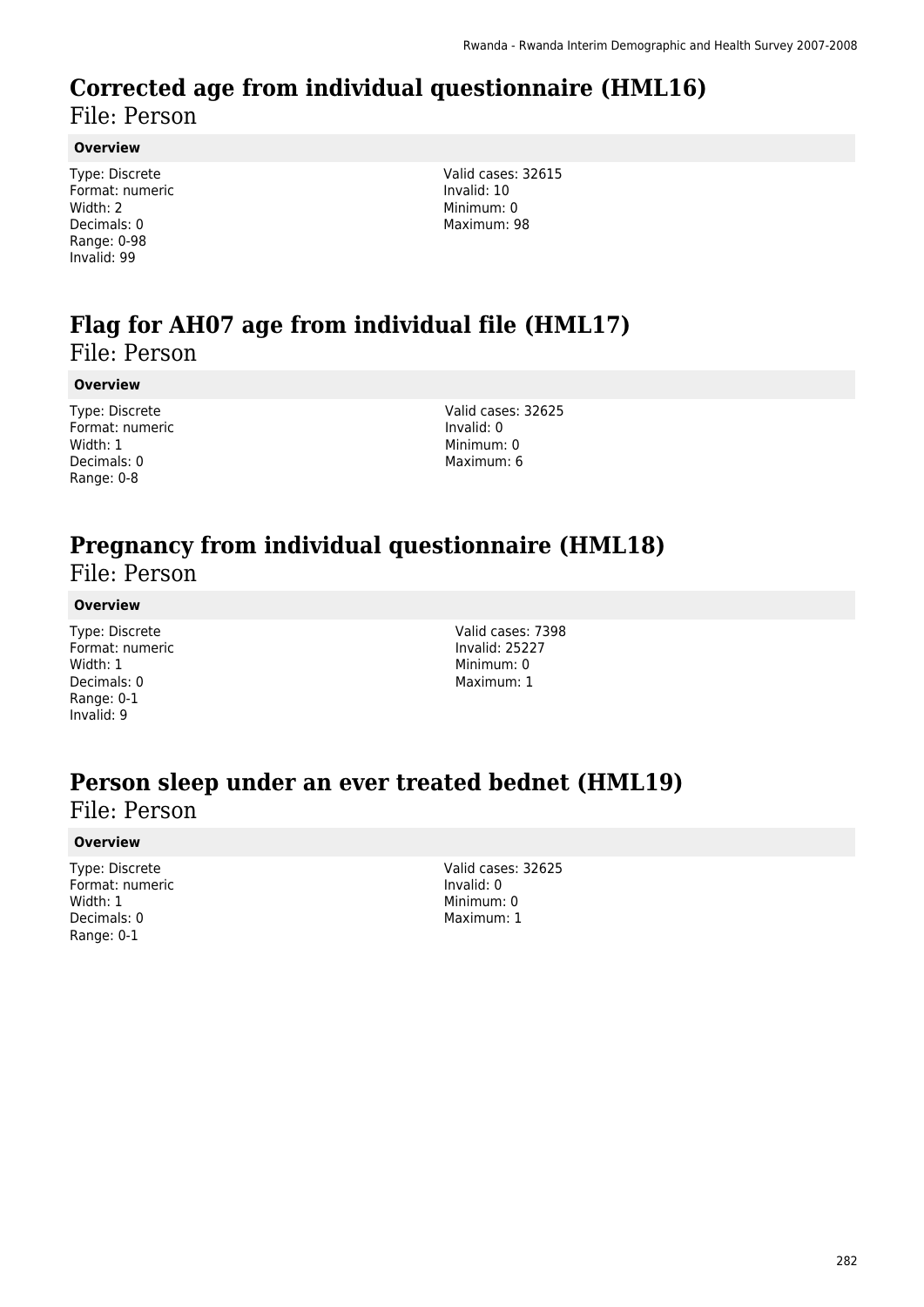# Corrected age from individual questionnaire (HML16)

File: Person

### Overview

Type: Discrete
Format: numeric
Width: 2
Decimals: 0
Range: 0-98
Invalid: 99

Valid cases: 32615
Invalid: 10
Minimum: 0
Maximum: 98

# Flag for AH07 age from individual file (HML17)

File: Person

### Overview

Type: Discrete
Format: numeric
Width: 1
Decimals: 0
Range: 0-8

Valid cases: 32625
Invalid: 0
Minimum: 0
Maximum: 6

# Pregnancy from individual questionnaire (HML18)

File: Person

### Overview

Type: Discrete
Format: numeric
Width: 1
Decimals: 0
Range: 0-1
Invalid: 9

Valid cases: 7398
Invalid: 25227
Minimum: 0
Maximum: 1

# Person sleep under an ever treated bednet (HML19)

File: Person

### Overview

Type: Discrete
Format: numeric
Width: 1
Decimals: 0
Range: 0-1

Valid cases: 32625
Invalid: 0
Minimum: 0
Maximum: 1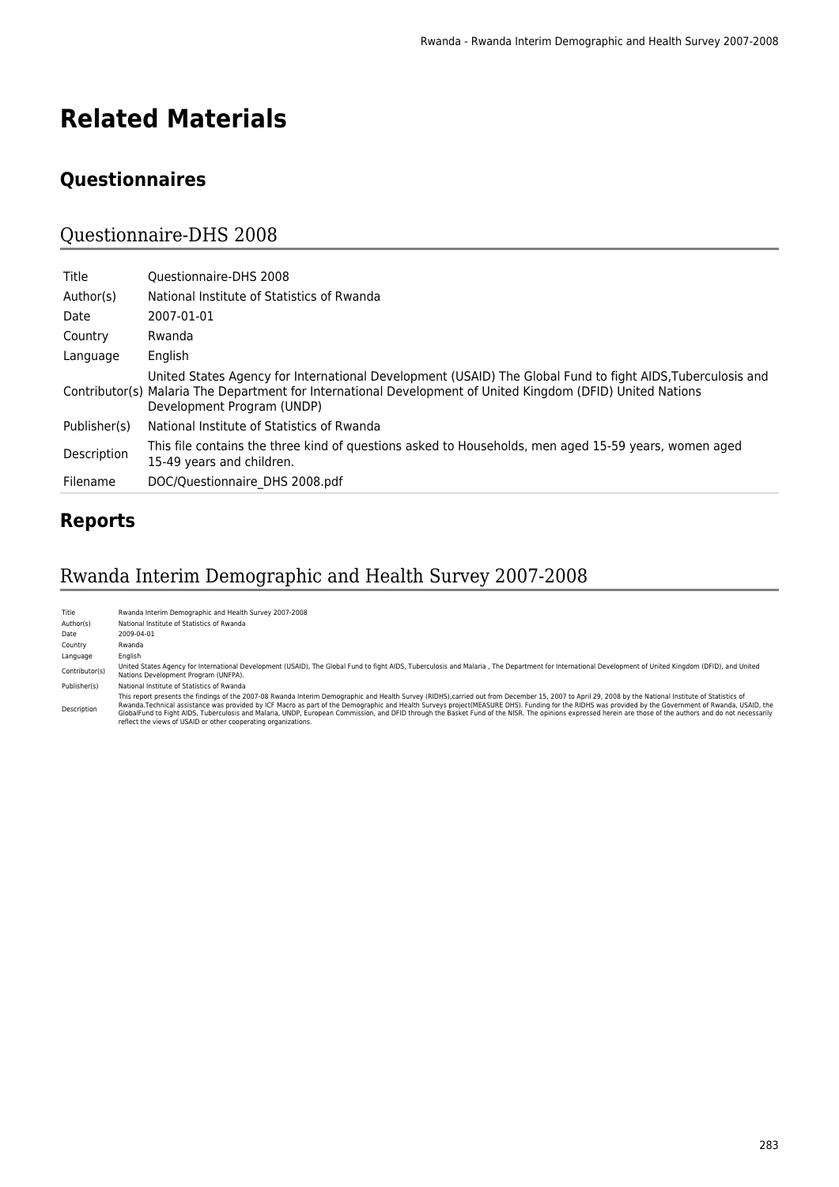# Related Materials

## Questionnaires

### Questionnaire-DHS 2008

| | |
|---|---|
| Title | Questionnaire-DHS 2008 |
| Author(s) | National Institute of Statistics of Rwanda |
| Date | 2007-01-01 |
| Country | Rwanda |
| Language | English |
| Contributor(s) | United States Agency for International Development (USAID) The Global Fund to fight AIDS,Tuberculosis and Malaria The Department for International Development of United Kingdom (DFID) United Nations Development Program (UNDP) |
| Publisher(s) | National Institute of Statistics of Rwanda |
| Description | This file contains the three kind of questions asked to Households, men aged 15-59 years, women aged 15-49 years and children. |
| Filename | DOC/Questionnaire_DHS 2008.pdf |

## Reports

### Rwanda Interim Demographic and Health Survey 2007-2008

| | |
|---|---|
| Title | Rwanda Interim Demographic and Health Survey 2007-2008 |
| Author(s) | National Institute of Statistics of Rwanda |
| Date | 2009-04-01 |
| Country | Rwanda |
| Language | English |
| Contributor(s) | United States Agency for International Development (USAID), The Global Fund to fight AIDS, Tuberculosis and Malaria , The Department for International Development of United Kingdom (DFID), and United Nations Development Program (UNFPA). |
| Publisher(s) | National Institute of Statistics of Rwanda |
| Description | This report presents the findings of the 2007-08 Rwanda Interim Demographic and Health Survey (RIDHS),carried out from December 15, 2007 to April 29, 2008 by the National Institute of Statistics of Rwanda.Technical assistance was provided by ICF Macro as part of the Demographic and Health Surveys project(MEASURE DHS). Funding for the RIDHS was provided by the Government of Rwanda, USAID, the GlobalFund to Fight AIDS, Tuberculosis and Malaria, UNDP, European Commission, and DFID through the Basket Fund of the NISR. The opinions expressed herein are those of the authors and do not necessarily reflect the views of USAID or other cooperating organizations. |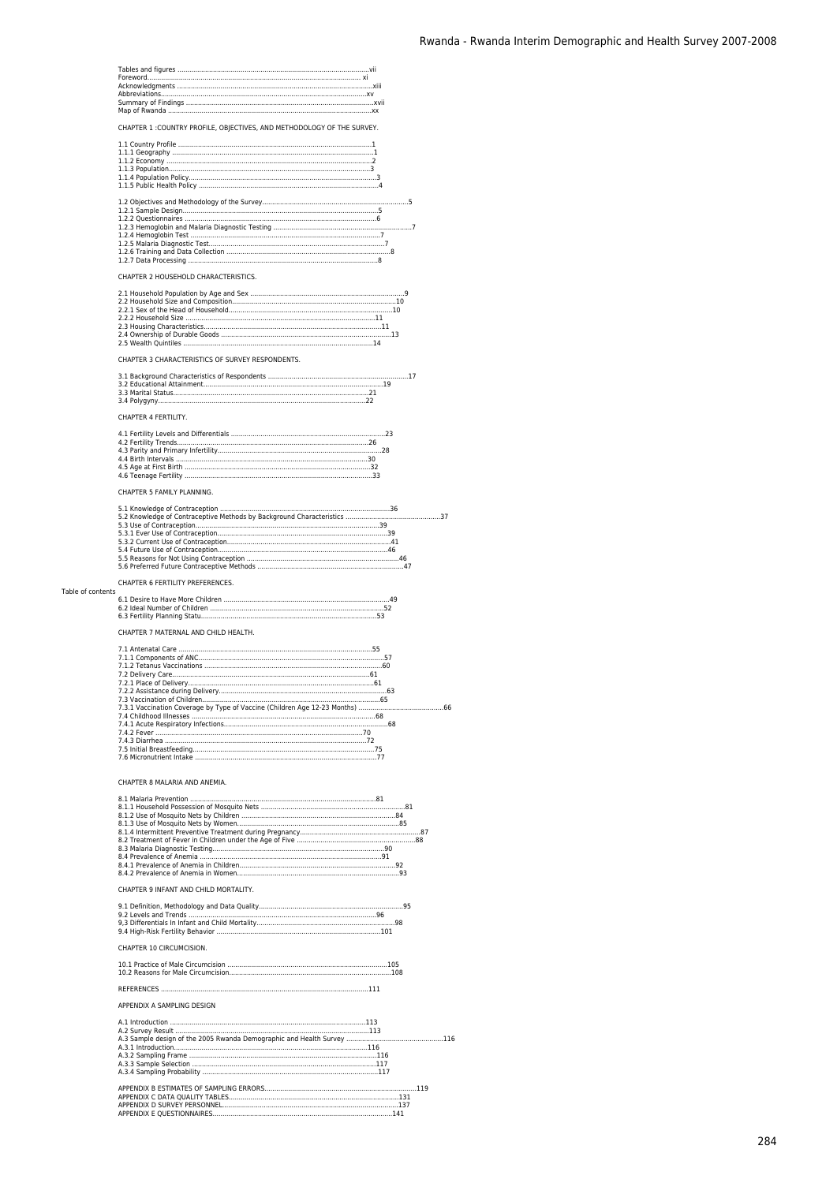Table of contents

Tables and figures ....................................................................................................vii
Foreword.................................................................................................... xi
Acknowledgments .....................................................................................................xiii
Abbreviations.........................................................................................................xv
Summary of Findings ...................................................................................................xvii
Map of Rwanda ........................................................................................................xx

CHAPTER 1 :COUNTRY PROFILE, OBJECTIVES, AND METHODOLOGY OF THE SURVEY.

1.1 Country Profile ......................................................................................................1
1.1.1 Geography ............................................................................................................1
1.1.2 Economy ...............................................................................................................2
1.1.3 Population.............................................................................................................3
1.1.4 Population Policy...................................................................................................3
1.1.5 Public Health Policy ..............................................................................................4

1.2 Objectives and Methodology of the Survey..............................................................................5
1.2.1 Sample Design.......................................................................................................5
1.2.2 Questionnaires .......................................................................................................6
1.2.3 Hemoglobin and Malaria Diagnostic Testing ............................................................................7
1.2.4 Hemoglobin Test ......................................................................................................7
1.2.5 Malaria Diagnostic Test..............................................................................................7
1.2.6 Training and Data Collection ...........................................................................................8
1.2.7 Data Processing ......................................................................................................8

CHAPTER 2 HOUSEHOLD CHARACTERISTICS.

2.1 Household Population by Age and Sex ........................................................................................9
2.2 Household Size and Composition..........................................................................................10
2.2.1 Sex of the Head of Household...............................................................................................10
2.2.2 Household Size .............................................................................................11
2.3 Housing Characteristics.............................................................................................11
2.4 Ownership of Durable Goods ........................................................................................13
2.5 Wealth Quintiles ...........................................................................................14

CHAPTER 3 CHARACTERISTICS OF SURVEY RESPONDENTS.

3.1 Background Characteristics of Respondents ..............................................................................17
3.2 Educational Attainment.......................................................................................19
3.3 Marital Status.......................................................................................21
3.4 Polygyny.........................................................................................22

CHAPTER 4 FERTILITY.

4.1 Fertility Levels and Differentials ............................................................................23
4.2 Fertility Trends................................................................................26
4.3 Parity and Primary Infertility........................................................................28
4.4 Birth Intervals ...........................................................................................30
4.5 Age at First Birth ........................................................................................32
4.6 Teenage Fertility .........................................................................................33

CHAPTER 5 FAMILY PLANNING.

5.1 Knowledge of Contraception .................................................................................36
5.2 Knowledge of Contraceptive Methods by Background Characteristics ................................................37
5.3 Use of Contraception...........................................................................39
5.3.1 Ever Use of Contraception......................................................................39
5.3.2 Current Use of Contraception......................................................................41
5.4 Future Use of Contraception.......................................................................46
5.5 Reasons for Not Using Contraception ..............................................................46
5.6 Preferred Future Contraceptive Methods ..............................................................47

CHAPTER 6 FERTILITY PREFERENCES.

6.1 Desire to Have More Children ...........................................................................49
6.2 Ideal Number of Children ...............................................................................52
6.3 Fertility Planning Statu..................................................................................53

CHAPTER 7 MATERNAL AND CHILD HEALTH.

7.1 Antenatal Care ......................................................................................55
7.1.1 Components of ANC.................................................................................57
7.1.2 Tetanus Vaccinations ...............................................................................60
7.2 Delivery Care.......................................................................................61
7.2.1 Place of Delivery...................................................................................61
7.2.2 Assistance during Delivery...........................................................................63
7.3 Vaccination of Children...............................................................................65
7.3.1 Vaccination Coverage by Type of Vaccine (Children Age 12-23 Months) ...............................................66
7.4 Childhood Illnesses ...............................................................................68
7.4.1 Acute Respiratory Infections......................................................................68
7.4.2 Fever ..............................................................................................70
7.4.3 Diarrhea ...........................................................................................72
7.5 Initial Breastfeeding.................................................................................75
7.6 Micronutrient Intake ................................................................................77

CHAPTER 8 MALARIA AND ANEMIA.

8.1 Malaria Prevention .......................................................................................81
8.1.1 Household Possession of Mosquito Nets ..............................................................81
8.1.2 Use of Mosquito Nets by Children .....................................................................84
8.1.3 Use of Mosquito Nets by Women........................................................................85
8.1.4 Intermittent Preventive Treatment during Pregnancy...................................................87
8.2 Treatment of Fever in Children under the Age of Five ...............................................88
8.3 Malaria Diagnostic Testing.............................................................................90
8.4 Prevalence of Anemia ...............................................................................91
8.4.1 Prevalence of Anemia in Children.....................................................................92
8.4.2 Prevalence of Anemia in Women.......................................................................93

CHAPTER 9 INFANT AND CHILD MORTALITY.

9.1 Definition, Methodology and Data Quality......................................................................95
9.2 Levels and Trends ...............................................................................96
9,3 Differentials In Infant and Child Mortality.....................................................................98
9.4 High-Risk Fertility Behavior ......................................................................101

CHAPTER 10 CIRCUMCISION.

10.1 Practice of Male Circumcision ...........................................................................105
10.2 Reasons for Male Circumcision..........................................................................108

REFERENCES ......................................................................................................111

APPENDIX A SAMPLING DESIGN

A.1 Introduction ........................................................................................113
A.2 Survey Result .......................................................................................113
A.3 Sample design of the 2005 Rwanda Demographic and Health Survey .............................................116
A.3.1 Introduction.........................................................................................116
A.3.2 Sampling Frame .......................................................................................116
A.3.3 Sample Selection ......................................................................................117
A.3.4 Sampling Probability ..................................................................................117

APPENDIX B ESTIMATES OF SAMPLING ERRORS...............................................................................119
APPENDIX C DATA QUALITY TABLES...........................................................................131
APPENDIX D SURVEY PERSONNEL.............................................................................137
APPENDIX E QUESTIONNAIRES.............................................................................141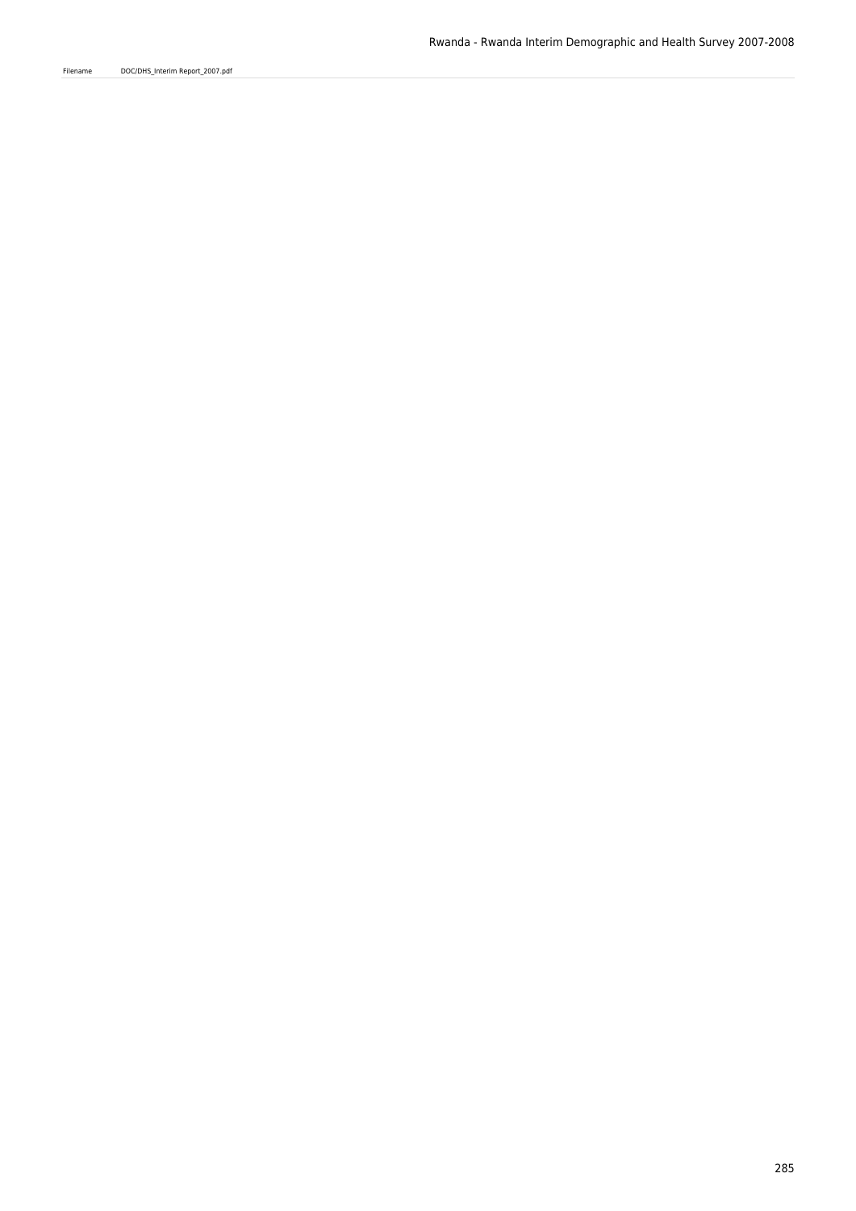| | |
|---|---|
| Filename | DOC/DHS_Interim Report_2007.pdf |